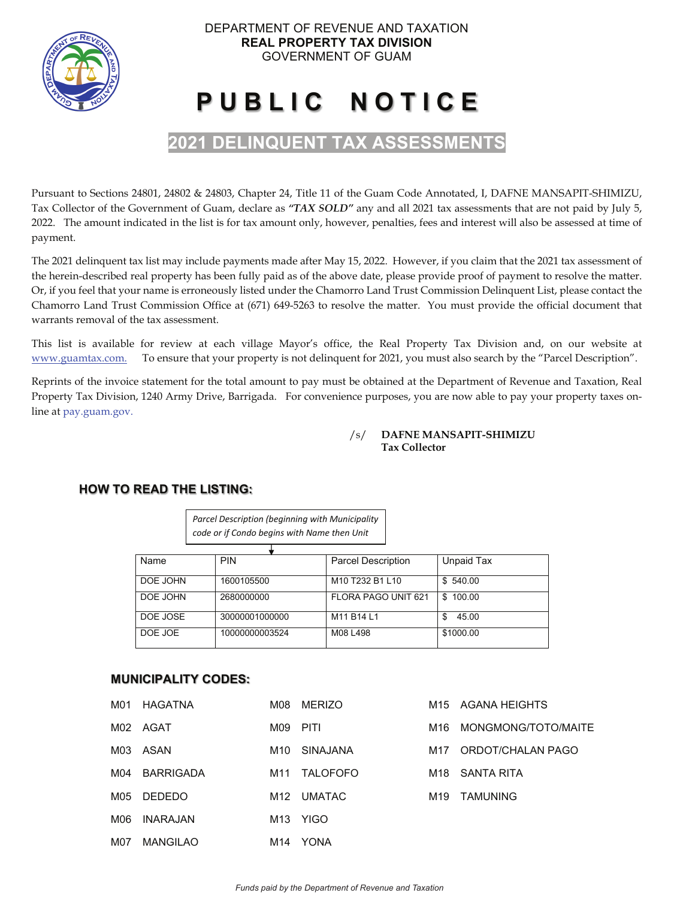DEPARTMENT OF REVENUE AND TAXATION
**REAL PROPERTY TAX DIVISION**
GOVERNMENT OF GUAM

# PUBLIC NOTICE

## 2021 DELINQUENT TAX ASSESSMENTS

Pursuant to Sections 24801, 24802 & 24803, Chapter 24, Title 11 of the Guam Code Annotated, I, DAFNE MANSAPIT-SHIMIZU, Tax Collector of the Government of Guam, declare as ***"TAX SOLD"*** any and all 2021 tax assessments that are not paid by July 5, 2022. The amount indicated in the list is for tax amount only, however, penalties, fees and interest will also be assessed at time of payment.

The 2021 delinquent tax list may include payments made after May 15, 2022. However, if you claim that the 2021 tax assessment of the herein-described real property has been fully paid as of the above date, please provide proof of payment to resolve the matter. Or, if you feel that your name is erroneously listed under the Chamorro Land Trust Commission Delinquent List, please contact the Chamorro Land Trust Commission Office at (671) 649-5263 to resolve the matter. You must provide the official document that warrants removal of the tax assessment.

This list is available for review at each village Mayor's office, the Real Property Tax Division and, on our website at www.guamtax.com. To ensure that your property is not delinquent for 2021, you must also search by the "Parcel Description".

Reprints of the invoice statement for the total amount to pay must be obtained at the Department of Revenue and Taxation, Real Property Tax Division, 1240 Army Drive, Barrigada. For convenience purposes, you are now able to pay your property taxes on-line at pay.guam.gov.

/s/ **DAFNE MANSAPIT-SHIMIZU**
**Tax Collector**

### HOW TO READ THE LISTING:

*Parcel Description (beginning with Municipality code or if Condo begins with Name then Unit*

| Name | PIN | Parcel Description | Unpaid Tax |
|---|---|---|---|
| DOE JOHN | 1600105500 | M10 T232 B1 L10 | $ 540.00 |
| DOE JOHN | 2680000000 | FLORA PAGO UNIT 621 | $ 100.00 |
| DOE JOSE | 30000001000000 | M11 B14 L1 | $ 45.00 |
| DOE JOE | 10000000003524 | M08 L498 | $1000.00 |

### MUNICIPALITY CODES:

| Code | Municipality |
|---|---|
| M01 | HAGATNA |
| M02 | AGAT |
| M03 | ASAN |
| M04 | BARRIGADA |
| M05 | DEDEDO |
| M06 | INARAJAN |
| M07 | MANGILAO |
| M08 | MERIZO |
| M09 | PITI |
| M10 | SINAJANA |
| M11 | TALOFOFO |
| M12 | UMATAC |
| M13 | YIGO |
| M14 | YONA |
| M15 | AGANA HEIGHTS |
| M16 | MONGMONG/TOTO/MAITE |
| M17 | ORDOT/CHALAN PAGO |
| M18 | SANTA RITA |
| M19 | TAMUNING |

*Funds paid by the Department of Revenue and Taxation*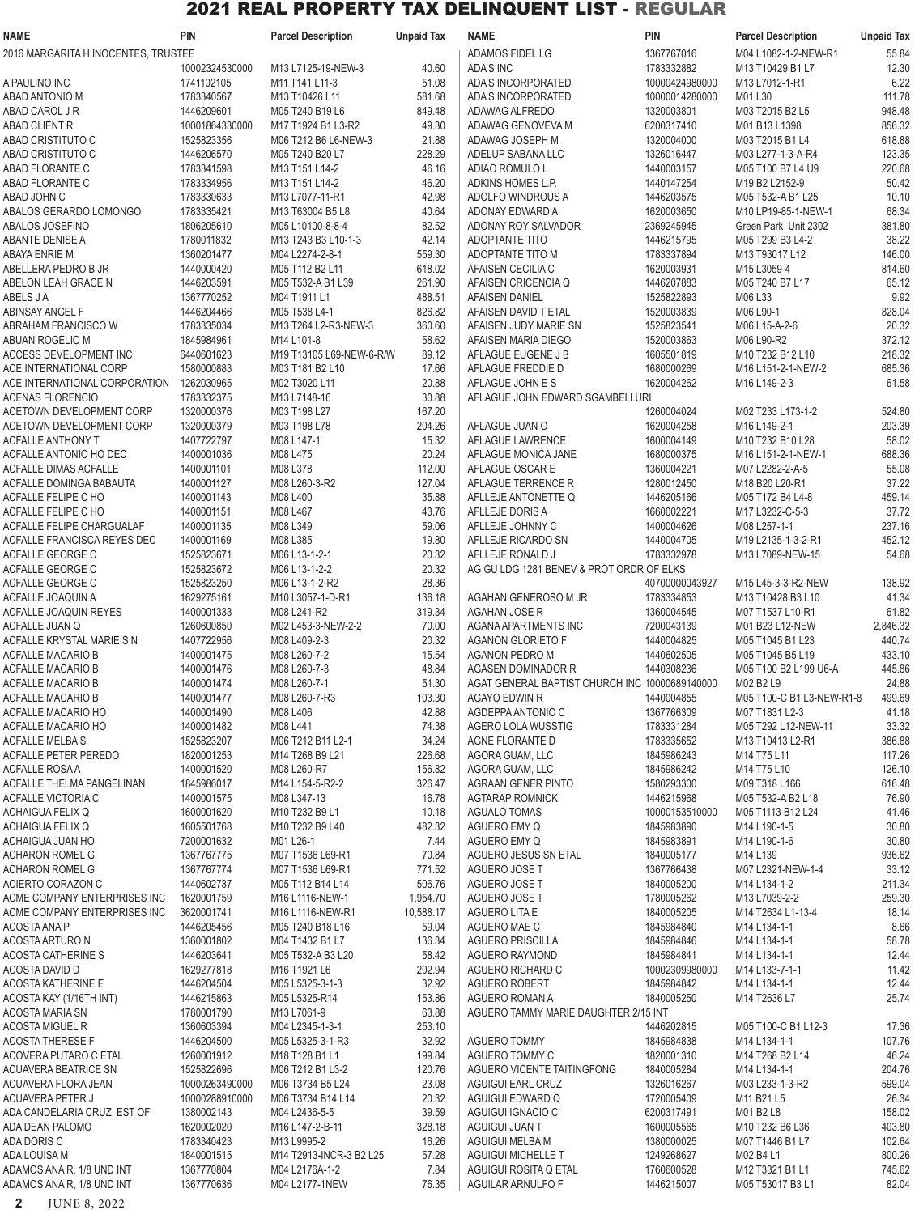# 2021 REAL PROPERTY TAX DELINQUENT LIST - REGULAR

| NAME | PIN | Parcel Description | Unpaid Tax |
|---|---|---|---|
| 2016 MARGARITA H INOCENTES, TRUSTEE | 10002324530000 | M13 L7125-19-NEW-3 | 40.60 |
| A PAULINO INC | 1741102105 | M11 T141 L11-3 | 51.08 |
| ABAD ANTONIO M | 1783340567 | M13 T10426 L11 | 581.68 |
| ABAD CAROL J R | 1446209601 | M05 T240 B19 L6 | 849.48 |
| ABAD CLIENT R | 10001864330000 | M17 T1924 B1 L3-R2 | 49.30 |
| ABAD CRISTITUTO C | 1525823356 | M06 T212 B6 L6-NEW-3 | 21.88 |
| ABAD CRISTITUTO C | 1446206570 | M05 T240 B20 L7 | 228.29 |
| ABAD FLORANTE C | 1783341598 | M13 T151 L14-2 | 46.16 |
| ABAD FLORANTE C | 1783334956 | M13 T151 L14-2 | 46.20 |
| ABAD JOHN C | 1783330633 | M13 L7077-11-R1 | 42.98 |
| ABALOS GERARDO LOMONGO | 1783335421 | M13 T63004 B5 L8 | 40.64 |
| ABALOS JOSEFINO | 1806205610 | M05 L10100-8-8-4 | 82.52 |
| ABANTE DENISE A | 1780011832 | M13 T243 B3 L10-1-3 | 42.14 |
| ABAYA ENRIE M | 1360201477 | M04 L2274-2-8-1 | 559.30 |
| ABELLERA PEDRO B JR | 1440000420 | M05 T112 B2 L11 | 618.02 |
| ABELON LEAH GRACE N | 1446203591 | M05 T532-A B1 L39 | 261.90 |
| ABELS J A | 1367770252 | M04 T1911 L1 | 488.51 |
| ABINSAY ANGEL F | 1446204466 | M05 T538 L4-1 | 826.82 |
| ABRAHAM FRANCISCO W | 1783335034 | M13 T264 L2-R3-NEW-3 | 360.60 |
| ABUAN ROGELIO M | 1845984961 | M14 L101-8 | 58.62 |
| ACCESS DEVELOPMENT INC | 6440601623 | M19 T13105 L69-NEW-6-R/W | 89.12 |
| ACE INTERNATIONAL CORP | 1580000883 | M03 T181 B2 L10 | 17.66 |
| ACE INTERNATIONAL CORPORATION | 1262030965 | M02 T3020 L11 | 20.88 |
| ACENAS FLORENCIO | 1783332375 | M13 L7148-16 | 30.88 |
| ACETOWN DEVELOPMENT CORP | 1320000376 | M03 T198 L27 | 167.20 |
| ACETOWN DEVELOPMENT CORP | 1320000379 | M03 T198 L78 | 204.26 |
| ACFALLE ANTHONY T | 1407722797 | M08 L147-1 | 15.32 |
| ACFALLE ANTONIO HO DEC | 1400001036 | M08 L475 | 20.24 |
| ACFALLE DIMAS ACFALLE | 1400001101 | M08 L378 | 112.00 |
| ACFALLE DOMINGA BABAUTA | 1400001127 | M08 L260-3-R2 | 127.04 |
| ACFALLE FELIPE C HO | 1400001143 | M08 L400 | 35.88 |
| ACFALLE FELIPE C HO | 1400001151 | M08 L467 | 43.76 |
| ACFALLE FELIPE CHARGUALAF | 1400001135 | M08 L349 | 59.06 |
| ACFALLE FRANCISCA REYES DEC | 1400001169 | M08 L385 | 19.80 |
| ACFALLE GEORGE C | 1525823671 | M06 L13-1-2-1 | 20.32 |
| ACFALLE GEORGE C | 1525823672 | M06 L13-1-2-2 | 20.32 |
| ACFALLE GEORGE C | 1525823250 | M06 L13-1-2-R2 | 28.36 |
| ACFALLE JOAQUIN A | 1629275161 | M10 L3057-1-D-R1 | 136.18 |
| ACFALLE JOAQUIN REYES | 1400001333 | M08 L241-R2 | 319.34 |
| ACFALLE JUAN Q | 1260600850 | M02 L453-3-NEW-2-2 | 70.00 |
| ACFALLE KRYSTAL MARIE S N | 1407722956 | M08 L409-2-3 | 20.32 |
| ACFALLE MACARIO B | 1400001475 | M08 L260-7-2 | 15.54 |
| ACFALLE MACARIO B | 1400001476 | M08 L260-7-3 | 48.84 |
| ACFALLE MACARIO B | 1400001474 | M08 L260-7-1 | 51.30 |
| ACFALLE MACARIO B | 1400001477 | M08 L260-7-R3 | 103.30 |
| ACFALLE MACARIO HO | 1400001490 | M08 L406 | 42.88 |
| ACFALLE MACARIO HO | 1400001482 | M08 L441 | 74.38 |
| ACFALLE MELBA S | 1525823207 | M06 T212 B11 L2-1 | 34.24 |
| ACFALLE PETER PEREDO | 1820001253 | M14 T268 B9 L21 | 226.68 |
| ACFALLE ROSA A | 1400001520 | M08 L260-R7 | 156.82 |
| ACFALLE THELMA PANGELINAN | 1845986017 | M14 L154-5-R2-2 | 326.47 |
| ACFALLE VICTORIA C | 1400001575 | M08 L347-13 | 16.78 |
| ACHAIGUA FELIX Q | 1600001620 | M10 T232 B9 L1 | 10.18 |
| ACHAIGUA FELIX Q | 1605501768 | M10 T232 B9 L40 | 482.32 |
| ACHAIGUA JUAN HO | 7200001632 | M01 L26-1 | 7.44 |
| ACHARON ROMEL G | 1367767775 | M07 T1536 L69-R1 | 70.84 |
| ACHARON ROMEL G | 1367767774 | M07 T1536 L69-R1 | 771.52 |
| ACIERTO CORAZON C | 1440602737 | M05 T112 B14 L14 | 506.76 |
| ACME COMPANY ENTERPRISES INC | 1620001759 | M16 L1116-NEW-1 | 1,954.70 |
| ACME COMPANY ENTERPRISES INC | 3620001741 | M16 L1116-NEW-R1 | 10,588.17 |
| ACOSTA ANA P | 1446205456 | M05 T240 B18 L16 | 59.04 |
| ACOSTA ARTURO N | 1360001802 | M04 T1432 B1 L7 | 136.34 |
| ACOSTA CATHERINE S | 1446203641 | M05 T532-A B3 L20 | 58.42 |
| ACOSTA DAVID D | 1629277818 | M16 T1921 L6 | 202.94 |
| ACOSTA KATHERINE E | 1446204504 | M05 L5325-3-1-3 | 32.92 |
| ACOSTA KAY (1/16TH INT) | 1446215863 | M05 L5325-R14 | 153.86 |
| ACOSTA MARIA SN | 1780001790 | M13 L7061-9 | 63.88 |
| ACOSTA MIGUEL R | 1360603394 | M04 L2345-1-3-1 | 253.10 |
| ACOSTA THERESE F | 1446204500 | M05 L5325-3-1-R3 | 32.92 |
| ACOVERA PUTARO C ETAL | 1260001912 | M18 T128 B1 L1 | 199.84 |
| ACUAVERA BEATRICE SN | 1525822696 | M06 T212 B1 L3-2 | 120.76 |
| ACUAVERA FLORA JEAN | 10000263490000 | M06 T3734 B5 L24 | 23.08 |
| ACUAVERA PETER J | 10000288910000 | M06 T3734 B14 L14 | 20.32 |
| ADA CANDELARIA CRUZ, EST OF | 1380002143 | M04 L2436-5-5 | 39.59 |
| ADA DEAN PALOMO | 1620002020 | M16 L147-2-B-11 | 328.18 |
| ADA DORIS C | 1783343400 | M13 L9995-2 | 16.26 |
| ADA LOUISA M | 1840001515 | M14 T2913-INCR-3 B2 L25 | 57.28 |
| ADAMOS ANA R, 1/8 UND INT | 1367770804 | M04 L2176A-1-2 | 7.84 |
| ADAMOS ANA R, 1/8 UND INT | 1367770636 | M04 L2177-1NEW | 76.35 |
| ADAMOS FIDEL LG | 1367767016 | M04 L1082-1-2-NEW-R1 | 55.84 |
| ADA'S INC | 1783332882 | M13 T10429 B1 L7 | 12.30 |
| ADA'S INCORPORATED | 10000249980000 | M13 L7012-1-R1 | 6.22 |
| ADA'S INCORPORATED | 10000014280000 | M01 L30 | 111.78 |
| ADAWAG ALFREDO | 1320003801 | M03 T2015 B2 L5 | 948.48 |
| ADAWAG GENOVEVA M | 6200317410 | M01 B13 L1398 | 856.32 |
| ADAWAG JOSEPH M | 1320004000 | M03 T2015 B1 L4 | 618.88 |
| ADELUP SABANA LLC | 1326016447 | M03 L277-1-3-A-R4 | 123.35 |
| ADIAO ROMULO L | 1440003157 | M05 T100 B7 L4 U9 | 220.68 |
| ADKINS HOMES L.P. | 1440147254 | M19 B2 L2152-9 | 50.42 |
| ADOLFO WINDROUS A | 1446203575 | M05 T532-A B1 L25 | 10.10 |
| ADONAY EDWARD A | 1620003650 | M10 LP19-85-1-NEW-1 | 68.34 |
| ADONAY ROY SALVADOR | 2369245945 | Green Park Unit 2302 | 381.80 |
| ADOPTANTE TITO | 1446215795 | M05 T299 B3 L4-2 | 38.22 |
| ADOPTANTE TITO M | 1783337894 | M13 T93017 L12 | 146.00 |
| AFAISEN CECILIA C | 1620003931 | M15 L3059-4 | 814.60 |
| AFAISEN CRICENCIA Q | 1446207883 | M05 T240 B7 L17 | 65.12 |
| AFAISEN DANIEL | 1525822893 | M06 L33 | 9.92 |
| AFAISEN DAVID T ETAL | 1520003839 | M06 L90-1 | 828.04 |
| AFAISEN JUDY MARIE SN | 1525823541 | M06 L15-A-2-6 | 20.32 |
| AFAISEN MARIA DIEGO | 1520003863 | M06 L90-R2 | 372.12 |
| AFLAGUE EUGENE J B | 1605501819 | M10 T232 B12 L10 | 218.32 |
| AFLAGUE FREDDIE D | 1680000269 | M16 L151-2-1-NEW-2 | 685.36 |
| AFLAGUE JOHN E S | 1620004262 | M16 L149-2-3 | 61.58 |
| AFLAGUE JOHN EDWARD SGAMBELLURI | 1260004024 | M02 T233 L173-1-2 | 524.80 |
| AFLAGUE JUAN O | 1620004258 | M16 L149-2-1 | 203.39 |
| AFLAGUE LAWRENCE | 1600004149 | M10 T232 B10 L28 | 58.02 |
| AFLAGUE MONICA JANE | 1680000375 | M16 L151-2-1-NEW-1 | 688.36 |
| AFLAGUE OSCAR E | 1360004221 | M07 L2282-2-A-5 | 55.08 |
| AFLAGUE TERRENCE R | 1280012450 | M18 B20 L20-R1 | 37.22 |
| AFLLEJE ANTONETTE Q | 1446205166 | M05 T172 B4 L4-8 | 459.14 |
| AFLLEJE DORIS A | 1660002221 | M17 L3232-C-5-3 | 37.72 |
| AFLLEJE JOHNNY C | 1400004626 | M08 L257-1-1 | 237.16 |
| AFLLEJE RICARDO SN | 1440004705 | M19 L2135-1-3-2-R1 | 452.12 |
| AFLLEJE RONALD J | 1783332978 | M13 L7089-NEW-15 | 54.68 |
| AG GU LDG 1281 BENEV & PROT ORDR OF ELKS | 40700000043927 | M15 L45-3-3-R2-NEW | 138.92 |
| AGAHAN GENEROSO M JR | 1783334853 | M13 T10428 B3 L10 | 41.34 |
| AGAHAN JOSE R | 1360004545 | M07 T1537 L10-R1 | 61.82 |
| AGANA APARTMENTS INC | 7200043139 | M01 B23 L12-NEW | 2,846.32 |
| AGANON GLORIETO F | 1440004825 | M05 T1045 B1 L23 | 440.74 |
| AGANON PEDRO M | 1440602505 | M05 T1045 B5 L19 | 433.10 |
| AGASEN DOMINADOR R | 1440308236 | M05 T100 B2 L199 U6-A | 445.86 |
| AGAT GENERAL BAPTIST CHURCH INC | 10000689140000 | M02 B2 L9 | 24.88 |
| AGAYO EDWIN R | 1440004855 | M05 T100-C B1 L3-NEW-R1-8 | 499.69 |
| AGDEPPA ANTONIO C | 1367766309 | M07 T1831 L2-3 | 41.18 |
| AGERO LOLA WUSSTIG | 1783331284 | M05 T292 L12-NEW-11 | 33.32 |
| AGNE FLORANTE D | 1783335652 | M13 T10413 L2-R1 | 386.88 |
| AGORA GUAM, LLC | 1845986243 | M14 T75 L11 | 117.26 |
| AGORA GUAM, LLC | 1845986242 | M14 T75 L10 | 126.10 |
| AGRAAN GENER PINTO | 1580293300 | M09 T318 L166 | 616.48 |
| AGTARAP ROMNICK | 1446215968 | M05 T532-A B2 L18 | 76.90 |
| AGUALO TOMAS | 10000153510000 | M05 T1113 B12 L24 | 41.46 |
| AGUERO EMY Q | 1845983890 | M14 L190-1-5 | 30.80 |
| AGUERO EMY Q | 1845983891 | M14 L190-1-6 | 30.80 |
| AGUERO JESUS SN ETAL | 1840005177 | M14 L139 | 936.62 |
| AGUERO JOSE T | 1367766438 | M07 L2321-NEW-1-4 | 33.12 |
| AGUERO JOSE T | 1840005200 | M14 L134-1-2 | 211.34 |
| AGUERO JOSE T | 1780005262 | M13 L7039-2-2 | 259.30 |
| AGUERO LITA E | 1840005205 | M14 T2634 L1-13-4 | 18.14 |
| AGUERO MAE C | 1845984840 | M14 L134-1-1 | 8.66 |
| AGUERO PRISCILLA | 1845984846 | M14 L134-1-1 | 58.78 |
| AGUERO RAYMOND | 1845984841 | M14 L134-1-1 | 12.44 |
| AGUERO RICHARD C | 10002309980000 | M14 L133-7-1-1 | 11.42 |
| AGUERO ROBERT | 1845984842 | M14 L134-1-1 | 12.44 |
| AGUERO ROMAN A | 1840005250 | M14 T2636 L7 | 25.74 |
| AGUERO TAMMY MARIE DAUGHTER 2/15 INT | 1446202815 | M05 T100-C B1 L12-3 | 17.36 |
| AGUERO TOMMY | 1845984838 | M14 L134-1-1 | 107.76 |
| AGUERO TOMMY C | 1820001310 | M14 T268 B2 L14 | 46.24 |
| AGUERO VICENTE TAITINGFONG | 1840005284 | M14 L134-1-1 | 204.76 |
| AGUIGUI EARL CRUZ | 1326016267 | M03 L233-1-3-R2 | 599.04 |
| AGUIGUI EDWARD Q | 1720005409 | M11 B21 L5 | 26.34 |
| AGUIGUI IGNACIO C | 6200317491 | M01 B2 L8 | 158.02 |
| AGUIGUI JUAN T | 1600005565 | M10 T232 B6 L36 | 403.80 |
| AGUIGUI MELBA M | 1380000025 | M07 T1446 B1 L7 | 102.64 |
| AGUIGUI MICHELLE T | 1249268627 | M02 B4 L1 | 800.26 |
| AGUIGUI ROSITA Q ETAL | 1760600528 | M12 T3321 B1 L1 | 745.62 |
| AGUILAR ARNULFO F | 1446215007 | M05 T53017 B3 L1 | 82.04 |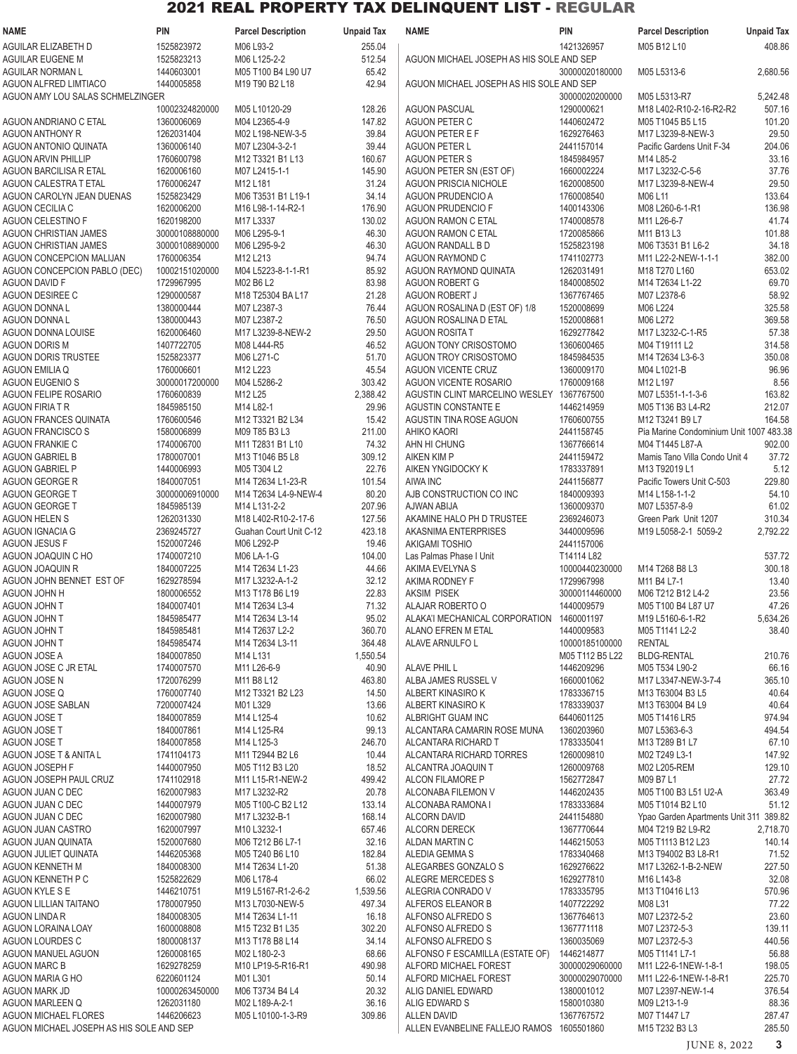# 2021 REAL PROPERTY TAX DELINQUENT LIST - REGULAR

| NAME | PIN | Parcel Description | Unpaid Tax |
|---|---|---|---|
| AGUILAR ELIZABETH D | 1525823972 | M06 L93-2 | 255.04 |
| AGUILAR EUGENE M | 1525823213 | M06 L125-2-2 | 512.54 |
| AGUILAR NORMAN L | 1440603001 | M05 T100 B4 L90 U7 | 65.42 |
| AGUON ALFRED LIMTIACO | 1440005858 | M19 T90 B2 L18 | 42.94 |
| AGUON AMY LOU SALAS SCHMELZINGER | 10002324820000 | M05 L10120-29 | 128.26 |
| AGUON ANDRIANO C ETAL | 1360006069 | M04 L2365-4-9 | 147.82 |
| AGUON ANTHONY R | 1262031404 | M02 L198-NEW-3-5 | 39.84 |
| AGUON ANTONIO QUINATA | 1360006140 | M07 L2304-3-2-1 | 39.44 |
| AGUON ARVIN PHILLIP | 1760600798 | M12 T3321 B1 L13 | 160.67 |
| AGUON BARCILISA R ETAL | 1620006160 | M07 L2415-1-1 | 145.90 |
| AGUON CALESTRA T ETAL | 1760006247 | M12 L181 | 31.24 |
| AGUON CAROLYN JEAN DUENAS | 1525823429 | M06 T3531 B1 L19-1 | 34.14 |
| AGUON CECILIA C | 1620006200 | M16 L98-1-14-R2-1 | 176.90 |
| AGUON CELESTINO F | 1620198200 | M17 L3337 | 130.02 |
| AGUON CHRISTIAN JAMES | 30000108880000 | M06 L295-9-1 | 46.30 |
| AGUON CHRISTIAN JAMES | 30000108890000 | M06 L295-9-2 | 46.30 |
| AGUON CONCEPCION MALIJAN | 1760006354 | M12 L213 | 94.74 |
| AGUON CONCEPCION PABLO (DEC) | 10002151020000 | M04 L5223-8-1-1-R1 | 85.92 |
| AGUON DAVID F | 1729967995 | M02 B6 L2 | 83.98 |
| AGUON DESIREE C | 1290000587 | M18 T25304 BA L17 | 21.28 |
| AGUON DONNA L | 1380000444 | M07 L2387-3 | 76.44 |
| AGUON DONNA L | 1380000443 | M07 L2387-2 | 76.50 |
| AGUON DONNA LOUISE | 1620006460 | M17 L3239-8-NEW-2 | 29.50 |
| AGUON DORIS M | 1407722705 | M08 L444-R5 | 46.52 |
| AGUON DORIS TRUSTEE | 1525823377 | M06 L271-C | 51.70 |
| AGUON EMILIA Q | 1760006601 | M12 L223 | 45.54 |
| AGUON EUGENIO S | 30000017200000 | M04 L5286-2 | 303.42 |
| AGUON FELIPE ROSARIO | 1760600839 | M12 L25 | 2,388.42 |
| AGUON FIRIA T R | 1845985150 | M14 L82-1 | 29.96 |
| AGUON FRANCES QUINATA | 1760600546 | M12 T3321 B2 L34 | 15.42 |
| AGUON FRANCISCO S | 1580006899 | M09 T85 B3 L3 | 211.00 |
| AGUON FRANKIE C | 1740006700 | M11 T2831 B1 L10 | 74.32 |
| AGUON GABRIEL B | 1780007001 | M13 T1046 B5 L8 | 309.12 |
| AGUON GABRIEL P | 1440006993 | M05 T304 L2 | 22.76 |
| AGUON GEORGE R | 1840007051 | M14 T2634 L1-23-R | 101.54 |
| AGUON GEORGE T | 30000006910000 | M14 T2634 L4-9-NEW-4 | 80.20 |
| AGUON GEORGE T | 1845985139 | M14 L131-2-2 | 207.96 |
| AGUON HELEN S | 1262031330 | M18 L402-R10-2-17-6 | 127.56 |
| AGUON IGNACIA G | 2369245727 | Guahan Court Unit C-12 | 423.18 |
| AGUON JESUS F | 1520007246 | M06 L292-P | 19.46 |
| AGUON JOAQUIN C HO | 1740007210 | M06 LA-1-G | 104.00 |
| AGUON JOAQUIN R | 1840007225 | M14 T2634 L1-23 | 44.66 |
| AGUON JOHN BENNET EST OF | 1629278594 | M17 L3232-A-1-2 | 32.12 |
| AGUON JOHN H | 1800006552 | M13 T178 B6 L19 | 22.83 |
| AGUON JOHN T | 1840007401 | M14 T2634 L3-4 | 71.32 |
| AGUON JOHN T | 1845985477 | M14 T2634 L3-14 | 95.02 |
| AGUON JOHN T | 1845985481 | M14 T2637 L2-2 | 360.70 |
| AGUON JOHN T | 1845985474 | M14 T2634 L3-11 | 364.48 |
| AGUON JOSE A | 1840007850 | M14 L131 | 1,550.54 |
| AGUON JOSE C JR ETAL | 1740007570 | M11 L26-6-9 | 40.90 |
| AGUON JOSE N | 1720076299 | M11 B8 L12 | 463.80 |
| AGUON JOSE Q | 1760007740 | M12 T3321 B2 L23 | 14.50 |
| AGUON JOSE SABLAN | 7200007424 | M01 L329 | 13.66 |
| AGUON JOSE T | 1840007859 | M14 L125-4 | 10.62 |
| AGUON JOSE T | 1840007861 | M14 L125-R4 | 99.13 |
| AGUON JOSE T | 1840007858 | M14 L125-3 | 246.70 |
| AGUON JOSE T & ANITA L | 1741104173 | M11 T2944 B2 L6 | 10.44 |
| AGUON JOSEPH F | 1440007950 | M05 T112 B3 L20 | 18.52 |
| AGUON JOSEPH PAUL CRUZ | 1741102918 | M11 L15-R1-NEW-2 | 499.42 |
| AGUON JUAN C DEC | 1620007983 | M17 L3232-R2 | 20.78 |
| AGUON JUAN C DEC | 1440007979 | M05 T100-C B2 L12 | 133.14 |
| AGUON JUAN C DEC | 1620007980 | M17 L3232-B-1 | 168.14 |
| AGUON JUAN CASTRO | 1620007997 | M10 L3232-1 | 657.46 |
| AGUON JUAN QUINATA | 1520007680 | M06 T212 B6 L7-1 | 32.16 |
| AGUON JULIET QUINATA | 1446205368 | M05 T240 B6 L10 | 182.84 |
| AGUON KENNETH M | 1840008300 | M14 T2634 L1-20 | 51.38 |
| AGUON KENNETH P C | 1525822629 | M06 L178-4 | 66.02 |
| AGUON KYLE S E | 1446210751 | M19 L5167-R1-2-6-2 | 1,539.56 |
| AGUON LILLIAN TAITANO | 1780007950 | M13 L7030-NEW-5 | 497.34 |
| AGUON LINDA R | 1840008305 | M14 T2634 L1-11 | 16.18 |
| AGUON LORAINA LOAY | 1600008808 | M15 T232 B1 L35 | 302.20 |
| AGUON LOURDES C | 1800008137 | M13 T178 B8 L14 | 34.14 |
| AGUON MANUEL AGUON | 1260008165 | M02 L180-2-3 | 68.66 |
| AGUON MARC B | 1629278259 | M10 LP19-5-R16-R1 | 490.98 |
| AGUON MARIA G HO | 6220601124 | M01 L301 | 50.14 |
| AGUON MARK JD | 10000263450000 | M06 T3734 B4 L4 | 20.32 |
| AGUON MARLEEN Q | 1262031180 | M02 L189-A-2-1 | 36.16 |
| AGUON MICHAEL FLORES | 1446206623 | M05 L10100-1-3-R9 | 309.86 |
| AGUON MICHAEL JOSEPH AS HIS SOLE AND SEP | 1421326957 | M05 B12 L10 | 408.86 |
| AGUON MICHAEL JOSEPH AS HIS SOLE AND SEP | 30000020180000 | M05 L5313-6 | 2,680.56 |
| AGUON MICHAEL JOSEPH AS HIS SOLE AND SEP | 30000020200000 | M05 L5313-R7 | 5,242.48 |
| AGUON PASCUAL | 1290000621 | M18 L402-R10-2-16-R2-R2 | 507.16 |
| AGUON PETER C | 1440602472 | M05 T1045 B5 L15 | 101.20 |
| AGUON PETER E F | 1629276463 | M17 L3239-8-NEW-3 | 29.50 |
| AGUON PETER L | 2441157014 | Pacific Gardens Unit F-34 | 204.06 |
| AGUON PETER S | 1845984957 | M14 L85-2 | 33.16 |
| AGUON PETER SN (EST OF) | 1660002224 | M17 L3232-C-5-6 | 37.76 |
| AGUON PRISCIA NICHOLE | 1620008500 | M17 L3239-8-NEW-4 | 29.50 |
| AGUON PRUDENCIO A | 1760008540 | M06 L11 | 133.64 |
| AGUON PRUDENCIO F | 1400143306 | M08 L260-6-1-R1 | 136.98 |
| AGUON RAMON C ETAL | 1740008578 | M11 L26-6-7 | 41.74 |
| AGUON RAMON C ETAL | 1720085866 | M11 B13 L3 | 101.88 |
| AGUON RANDALL B D | 1525823198 | M06 T3531 B1 L6-2 | 34.18 |
| AGUON RAYMOND C | 1741102773 | M11 L22-2-NEW-1-1-1 | 382.00 |
| AGUON RAYMOND QUINATA | 1262031491 | M18 T270 L160 | 653.02 |
| AGUON ROBERT G | 1840008502 | M14 T2634 L1-22 | 69.70 |
| AGUON ROBERT J | 1367767465 | M07 L2378-6 | 58.92 |
| AGUON ROSALINA D (EST OF) 1/8 | 1520008699 | M06 L224 | 325.58 |
| AGUON ROSALINA D ETAL | 1520008681 | M06 L272 | 369.58 |
| AGUON ROSITA T | 1629277842 | M17 L3232-C-1-R5 | 57.38 |
| AGUON TONY CRISOSTOMO | 1360600465 | M04 T19111 L2 | 314.58 |
| AGUON TROY CRISOSTOMO | 1845984535 | M14 T2634 L3-6-3 | 350.08 |
| AGUON VICENTE CRUZ | 1360009170 | M04 L1021-B | 96.96 |
| AGUON VICENTE ROSARIO | 1760009168 | M12 L197 | 8.56 |
| AGUSTIN CLINT MARCELINO WESLEY | 1367767500 | M07 L5351-1-1-3-6 | 163.82 |
| AGUSTIN CONSTANTE E | 1446214959 | M05 T136 B3 L4-R2 | 212.07 |
| AGUSTIN TINA ROSE AGUON | 1760600755 | M12 T3241 B9 L7 | 164.58 |
| AHIKO KAORI | 2441158745 | Pia Marine Condominium Unit 1007 | 483.38 |
| AHN HI CHUNG | 1367766614 | M04 T1445 L87-A | 902.00 |
| AIKEN KIM P | 2441159472 | Mamis Tano Villa Condo Unit 4 | 37.72 |
| AIKEN YNGIDOCKY K | 1783337891 | M13 T92019 L1 | 5.12 |
| AIWA INC | 2441156877 | Pacific Towers Unit C-503 | 229.80 |
| AJB CONSTRUCTION CO INC | 1840009393 | M14 L158-1-1-2 | 54.10 |
| AJWAN ABIJA | 1360009370 | M07 L5357-8-9 | 61.02 |
| AKAMINE HALO PH D TRUSTEE | 2369246073 | Green Park Unit 1207 | 310.34 |
| AKASNIMA ENTERPRISES | 3440009596 | M19 L5058-2-1 5059-2 | 2,792.22 |
| AKIGAMI TOSHIO | 2441157006 | Las Palmas Phase I Unit T14114 L82 | 537.72 |
| AKIMA EVELYNA S | 10000440230000 | M14 T268 B8 L3 | 300.18 |
| AKIMA RODNEY F | 1729967998 | M11 B4 L7-1 | 13.40 |
| AKSIM PISEK | 30000114460000 | M06 T212 B12 L4-2 | 23.56 |
| ALAJAR ROBERTO O | 1440009579 | M05 T100 B4 L87 U7 | 47.26 |
| ALAKA'I MECHANICAL CORPORATION | 1460001197 | M19 L5160-6-1-R2 | 5,634.26 |
| ALANO EFREN M ETAL | 1440009583 | M05 T1141 L2-2 | 38.40 |
| ALAVE ARNULFO L | 10000185100000 | RENTAL M05 T112 B5 L22 BLDG-RENTAL | 210.76 |
| ALAVE PHIL L | 1446209296 | M05 T534 L90-2 | 66.16 |
| ALBA JAMES RUSSEL V | 1660001062 | M17 L3347-NEW-3-7-4 | 365.10 |
| ALBERT KINASIRO K | 1783336715 | M13 T63004 B3 L5 | 40.64 |
| ALBERT KINASIRO K | 1783339037 | M13 T63004 B4 L9 | 40.64 |
| ALBRIGHT GUAM INC | 6440601125 | M05 T1416 LR5 | 974.94 |
| ALCANTARA CAMARIN ROSE MUNA | 1360203960 | M07 L5363-6-3 | 494.54 |
| ALCANTARA RICHARD T | 1783335041 | M13 T289 B1 L7 | 67.10 |
| ALCANTARA RICHARD TORRES | 1260009810 | M02 T249 L3-1 | 147.92 |
| ALCANTRA JOAQUIN T | 1260009768 | M02 L205-REM | 129.10 |
| ALCON FILAMORE P | 1562772847 | M09 B7 L1 | 27.72 |
| ALCONABA FILEMON V | 1446202435 | M05 T100 B3 L51 U2-A | 363.49 |
| ALCONABA RAMONA I | 1783333684 | M05 T1014 B2 L10 | 51.12 |
| ALCORN DAVID | 2441154880 | Ypao Garden Apartments Unit 311 | 389.82 |
| ALCORN DERECK | 1367770644 | M04 T219 B2 L9-R2 | 2,718.70 |
| ALDAN MARTIN C | 1446215053 | M05 T1113 B12 L23 | 140.14 |
| ALEDIA GEMMA S | 1783340468 | M13 T94002 B3 L8-R1 | 71.52 |
| ALEGARBES GONZALO S | 1629276622 | M17 L3262-1-B-2-NEW | 227.50 |
| ALEGRE MERCEDES S | 1629277810 | M16 L143-8 | 32.08 |
| ALEGRIA CONRADO V | 1783335795 | M13 T10416 L13 | 570.96 |
| ALFEROS ELEANOR B | 1407722292 | M08 L31 | 77.22 |
| ALFONSO ALFREDO S | 1367764613 | M07 L2372-5-2 | 23.60 |
| ALFONSO ALFREDO S | 1367771118 | M07 L2372-5-3 | 139.11 |
| ALFONSO ALFREDO S | 1360035069 | M07 L2372-5-3 | 440.56 |
| ALFONSO F ESCAMILLA (ESTATE OF) | 1446214877 | M05 T1141 L7-1 | 56.88 |
| ALFORD MICHAEL FOREST | 30000029060000 | M11 L22-6-1NEW-1-8-1 | 198.05 |
| ALFORD MICHAEL FOREST | 30000029070000 | M11 L22-6-1NEW-1-8-R1 | 225.70 |
| ALIG DANIEL EDWARD | 1380001012 | M07 L2397-NEW-1-4 | 376.54 |
| ALIG EDWARD S | 1580010380 | M09 L213-1-9 | 88.36 |
| ALLEN DAVID | 1367767572 | M07 T1447 L7 | 287.47 |
| ALLEN EVANBELINE FALLEJO RAMOS | 1605501860 | M15 T232 B3 L3 | 285.50 |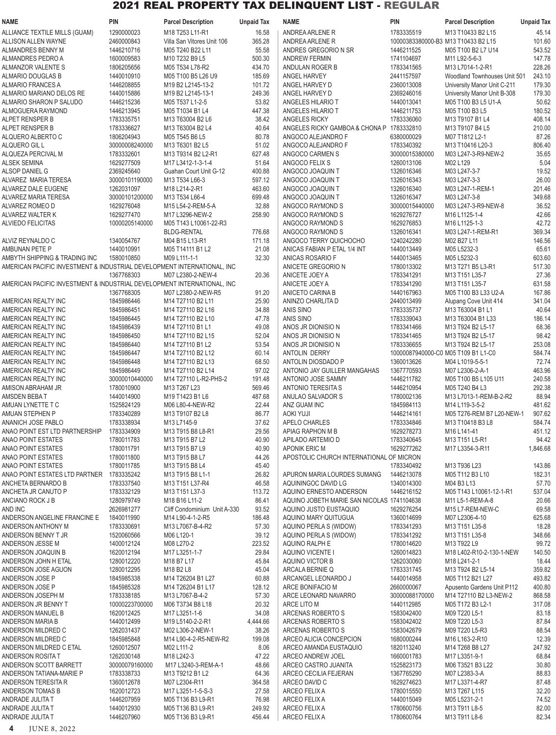# 2021 REAL PROPERTY TAX DELINQUENT LIST - REGULAR

| NAME | PIN | Parcel Description | Unpaid Tax |
|---|---|---|---|
| ALLIANCE TEXTILE MILLS (GUAM) | 1290000023 | M18 T253 L11-R1 | 16.58 |
| ALLISON ALLEN WAYNE | 2460000843 | Villa San Vitores Unit 106 | 365.28 |
| ALMANDRES BENNY M | 1446210716 | M05 T240 B22 L11 | 55.58 |
| ALMANDRES PEDRO A | 1600009583 | M10 T232 B9 L5 | 500.30 |
| ALMANZOR VALENTE S | 1806205656 | M05 T534 L78-R2 | 434.70 |
| ALMARIO DOUGLAS B | 1440010910 | M05 T100 B5 L26 U9 | 185.69 |
| ALMARIO FRANCES A | 1446208855 | M19 B2 L2145-13-2 | 101.72 |
| ALMARIO MARIANO DELOS RE | 1440015886 | M19 B2 L2145-13-1 | 249.36 |
| ALMARIO SHARON P SALUDO | 1446215236 | M05 T537 L1-2-5 | 53.82 |
| ALMOGUERA RAYMOND | 1446213945 | M05 T1034 B1 L4 | 447.38 |
| ALPET RENSPER B | 1783335751 | M13 T63004 B2 L6 | 38.42 |
| ALPET RENSPER B | 1783336627 | M13 T63004 B2 L4 | 40.64 |
| ALQUERO ALBERTO C | 1806204943 | M05 T545 B6 L5 | 80.78 |
| ALQUERO GIL L | 30000008240000 | M13 T6301 B2 L5 | 51.02 |
| ALQUEZA PERCIVAL M | 1783332601 | M13 T9314 B2 L2-R1 | 627.48 |
| ALSEK SEMINA | 1629277509 | M17 L3412-1-3-1-4 | 51.64 |
| ALSOP DANIEL G | 2369245640 | Guahan Court Unit G-12 | 400.88 |
| ALVAREZ MARIA TERESA | 30000101190000 | M13 T534 L66-3 | 597.12 |
| ALVAREZ DALE EUGENE | 1262031097 | M18 L214-2-R1 | 463.60 |
| ALVAREZ MARIA TERESA | 30000101200000 | M13 T534 L66-4 | 699.48 |
| ALVAREZ ROMEO D | 1629276048 | M15 L54-2-REM-5-A | 32.88 |
| ALVAREZ WALTER K | 1629277470 | M17 L3296-NEW-2 | 258.90 |
| ALVIEDO FELICITAS | 10000205140000 | M05 T143 L10061-22-R3 BLDG-RENTAL | 776.68 |
| ALVIZ REYNALDO C | 1340054767 | M04 B15 L13-R1 | 171.18 |
| AMBUNAN PETE P | 1440010991 | M05 T14111 B1 L2 | 21.08 |
| AMBYTH SHIPPING & TRADING INC | 1580010850 | M09 L111-1-1 | 32.30 |
| AMERICAN PACIFIC INVESTMENT & INDUSTRIAL DEVELOPMENT INTERNATIONAL, INC | 1367768303 | M07 L2380-2-NEW-4 | 20.36 |
| AMERICAN PACIFIC INVESTMENT & INDUSTRIAL DEVELOPMENT INTERNATIONAL, INC | 1367768305 | M07 L2380-2-NEW-R5 | 91.20 |
| AMERICAN REALTY INC | 1845986446 | M14 T27110 B2 L11 | 25.90 |
| AMERICAN REALTY INC | 1845986451 | M14 T27110 B2 L16 | 34.88 |
| AMERICAN REALTY INC | 1845986445 | M14 T27110 B2 L10 | 47.78 |
| AMERICAN REALTY INC | 1845986439 | M14 T27110 B1 L1 | 49.08 |
| AMERICAN REALTY INC | 1845986450 | M14 T27110 B2 L15 | 52.04 |
| AMERICAN REALTY INC | 1845986440 | M14 T27110 B1 L2 | 53.54 |
| AMERICAN REALTY INC | 1845986447 | M14 T27110 B2 L12 | 60.14 |
| AMERICAN REALTY INC | 1845986448 | M14 T27110 B2 L13 | 68.50 |
| AMERICAN REALTY INC | 1845986449 | M14 T27110 B2 L14 | 97.02 |
| AMERICAN REALTY INC | 30000010440000 | M14 T27110 L-R2-PHS-2 | 191.48 |
| AMISON ABRAHAM JR | 1780010900 | M13 T267 L23 | 569.46 |
| AMSDEN BEBA T | 1440014900 | M19 T1423 B1 L6 | 487.68 |
| AMUAN LYNETTE T C | 1525824129 | M06 L80-4-NEW-R2 | 22.44 |
| AMUAN STEPHEN P | 1783340289 | M13 T9107 B2 L8 | 86.77 |
| ANANICH JOSE PABLO | 1783338934 | M13 L7145-9 | 37.62 |
| ANAO POINT EST LTD PARTNERSHIP | 1783334909 | M13 T915 B8 L8-R1 | 29.56 |
| ANAO POINT ESTATES | 1780011783 | M13 T915 B7 L2 | 40.90 |
| ANAO POINT ESTATES | 1780011791 | M13 T915 B7 L9 | 40.90 |
| ANAO POINT ESTATES | 1780011800 | M13 T915 B8 L7 | 44.26 |
| ANAO POINT ESTATES | 1780011785 | M13 T915 B8 L4 | 45.40 |
| ANAO POINT ESTATES LTD PARTNER | 1783335242 | M13 T915 B8 L1-1 | 26.82 |
| ANCHETA BERNARDO B | 1783337540 | M13 T151 L37-R4 | 46.58 |
| ANCHETA JR CANUTO P | 1783332129 | M13 T151 L37-3 | 113.72 |
| ANCIANO ROCK J B | 1280979749 | M18 B16 L11-2 | 86.41 |
| AND INC | 2626981277 | Cliff Condominium Unit A-330 | 93.52 |
| ANDERSON ANGELINE FRANCINE E | 1840011990 | M14 L90-4-1-2-R5 | 186.48 |
| ANDERSON ANTHONY M | 1783330691 | M13 L7067-B-4-R2 | 57.30 |
| ANDERSON BENNY T JR | 1520060566 | M06 L120-1 | 39.12 |
| ANDERSON JESSE M | 1400012124 | M08 L270-2 | 223.52 |
| ANDERSON JOAQUIN B | 1620012194 | M17 L3251-1-7 | 29.84 |
| ANDERSON JOHN H ETAL | 1280012220 | M18 B7 L17 | 45.84 |
| ANDERSON JOSE AGUON | 1280012295 | M18 B2 L8 | 45.04 |
| ANDERSON JOSE P | 1845985338 | M14 T26204 B1 L27 | 60.88 |
| ANDERSON JOSE P | 1845985328 | M14 T26204 B1 L17 | 128.12 |
| ANDERSON JOSEPH M | 1783338185 | M13 L7067-B-4-2 | 57.30 |
| ANDERSON JR BENNY T | 10000223700000 | M06 T3734 B8 L18 | 20.32 |
| ANDERSON MANUEL B | 1620012425 | M17 L3251-1-6 | 34.08 |
| ANDERSON MARIA B | 1440012499 | M19 L5140-2-2-R1 | 4,444.66 |
| ANDERSON MILDRED C | 1262031437 | M02 L306-2-NEW-1 | 38.26 |
| ANDERSON MILDRED C | 1845985848 | M14 L90-4-2-R5-NEW-R2 | 199.08 |
| ANDERSON MILDRED C ETAL | 1260012507 | M02 L111-2 | 8.06 |
| ANDERSON ROSITA T | 1262030148 | M18 L242-3 | 47.22 |
| ANDERSON SCOTT BARRETT | 30000079160000 | M17 L3240-3-REM-A-1 | 48.66 |
| ANDERSON TATIANA-MARIE P | 1783338733 | M13 T9212 B1 L2 | 64.36 |
| ANDERSON TERESITA R | 1360012678 | M07 L2304-R11 | 364.58 |
| ANDERSON TOMAS B | 1620012723 | M17 L3251-1-5-S-3 | 27.58 |
| ANDRADE JULITA T | 1446207959 | M05 T136 B3 L9-R1 | 76.98 |
| ANDRADE JULITA T | 1440012930 | M05 T136 B3 L9-R1 | 249.92 |
| ANDRADE JULITA T | 1446207960 | M05 T136 B3 L9-R1 | 456.44 |
| ANDREA ARLENE R | 1783335519 | M13 T10433 B2 L15 | 45.14 |
| ANDREA ARLENE R | 10000383380000-B3 | M13 T10433 B2 L15 | 101.60 |
| ANDRES GREGORIO N SR | 1446211525 | M05 T100 B2 L7 U14 | 543.52 |
| ANDREW FERMIN | 1741104697 | M11 L92-5-6-3 | 147.78 |
| ANDULAN ROGER B | 1783341565 | M13 L7014-1-2-R1 | 228.26 |
| ANGEL HARVEY | 2441157597 | Woodland Townhouses Unit 501 | 243.10 |
| ANGEL HARVEY D | 2360013008 | University Manor Unit C-211 | 179.30 |
| ANGEL HARVEY D | 2369246016 | University Manor Unit B-308 | 179.30 |
| ANGELES HILARIO T | 1440013041 | M05 T100 B3 L5 U1-A | 50.62 |
| ANGELES HILARIO T | 1446211753 | M05 T100 B3 L5 | 180.52 |
| ANGELES RICKY | 1783336060 | M13 T9107 B1 L4 | 408.14 |
| ANGELES RICKY GAMBOA & CHONA P | 1783332810 | M13 T9107 B4 L5 | 210.00 |
| ANGOCO ALEJANDRO F | 6380000029 | M07 T1812 L2-1 | 87.26 |
| ANGOCO ALEJANDRO F | 1783340392 | M13 T10416 L20-3 | 806.40 |
| ANGOCO CARMEN S | 30000015380000 | M03 L247-3-R9-NEW-2 | 35.65 |
| ANGOCO FELIX S | 1260013106 | M02 L129 | 5.04 |
| ANGOCO JOAQUIN T | 1326016346 | M03 L247-3-7 | 19.52 |
| ANGOCO JOAQUIN T | 1326016343 | M03 L247-3-3 | 26.00 |
| ANGOCO JOAQUIN T | 1326016340 | M03 L247-1-REM-1 | 201.46 |
| ANGOCO JOAQUIN T | 1326016347 | M03 L247-3-8 | 349.68 |
| ANGOCO RAYMOND S | 30000015440000 | M03 L247-3-R9-NEW-8 | 36.52 |
| ANGOCO RAYMOND S | 1629276727 | M16 L1125-1-4 | 42.66 |
| ANGOCO RAYMOND S | 1629276853 | M16 L1125-1-3 | 42.72 |
| ANGOCO RAYMOND S | 1326016341 | M03 L247-1-REM-R1 | 369.34 |
| ANGOCO TERRY QUICHOCHO | 1240242280 | M02 B27 L11 | 146.56 |
| ANICAS FABIAN P ETAL 1/4 INT | 1440013449 | M05 L5232-3 | 65.61 |
| ANICAS ROSARIO F | 1440013465 | M05 L5232-3 | 603.60 |
| ANICETE GREGORIO N | 1780013302 | M13 T271 B5 L3-R1 | 517.30 |
| ANICETE JOEY A | 1783341291 | M13 T151 L35-7 | 27.36 |
| ANICETE JOEY A | 1783341290 | M13 T151 L35-7 | 631.58 |
| ANICETO CARINA B | 1440167963 | M05 T100 B3 L33 U2-A | 167.86 |
| ANINZO CHARLITA D | 2440013499 | Alupang Cove Unit 414 | 341.04 |
| ANIS SINO | 1783335737 | M13 T63004 B1 L1 | 40.64 |
| ANIS SINO | 1783339043 | M13 T63004 B1 L33 | 186.14 |
| ANOS JR DIONISIO N | 1783341466 | M13 T924 B2 L5-17 | 68.36 |
| ANOS JR DIONISIO N | 1783341465 | M13 T924 B2 L5-17 | 98.42 |
| ANOS JR DIONISIO N | 1783336655 | M13 T924 B2 L5-17 | 253.08 |
| ANTOLIN DERRY | 10000087940000-C0 | M05 T109 B1 L1-C0 | 584.74 |
| ANTOLIN DIOSDADO P | 1360013626 | M04 L1019-5-5-1 | 72.74 |
| ANTONIO JAY GUILLER MANGAHAS | 1367770593 | M07 L2306-2-A-1 | 463.96 |
| ANTONIO JOSE SAMMY | 1446211782 | M05 T100 B5 L105 U11 | 240.58 |
| ANTONIO TERESITA S | 1446210954 | M05 T240 B4 L3 | 292.38 |
| ANULAO SALVADOR S | 1780002136 | M13 L7013-1-REM-B-2-R2 | 88.94 |
| ANZ GUAM INC | 1845984113 | M14 L119-3-5-2 | 481.62 |
| AOKI YUJI | 1446214161 | M05 T276-REM B7 L20-NEW-1 | 907.62 |
| APELO CHARLES | 1783334846 | M13 T10418 B3 L8 | 584.74 |
| APIAG RAPHON M B | 1629278273 | M16 L141-41 | 451.12 |
| APILADO ARTEMIO D | 1783340645 | M13 T151 L5-R1 | 94.42 |
| APONIK ERIC M | 1629277262 | M17 L3354-3-R11 | 1,846.68 |
| APOSTOLIC CHURCH INTERNATIONAL OF MICRON | 1783340492 | M13 T936 L23 | 143.86 |
| APURON MARIA LOURDES SUMANG | 1446213078 | M05 T112 B3 L10 | 182.31 |
| AQUININGOC DAVID LG | 1340014300 | M04 B3 L13 | 57.70 |
| AQUINO ERNESTO ANDERSON | 1446216152 | M05 T143 L10061-12-1-R1 | 537.04 |
| AQUINO JOBETH MARIE SAN NICOLAS | 1741104638 | M11 L5-1-REM-A-8 | 20.66 |
| AQUINO JUSTO EUSTAQUIO | 1629276254 | M15 L7-REM-NEW-C | 69.58 |
| AQUINO MARY QUITUGUA | 1360014699 | M07 L2306-4-10 | 625.68 |
| AQUINO PERLA S (WIDOW) | 1783341293 | M13 T151 L35-8 | 18.28 |
| AQUINO PERLA S (WIDOW) | 1783341292 | M13 T151 L35-8 | 348.66 |
| AQUINO RALPH E | 1780014620 | M13 T922 L9 | 99.72 |
| AQUINO VICENTE I | 1260014823 | M18 L402-R10-2-130-1-NEW | 140.50 |
| AQUINO VICTOR B | 1262030060 | M18 L241-2-1 | 18.44 |
| ARCALA BERNIE Q | 1783331745 | M13 T924 B2 L5-14 | 359.82 |
| ARCANGEL LEONARDO J | 1440014958 | M05 T112 B21 L27 | 493.82 |
| ARCE BONIFACIO M | 2660000067 | Apusento Gardens Unit P112 | 400.80 |
| ARCE LEONARD NAVARRO | 30000088170000 | M14 T27110 B2 L3-NEW-2 | 868.58 |
| ARCE LITO M | 1440112985 | M05 T172 B3 L2-1 | 317.08 |
| ARCENAS ROBERTO S | 1583042400 | M09 T220 L5-1 | 83.18 |
| ARCENAS ROBERTO S | 1583042402 | M09 T220 L5-3 | 87.84 |
| ARCENAS ROBERTO S | 1583042679 | M09 T220 L5-R3 | 88.54 |
| ARCEO ALICIA CONCEPCION | 1680000244 | M16 L163-2-R10 | 12.39 |
| ARCEO AMANDA EUSTAQUIO | 1820113240 | M14 T268 B8 L27 | 247.92 |
| ARCEO ANDREW JOEL | 1660001783 | M17 L3351-9-1 | 68.84 |
| ARCEO CASTRO JUANITA | 1525823173 | M06 T3521 B3 L22 | 30.80 |
| ARCEO CECILIA FEJERAN | 1367765290 | M07 L2383-3-A | 88.83 |
| ARCEO DAVID C | 1629274623 | M17 L3371-4-R7 | 87.48 |
| ARCEO FELIX A | 1780015550 | M13 T267 L115 | 32.20 |
| ARCEO FELIX A | 1440015049 | M05 L5231-2-1 | 74.52 |
| ARCEO FELIX A | 1780600756 | M13 T911 L8-5 | 82.00 |
| ARCEO FELIX A | 1780600764 | M13 T911 L8-6 | 82.34 |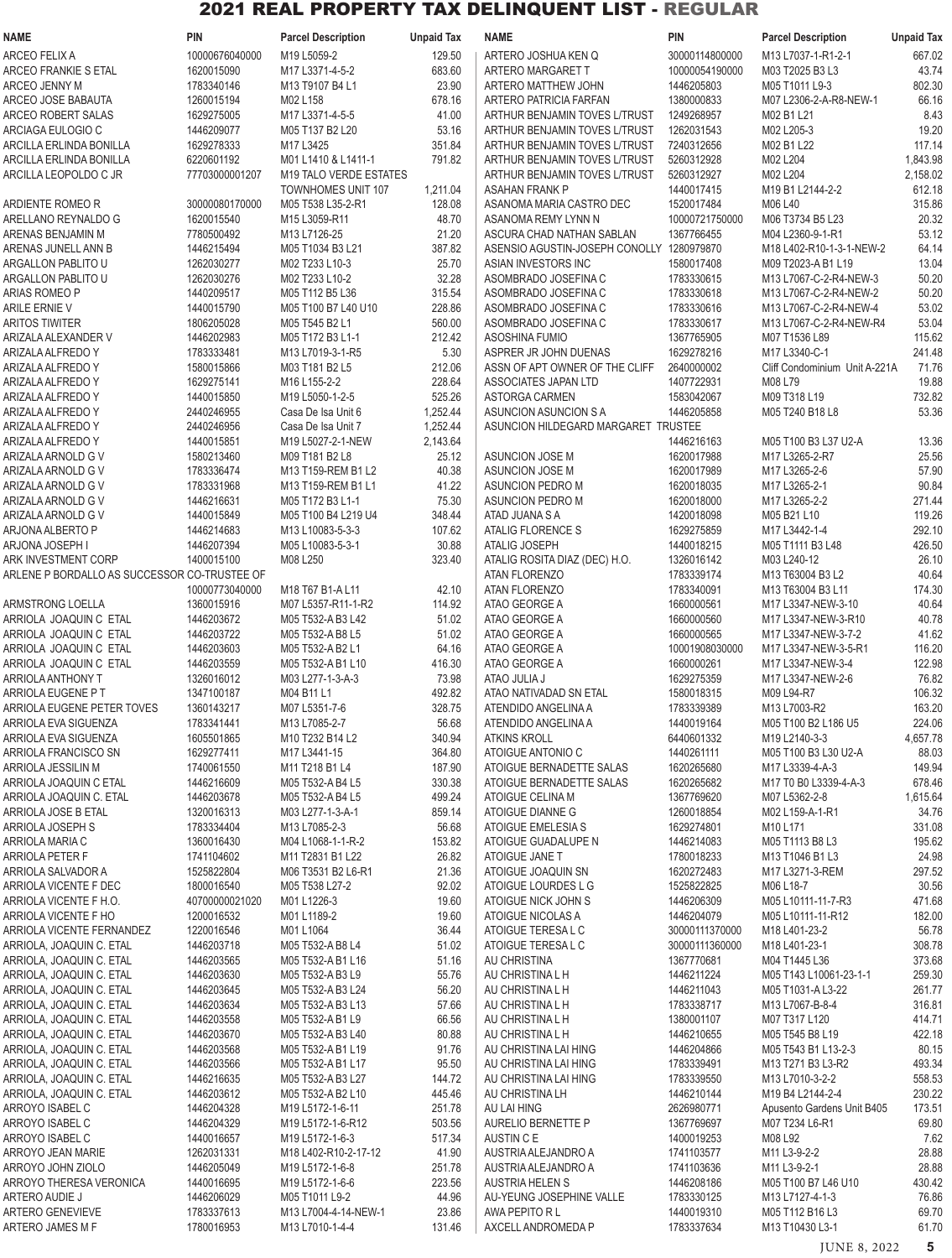# 2021 REAL PROPERTY TAX DELINQUENT LIST - REGULAR

| NAME | PIN | Parcel Description | Unpaid Tax |
|---|---|---|---|
| ARCEO FELIX A | 10000676040000 | M19 L5059-2 | 129.50 |
| ARCEO FRANKIE S ETAL | 1620015090 | M17 L3371-4-5-2 | 683.60 |
| ARCEO JENNY M | 1783340146 | M13 T9107 B4 L1 | 23.90 |
| ARCEO JOSE BABAUTA | 1260015194 | M02 L158 | 678.16 |
| ARCEO ROBERT SALAS | 1629275005 | M17 L3371-4-5-5 | 41.00 |
| ARCIAGA EULOGIO C | 1446209077 | M05 T137 B2 L20 | 53.16 |
| ARCILLA ERLINDA BONILLA | 1629278333 | M17 L3425 | 351.84 |
| ARCILLA ERLINDA BONILLA | 6220601192 | M01 L1410 & L1411-1 | 791.82 |
| ARCILLA LEOPOLDO C JR | 77703000001207 | M19 TALO VERDE ESTATES TOWNHOMES UNIT 107 | 1,211.04 |
| ARDIENTE ROMEO R | 30000080170000 | M05 T538 L35-2-R1 | 128.08 |
| ARELLANO REYNALDO G | 1620015540 | M15 L3059-R11 | 48.70 |
| ARENAS BENJAMIN M | 7780500492 | M13 L7126-25 | 21.20 |
| ARENAS JUNELL ANN B | 1446215494 | M05 T1034 B3 L21 | 387.82 |
| ARGALLON PABLITO U | 1262030277 | M02 T233 L10-3 | 25.70 |
| ARGALLON PABLITO U | 1262030276 | M02 T233 L10-2 | 32.28 |
| ARIAS ROMEO P | 1440209517 | M05 T112 B5 L36 | 315.54 |
| ARILE ERNIE V | 1440015790 | M05 T100 B7 L40 U10 | 228.86 |
| ARITOS TIWITER | 1806205028 | M05 T545 B2 L1 | 560.00 |
| ARIZALA ALEXANDER V | 1446202983 | M05 T172 B3 L1-1 | 212.42 |
| ARIZALA ALFREDO Y | 1783333481 | M13 L7019-3-1-R5 | 5.30 |
| ARIZALA ALFREDO Y | 1580015866 | M03 T181 B2 L5 | 212.06 |
| ARIZALA ALFREDO Y | 1629275141 | M16 L155-2-2 | 228.64 |
| ARIZALA ALFREDO Y | 1440015850 | M19 L5050-1-2-5 | 525.26 |
| ARIZALA ALFREDO Y | 2440246955 | Casa De Isa Unit 6 | 1,252.44 |
| ARIZALA ALFREDO Y | 2440246956 | Casa De Isa Unit 7 | 1,252.44 |
| ARIZALA ALFREDO Y | 1440015851 | M19 L5027-2-1-NEW | 2,143.64 |
| ARIZALA ARNOLD G V | 1580213460 | M09 T181 B2 L8 | 25.12 |
| ARIZALA ARNOLD G V | 1783336474 | M13 T159-REM B1 L2 | 40.38 |
| ARIZALA ARNOLD G V | 1783331968 | M13 T159-REM B1 L1 | 41.22 |
| ARIZALA ARNOLD G V | 1446216631 | M05 T172 B3 L1-1 | 75.30 |
| ARIZALA ARNOLD G V | 1440015849 | M05 T100 B4 L219 U4 | 348.44 |
| ARJONA ALBERTO P | 1446214683 | M13 L10083-5-3-3 | 107.62 |
| ARJONA JOSEPH I | 1446207394 | M05 L10083-5-3-1 | 30.88 |
| ARK INVESTMENT CORP | 1400015100 | M08 L250 | 323.40 |
| ARLENE P BORDALLO AS SUCCESSOR CO-TRUSTEE OF | 10000773040000 | M18 T67 B1-A L11 | 42.10 |
| ARMSTRONG LOELLA | 1360015916 | M07 L5357-R11-1-R2 | 114.92 |
| ARRIOLA JOAQUIN C ETAL | 1446203672 | M05 T532-A B3 L42 | 51.02 |
| ARRIOLA JOAQUIN C ETAL | 1446203722 | M05 T532-A B8 L5 | 51.02 |
| ARRIOLA JOAQUIN C ETAL | 1446203603 | M05 T532-A B2 L1 | 64.16 |
| ARRIOLA JOAQUIN C ETAL | 1446203559 | M05 T532-A B1 L10 | 416.30 |
| ARRIOLA ANTHONY T | 1326016012 | M03 L277-1-3-A-3 | 73.98 |
| ARRIOLA EUGENE P T | 1347100187 | M04 B11 L1 | 492.82 |
| ARRIOLA EUGENE PETER TOVES | 1360143217 | M07 L5351-7-6 | 328.75 |
| ARRIOLA EVA SIGUENZA | 1783341441 | M13 L7085-2-7 | 56.68 |
| ARRIOLA EVA SIGUENZA | 1605501865 | M10 T232 B14 L2 | 340.94 |
| ARRIOLA FRANCISCO SN | 1629277411 | M17 L3441-15 | 364.80 |
| ARRIOLA JESSILIN M | 1740061550 | M11 T218 B1 L4 | 187.90 |
| ARRIOLA JOAQUIN C ETAL | 1446216609 | M05 T532-A B4 L5 | 330.38 |
| ARRIOLA JOAQUIN C. ETAL | 1446203678 | M05 T532-A B4 L5 | 499.24 |
| ARRIOLA JOSE B ETAL | 1320016313 | M03 L277-1-3-A-1 | 859.14 |
| ARRIOLA JOSEPH S | 1783334404 | M13 L7085-2-3 | 56.68 |
| ARRIOLA MARIA C | 1360016430 | M04 L1068-1-1-R-2 | 153.82 |
| ARRIOLA PETER F | 1741104602 | M11 T2831 B1 L22 | 26.82 |
| ARRIOLA SALVADOR A | 1525822804 | M06 T3531 B2 L6-R1 | 21.36 |
| ARRIOLA VICENTE F DEC | 1800016540 | M05 T538 L27-2 | 92.02 |
| ARRIOLA VICENTE F H.O. | 40700000021020 | M01 L1226-3 | 19.60 |
| ARRIOLA VICENTE F HO | 1200016532 | M01 L1189-2 | 19.60 |
| ARRIOLA VICENTE FERNANDEZ | 1220016546 | M01 L1064 | 36.44 |
| ARRIOLA, JOAQUIN C. ETAL | 1446203718 | M05 T532-A B8 L4 | 51.02 |
| ARRIOLA, JOAQUIN C. ETAL | 1446203565 | M05 T532-A B1 L16 | 51.16 |
| ARRIOLA, JOAQUIN C. ETAL | 1446203630 | M05 T532-A B3 L9 | 55.76 |
| ARRIOLA, JOAQUIN C. ETAL | 1446203645 | M05 T532-A B3 L24 | 56.20 |
| ARRIOLA, JOAQUIN C. ETAL | 1446203634 | M05 T532-A B3 L13 | 57.66 |
| ARRIOLA, JOAQUIN C. ETAL | 1446203558 | M05 T532-A B1 L9 | 66.56 |
| ARRIOLA, JOAQUIN C. ETAL | 1446203670 | M05 T532-A B3 L40 | 80.88 |
| ARRIOLA, JOAQUIN C. ETAL | 1446203568 | M05 T532-A B1 L19 | 91.76 |
| ARRIOLA, JOAQUIN C. ETAL | 1446203566 | M05 T532-A B1 L17 | 95.50 |
| ARRIOLA, JOAQUIN C. ETAL | 1446216635 | M05 T532-A B3 L27 | 144.72 |
| ARRIOLA, JOAQUIN C. ETAL | 1446203612 | M05 T532-A B2 L10 | 445.46 |
| ARROYO ISABEL C | 1446204328 | M19 L5172-1-6-11 | 251.78 |
| ARROYO ISABEL C | 1446204329 | M19 L5172-1-6-R12 | 503.56 |
| ARROYO ISABEL C | 1440016657 | M19 L5172-1-6-3 | 517.34 |
| ARROYO JEAN MARIE | 1262031331 | M18 L402-R10-2-17-12 | 41.90 |
| ARROYO JOHN ZIOLO | 1446205049 | M19 L5172-1-6-8 | 251.78 |
| ARROYO THERESA VERONICA | 1440016695 | M19 L5172-1-6-6 | 223.56 |
| ARTERO AUDIE J | 1446206029 | M05 T1011 L9-2 | 44.96 |
| ARTERO GENEVIEVE | 1783337613 | M13 L7004-4-14-NEW-1 | 23.86 |
| ARTERO JAMES M F | 1780016953 | M13 L7010-1-4-4 | 131.46 |
| ARTERO JOSHUA KEN Q | 30000114800000 | M13 L7037-1-R1-2-1 | 667.02 |
| ARTERO MARGARET T | 10000054190000 | M03 T2025 B3 L3 | 43.74 |
| ARTERO MATTHEW JOHN | 1446205803 | M05 T1011 L9-3 | 802.30 |
| ARTERO PATRICIA FARFAN | 1380000833 | M07 L2306-2-A-R8-NEW-1 | 66.16 |
| ARTHUR BENJAMIN TOVES L/TRUST | 1249268957 | M02 B1 L21 | 8.43 |
| ARTHUR BENJAMIN TOVES L/TRUST | 1262031543 | M02 L205-3 | 19.20 |
| ARTHUR BENJAMIN TOVES L/TRUST | 7240312656 | M02 B1 L22 | 117.14 |
| ARTHUR BENJAMIN TOVES L/TRUST | 5260312928 | M02 L204 | 1,843.98 |
| ARTHUR BENJAMIN TOVES L/TRUST | 5260312927 | M02 L204 | 2,158.02 |
| ASAHAN FRANK P | 1440017415 | M19 B1 L2144-2-2 | 612.18 |
| ASANOMA MARIA CASTRO DEC | 1520017484 | M06 L40 | 315.86 |
| ASANOMA REMY LYNN N | 10000721750000 | M06 T3734 B5 L23 | 20.32 |
| ASCURA CHAD NATHAN SABLAN | 1367766455 | M04 L2360-9-1-R1 | 53.12 |
| ASENSIO AGUSTIN-JOSEPH CONOLLY | 1280979870 | M18 L402-R10-1-3-1-NEW-2 | 64.14 |
| ASIAN INVESTORS INC | 1580017408 | M09 T2023-A B1 L19 | 13.04 |
| ASOMBRADO JOSEFINA C | 1783330615 | M13 L7067-C-2-R4-NEW-3 | 50.20 |
| ASOMBRADO JOSEFINA C | 1783330618 | M13 L7067-C-2-R4-NEW-2 | 50.20 |
| ASOMBRADO JOSEFINA C | 1783330616 | M13 L7067-C-2-R4-NEW-4 | 53.02 |
| ASOMBRADO JOSEFINA C | 1783330617 | M13 L7067-C-2-R4-NEW-R4 | 53.04 |
| ASOSHINA FUMIO | 1367765905 | M07 T1536 L89 | 115.62 |
| ASPRER JR JOHN DUENAS | 1629278216 | M17 L3340-C-1 | 241.48 |
| ASSN OF APT OWNER OF THE CLIFF | 2640000002 | Cliff Condominium Unit A-221A | 71.76 |
| ASSOCIATES JAPAN LTD | 1407722931 | M08 L79 | 19.88 |
| ASTORGA CARMEN | 1583042067 | M09 T318 L19 | 732.82 |
| ASUNCION ASUNCION S A | 1446205858 | M05 T240 B18 L8 | 53.36 |
| ASUNCION HILDEGARD MARGARET TRUSTEE | 1446216163 | M05 T100 B3 L37 U2-A | 13.36 |
| ASUNCION JOSE M | 1620017988 | M17 L3265-2-R7 | 25.56 |
| ASUNCION JOSE M | 1620017989 | M17 L3265-2-6 | 57.90 |
| ASUNCION PEDRO M | 1620018035 | M17 L3265-2-1 | 90.84 |
| ASUNCION PEDRO M | 1620018000 | M17 L3265-2-2 | 271.44 |
| ATAD JUANA S A | 1420018098 | M05 B21 L10 | 119.26 |
| ATALIG FLORENCE S | 1629275859 | M17 L3442-1-4 | 292.10 |
| ATALIG JOSEPH | 1440018215 | M05 T1111 B3 L48 | 426.50 |
| ATALIG ROSITA DIAZ (DEC) H.O. | 1326016142 | M03 L240-12 | 26.10 |
| ATAN FLORENZO | 1783339174 | M13 T63004 B3 L2 | 40.64 |
| ATAN FLORENZO | 1783340091 | M13 T63004 B3 L11 | 174.30 |
| ATAO GEORGE A | 1660000561 | M17 L3347-NEW-3-10 | 40.64 |
| ATAO GEORGE A | 1660000560 | M17 L3347-NEW-3-R10 | 40.78 |
| ATAO GEORGE A | 1660000565 | M17 L3347-NEW-3-7-2 | 41.62 |
| ATAO GEORGE A | 10001908030000 | M17 L3347-NEW-3-5-R1 | 116.20 |
| ATAO GEORGE A | 1660000261 | M17 L3347-NEW-3-4 | 122.98 |
| ATAO JULIA J | 1629275359 | M17 L3347-NEW-2-6 | 76.82 |
| ATAO NATIVADAD SN ETAL | 1580018315 | M09 L94-R7 | 106.32 |
| ATENDIDO ANGELINA A | 1783339389 | M13 L7003-R2 | 163.20 |
| ATENDIDO ANGELINA A | 1440019164 | M05 T100 B2 L186 U5 | 224.06 |
| ATKINS KROLL | 6440601332 | M19 L2140-3-3 | 4,657.78 |
| ATOIGUE ANTONIO C | 1440261111 | M05 T100 B3 L30 U2-A | 88.03 |
| ATOIGUE BERNADETTE SALAS | 1620265680 | M17 L3339-4-A-3 | 149.94 |
| ATOIGUE BERNADETTE SALAS | 1620265682 | M17 T0 B0 L3339-4-A-3 | 678.46 |
| ATOIGUE CELINA M | 1367769620 | M07 L5362-2-8 | 1,615.64 |
| ATOIGUE DIANNE G | 1260208854 | M02 L159-A-1-R1 | 34.76 |
| ATOIGUE EMELESIA S | 1629274801 | M10 L171 | 331.08 |
| ATOIGUE GUADALUPE N | 1446214083 | M05 T1113 B8 L3 | 195.62 |
| ATOIGUE JANE T | 1780018233 | M13 T1046 B1 L3 | 24.98 |
| ATOIGUE JOAQUIN SN | 1620272483 | M17 L3271-3-REM | 297.52 |
| ATOIGUE LOURDES L G | 1525822825 | M06 L18-7 | 30.56 |
| ATOIGUE NICK JOHN S | 1446206309 | M05 L10111-11-7-R3 | 471.68 |
| ATOIGUE NICOLAS A | 1446204079 | M05 L10111-11-R12 | 182.00 |
| ATOIGUE TERESA L C | 30000111370000 | M18 L401-23-2 | 56.78 |
| ATOIGUE TERESA L C | 30000111360000 | M18 L401-23-1 | 308.78 |
| AU CHRISTINA | 1367770681 | M04 T1445 L36 | 373.68 |
| AU CHRISTINA L H | 1446211224 | M05 T143 L10061-23-1-1 | 259.30 |
| AU CHRISTINA L H | 1446211043 | M05 T1031-A L3-22 | 261.77 |
| AU CHRISTINA L H | 1783338717 | M13 L7067-B-8-4 | 316.81 |
| AU CHRISTINA L H | 1380001107 | M07 T317 L120 | 414.71 |
| AU CHRISTINA L H | 1446210655 | M05 T545 B8 L19 | 422.18 |
| AU CHRISTINA LAI HING | 1446204866 | M05 T543 B1 L13-2-3 | 80.15 |
| AU CHRISTINA LAI HING | 1783339491 | M13 T271 B3 L3-R2 | 493.34 |
| AU CHRISTINA LAI HING | 1783339550 | M13 L7010-3-2-2 | 558.53 |
| AU CHRISTINA LH | 1446210144 | M19 B4 L2144-2-4 | 230.22 |
| AU LAI HING | 2626980771 | Apusento Gardens Unit B405 | 173.51 |
| AURELIO BERNETTE P | 1367769697 | M07 T234 L6-R1 | 69.80 |
| AUSTIN C E | 1400019253 | M08 L92 | 7.62 |
| AUSTRIA ALEJANDRO A | 1741103577 | M11 L3-9-2-2 | 28.88 |
| AUSTRIA ALEJANDRO A | 1741103636 | M11 L3-9-2-1 | 28.88 |
| AUSTRIA HELEN S | 1446208186 | M05 T100 B7 L46 U10 | 430.42 |
| AU-YEUNG JOSEPHINE VALLE | 1783330125 | M13 L7127-4-1-3 | 76.86 |
| AWA PEPITO R L | 1440019310 | M05 T112 B16 L3 | 69.70 |
| AXCELL ANDROMEDA P | 1783337634 | M13 T10430 L3-1 | 61.70 |

JUNE 8, 2022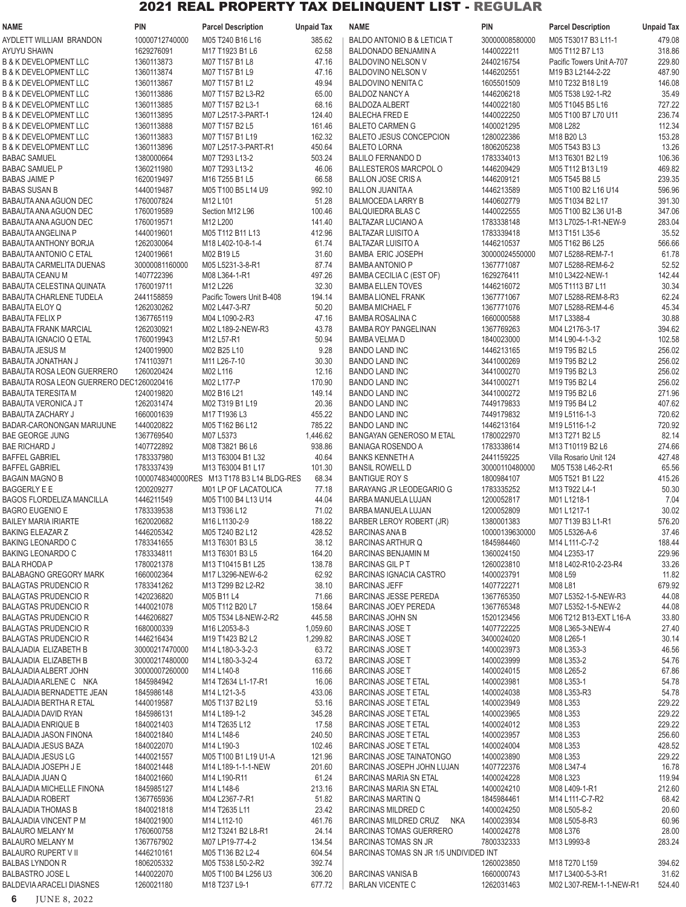# 2021 REAL PROPERTY TAX DELINQUENT LIST - REGULAR

| NAME | PIN | Parcel Description | Unpaid Tax |
|---|---|---|---|
| AYDLETT WILLIAM BRANDON | 10000712740000 | M05 T240 B16 L16 | 385.62 |
| AYUYU SHAWN | 1629276091 | M17 T1923 B1 L6 | 62.58 |
| B & K DEVELOPMENT LLC | 1360113873 | M07 T157 B1 L8 | 47.16 |
| B & K DEVELOPMENT LLC | 1360113874 | M07 T157 B1 L9 | 47.16 |
| B & K DEVELOPMENT LLC | 1360113867 | M07 T157 B1 L2 | 49.94 |
| B & K DEVELOPMENT LLC | 1360113886 | M07 T157 B2 L3-R2 | 65.00 |
| B & K DEVELOPMENT LLC | 1360113885 | M07 T157 B2 L3-1 | 68.16 |
| B & K DEVELOPMENT LLC | 1360113895 | M07 L2517-3-PART-1 | 124.40 |
| B & K DEVELOPMENT LLC | 1360113888 | M07 T157 B2 L5 | 161.46 |
| B & K DEVELOPMENT LLC | 1360113883 | M07 T157 B1 L19 | 162.32 |
| B & K DEVELOPMENT LLC | 1360113896 | M07 L2517-3-PART-R1 | 450.64 |
| BABAC SAMUEL | 1380000664 | M07 T293 L13-2 | 503.24 |
| BABAC SAMUEL P | 1360211980 | M07 T293 L13-2 | 46.06 |
| BABAS JAIME P | 1620019497 | M16 T255 B1 L5 | 66.58 |
| BABAS SUSAN B | 1440019487 | M05 T100 B5 L14 U9 | 992.10 |
| BABAUTA ANA AGUON DEC | 1760007824 | M12 L101 | 51.28 |
| BABAUTA ANA AGUON DEC | 1760019589 | Section M12 L96 | 100.46 |
| BABAUTA ANA AGUON DEC | 1760019571 | M12 L200 | 141.40 |
| BABAUTA ANGELINA P | 1440019601 | M05 T112 B11 L13 | 412.96 |
| BABAUTA ANTHONY BORJA | 1262030064 | M18 L402-10-8-1-4 | 61.74 |
| BABAUTA ANTONIO C ETAL | 1240019661 | M02 B19 L5 | 31.60 |
| BABAUTA CARMELITA DUENAS | 30000081160000 | M05 L5231-3-8-R1 | 87.74 |
| BABAUTA CEANU M | 1407722396 | M08 L364-1-R1 | 497.26 |
| BABAUTA CELESTINA QUINATA | 1760019711 | M12 L226 | 32.30 |
| BABAUTA CHARLENE TUDELA | 2441158859 | Pacific Towers Unit B-408 | 194.14 |
| BABAUTA ELOY Q | 1262030262 | M02 L447-3-R7 | 50.20 |
| BABAUTA FELIX P | 1367765119 | M04 L1090-2-R3 | 47.16 |
| BABAUTA FRANK MARCIAL | 1262030921 | M02 L189-2-NEW-R3 | 43.78 |
| BABAUTA IGNACIO Q ETAL | 1760019943 | M12 L57-R1 | 50.94 |
| BABAUTA JESUS M | 1240019900 | M02 B25 L10 | 9.28 |
| BABAUTA JONATHAN J | 1741103971 | M11 L26-7-10 | 30.30 |
| BABAUTA ROSA LEON GUERRERO | 1260020424 | M02 L116 | 12.16 |
| BABAUTA ROSA LEON GUERRERO DEC | 1260020416 | M02 L177-P | 170.90 |
| BABAUTA TERESITA M | 1240019820 | M02 B16 L21 | 149.14 |
| BABAUTA VERONICA J T | 1262031474 | M02 T319 B1 L19 | 20.36 |
| BABAUTA ZACHARY J | 1660001639 | M17 T1936 L3 | 455.22 |
| BADAR-CARONONGAN MARIJUNE | 1440020822 | M05 T162 B6 L12 | 785.22 |
| BAE GEORGE JUNG | 1367769540 | M07 L5373 | 1,446.62 |
| BAE RICHARD J | 1407722892 | M08 T3821 B6 L6 | 938.86 |
| BAFFEL GABRIEL | 1783337980 | M13 T63004 B1 L32 | 40.64 |
| BAFFEL GABRIEL | 1783337439 | M13 T63004 B1 L17 | 101.30 |
| BAGAIN MAGNO B | 10000748340000RES | M13 T178 B13 L14 BLDG-RES | 68.34 |
| BAGGERLY E E | 1200209277 | M01 LP OF LACATOLICA | 77.18 |
| BAGOS FLORDELIZA MANCILLA | 1446211549 | M05 T100 B4 L13 U14 | 44.04 |
| BAGRO EUGENIO E | 1783339538 | M13 T936 L12 | 71.02 |
| BAILEY MARIA IRIARTE | 1620020682 | M16 L1130-2-9 | 188.22 |
| BAKING ELEAZAR Z | 1446205342 | M05 T240 B2 L12 | 428.52 |
| BAKING LEONARDO C | 1783341655 | M13 T6301 B3 L5 | 38.12 |
| BAKING LEONARDO C | 1783334811 | M13 T6301 B3 L5 | 164.20 |
| BALA RHODA P | 1780021378 | M13 T10415 B1 L25 | 138.78 |
| BALABAGNO GREGORY MARK | 1660002364 | M17 L3296-NEW-6-2 | 62.92 |
| BALAGTAS PRUDENCIO R | 1783341262 | M13 T299 B2 L2-R2 | 38.10 |
| BALAGTAS PRUDENCIO R | 1420236820 | M05 B11 L4 | 71.66 |
| BALAGTAS PRUDENCIO R | 1440021078 | M05 T112 B20 L7 | 158.64 |
| BALAGTAS PRUDENCIO R | 1446206827 | M05 T534 L8-NEW-2-R2 | 445.58 |
| BALAGTAS PRUDENCIO R | 1680000339 | M16 L2053-8-3 | 1,059.60 |
| BALAGTAS PRUDENCIO R | 1446216434 | M19 T1423 B2 L2 | 1,299.82 |
| BALAJADIA ELIZABETH B | 30000217470000 | M14 L180-3-3-2-3 | 63.72 |
| BALAJADIA ELIZABETH B | 30000217480000 | M14 L180-3-3-2-4 | 63.72 |
| BALAJADIA ALBERT JOHN | 30000007260000 | M14 L140-8 | 116.66 |
| BALAJADIA ARLENE C NKA | 1845984942 | M14 T2634 L1-17-R1 | 16.06 |
| BALAJADIA BERNADETTE JEAN | 1845986148 | M14 L121-3-5 | 433.06 |
| BALAJADIA BERTHA R ETAL | 1440019587 | M05 T137 B2 L19 | 53.16 |
| BALAJADIA DAVID RYAN | 1845986131 | M14 L189-1-2 | 345.28 |
| BALAJADIA ENRIQUE B | 1840021403 | M14 T2635 L12 | 17.58 |
| BALAJADIA JASON FINONA | 1840021840 | M14 L148-6 | 240.50 |
| BALAJADIA JESUS BAZA | 1840022070 | M14 L190-3 | 102.46 |
| BALAJADIA JESUS LG | 1440021557 | M05 T100 B1 L19 U1-A | 121.96 |
| BALAJADIA JOSEPH J E | 1840021448 | M14 L189-1-1-1-NEW | 201.60 |
| BALAJADIA JUAN Q | 1840021660 | M14 L190-R11 | 61.24 |
| BALAJADIA MICHELLE FINONA | 1845985127 | M14 L148-6 | 213.16 |
| BALAJADIA ROBERT | 1367765936 | M04 L2367-7-R1 | 51.82 |
| BALAJADIA THOMAS B | 1840021818 | M14 T2635 L11 | 23.42 |
| BALAJADIA VINCENT P M | 1840021900 | M14 L112-10 | 461.76 |
| BALAURO MELANY M | 1760020758 | M12 T3241 B2 L8-R1 | 24.14 |
| BALAURO MELANY M | 1367767902 | M07 LP19-77-4-2 | 134.54 |
| BALAURO RUPERT V II | 1446210161 | M05 T136 B2 L2-4 | 604.54 |
| BALBAS LYNDON R | 1806205332 | M05 T538 L50-2-R2 | 392.74 |
| BALBASTRO JOSE L | 1440022070 | M05 T100 B4 L256 U3 | 306.20 |
| BALDEVIA ARACELI DIASNES | 1260021180 | M18 T237 L9-1 | 677.72 |
| BALDO ANTONIO B & LETICIA T | 30000008580000 | M05 T53017 B3 L11-1 | 479.08 |
| BALDONADO BENJAMIN A | 1440022211 | M05 T112 B7 L13 | 318.86 |
| BALDOVINO NELSON V | 2440216754 | Pacific Towers Unit A-707 | 229.80 |
| BALDOVINO NELSON V | 1446202551 | M19 B3 L2144-2-22 | 487.90 |
| BALDOVINO NENITA C | 1605501509 | M10 T232 B18 L19 | 146.08 |
| BALDOZ NANCY A | 1446206218 | M05 T538 L92-1-R2 | 35.49 |
| BALDOZA ALBERT | 1440022180 | M05 T1045 B5 L16 | 727.22 |
| BALECHA FRED E | 1440022250 | M05 T100 B7 L70 U11 | 236.74 |
| BALETO CARMEN G | 1400021295 | M08 L282 | 112.34 |
| BALETO JESUS CONCEPCION | 1280022386 | M18 B20 L3 | 153.28 |
| BALETO LORNA | 1806205238 | M05 T543 B3 L3 | 13.26 |
| BALILO FERNANDO D | 1783334013 | M13 T6301 B2 L19 | 106.36 |
| BALLESTEROS MARCPOL O | 1446209429 | M05 T112 B13 L19 | 469.82 |
| BALLON JOSE CRIS A | 1446209121 | M05 T545 B8 L5 | 239.35 |
| BALLON JUANITA A | 1446213589 | M05 T100 B2 L16 U14 | 596.96 |
| BALMOCEDA LARRY B | 1440602779 | M05 T1034 B2 L17 | 391.30 |
| BALQUIEDRA BLAS C | 1440022555 | M05 T100 B2 L36 U1-B | 347.06 |
| BALTAZAR LUCIANO A | 1783338148 | M13 L7025-1-R1-NEW-9 | 283.04 |
| BALTAZAR LUISITO A | 1783339418 | M13 T151 L35-6 | 35.52 |
| BALTAZAR LUISITO A | 1446210537 | M05 T162 B6 L25 | 566.66 |
| BAMBA ERIC JOSEPH | 30000024550000 | M07 L5288-REM-7-1 | 61.78 |
| BAMBA ANTONIO P | 1367771087 | M07 L5288-REM-6-2 | 52.52 |
| BAMBA CECILIA C (EST OF) | 1629276411 | M10 L3422-NEW-1 | 142.44 |
| BAMBA ELLEN TOVES | 1446216072 | M05 T1113 B7 L11 | 30.34 |
| BAMBA LIONEL FRANK | 1367771067 | M07 L5288-REM-8-R3 | 62.24 |
| BAMBA MICHAEL F | 1367771076 | M07 L5288-REM-4-6 | 45.34 |
| BAMBA ROSALINA C | 1660000588 | M17 L3388-4 | 30.88 |
| BAMBA ROY PANGELINAN | 1367769263 | M04 L2176-3-17 | 394.62 |
| BAMBA VELMA D | 1840023000 | M14 L90-4-1-3-2 | 102.58 |
| BANDO LAND INC | 1446213165 | M19 T95 B2 L5 | 256.02 |
| BANDO LAND INC | 3441000269 | M19 T95 B2 L2 | 256.02 |
| BANDO LAND INC | 3441000270 | M19 T95 B2 L3 | 256.02 |
| BANDO LAND INC | 3441000271 | M19 T95 B2 L4 | 256.02 |
| BANDO LAND INC | 3441000272 | M19 T95 B2 L6 | 271.96 |
| BANDO LAND INC | 7449179833 | M19 T95 B4 L2 | 407.62 |
| BANDO LAND INC | 7449179832 | M19 L5116-1-3 | 720.62 |
| BANDO LAND INC | 1446213164 | M19 L5116-1-2 | 720.92 |
| BANGAYAN GENEROSO M ETAL | 1780022970 | M13 T271 B2 L5 | 82.14 |
| BANIAGA ROSENDO A | 1783338614 | M13 T10119 B2 L6 | 274.66 |
| BANKS KENNETH A | 2441159225 | Villa Rosario Unit 124 | 427.48 |
| BANSIL ROWELL D | 30000110480000 | M05 T538 L46-2-R1 | 65.56 |
| BANTIGUE ROY S | 1800984107 | M05 T521 B1 L22 | 415.26 |
| BARAYANG JR LEODEGARIO G | 1783335252 | M13 T922 L4-1 | 50.30 |
| BARBA MANUELA LUJAN | 1200052817 | M01 L1218-1 | 7.04 |
| BARBA MANUELA LUJAN | 1200052809 | M01 L1217-1 | 30.02 |
| BARBER LEROY ROBERT (JR) | 1380001383 | M07 T139 B3 L1-R1 | 576.20 |
| BARCINAS ANA B | 10000139630000 | M05 L5326-A-6 | 37.46 |
| BARCINAS ARTHUR Q | 1845984460 | M14 L111-C-7-2 | 188.44 |
| BARCINAS BENJAMIN M | 1360024150 | M04 L2353-17 | 229.96 |
| BARCINAS GIL P T | 1260023810 | M18 L402-R10-2-23-R4 | 33.26 |
| BARCINAS IGNACIA CASTRO | 1400023791 | M08 L59 | 11.82 |
| BARCINAS JEFF | 1407722271 | M08 L81 | 679.92 |
| BARCINAS JESSE PEREDA | 1367765350 | M07 L5352-1-5-NEW-R3 | 44.08 |
| BARCINAS JOEY PEREDA | 1367765348 | M07 L5352-1-5-NEW-2 | 44.08 |
| BARCINAS JOHN SN | 1520123456 | M06 T212 B13-EXT L16-A | 33.80 |
| BARCINAS JOSE T | 1407722225 | M08 L365-3-NEW-4 | 27.40 |
| BARCINAS JOSE T | 3400024020 | M08 L265-1 | 30.14 |
| BARCINAS JOSE T | 1400023973 | M08 L353-3 | 46.56 |
| BARCINAS JOSE T | 1400023999 | M08 L353-2 | 54.76 |
| BARCINAS JOSE T | 1400024015 | M08 L265-2 | 67.86 |
| BARCINAS JOSE T ETAL | 1400023981 | M08 L353-1 | 54.78 |
| BARCINAS JOSE T ETAL | 1400024038 | M08 L353-R3 | 54.78 |
| BARCINAS JOSE T ETAL | 1400023949 | M08 L353 | 229.22 |
| BARCINAS JOSE T ETAL | 1400023965 | M08 L353 | 229.22 |
| BARCINAS JOSE T ETAL | 1400024012 | M08 L353 | 229.22 |
| BARCINAS JOSE T ETAL | 1400023957 | M08 L353 | 256.60 |
| BARCINAS JOSE T ETAL | 1400024004 | M08 L353 | 428.52 |
| BARCINAS JOSE TAINATONGO | 1400023890 | M08 L353 | 229.22 |
| BARCINAS JOSEPH JOHN LUJAN | 1407722376 | M08 L347-4 | 16.78 |
| BARCINAS MARIA SN ETAL | 1400024228 | M08 L323 | 119.94 |
| BARCINAS MARIA SN ETAL | 1400024210 | M08 L409-1-R1 | 212.60 |
| BARCINAS MARTIN Q | 1845984461 | M14 L111-C-7-R2 | 68.42 |
| BARCINAS MILDRED C | 1400024250 | M08 L505-8-2 | 20.60 |
| BARCINAS MILDRED CRUZ NKA | 1400023934 | M08 L505-8-R3 | 60.96 |
| BARCINAS TOMAS GUERRERO | 1400024278 | M08 L376 | 28.00 |
| BARCINAS TOMAS SN JR | 7800332333 | M13 L9993-8 | 283.24 |
| BARCINAS TOMAS SN JR 1/5 UNDIVIDED INT | 1260023850 | M18 T270 L159 | 394.62 |
| BARCINAS VANISA B | 1660000743 | M17 L3400-5-3-R1 | 31.62 |
| BARLAN VICENTE C | 1262031463 | M02 L307-REM-1-1-NEW-R1 | 524.40 |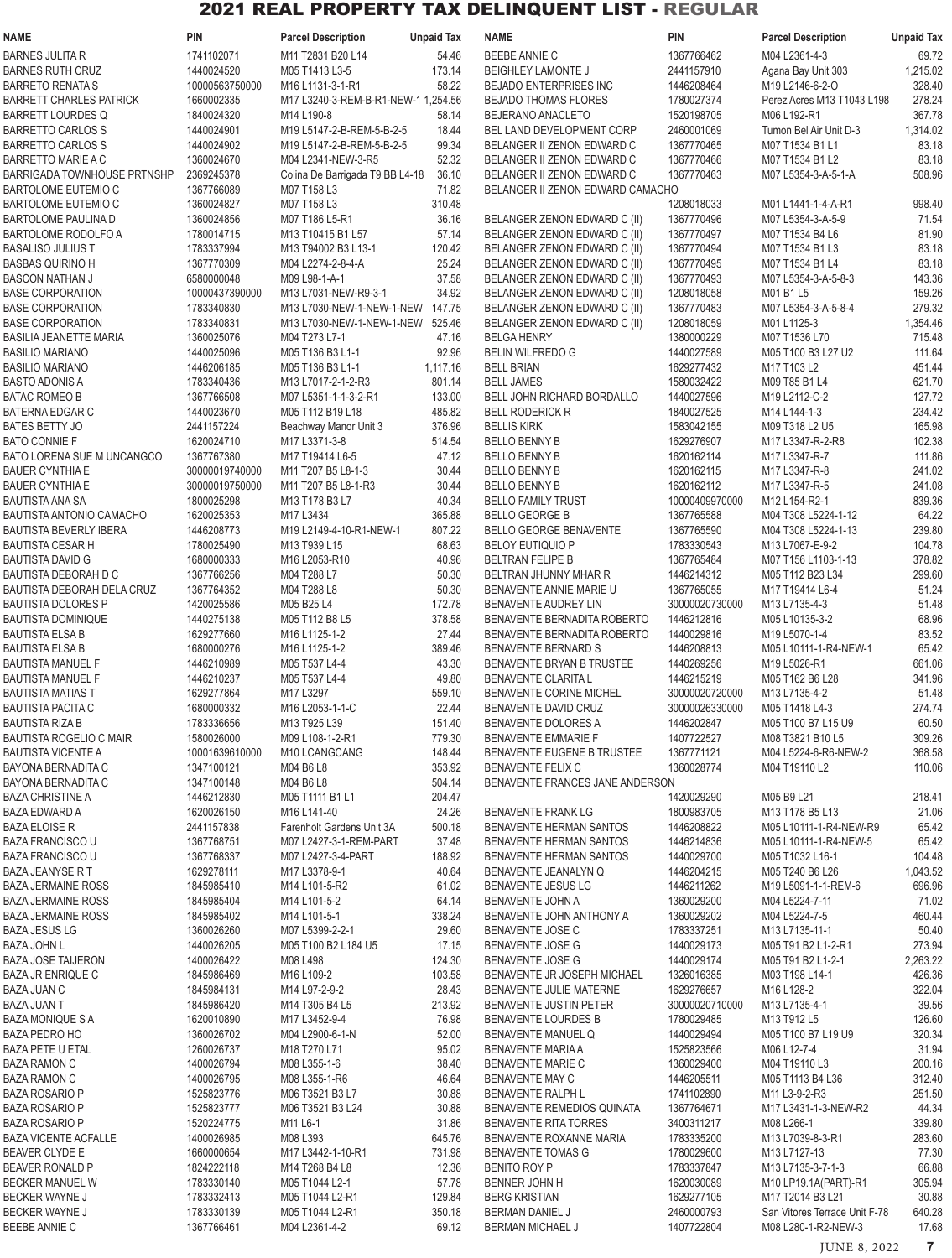# 2021 REAL PROPERTY TAX DELINQUENT LIST - REGULAR

| NAME | PIN | Parcel Description | Unpaid Tax |
|---|---|---|---|
| BARNES JULITA R | 1741102071 | M11 T2831 B20 L14 | 54.46 |
| BARNES RUTH CRUZ | 1440024520 | M05 T1413 L3-5 | 173.14 |
| BARRETO RENATA S | 10000563750000 | M16 L1131-3-1-R1 | 58.22 |
| BARRETT CHARLES PATRICK | 1660002335 | M17 L3240-3-REM-B-R1-NEW-1 | 1,254.56 |
| BARRETT LOURDES Q | 1840024320 | M14 L190-8 | 58.14 |
| BARRETTO CARLOS S | 1440024901 | M19 L5147-2-B-REM-5-B-2-5 | 18.44 |
| BARRETTO CARLOS S | 1440024902 | M19 L5147-2-B-REM-5-B-2-5 | 99.34 |
| BARRETTO MARIE A C | 1360024670 | M04 L2341-NEW-3-R5 | 52.32 |
| BARRIGADA TOWNHOUSE PRTNSHP | 2369245378 | Colina De Barrigada T9 BB L4-18 | 36.10 |
| BARTOLOME EUTEMIO C | 1367766089 | M07 T158 L3 | 71.82 |
| BARTOLOME EUTEMIO C | 1360024827 | M07 T158 L3 | 310.48 |
| BARTOLOME PAULINA D | 1360024856 | M07 T186 L5-R1 | 36.16 |
| BARTOLOME RODOLFO A | 1780014715 | M13 T10415 B1 L57 | 57.14 |
| BASALISO JULIUS T | 1783337994 | M13 T94002 B3 L13-1 | 120.42 |
| BASBAS QUIRINO H | 1367770309 | M04 L2274-2-8-4-A | 25.24 |
| BASCON NATHAN J | 6580000048 | M09 L98-1-A-1 | 37.58 |
| BASE CORPORATION | 10000437390000 | M13 L7031-NEW-R9-3-1 | 34.92 |
| BASE CORPORATION | 1783340830 | M13 L7030-NEW-1-NEW-1-NEW | 147.75 |
| BASE CORPORATION | 1783340831 | M13 L7030-NEW-1-NEW-1-NEW | 525.46 |
| BASILIA JEANETTE MARIA | 1360025076 | M04 T273 L7-1 | 47.16 |
| BASILIO MARIANO | 1440025096 | M05 T136 B3 L1-1 | 92.96 |
| BASILIO MARIANO | 1446206185 | M05 T136 B3 L1-1 | 1,117.16 |
| BASTO ADONIS A | 1783340436 | M13 L7017-2-1-2-R3 | 801.14 |
| BATAC ROMEO B | 1367766508 | M07 L5351-1-1-3-2-R1 | 133.00 |
| BATERNA EDGAR C | 1440023670 | M05 T112 B19 L18 | 485.82 |
| BATES BETTY JO | 2441157224 | Beachway Manor Unit 3 | 376.96 |
| BATO CONNIE F | 1620024710 | M17 L3371-3-8 | 514.54 |
| BATO LORENA SUE M UNCANGCO | 1367767380 | M17 T19414 L6-5 | 47.12 |
| BAUER CYNTHIA E | 30000019740000 | M11 T207 B5 L8-1-3 | 30.44 |
| BAUER CYNTHIA E | 30000019750000 | M11 T207 B5 L8-1-R3 | 30.44 |
| BAUTISTA ANA SA | 1800025298 | M13 T178 B3 L7 | 40.34 |
| BAUTISTA ANTONIO CAMACHO | 1620025353 | M17 L3434 | 365.88 |
| BAUTISTA BEVERLY IBERA | 1446208773 | M19 L2149-4-10-R1-NEW-1 | 807.22 |
| BAUTISTA CESAR H | 1780025490 | M13 T939 L15 | 68.63 |
| BAUTISTA DAVID G | 1680000333 | M16 L2053-R10 | 40.96 |
| BAUTISTA DEBORAH D C | 1367766256 | M04 T288 L7 | 50.30 |
| BAUTISTA DEBORAH DELA CRUZ | 1367764352 | M04 T288 L8 | 50.30 |
| BAUTISTA DOLORES P | 1420025586 | M05 B25 L4 | 172.78 |
| BAUTISTA DOMINIQUE | 1440275138 | M05 T112 B8 L5 | 378.58 |
| BAUTISTA ELSA B | 1629277660 | M16 L1125-1-2 | 27.44 |
| BAUTISTA ELSA B | 1680000276 | M16 L1125-1-2 | 389.46 |
| BAUTISTA MANUEL F | 1446210989 | M05 T537 L4-4 | 43.30 |
| BAUTISTA MANUEL F | 1446210237 | M05 T537 L4-4 | 49.80 |
| BAUTISTA MATIAS T | 1629277864 | M17 L3297 | 559.10 |
| BAUTISTA PACITA C | 1680000332 | M16 L2053-1-1-C | 22.44 |
| BAUTISTA RIZA B | 1783336656 | M13 T925 L39 | 151.40 |
| BAUTISTA ROGELIO C MAIR | 1580026000 | M09 L108-1-2-R1 | 779.30 |
| BAUTISTA VICENTE A | 10001639610000 | M10 LCANGCANG | 148.44 |
| BAYONA BERNADITA C | 1347100121 | M04 B6 L8 | 353.92 |
| BAYONA BERNADITA C | 1347100148 | M04 B6 L8 | 504.14 |
| BAZA CHRISTINE A | 1446212830 | M05 T1111 B1 L1 | 204.47 |
| BAZA EDWARD A | 1620026150 | M16 L141-40 | 24.26 |
| BAZA ELOISE R | 2441157838 | Farenholt Gardens Unit 3A | 500.18 |
| BAZA FRANCISCO U | 1367768751 | M07 L2427-3-1-REM-PART | 37.48 |
| BAZA FRANCISCO U | 1367768337 | M07 L2427-3-4-PART | 188.92 |
| BAZA JEANYSE R T | 1629278111 | M17 L3378-9-1 | 40.64 |
| BAZA JERMAINE ROSS | 1845985410 | M14 L101-5-R2 | 61.02 |
| BAZA JERMAINE ROSS | 1845985404 | M14 L101-5-2 | 64.14 |
| BAZA JERMAINE ROSS | 1845985402 | M14 L101-5-1 | 338.24 |
| BAZA JESUS LG | 1360026260 | M07 L5399-2-2-1 | 29.60 |
| BAZA JOHN L | 1440026205 | M05 T100 B2 L184 U5 | 17.15 |
| BAZA JOSE TAIJERON | 1400026422 | M08 L498 | 124.30 |
| BAZA JR ENRIQUE C | 1845986469 | M16 L109-2 | 103.58 |
| BAZA JUAN C | 1845984131 | M14 L97-2-9-2 | 28.43 |
| BAZA JUAN T | 1845986420 | M14 T305 B4 L5 | 213.92 |
| BAZA MONIQUE S A | 1620010890 | M17 L3452-9-4 | 76.98 |
| BAZA PEDRO HO | 1360026702 | M04 L2900-6-1-N | 52.00 |
| BAZA PETE U ETAL | 1260026737 | M18 T270 L71 | 95.02 |
| BAZA RAMON C | 1400026794 | M08 L355-1-6 | 38.40 |
| BAZA RAMON C | 1400026795 | M08 L355-1-R6 | 46.64 |
| BAZA ROSARIO P | 1525823776 | M06 T3521 B3 L7 | 30.88 |
| BAZA ROSARIO P | 1525823777 | M06 T3521 B3 L24 | 30.88 |
| BAZA ROSARIO P | 1520224775 | M11 L6-1 | 31.86 |
| BAZA VICENTE ACFALLE | 1400026985 | M08 L393 | 645.76 |
| BEAVER CLYDE E | 1660000654 | M17 L3442-1-10-R1 | 731.98 |
| BEAVER RONALD P | 1824222118 | M14 T268 B4 L8 | 12.36 |
| BECKER MANUEL W | 1783330140 | M05 T1044 L2-1 | 57.78 |
| BECKER WAYNE J | 1783332413 | M05 T1044 L2-R1 | 129.84 |
| BECKER WAYNE J | 1783330139 | M05 T1044 L2-R1 | 350.18 |
| BEEBE ANNIE C | 1367766461 | M04 L2361-4-2 | 69.12 |
| BEEBE ANNIE C | 1367766462 | M04 L2361-4-3 | 69.72 |
| BEIGHLEY LAMONTE J | 2441157910 | Agana Bay Unit 303 | 1,215.02 |
| BEJADO ENTERPRISES INC | 1446208464 | M19 L2146-6-2-O | 328.40 |
| BEJADO THOMAS FLORES | 1780027374 | Perez Acres M13 T1043 L198 | 278.24 |
| BEJERANO ANACLETO | 1520198705 | M06 L192-R1 | 367.78 |
| BEL LAND DEVELOPMENT CORP | 2460001069 | Tumon Bel Air Unit D-3 | 1,314.02 |
| BELANGER II ZENON EDWARD C | 1367770465 | M07 T1534 B1 L1 | 83.18 |
| BELANGER II ZENON EDWARD C | 1367770466 | M07 T1534 B1 L2 | 83.18 |
| BELANGER II ZENON EDWARD C | 1367770463 | M07 L5354-3-A-5-1-A | 508.96 |
| BELANGER II ZENON EDWARD CAMACHO | 1208018033 | M01 L1441-1-4-A-R1 | 998.40 |
| BELANGER ZENON EDWARD C (II) | 1367770496 | M07 L5354-3-A-5-9 | 71.54 |
| BELANGER ZENON EDWARD C (II) | 1367770497 | M07 T1534 B4 L6 | 81.90 |
| BELANGER ZENON EDWARD C (II) | 1367770494 | M07 T1534 B1 L3 | 83.18 |
| BELANGER ZENON EDWARD C (II) | 1367770495 | M07 T1534 B1 L4 | 83.18 |
| BELANGER ZENON EDWARD C (II) | 1367770493 | M07 L5354-3-A-5-8-3 | 143.36 |
| BELANGER ZENON EDWARD C (II) | 1208018058 | M01 B1 L5 | 159.26 |
| BELANGER ZENON EDWARD C (II) | 1367770483 | M07 L5354-3-A-5-8-4 | 279.32 |
| BELANGER ZENON EDWARD C (II) | 1208018059 | M01 L1125-3 | 1,354.46 |
| BELGA HENRY | 1380000229 | M07 T1536 L70 | 715.48 |
| BELIN WILFREDO G | 1440027589 | M05 T100 B3 L27 U2 | 111.64 |
| BELL BRIAN | 1629277432 | M17 T103 L2 | 451.44 |
| BELL JAMES | 1580032422 | M09 T85 B1 L4 | 621.70 |
| BELL JOHN RICHARD BORDALLO | 1440027596 | M19 L2112-C-2 | 127.72 |
| BELL RODERICK R | 1840027525 | M14 L144-1-3 | 234.42 |
| BELLIS KIRK | 1583042155 | M09 T318 L2 U5 | 165.98 |
| BELLO BENNY B | 1629276907 | M17 L3347-R-2-R8 | 102.38 |
| BELLO BENNY B | 1620162114 | M17 L3347-R-7 | 111.86 |
| BELLO BENNY B | 1620162115 | M17 L3347-R-8 | 241.02 |
| BELLO BENNY B | 1620162112 | M17 L3347-R-5 | 241.08 |
| BELLO FAMILY TRUST | 10000409970000 | M12 L154-R2-1 | 839.36 |
| BELLO GEORGE B | 1367765588 | M04 T308 L5224-1-12 | 64.22 |
| BELLO GEORGE BENAVENTE | 1367765590 | M04 T308 L5224-1-13 | 239.80 |
| BELOY EUTIQUIO P | 1783330543 | M13 L7067-E-9-2 | 104.78 |
| BELTRAN FELIPE B | 1367765484 | M07 T156 L1103-1-13 | 378.82 |
| BELTRAN JHUNNY MHAR R | 1446214312 | M05 T112 B23 L34 | 299.60 |
| BENAVENTE ANNIE MARIE U | 1367765055 | M17 T19414 L6-4 | 51.24 |
| BENAVENTE AUDREY LIN | 30000020730000 | M13 L7135-4-3 | 51.48 |
| BENAVENTE BERNADITA ROBERTO | 1446212816 | M05 L10135-3-2 | 68.96 |
| BENAVENTE BERNADITA ROBERTO | 1440029816 | M19 L5070-1-4 | 83.52 |
| BENAVENTE BERNARD S | 1446208813 | M05 L10111-1-R4-NEW-1 | 65.42 |
| BENAVENTE BRYAN B TRUSTEE | 1440269256 | M19 L5026-R1 | 661.06 |
| BENAVENTE CLARITA L | 1446215219 | M05 T162 B6 L28 | 341.96 |
| BENAVENTE CORINE MICHEL | 30000020720000 | M13 L7135-4-2 | 51.48 |
| BENAVENTE DAVID CRUZ | 30000026330000 | M05 T1418 L4-3 | 274.74 |
| BENAVENTE DOLORES A | 1446202847 | M05 T100 B7 L15 U9 | 60.50 |
| BENAVENTE EMMARIE F | 1407722527 | M08 T3821 B10 L5 | 309.26 |
| BENAVENTE EUGENE B TRUSTEE | 1367771121 | M04 L5224-6-R6-NEW-2 | 368.58 |
| BENAVENTE FELIX C | 1360028774 | M04 T19110 L2 | 110.06 |
| BENAVENTE FRANCES JANE ANDERSON | 1420029290 | M05 B9 L21 | 218.41 |
| BENAVENTE FRANK LG | 1800983705 | M13 T178 B5 L13 | 21.06 |
| BENAVENTE HERMAN SANTOS | 1446208822 | M05 L10111-1-R4-NEW-R9 | 65.42 |
| BENAVENTE HERMAN SANTOS | 1446214836 | M05 L10111-1-R4-NEW-5 | 65.42 |
| BENAVENTE HERMAN SANTOS | 1440029700 | M05 T1032 L16-1 | 104.48 |
| BENAVENTE JEANALYN Q | 1446204215 | M05 T240 B6 L26 | 1,043.52 |
| BENAVENTE JESUS LG | 1446211262 | M19 L5091-1-1-REM-6 | 696.96 |
| BENAVENTE JOHN A | 1360029200 | M04 L5224-7-11 | 71.02 |
| BENAVENTE JOHN ANTHONY A | 1360029202 | M04 L5224-7-5 | 460.44 |
| BENAVENTE JOSE C | 1783337251 | M13 L7135-11-1 | 50.40 |
| BENAVENTE JOSE G | 1440029173 | M05 T91 B2 L1-2-R1 | 273.94 |
| BENAVENTE JOSE G | 1440029174 | M05 T91 B2 L1-2-1 | 2,263.22 |
| BENAVENTE JR JOSEPH MICHAEL | 1326016385 | M03 T198 L14-1 | 426.36 |
| BENAVENTE JULIE MATERNE | 1629276657 | M16 L128-2 | 322.04 |
| BENAVENTE JUSTIN PETER | 30000020710000 | M13 L7135-4-1 | 39.56 |
| BENAVENTE LOURDES B | 1780029485 | M13 T912 L5 | 126.60 |
| BENAVENTE MANUEL Q | 1440029494 | M05 T100 B7 L19 U9 | 320.34 |
| BENAVENTE MARIA A | 1525823566 | M06 L12-7-4 | 31.94 |
| BENAVENTE MARIE C | 1360029400 | M04 T19110 L3 | 200.16 |
| BENAVENTE MAY C | 1446205511 | M05 T1113 B4 L36 | 312.40 |
| BENAVENTE RALPH L | 1741102890 | M11 L3-9-2-R3 | 251.50 |
| BENAVENTE REMEDIOS QUINATA | 1367764671 | M17 L3431-1-3-NEW-R2 | 44.34 |
| BENAVENTE RITA TORRES | 3400311217 | M08 L266-1 | 339.80 |
| BENAVENTE ROXANNE MARIA | 1783335200 | M13 L7039-8-3-R1 | 283.60 |
| BENAVENTE TOMAS G | 1780029600 | M13 L7127-13 | 77.30 |
| BENITO ROY P | 1783337847 | M13 L7135-3-7-1-3 | 66.88 |
| BENNER JOHN H | 1620030089 | M10 LP19.1A(PART)-R1 | 305.94 |
| BERG KRISTIAN | 1629277105 | M17 T2014 B3 L21 | 30.88 |
| BERMAN DANIEL J | 2460000793 | San Vitores Terrace Unit F-78 | 640.28 |
| BERMAN MICHAEL J | 1407722804 | M08 L280-1-R2-NEW-3 | 17.68 |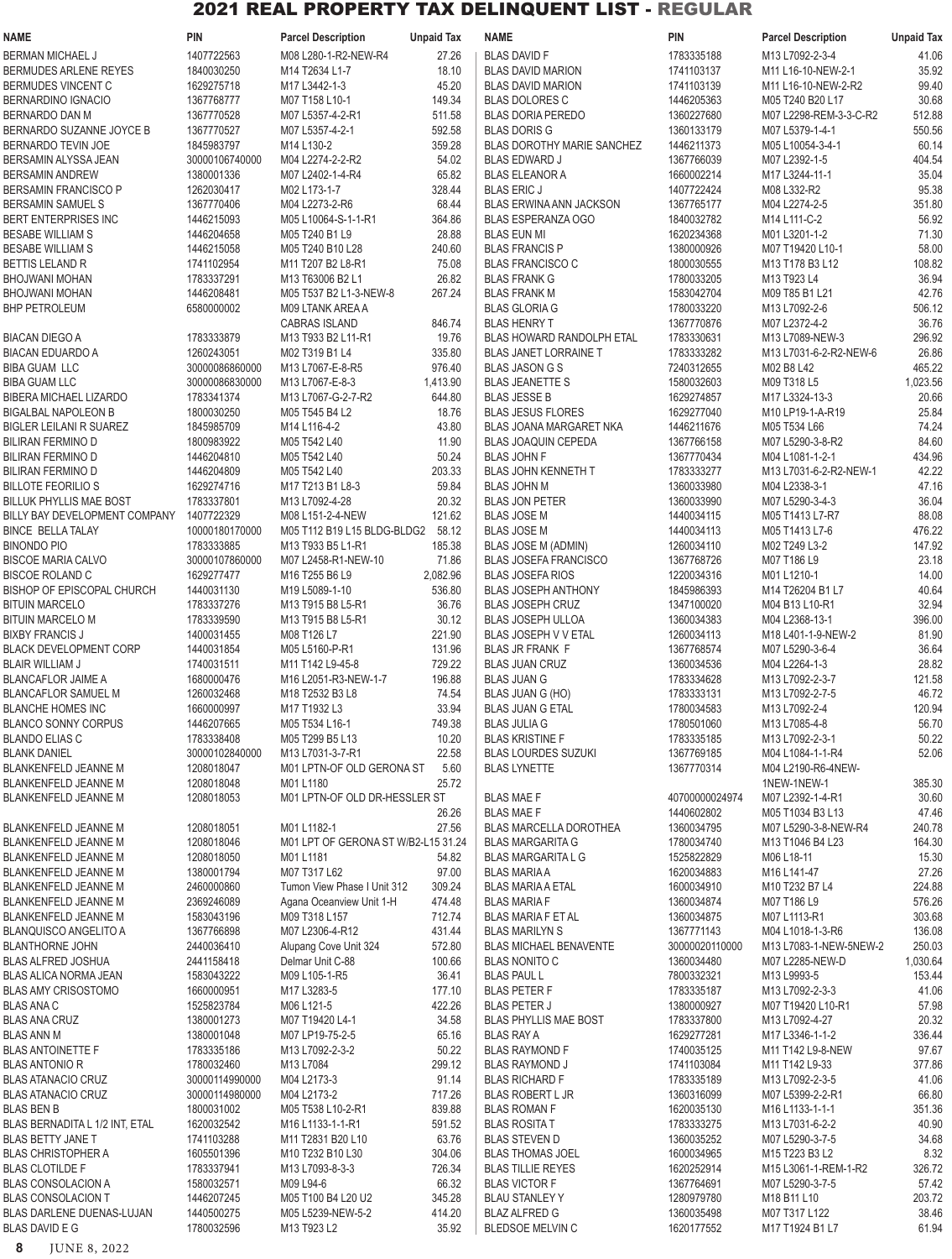# 2021 REAL PROPERTY TAX DELINQUENT LIST - REGULAR

| NAME | PIN | Parcel Description | Unpaid Tax |
|---|---|---|---|
| BERMAN MICHAEL J | 1407722563 | M08 L280-1-R2-NEW-R4 | 27.26 |
| BERMUDES ARLENE REYES | 1840030250 | M14 T2634 L1-7 | 18.10 |
| BERMUDES VINCENT C | 1629275718 | M17 L3442-1-3 | 45.20 |
| BERNARDINO IGNACIO | 1367768777 | M07 T158 L10-1 | 149.34 |
| BERNARDO DAN M | 1367770528 | M07 L5357-4-2-R1 | 511.58 |
| BERNARDO SUZANNE JOYCE B | 1367770527 | M07 L5357-4-2-1 | 592.58 |
| BERNARDO TEVIN JOE | 1845983797 | M14 L130-2 | 359.28 |
| BERSAMIN ALYSSA JEAN | 30000106740000 | M04 L2274-2-2-R2 | 54.02 |
| BERSAMIN ANDREW | 1380001336 | M07 L2402-1-4-R4 | 65.82 |
| BERSAMIN FRANCISCO P | 1262030417 | M02 L173-1-7 | 328.44 |
| BERSAMIN SAMUEL S | 1367770406 | M04 L2273-2-R6 | 68.44 |
| BERT ENTERPRISES INC | 1446215163 | M05 L10064-S-1-1-R1 | 364.86 |
| BESABE WILLIAM S | 1446204658 | M05 T240 B1 L9 | 28.88 |
| BESABE WILLIAM S | 1446215058 | M05 T240 B10 L28 | 240.60 |
| BETTIS LELAND R | 1741102954 | M11 T207 B2 L8-R1 | 75.08 |
| BHOJWANI MOHAN | 1783337291 | M13 T63006 B2 L1 | 26.82 |
| BHOJWANI MOHAN | 1446208481 | M05 T537 B2 L1-3-NEW-8 | 267.24 |
| BHP PETROLEUM | 6580000002 | M09 LTANK AREA A CABRAS ISLAND | 846.74 |
| BIACAN DIEGO A | 1783333879 | M13 T933 B2 L11-R1 | 19.76 |
| BIACAN EDUARDO A | 1260243051 | M02 T319 B1 L4 | 335.80 |
| BIBA GUAM LLC | 30000086860000 | M13 L7067-E-8-R5 | 976.40 |
| BIBA GUAM LLC | 30000086830000 | M13 L7067-E-8-3 | 1,413.90 |
| BIBERA MICHAEL LIZARDO | 1783341374 | M13 L7067-G-2-7-R2 | 644.80 |
| BIGALBAL NAPOLEON B | 1800030250 | M05 T545 B4 L2 | 18.76 |
| BIGLER LEILANI R SUAREZ | 1845985709 | M14 L116-4-2 | 43.80 |
| BILIRAN FERMINO D | 1800983922 | M05 T542 L40 | 11.90 |
| BILIRAN FERMINO D | 1446204810 | M05 T542 L40 | 50.24 |
| BILIRAN FERMINO D | 1446204809 | M05 T542 L40 | 203.33 |
| BILLOTE FEORILIO S | 1629274716 | M17 T213 B1 L8-3 | 59.84 |
| BILLUK PHYLLIS MAE BOST | 1783337801 | M13 L7092-4-28 | 20.32 |
| BILLY BAY DEVELOPMENT COMPANY | 1407722329 | M08 L151-2-4-NEW | 121.62 |
| BINCE BELLA TALAY | 10000180170000 | M05 T112 B19 L15 BLDG-BLDG2 | 58.12 |
| BINONDO PIO | 1783333885 | M13 T933 B5 L1-R1 | 185.38 |
| BISCOE MARIA CALVO | 30000107860000 | M07 L2458-R1-NEW-10 | 71.86 |
| BISCOE ROLAND C | 1629277477 | M16 T255 B6 L9 | 2,082.96 |
| BISHOP OF EPISCOPAL CHURCH | 1440031130 | M19 L5089-1-10 | 536.80 |
| BITUIN MARCELO | 1783337276 | M13 T915 B8 L5-R1 | 36.76 |
| BITUIN MARCELO M | 1783339590 | M13 T915 B8 L5-R1 | 30.12 |
| BIXBY FRANCIS J | 1400031455 | M08 T126 L7 | 221.90 |
| BLACK DEVELOPMENT CORP | 1440031854 | M05 L5160-P-R1 | 131.96 |
| BLAIR WILLIAM J | 1740031511 | M11 T142 L9-45-8 | 729.22 |
| BLANCAFLOR JAIME A | 1680000476 | M16 L2051-R3-NEW-1-7 | 196.88 |
| BLANCAFLOR SAMUEL M | 1260032468 | M18 T2532 B3 L8 | 74.54 |
| BLANCHE HOMES INC | 1660000997 | M17 T1932 L3 | 33.94 |
| BLANCO SONNY CORPUS | 1446207665 | M05 T534 L16-1 | 749.38 |
| BLANDO ELIAS C | 1783338408 | M05 T299 B5 L13 | 10.20 |
| BLANK DANIEL | 30000102840000 | M13 L7031-3-7-R1 | 22.58 |
| BLANKENFELD JEANNE M | 1208018047 | M01 LPTN-OF OLD GERONA ST | 5.60 |
| BLANKENFELD JEANNE M | 1208018048 | M01 L1180 | 25.72 |
| BLANKENFELD JEANNE M | 1208018053 | M01 LPTN-OF OLD DR-HESSLER ST | 26.26 |
| BLANKENFELD JEANNE M | 1208018051 | M01 L1182-1 | 27.56 |
| BLANKENFELD JEANNE M | 1208018046 | M01 LPT OF GERONA ST W/B2-L15 | 31.24 |
| BLANKENFELD JEANNE M | 1208018050 | M01 L1181 | 54.82 |
| BLANKENFELD JEANNE M | 1380001794 | M07 T317 L62 | 97.00 |
| BLANKENFELD JEANNE M | 2460000860 | Tumon View Phase I Unit 312 | 309.24 |
| BLANKENFELD JEANNE M | 2369246089 | Agana Oceanview Unit 1-H | 474.48 |
| BLANKENFELD JEANNE M | 1583043196 | M09 T318 L157 | 712.74 |
| BLANQUISCO ANGELITO A | 1367766898 | M07 L2306-4-R12 | 431.44 |
| BLANTHORNE JOHN | 2440036410 | Alupang Cove Unit 324 | 572.80 |
| BLAS ALFRED JOSHUA | 2441158418 | Delmar Unit C-88 | 100.66 |
| BLAS ALICA NORMA JEAN | 1583043222 | M09 L105-1-R5 | 36.41 |
| BLAS AMY CRISOSTOMO | 1660000951 | M17 L3283-5 | 177.10 |
| BLAS ANA C | 1525823784 | M06 L121-5 | 422.26 |
| BLAS ANA CRUZ | 1380001273 | M07 T19420 L4-1 | 34.58 |
| BLAS ANN M | 1380001048 | M07 LP19-75-2-5 | 65.16 |
| BLAS ANTOINETTE F | 1783335186 | M13 L7092-2-3-2 | 50.22 |
| BLAS ANTONIO R | 1780032440 | M13 L7084 | 299.12 |
| BLAS ATANACIO CRUZ | 30000114990000 | M04 L2173-3 | 91.14 |
| BLAS ATANACIO CRUZ | 30000114980000 | M04 L2173-2 | 717.26 |
| BLAS BEN B | 1800031002 | M05 T538 L10-2-R1 | 839.88 |
| BLAS BERNADITA L 1/2 INT, ETAL | 1620032542 | M16 L1133-1-1-R1 | 591.52 |
| BLAS BETTY JANE T | 1741103288 | M11 T2831 B20 L10 | 63.76 |
| BLAS CHRISTOPHER A | 1605501396 | M10 T232 B10 L30 | 304.06 |
| BLAS CLOTILDE F | 1783337941 | M13 L7093-8-3-3 | 726.34 |
| BLAS CONSOLACION A | 1580032571 | M09 L94-6 | 66.32 |
| BLAS CONSOLACION T | 1446207245 | M05 T100 B4 L20 U2 | 345.28 |
| BLAS DARLENE DUENAS-LUJAN | 1440500275 | M05 L5239-NEW-5-2 | 414.20 |
| BLAS DAVID E G | 1780032596 | M13 T923 L2 | 35.92 |
| BLAS DAVID F | 1783335188 | M13 L7092-2-3-4 | 41.06 |
| BLAS DAVID MARION | 1741103137 | M11 L16-10-NEW-2-1 | 35.92 |
| BLAS DAVID MARION | 1741103139 | M11 L16-10-NEW-2-R2 | 99.40 |
| BLAS DOLORES C | 1446205363 | M05 T240 B20 L17 | 30.68 |
| BLAS DORIA PEREDO | 1360227680 | M07 L2298-REM-3-3-C-R2 | 512.88 |
| BLAS DORIS G | 1360133179 | M07 L5379-1-4-1 | 550.56 |
| BLAS DOROTHY MARIE SANCHEZ | 1446211373 | M05 L10054-3-4-1 | 60.14 |
| BLAS EDWARD J | 1367766039 | M07 L2392-1-5 | 404.54 |
| BLAS ELEANOR A | 1660002214 | M17 L3244-11-1 | 35.04 |
| BLAS ERIC J | 1407722424 | M08 L332-R2 | 95.38 |
| BLAS ERWINA ANN JACKSON | 1367765177 | M04 L2274-2-5 | 351.80 |
| BLAS ESPERANZA OGO | 1840032782 | M14 L111-C-2 | 56.92 |
| BLAS EUN MI | 1620234368 | M01 L3201-1-2 | 71.30 |
| BLAS FRANCIS P | 1380000926 | M07 T19420 L10-1 | 58.00 |
| BLAS FRANCISCO C | 1800030555 | M13 T178 B3 L12 | 108.82 |
| BLAS FRANK G | 1780033205 | M13 T923 L4 | 36.94 |
| BLAS FRANK M | 1583042704 | M09 T85 B1 L21 | 42.76 |
| BLAS GLORIA G | 1780033220 | M13 L7092-2-6 | 506.12 |
| BLAS HENRY T | 1367770876 | M07 L2372-4-2 | 36.76 |
| BLAS HOWARD RANDOLPH ETAL | 1783330631 | M13 L7089-NEW-3 | 296.92 |
| BLAS JANET LORRAINE T | 1783333282 | M13 L7031-6-2-R2-NEW-6 | 26.86 |
| BLAS JASON G S | 7240312655 | M02 B8 L42 | 465.22 |
| BLAS JEANETTE S | 1580032603 | M09 T318 L5 | 1,023.56 |
| BLAS JESSE B | 1629274857 | M17 L3324-13-3 | 20.66 |
| BLAS JESUS FLORES | 1629277040 | M10 LP19-1-A-R19 | 25.84 |
| BLAS JOANA MARGARET NKA | 1446211676 | M05 T534 L66 | 74.24 |
| BLAS JOAQUIN CEPEDA | 1367766158 | M07 L5290-3-8-R2 | 84.60 |
| BLAS JOHN F | 1367770434 | M04 L1081-1-2-1 | 434.96 |
| BLAS JOHN KENNETH T | 1783333277 | M13 L7031-6-2-R2-NEW-1 | 42.22 |
| BLAS JOHN M | 1360033980 | M04 L2338-3-1 | 47.16 |
| BLAS JON PETER | 1360033990 | M07 L5290-3-4-3 | 36.04 |
| BLAS JOSE M | 1440034115 | M05 T1413 L7-R7 | 88.08 |
| BLAS JOSE M | 1440034113 | M05 T1413 L7-6 | 476.22 |
| BLAS JOSE M (ADMIN) | 1260034110 | M02 T249 L3-2 | 147.92 |
| BLAS JOSEFA FRANCISCO | 1367768726 | M07 T186 L9 | 23.18 |
| BLAS JOSEFA RIOS | 1220034316 | M01 L1210-1 | 14.00 |
| BLAS JOSEPH ANTHONY | 1845986393 | M14 T26204 B1 L7 | 40.64 |
| BLAS JOSEPH CRUZ | 1347100020 | M04 B13 L10-R1 | 32.94 |
| BLAS JOSEPH ULLOA | 1360034383 | M04 L2368-13-1 | 396.00 |
| BLAS JOSEPH V V ETAL | 1260034113 | M18 L401-1-9-NEW-2 | 81.90 |
| BLAS JR FRANK F | 1367768574 | M07 L5290-3-6-4 | 36.64 |
| BLAS JUAN CRUZ | 1360034536 | M04 L2264-1-3 | 28.82 |
| BLAS JUAN G | 1783334628 | M13 L7092-2-3-7 | 121.58 |
| BLAS JUAN G (HO) | 1783333131 | M13 L7092-2-7-5 | 46.72 |
| BLAS JUAN G ETAL | 1780034583 | M13 L7092-2-4 | 120.94 |
| BLAS JULIA G | 1780501060 | M13 L7085-4-8 | 56.70 |
| BLAS KRISTINE F | 1783335185 | M13 L7092-2-3-1 | 50.22 |
| BLAS LOURDES SUZUKI | 1367769185 | M04 L1084-1-1-R4 | 52.06 |
| BLAS LYNETTE | 1367770314 | M04 L2190-R6-4NEW-1NEW-1NEW-1 | 385.30 |
| BLAS MAE F | 40700000024974 | M07 L2392-1-4-R1 | 30.60 |
| BLAS MAE F | 1440602802 | M05 T1034 B3 L13 | 47.46 |
| BLAS MARCELLA DOROTHEA | 1360034795 | M07 L5290-3-8-NEW-R4 | 240.78 |
| BLAS MARGARITA G | 1780034740 | M13 T1046 B4 L23 | 164.30 |
| BLAS MARGARITA L G | 1525822829 | M06 L18-11 | 15.30 |
| BLAS MARIA A | 1620034883 | M16 L141-47 | 27.26 |
| BLAS MARIA A ETAL | 1600034910 | M10 T232 B7 L4 | 224.88 |
| BLAS MARIA F | 1360034874 | M07 T186 L9 | 576.26 |
| BLAS MARIA F ET AL | 1360034875 | M07 L1113-R1 | 303.68 |
| BLAS MARILYN S | 1367771143 | M04 L1018-1-3-R6 | 136.08 |
| BLAS MICHAEL BENAVENTE | 30000020110000 | M13 L7083-1-NEW-5NEW-2 | 250.03 |
| BLAS NONITO C | 1360034480 | M07 L2285-NEW-D | 1,030.64 |
| BLAS PAUL L | 7800332321 | M13 L9993-5 | 153.44 |
| BLAS PETER F | 1783335187 | M13 L7092-2-3-3 | 41.06 |
| BLAS PETER J | 1380000927 | M07 T19420 L10-R1 | 57.98 |
| BLAS PHYLLIS MAE BOST | 1783337800 | M13 L7092-4-27 | 20.32 |
| BLAS RAY A | 1629277281 | M17 L3346-1-1-2 | 336.44 |
| BLAS RAYMOND F | 1740035125 | M11 T142 L9-8-NEW | 97.67 |
| BLAS RAYMOND J | 1741103084 | M11 T142 L9-33 | 377.86 |
| BLAS RICHARD F | 1783335189 | M13 L7092-2-3-5 | 41.06 |
| BLAS ROBERT L JR | 1360316099 | M07 L5399-2-2-R1 | 66.80 |
| BLAS ROMAN F | 1620035130 | M16 L1133-1-1-1 | 351.36 |
| BLAS ROSITA T | 1783333275 | M13 L7031-6-2-2 | 40.90 |
| BLAS STEVEN D | 1360035252 | M07 L5290-3-7-5 | 34.68 |
| BLAS THOMAS JOEL | 1600034965 | M15 T223 B3 L2 | 8.32 |
| BLAS TILLIE REYES | 1620252914 | M15 L3061-1-REM-1-R2 | 326.72 |
| BLAS VICTOR F | 1367764691 | M07 L5290-3-7-5 | 57.42 |
| BLAU STANLEY Y | 1280979780 | M18 B11 L10 | 203.72 |
| BLAZ ALFRED G | 1360035498 | M07 T317 L122 | 38.46 |
| BLEDSOE MELVIN C | 1620177552 | M17 T1924 B1 L7 | 61.94 |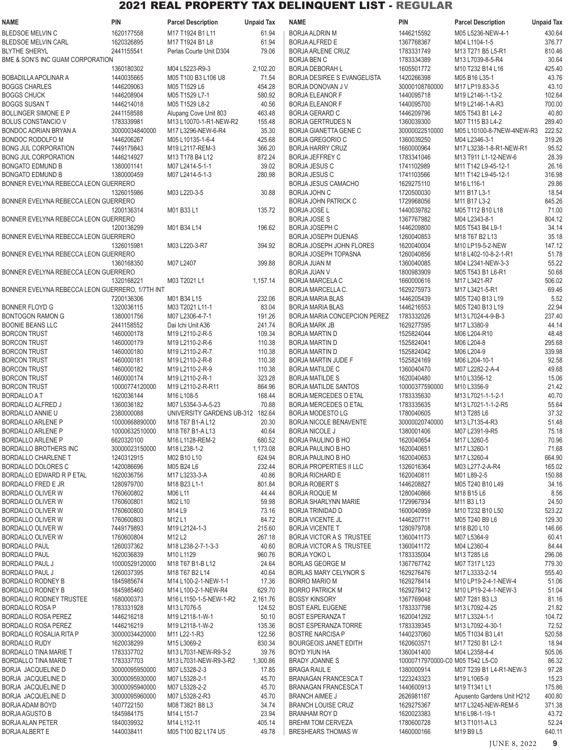# 2021 REAL PROPERTY TAX DELINQUENT LIST - REGULAR

| NAME | PIN | Parcel Description | Unpaid Tax |
|---|---|---|---|
| BLEDSOE MELVIN C | 1620177558 | M17 T1924 B1 L11 | 61.94 |
| BLEDSOE MELVIN CARL | 1620326895 | M17 T1924 B1 L8 | 61.94 |
| BLYTHE SHERYL | 2441155541 | Perlas Courte Unit D304 | 79.06 |
| BME & SON'S INC GUAM CORPORATION | 1360180302 | M04 L5223-R9-3 | 2,102.20 |
| BOBADILLA APOLINAR A | 1440035665 | M05 T100 B3 L106 U8 | 71.54 |
| BOGGS CHARLES | 1446209063 | M05 T1529 L6 | 454.28 |
| BOGGS CHUCK | 1446208904 | M05 T1529 L7-1 | 580.92 |
| BOGGS SUSAN T | 1446214018 | M05 T1529 L8-2 | 40.56 |
| BOLLINGER SIMONE E P | 2441158588 | Alupang Cove Unit 803 | 463.48 |
| BOLUS CONSTANCIO V | 1783339981 | M13 L10070-1-R1-NEW-R2 | 155.48 |
| BONDOC ADRIAN BRYAN A | 30000034840000 | M17 L3296-NEW-6-R4 | 35.30 |
| BONDOC RODOLFO M | 1446206267 | M05 L10135-1-6-4 | 425.68 |
| BONG JUL CORPORATION | 7449179843 | M19 L2117-REM-3 | 366.20 |
| BONG JUL CORPORATION | 1446214927 | M13 T178 B4 L12 | 872.24 |
| BONGATO EDMUND B | 1380001141 | M07 L2414-5-1-1 | 39.02 |
| BONGATO EDMUND B | 1380000459 | M07 L2414-5-1-3 | 280.98 |
| BONNER EVELYNA REBECCA LEON GUERRERO | 1326015986 | M03 L220-3-5 | 30.88 |
| BONNER EVELYNA REBECCA LEON GUERRERO | 1200136314 | M01 B33 L1 | 135.72 |
| BONNER EVELYNA REBECCA LEON GUERRERO | 1200136299 | M01 B34 L14 | 196.62 |
| BONNER EVELYNA REBECCA LEON GUERRERO | 1326015981 | M03 L220-3-R7 | 394.92 |
| BONNER EVELYNA REBECCA LEON GUERRERO | 1360168350 | M07 L2407 | 399.88 |
| BONNER EVELYNA REBECCA LEON GUERRERO | 1320168221 | M03 T2021 L1 | 1,157.14 |
| BONNER EVELYNA REBECCA LEON GUERRERO, 1/7TH INT | 7200136306 | M01 B34 L15 | 232.06 |
| BONNER FLOYD G | 1320036115 | M03 T2021 L11-1 | 83.04 |
| BONTOGON RAMON G | 1380001756 | M07 L2306-4-7-1 | 191.26 |
| BOONIE BEANS LLC | 2441158552 | Dai Ichi Unit A36 | 241.74 |
| BORCON TRUST | 1460000178 | M19 L2110-2-R-5 | 109.34 |
| BORCON TRUST | 1460000179 | M19 L2110-2-R-6 | 110.38 |
| BORCON TRUST | 1460000180 | M19 L2110-2-R-7 | 110.38 |
| BORCON TRUST | 1460000181 | M19 L2110-2-R-8 | 110.38 |
| BORCON TRUST | 1460000182 | M19 L2110-2-R-9 | 110.38 |
| BORCON TRUST | 1460000174 | M19 L2110-2-R-1 | 323.28 |
| BORCON TRUST | 10000774120000 | M19 L2110-2-R-R11 | 864.96 |
| BORDALLO A T | 1620036144 | M16 L108-5 | 168.44 |
| BORDALLO ALFRED J | 1360036182 | M07 L5354-3-A-5-23 | 70.88 |
| BORDALLO ANNIE U | 2380000088 | UNIVERSITY GARDENS UB-312 | 182.64 |
| BORDALLO ARLENE P | 10000668890000 | M18 T67 B1-A L12 | 20.30 |
| BORDALLO ARLENE P | 10000632510000 | M18 T67 B1-A L13 | 40.64 |
| BORDALLO ARLENE P | 6620320100 | M16 L1128-REM-2 | 680.52 |
| BORDALLO BROTHERS INC | 30000023150000 | M18 L238-1-2 | 1,173.08 |
| BORDALLO CHARLENE T | 1240312915 | M02 B10 L10 | 624.94 |
| BORDALLO DOLORES C | 1420086696 | M05 B24 L6 | 232.44 |
| BORDALLO EDWARD R P ETAL | 1620036756 | M17 L3233-3-A | 40.86 |
| BORDALLO FRED E JR | 1280979700 | M18 B23 L1-1 | 801.84 |
| BORDALLO OLIVER W | 1760600802 | M06 L11 | 44.44 |
| BORDALLO OLIVER W | 1760600801 | M02 L10 | 59.98 |
| BORDALLO OLIVER W | 1760600800 | M14 L9 | 73.16 |
| BORDALLO OLIVER W | 1760600803 | M12 L1 | 84.72 |
| BORDALLO OLIVER W | 7449179893 | M19 L2124-1-3 | 215.60 |
| BORDALLO OLIVER W | 1760600804 | M12 L2 | 267.18 |
| BORDALLO PAUL | 1260037362 | M18 L238-2-7-1-3-3 | 40.60 |
| BORDALLO PAUL | 1620036839 | M10 L1129 | 960.76 |
| BORDALLO PAUL J | 10000529120000 | M18 T67 B1-B L12 | 24.64 |
| BORDALLO PAUL J | 1260037395 | M18 T67 B2 L14 | 40.64 |
| BORDALLO RODNEY B | 1845985674 | M14 L100-2-1-NEW-1-1 | 17.36 |
| BORDALLO RODNEY B | 1845985460 | M14 L100-2-1-NEW-R4 | 629.70 |
| BORDALLO RODNEY TRUSTEE | 1680000373 | M16 L1150-1-5-NEW-1-R2 | 2,161.76 |
| BORDALLO ROSA P | 1783331928 | M13 L7076-5 | 124.52 |
| BORDALLO ROSA PEREZ | 1446216218 | M19 L2118-1-W-1 | 50.10 |
| BORDALLO ROSA PEREZ | 1446216219 | M19 L2118-1-W-2 | 135.36 |
| BORDALLO ROSALIA RITA P | 30000034420000 | M11 L22-1-R3 | 122.56 |
| BORDALLO RUDY | 1620038299 | M15 L3069-2 | 830.34 |
| BORDALLO TINA MARIE T | 1783337702 | M13 L7031-NEW-R9-3-2 | 39.76 |
| BORDALLO TINA MARIE T | 1783337703 | M13 L7031-NEW-R9-3-R2 | 1,300.86 |
| BORJA JACQUELINE D | 30000095950000 | M07 L5328-2-3 | 17.85 |
| BORJA JACQUELINE D | 30000095930000 | M07 L5328-2-1 | 45.70 |
| BORJA JACQUELINE D | 30000095940000 | M07 L5328-2-2 | 45.70 |
| BORJA JACQUELINE D | 30000095960000 | M07 L5328-2-R3 | 45.70 |
| BORJA ADAM BOYD | 1407722150 | M08 T3821 B8 L3 | 34.74 |
| BORJA AGUSTO B | 1845984175 | M14 L151-7 | 23.94 |
| BORJA ALAN PETER | 1840039932 | M14 L112-11 | 405.14 |
| BORJA ALBERT E | 1440038411 | M05 T100 B2 L174 U5 | 49.78 |
| BORJA ALDRIN M | 1446215592 | M05 L5236-NEW-4-1 | 430.64 |
| BORJA ALFRED E | 1367768367 | M04 L1104-1-5 | 376.77 |
| BORJA ARLENE CRUZ | 1783331749 | M13 T271 B5 L5-R1 | 810.46 |
| BORJA BEN C | 1783334389 | M13 L7039-8-5-R4 | 30.64 |
| BORJA DEBORAH L | 1605501772 | M10 T232 B14 L16 | 425.40 |
| BORJA DESIREE S EVANGELISTA | 1420266398 | M05 B16 L35-1 | 43.76 |
| BORJA DONOVAN J V | 30000108760000 | M17 LP19.83-3-5 | 43.10 |
| BORJA ELEANOR F | 1440095718 | M19 L2146-1-13-2 | 102.64 |
| BORJA ELEANOR F | 1440095700 | M19 L2146-1-A-R3 | 700.00 |
| BORJA GERARD C | 1446209796 | M05 T543 B1 L4-2 | 40.80 |
| BORJA GERTRUDES N | 1360039300 | M07 T115 B3 L4-2 | 289.40 |
| BORJA GIANETTA GENE C | 30000022510000 | M05 L10100-8-7NEW-4NEW-R3 | 222.52 |
| BORJA GREGORIO C | 1360039250 | M04 L2346-3-1 | 319.26 |
| BORJA HARRY CRUZ | 1660000964 | M17 L3238-1-8-R1-NEW-R1 | 95.52 |
| BORJA JEFFREY C | 1783341046 | M13 T911 L1-12-NEW-6 | 28.39 |
| BORJA JESUS C | 1741102989 | M11 T142 L9-45-12-1 | 26.16 |
| BORJA JESUS C | 1741103566 | M11 T142 L9-45-12-1 | 316.98 |
| BORJA JESUS CAMACHO | 1629275110 | M16 L116-1 | 29.86 |
| BORJA JOHN C | 1720500030 | M11 B17 L3-1 | 18.54 |
| BORJA JOHN PATRICK C | 1729968056 | M11 B17 L3-2 | 845.26 |
| BORJA JOSE L | 1440039782 | M05 T112 B10 L18 | 71.00 |
| BORJA JOSE S | 1367767982 | M04 L2343-8-1 | 804.12 |
| BORJA JOSEPH C | 1446209800 | M05 T543 B4 L9-1 | 34.14 |
| BORJA JOSEPH DUENAS | 1260040853 | M18 T67 B2 L13 | 35.18 |
| BORJA JOSEPH JOHN FLORES | 1620040004 | M10 LP19-5-2-NEW | 147.12 |
| BORJA JOSEPH TOPASNA | 1260040856 | M18 L402-10-8-2-1-R1 | 51.78 |
| BORJA JUAN M | 1360040085 | M04 L2341-NEW-3-3 | 55.22 |
| BORJA JUAN V | 1800983909 | M05 T543 B1 L6-R1 | 50.68 |
| BORJA MARCELA C | 1660000616 | M17 L3421-R7 | 506.02 |
| BORJA MARCELLA C. | 1629275973 | M17 L3421-5-R1 | 69.46 |
| BORJA MARIA BLAS | 1446205439 | M05 T240 B13 L19 | 5.52 |
| BORJA MARIA BLAS | 1446216553 | M05 T240 B13 L19 | 22.94 |
| BORJA MARIA CONCEPCION PEREZ | 1783332026 | M13 L7024-4-9-B-3 | 237.40 |
| BORJA MARK JB | 1629277595 | M17 L3380-9 | 44.14 |
| BORJA MARTIN D | 1525824044 | M06 L204-R10 | 48.48 |
| BORJA MARTIN D | 1525824041 | M06 L204-8 | 295.68 |
| BORJA MARTIN D | 1525824042 | M06 L204-9 | 339.98 |
| BORJA MARTIN JUDE F | 1525824169 | M06 L204-10-1 | 92.58 |
| BORJA MATILDE C | 1360040470 | M07 L2282-2-A-4 | 49.68 |
| BORJA MATILDE S | 1620040480 | M10 L3356-12 | 15.06 |
| BORJA MATILDE SANTOS | 10000377590000 | M10 L3356-9 | 21.42 |
| BORJA MERCEDES O ETAL | 1783335630 | M13 L7021-1-1-2-1 | 40.70 |
| BORJA MERCEDES O ETAL | 1783335635 | M13 L7021-1-1-2-R5 | 55.64 |
| BORJA MODESTO LG | 1780040605 | M13 T285 L6 | 37.32 |
| BORJA NICOLE BENAVENTE | 30000020740000 | M13 L7135-4-R3 | 51.48 |
| BORJA NICOLE J | 1380001406 | M07 L2391-9-R5 | 75.18 |
| BORJA PAULINO B HO | 1620040654 | M17 L3260-5 | 70.96 |
| BORJA PAULINO B HO | 1620040651 | M17 L3260-1 | 71.68 |
| BORJA PAULINO B HO | 1620040653 | M17 L3260-4 | 664.90 |
| BORJA PROPERTIES II LLC | 1326016364 | M03 L277-2-A-R4 | 165.02 |
| BORJA RICHARD E | 1620040811 | M01 L89-2-5 | 150.88 |
| BORJA ROBERT S | 1446208827 | M05 T240 B10 L49 | 34.16 |
| BORJA ROQUE M | 1280040866 | M18 B15 L6 | 8.56 |
| BORJA SHARLYNN MARIE | 1729967934 | M11 B3 L13 | 24.50 |
| BORJA TRINIDAD D | 1600040959 | M10 T232 B10 L50 | 523.22 |
| BORJA VICENTE JL | 1446207711 | M05 T240 B9 L6 | 129.30 |
| BORJA VICENTE T | 1280979708 | M18 B20 L10 | 146.66 |
| BORJA VICTOR A S TRUSTEE | 1360041173 | M07 L5364-9 | 60.41 |
| BORJA VICTOR A S TRUSTEE | 1360041172 | M04 L2360-4 | 84.44 |
| BORJA YOKO L | 1783335004 | M13 T285 L6 | 296.06 |
| BORLAS GEORGE M | 1367767742 | M07 T317 L123 | 779.30 |
| BORLAS MARY CELYNOR S | 1629276476 | M17 L3333-2-14 | 555.40 |
| BORRO MARIO M | 1629278414 | M10 LP19-2-4-1-NEW-4 | 51.06 |
| BORRO PATRICK M | 1629278412 | M10 LP19-2-4-1-NEW-3 | 51.04 |
| BOSSY KINSORY | 1367769048 | M07 T281 B3 L3 | 81.16 |
| BOST EARL EUGENE | 1783337798 | M13 L7092-4-25 | 21.82 |
| BOST ESPERANZA T | 1620041292 | M17 L3324-1-1 | 104.72 |
| BOST ESPERANZA TORRE | 1783339345 | M13 L7092-4-30-1 | 72.52 |
| BOSTRE NARCISA P | 1440237060 | M05 T1034 B3 L41 | 520.58 |
| BOURGEOIS JANET EDITH | 1620603571 | M17 T250 B1 L2-1 | 18.94 |
| BOYD YIUN HA | 1360041400 | M04 L2358-4-4 | 505.06 |
| BRADY JOANNE S | 10000717970000-C0 | M05 T542 L5-C0 | 86.32 |
| BRAGA RAUL E | 1380000914 | M07 T239 B1 L4-R1-NEW-3 | 97.28 |
| BRANAGAN FRANCESCA T | 1223243323 | M19 L1065-9 | 15.23 |
| BRANAGAN FRANCESCA T | 1440600913 | M19 T1341 L1 | 175.86 |
| BRANCH AIMEE J | 2626981187 | Apusento Gardens Unit H212 | 400.80 |
| BRANCH LOUISE CRUZ | 1629275367 | M17 L3245-NEW-REM-5 | 371.38 |
| BRANHAM ROY D | 1620023383 | M16 L98-1-19-1 | 43.72 |
| BREHM TOM CERVEZA | 1780600728 | M13 T1011-A L3 | 52.24 |
| BRESHEARS THOMAS W | 1460000166 | M19 B9 L5 | 640.11 |

JUNE 8, 2022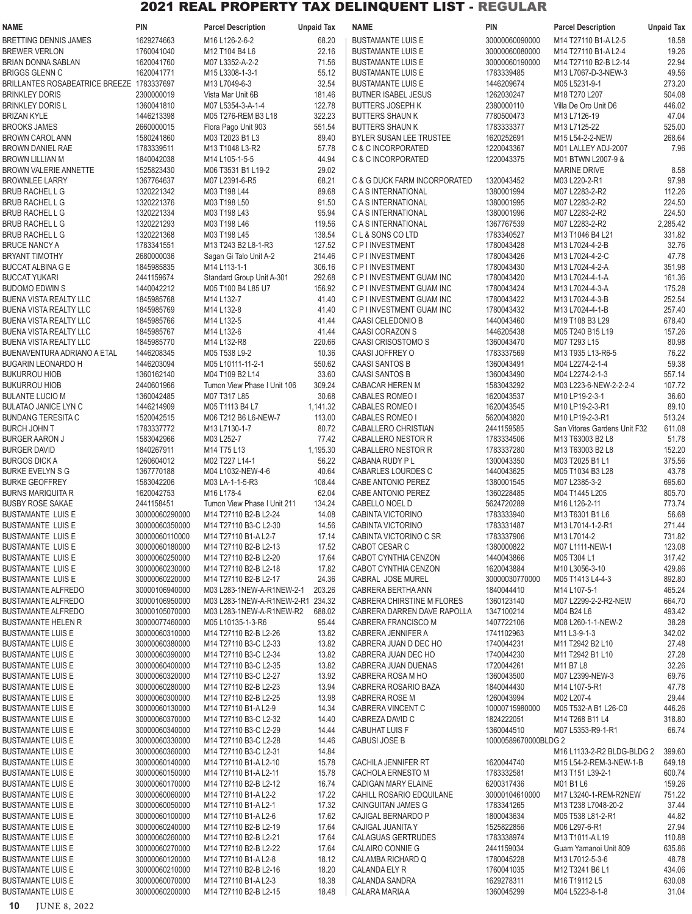# 2021 REAL PROPERTY TAX DELINQUENT LIST - REGULAR

| NAME | PIN | Parcel Description | Unpaid Tax |
|---|---|---|---|
| BRETTING DENNIS JAMES | 1629274663 | M16 L126-2-6-2 | 68.20 |
| BREWER VERLON | 1760041040 | M12 T104 B4 L6 | 22.16 |
| BRIAN DONNA SABLAN | 1620041760 | M07 L3352-A-2-2 | 71.56 |
| BRIGGS GLENN C | 1620041771 | M15 L3308-1-3-1 | 55.12 |
| BRILLANTES ROSABEATRICE BREEZE | 1783337697 | M13 L7049-6-3 | 32.54 |
| BRINKLEY DORIS | 2300000019 | Vista Mar Unit 6B | 181.46 |
| BRINKLEY DORIS L | 1360041810 | M07 L5354-3-A-1-4 | 122.78 |
| BRIZAN KYLE | 1446213398 | M05 T276-REM B3 L18 | 322.23 |
| BROOKS JAMES | 2660000015 | Flora Pago Unit 903 | 551.54 |
| BROWN CAROL ANN | 1580241860 | M03 T2023 B1 L3 | 89.40 |
| BROWN DANIEL RAE | 1783339511 | M13 T1048 L3-R2 | 57.78 |
| BROWN LILLIAN M | 1840042038 | M14 L105-1-5-5 | 44.94 |
| BROWN VALERIE ANNETTE | 1525823430 | M06 T3531 B1 L19-2 | 29.02 |
| BROWNLEE LARRY | 1367764637 | M07 L2391-6-R5 | 68.21 |
| BRUB RACHEL L G | 1320221342 | M03 T198 L44 | 89.68 |
| BRUB RACHEL L G | 1320221376 | M03 T198 L50 | 91.50 |
| BRUB RACHEL L G | 1320221334 | M03 T198 L43 | 95.94 |
| BRUB RACHEL L G | 1320221293 | M03 T198 L46 | 119.56 |
| BRUB RACHEL L G | 1320221368 | M03 T198 L45 | 138.54 |
| BRUCE NANCY A | 1783341551 | M13 T243 B2 L8-1-R3 | 127.52 |
| BRYANT TIMOTHY | 2680000036 | Sagan Gi Talo Unit A-2 | 214.46 |
| BUCCAT ALBINA G E | 1845985835 | M14 L113-1-1 | 306.16 |
| BUCCAT YUKARI | 2441159674 | Standard Group Unit A-301 | 292.68 |
| BUDOMO EDWIN S | 1440042212 | M05 T100 B4 L85 U7 | 156.92 |
| BUENA VISTA REALTY LLC | 1845985768 | M14 L132-7 | 41.40 |
| BUENA VISTA REALTY LLC | 1845985769 | M14 L132-8 | 41.40 |
| BUENA VISTA REALTY LLC | 1845985766 | M14 L132-5 | 41.44 |
| BUENA VISTA REALTY LLC | 1845985767 | M14 L132-6 | 41.44 |
| BUENA VISTA REALTY LLC | 1845985770 | M14 L132-R8 | 220.66 |
| BUENAVENTURA ADRIANO A ETAL | 1446208345 | M05 T538 L9-2 | 10.36 |
| BUGARIN LEONARDO H | 1446203094 | M05 L10111-11-2-1 | 550.62 |
| BUKURROU HIOB | 1360162140 | M04 T109 B2 L14 | 33.60 |
| BUKURROU HIOB | 2440601966 | Tumon View Phase I Unit 106 | 309.24 |
| BULANTE LUCIO M | 1360042485 | M07 T317 L85 | 30.68 |
| BULATAO JANICE LYN C | 1446214909 | M05 T1113 B4 L7 | 1,141.32 |
| BUNDANG TERESITA C | 1520042515 | M06 T212 B6 L6-NEW-7 | 113.00 |
| BURCH JOHN T | 1783337772 | M13 L7130-1-7 | 80.72 |
| BURGER AARON J | 1583042966 | M03 L252-7 | 77.42 |
| BURGER DAVID | 1840267911 | M14 T75 L13 | 1,195.30 |
| BURGOS DICK A | 1260604012 | M02 T227 L14-1 | 56.22 |
| BURKE EVELYN S G | 1367770188 | M04 L1032-NEW-4-6 | 40.64 |
| BURKE GEOFFREY | 1583042206 | M03 LA-1-1-5-R3 | 108.44 |
| BURNS MARIQUITA R | 1620042753 | M16 L178-4 | 62.04 |
| BUSBY ROSE SAKAE | 2441158451 | Tumon View Phase I Unit 211 | 134.24 |
| BUSTAMANTE LUIS E | 30000060290000 | M14 T27110 B2-B L2-24 | 14.08 |
| BUSTAMANTE LUIS E | 30000060350000 | M14 T27110 B3-C L2-30 | 14.56 |
| BUSTAMANTE LUIS E | 30000060110000 | M14 T27110 B1-A L2-7 | 17.14 |
| BUSTAMANTE LUIS E | 30000060180000 | M14 T27110 B2-B L2-13 | 17.52 |
| BUSTAMANTE LUIS E | 30000060250000 | M14 T27110 B2-B L2-20 | 17.64 |
| BUSTAMANTE LUIS E | 30000060230000 | M14 T27110 B2-B L2-18 | 17.82 |
| BUSTAMANTE LUIS E | 30000060220000 | M14 T27110 B2-B L2-17 | 24.36 |
| BUSTAMANTE ALFREDO | 30000106940000 | M03 L283-1NEW-A-R1NEW-2-1 | 203.26 |
| BUSTAMANTE ALFREDO | 30000106950000 | M03 L283-1NEW-A-R1NEW-2-R1 | 234.32 |
| BUSTAMANTE ALFREDO | 30000105070000 | M03 L283-1NEW-A-R1NEW-R2 | 688.02 |
| BUSTAMANTE HELEN R | 30000077460000 | M05 L10135-1-3-R6 | 95.44 |
| BUSTAMANTE LUIS E | 30000060310000 | M14 T27110 B2-B L2-26 | 13.82 |
| BUSTAMANTE LUIS E | 30000060380000 | M14 T27110 B3-C L2-33 | 13.82 |
| BUSTAMANTE LUIS E | 30000060390000 | M14 T27110 B3-C L2-34 | 13.82 |
| BUSTAMANTE LUIS E | 30000060400000 | M14 T27110 B3-C L2-35 | 13.82 |
| BUSTAMANTE LUIS E | 30000060320000 | M14 T27110 B3-C L2-27 | 13.92 |
| BUSTAMANTE LUIS E | 30000060280000 | M14 T27110 B2-B L2-23 | 13.94 |
| BUSTAMANTE LUIS E | 30000060300000 | M14 T27110 B2-B L2-25 | 13.98 |
| BUSTAMANTE LUIS E | 30000060130000 | M14 T27110 B1-A L2-9 | 14.34 |
| BUSTAMANTE LUIS E | 30000060370000 | M14 T27110 B3-C L2-32 | 14.40 |
| BUSTAMANTE LUIS E | 30000060340000 | M14 T27110 B3-C L2-29 | 14.44 |
| BUSTAMANTE LUIS E | 30000060330000 | M14 T27110 B3-C L2-28 | 14.46 |
| BUSTAMANTE LUIS E | 30000060360000 | M14 T27110 B3-C L2-31 | 14.84 |
| BUSTAMANTE LUIS E | 30000060140000 | M14 T27110 B1-A L2-10 | 15.78 |
| BUSTAMANTE LUIS E | 30000060150000 | M14 T27110 B1-A L2-11 | 15.78 |
| BUSTAMANTE LUIS E | 30000060170000 | M14 T27110 B2-B L2-12 | 16.74 |
| BUSTAMANTE LUIS E | 30000060060000 | M14 T27110 B1-A L2-2 | 17.22 |
| BUSTAMANTE LUIS E | 30000060050000 | M14 T27110 B1-A L2-1 | 17.32 |
| BUSTAMANTE LUIS E | 30000060100000 | M14 T27110 B1-A L2-6 | 17.62 |
| BUSTAMANTE LUIS E | 30000060240000 | M14 T27110 B2-B L2-19 | 17.64 |
| BUSTAMANTE LUIS E | 30000060260000 | M14 T27110 B2-B L2-21 | 17.64 |
| BUSTAMANTE LUIS E | 30000060270000 | M14 T27110 B2-B L2-22 | 17.64 |
| BUSTAMANTE LUIS E | 30000060120000 | M14 T27110 B1-A L2-8 | 18.12 |
| BUSTAMANTE LUIS E | 30000060210000 | M14 T27110 B2-B L2-16 | 18.20 |
| BUSTAMANTE LUIS E | 30000060070000 | M14 T27110 B1-A L2-3 | 18.38 |
| BUSTAMANTE LUIS E | 30000060200000 | M14 T27110 B2-B L2-15 | 18.48 |
| BUSTAMANTE LUIS E | 30000060090000 | M14 T27110 B1-A L2-5 | 18.58 |
| BUSTAMANTE LUIS E | 30000060080000 | M14 T27110 B1-A L2-4 | 19.26 |
| BUSTAMANTE LUIS E | 30000060190000 | M14 T27110 B2-B L2-14 | 22.94 |
| BUSTAMANTE LUIS E | 1783339485 | M13 L7067-D-3-NEW-3 | 49.56 |
| BUSTAMANTE LUIS E | 1446209674 | M05 L5231-9-1 | 273.20 |
| BUTNER ISABEL JESUS | 1262030247 | M18 T270 L207 | 504.08 |
| BUTTERS JOSEPH K | 2380000110 | Villa De Oro Unit D6 | 446.02 |
| BUTTERS SHAUN K | 7780500473 | M13 L7126-19 | 47.04 |
| BUTTERS SHAUN K | 1783333377 | M13 L7125-22 | 525.00 |
| BYLER SUSAN LEE TRUSTEE | 1620252691 | M15 L54-2-2-NEW | 268.64 |
| C & C INCORPORATED | 1220043367 | M01 LALLEY ADJ-2007 | 7.96 |
| C & C INCORPORATED | 1220043375 | M01 BTWN L2007-9 & MARINE DRIVE | 8.58 |
| C & G DUCK FARM INCORPORATED | 1320043452 | M03 L220-2-R1 | 97.98 |
| C A S INTERNATIONAL | 1380001994 | M07 L2283-2-R2 | 112.26 |
| C A S INTERNATIONAL | 1380001995 | M07 L2283-2-R2 | 224.50 |
| C A S INTERNATIONAL | 1380001996 | M07 L2283-2-R2 | 224.50 |
| C A S INTERNATIONAL | 1367767539 | M07 L2283-2-R2 | 2,285.42 |
| C L & SONS CO LTD | 1783340527 | M13 T1046 B4 L21 | 331.82 |
| C P I INVESTMENT | 1780043428 | M13 L7024-4-2-B | 32.76 |
| C P I INVESTMENT | 1780043426 | M13 L7024-4-2-C | 47.78 |
| C P I INVESTMENT | 1780043430 | M13 L7024-4-2-A | 351.98 |
| C P I INVESTMENT GUAM INC | 1780043420 | M13 L7024-4-1-A | 161.36 |
| C P I INVESTMENT GUAM INC | 1780043424 | M13 L7024-4-3-A | 175.28 |
| C P I INVESTMENT GUAM INC | 1780043422 | M13 L7024-4-3-B | 252.54 |
| C P I INVESTMENT GUAM INC | 1780043432 | M13 L7024-4-1-B | 257.40 |
| CAASI CELEDONIO B | 1440043460 | M19 T108 B3 L29 | 678.40 |
| CAASI CORAZON S | 1446205438 | M05 T240 B15 L19 | 157.26 |
| CAASI CRISOSTOMO S | 1360043470 | M07 T293 L15 | 80.98 |
| CAASI JOFFREY O | 1783337569 | M13 T935 L13-R6-5 | 76.22 |
| CAASI SANTOS B | 1360043491 | M04 L2274-2-1-4 | 59.38 |
| CAASI SANTOS B | 1360043490 | M04 L2274-2-1-3 | 557.14 |
| CABACAR HEREN M | 1583043292 | M03 L223-6-NEW-2-2-2-4 | 107.72 |
| CABALES ROMEO I | 1620043537 | M10 LP19-2-3-1 | 36.60 |
| CABALES ROMEO I | 1620043545 | M10 LP19-2-3-R1 | 89.10 |
| CABALES ROMEO I | 5620043820 | M10 LP19-2-3-R1 | 513.24 |
| CABALLERO CHRISTIAN | 2441159585 | San Vitores Gardens Unit F32 | 611.08 |
| CABALLERO NESTOR R | 1783334506 | M13 T63003 B2 L8 | 51.78 |
| CABALLERO NESTOR R | 1783337280 | M13 T63003 B2 L8 | 152.20 |
| CABANA RUDY P L | 1300043350 | M03 T2025 B1 L1 | 375.56 |
| CABARLES LOURDES C | 1440043625 | M05 T1034 B3 L28 | 43.78 |
| CABE ANTONIO PEREZ | 1380001545 | M07 L2385-3-2 | 695.60 |
| CABE ANTONIO PEREZ | 1360228485 | M04 T1445 L205 | 805.70 |
| CABELLO NOEL D | 5624720289 | M16 L126-2-11 | 773.74 |
| CABINTA VICTORINO | 1783333940 | M13 T6301 B1 L6 | 56.68 |
| CABINTA VICTORINO | 1783331487 | M13 L7014-1-2-R1 | 271.44 |
| CABINTA VICTORINO C SR | 1783337906 | M13 L7014-2 | 731.82 |
| CABOT CESAR C | 1380000822 | M07 L1111-NEW-1 | 123.08 |
| CABOT CYNTHIA CENZON | 1440043866 | M05 T304 L1 | 317.42 |
| CABOT CYNTHIA CENZON | 1620043884 | M10 L3056-3-10 | 429.86 |
| CABRAL JOSE MUREL | 30000030770000 | M05 T1413 L4-4-3 | 892.80 |
| CABRERA BERTHA ANN | 1840044410 | M14 L107-5-1 | 465.24 |
| CABRERA CHIRSTINE M FLORES | 1360123140 | M07 L2299-2-2-R2-NEW | 664.70 |
| CABRERA DARREN DAVE RAPOLLA | 1347100214 | M04 B24 L6 | 493.42 |
| CABRERA FRANCISCO M | 1407722106 | M08 L260-1-1-NEW-2 | 38.28 |
| CABRERA JENNIFER A | 1741102963 | M11 L3-9-1-3 | 342.02 |
| CABRERA JUAN D DEC HO | 1740044231 | M11 T2942 B2 L10 | 27.48 |
| CABRERA JUAN DEC HO | 1740044230 | M11 T2942 B1 L10 | 27.28 |
| CABRERA JUAN DUENAS | 1720044261 | M11 B7 L8 | 32.26 |
| CABRERA ROSA M HO | 1360043500 | M07 L2399-NEW-3 | 69.76 |
| CABRERA ROSARIO BAZA | 1840044430 | M14 L107-5-R1 | 47.78 |
| CABRERA ROSE M | 1260043994 | M02 L207-4 | 29.44 |
| CABRERA VINCENT C | 10000715980000 | M05 T532-A B1 L26-C0 | 446.26 |
| CABREZA DAVID C | 1824222051 | M14 T268 B11 L4 | 318.80 |
| CABUHAT LUIS F | 1360044510 | M07 L5353-R9-1-R1 | 66.74 |
| CABUSI JOSE B | 10000589670000BLDG 2 | M16 L1133-2-R2 BLDG-BLDG 2 | 399.60 |
| CACHILA JENNIFER RT | 1620044740 | M15 L54-2-REM-3-NEW-1-B | 649.18 |
| CACHOLA ERNESTO M | 1783332581 | M13 T151 L39-2-1 | 600.74 |
| CADIGAN MARY ELAINE | 6200317436 | M01 B1 L6 | 159.26 |
| CAHILL ROSARIO EDQUILANE | 30000104610000 | M17 L3240-1-REM-R2NEW | 751.22 |
| CAINGUITAN JAMES G | 1783341265 | M13 T238 L7048-20-2 | 37.44 |
| CAJIGAL BERNARDO P | 1800043634 | M05 T538 L81-2-R1 | 44.82 |
| CAJIGAL JUANITA Y | 1525822856 | M06 L297-6-R1 | 27.94 |
| CALAGUAS GERTRUDES | 1783338974 | M13 T1011-A L19 | 110.88 |
| CALAIRO CONNIE G | 2441159034 | Guam Yamanoi Unit 809 | 635.86 |
| CALAMBA RICHARD Q | 1780045228 | M13 L7012-5-3-6 | 48.78 |
| CALANDA ELY R | 1760041035 | M12 T3241 B6 L1 | 434.06 |
| CALANDA SANDRA | 1629278311 | M16 T19112 L5 | 630.08 |
| CALARA MARIA A | 1360045299 | M04 L5223-8-1-8 | 31.04 |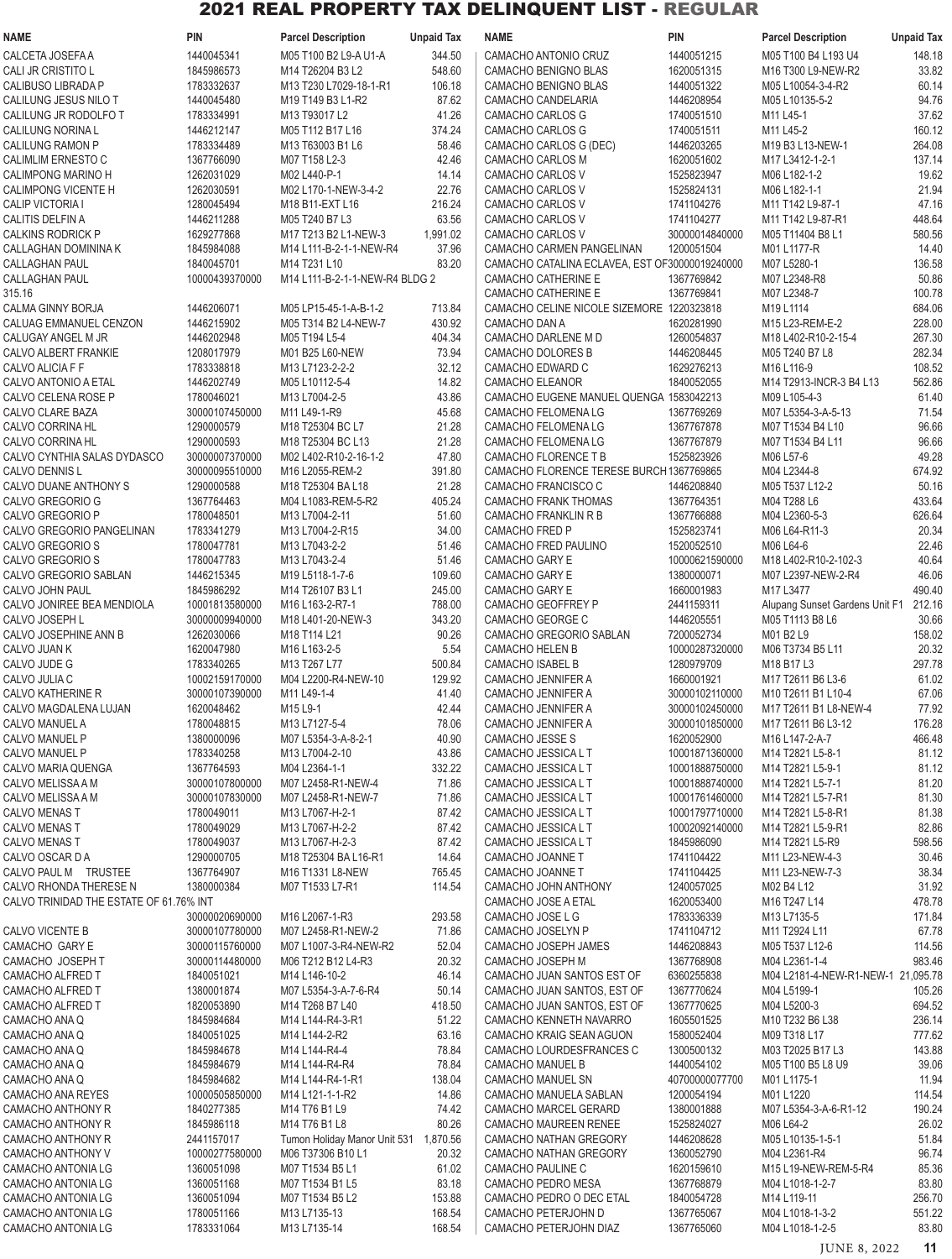# 2021 REAL PROPERTY TAX DELINQUENT LIST - REGULAR

| NAME | PIN | Parcel Description | Unpaid Tax |
|---|---|---|---|
| CALCETA JOSEFA A | 1440045341 | M05 T100 B2 L9-A U1-A | 344.50 |
| CALI JR CRISTITO L | 1845986573 | M14 T26204 B3 L2 | 548.60 |
| CALIBUSO LIBRADA P | 1783332637 | M13 T230 L7029-18-1-R1 | 106.18 |
| CALILUNG JESUS NILO T | 1440045480 | M19 T149 B3 L1-R2 | 87.62 |
| CALILUNG JR RODOLFO T | 1783334991 | M13 T93017 L2 | 41.26 |
| CALILUNG NORINA L | 1446212147 | M05 T112 B17 L16 | 374.24 |
| CALILUNG RAMON P | 1783334489 | M13 T63003 B1 L6 | 58.46 |
| CALIMLIM ERNESTO C | 1367766090 | M07 T158 L2-3 | 42.46 |
| CALIMPONG MARINO H | 1262031029 | M02 L440-P-1 | 14.14 |
| CALIMPONG VICENTE H | 1262030591 | M02 L170-1-NEW-3-4-2 | 22.76 |
| CALIP VICTORIA I | 1280045494 | M18 B11-EXT L16 | 216.24 |
| CALITIS DELFIN A | 1446211288 | M05 T240 B7 L3 | 63.56 |
| CALKINS RODRICK P | 1629277868 | M17 T213 B2 L1-NEW-3 | 1,991.02 |
| CALLAGHAN DOMININA K | 1845984088 | M14 L111-B-2-1-1-NEW-R4 | 37.96 |
| CALLAGHAN PAUL | 1840045701 | M14 T231 L10 | 83.20 |
| CALLAGHAN PAUL | 10000439370000 | M14 L111-B-2-1-1-NEW-R4 BLDG 2 | 315.16 |
| CALMA GINNY BORJA | 1446206071 | M05 LP15-45-1-A-B-1-2 | 713.84 |
| CALUAG EMMANUEL CENZON | 1446215902 | M05 T314 B2 L4-NEW-7 | 430.92 |
| CALUGAY ANGEL M JR | 1446202948 | M05 T194 L5-4 | 404.34 |
| CALVO ALBERT FRANKIE | 1208017979 | M01 B25 L60-NEW | 73.94 |
| CALVO ALICIA F F | 1783338818 | M13 L7123-2-2-2 | 32.12 |
| CALVO ANTONIO A ETAL | 1446202749 | M05 L10112-5-4 | 14.82 |
| CALVO CELENA ROSE P | 1780046021 | M13 L7004-2-5 | 43.86 |
| CALVO CLARE BAZA | 30000107450000 | M11 L49-1-R9 | 45.68 |
| CALVO CORRINA HL | 1290000579 | M18 T25304 BC L7 | 21.28 |
| CALVO CORRINA HL | 1290000593 | M18 T25304 BC L13 | 21.28 |
| CALVO CYNTHIA SALAS DYDASCO | 30000007370000 | M02 L402-R10-2-16-1-2 | 47.80 |
| CALVO DENNIS L | 30000095510000 | M16 L2055-REM-2 | 391.80 |
| CALVO DUANE ANTHONY S | 1290000588 | M18 T25304 BA L18 | 21.28 |
| CALVO GREGORIO G | 1367764463 | M04 L1083-REM-5-R2 | 405.24 |
| CALVO GREGORIO P | 1780048501 | M13 L7004-2-11 | 51.60 |
| CALVO GREGORIO PANGELINAN | 1783341279 | M13 L7004-2-R15 | 34.00 |
| CALVO GREGORIO S | 1780047781 | M13 L7043-2-2 | 51.46 |
| CALVO GREGORIO S | 1780047783 | M13 L7043-2-4 | 51.46 |
| CALVO GREGORIO SABLAN | 1446215345 | M19 L5118-1-7-6 | 109.60 |
| CALVO JOHN PAUL | 1845986982 | M14 T26107 B3 L1 | 245.00 |
| CALVO JONIREE BEA MENDIOLA | 10001813580000 | M16 L163-2-R7-1 | 788.00 |
| CALVO JOSEPH L | 30000009940000 | M18 L401-20-NEW-3 | 343.20 |
| CALVO JOSEPHINE ANN B | 1262030066 | M18 T114 L21 | 90.26 |
| CALVO JUAN K | 1620047980 | M16 L163-2-5 | 5.54 |
| CALVO JUDE G | 1783340265 | M13 T267 L77 | 500.84 |
| CALVO JULIA C | 10002159170000 | M04 L2200-R4-NEW-10 | 129.92 |
| CALVO KATHERINE R | 30000107390000 | M11 L49-1-4 | 41.40 |
| CALVO MAGDALENA LUJAN | 1620048462 | M15 L9-1 | 42.44 |
| CALVO MANUEL A | 1780048815 | M13 L7127-5-4 | 78.06 |
| CALVO MANUEL P | 1380000096 | M07 L5354-3-A-8-2-1 | 40.90 |
| CALVO MANUEL P | 1783340258 | M13 L7004-2-10 | 43.86 |
| CALVO MARIA QUENGA | 1367764593 | M04 L2364-1-1 | 332.22 |
| CALVO MELISSA A M | 30000107800000 | M07 L2458-R1-NEW-4 | 71.86 |
| CALVO MELISSA A M | 30000107830000 | M07 L2458-R1-NEW-7 | 71.86 |
| CALVO MENAS T | 1780049011 | M13 L7067-H-2-1 | 87.42 |
| CALVO MENAS T | 1780049029 | M13 L7067-H-2-2 | 87.42 |
| CALVO MENAS T | 1780049037 | M13 L7067-H-2-3 | 87.42 |
| CALVO OSCAR D A | 1290000705 | M18 T25304 BA L16-R1 | 14.64 |
| CALVO PAUL M TRUSTEE | 1367764907 | M16 T1331 L8-NEW | 765.45 |
| CALVO RHONDA THERESE N | 1380000384 | M07 T1533 L7-R1 | 114.54 |
| CALVO TRINIDAD THE ESTATE OF 61.76% INT | 30000020690000 | M16 L2067-1-R3 | 293.58 |
| CALVO VICENTE B | 30000107780000 | M07 L2458-R1-NEW-2 | 71.86 |
| CAMACHO GARY E | 30000115760000 | M07 L1007-3-R4-NEW-R2 | 52.04 |
| CAMACHO JOSEPH T | 30000114480000 | M06 T212 B12 L4-R3 | 20.32 |
| CAMACHO ALFRED T | 1840051021 | M14 L146-10-2 | 46.14 |
| CAMACHO ALFRED T | 1380001874 | M07 L5354-3-A-7-6-R4 | 50.14 |
| CAMACHO ALFRED T | 1820053890 | M14 T268 B7 L40 | 418.50 |
| CAMACHO ANA Q | 1845984684 | M14 L144-R4-3-R1 | 51.22 |
| CAMACHO ANA Q | 1840051025 | M14 L144-2-R2 | 63.16 |
| CAMACHO ANA Q | 1845984678 | M14 L144-R4-4 | 78.84 |
| CAMACHO ANA Q | 1845984679 | M14 L144-R4-R4 | 78.84 |
| CAMACHO ANA Q | 1845984682 | M14 L144-R4-1-R1 | 138.04 |
| CAMACHO ANA REYES | 10000505850000 | M14 L121-1-1-R2 | 14.86 |
| CAMACHO ANTHONY R | 1840277385 | M14 T76 B1 L9 | 74.42 |
| CAMACHO ANTHONY R | 1845986118 | M14 T76 B1 L8 | 80.26 |
| CAMACHO ANTHONY R | 2441157017 | Tumon Holiday Manor Unit 531 | 1,870.56 |
| CAMACHO ANTHONY V | 10000277580000 | M06 T37306 B10 L1 | 20.32 |
| CAMACHO ANTONIA LG | 1360051098 | M07 T1534 B5 L1 | 61.02 |
| CAMACHO ANTONIA LG | 1360051168 | M07 T1534 B1 L5 | 83.18 |
| CAMACHO ANTONIA LG | 1360051094 | M07 T1534 B5 L2 | 153.88 |
| CAMACHO ANTONIA LG | 1780051166 | M13 L7135-13 | 168.54 |
| CAMACHO ANTONIA LG | 1783331064 | M13 L7135-14 | 168.54 |
| CAMACHO ANTONIO CRUZ | 1440051215 | M05 T100 B4 L193 U4 | 148.18 |
| CAMACHO BENIGNO BLAS | 1620051315 | M16 T300 L9-NEW-R2 | 33.82 |
| CAMACHO BENIGNO BLAS | 1440051322 | M05 L10054-3-4-R2 | 60.14 |
| CAMACHO CANDELARIA | 1446208954 | M05 L10135-5-2 | 94.76 |
| CAMACHO CARLOS G | 1740051510 | M11 L45-1 | 37.62 |
| CAMACHO CARLOS G | 1740051511 | M11 L45-2 | 160.12 |
| CAMACHO CARLOS G (DEC) | 1446203265 | M19 B3 L13-NEW-1 | 264.08 |
| CAMACHO CARLOS M | 1620051602 | M17 L3412-1-2-1 | 137.14 |
| CAMACHO CARLOS V | 1525823947 | M06 L182-1-2 | 19.62 |
| CAMACHO CARLOS V | 1525824131 | M06 L182-1-1 | 21.94 |
| CAMACHO CARLOS V | 1741104276 | M11 T142 L9-87-1 | 47.16 |
| CAMACHO CARLOS V | 1741104277 | M11 T142 L9-87-R1 | 448.64 |
| CAMACHO CARLOS V | 30000014840000 | M05 T11404 B8 L1 | 580.56 |
| CAMACHO CARMEN PANGELINAN | 1200051504 | M01 L1177-R | 14.40 |
| CAMACHO CATALINA ECLAVEA, EST OF | 30000019240000 | M07 L5280-1 | 136.58 |
| CAMACHO CATHERINE E | 1367769842 | M07 L2348-R8 | 50.86 |
| CAMACHO CATHERINE E | 1367769841 | M07 L2348-7 | 100.78 |
| CAMACHO CELINE NICOLE SIZEMORE | 1220323818 | M19 L1114 | 684.06 |
| CAMACHO DAN A | 1620281990 | M15 L23-REM-E-2 | 228.00 |
| CAMACHO DARLENE M D | 1260054837 | M18 L402-R10-2-15-4 | 267.30 |
| CAMACHO DOLORES B | 1446208445 | M05 T240 B7 L8 | 282.34 |
| CAMACHO EDWARD C | 1629276213 | M16 L116-9 | 108.52 |
| CAMACHO ELEANOR | 1840052055 | M14 T2913-INCR-3 B4 L13 | 562.86 |
| CAMACHO EUGENE MANUEL QUENGA | 1583042213 | M09 L105-4-3 | 61.40 |
| CAMACHO FELOMENA LG | 1367769269 | M07 L5354-3-A-5-13 | 71.54 |
| CAMACHO FELOMENA LG | 1367767878 | M07 T1534 B4 L10 | 96.66 |
| CAMACHO FELOMENA LG | 1367767879 | M07 T1534 B4 L11 | 96.66 |
| CAMACHO FLORENCE T B | 1525823926 | M06 L57-6 | 49.28 |
| CAMACHO FLORENCE TERESE BURCH | 1367769865 | M04 L2344-8 | 674.92 |
| CAMACHO FRANCISCO C | 1446208840 | M05 T537 L12-2 | 50.16 |
| CAMACHO FRANK THOMAS | 1367764351 | M04 T288 L6 | 433.64 |
| CAMACHO FRANKLIN R B | 1367766888 | M04 L2360-5-3 | 626.64 |
| CAMACHO FRED P | 1525823741 | M06 L64-R11-3 | 20.34 |
| CAMACHO FRED PAULINO | 1520052510 | M06 L64-6 | 22.46 |
| CAMACHO GARY E | 10000621590000 | M18 L402-R10-2-102-3 | 40.64 |
| CAMACHO GARY E | 1380000071 | M07 L2397-NEW-2-R4 | 46.06 |
| CAMACHO GARY E | 1660001983 | M17 L3477 | 490.40 |
| CAMACHO GEOFFREY P | 2441159311 | Alupang Sunset Gardens Unit F1 | 212.16 |
| CAMACHO GEORGE C | 1446205551 | M05 T1113 B8 L6 | 30.66 |
| CAMACHO GREGORIO SABLAN | 7200052734 | M01 B2 L9 | 158.02 |
| CAMACHO HELEN B | 10000287320000 | M06 T3734 B5 L11 | 20.32 |
| CAMACHO ISABEL B | 1280979709 | M18 B17 L3 | 297.78 |
| CAMACHO JENNIFER A | 1660001921 | M17 T2611 B6 L3-6 | 61.02 |
| CAMACHO JENNIFER A | 30000102110000 | M10 T2611 B1 L10-4 | 67.06 |
| CAMACHO JENNIFER A | 30000102450000 | M17 T2611 B1 L8-NEW-4 | 77.92 |
| CAMACHO JENNIFER A | 30000101850000 | M17 T2611 B6 L3-12 | 176.28 |
| CAMACHO JESSE S | 1620052900 | M16 L147-2-A-7 | 466.48 |
| CAMACHO JESSICA L T | 10001871360000 | M14 T2821 L5-8-1 | 81.12 |
| CAMACHO JESSICA L T | 10001888750000 | M14 T2821 L5-9-1 | 81.12 |
| CAMACHO JESSICA L T | 10001888740000 | M14 T2821 L5-7-1 | 81.20 |
| CAMACHO JESSICA L T | 10001761460000 | M14 T2821 L5-7-R1 | 81.30 |
| CAMACHO JESSICA L T | 10001797710000 | M14 T2821 L5-8-R1 | 81.38 |
| CAMACHO JESSICA L T | 10002092140000 | M14 T2821 L5-9-R1 | 82.86 |
| CAMACHO JESSICA L T | 1845986090 | M14 T2821 L5-R9 | 598.56 |
| CAMACHO JOANNE T | 1741104422 | M11 L23-NEW-4-3 | 30.46 |
| CAMACHO JOANNE T | 1741104425 | M11 L23-NEW-7-3 | 38.34 |
| CAMACHO JOHN ANTHONY | 1240057025 | M02 B4 L12 | 31.92 |
| CAMACHO JOSE A ETAL | 1620053400 | M16 T247 L14 | 478.78 |
| CAMACHO JOSE L G | 1783336339 | M13 L7135-5 | 171.84 |
| CAMACHO JOSELYN P | 1741104712 | M11 T2924 L11 | 67.78 |
| CAMACHO JOSEPH JAMES | 1446208843 | M05 T537 L12-6 | 114.56 |
| CAMACHO JOSEPH M | 1367768908 | M04 L2361-1-4 | 983.46 |
| CAMACHO JUAN SANTOS EST OF | 6360255838 | M04 L2181-4-NEW-R1-NEW-1 | 21,095.78 |
| CAMACHO JUAN SANTOS, EST OF | 1367770624 | M04 L5199-1 | 105.26 |
| CAMACHO JUAN SANTOS, EST OF | 1367770625 | M04 L5200-3 | 694.52 |
| CAMACHO KENNETH NAVARRO | 1605501525 | M10 T232 B6 L38 | 236.14 |
| CAMACHO KRAIG SEAN AGUON | 1580052404 | M09 T318 L17 | 777.62 |
| CAMACHO LOURDESFRANCES C | 1300500132 | M03 T2025 B17 L3 | 143.88 |
| CAMACHO MANUEL B | 1440054102 | M05 T100 B5 L8 U9 | 39.06 |
| CAMACHO MANUEL SN | 40700000077700 | M01 L1175-1 | 11.94 |
| CAMACHO MANUELA SABLAN | 1200054194 | M01 L1220 | 114.54 |
| CAMACHO MARCEL GERARD | 1380001888 | M07 L5354-3-A-6-R1-12 | 190.24 |
| CAMACHO MAUREEN RENEE | 1525824027 | M06 L64-2 | 26.02 |
| CAMACHO NATHAN GREGORY | 1446208628 | M05 L10135-1-5-1 | 51.84 |
| CAMACHO NATHAN GREGORY | 1360052790 | M04 L2361-R4 | 96.74 |
| CAMACHO PAULINE C | 1620159610 | M15 L19-NEW-REM-5-R4 | 85.36 |
| CAMACHO PEDRO MESA | 1367768879 | M04 L1018-1-2-7 | 83.80 |
| CAMACHO PEDRO O DEC ETAL | 1840054728 | M14 L119-11 | 256.70 |
| CAMACHO PETERJOHN D | 1367765067 | M04 L1018-1-3-2 | 551.22 |
| CAMACHO PETERJOHN DIAZ | 1367765060 | M04 L1018-1-2-5 | 83.80 |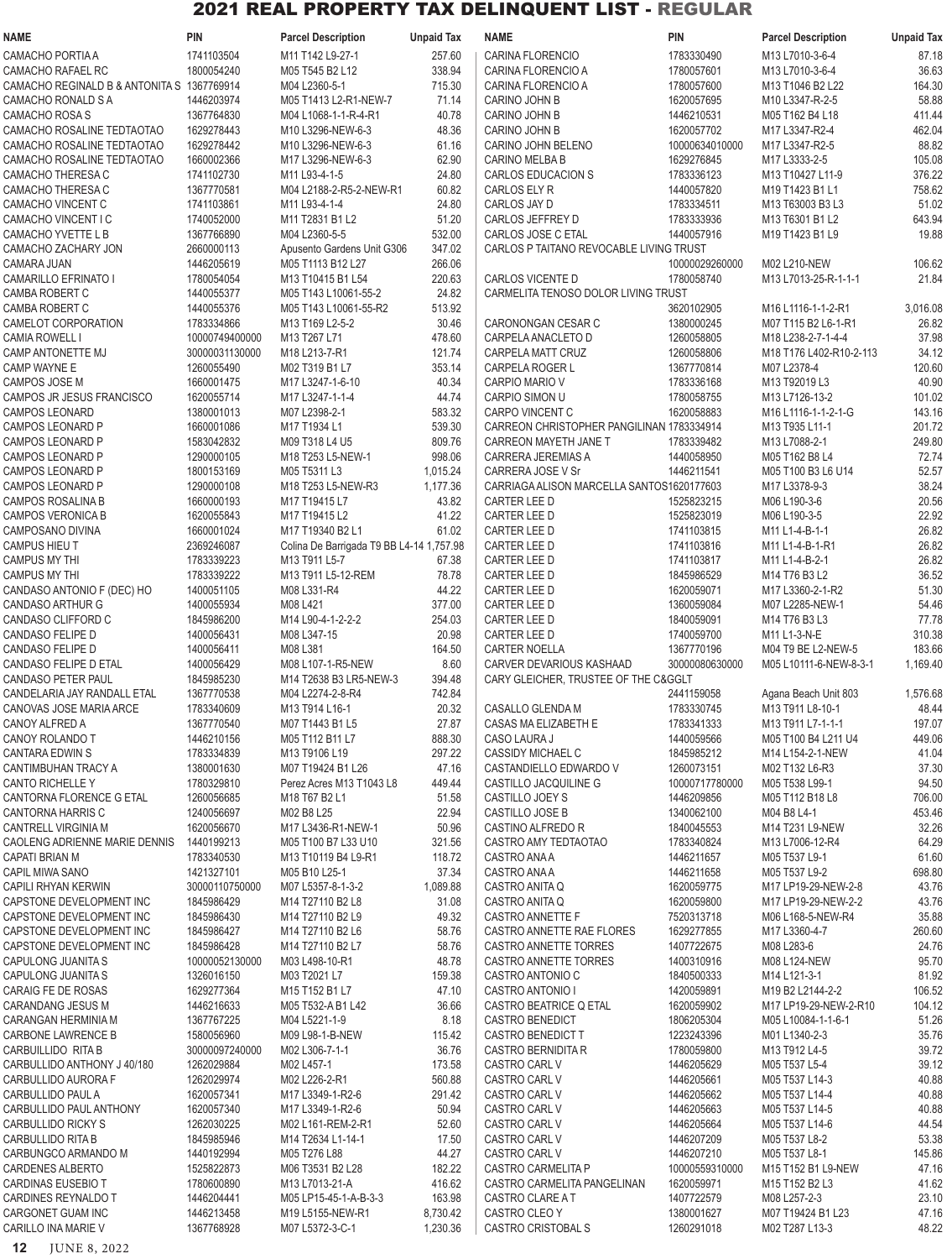## 2021 REAL PROPERTY TAX DELINQUENT LIST - REGULAR

| NAME | PIN | Parcel Description | Unpaid Tax |
|---|---|---|---|
| CAMACHO PORTIA A | 1741103504 | M11 T142 L9-27-1 | 257.60 |
| CAMACHO RAFAEL RC | 1800054240 | M05 T545 B2 L12 | 338.94 |
| CAMACHO REGINALD B & ANTONITA S | 1367769914 | M04 L2360-5-1 | 715.30 |
| CAMACHO RONALD S A | 1446203974 | M05 T1413 L2-R1-NEW-7 | 71.14 |
| CAMACHO ROSA S | 1367764830 | M04 L1068-1-1-R-4-R1 | 40.78 |
| CAMACHO ROSALINE TEDTAOTAO | 1629278443 | M10 L3296-NEW-6-3 | 48.36 |
| CAMACHO ROSALINE TEDTAOTAO | 1629278442 | M10 L3296-NEW-6-3 | 61.16 |
| CAMACHO ROSALINE TEDTAOTAO | 1660002366 | M17 L3296-NEW-6-3 | 62.90 |
| CAMACHO THERESA C | 1741102730 | M11 L93-4-1-5 | 24.80 |
| CAMACHO THERESA C | 1367770581 | M04 L2188-2-R5-2-NEW-R1 | 60.82 |
| CAMACHO VINCENT C | 1741103861 | M11 L93-4-1-4 | 24.80 |
| CAMACHO VINCENT I C | 1740052000 | M11 T2831 B1 L2 | 51.20 |
| CAMACHO YVETTE L B | 1367766890 | M04 L2360-5-5 | 532.00 |
| CAMACHO ZACHARY JON | 2660000113 | Apusento Gardens Unit G306 | 347.02 |
| CAMARA JUAN | 1446205619 | M05 T1113 B12 L27 | 266.06 |
| CAMARILLO EFRINATO I | 1780054054 | M13 T10415 B1 L54 | 220.63 |
| CAMBA ROBERT C | 1440055377 | M05 T143 L10061-55-2 | 24.82 |
| CAMBA ROBERT C | 1440055376 | M05 T143 L10061-55-R2 | 513.92 |
| CAMELOT CORPORATION | 1783334866 | M13 T169 L2-5-2 | 30.46 |
| CAMIA ROWELL I | 10000749400000 | M13 T267 L71 | 478.60 |
| CAMP ANTONETTE MJ | 30000031130000 | M18 L213-7-R1 | 121.74 |
| CAMP WAYNE E | 1260055490 | M02 T319 B1 L7 | 353.14 |
| CAMPOS JOSE M | 1660001475 | M17 L3247-1-6-10 | 40.34 |
| CAMPOS JR JESUS FRANCISCO | 1620055714 | M17 L3247-1-1-4 | 44.74 |
| CAMPOS LEONARD | 1380001013 | M07 L2398-2-1 | 583.32 |
| CAMPOS LEONARD P | 1660001086 | M17 T1934 L1 | 539.30 |
| CAMPOS LEONARD P | 1583042832 | M09 T318 L4 U5 | 809.76 |
| CAMPOS LEONARD P | 1290000105 | M18 T253 L5-NEW-1 | 998.06 |
| CAMPOS LEONARD P | 1800153169 | M05 T5311 L3 | 1,015.24 |
| CAMPOS LEONARD P | 1290000108 | M18 T253 L5-NEW-R3 | 1,177.36 |
| CAMPOS ROSALINA B | 1660000193 | M17 T19415 L7 | 43.82 |
| CAMPOS VERONICA B | 1620055843 | M17 T19415 L2 | 41.22 |
| CAMPOSANO DIVINA | 1660001024 | M17 T19340 B2 L1 | 61.02 |
| CAMPUS HIEU T | 2369246087 | Colina De Barrigada T9 BB L4-14 | 1,757.98 |
| CAMPUS MY THI | 1783339223 | M13 T911 L5-7 | 67.38 |
| CAMPUS MY THI | 1783339222 | M13 T911 L5-12-REM | 78.78 |
| CANDASO ANTONIO F (DEC) HO | 1400051105 | M08 L331-R4 | 44.22 |
| CANDASO ARTHUR G | 1400055934 | M08 L421 | 377.00 |
| CANDASO CLIFFORD C | 1845986200 | M14 L90-4-1-2-2-2 | 254.03 |
| CANDASO FELIPE D | 1400056431 | M08 L347-15 | 20.98 |
| CANDASO FELIPE D | 1400056411 | M08 L381 | 164.50 |
| CANDASO FELIPE D ETAL | 1400056429 | M08 L107-1-R5-NEW | 8.60 |
| CANDASO PETER PAUL | 1845985230 | M14 T2638 B3 LR5-NEW-3 | 394.48 |
| CANDELARIA JAY RANDALL ETAL | 1367770538 | M04 L2274-2-8-R4 | 742.84 |
| CANOVAS JOSE MARIA ARCE | 1783340609 | M13 T914 L16-1 | 20.32 |
| CANOY ALFRED A | 1367770540 | M07 T1443 B1 L5 | 27.87 |
| CANOY ROLANDO T | 1446210156 | M05 T112 B11 L7 | 888.30 |
| CANTARA EDWIN S | 1783334839 | M13 T9106 L19 | 297.22 |
| CANTIMBUHAN TRACY A | 1380001630 | M07 T19424 B1 L26 | 47.16 |
| CANTO RICHELLE Y | 1780329810 | Perez Acres M13 T1043 L8 | 449.44 |
| CANTORNA FLORENCE G ETAL | 1260056685 | M18 T67 B2 L1 | 51.58 |
| CANTORNA HARRIS C | 1240056697 | M02 B8 L25 | 22.94 |
| CANTRELL VIRGINIA M | 1620056670 | M17 L3436-R1-NEW-1 | 50.96 |
| CAOLENG ADRIENNE MARIE DENNIS | 1440199213 | M05 T100 B7 L33 U10 | 321.56 |
| CAPATI BRIAN M | 1783340530 | M13 T10119 B4 L9-R1 | 118.72 |
| CAPIL MIWA SANO | 1421327101 | M05 B10 L25-1 | 37.34 |
| CAPILI RHYAN KERWIN | 30000110750000 | M07 L5357-8-1-3-2 | 1,089.88 |
| CAPSTONE DEVELOPMENT INC | 1845986429 | M14 T27110 B2 L8 | 31.08 |
| CAPSTONE DEVELOPMENT INC | 1845986430 | M14 T27110 B2 L9 | 49.32 |
| CAPSTONE DEVELOPMENT INC | 1845986427 | M14 T27110 B2 L6 | 58.76 |
| CAPSTONE DEVELOPMENT INC | 1845986428 | M14 T27110 B2 L7 | 58.76 |
| CAPULONG JUANITA S | 10000052130000 | M03 L498-10-R1 | 48.78 |
| CAPULONG JUANITA S | 1326016150 | M03 T2021 L7 | 159.38 |
| CARAIG FE DE ROSAS | 1629277364 | M15 T152 B1 L7 | 47.10 |
| CARANDANG JESUS M | 1446216633 | M05 T532-A B1 L42 | 36.66 |
| CARANGAN HERMINIA M | 1367767225 | M04 L5221-1-9 | 8.18 |
| CARBONE LAWRENCE B | 1580056960 | M09 L98-1-B-NEW | 115.42 |
| CARBUILLIDO RITA B | 30000097240000 | M02 L306-7-1-1 | 36.76 |
| CARBULLIDO ANTHONY J 40/180 | 1262029884 | M02 L457-1 | 173.58 |
| CARBULLIDO AURORA F | 1262029974 | M02 L226-2-R1 | 560.88 |
| CARBULLIDO PAUL A | 1620057341 | M17 L3349-1-R2-6 | 291.42 |
| CARBULLIDO PAUL ANTHONY | 1620057340 | M17 L3349-1-R2-6 | 50.94 |
| CARBULLIDO RICKY S | 1262030225 | M02 L161-REM-2-R1 | 52.60 |
| CARBULLIDO RITA B | 1845985946 | M14 T2634 L1-14-1 | 17.50 |
| CARBUNGCO ARMANDO M | 1440192994 | M05 T276 L88 | 44.27 |
| CARDENES ALBERTO | 1525822873 | M06 T3531 B2 L28 | 182.22 |
| CARDINAS EUSEBIO T | 1780060890 | M13 L7013-21-A | 416.62 |
| CARDINES REYNALDO T | 1446204441 | M05 LP15-45-1-A-B-3-3 | 163.98 |
| CARGONET GUAM INC | 1446213458 | M19 L5155-NEW-R1 | 8,730.42 |
| CARILLO INA MARIE V | 1367768928 | M07 L5372-3-C-1 | 1,230.36 |
| CARINA FLORENCIO | 1783330490 | M13 L7010-3-6-4 | 87.18 |
| CARINA FLORENCIO A | 1780057601 | M13 L7010-3-6-4 | 36.63 |
| CARINA FLORENCIO A | 1780057600 | M13 T1046 B2 L22 | 164.30 |
| CARINO JOHN B | 1620057695 | M10 L3347-R-2-5 | 58.88 |
| CARINO JOHN B | 1446210531 | M05 T162 B4 L18 | 411.44 |
| CARINO JOHN B | 1620057702 | M17 L3347-R2-4 | 462.04 |
| CARINO JOHN BELENO | 10000634010000 | M17 L3347-R2-5 | 88.82 |
| CARINO MELBA B | 1629276845 | M17 L3333-2-5 | 105.08 |
| CARLOS EDUCACION S | 1783336123 | M13 T10427 L11-9 | 376.22 |
| CARLOS ELY R | 1440057820 | M19 T1423 B1 L1 | 758.62 |
| CARLOS JAY D | 1783334511 | M13 T63003 B3 L3 | 51.02 |
| CARLOS JEFFREY D | 1783333936 | M13 T6301 B1 L2 | 643.94 |
| CARLOS JOSE C ETAL | 1440057916 | M19 T1423 B1 L9 | 19.88 |
| CARLOS P TAITANO REVOCABLE LIVING TRUST | 10000029260000 | M02 L210-NEW | 106.62 |
| CARLOS VICENTE D | 1780058740 | M13 L7013-25-R-1-1-1 | 21.84 |
| CARMELITA TENOSO DOLOR LIVING TRUST | 3620102905 | M16 L1116-1-1-2-R1 | 3,016.08 |
| CARONONGAN CESAR C | 1380000245 | M07 T115 B2 L6-1-R1 | 26.82 |
| CARPELA ANACLETO D | 1260058805 | M18 L238-2-7-1-4-4 | 37.98 |
| CARPELA MATT CRUZ | 1260058806 | M18 T176 L402-R10-2-113 | 34.12 |
| CARPELA ROGER L | 1367770814 | M07 L2378-4 | 120.60 |
| CARPIO MARIO V | 1783336168 | M13 T92019 L3 | 40.90 |
| CARPIO SIMON U | 1780058755 | M13 L7126-13-2 | 101.02 |
| CARPO VINCENT C | 1620058883 | M16 L1116-1-1-2-1-G | 143.16 |
| CARREON CHRISTOPHER PANGILINAN | 1783334914 | M13 T935 L11-1 | 201.72 |
| CARREON MAYETH JANE T | 1783339482 | M13 L7088-2-1 | 249.80 |
| CARRERA JEREMIAS A | 1440058950 | M05 T162 B8 L4 | 72.74 |
| CARRERA JOSE V Sr | 1446211541 | M05 T100 B3 L6 U14 | 52.57 |
| CARRIAGA ALISON MARCELLA SANTOS | 1620177603 | M17 L3378-9-3 | 38.24 |
| CARTER LEE D | 1525823215 | M06 L190-3-6 | 20.56 |
| CARTER LEE D | 1525823019 | M06 L190-3-5 | 22.92 |
| CARTER LEE D | 1741103815 | M11 L1-4-B-1-1 | 26.82 |
| CARTER LEE D | 1741103816 | M11 L1-4-B-1-R1 | 26.82 |
| CARTER LEE D | 1741103817 | M11 L1-4-B-2-1 | 26.82 |
| CARTER LEE D | 1845986529 | M14 T76 B3 L2 | 36.52 |
| CARTER LEE D | 1620059071 | M17 L3360-2-1-R2 | 51.30 |
| CARTER LEE D | 1360059084 | M07 L2285-NEW-1 | 54.46 |
| CARTER LEE D | 1840059091 | M14 T76 B3 L3 | 77.78 |
| CARTER LEE D | 1740059700 | M11 L1-3-N-E | 310.38 |
| CARTER NOELLA | 1367770196 | M04 T9 BE L2-NEW-5 | 183.66 |
| CARVER DEVARIOUS KASHAAD | 30000080630000 | M05 L10111-6-NEW-8-3-1 | 1,169.40 |
| CARY GLEICHER, TRUSTEE OF THE C&GGLT | 2441159058 | Agana Beach Unit 803 | 1,576.68 |
| CASALLO GLENDA M | 1783330745 | M13 T911 L8-10-1 | 48.44 |
| CASAS MA ELIZABETH E | 1783341333 | M13 T911 L7-1-1-1 | 197.07 |
| CASO LAURA J | 1440059566 | M05 T100 B4 L211 U4 | 449.06 |
| CASSIDY MICHAEL C | 1845985212 | M14 L154-2-1-NEW | 41.04 |
| CASTANDIELLO EDWARDO V | 1260073151 | M02 T132 L6-R3 | 37.30 |
| CASTILLO JACQUILINE G | 10000717780000 | M05 T538 L99-1 | 94.50 |
| CASTILLO JOEY S | 1446209856 | M05 T112 B18 L8 | 706.00 |
| CASTILLO JOSE B | 1340062100 | M04 B8 L4-1 | 453.46 |
| CASTINO ALFREDO R | 1840045553 | M14 T231 L9-NEW | 32.26 |
| CASTRO AMY TEDTAOTAO | 1783340824 | M13 L7006-12-R4 | 64.29 |
| CASTRO ANA A | 1446211657 | M05 T537 L9-1 | 61.60 |
| CASTRO ANA A | 1446211658 | M05 T537 L9-2 | 698.80 |
| CASTRO ANITA Q | 1620059775 | M17 LP19-29-NEW-2-8 | 43.76 |
| CASTRO ANITA Q | 1620059800 | M17 LP19-29-NEW-2-2 | 43.76 |
| CASTRO ANNETTE F | 7520313718 | M06 L168-5-NEW-R4 | 35.88 |
| CASTRO ANNETTE RAE FLORES | 1629277855 | M17 L3360-4-7 | 260.60 |
| CASTRO ANNETTE TORRES | 1407722675 | M08 L283-6 | 24.76 |
| CASTRO ANNETTE TORRES | 1400310916 | M08 L124-NEW | 95.70 |
| CASTRO ANTONIO C | 1840500333 | M14 L121-3-1 | 81.92 |
| CASTRO ANTONIO I | 1420059891 | M19 B2 L2144-2-2 | 106.52 |
| CASTRO BEATRICE Q ETAL | 1620059902 | M17 LP19-29-NEW-2-R10 | 104.12 |
| CASTRO BENEDICT | 1806205304 | M05 L10084-1-1-6-1 | 51.26 |
| CASTRO BENEDICT T | 1223243396 | M01 L1340-2-3 | 35.76 |
| CASTRO BERNIDITA R | 1780059800 | M13 T912 L4-5 | 39.72 |
| CASTRO CARL V | 1446205629 | M05 T537 L5-4 | 39.12 |
| CASTRO CARL V | 1446205661 | M05 T537 L14-3 | 40.88 |
| CASTRO CARL V | 1446205662 | M05 T537 L14-4 | 40.88 |
| CASTRO CARL V | 1446205663 | M05 T537 L14-5 | 40.88 |
| CASTRO CARL V | 1446205664 | M05 T537 L14-6 | 44.54 |
| CASTRO CARL V | 1446207209 | M05 T537 L8-2 | 53.38 |
| CASTRO CARL V | 1446207210 | M05 T537 L8-1 | 145.86 |
| CASTRO CARMELITA P | 10000559310000 | M15 T152 B1 L9-NEW | 47.16 |
| CASTRO CARMELITA PANGELINAN | 1620059971 | M15 T152 B2 L3 | 41.62 |
| CASTRO CLARE A T | 1407722579 | M08 L257-2-3 | 23.10 |
| CASTRO CLEO Y | 1380001627 | M07 T19424 B1 L23 | 47.16 |
| CASTRO CRISTOBAL S | 1260291018 | M02 T287 L13-3 | 48.22 |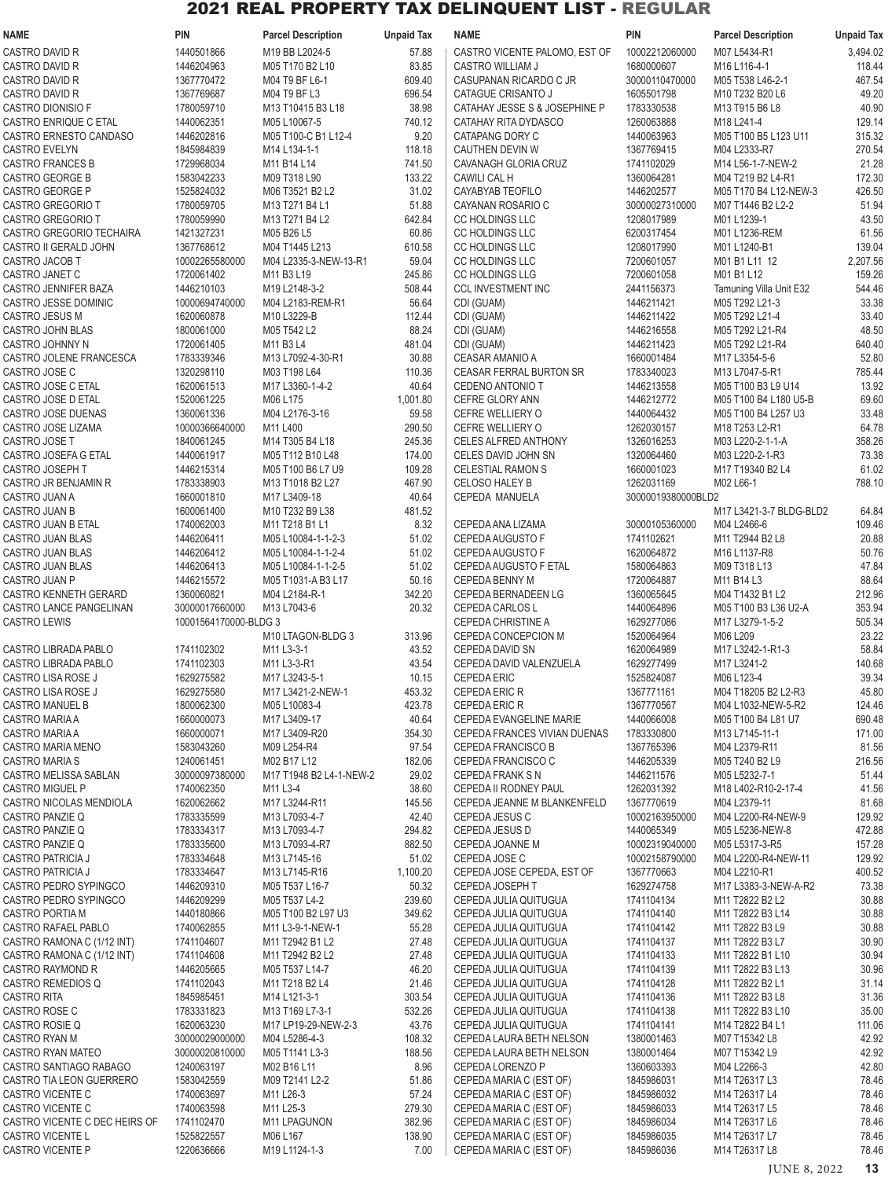# 2021 REAL PROPERTY TAX DELINQUENT LIST - REGULAR

| NAME | PIN | Parcel Description | Unpaid Tax |
|---|---|---|---|
| CASTRO DAVID R | 1440501866 | M19 BB L2024-5 | 57.88 |
| CASTRO DAVID R | 1446204963 | M05 T170 B2 L10 | 83.85 |
| CASTRO DAVID R | 1367770472 | M04 T9 BF L6-1 | 609.40 |
| CASTRO DAVID R | 1367769687 | M04 T9 BF L3 | 696.54 |
| CASTRO DIONISIO F | 1780059710 | M13 T10415 B3 L18 | 38.98 |
| CASTRO ENRIQUE C ETAL | 1440062351 | M05 L10067-5 | 740.12 |
| CASTRO ERNESTO CANDASO | 1446202816 | M05 T100-C B1 L12-4 | 9.20 |
| CASTRO EVELYN | 1845984839 | M14 L134-1-1 | 118.18 |
| CASTRO FRANCES B | 1729968034 | M11 B14 L14 | 741.50 |
| CASTRO GEORGE B | 1583042233 | M09 T318 L90 | 133.22 |
| CASTRO GEORGE P | 1525824032 | M06 T3521 B2 L2 | 31.02 |
| CASTRO GREGORIO T | 1780059705 | M13 T271 B4 L1 | 51.88 |
| CASTRO GREGORIO T | 1780059990 | M13 T271 B4 L2 | 642.84 |
| CASTRO GREGORIO TECHAIRA | 1421327231 | M05 B26 L5 | 60.86 |
| CASTRO II GERALD JOHN | 1367768612 | M04 T1445 L213 | 610.58 |
| CASTRO JACOB T | 10002265580000 | M04 L2335-3-NEW-13-R1 | 59.04 |
| CASTRO JANET C | 1720061402 | M11 B3 L19 | 245.86 |
| CASTRO JENNIFER BAZA | 1446210103 | M19 L2148-3-2 | 508.44 |
| CASTRO JESSE DOMINIC | 10000694740000 | M04 L2183-REM-R1 | 56.64 |
| CASTRO JESUS M | 1620060878 | M10 L3229-B | 112.44 |
| CASTRO JOHN BLAS | 1800061000 | M05 T542 L2 | 88.24 |
| CASTRO JOHNNY N | 1720061405 | M11 B3 L4 | 481.04 |
| CASTRO JOLENE FRANCESCA | 1783339346 | M13 L7092-4-30-R1 | 30.88 |
| CASTRO JOSE C | 1320298110 | M03 T198 L64 | 110.36 |
| CASTRO JOSE C ETAL | 1620061513 | M17 L3360-1-4-2 | 40.64 |
| CASTRO JOSE D ETAL | 1520061225 | M06 L175 | 1,001.80 |
| CASTRO JOSE DUENAS | 1360061336 | M04 L2176-3-16 | 59.58 |
| CASTRO JOSE LIZAMA | 10000366640000 | M11 L400 | 290.50 |
| CASTRO JOSE T | 1840061245 | M14 T305 B4 L18 | 245.36 |
| CASTRO JOSEFA G ETAL | 1440061917 | M05 T112 B10 L48 | 174.00 |
| CASTRO JOSEPH T | 1446215314 | M05 T100 B6 L7 U9 | 109.28 |
| CASTRO JR BENJAMIN R | 1783338903 | M13 T1018 B2 L27 | 467.90 |
| CASTRO JUAN A | 1660001810 | M17 L3409-18 | 40.64 |
| CASTRO JUAN B | 1600061400 | M10 T232 B9 L38 | 481.52 |
| CASTRO JUAN B ETAL | 1740062003 | M11 T218 B1 L1 | 8.32 |
| CASTRO JUAN BLAS | 1446206411 | M05 L10084-1-1-2-3 | 51.02 |
| CASTRO JUAN BLAS | 1446206412 | M05 L10084-1-1-2-4 | 51.02 |
| CASTRO JUAN BLAS | 1446206413 | M05 L10084-1-1-2-5 | 51.02 |
| CASTRO JUAN P | 1446215572 | M05 T1031-A B3 L17 | 50.16 |
| CASTRO KENNETH GERARD | 1360060821 | M04 L2184-R-1 | 342.20 |
| CASTRO LANCE PANGELINAN | 30000017660000 | M13 L7043-6 | 20.32 |
| CASTRO LEWIS | 10001564170000-BLDG 3 | M10 LTAGON-BLDG 3 | 313.96 |
| CASTRO LIBRADA PABLO | 1741102302 | M11 L3-3-1 | 43.52 |
| CASTRO LIBRADA PABLO | 1741102303 | M11 L3-3-R1 | 43.54 |
| CASTRO LISA ROSE J | 1629275582 | M17 L3243-5-1 | 10.15 |
| CASTRO LISA ROSE J | 1629275580 | M17 L3421-2-NEW-1 | 453.32 |
| CASTRO MANUEL B | 1800062300 | M05 L10083-4 | 423.78 |
| CASTRO MARIA A | 1660000073 | M17 L3409-17 | 40.64 |
| CASTRO MARIA A | 1660000071 | M17 L3409-R20 | 354.30 |
| CASTRO MARIA MENO | 1583043260 | M09 L254-R4 | 97.54 |
| CASTRO MARIA S | 1240061451 | M02 B17 L12 | 182.06 |
| CASTRO MELISSA SABLAN | 30000097380000 | M17 T1948 B2 L4-1-NEW-2 | 29.02 |
| CASTRO MIGUEL P | 1740062350 | M11 L3-4 | 38.60 |
| CASTRO NICOLAS MENDIOLA | 1620062662 | M17 L3244-R11 | 145.56 |
| CASTRO PANZIE Q | 1783335599 | M13 L7093-4-7 | 42.40 |
| CASTRO PANZIE Q | 1783334317 | M13 L7093-4-7 | 294.82 |
| CASTRO PANZIE Q | 1783335600 | M13 L7093-4-R7 | 882.50 |
| CASTRO PATRICIA J | 1783334648 | M13 L7145-16 | 51.02 |
| CASTRO PATRICIA J | 1783334647 | M13 L7145-R16 | 1,100.20 |
| CASTRO PEDRO SYPINGCO | 1446209310 | M05 T537 L16-7 | 50.32 |
| CASTRO PEDRO SYPINGCO | 1446209299 | M05 T537 L4-2 | 239.60 |
| CASTRO PORTIA M | 1440180866 | M05 T100 B2 L97 U3 | 349.62 |
| CASTRO RAFAEL PABLO | 1740062855 | M11 L3-9-1-NEW-1 | 55.28 |
| CASTRO RAMONA C (1/12 INT) | 1741104607 | M11 T2942 B1 L2 | 27.48 |
| CASTRO RAMONA C (1/12 INT) | 1741104608 | M11 T2942 B2 L2 | 27.48 |
| CASTRO RAYMOND R | 1446205665 | M05 T537 L14-7 | 46.20 |
| CASTRO REMEDIOS Q | 1741102043 | M11 T218 B2 L4 | 21.46 |
| CASTRO RITA | 1845985451 | M14 L121-3-1 | 303.54 |
| CASTRO ROSE C | 1783331823 | M13 T169 L7-3-1 | 532.26 |
| CASTRO ROSIE Q | 1620063230 | M17 LP19-29-NEW-2-3 | 43.76 |
| CASTRO RYAN M | 30000029000000 | M04 L5286-4-3 | 108.32 |
| CASTRO RYAN MATEO | 30000020810000 | M05 T1141 L3-3 | 188.56 |
| CASTRO SANTIAGO RABAGO | 1240063197 | M02 B16 L11 | 8.96 |
| CASTRO TIA LEON GUERRERO | 1583042559 | M09 T2141 L2-2 | 51.86 |
| CASTRO VICENTE C | 1740063697 | M11 L26-3 | 57.24 |
| CASTRO VICENTE C | 1740063598 | M11 L25-3 | 279.30 |
| CASTRO VICENTE C DEC HEIRS OF | 1741102470 | M11 LPAGUNON | 382.96 |
| CASTRO VICENTE L | 1525822557 | M06 L167 | 138.90 |
| CASTRO VICENTE P | 1220636666 | M19 L1124-1-3 | 7.00 |
| CASTRO VICENTE PALOMO, EST OF | 10002212060000 | M07 L5434-R1 | 3,494.02 |
| CASTRO WILLIAM J | 1680000607 | M16 L116-4-1 | 118.44 |
| CASUPANAN RICARDO C JR | 30000110470000 | M05 T538 L46-2-1 | 467.54 |
| CATAGUE CRISANTO J | 1605501798 | M10 T232 B20 L6 | 49.20 |
| CATAHAY JESSE S & JOSEPHINE P | 1783330538 | M13 T915 B6 L8 | 40.90 |
| CATAHAY RITA DYDASCO | 1260063888 | M18 L241-4 | 129.14 |
| CATAPANG DORY C | 1440063963 | M05 T100 B5 L123 U11 | 315.32 |
| CAUTHEN DEVIN W | 1367769415 | M04 L2333-R7 | 270.54 |
| CAVANAGH GLORIA CRUZ | 1741102029 | M14 L56-1-7-NEW-2 | 21.28 |
| CAWILI CAL H | 1360064281 | M04 T219 B2 L4-R1 | 172.30 |
| CAYABYAB TEOFILO | 1446202577 | M05 T170 B4 L12-NEW-3 | 426.50 |
| CAYANAN ROSARIO C | 30000027310000 | M07 T1446 B2 L2-2 | 51.94 |
| CC HOLDINGS LLC | 1208017989 | M01 L1239-1 | 43.50 |
| CC HOLDINGS LLC | 6200317454 | M01 L1236-REM | 61.56 |
| CC HOLDINGS LLC | 1208017990 | M01 L1240-B1 | 139.04 |
| CC HOLDINGS LLC | 7200601057 | M01 B1 L11 12 | 2,207.56 |
| CC HOLDINGS LLG | 7200601058 | M01 B1 L12 | 159.26 |
| CCL INVESTMENT INC | 2441156373 | Tamuning Villa Unit E32 | 544.46 |
| CDI (GUAM) | 1446211421 | M05 T292 L21-3 | 33.38 |
| CDI (GUAM) | 1446211422 | M05 T292 L21-4 | 33.40 |
| CDI (GUAM) | 1446216558 | M05 T292 L21-R4 | 48.50 |
| CDI (GUAM) | 1446211423 | M05 T292 L21-R4 | 640.40 |
| CEASAR AMANIO A | 1660001484 | M17 L3354-5-6 | 52.80 |
| CEASAR FERRAL BURTON SR | 1783340023 | M13 L7047-5-R1 | 785.44 |
| CEDENO ANTONIO T | 1446213558 | M05 T100 B3 L9 U14 | 13.92 |
| CEFRE GLORY ANN | 1446212772 | M05 T100 B4 L180 U5-B | 69.60 |
| CEFRE WELLIERY O | 1440064432 | M05 T100 B4 L257 U3 | 33.48 |
| CEFRE WELLIERY O | 1262030157 | M18 T253 L2-R1 | 64.78 |
| CELES ALFRED ANTHONY | 1326016253 | M03 L220-2-1-1-A | 358.26 |
| CELES DAVID JOHN SN | 1320064460 | M03 L220-2-1-R3 | 73.38 |
| CELESTIAL RAMON S | 1660001023 | M17 T19340 B2 L4 | 61.02 |
| CELOSO HALEY B | 1262031169 | M02 L66-1 | 788.10 |
| CEPEDA MANUELA | 30000019380000BLD2 | M17 L3421-3-7 BLDG-BLD2 | 64.84 |
| CEPEDA ANA LIZAMA | 30000105360000 | M04 L2466-6 | 109.46 |
| CEPEDA AUGUSTO F | 1741102621 | M11 T2944 B2 L8 | 20.88 |
| CEPEDA AUGUSTO F | 1620064872 | M16 L1137-R8 | 50.76 |
| CEPEDA AUGUSTO F ETAL | 1580064863 | M09 T318 L13 | 47.84 |
| CEPEDA BENNY M | 1720064887 | M11 B14 L3 | 88.64 |
| CEPEDA BERNADEEN LG | 1360065645 | M04 T1432 B1 L2 | 212.96 |
| CEPEDA CARLOS L | 1440064896 | M05 T100 B3 L36 U2-A | 353.94 |
| CEPEDA CHRISTINE A | 1629277086 | M17 L3279-1-5-2 | 505.34 |
| CEPEDA CONCEPCION M | 1520064964 | M06 L209 | 23.22 |
| CEPEDA DAVID SN | 1620064989 | M17 L3242-1-R1-3 | 58.84 |
| CEPEDA DAVID VALENZUELA | 1629277499 | M17 L3241-2 | 140.68 |
| CEPEDA ERIC | 1525824087 | M06 L123-4 | 39.34 |
| CEPEDA ERIC R | 1367771161 | M04 T18205 B2 L2-R3 | 45.80 |
| CEPEDA ERIC R | 1367770567 | M04 L1032-NEW-5-R2 | 124.46 |
| CEPEDA EVANGELINE MARIE | 1440066008 | M05 T100 B4 L81 U7 | 690.48 |
| CEPEDA FRANCES VIVIAN DUENAS | 1783330800 | M13 L7145-11-1 | 171.00 |
| CEPEDA FRANCISCO B | 1367765396 | M04 L2379-R11 | 81.56 |
| CEPEDA FRANCISCO C | 1446205339 | M05 T240 B2 L9 | 216.56 |
| CEPEDA FRANK S N | 1446211576 | M05 L5232-7-1 | 51.44 |
| CEPEDA II RODNEY PAUL | 1262031392 | M18 L402-R10-2-17-4 | 41.56 |
| CEPEDA JEANNE M BLANKENFELD | 1367770619 | M04 L2379-11 | 81.68 |
| CEPEDA JESUS C | 10002163950000 | M04 L2200-R4-NEW-9 | 129.92 |
| CEPEDA JESUS D | 1440065349 | M05 L5236-NEW-8 | 472.88 |
| CEPEDA JOANNE M | 10002319040000 | M05 L5317-3-R5 | 157.28 |
| CEPEDA JOSE C | 10002158790000 | M04 L2200-R4-NEW-11 | 129.92 |
| CEPEDA JOSE CEPEDA, EST OF | 1367770663 | M04 L2210-R1 | 400.52 |
| CEPEDA JOSEPH T | 1629274758 | M17 L3383-3-NEW-A-R2 | 73.38 |
| CEPEDA JULIA QUITUGUA | 1741104134 | M11 T2822 B2 L2 | 30.88 |
| CEPEDA JULIA QUITUGUA | 1741104140 | M11 T2822 B3 L14 | 30.88 |
| CEPEDA JULIA QUITUGUA | 1741104142 | M11 T2822 B3 L9 | 30.88 |
| CEPEDA JULIA QUITUGUA | 1741104137 | M11 T2822 B3 L7 | 30.90 |
| CEPEDA JULIA QUITUGUA | 1741104133 | M11 T2822 B1 L10 | 30.94 |
| CEPEDA JULIA QUITUGUA | 1741104139 | M11 T2822 B3 L13 | 30.96 |
| CEPEDA JULIA QUITUGUA | 1741104128 | M11 T2822 B2 L1 | 31.14 |
| CEPEDA JULIA QUITUGUA | 1741104136 | M11 T2822 B3 L8 | 31.36 |
| CEPEDA JULIA QUITUGUA | 1741104138 | M11 T2822 B3 L10 | 35.00 |
| CEPEDA JULIA QUITUGUA | 1741104141 | M14 T2822 B4 L1 | 111.06 |
| CEPEDA LAURA BETH NELSON | 1380001463 | M07 T15342 L8 | 42.92 |
| CEPEDA LAURA BETH NELSON | 1380001464 | M07 T15342 L9 | 42.92 |
| CEPEDA LORENZO P | 1360603393 | M04 L2266-3 | 42.80 |
| CEPEDA MARIA C (EST OF) | 1845986031 | M14 T26317 L3 | 78.46 |
| CEPEDA MARIA C (EST OF) | 1845986032 | M14 T26317 L4 | 78.46 |
| CEPEDA MARIA C (EST OF) | 1845986033 | M14 T26317 L5 | 78.46 |
| CEPEDA MARIA C (EST OF) | 1845986034 | M14 T26317 L6 | 78.46 |
| CEPEDA MARIA C (EST OF) | 1845986035 | M14 T26317 L7 | 78.46 |
| CEPEDA MARIA C (EST OF) | 1845986036 | M14 T26317 L8 | 78.46 |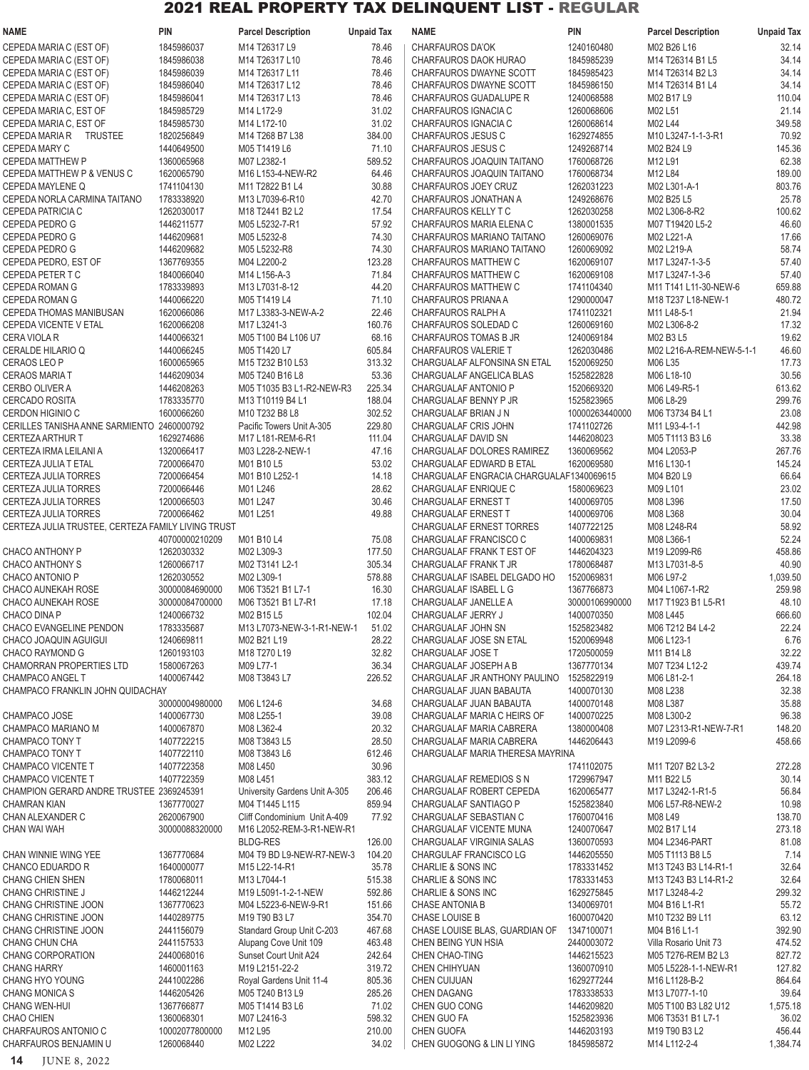# 2021 REAL PROPERTY TAX DELINQUENT LIST - REGULAR

| NAME | PIN | Parcel Description | Unpaid Tax |
|---|---|---|---|
| CEPEDA MARIA C (EST OF) | 1845986037 | M14 T26317 L9 | 78.46 |
| CEPEDA MARIA C (EST OF) | 1845986038 | M14 T26317 L10 | 78.46 |
| CEPEDA MARIA C (EST OF) | 1845986039 | M14 T26317 L11 | 78.46 |
| CEPEDA MARIA C (EST OF) | 1845986040 | M14 T26317 L12 | 78.46 |
| CEPEDA MARIA C (EST OF) | 1845986041 | M14 T26317 L13 | 78.46 |
| CEPEDA MARIA C, EST OF | 1845985729 | M14 L172-9 | 31.02 |
| CEPEDA MARIA C, EST OF | 1845985730 | M14 L172-10 | 31.02 |
| CEPEDA MARIA R TRUSTEE | 1820256849 | M14 T268 B7 L38 | 384.00 |
| CEPEDA MARY C | 1440649500 | M05 T1419 L6 | 71.10 |
| CEPEDA MATTHEW P | 1360065968 | M07 L2382-1 | 589.52 |
| CEPEDA MATTHEW P & VENUS C | 1620065790 | M16 L153-4-NEW-R2 | 64.46 |
| CEPEDA MAYLENE Q | 1741104134 | M11 T2822 B1 L4 | 30.88 |
| CEPEDA NORLA CARMINA TAITANO | 1783338920 | M13 L7039-6-R10 | 42.70 |
| CEPEDA PATRICIA C | 1262030017 | M18 T2441 B2 L2 | 17.54 |
| CEPEDA PEDRO G | 1446211577 | M05 L5232-7-R1 | 57.92 |
| CEPEDA PEDRO G | 1446209681 | M05 L5232-8 | 74.30 |
| CEPEDA PEDRO G | 1446209682 | M05 L5232-R8 | 74.30 |
| CEPEDA PEDRO, EST OF | 1367769355 | M04 L2200-2 | 123.28 |
| CEPEDA PETER T C | 1840066040 | M14 L156-A-3 | 71.84 |
| CEPEDA ROMAN G | 1783339893 | M13 L7031-8-12 | 44.20 |
| CEPEDA ROMAN G | 1440066220 | M05 T1419 L4 | 71.10 |
| CEPEDA THOMAS MANIBUSAN | 1620066086 | M17 L3383-3-NEW-A-2 | 22.46 |
| CEPEDA VICENTE V ETAL | 1620066208 | M17 L3241-3 | 160.76 |
| CERA VIOLA R | 1440066321 | M05 T100 B4 L106 U7 | 68.16 |
| CERALDE HILARIO Q | 1440066245 | M05 T1420 L7 | 605.84 |
| CERAOS LEO P | 1600065965 | M15 T232 B10 L53 | 313.32 |
| CERAOS MARIA T | 1446209034 | M05 T240 B16 L8 | 53.36 |
| CERBO OLIVER A | 1446208263 | M05 T1035 B3 L1-R2-NEW-R3 | 225.34 |
| CERCADO ROSITA | 1783335770 | M13 T10119 B4 L1 | 188.04 |
| CERDON HIGINIO C | 1600066260 | M10 T232 B8 L8 | 302.52 |
| CERILLES TANISHA ANNE SARMIENTO | 2460000792 | Pacific Towers Unit A-305 | 229.80 |
| CERTEZA ARTHUR T | 1629274686 | M17 L181-REM-6-R1 | 111.04 |
| CERTEZA IRMA LEILANI A | 1320066417 | M03 L228-2-NEW-1 | 47.16 |
| CERTEZA JULIA T ETAL | 7200066470 | M01 B10 L5 | 53.02 |
| CERTEZA JULIA TORRES | 7200066454 | M01 B10 L252-1 | 14.18 |
| CERTEZA JULIA TORRES | 7200066446 | M01 L246 | 28.62 |
| CERTEZA JULIA TORRES | 1200066503 | M01 L247 | 30.46 |
| CERTEZA JULIA TORRES | 7200066462 | M01 L251 | 49.88 |
| CERTEZA JULIA TRUSTEE, CERTEZA FAMILY LIVING TRUST | 40700000210209 | M01 B10 L4 | 75.08 |
| CHACO ANTHONY P | 1262030332 | M02 L309-3 | 177.50 |
| CHACO ANTHONY S | 1260066717 | M02 T3141 L2-1 | 305.34 |
| CHACO ANTONIO P | 1262030552 | M02 L309-1 | 578.88 |
| CHACO AUNEKAH ROSE | 30000084690000 | M06 T3521 B1 L7-1 | 16.30 |
| CHACO AUNEKAH ROSE | 30000084700000 | M06 T3521 B1 L7-R1 | 17.18 |
| CHACO DINA P | 1240066732 | M02 B15 L5 | 102.04 |
| CHACO EVANGELINE PENDON | 1783335687 | M13 L7073-NEW-3-1-R1-NEW-1 | 51.02 |
| CHACO JOAQUIN AGUIGUI | 1240669811 | M02 B21 L19 | 28.22 |
| CHACO RAYMOND G | 1260193103 | M18 T270 L19 | 32.82 |
| CHAMORRAN PROPERTIES LTD | 1580067263 | M09 L77-1 | 36.34 |
| CHAMPACO ANGEL T | 1400067442 | M08 T3843 L7 | 226.52 |
| CHAMPACO FRANKLIN JOHN QUIDACHAY | 30000004980000 | M06 L124-6 | 34.68 |
| CHAMPACO JOSE | 1400067730 | M08 L255-1 | 39.08 |
| CHAMPACO MARIANO M | 1400067870 | M08 L362-4 | 20.32 |
| CHAMPACO TONY T | 1407722215 | M08 T3843 L5 | 28.50 |
| CHAMPACO TONY T | 1407722110 | M08 T3843 L6 | 612.46 |
| CHAMPACO VICENTE T | 1407722358 | M08 L450 | 30.96 |
| CHAMPACO VICENTE T | 1407722359 | M08 L451 | 383.12 |
| CHAMPION GERARD ANDRE TRUSTEE | 2369245391 | University Gardens Unit A-305 | 206.46 |
| CHAMRAN KIAN | 1367770027 | M04 T1445 L115 | 859.94 |
| CHAN ALEXANDER C | 2620067900 | Cliff Condominium Unit A-409 | 77.92 |
| CHAN WAI WAH | 30000088320000 | M16 L2052-REM-3-R1-NEW-R1 BLDG-RES | 126.00 |
| CHAN WINNIE WING YEE | 1367770684 | M04 T9 BD L9-NEW-R7-NEW-3 | 104.20 |
| CHANCO EDUARDO R | 1640000077 | M15 L22-14-R1 | 35.78 |
| CHANG CHIEN SHEN | 1780068011 | M13 L7044-1 | 515.38 |
| CHANG CHRISTINE J | 1446212244 | M19 L5091-1-2-1-NEW | 592.86 |
| CHANG CHRISTINE JOON | 1367770623 | M04 L5223-6-NEW-9-R1 | 151.66 |
| CHANG CHRISTINE JOON | 1440289775 | M19 T90 B3 L7 | 354.70 |
| CHANG CHRISTINE JOON | 2441156079 | Standard Group Unit C-203 | 467.68 |
| CHANG CHUN CHA | 2441157533 | Alupang Cove Unit 109 | 463.48 |
| CHANG CORPORATION | 2440068016 | Sunset Court Unit A24 | 242.64 |
| CHANG HARRY | 1460001163 | M19 L2151-22-2 | 319.72 |
| CHANG HYO YOUNG | 2441002286 | Royal Gardens Unit 11-4 | 805.36 |
| CHANG MONICA S | 1446205426 | M05 T240 B13 L9 | 285.26 |
| CHANG WEN-HUI | 1367766877 | M05 T1414 B3 L6 | 71.02 |
| CHAO CHIEN | 1360068301 | M07 L2416-3 | 598.32 |
| CHARFAUROS ANTONIO C | 10002077800000 | M12 L95 | 210.00 |
| CHARFAUROS BENJAMIN U | 1260068440 | M02 L222 | 34.02 |
| CHARFAUROS DA'OK | 1240160480 | M02 B26 L16 | 32.14 |
| CHARFAUROS DAOK HURAO | 1845985239 | M14 T26314 B1 L5 | 34.14 |
| CHARFAUROS DWAYNE SCOTT | 1845985423 | M14 T26314 B2 L3 | 34.14 |
| CHARFAUROS DWAYNE SCOTT | 1845986150 | M14 T26314 B1 L4 | 34.14 |
| CHARFAUROS GUADALUPE R | 1240068588 | M02 B17 L9 | 110.04 |
| CHARFAUROS IGNACIA C | 1260068606 | M02 L51 | 21.14 |
| CHARFAUROS IGNACIA C | 1260068614 | M02 L44 | 349.58 |
| CHARFAUROS JESUS C | 1629274855 | M10 L3247-1-1-3-R1 | 70.92 |
| CHARFAUROS JESUS C | 1249268714 | M02 B24 L9 | 145.36 |
| CHARFAUROS JOAQUIN TAITANO | 1760068726 | M12 L91 | 62.38 |
| CHARFAUROS JOAQUIN TAITANO | 1760068734 | M12 L84 | 189.00 |
| CHARFAUROS JOEY CRUZ | 1262031223 | M02 L301-A-1 | 803.76 |
| CHARFAUROS JONATHAN A | 1249268676 | M02 B25 L5 | 25.78 |
| CHARFAUROS KELLY T C | 1262030258 | M02 L306-8-R2 | 100.62 |
| CHARFAUROS MARIA ELENA C | 1380001535 | M07 T19420 L5-2 | 46.60 |
| CHARFAUROS MARIANO TAITANO | 1260069076 | M02 L221-A | 17.66 |
| CHARFAUROS MARIANO TAITANO | 1260069092 | M02 L219-A | 58.74 |
| CHARFAUROS MATTHEW C | 1620069107 | M17 L3247-1-3-5 | 57.40 |
| CHARFAUROS MATTHEW C | 1620069108 | M17 L3247-1-3-6 | 57.40 |
| CHARFAUROS MATTHEW C | 1741104340 | M11 T141 L11-30-NEW-6 | 659.88 |
| CHARFAUROS PRIANA A | 1290000047 | M18 T237 L18-NEW-1 | 480.72 |
| CHARFAUROS RALPH A | 1741102321 | M11 L48-5-1 | 21.94 |
| CHARFAUROS SOLEDAD C | 1260069160 | M02 L306-8-2 | 17.32 |
| CHARFAUROS TOMAS B JR | 1240069184 | M02 B3 L5 | 19.62 |
| CHARFAUROS VALERIE T | 1262030486 | M02 L216-A-REM-NEW-5-1-1 | 46.60 |
| CHARGUALAF ALFONSINA SN ETAL | 1520069250 | M06 L35 | 17.73 |
| CHARGUALAF ANGELICA BLAS | 1525822828 | M06 L18-10 | 30.56 |
| CHARGUALAF ANTONIO P | 1520669320 | M06 L49-R5-1 | 613.62 |
| CHARGUALAF BENNY P JR | 1525823965 | M06 L8-29 | 299.76 |
| CHARGUALAF BRIAN J N | 10000263440000 | M06 T3734 B4 L1 | 23.08 |
| CHARGUALAF CRIS JOHN | 1741102726 | M11 L93-4-1-1 | 442.98 |
| CHARGUALAF DAVID SN | 1446208023 | M05 T1113 B3 L6 | 33.38 |
| CHARGUALAF DOLORES RAMIREZ | 1360069562 | M04 L2053-P | 267.76 |
| CHARGUALAF EDWARD B ETAL | 1620069580 | M16 L130-1 | 145.24 |
| CHARGUALAF ENGRACIA CHARGUALAF | 1340069615 | M04 B20 L9 | 66.64 |
| CHARGUALAF ENRIQUE C | 1580069623 | M09 L101 | 23.02 |
| CHARGUALAF ERNEST T | 1400069705 | M08 L396 | 17.50 |
| CHARGUALAF ERNEST T | 1400069706 | M08 L368 | 30.04 |
| CHARGUALAF ERNEST TORRES | 1407722125 | M08 L248-R4 | 58.92 |
| CHARGUALAF FRANCISCO C | 1400069831 | M08 L366-1 | 52.24 |
| CHARGUALAF FRANK T EST OF | 1446204323 | M19 L2099-R6 | 458.86 |
| CHARGUALAF FRANK T JR | 1780068487 | M13 L7031-8-5 | 40.90 |
| CHARGUALAF ISABEL DELGADO HO | 1520069831 | M06 L97-2 | 1,039.50 |
| CHARGUALAF ISABEL L G | 1367766873 | M04 L1067-1-R2 | 259.98 |
| CHARGUALAF JANELLE A | 30000106990000 | M17 T1923 B1 L5-R1 | 48.10 |
| CHARGUALAF JERRY J | 1400070350 | M08 L445 | 666.60 |
| CHARGUALAF JOHN SN | 1525823482 | M06 T212 B4 L4-2 | 22.24 |
| CHARGUALAF JOSE SN ETAL | 1520069948 | M06 L123-1 | 6.76 |
| CHARGUALAF JOSE T | 1720500059 | M11 B14 L8 | 32.22 |
| CHARGUALAF JOSEPH A B | 1367770134 | M07 T234 L12-2 | 439.74 |
| CHARGUALAF JR ANTHONY PAULINO | 1525822919 | M06 L81-2-1 | 264.18 |
| CHARGUALAF JUAN BABAUTA | 1400070130 | M08 L238 | 32.38 |
| CHARGUALAF JUAN BABAUTA | 1400070148 | M08 L387 | 35.88 |
| CHARGUALAF MARIA C HEIRS OF | 1400070225 | M08 L300-2 | 96.38 |
| CHARGUALAF MARIA CABRERA | 1380000408 | M07 L2313-R1-NEW-7-R1 | 148.20 |
| CHARGUALAF MARIA CABRERA | 1446206443 | M19 L2099-6 | 458.66 |
| CHARGUALAF MARIA THERESA MAYRINA | 1741102075 | M11 T207 B2 L3-2 | 272.28 |
| CHARGUALAF REMEDIOS S N | 1729967947 | M11 B22 L5 | 30.14 |
| CHARGUALAF ROBERT CEPEDA | 1620065477 | M17 L3242-1-R1-5 | 56.84 |
| CHARGUALAF SANTIAGO P | 1525823840 | M06 L57-R8-NEW-2 | 10.98 |
| CHARGUALAF SEBASTIAN C | 1760070416 | M08 L49 | 138.70 |
| CHARGUALAF VICENTE MUNA | 1240070647 | M02 B17 L14 | 273.18 |
| CHARGUALAF VIRGINIA SALAS | 1360070593 | M04 L2346-PART | 81.08 |
| CHARGULAF FRANCISCO LG | 1446205550 | M05 T1113 B8 L5 | 7.14 |
| CHARLIE & SONS INC | 1783331452 | M13 T243 B3 L14-R1-1 | 32.64 |
| CHARLIE & SONS INC | 1783331453 | M13 T243 B3 L14-R1-2 | 32.64 |
| CHARLIE & SONS INC | 1629275845 | M17 L3248-4-2 | 299.32 |
| CHASE ANTONIA B | 1340069701 | M04 B16 L1-R1 | 55.72 |
| CHASE LOUISE B | 1600070420 | M10 T232 B9 L11 | 63.12 |
| CHASE LOUISE BLAS, GUARDIAN OF | 1347100071 | M04 B16 L1-1 | 392.90 |
| CHEN BEING YUN HSIA | 2440003072 | Villa Rosario Unit 73 | 474.52 |
| CHEN CHAO-TING | 1446215523 | M05 T276-REM B2 L3 | 827.72 |
| CHEN CHIHYUAN | 1360070910 | M05 L5228-1-1-NEW-R1 | 127.82 |
| CHEN CUIJUAN | 1629277244 | M16 L1128-B-2 | 864.64 |
| CHEN DAGANG | 1783338533 | M13 L7077-1-10 | 39.64 |
| CHEN GUO CONG | 1446209820 | M05 T100 B3 L82 U12 | 1,575.18 |
| CHEN GUO FA | 1525823936 | M06 T3531 B1 L7-1 | 36.02 |
| CHEN GUOFA | 1446203193 | M19 T90 B3 L2 | 456.44 |
| CHEN GUOGONG & LIN LI YING | 1845985872 | M14 L112-2-4 | 1,384.74 |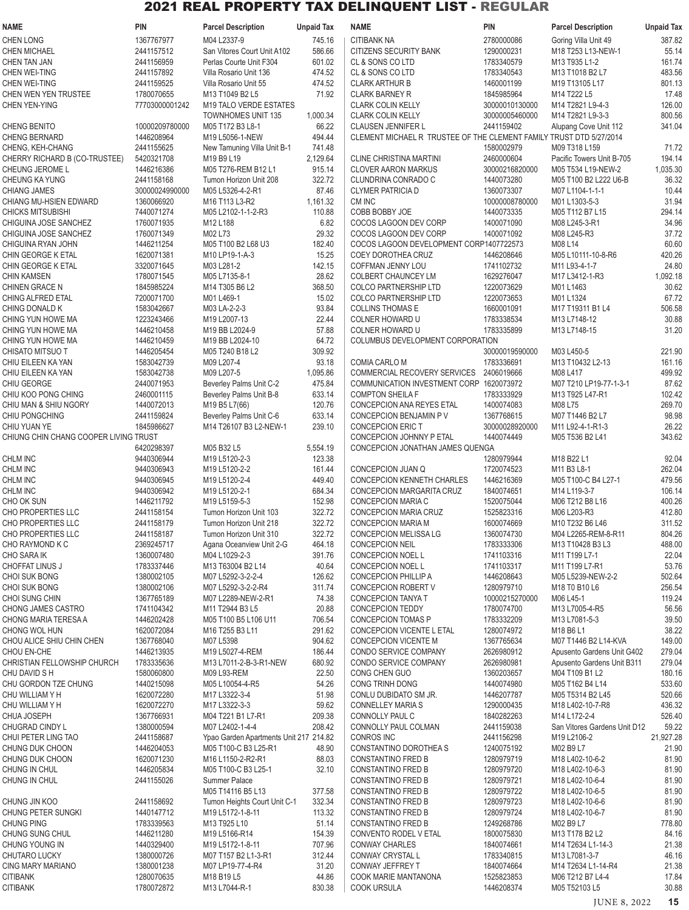# 2021 REAL PROPERTY TAX DELINQUENT LIST - REGULAR

| NAME | PIN | Parcel Description | Unpaid Tax |
|---|---|---|---|
| CHEN LONG | 1367767977 | M04 L2337-9 | 745.16 |
| CHEN MICHAEL | 2441157512 | San Vitores Court Unit A102 | 586.66 |
| CHEN TAN JAN | 2441156959 | Perlas Courte Unit F304 | 601.02 |
| CHEN WEI-TING | 2441157892 | Villa Rosario Unit 136 | 474.52 |
| CHEN WEI-TING | 2441159525 | Villa Rosario Unit 55 | 474.52 |
| CHEN WEN YEN TRUSTEE | 1780070655 | M13 T1049 B2 L5 | 71.92 |
| CHEN YEN-YING | 77703000001242 | M19 TALO VERDE ESTATES TOWNHOMES UNIT 135 | 1,000.34 |
| CHENG BENITO | 10000209780000 | M05 T172 B3 L8-1 | 66.22 |
| CHENG BERNARD | 1446208964 | M19 L5056-1-NEW | 494.44 |
| CHENG, KEH-CHANG | 2441155625 | New Tamuning Villa Unit B-1 | 741.48 |
| CHERRY RICHARD B (CO-TRUSTEE) | 5420321708 | M19 B9 L19 | 2,129.64 |
| CHEUNG JEROME L | 1446216386 | M05 T276-REM B12 L1 | 915.14 |
| CHEUNG KA YUNG | 2441158168 | Tumon Horizon Unit 208 | 322.72 |
| CHIANG JAMES | 30000024990000 | M05 L5326-4-2-R1 | 87.46 |
| CHIANG MU-HSIEN EDWARD | 1360066920 | M16 T113 L3-R2 | 1,161.32 |
| CHICKS MITSUBISHI | 7440071274 | M05 L2102-1-1-2-R3 | 110.88 |
| CHIGUINA JOSE SANCHEZ | 1760071935 | M12 L188 | 6.82 |
| CHIGUINA JOSE SANCHEZ | 1760071349 | M02 L73 | 29.32 |
| CHIGUINA RYAN JOHN | 1446211724 | M05 T100 B2 L68 U3 | 182.40 |
| CHIN GEORGE K ETAL | 1620071381 | M10 LP19-1-A-3 | 15.25 |
| CHIN GEORGE K ETAL | 3320071645 | M03 L281-2 | 142.15 |
| CHIN KAMSEN | 1780071545 | M05 L7135-8-1 | 28.62 |
| CHINEN GRACE N | 1845985224 | M14 T305 B6 L2 | 368.50 |
| CHING ALFRED ETAL | 7200071700 | M01 L469-1 | 15.02 |
| CHING DONALD K | 1583042667 | M03 LA-2-2-3 | 93.84 |
| CHING YUN HOWE MA | 1223243466 | M19 L2007-13 | 22.44 |
| CHING YUN HOWE MA | 1446210458 | M19 BB L2024-9 | 57.88 |
| CHING YUN HOWE MA | 1446210459 | M19 BB L2024-10 | 64.72 |
| CHISATO MITSUO T | 1446205454 | M05 T240 B18 L2 | 309.92 |
| CHIU EILEEN KA YAN | 1583042739 | M09 L207-4 | 93.18 |
| CHIU EILEEN KA YAN | 1583042738 | M09 L207-5 | 1,095.86 |
| CHIU GEORGE | 2440071953 | Beverley Palms Unit C-2 | 475.84 |
| CHIU KOO PONG CHING | 2460001115 | Beverley Palms Unit B-8 | 633.14 |
| CHIU MAN & SHIU NGORY | 1440072013 | M19 B5 L7(66) | 120.76 |
| CHIU PONGCHING | 2441159824 | Beverley Palms Unit C-6 | 633.14 |
| CHIU YUAN YE | 1845986627 | M14 T26107 B3 L2-NEW-1 | 239.10 |
| CHIUNG CHIN CHANG COOPER LIVING TRUST | 6420298397 | M05 B32 L5 | 5,554.19 |
| CHLM INC | 9440306944 | M19 L5120-2-3 | 123.38 |
| CHLM INC | 9440306943 | M19 L5120-2-2 | 161.44 |
| CHLM INC | 9440306945 | M19 L5120-2-4 | 449.40 |
| CHLM INC | 9440306942 | M19 L5120-2-1 | 684.34 |
| CHO OK SUN | 1446211792 | M19 L5159-5-3 | 152.98 |
| CHO PROPERTIES LLC | 2441158154 | Tumon Horizon Unit 103 | 322.72 |
| CHO PROPERTIES LLC | 2441158179 | Tumon Horizon Unit 218 | 322.72 |
| CHO PROPERTIES LLC | 2441158187 | Tumon Horizon Unit 310 | 322.72 |
| CHO RAYMOND K C | 2369245717 | Agana Oceanview Unit 2-G | 464.18 |
| CHO SARA IK | 1360007480 | M04 L1029-2-3 | 391.76 |
| CHOFFAT LINUS J | 1783337446 | M13 T63004 B2 L14 | 40.64 |
| CHOI SUK BONG | 1380002105 | M07 L5292-3-2-2-4 | 126.62 |
| CHOI SUK BONG | 1380002106 | M07 L5292-3-2-2-R4 | 311.74 |
| CHOI SUNG CHIN | 1367765189 | M07 L2289-NEW-2-R1 | 74.38 |
| CHONG JAMES CASTRO | 1741104342 | M11 T2944 B3 L5 | 20.88 |
| CHONG MARIA TERESA A | 1446202428 | M05 T100 B5 L106 U11 | 706.54 |
| CHONG WOL HUN | 1620072084 | M16 T255 B3 L11 | 291.62 |
| CHOU ALICE SHIU CHIN CHEN | 1367768040 | M07 L5398 | 904.62 |
| CHOU EN-CHE | 1446213935 | M19 L5027-4-REM | 186.44 |
| CHRISTIAN FELLOWSHIP CHURCH | 1783335636 | M13 L7011-2-B-3-R1-NEW | 680.92 |
| CHU DAVID S H | 1580060800 | M09 L93-REM | 22.50 |
| CHU GORDON TZE CHUNG | 1440215098 | M05 L10054-4-R5 | 54.26 |
| CHU WILLIAM Y H | 1620072280 | M17 L3322-3-4 | 51.98 |
| CHU WILLIAM Y H | 1620072270 | M17 L3322-3-3 | 59.62 |
| CHUA JOSEPH | 1367766931 | M04 T221 B1 L7-R1 | 209.38 |
| CHUGRAD CINDY L | 1380000594 | M07 L2402-1-4-4 | 208.42 |
| CHUI PETER LING TAO | 2441158687 | Ypao Garden Apartments Unit 217 | 214.82 |
| CHUNG DUK CHOON | 1446204053 | M05 T100-C B3 L25-R1 | 48.90 |
| CHUNG DUK CHOON | 1620071230 | M16 L1150-2-R2-R1 | 88.03 |
| CHUNG IN CHUL | 1446205834 | M05 T100-C B3 L25-1 | 32.10 |
| CHUNG IN CHUL | 2441155026 | Summer Palace M05 T14116 B5 L13 | 377.58 |
| CHUNG JIN KOO | 2441158692 | Tumon Heights Court Unit C-1 | 332.34 |
| CHUNG PETER SUNGKI | 1440147712 | M19 L5172-1-8-11 | 113.32 |
| CHUNG PING | 1783339563 | M13 T925 L10 | 51.14 |
| CHUNG SUNG CHUL | 1446211280 | M19 L5166-R14 | 154.39 |
| CHUNG YOUNG IN | 1440329400 | M19 L5172-1-8-11 | 707.96 |
| CHUTARO LUCKY | 1380000726 | M07 T157 B2 L1-3-R1 | 312.44 |
| CING MARY MARIANO | 1380001238 | M07 LP19-77-4-R4 | 31.20 |
| CITIBANK | 1280070635 | M18 B19 L5 | 44.86 |
| CITIBANK | 1780072872 | M13 L7044-R-1 | 830.38 |
| CITIBANK NA | 2780000086 | Goring Villa Unit 49 | 387.82 |
| CITIZENS SECURITY BANK | 1290000231 | M18 T253 L13-NEW-1 | 55.14 |
| CL & SONS CO LTD | 1783340579 | M13 T935 L1-2 | 161.74 |
| CL & SONS CO LTD | 1783340543 | M13 T1018 B2 L7 | 483.56 |
| CLARK ARTHUR B | 1460001199 | M19 T13105 L17 | 801.13 |
| CLARK BARNEY R | 1845985964 | M14 T222 L5 | 17.48 |
| CLARK COLIN KELLY | 30000010130000 | M14 T2821 L9-4-3 | 126.00 |
| CLARK COLIN KELLY | 30000005460000 | M14 T2821 L9-3-3 | 800.56 |
| CLAUSEN JENNIFER L | 2441159402 | Alupang Cove Unit 112 | 341.04 |
| CLEMENT MICHAEL R TRUSTEE OF THE CLEMENT FAMILY TRUST DTD 5/27/2014 | 1580002979 | M09 T318 L159 | 71.72 |
| CLINE CHRISTINA MARTINI | 2460000604 | Pacific Towers Unit B-705 | 194.14 |
| CLOVER AARON MARKUS | 30000216820000 | M05 T534 L19-NEW-2 | 1,035.30 |
| CLUNDRINA CONRADO C | 1440073280 | M05 T100 B2 L222 U6-B | 36.32 |
| CLYMER PATRICIA D | 1360073307 | M07 L1104-1-1-1 | 10.44 |
| CM INC | 10000008780000 | M01 L1303-5-3 | 31.94 |
| COBB BOBBY JOE | 1440073335 | M05 T112 B7 L15 | 294.14 |
| COCOS LAGOON DEV CORP | 1400071090 | M08 L245-3-R1 | 34.96 |
| COCOS LAGOON DEV CORP | 1400071092 | M08 L245-R3 | 37.72 |
| COCOS LAGOON DEVELOPMENT CORP | 1407722573 | M08 L14 | 60.60 |
| COEY DOROTHEA CRUZ | 1446208646 | M05 L10111-10-8-R6 | 420.26 |
| COFFMAN JENNY LOU | 1741102732 | M11 L93-4-1-7 | 24.80 |
| COLBERT CHAUNCEY LM | 1629276047 | M17 L3412-1-R3 | 1,092.18 |
| COLCO PARTNERSHIP LTD | 1220073629 | M01 L1463 | 30.62 |
| COLCO PARTNERSHIP LTD | 1220073653 | M01 L1324 | 67.72 |
| COLLINS THOMAS E | 1660001091 | M17 T19311 B1 L4 | 506.58 |
| COLNER HOWARD U | 1783338534 | M13 L7148-12 | 30.88 |
| COLNER HOWARD U | 1783335899 | M13 L7148-15 | 31.20 |
| COLUMBUS DEVELOPMENT CORPORATION | 30000019590000 | M03 L450-5 | 221.90 |
| COMIA CARLO M | 1783336691 | M13 T10432 L2-13 | 161.16 |
| COMMERCIAL RECOVERY SERVICES | 2406019666 | M08 L417 | 499.92 |
| COMMUNICATION INVESTMENT CORP | 1620073972 | M07 T210 LP19-77-1-3-1 | 87.62 |
| COMPTON SHEILA F | 1783333929 | M13 T925 L47-R1 | 102.42 |
| CONCEPCION ANA REYES ETAL | 1400074083 | M08 L75 | 269.70 |
| CONCEPCION BENJAMIN P V | 1367768615 | M07 T1446 B2 L7 | 98.98 |
| CONCEPCION ERIC T | 30000028920000 | M11 L92-4-1-R1-3 | 26.22 |
| CONCEPCION JOHNNY P ETAL | 1440074449 | M05 T536 B2 L41 | 343.62 |
| CONCEPCION JONATHAN JAMES QUENGA | 1280979944 | M18 B22 L1 | 92.04 |
| CONCEPCION JUAN Q | 1720074523 | M11 B3 L8-1 | 262.04 |
| CONCEPCION KENNETH CHARLES | 1446216369 | M05 T100-C B4 L27-1 | 479.56 |
| CONCEPCION MARGARITA CRUZ | 1840074651 | M14 L119-3-7 | 106.14 |
| CONCEPCION MARIA C | 1520075044 | M06 T212 B8 L16 | 400.26 |
| CONCEPCION MARIA CRUZ | 1525823316 | M06 L203-R3 | 412.80 |
| CONCEPCION MARIA M | 1600074669 | M10 T232 B6 L46 | 311.52 |
| CONCEPCION MELISSA LG | 1360074730 | M04 L2265-REM-8-R11 | 804.26 |
| CONCEPCION NEIL | 1783333306 | M13 T10428 B3 L3 | 488.00 |
| CONCEPCION NOEL L | 1741103316 | M11 T199 L7-1 | 22.04 |
| CONCEPCION NOEL L | 1741103317 | M11 T199 L7-R1 | 53.76 |
| CONCEPCION PHILLIP A | 1446208643 | M05 L5239-NEW-2-2 | 502.64 |
| CONCEPCION ROBERT V | 1280979710 | M18 T0 B10 L6 | 256.54 |
| CONCEPCION TANYA T | 10000215270000 | M06 L45-1 | 119.24 |
| CONCEPCION TEDDY | 1780074700 | M13 L7005-4-R5 | 56.56 |
| CONCEPCION TOMAS P | 1783332209 | M13 L7081-5-3 | 39.50 |
| CONCEPCION VICENTE L ETAL | 1280074972 | M18 B6 L1 | 38.22 |
| CONCEPCION VICENTE M | 1367765634 | M07 T1446 B2 L14-KVA | 149.00 |
| CONDO SERVICE COMPANY | 2626980912 | Apusento Gardens Unit G402 | 279.04 |
| CONDO SERVICE COMPANY | 2626980981 | Apusento Gardens Unit B311 | 279.04 |
| CONG CHEN GUO | 1360203657 | M04 T109 B1 L2 | 180.16 |
| CONG TRINH DONG | 1440074980 | M05 T162 B4 L14 | 533.60 |
| CONLU DUBIDATO SM JR. | 1446207787 | M05 T5314 B2 L45 | 520.66 |
| CONNELLEY MARIA S | 1290000435 | M18 L402-10-7-R8 | 436.32 |
| CONNOLLY PAUL C | 1840282263 | M14 L172-2-4 | 526.40 |
| CONNOLLY PAUL COLMAN | 2441159038 | San Vitores Gardens Unit D12 | 59.22 |
| CONROS INC | 2441156298 | M19 L2106-2 | 21,927.28 |
| CONSTANTINO DOROTHEA S | 1240075192 | M02 B9 L7 | 21.90 |
| CONSTANTINO FRED B | 1280979719 | M18 L402-10-6-2 | 81.90 |
| CONSTANTINO FRED B | 1280979720 | M18 L402-10-6-3 | 81.90 |
| CONSTANTINO FRED B | 1280979721 | M18 L402-10-6-4 | 81.90 |
| CONSTANTINO FRED B | 1280979722 | M18 L402-10-6-5 | 81.90 |
| CONSTANTINO FRED B | 1280979723 | M18 L402-10-6-6 | 81.90 |
| CONSTANTINO FRED B | 1280979724 | M18 L402-10-6-7 | 81.90 |
| CONSTANTINO FRED B | 1249268786 | M02 B9 L7 | 778.80 |
| CONVENTO RODEL V ETAL | 1800075830 | M13 T178 B2 L2 | 84.16 |
| CONWAY CHARLES | 1840074661 | M14 T2634 L1-14-3 | 21.38 |
| CONWAY CRYSTAL L | 1783340815 | M13 L7081-3-7 | 46.16 |
| CONWAY JEFFREY T | 1840074664 | M14 T2634 L1-14-R4 | 21.38 |
| COOK MARIE MANTANONA | 1525823853 | M06 T212 B7 L4-4 | 17.84 |
| COOK URSULA | 1446208374 | M05 T52103 L5 | 30.88 |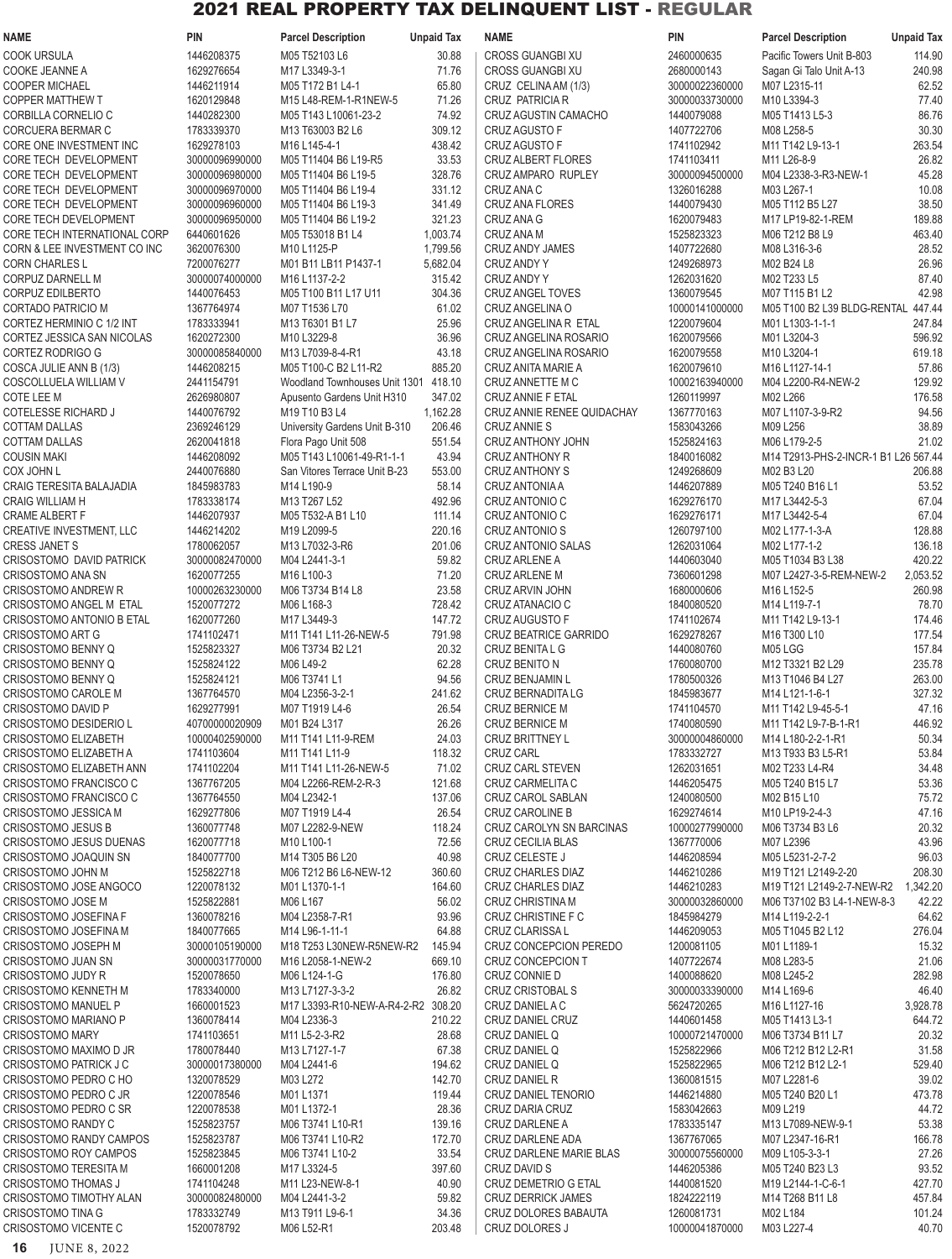# 2021 REAL PROPERTY TAX DELINQUENT LIST - REGULAR

| NAME | PIN | Parcel Description | Unpaid Tax |
|---|---|---|---|
| COOK URSULA | 1446208375 | M05 T52103 L6 | 30.88 |
| COOKE JEANNE A | 1629276654 | M17 L3349-3-1 | 71.76 |
| COOPER MICHAEL | 1446211914 | M05 T172 B1 L4-1 | 65.80 |
| COPPER MATTHEW T | 1620129848 | M15 L48-REM-1-R1NEW-5 | 71.26 |
| CORBILLA CORNELIO C | 1440282300 | M05 T143 L10061-23-2 | 74.92 |
| CORCUERA BERMAR C | 1783339370 | M13 T63003 B2 L6 | 309.12 |
| CORE ONE INVESTMENT INC | 1629278103 | M16 L145-4-1 | 438.42 |
| CORE TECH DEVELOPMENT | 30000096990000 | M05 T11404 B6 L19-R5 | 33.53 |
| CORE TECH DEVELOPMENT | 30000096980000 | M05 T11404 B6 L19-5 | 328.76 |
| CORE TECH DEVELOPMENT | 30000096970000 | M05 T11404 B6 L19-4 | 331.12 |
| CORE TECH DEVELOPMENT | 30000096960000 | M05 T11404 B6 L19-3 | 341.49 |
| CORE TECH DEVELOPMENT | 30000096950000 | M05 T11404 B6 L19-2 | 321.23 |
| CORE TECH INTERNATIONAL CORP | 6440601626 | M05 T53018 B1 L4 | 1,003.74 |
| CORN & LEE INVESTMENT CO INC | 3620076300 | M10 L1125-P | 1,799.56 |
| CORN CHARLES L | 7200076277 | M01 B11 LB11 P1437-1 | 5,682.04 |
| CORPUZ DARNELL M | 30000074000000 | M16 L1137-2-2 | 315.42 |
| CORPUZ EDILBERTO | 1440076453 | M05 T100 B11 L17 U11 | 304.36 |
| CORTADO PATRICIO M | 1367764974 | M07 T1536 L70 | 61.02 |
| CORTEZ HERMINIO C 1/2 INT | 1783333941 | M13 T6301 B1 L7 | 25.96 |
| CORTEZ JESSICA SAN NICOLAS | 1620272300 | M10 L3229-8 | 36.96 |
| CORTEZ RODRIGO G | 30000085840000 | M13 L7039-8-4-R1 | 43.18 |
| COSCA JULIE ANN B (1/3) | 1446208215 | M05 T100-C B2 L11-R2 | 885.20 |
| COSCOLLUELA WILLIAM V | 2441154791 | Woodland Townhouses Unit 1301 | 418.10 |
| COTE LEE M | 2626980807 | Apusento Gardens Unit H310 | 347.02 |
| COTELESSE RICHARD J | 1440076792 | M19 T10 B3 L4 | 1,162.28 |
| COTTAM DALLAS | 2369246129 | University Gardens Unit B-310 | 206.46 |
| COTTAM DALLAS | 2620041818 | Flora Pago Unit 508 | 551.54 |
| COUSIN MAKI | 1446208092 | M05 T143 L10061-49-R1-1-1 | 43.94 |
| COX JOHN L | 2440076880 | San Vitores Terrace Unit B-23 | 553.00 |
| CRAIG TERESITA BALAJADIA | 1845983783 | M14 L190-9 | 58.14 |
| CRAIG WILLIAM H | 1783338174 | M13 T267 L52 | 492.96 |
| CRAME ALBERT F | 1446207937 | M05 T532-A B1 L10 | 111.14 |
| CREATIVE INVESTMENT, LLC | 1446214202 | M19 L2099-5 | 220.16 |
| CRESS JANET S | 1780062057 | M13 L7032-3-R6 | 201.06 |
| CRISOSTOMO DAVID PATRICK | 30000082470000 | M04 L2441-3-1 | 59.82 |
| CRISOSTOMO ANA SN | 1620077255 | M16 L100-3 | 71.20 |
| CRISOSTOMO ANDREW R | 10000263230000 | M06 T3734 B14 L8 | 23.58 |
| CRISOSTOMO ANGEL M ETAL | 1520077272 | M06 L168-3 | 728.42 |
| CRISOSTOMO ANTONIO B ETAL | 1620077260 | M17 L3449-3 | 147.72 |
| CRISOSTOMO ART G | 1741102471 | M11 T141 L11-26-NEW-5 | 791.98 |
| CRISOSTOMO BENNY Q | 1525823327 | M06 T3734 B2 L21 | 20.32 |
| CRISOSTOMO BENNY Q | 1525824122 | M06 L49-2 | 62.28 |
| CRISOSTOMO BENNY Q | 1525824121 | M06 T3741 L1 | 94.56 |
| CRISOSTOMO CAROLE M | 1367764570 | M04 L2356-3-2-1 | 241.62 |
| CRISOSTOMO DAVID P | 1629277991 | M07 T1919 L4-6 | 26.54 |
| CRISOSTOMO DESIDERIO L | 40700000020909 | M01 B24 L317 | 26.26 |
| CRISOSTOMO ELIZABETH | 10000402590000 | M11 T141 L11-9-REM | 24.03 |
| CRISOSTOMO ELIZABETH A | 1741103604 | M11 T141 L11-9 | 118.32 |
| CRISOSTOMO ELIZABETH ANN | 1741102204 | M11 T141 L11-26-NEW-5 | 71.02 |
| CRISOSTOMO FRANCISCO C | 1367767205 | M04 L2266-REM-2-R-3 | 121.68 |
| CRISOSTOMO FRANCISCO C | 1367764550 | M04 L2342-1 | 137.06 |
| CRISOSTOMO JESSICA M | 1629277806 | M07 T1919 L4-4 | 26.54 |
| CRISOSTOMO JESUS B | 1360077748 | M07 L2282-9-NEW | 118.24 |
| CRISOSTOMO JESUS DUENAS | 1620077718 | M10 L100-1 | 72.56 |
| CRISOSTOMO JOAQUIN SN | 1840077700 | M14 T305 B6 L20 | 40.98 |
| CRISOSTOMO JOHN M | 1525822718 | M06 T212 B6 L6-NEW-12 | 360.60 |
| CRISOSTOMO JOSE ANGOCO | 1220078132 | M01 L1370-1-1 | 164.60 |
| CRISOSTOMO JOSE M | 1525822881 | M06 L167 | 56.02 |
| CRISOSTOMO JOSEFINA F | 1360078216 | M04 L2358-7-R1 | 93.96 |
| CRISOSTOMO JOSEFINA M | 1840077665 | M14 L96-1-11-1 | 64.88 |
| CRISOSTOMO JOSEPH M | 30000105190000 | M18 T253 L30NEW-R5NEW-R2 | 145.94 |
| CRISOSTOMO JUAN SN | 30000031770000 | M16 L2058-1-NEW-2 | 669.10 |
| CRISOSTOMO JUDY R | 1520078650 | M06 L124-1-G | 176.80 |
| CRISOSTOMO KENNETH M | 1783340000 | M13 L7127-3-3-2 | 26.82 |
| CRISOSTOMO MANUEL P | 1660001523 | M17 L3393-R10-NEW-A-R4-2-R2 | 308.20 |
| CRISOSTOMO MARIANO P | 1360078414 | M04 L2336-3 | 210.22 |
| CRISOSTOMO MARY | 1741103651 | M11 L5-2-3-R2 | 28.68 |
| CRISOSTOMO MAXIMO D JR | 1780078440 | M13 L7127-1-7 | 67.38 |
| CRISOSTOMO PATRICK J C | 30000017380000 | M04 L2441-6 | 194.62 |
| CRISOSTOMO PEDRO C HO | 1320078529 | M03 L272 | 142.70 |
| CRISOSTOMO PEDRO C JR | 1220078546 | M01 L1371 | 119.44 |
| CRISOSTOMO PEDRO C SR | 1220078538 | M01 L1372-1 | 28.36 |
| CRISOSTOMO RANDY C | 1525823757 | M06 T3741 L10-R1 | 139.16 |
| CRISOSTOMO RANDY CAMPOS | 1525823787 | M06 T3741 L10-R2 | 172.70 |
| CRISOSTOMO ROY CAMPOS | 1525823845 | M06 T3741 L10-2 | 33.54 |
| CRISOSTOMO TERESITA M | 1660001208 | M17 L3324-5 | 397.60 |
| CRISOSTOMO THOMAS J | 1741104248 | M11 L23-NEW-8-1 | 40.90 |
| CRISOSTOMO TIMOTHY ALAN | 30000082480000 | M04 L2441-3-2 | 59.82 |
| CRISOSTOMO TINA G | 1783332749 | M13 T911 L9-6-1 | 34.36 |
| CRISOSTOMO VICENTE C | 1520078792 | M06 L52-R1 | 203.48 |
| CROSS GUANGBI XU | 2460000635 | Pacific Towers Unit B-803 | 114.90 |
| CROSS GUANGBI XU | 2680000143 | Sagan Gi Talo Unit A-13 | 240.98 |
| CRUZ CELINA AM (1/3) | 30000022360000 | M07 L2315-11 | 62.52 |
| CRUZ PATRICIA R | 30000033730000 | M10 L3394-3 | 77.40 |
| CRUZ AGUSTIN CAMACHO | 1440079088 | M05 T1413 L5-3 | 86.76 |
| CRUZ AGUSTO F | 1407722706 | M08 L258-5 | 30.30 |
| CRUZ AGUSTO F | 1741102942 | M11 T142 L9-13-1 | 263.54 |
| CRUZ ALBERT FLORES | 1741103411 | M11 L26-8-9 | 26.82 |
| CRUZ AMPARO RUPLEY | 30000094500000 | M04 L2338-3-R3-NEW-1 | 45.28 |
| CRUZ ANA C | 1326016288 | M03 L267-1 | 10.08 |
| CRUZ ANA FLORES | 1440079430 | M05 T112 B5 L27 | 38.50 |
| CRUZ ANA G | 1620079483 | M17 LP19-82-1-REM | 189.88 |
| CRUZ ANA M | 1525823323 | M06 T212 B8 L9 | 463.40 |
| CRUZ ANDY JAMES | 1407722680 | M08 L316-3-6 | 28.52 |
| CRUZ ANDY Y | 1249268973 | M02 B24 L8 | 26.96 |
| CRUZ ANDY Y | 1262031620 | M02 T233 L5 | 87.40 |
| CRUZ ANGEL TOVES | 1360079545 | M07 T115 B1 L2 | 42.98 |
| CRUZ ANGELINA O | 10000141000000 | M05 T100 B2 L39 BLDG-RENTAL | 447.44 |
| CRUZ ANGELINA R ETAL | 1220079604 | M01 L1303-1-1-1 | 247.84 |
| CRUZ ANGELINA ROSARIO | 1620079566 | M01 L3204-3 | 596.92 |
| CRUZ ANGELINA ROSARIO | 1620079558 | M10 L3204-1 | 619.18 |
| CRUZ ANITA MARIE A | 1620079610 | M16 L1127-14-1 | 57.86 |
| CRUZ ANNETTE M C | 10002163940000 | M04 L2200-R4-NEW-2 | 129.92 |
| CRUZ ANNIE F ETAL | 1260119997 | M02 L266 | 176.58 |
| CRUZ ANNIE RENEE QUIDACHAY | 1367770163 | M07 L1107-3-9-R2 | 94.56 |
| CRUZ ANNIE S | 1583043266 | M09 L256 | 38.89 |
| CRUZ ANTHONY JOHN | 1525824163 | M06 L179-2-5 | 21.02 |
| CRUZ ANTHONY R | 1840016082 | M14 T2913-PHS-2-INCR-1 B1 L26 | 567.44 |
| CRUZ ANTHONY S | 1249268609 | M02 B3 L20 | 206.88 |
| CRUZ ANTONIA A | 1446207889 | M05 T240 B16 L1 | 53.52 |
| CRUZ ANTONIO C | 1629276170 | M17 L3442-5-3 | 67.04 |
| CRUZ ANTONIO C | 1629276171 | M17 L3442-5-4 | 67.04 |
| CRUZ ANTONIO S | 1260797100 | M02 L177-1-3-A | 128.88 |
| CRUZ ANTONIO SALAS | 1262031064 | M02 L177-1-2 | 136.18 |
| CRUZ ARLENE A | 1440603040 | M05 T1034 B3 L38 | 420.22 |
| CRUZ ARLENE M | 7360601298 | M07 L2427-3-5-REM-NEW-2 | 2,053.52 |
| CRUZ ARVIN JOHN | 1680000606 | M16 L152-5 | 260.98 |
| CRUZ ATANACIO C | 1840080520 | M14 L119-7-1 | 78.70 |
| CRUZ AUGUSTO F | 1741102674 | M11 T142 L9-13-1 | 174.46 |
| CRUZ BEATRICE GARRIDO | 1629278267 | M16 T300 L10 | 177.54 |
| CRUZ BENITA L G | 1440080760 | M05 LGG | 157.84 |
| CRUZ BENITO N | 1760080700 | M12 T3321 B2 L29 | 235.78 |
| CRUZ BENJAMIN L | 1780500326 | M13 T1046 B4 L27 | 263.00 |
| CRUZ BERNADITA LG | 1845983677 | M14 L121-1-6-1 | 327.32 |
| CRUZ BERNICE M | 1741104570 | M11 T142 L9-45-5-1 | 47.16 |
| CRUZ BERNICE M | 1740080590 | M11 T142 L9-7-B-1-R1 | 446.92 |
| CRUZ BRITTNEY L | 30000004860000 | M14 L180-2-2-1-R1 | 50.34 |
| CRUZ CARL | 1783332727 | M13 T933 B3 L5-R1 | 53.84 |
| CRUZ CARL STEVEN | 1262031651 | M02 T233 L4-R4 | 34.48 |
| CRUZ CARMELITA C | 1446205475 | M05 T240 B15 L7 | 53.36 |
| CRUZ CAROL SABLAN | 1240080500 | M02 B15 L10 | 75.72 |
| CRUZ CAROLINE B | 1629274614 | M10 LP19-2-4-3 | 47.16 |
| CRUZ CAROLYN SN BARCINAS | 10000277990000 | M06 T3734 B3 L6 | 20.32 |
| CRUZ CECILIA BLAS | 1367770006 | M07 L2396 | 43.96 |
| CRUZ CELESTE J | 1446208594 | M05 L5231-2-7-2 | 96.03 |
| CRUZ CHARLES DIAZ | 1446210286 | M19 T121 L2149-2-20 | 208.30 |
| CRUZ CHARLES DIAZ | 1446210283 | M19 T121 L2149-2-7-NEW-R2 | 1,342.20 |
| CRUZ CHRISTINA M | 30000032860000 | M06 T37102 B3 L4-1-NEW-8-3 | 42.22 |
| CRUZ CHRISTINE F C | 1845984279 | M14 L119-2-2-1 | 64.62 |
| CRUZ CLARISSA L | 1446209053 | M05 T1045 B2 L12 | 276.04 |
| CRUZ CONCEPCION PEREDO | 1200081105 | M01 L1189-1 | 15.32 |
| CRUZ CONCEPCION T | 1407722674 | M08 L283-5 | 21.06 |
| CRUZ CONNIE D | 1400088620 | M08 L245-2 | 282.98 |
| CRUZ CRISTOBAL S | 30000033390000 | M14 L169-6 | 46.40 |
| CRUZ DANIEL A C | 5624720265 | M16 L1127-16 | 3,928.78 |
| CRUZ DANIEL CRUZ | 1440601458 | M05 T1413 L3-1 | 644.72 |
| CRUZ DANIEL Q | 10000721470000 | M06 T3734 B11 L7 | 20.32 |
| CRUZ DANIEL Q | 1525822966 | M06 T212 B12 L2-R1 | 31.58 |
| CRUZ DANIEL Q | 1525822965 | M06 T212 B12 L2-1 | 529.40 |
| CRUZ DANIEL R | 1360081515 | M07 L2281-6 | 39.02 |
| CRUZ DANIEL TENORIO | 1446214880 | M05 T240 B20 L1 | 473.78 |
| CRUZ DARIA CRUZ | 1583042663 | M09 L219 | 44.72 |
| CRUZ DARLENE A | 1783335147 | M13 L7089-NEW-9-1 | 53.38 |
| CRUZ DARLENE ADA | 1367767065 | M07 L2347-16-R1 | 166.78 |
| CRUZ DARLENE MARIE BLAS | 30000075560000 | M09 L105-3-3-1 | 27.26 |
| CRUZ DAVID S | 1446205386 | M05 T240 B23 L3 | 93.52 |
| CRUZ DEMETRIO G ETAL | 1440081520 | M19 L2144-1-C-6-1 | 427.70 |
| CRUZ DERRICK JAMES | 1824222119 | M14 T268 B11 L8 | 457.84 |
| CRUZ DOLORES BABAUTA | 1260081731 | M02 L184 | 101.24 |
| CRUZ DOLORES J | 10000041870000 | M03 L227-4 | 40.70 |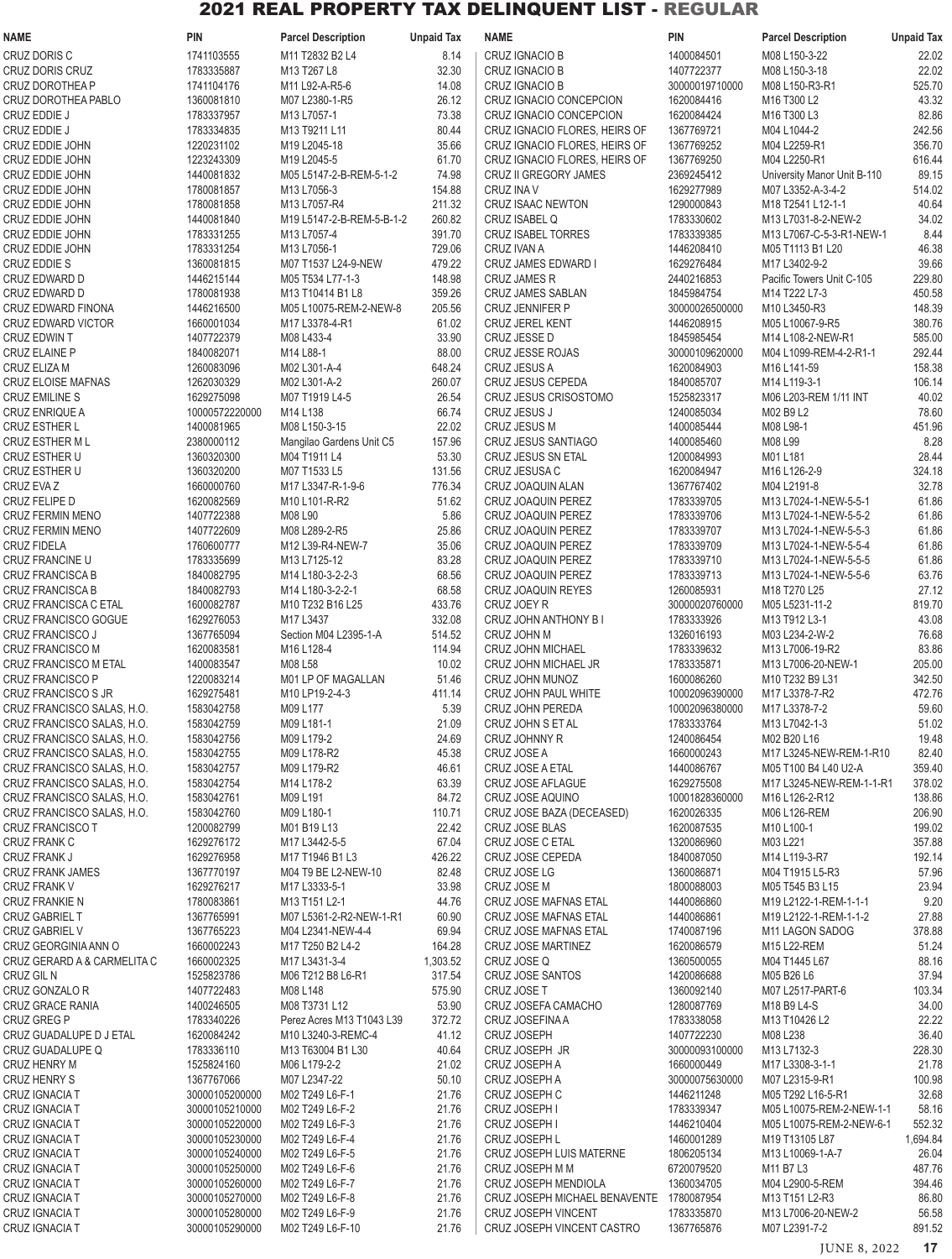# 2021 REAL PROPERTY TAX DELINQUENT LIST - REGULAR

| NAME | PIN | Parcel Description | Unpaid Tax |
|---|---|---|---|
| CRUZ DORIS C | 1741103555 | M11 T2832 B2 L4 | 8.14 |
| CRUZ DORIS CRUZ | 1783335887 | M13 T267 L8 | 32.30 |
| CRUZ DOROTHEA P | 1741104176 | M11 L92-A-R5-6 | 14.08 |
| CRUZ DOROTHEA PABLO | 1360081810 | M07 L2380-1-R5 | 26.12 |
| CRUZ EDDIE J | 1783337957 | M13 L7057-1 | 73.38 |
| CRUZ EDDIE J | 1783334835 | M13 T9211 L11 | 80.44 |
| CRUZ EDDIE JOHN | 1220231102 | M19 L2045-18 | 35.66 |
| CRUZ EDDIE JOHN | 1223243309 | M19 L2045-5 | 61.70 |
| CRUZ EDDIE JOHN | 1440081832 | M05 L5147-2-B-REM-5-1-2 | 74.98 |
| CRUZ EDDIE JOHN | 1780081857 | M13 L7056-3 | 154.88 |
| CRUZ EDDIE JOHN | 1780081858 | M13 L7057-R4 | 211.32 |
| CRUZ EDDIE JOHN | 1440081840 | M19 L5147-2-B-REM-5-B-1-2 | 260.82 |
| CRUZ EDDIE JOHN | 1783331255 | M13 L7057-4 | 391.70 |
| CRUZ EDDIE JOHN | 1783331254 | M13 L7056-1 | 729.06 |
| CRUZ EDDIE S | 1360081815 | M07 T1537 L24-9-NEW | 479.22 |
| CRUZ EDWARD D | 1446215144 | M05 T534 L77-1-3 | 148.98 |
| CRUZ EDWARD D | 1780081938 | M13 T10414 B1 L8 | 359.26 |
| CRUZ EDWARD FINONA | 1446216500 | M05 L10075-REM-2-NEW-8 | 205.56 |
| CRUZ EDWARD VICTOR | 1660001034 | M17 L3378-4-R1 | 61.02 |
| CRUZ EDWIN T | 1407722379 | M08 L433-4 | 33.90 |
| CRUZ ELAINE P | 1840082071 | M14 L88-1 | 88.00 |
| CRUZ ELIZA M | 1260083096 | M02 L301-A-4 | 648.24 |
| CRUZ ELOISE MAFNAS | 1262030329 | M02 L301-A-2 | 260.07 |
| CRUZ EMILINE S | 1629275098 | M07 T1919 L4-5 | 26.54 |
| CRUZ ENRIQUE A | 10000572220000 | M14 L138 | 66.74 |
| CRUZ ESTHER L | 1400081965 | M08 L150-3-15 | 22.02 |
| CRUZ ESTHER M L | 2380000112 | Mangilao Gardens Unit C5 | 157.96 |
| CRUZ ESTHER U | 1360320300 | M04 T1911 L4 | 53.30 |
| CRUZ ESTHER U | 1360320200 | M07 T1533 L5 | 131.56 |
| CRUZ EVA Z | 1660000760 | M17 L3347-R-1-9-6 | 776.34 |
| CRUZ FELIPE D | 1620082569 | M10 L101-R-R2 | 51.62 |
| CRUZ FERMIN MENO | 1407722388 | M08 L90 | 5.86 |
| CRUZ FERMIN MENO | 1407722609 | M08 L289-2-R5 | 25.86 |
| CRUZ FIDELA | 1760000777 | M12 L39-R4-NEW-7 | 35.06 |
| CRUZ FRANCINE U | 1783335699 | M13 L7125-12 | 83.28 |
| CRUZ FRANCISCA B | 1840082795 | M14 L180-3-2-2-3 | 68.56 |
| CRUZ FRANCISCA B | 1840082793 | M14 L180-3-2-2-1 | 68.58 |
| CRUZ FRANCISCA C ETAL | 1600082787 | M10 T232 B16 L25 | 433.76 |
| CRUZ FRANCISCO GOGUE | 1629276053 | M17 L3437 | 332.08 |
| CRUZ FRANCISCO J | 1367765094 | Section M04 L2395-1-A | 514.52 |
| CRUZ FRANCISCO M | 1620083581 | M16 L128-4 | 114.94 |
| CRUZ FRANCISCO M ETAL | 1400083547 | M08 L58 | 10.02 |
| CRUZ FRANCISCO P | 1220083214 | M01 LP OF MAGALLAN | 51.46 |
| CRUZ FRANCISCO S JR | 1629275481 | M10 LP19-2-4-3 | 411.14 |
| CRUZ FRANCISCO SALAS, H.O. | 1583042758 | M09 L177 | 5.39 |
| CRUZ FRANCISCO SALAS, H.O. | 1583042759 | M09 L181-1 | 21.09 |
| CRUZ FRANCISCO SALAS, H.O. | 1583042756 | M09 L179-2 | 24.69 |
| CRUZ FRANCISCO SALAS, H.O. | 1583042755 | M09 L178-R2 | 45.38 |
| CRUZ FRANCISCO SALAS, H.O. | 1583042757 | M09 L179-R2 | 46.61 |
| CRUZ FRANCISCO SALAS, H.O. | 1583042754 | M14 L178-2 | 63.39 |
| CRUZ FRANCISCO SALAS, H.O. | 1583042761 | M09 L191 | 84.72 |
| CRUZ FRANCISCO SALAS, H.O. | 1583042760 | M09 L180-1 | 110.71 |
| CRUZ FRANCISCO T | 1200082799 | M01 B19 L13 | 22.42 |
| CRUZ FRANK C | 1629276172 | M17 L3442-5-5 | 67.04 |
| CRUZ FRANK J | 1629276958 | M17 T1946 B1 L3 | 426.22 |
| CRUZ FRANK JAMES | 1367770197 | M04 T9 BE L2-NEW-10 | 82.48 |
| CRUZ FRANK V | 1629276217 | M17 L3333-5-1 | 33.98 |
| CRUZ FRANKIE N | 1780083861 | M13 T151 L2-1 | 44.76 |
| CRUZ GABRIEL T | 1367765991 | M07 L5361-2-R2-NEW-1-R1 | 60.90 |
| CRUZ GABRIEL V | 1367765223 | M04 L2341-NEW-4-4 | 69.94 |
| CRUZ GEORGINIA ANN O | 1660002243 | M17 T250 B2 L4-2 | 164.28 |
| CRUZ GERARD A & CARMELITA C | 1660002325 | M17 L3431-3-4 | 1,303.52 |
| CRUZ GIL N | 1525823786 | M06 T212 B8 L6-R1 | 317.54 |
| CRUZ GONZALO R | 1407722483 | M08 L148 | 575.90 |
| CRUZ GRACE RANIA | 1400246505 | M08 T3731 L12 | 53.90 |
| CRUZ GREG P | 1783340226 | Perez Acres M13 T1043 L39 | 372.72 |
| CRUZ GUADALUPE D J ETAL | 1620084242 | M10 L3240-3-REMC-4 | 41.12 |
| CRUZ GUADALUPE Q | 1783336110 | M13 T63004 B1 L30 | 40.64 |
| CRUZ HENRY M | 1525824160 | M06 L179-2-2 | 21.02 |
| CRUZ HENRY S | 1367767066 | M07 L2347-22 | 50.10 |
| CRUZ IGNACIA T | 30000105200000 | M02 T249 L6-F-1 | 21.76 |
| CRUZ IGNACIA T | 30000105210000 | M02 T249 L6-F-2 | 21.76 |
| CRUZ IGNACIA T | 30000105220000 | M02 T249 L6-F-3 | 21.76 |
| CRUZ IGNACIA T | 30000105230000 | M02 T249 L6-F-4 | 21.76 |
| CRUZ IGNACIA T | 30000105240000 | M02 T249 L6-F-5 | 21.76 |
| CRUZ IGNACIA T | 30000105250000 | M02 T249 L6-F-6 | 21.76 |
| CRUZ IGNACIA T | 30000105260000 | M02 T249 L6-F-7 | 21.76 |
| CRUZ IGNACIA T | 30000105270000 | M02 T249 L6-F-8 | 21.76 |
| CRUZ IGNACIA T | 30000105280000 | M02 T249 L6-F-9 | 21.76 |
| CRUZ IGNACIA T | 30000105290000 | M02 T249 L6-F-10 | 21.76 |
| CRUZ IGNACIO B | 1400084501 | M08 L150-3-22 | 22.02 |
| CRUZ IGNACIO B | 1407722377 | M08 L150-3-18 | 22.02 |
| CRUZ IGNACIO B | 30000019710000 | M08 L150-R3-R1 | 525.70 |
| CRUZ IGNACIO CONCEPCION | 1620084416 | M16 T300 L2 | 43.32 |
| CRUZ IGNACIO CONCEPCION | 1620084424 | M16 T300 L3 | 82.86 |
| CRUZ IGNACIO FLORES, HEIRS OF | 1367769721 | M04 L1044-2 | 242.56 |
| CRUZ IGNACIO FLORES, HEIRS OF | 1367769252 | M04 L2259-R1 | 356.70 |
| CRUZ IGNACIO FLORES, HEIRS OF | 1367769250 | M04 L2250-R1 | 616.44 |
| CRUZ II GREGORY JAMES | 2369245412 | University Manor Unit B-110 | 89.15 |
| CRUZ INA V | 1629277989 | M07 L3352-A-3-4-2 | 514.02 |
| CRUZ ISAAC NEWTON | 1290000843 | M18 T2541 L12-1-1 | 40.64 |
| CRUZ ISABEL Q | 1783330602 | M13 L7031-8-2-NEW-2 | 34.02 |
| CRUZ ISABEL TORRES | 1783339385 | M13 L7067-C-5-3-R1-NEW-1 | 8.44 |
| CRUZ IVAN A | 1446208410 | M05 T1113 B1 L20 | 46.38 |
| CRUZ JAMES EDWARD I | 1629276484 | M17 L3402-9-2 | 39.66 |
| CRUZ JAMES R | 2440216853 | Pacific Towers Unit C-105 | 229.80 |
| CRUZ JAMES SABLAN | 1845984754 | M14 T222 L7-3 | 450.58 |
| CRUZ JENNIFER P | 30000026500000 | M10 L3450-R3 | 148.39 |
| CRUZ JEREL KENT | 1446208915 | M05 L10067-9-R5 | 380.76 |
| CRUZ JESSE D | 1845985454 | M14 L108-2-NEW-R1 | 585.00 |
| CRUZ JESSE ROJAS | 30000109620000 | M04 L1099-REM-4-2-R1-1 | 292.44 |
| CRUZ JESUS A | 1620084903 | M16 L141-59 | 158.38 |
| CRUZ JESUS CEPEDA | 1840085707 | M14 L119-3-1 | 106.14 |
| CRUZ JESUS CRISOSTOMO | 1525823317 | M06 L203-REM 1/11 INT | 40.02 |
| CRUZ JESUS J | 1240085034 | M02 B9 L2 | 78.60 |
| CRUZ JESUS M | 1400085444 | M08 L98-1 | 451.96 |
| CRUZ JESUS SANTIAGO | 1400085460 | M08 L99 | 8.28 |
| CRUZ JESUS SN ETAL | 1200084993 | M01 L181 | 28.44 |
| CRUZ JESUSA C | 1620084947 | M16 L126-2-9 | 324.18 |
| CRUZ JOAQUIN ALAN | 1367767402 | M04 L2191-8 | 32.78 |
| CRUZ JOAQUIN PEREZ | 1783339705 | M13 L7024-1-NEW-5-5-1 | 61.86 |
| CRUZ JOAQUIN PEREZ | 1783339706 | M13 L7024-1-NEW-5-5-2 | 61.86 |
| CRUZ JOAQUIN PEREZ | 1783339707 | M13 L7024-1-NEW-5-5-3 | 61.86 |
| CRUZ JOAQUIN PEREZ | 1783339709 | M13 L7024-1-NEW-5-5-4 | 61.86 |
| CRUZ JOAQUIN PEREZ | 1783339710 | M13 L7024-1-NEW-5-5-5 | 61.86 |
| CRUZ JOAQUIN PEREZ | 1783339713 | M13 L7024-1-NEW-5-5-6 | 63.76 |
| CRUZ JOAQUIN REYES | 1260085931 | M18 T270 L25 | 27.12 |
| CRUZ JOEY R | 30000020760000 | M05 L5231-11-2 | 819.70 |
| CRUZ JOHN ANTHONY B I | 1783333926 | M13 T912 L3-1 | 43.08 |
| CRUZ JOHN M | 1326016193 | M03 L234-2-W-2 | 76.68 |
| CRUZ JOHN MICHAEL | 1783339632 | M13 L7006-19-R2 | 83.86 |
| CRUZ JOHN MICHAEL JR | 1783335871 | M13 L7006-20-NEW-1 | 205.00 |
| CRUZ JOHN MUNOZ | 1600086260 | M10 T232 B9 L31 | 342.50 |
| CRUZ JOHN PAUL WHITE | 10002096390000 | M17 L3378-7-R2 | 472.76 |
| CRUZ JOHN PEREDA | 10002096380000 | M17 L3378-7-2 | 59.60 |
| CRUZ JOHN S ET AL | 1783333764 | M13 L7042-1-3 | 51.02 |
| CRUZ JOHNNY R | 1240086454 | M02 B20 L16 | 19.48 |
| CRUZ JOSE A | 1660000243 | M17 L3245-NEW-REM-1-R10 | 82.40 |
| CRUZ JOSE A ETAL | 1440086767 | M05 T100 B4 L40 U2-A | 359.40 |
| CRUZ JOSE AFLAGUE | 1629275508 | M17 L3245-NEW-REM-1-1-R1 | 378.02 |
| CRUZ JOSE AQUINO | 10001828360000 | M16 L126-2-R12 | 138.86 |
| CRUZ JOSE BAZA (DECEASED) | 1620026335 | M06 L126-REM | 206.90 |
| CRUZ JOSE BLAS | 1620087535 | M10 L100-1 | 199.02 |
| CRUZ JOSE C ETAL | 1320086960 | M03 L221 | 357.88 |
| CRUZ JOSE CEPEDA | 1840087050 | M14 L119-3-R7 | 192.14 |
| CRUZ JOSE LG | 1360086871 | M04 T1915 L5-R3 | 57.96 |
| CRUZ JOSE M | 1800088003 | M05 T545 B3 L15 | 23.94 |
| CRUZ JOSE MAFNAS ETAL | 1440086860 | M19 L2122-1-REM-1-1-1 | 9.20 |
| CRUZ JOSE MAFNAS ETAL | 1440086861 | M19 L2122-1-REM-1-1-2 | 27.88 |
| CRUZ JOSE MAFNAS ETAL | 1740087196 | M11 LAGON SADOG | 378.88 |
| CRUZ JOSE MARTINEZ | 1620086579 | M15 L22-REM | 51.24 |
| CRUZ JOSE Q | 1360500055 | M04 T1445 L67 | 88.16 |
| CRUZ JOSE SANTOS | 1420086688 | M05 B26 L6 | 37.94 |
| CRUZ JOSE T | 1360092140 | M07 L2517-PART-6 | 103.34 |
| CRUZ JOSEFA CAMACHO | 1280087769 | M18 B9 L4-S | 34.00 |
| CRUZ JOSEFINA A | 1783338058 | M13 T10426 L2 | 22.22 |
| CRUZ JOSEPH | 1407722230 | M08 L238 | 36.40 |
| CRUZ JOSEPH JR | 30000093100000 | M13 L7132-3 | 228.30 |
| CRUZ JOSEPH A | 1660000449 | M17 L3308-3-1-1 | 21.78 |
| CRUZ JOSEPH A | 30000075630000 | M07 L2315-9-R1 | 100.98 |
| CRUZ JOSEPH C | 1446211248 | M05 T292 L16-5-R1 | 32.68 |
| CRUZ JOSEPH I | 1783339347 | M05 L10075-REM-2-NEW-1-1 | 58.16 |
| CRUZ JOSEPH I | 1446210404 | M05 L10075-REM-2-NEW-6-1 | 552.32 |
| CRUZ JOSEPH L | 1460001289 | M19 T13105 L87 | 1,694.84 |
| CRUZ JOSEPH LUIS MATERNE | 1806205134 | M13 L10069-1-A-7 | 26.04 |
| CRUZ JOSEPH M M | 6720079520 | M11 B7 L3 | 487.76 |
| CRUZ JOSEPH MENDIOLA | 1360034705 | M04 L2900-5-REM | 394.46 |
| CRUZ JOSEPH MICHAEL BENAVENTE | 1780087954 | M13 T151 L2-R3 | 86.80 |
| CRUZ JOSEPH VINCENT | 1783335870 | M13 L7006-20-NEW-2 | 56.58 |
| CRUZ JOSEPH VINCENT CASTRO | 1367765876 | M07 L2391-7-2 | 891.52 |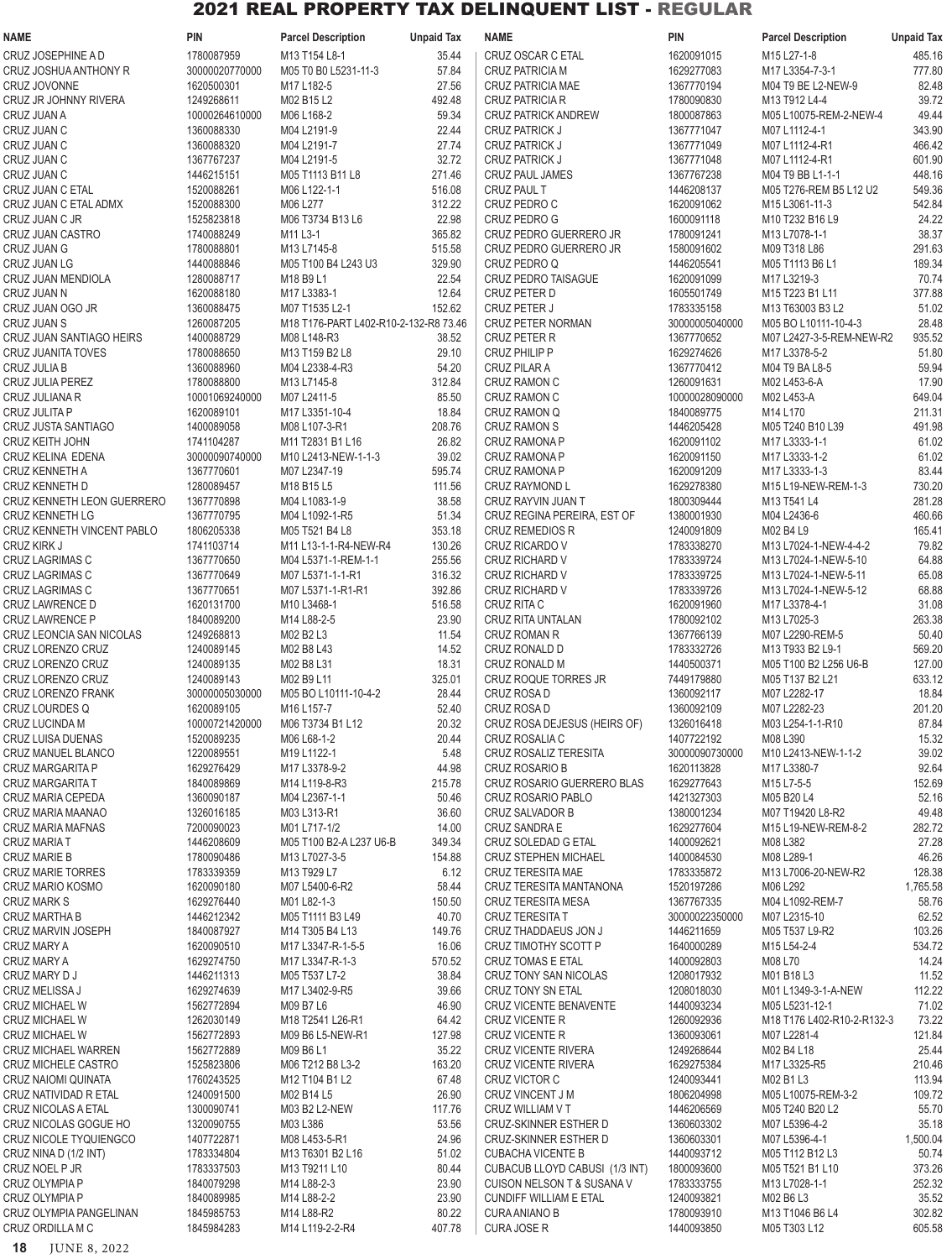# 2021 REAL PROPERTY TAX DELINQUENT LIST - REGULAR

| NAME | PIN | Parcel Description | Unpaid Tax |
|---|---|---|---|
| CRUZ JOSEPHINE A D | 1780087959 | M13 T154 L8-1 | 35.44 |
| CRUZ JOSHUA ANTHONY R | 30000020770000 | M05 T0 B0 L5231-11-3 | 57.84 |
| CRUZ JOVONNE | 1620500301 | M17 L182-5 | 27.56 |
| CRUZ JR JOHNNY RIVERA | 1249268611 | M02 B15 L2 | 492.48 |
| CRUZ JUAN A | 10000264610000 | M06 L168-2 | 59.34 |
| CRUZ JUAN C | 1360088330 | M04 L2191-9 | 22.44 |
| CRUZ JUAN C | 1360088320 | M04 L2191-7 | 27.74 |
| CRUZ JUAN C | 1367767237 | M04 L2191-5 | 32.72 |
| CRUZ JUAN C | 1446215151 | M05 T1113 B11 L8 | 271.46 |
| CRUZ JUAN C ETAL | 1520088261 | M06 L122-1-1 | 516.08 |
| CRUZ JUAN C ETAL ADMX | 1520088300 | M06 L277 | 312.22 |
| CRUZ JUAN C JR | 1525823818 | M06 T3734 B13 L6 | 22.98 |
| CRUZ JUAN CASTRO | 1740088249 | M11 L3-1 | 365.82 |
| CRUZ JUAN G | 1780088801 | M13 L7145-8 | 515.58 |
| CRUZ JUAN LG | 1440088846 | M05 T100 B4 L243 U3 | 329.90 |
| CRUZ JUAN MENDIOLA | 1280088717 | M18 B9 L1 | 22.54 |
| CRUZ JUAN N | 1620088180 | M17 L3383-1 | 12.64 |
| CRUZ JUAN OGO JR | 1360088475 | M07 T1535 L2-1 | 152.62 |
| CRUZ JUAN S | 1260087205 | M18 T176-PART L402-R10-2-132-R8 | 73.46 |
| CRUZ JUAN SANTIAGO HEIRS | 1400088729 | M08 L148-R3 | 38.52 |
| CRUZ JUANITA TOVES | 1780088650 | M13 T159 B2 L8 | 29.10 |
| CRUZ JULIA B | 1360088960 | M04 L2338-4-R3 | 54.20 |
| CRUZ JULIA PEREZ | 1780088800 | M13 L7145-8 | 312.84 |
| CRUZ JULIANA R | 10001069240000 | M07 L2411-5 | 85.50 |
| CRUZ JULITA P | 1620089101 | M17 L3351-10-4 | 18.84 |
| CRUZ JUSTA SANTIAGO | 1400089058 | M08 L107-3-R1 | 208.76 |
| CRUZ KEITH JOHN | 1741104287 | M11 T2831 B1 L16 | 26.82 |
| CRUZ KELINA EDENA | 30000090740000 | M10 L2413-NEW-1-1-3 | 39.02 |
| CRUZ KENNETH A | 1367770601 | M07 L2347-19 | 595.74 |
| CRUZ KENNETH D | 1280089457 | M18 B15 L5 | 111.56 |
| CRUZ KENNETH LEON GUERRERO | 1367770898 | M04 L1083-1-9 | 38.58 |
| CRUZ KENNETH LG | 1367770795 | M04 L1092-1-R5 | 51.34 |
| CRUZ KENNETH VINCENT PABLO | 1806205338 | M05 T521 B4 L8 | 353.18 |
| CRUZ KIRK J | 1741103714 | M11 L13-1-1-R4-NEW-R4 | 130.26 |
| CRUZ LAGRIMAS C | 1367770650 | M04 L5371-1-REM-1-1 | 255.56 |
| CRUZ LAGRIMAS C | 1367770649 | M07 L5371-1-1-R1 | 316.32 |
| CRUZ LAGRIMAS C | 1367770651 | M07 L5371-1-R1-R1 | 392.86 |
| CRUZ LAWRENCE D | 1620131700 | M10 L3468-1 | 516.58 |
| CRUZ LAWRENCE P | 1840089200 | M14 L88-2-5 | 23.90 |
| CRUZ LEONCIA SAN NICOLAS | 1249268813 | M02 B2 L3 | 11.54 |
| CRUZ LORENZO CRUZ | 1240089145 | M02 B8 L43 | 14.52 |
| CRUZ LORENZO CRUZ | 1240089135 | M02 B8 L31 | 18.31 |
| CRUZ LORENZO CRUZ | 1240089143 | M02 B9 L11 | 325.01 |
| CRUZ LORENZO FRANK | 30000005030000 | M05 BO L10111-10-4-2 | 28.44 |
| CRUZ LOURDES Q | 1620089105 | M16 L157-7 | 52.40 |
| CRUZ LUCINDA M | 10000721420000 | M06 T3734 B1 L12 | 20.32 |
| CRUZ LUISA DUENAS | 1520089235 | M06 L68-1-2 | 20.44 |
| CRUZ MANUEL BLANCO | 1220089551 | M19 L1122-1 | 5.48 |
| CRUZ MARGARITA P | 1629276429 | M17 L3378-9-2 | 44.98 |
| CRUZ MARGARITA T | 1840089869 | M14 L119-8-R3 | 215.78 |
| CRUZ MARIA CEPEDA | 1360090187 | M04 L2367-1-1 | 50.46 |
| CRUZ MARIA MAANAO | 1326016185 | M03 L313-R1 | 36.60 |
| CRUZ MARIA MAFNAS | 7200090023 | M01 L717-1/2 | 14.00 |
| CRUZ MARIA T | 1446208609 | M05 T100 B2-A L237 U6-B | 349.34 |
| CRUZ MARIE B | 1780090486 | M13 L7027-3-5 | 154.88 |
| CRUZ MARIE TORRES | 1783339359 | M13 T929 L7 | 6.12 |
| CRUZ MARIO KOSMO | 1620090180 | M07 L5400-6-R2 | 58.44 |
| CRUZ MARK S | 1629276440 | M01 L82-1-3 | 150.50 |
| CRUZ MARTHA B | 1446212342 | M05 T1111 B3 L49 | 40.70 |
| CRUZ MARVIN JOSEPH | 1840087927 | M14 T305 B4 L13 | 149.76 |
| CRUZ MARY A | 1620090510 | M17 L3347-R-1-5-5 | 16.06 |
| CRUZ MARY A | 1629274750 | M17 L3347-R-1-3 | 570.52 |
| CRUZ MARY D J | 1446211313 | M05 T537 L7-2 | 38.84 |
| CRUZ MELISSA J | 1629274639 | M17 L3402-9-R5 | 39.66 |
| CRUZ MICHAEL W | 1562772894 | M09 B7 L6 | 46.90 |
| CRUZ MICHAEL W | 1262030149 | M18 T2541 L26-R1 | 64.42 |
| CRUZ MICHAEL W | 1562772893 | M09 B6 L5-NEW-R1 | 127.98 |
| CRUZ MICHAEL WARREN | 1562772889 | M09 B6 L1 | 35.22 |
| CRUZ MICHELE CASTRO | 1525823806 | M06 T212 B8 L3-2 | 163.20 |
| CRUZ NAIOMI QUINATA | 1760243525 | M12 T104 B1 L2 | 67.48 |
| CRUZ NATIVIDAD R ETAL | 1240091500 | M02 B14 L5 | 26.90 |
| CRUZ NICOLAS A ETAL | 1300090741 | M03 B2 L2-NEW | 117.76 |
| CRUZ NICOLAS GOGUE HO | 1320090755 | M03 L386 | 53.56 |
| CRUZ NICOLE TYQUIENGCO | 1407722871 | M08 L453-5-R1 | 24.96 |
| CRUZ NINA D (1/2 INT) | 1783334804 | M13 T6301 B2 L16 | 51.02 |
| CRUZ NOEL P JR | 1783337503 | M13 T9211 L10 | 80.44 |
| CRUZ OLYMPIA P | 1840079298 | M14 L88-2-3 | 23.90 |
| CRUZ OLYMPIA P | 1840089985 | M14 L88-2-2 | 23.90 |
| CRUZ OLYMPIA PANGELINAN | 1845985753 | M14 L88-R2 | 80.22 |
| CRUZ ORDILLA M C | 1845984283 | M14 L119-2-2-R4 | 407.78 |
| CRUZ OSCAR C ETAL | 1620091015 | M15 L27-1-8 | 485.16 |
| CRUZ PATRICIA M | 1629277083 | M17 L3354-7-3-1 | 777.80 |
| CRUZ PATRICIA MAE | 1367770194 | M04 T9 BE L2-NEW-9 | 82.48 |
| CRUZ PATRICIA R | 1780090830 | M13 T912 L4-4 | 39.72 |
| CRUZ PATRICK ANDREW | 1800087863 | M05 L10075-REM-2-NEW-4 | 49.44 |
| CRUZ PATRICK J | 1367771047 | M07 L1112-4-1 | 343.90 |
| CRUZ PATRICK J | 1367771049 | M07 L1112-4-R1 | 466.42 |
| CRUZ PATRICK J | 1367771048 | M07 L1112-4-R1 | 601.90 |
| CRUZ PAUL JAMES | 1367767238 | M04 T9 BB L1-1-1 | 448.16 |
| CRUZ PAUL T | 1446208137 | M05 T276-REM B5 L12 U2 | 549.36 |
| CRUZ PEDRO C | 1620091062 | M15 L3061-11-3 | 542.84 |
| CRUZ PEDRO G | 1600091118 | M10 T232 B16 L9 | 24.22 |
| CRUZ PEDRO GUERRERO JR | 1780091241 | M13 L7078-1-1 | 38.37 |
| CRUZ PEDRO GUERRERO JR | 1580091602 | M09 T318 L86 | 291.63 |
| CRUZ PEDRO Q | 1446205541 | M05 T1113 B6 L1 | 189.34 |
| CRUZ PEDRO TAISAGUE | 1620091099 | M17 L3219-3 | 70.74 |
| CRUZ PETER D | 1605501749 | M15 T223 B1 L11 | 377.88 |
| CRUZ PETER J | 1783335158 | M13 T63003 B3 L2 | 51.02 |
| CRUZ PETER NORMAN | 30000005040000 | M05 BO L10111-10-4-3 | 28.48 |
| CRUZ PETER R | 1367770652 | M07 L2427-3-5-REM-NEW-R2 | 935.52 |
| CRUZ PHILIP P | 1629274626 | M17 L3378-5-2 | 51.80 |
| CRUZ PILAR A | 1367770412 | M04 T9 BA L8-5 | 59.94 |
| CRUZ RAMON C | 1260091631 | M02 L453-6-A | 17.90 |
| CRUZ RAMON C | 10000028090000 | M02 L453-6 | 649.04 |
| CRUZ RAMON Q | 1840089775 | M14 L170 | 211.31 |
| CRUZ RAMON S | 1446205428 | M05 T240 B10 L39 | 491.98 |
| CRUZ RAMONA P | 1620091102 | M17 L3333-1-1 | 61.02 |
| CRUZ RAMONA P | 1620091150 | M17 L3333-1-2 | 61.02 |
| CRUZ RAMONA P | 1620091209 | M17 L3333-1-3 | 83.44 |
| CRUZ RAYMOND L | 1629278380 | M15 L19-NEW-REM-1-3 | 730.20 |
| CRUZ RAYVIN JUAN T | 1800309444 | M13 T541 L4 | 281.28 |
| CRUZ REGINA PEREIRA, EST OF | 1380001930 | M04 L2436-6 | 460.66 |
| CRUZ REMEDIOS R | 1240091809 | M02 B4 L9 | 165.41 |
| CRUZ RICARDO V | 1783338270 | M13 L7024-1-NEW-4-4-2 | 79.82 |
| CRUZ RICHARD V | 1783339724 | M13 L7024-1-NEW-5-10 | 64.88 |
| CRUZ RICHARD V | 1783339725 | M13 L7024-1-NEW-5-11 | 65.08 |
| CRUZ RICHARD V | 1783339726 | M13 L7024-1-NEW-5-12 | 68.88 |
| CRUZ RITA C | 1620091960 | M17 L3378-4-1 | 31.08 |
| CRUZ RITA UNTALAN | 1780092102 | M13 L7025-3 | 263.38 |
| CRUZ ROMAN R | 1367766139 | M07 L2290-REM-5 | 50.40 |
| CRUZ RONALD D | 1783332726 | M13 T933 B2 L9-1 | 569.20 |
| CRUZ RONALD M | 1440500371 | M05 T100 B2 L256 U6-B | 127.00 |
| CRUZ ROQUE TORRES JR | 7449179880 | M05 T137 B2 L21 | 633.12 |
| CRUZ ROSA D | 1360092117 | M07 L2282-17 | 18.84 |
| CRUZ ROSA D | 1360092109 | M07 L2282-23 | 201.20 |
| CRUZ ROSA DEJESUS (HEIRS OF) | 1326016418 | M03 L254-1-1-R10 | 87.84 |
| CRUZ ROSALIA C | 1407722192 | M08 L390 | 15.32 |
| CRUZ ROSALIZ TERESITA | 30000090730000 | M10 L2413-NEW-1-1-2 | 39.02 |
| CRUZ ROSARIO B | 1620113828 | M17 L3380-7 | 92.64 |
| CRUZ ROSARIO GUERRERO BLAS | 1629277643 | M15 L7-5-5 | 152.69 |
| CRUZ ROSARIO PABLO | 1421327303 | M05 B20 L4 | 52.16 |
| CRUZ SALVADOR B | 1380001234 | M07 T19420 L8-R2 | 49.48 |
| CRUZ SANDRA E | 1629277604 | M15 L19-NEW-REM-8-2 | 282.72 |
| CRUZ SOLEDAD G ETAL | 1400092621 | M08 L382 | 27.28 |
| CRUZ STEPHEN MICHAEL | 1400084530 | M08 L289-1 | 46.26 |
| CRUZ TERESITA MAE | 1783335872 | M13 L7006-20-NEW-R2 | 128.38 |
| CRUZ TERESITA MANTANONA | 1520197286 | M06 L292 | 1,765.58 |
| CRUZ TERESITA MESA | 1367767335 | M04 L1092-REM-7 | 58.76 |
| CRUZ TERESITA T | 30000022350000 | M07 L2315-10 | 62.52 |
| CRUZ THADDAEUS JON J | 1446211659 | M05 T537 L9-R2 | 103.26 |
| CRUZ TIMOTHY SCOTT P | 1640000289 | M15 L54-2-4 | 534.72 |
| CRUZ TOMAS E ETAL | 1400092803 | M08 L70 | 14.24 |
| CRUZ TONY SAN NICOLAS | 1208017932 | M01 B18 L3 | 11.52 |
| CRUZ TONY SN ETAL | 1208018030 | M01 L1349-3-1-A-NEW | 112.22 |
| CRUZ VICENTE BENAVENTE | 1440093234 | M05 L5231-12-1 | 71.02 |
| CRUZ VICENTE R | 1260092936 | M18 T176 L402-R10-2-R132-3 | 73.22 |
| CRUZ VICENTE R | 1360093061 | M07 L2281-4 | 121.84 |
| CRUZ VICENTE RIVERA | 1249268644 | M02 B4 L18 | 25.44 |
| CRUZ VICENTE RIVERA | 1629275384 | M17 L3325-R5 | 210.46 |
| CRUZ VICTOR C | 1240093441 | M02 B1 L3 | 113.94 |
| CRUZ VINCENT J M | 1806204998 | M05 L10075-REM-3-2 | 109.72 |
| CRUZ WILLIAM V T | 1446206569 | M05 T240 B20 L2 | 55.70 |
| CRUZ-SKINNER ESTHER D | 1360603302 | M07 L5396-4-2 | 35.18 |
| CRUZ-SKINNER ESTHER D | 1360603301 | M07 L5396-4-1 | 1,500.04 |
| CUBACHA VICENTE B | 1440093712 | M05 T112 B12 L3 | 50.74 |
| CUBACUB LLOYD CABUSI (1/3 INT) | 1800093600 | M05 T521 B1 L10 | 373.26 |
| CUISON NELSON T & SUSANA V | 1783333755 | M13 L7028-1-1 | 252.32 |
| CUNDIFF WILLIAM E ETAL | 1240093821 | M02 B6 L3 | 35.52 |
| CURA ANIANO B | 1780093910 | M13 T1046 B6 L4 | 302.82 |
| CURA JOSE R | 1440093850 | M05 T303 L12 | 605.58 |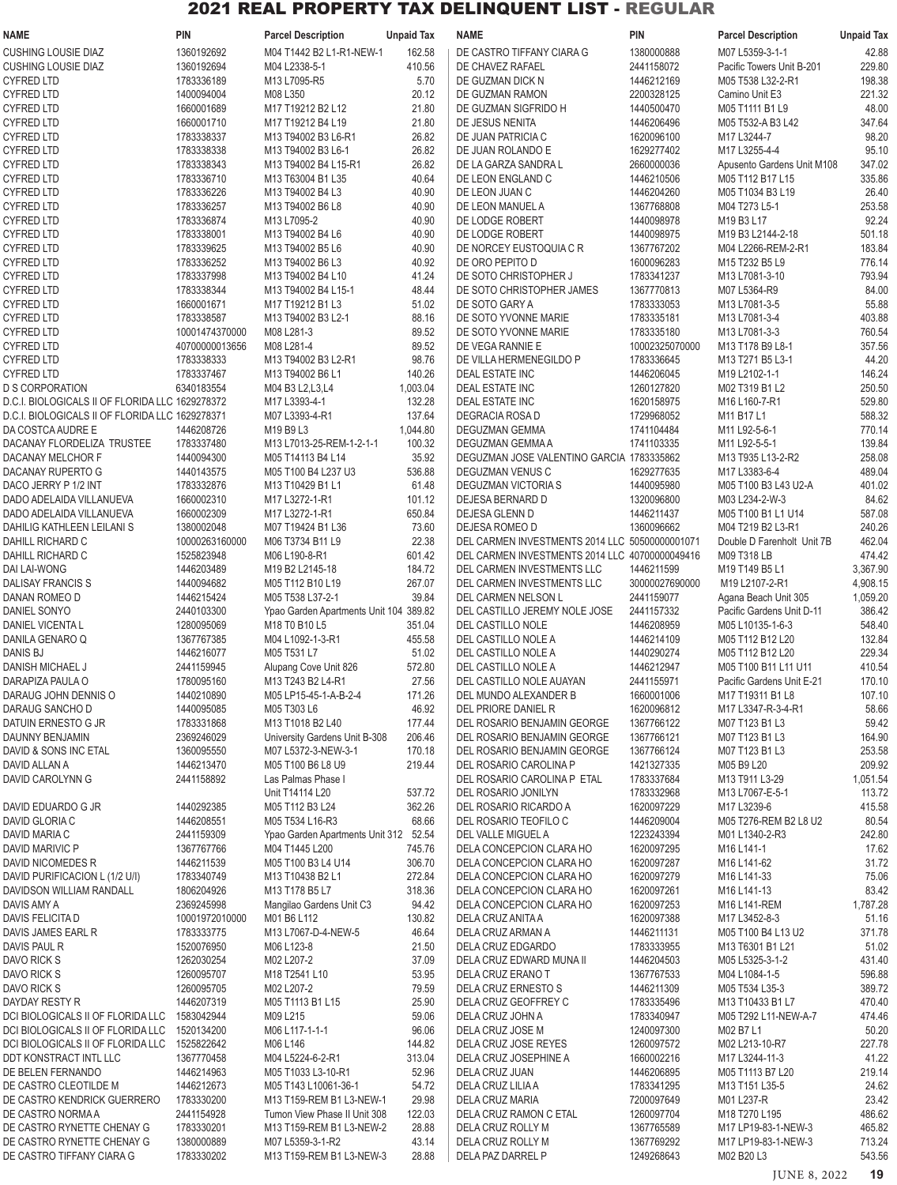# 2021 REAL PROPERTY TAX DELINQUENT LIST - REGULAR

| NAME | PIN | Parcel Description | Unpaid Tax |
|---|---|---|---|
| CUSHING LOUSIE DIAZ | 1360192692 | M04 T1442 B2 L1-R1-NEW-1 | 162.58 |
| CUSHING LOUSIE DIAZ | 1360192694 | M04 L2338-5-1 | 410.56 |
| CYFRED LTD | 1783336189 | M13 L7095-R5 | 5.70 |
| CYFRED LTD | 1400094004 | M08 L350 | 20.12 |
| CYFRED LTD | 1660001689 | M17 T19212 B2 L12 | 21.80 |
| CYFRED LTD | 1660001710 | M17 T19212 B4 L19 | 21.80 |
| CYFRED LTD | 1783338337 | M13 T94002 B3 L6-R1 | 26.82 |
| CYFRED LTD | 1783338338 | M13 T94002 B3 L6-1 | 26.82 |
| CYFRED LTD | 1783338343 | M13 T94002 B4 L15-R1 | 26.82 |
| CYFRED LTD | 1783336710 | M13 T63004 B1 L35 | 40.64 |
| CYFRED LTD | 1783336226 | M13 T94002 B4 L3 | 40.90 |
| CYFRED LTD | 1783336257 | M13 T94002 B6 L8 | 40.90 |
| CYFRED LTD | 1783336874 | M13 L7095-2 | 40.90 |
| CYFRED LTD | 1783338001 | M13 T94002 B4 L6 | 40.90 |
| CYFRED LTD | 1783339625 | M13 T94002 B5 L6 | 40.90 |
| CYFRED LTD | 1783336252 | M13 T94002 B6 L3 | 40.92 |
| CYFRED LTD | 1783337998 | M13 T94002 B4 L10 | 41.24 |
| CYFRED LTD | 1783338344 | M13 T94002 B4 L15-1 | 48.44 |
| CYFRED LTD | 1660001671 | M17 T19212 B1 L3 | 51.02 |
| CYFRED LTD | 1783338587 | M13 T94002 B3 L2-1 | 88.16 |
| CYFRED LTD | 10001474370000 | M08 L281-3 | 89.52 |
| CYFRED LTD | 40700000013656 | M08 L281-4 | 89.52 |
| CYFRED LTD | 1783338333 | M13 T94002 B3 L2-R1 | 98.76 |
| CYFRED LTD | 1783337467 | M13 T94002 B6 L1 | 140.26 |
| D S CORPORATION | 6340183554 | M04 B3 L2,L3,L4 | 1,003.04 |
| D.C.I. BIOLOGICALS II OF FLORIDA LLC | 1629278372 | M17 L3393-4-1 | 132.28 |
| D.C.I. BIOLOGICALS II OF FLORIDA LLC | 1629278371 | M07 L3393-4-R1 | 137.64 |
| DA COSTCA AUDRE E | 1446208726 | M19 B9 L3 | 1,044.80 |
| DACANAY FLORDELIZA TRUSTEE | 1783337480 | M13 L7013-25-REM-1-2-1-1 | 100.32 |
| DACANAY MELCHOR F | 1440094300 | M05 T14113 B4 L14 | 35.92 |
| DACANAY RUPERTO G | 1440143575 | M05 T100 B4 L237 U3 | 536.88 |
| DACO JERRY P 1/2 INT | 1783332876 | M13 T10429 B1 L1 | 61.48 |
| DADO ADELAIDA VILLANUEVA | 1660002310 | M17 L3272-1-R1 | 101.12 |
| DADO ADELAIDA VILLANUEVA | 1660002309 | M17 L3272-1-R1 | 650.84 |
| DAHILIG KATHLEEN LEILANI S | 1380002048 | M07 T19424 B1 L36 | 73.60 |
| DAHILL RICHARD C | 10000263160000 | M06 T3734 B11 L9 | 22.38 |
| DAHILL RICHARD C | 1525823948 | M06 L190-8-R1 | 601.42 |
| DAI LAI-WONG | 1446203489 | M19 B2 L2145-18 | 184.72 |
| DALISAY FRANCIS S | 1440094682 | M05 T112 B10 L19 | 267.07 |
| DANAN ROMEO D | 1446215424 | M05 T538 L37-2-1 | 39.84 |
| DANIEL SONYO | 2440103300 | Ypao Garden Apartments Unit 104 | 389.82 |
| DANIEL VICENTA L | 1280095069 | M18 T0 B10 L5 | 351.04 |
| DANILA GENARO Q | 1367767385 | M04 L1092-1-3-R1 | 455.58 |
| DANIS BJ | 1446216077 | M05 T531 L7 | 51.02 |
| DANISH MICHAEL J | 2441159945 | Alupang Cove Unit 826 | 572.80 |
| DARAPIZA PAULA O | 1780095160 | M13 T243 B2 L4-R1 | 27.56 |
| DARAUG JOHN DENNIS O | 1440210890 | M05 LP15-45-1-A-B-2-4 | 171.26 |
| DARAUG SANCHO D | 1440095085 | M05 T303 L6 | 46.92 |
| DATUIN ERNESTO G JR | 1783331868 | M13 T1018 B2 L40 | 177.44 |
| DAUNNY BENJAMIN | 2369246029 | University Gardens Unit B-308 | 206.46 |
| DAVID & SONS INC ETAL | 1360095550 | M07 L5372-3-NEW-3-1 | 170.18 |
| DAVID ALLAN A | 1446213470 | M05 T100 B6 L8 U9 | 219.44 |
| DAVID CAROLYNN G | 2441158892 | Las Palmas Phase I Unit T14114 L20 | 537.72 |
| DAVID EDUARDO G JR | 1440292385 | M05 T112 B3 L24 | 362.26 |
| DAVID GLORIA C | 1446208551 | M05 T534 L16-R3 | 68.66 |
| DAVID MARIA C | 2441159309 | Ypao Garden Apartments Unit 312 | 52.54 |
| DAVID MARIVIC P | 1367767766 | M04 T1445 L200 | 745.76 |
| DAVID NICOMEDES R | 1446211539 | M05 T100 B3 L4 U14 | 306.70 |
| DAVID PURIFICACION L (1/2 U/I) | 1783340749 | M13 T10438 B2 L1 | 272.84 |
| DAVIDSON WILLIAM RANDALL | 1806204926 | M13 T178 B5 L7 | 318.36 |
| DAVIS AMY A | 2369245998 | Mangilao Gardens Unit C3 | 94.42 |
| DAVIS FELICITA D | 10001972010000 | M01 B6 L112 | 130.82 |
| DAVIS JAMES EARL R | 1783333775 | M13 L7067-D-4-NEW-5 | 46.64 |
| DAVIS PAUL R | 1520076950 | M06 L123-8 | 21.50 |
| DAVO RICK S | 1260030254 | M02 L207-2 | 37.09 |
| DAVO RICK S | 1260095707 | M18 T2541 L10 | 53.95 |
| DAVO RICK S | 1260095705 | M02 L207-2 | 79.59 |
| DAYDAY RESTY R | 1446207319 | M05 T1113 B1 L15 | 25.90 |
| DCI BIOLOGICALS II OF FLORIDA LLC | 1583042944 | M09 L215 | 59.06 |
| DCI BIOLOGICALS II OF FLORIDA LLC | 1520134200 | M06 L117-1-1-1 | 96.06 |
| DCI BIOLOGICALS II OF FLORIDA LLC | 1525822642 | M06 L146 | 144.82 |
| DDT KONSTRACT INTL LLC | 1367770458 | M04 L5224-6-2-R1 | 313.04 |
| DE BELEN FERNANDO | 1446214963 | M05 T1033 L3-10-R1 | 52.96 |
| DE CASTRO CLEOTILDE M | 1446212673 | M05 T143 L10061-36-1 | 54.72 |
| DE CASTRO KENDRICK GUERRERO | 1783330200 | M13 T159-REM B1 L3-NEW-1 | 29.98 |
| DE CASTRO NORMA A | 2441154928 | Tumon View Phase II Unit 308 | 122.03 |
| DE CASTRO RYNETTE CHENAY G | 1783330201 | M13 T159-REM B1 L3-NEW-2 | 28.88 |
| DE CASTRO RYNETTE CHENAY G | 1380000889 | M07 L5359-3-1-R2 | 43.14 |
| DE CASTRO TIFFANY CIARA G | 1783330202 | M13 T159-REM B1 L3-NEW-3 | 28.88 |
| DE CASTRO TIFFANY CIARA G | 1380000888 | M07 L5359-3-1-1 | 42.88 |
| DE CHAVEZ RAFAEL | 2441158072 | Pacific Towers Unit B-201 | 229.80 |
| DE GUZMAN DICK N | 1446212169 | M05 T538 L32-2-R1 | 198.38 |
| DE GUZMAN RAMON | 2200328125 | Camino Unit E3 | 221.32 |
| DE GUZMAN SIGFRIDO H | 1440500470 | M05 T1111 B1 L9 | 48.00 |
| DE JESUS NENITA | 1446206496 | M05 T532-A B3 L42 | 347.64 |
| DE JUAN PATRICIA C | 1620096100 | M17 L3244-7 | 98.20 |
| DE JUAN ROLANDO E | 1629277402 | M17 L3255-4-4 | 95.10 |
| DE LA GARZA SANDRA L | 2660000036 | Apusento Gardens Unit M108 | 347.02 |
| DE LEON ENGLAND C | 1446210506 | M05 T112 B17 L15 | 335.86 |
| DE LEON JUAN C | 1446204260 | M05 T1034 B3 L19 | 26.40 |
| DE LEON MANUEL A | 1367768808 | M04 T273 L5-1 | 253.58 |
| DE LODGE ROBERT | 1440098978 | M19 B3 L17 | 92.24 |
| DE LODGE ROBERT | 1440098975 | M19 B3 L2144-2-18 | 501.18 |
| DE NORCEY EUSTOQUIA C R | 1367767202 | M04 L2266-REM-2-R1 | 183.84 |
| DE ORO PEPITO D | 1600096283 | M15 T232 B5 L9 | 776.14 |
| DE SOTO CHRISTOPHER J | 1783341237 | M13 L7081-3-10 | 793.94 |
| DE SOTO CHRISTOPHER JAMES | 1367770813 | M07 L5364-R9 | 84.00 |
| DE SOTO GARY A | 1783333053 | M13 L7081-3-5 | 55.88 |
| DE SOTO YVONNE MARIE | 1783335181 | M13 L7081-3-4 | 403.88 |
| DE SOTO YVONNE MARIE | 1783335180 | M13 L7081-3-3 | 760.54 |
| DE VEGA RANNIE E | 10002325070000 | M13 T178 B9 L8-1 | 357.56 |
| DE VILLA HERMENEGILDO P | 1783336645 | M13 T271 B5 L3-1 | 44.20 |
| DEAL ESTATE INC | 1446206045 | M19 L2102-1-1 | 146.24 |
| DEAL ESTATE INC | 1260127820 | M02 T319 B1 L2 | 250.50 |
| DEAL ESTATE INC | 1620158975 | M16 L160-7-R1 | 529.80 |
| DEGRACIA ROSA D | 1729968052 | M11 B17 L1 | 588.32 |
| DEGUZMAN GEMMA | 1741104484 | M11 L92-5-6-1 | 770.14 |
| DEGUZMAN GEMMA A | 1741103335 | M11 L92-5-5-1 | 139.84 |
| DEGUZMAN JOSE VALENTINO GARCIA | 1783335862 | M13 T935 L13-2-R2 | 258.08 |
| DEGUZMAN VENUS C | 1629277635 | M17 L3383-6-4 | 489.04 |
| DEGUZMAN VICTORIA S | 1440095980 | M05 T100 B3 L43 U2-A | 401.02 |
| DEJESA BERNARD D | 1320096800 | M03 L234-2-W-3 | 84.62 |
| DEJESA GLENN D | 1446211437 | M05 T100 B1 L1 U14 | 587.08 |
| DEJESA ROMEO D | 1360096662 | M04 T219 B2 L3-R1 | 240.26 |
| DEL CARMEN INVESTMENTS 2014 LLC | 50500000001071 | Double D Farenholt Unit 7B | 462.04 |
| DEL CARMEN INVESTMENTS 2014 LLC | 40700000049416 | M09 T318 LB | 474.42 |
| DEL CARMEN INVESTMENTS LLC | 1446211599 | M19 T149 B5 L1 | 3,367.90 |
| DEL CARMEN INVESTMENTS LLC | 30000027690000 | M19 L2107-2-R1 | 4,908.15 |
| DEL CARMEN NELSON L | 2441159077 | Agana Beach Unit 305 | 1,059.20 |
| DEL CASTILLO JEREMY NOLE JOSE | 2441157332 | Pacific Gardens Unit D-11 | 386.42 |
| DEL CASTILLO NOLE | 1446208959 | M05 L10135-1-6-3 | 548.40 |
| DEL CASTILLO NOLE A | 1446214109 | M05 T112 B12 L20 | 132.84 |
| DEL CASTILLO NOLE A | 1440290274 | M05 T112 B12 L20 | 229.34 |
| DEL CASTILLO NOLE A | 1446212947 | M05 T100 B11 L11 U11 | 410.54 |
| DEL CASTILLO NOLE AUAYAN | 2441155971 | Pacific Gardens Unit E-21 | 170.10 |
| DEL MUNDO ALEXANDER B | 1660001006 | M17 T19311 B1 L8 | 107.10 |
| DEL PRIORE DANIEL R | 1620096812 | M17 L3347-R-3-4-R1 | 58.66 |
| DEL ROSARIO BENJAMIN GEORGE | 1367766122 | M07 T123 B1 L3 | 59.42 |
| DEL ROSARIO BENJAMIN GEORGE | 1367766121 | M07 T123 B1 L3 | 164.90 |
| DEL ROSARIO BENJAMIN GEORGE | 1367766124 | M07 T123 B1 L3 | 253.58 |
| DEL ROSARIO CAROLINA P | 1421327335 | M05 B9 L20 | 209.92 |
| DEL ROSARIO CAROLINA P ETAL | 1783337684 | M13 T911 L3-29 | 1,051.54 |
| DEL ROSARIO JONILYN | 1783332968 | M13 L7067-E-5-1 | 113.72 |
| DEL ROSARIO RICARDO A | 1620097229 | M17 L3239-6 | 415.58 |
| DEL ROSARIO TEOFILO C | 1446209004 | M05 T276-REM B2 L8 U2 | 80.54 |
| DEL VALLE MIGUEL A | 1223243394 | M01 L1340-2-R3 | 242.80 |
| DELA CONCEPCION CLARA HO | 1620097295 | M16 L141-1 | 17.62 |
| DELA CONCEPCION CLARA HO | 1620097287 | M16 L141-62 | 31.72 |
| DELA CONCEPCION CLARA HO | 1620097279 | M16 L141-33 | 75.06 |
| DELA CONCEPCION CLARA HO | 1620097261 | M16 L141-13 | 83.42 |
| DELA CONCEPCION CLARA HO | 1620097253 | M16 L141-REM | 1,787.28 |
| DELA CRUZ ANITA A | 1620097388 | M17 L3452-8-3 | 51.16 |
| DELA CRUZ ARMAN A | 1446211131 | M05 T100 B4 L13 U2 | 371.78 |
| DELA CRUZ EDGARDO | 1783333955 | M13 T6301 B1 L21 | 51.02 |
| DELA CRUZ EDWARD MUNA II | 1446204503 | M05 L5325-3-1-2 | 431.40 |
| DELA CRUZ ERANO T | 1367767533 | M04 L1084-1-5 | 596.88 |
| DELA CRUZ ERNESTO S | 1446211309 | M05 T534 L35-3 | 389.72 |
| DELA CRUZ GEOFFREY C | 1783335496 | M13 T10433 B1 L7 | 470.40 |
| DELA CRUZ JOHN A | 1783340947 | M05 T292 L11-NEW-A-7 | 474.46 |
| DELA CRUZ JOSE M | 1240097300 | M02 B7 L1 | 50.20 |
| DELA CRUZ JOSE REYES | 1260097572 | M02 L213-10-R7 | 227.78 |
| DELA CRUZ JOSEPHINE A | 1660002216 | M17 L3244-11-3 | 41.22 |
| DELA CRUZ JUAN | 1446206895 | M05 T1113 B7 L20 | 219.14 |
| DELA CRUZ LILIA A | 1783341295 | M13 T151 L35-5 | 24.62 |
| DELA CRUZ MARIA | 7200097649 | M01 L237-R | 23.42 |
| DELA CRUZ RAMON C ETAL | 1260097704 | M18 T270 L195 | 486.62 |
| DELA CRUZ ROLLY M | 1367765589 | M17 LP19-83-1-NEW-3 | 465.82 |
| DELA CRUZ ROLLY M | 1367769292 | M17 LP19-83-1-NEW-3 | 713.24 |
| DELA PAZ DARREL P | 1249268643 | M02 B20 L3 | 543.56 |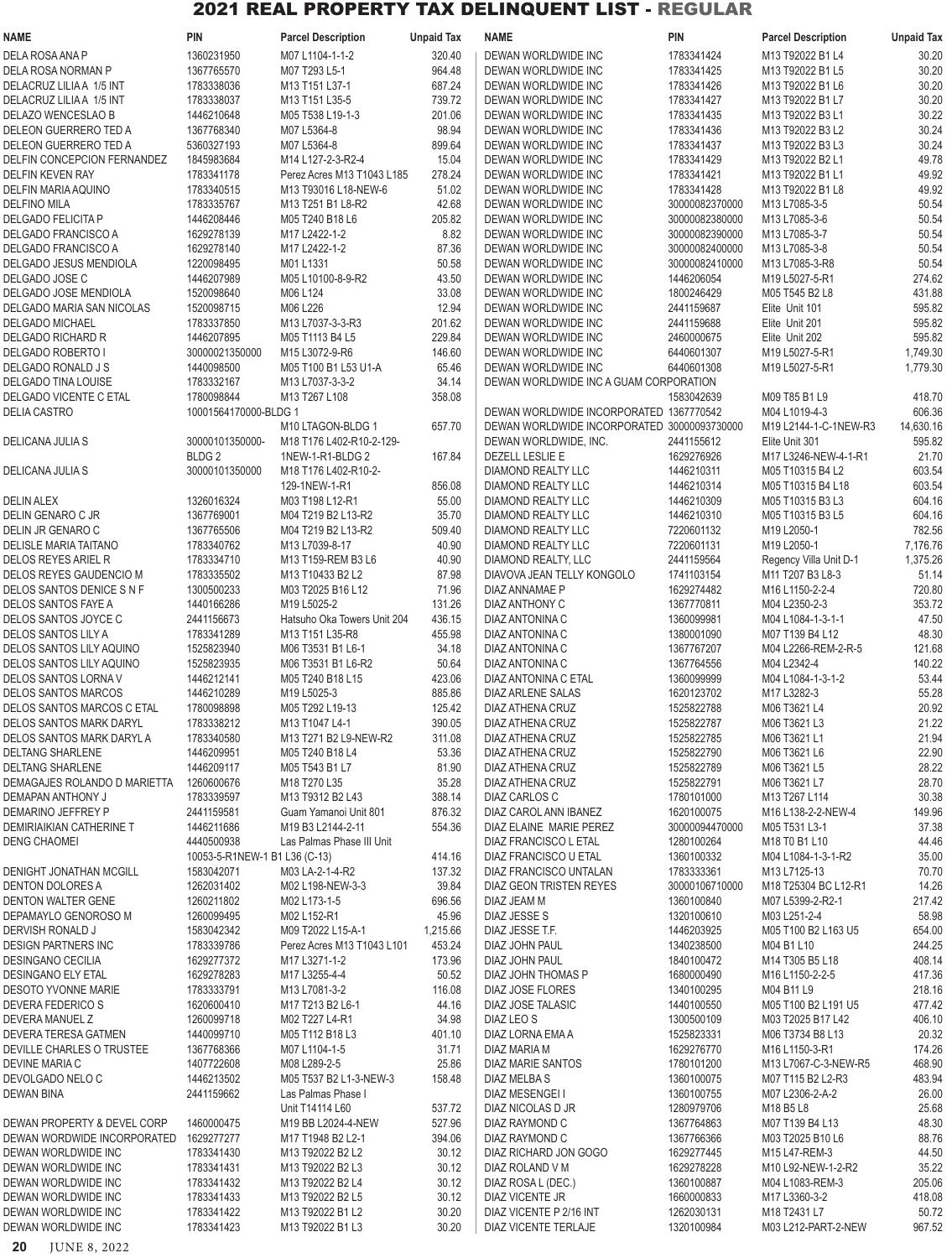# 2021 REAL PROPERTY TAX DELINQUENT LIST - REGULAR

| NAME | PIN | Parcel Description | Unpaid Tax |
|---|---|---|---|
| DELA ROSA ANA P | 1360231950 | M07 L1104-1-1-2 | 320.40 |
| DELA ROSA NORMAN P | 1367765570 | M07 T293 L5-1 | 964.48 |
| DELACRUZ LILIA A 1/5 INT | 1783338036 | M13 T151 L37-1 | 687.24 |
| DELACRUZ LILIA A 1/5 INT | 1783338037 | M13 T151 L35-5 | 739.72 |
| DELAZO WENCESLAO B | 1446210648 | M05 T538 L19-1-3 | 201.06 |
| DELEON GUERRERO TED A | 1367768340 | M07 L5364-8 | 98.94 |
| DELEON GUERRERO TED A | 5360327193 | M07 L5364-8 | 899.64 |
| DELFIN CONCEPCION FERNANDEZ | 1845983684 | M14 L127-2-3-R2-4 | 15.04 |
| DELFIN KEVEN RAY | 1783341178 | Perez Acres M13 T1043 L185 | 278.24 |
| DELFIN MARIA AQUINO | 1783340515 | M13 T93016 L18-NEW-6 | 51.02 |
| DELFINO MILA | 1783335767 | M13 T251 B1 L8-R2 | 42.68 |
| DELGADO FELICITA P | 1446208446 | M05 T240 B18 L6 | 205.82 |
| DELGADO FRANCISCO A | 1629278139 | M17 L2422-1-2 | 8.82 |
| DELGADO FRANCISCO A | 1629278140 | M17 L2422-1-2 | 87.36 |
| DELGADO JESUS MENDIOLA | 1220098495 | M01 L1331 | 50.58 |
| DELGADO JOSE C | 1446207989 | M05 L10100-8-9-R2 | 43.50 |
| DELGADO JOSE MENDIOLA | 1520098640 | M06 L124 | 33.08 |
| DELGADO MARIA SAN NICOLAS | 1520098715 | M06 L226 | 12.94 |
| DELGADO MICHAEL | 1783337850 | M13 L7037-3-3-R3 | 201.62 |
| DELGADO RICHARD R | 1446207895 | M05 T1113 B4 L5 | 229.84 |
| DELGADO ROBERTO I | 30000021350000 | M15 L3072-9-R6 | 146.60 |
| DELGADO RONALD J S | 1440098500 | M05 T100 B1 L53 U1-A | 65.46 |
| DELGADO TINA LOUISE | 1783332167 | M13 L7037-3-3-2 | 34.14 |
| DELGADO VICENTE C ETAL | 1780098844 | M13 T267 L108 | 358.08 |
| DELIA CASTRO | 10001564170000-BLDG 1 | M10 LTAGON-BLDG 1 | 657.70 |
| DELICANA JULIA S | 30000101350000-BLDG 2 | M18 T176 L402-R10-2-129-1NEW-1-R1-BLDG 2 | 167.84 |
| DELICANA JULIA S | 30000101350000 | M18 T176 L402-R10-2-129-1NEW-1-R1 | 856.08 |
| DELIN ALEX | 1326016324 | M03 T198 L12-R1 | 55.00 |
| DELIN GENARO C JR | 1367769001 | M04 T219 B2 L13-R2 | 35.70 |
| DELIN JR GENARO C | 1367765506 | M04 T219 B2 L13-R2 | 509.40 |
| DELISLE MARIA TAITANO | 1783340762 | M13 L7039-8-17 | 40.90 |
| DELOS REYES ARIEL R | 1783334710 | M13 T159-REM B3 L6 | 40.90 |
| DELOS REYES GAUDENCIO M | 1783335502 | M13 T10433 B2 L2 | 87.98 |
| DELOS SANTOS DENICE S N F | 1300500233 | M03 T2025 B16 L12 | 71.96 |
| DELOS SANTOS FAYE A | 1440166286 | M19 L5025-2 | 131.26 |
| DELOS SANTOS JOYCE C | 2441156673 | Hatsuho Oka Towers Unit 204 | 436.15 |
| DELOS SANTOS LILY A | 1783341289 | M13 T151 L35-R8 | 455.98 |
| DELOS SANTOS LILY AQUINO | 1525823940 | M06 T3531 B1 L6-1 | 34.18 |
| DELOS SANTOS LILY AQUINO | 1525823935 | M06 T3531 B1 L6-R2 | 50.64 |
| DELOS SANTOS LORNA V | 1446212141 | M05 T240 B18 L15 | 423.06 |
| DELOS SANTOS MARCOS | 1446210289 | M19 L5025-3 | 885.86 |
| DELOS SANTOS MARCOS C ETAL | 1780098898 | M05 T292 L19-13 | 125.42 |
| DELOS SANTOS MARK DARYL | 1783338212 | M13 T1047 L4-1 | 390.05 |
| DELOS SANTOS MARK DARYL A | 1783340580 | M13 T271 B2 L9-NEW-R2 | 311.08 |
| DELTANG SHARLENE | 1446209951 | M05 T240 B18 L4 | 53.36 |
| DELTANG SHARLENE | 1446209117 | M05 T543 B1 L7 | 81.90 |
| DEMAGAJES ROLANDO D MARIETTA | 1260600676 | M18 T270 L35 | 35.28 |
| DEMAPAN ANTHONY J | 1783339597 | M13 T9312 B2 L43 | 388.14 |
| DEMARINO JEFFREY P | 2441159581 | Guam Yamanoi Unit 801 | 876.32 |
| DEMIRIAIKIAN CATHERINE T | 1446211686 | M19 B3 L2144-2-11 | 554.36 |
| DENG CHAOMEI | 4440500938 | Las Palmas Phase III Unit 10053-5-R1NEW-1 B1 L36 (C-13) | 414.16 |
| DENIGHT JONATHAN MCGILL | 1583042071 | M03 LA-2-1-4-R2 | 137.32 |
| DENTON DOLORES A | 1262031402 | M02 L198-NEW-3-3 | 39.84 |
| DENTON WALTER GENE | 1260211802 | M02 L173-1-5 | 696.56 |
| DEPAMAYLO GENOROSO M | 1260099495 | M02 L152-R1 | 45.96 |
| DERVISH RONALD J | 1583042342 | M09 T2022 L15-A-1 | 1,215.66 |
| DESIGN PARTNERS INC | 1783339786 | Perez Acres M13 T1043 L101 | 453.24 |
| DESINGANO CECILIA | 1629277372 | M17 L3271-1-2 | 173.96 |
| DESINGANO ELY ETAL | 1629278283 | M17 L3255-4-4 | 50.52 |
| DESOTO YVONNE MARIE | 1783333791 | M13 L7081-3-2 | 116.08 |
| DEVERA FEDERICO S | 1620600410 | M17 T213 B2 L6-1 | 44.16 |
| DEVERA MANUEL Z | 1260099718 | M02 T227 L4-R1 | 34.98 |
| DEVERA TERESA GATMEN | 1440099710 | M05 T112 B18 L3 | 401.10 |
| DEVILLE CHARLES O TRUSTEE | 1367768366 | M07 L1104-1-5 | 31.71 |
| DEVINE MARIA C | 1407722608 | M08 L289-2-5 | 25.86 |
| DEVOLGADO NELO C | 1446213502 | M05 T537 B2 L1-3-NEW-3 | 158.48 |
| DEWAN BINA | 2441159662 | Las Palmas Phase I Unit T14114 L60 | 537.72 |
| DEWAN PROPERTY & DEVEL CORP | 1460000475 | M19 BB L2024-4-NEW | 527.96 |
| DEWAN WORDWIDE INCORPORATED | 1629277277 | M17 T1948 B2 L2-1 | 394.06 |
| DEWAN WORLDWIDE INC | 1783341430 | M13 T92022 B2 L2 | 30.12 |
| DEWAN WORLDWIDE INC | 1783341431 | M13 T92022 B2 L3 | 30.12 |
| DEWAN WORLDWIDE INC | 1783341432 | M13 T92022 B2 L4 | 30.12 |
| DEWAN WORLDWIDE INC | 1783341433 | M13 T92022 B2 L5 | 30.12 |
| DEWAN WORLDWIDE INC | 1783341422 | M13 T92022 B1 L2 | 30.20 |
| DEWAN WORLDWIDE INC | 1783341423 | M13 T92022 B1 L3 | 30.20 |
| DEWAN WORLDWIDE INC | 1783341424 | M13 T92022 B1 L4 | 30.20 |
| DEWAN WORLDWIDE INC | 1783341425 | M13 T92022 B1 L5 | 30.20 |
| DEWAN WORLDWIDE INC | 1783341426 | M13 T92022 B1 L6 | 30.20 |
| DEWAN WORLDWIDE INC | 1783341427 | M13 T92022 B1 L7 | 30.20 |
| DEWAN WORLDWIDE INC | 1783341435 | M13 T92022 B3 L1 | 30.22 |
| DEWAN WORLDWIDE INC | 1783341436 | M13 T92022 B3 L2 | 30.24 |
| DEWAN WORLDWIDE INC | 1783341437 | M13 T92022 B3 L3 | 30.24 |
| DEWAN WORLDWIDE INC | 1783341429 | M13 T92022 B2 L1 | 49.78 |
| DEWAN WORLDWIDE INC | 1783341421 | M13 T92022 B1 L1 | 49.92 |
| DEWAN WORLDWIDE INC | 1783341428 | M13 T92022 B1 L8 | 49.92 |
| DEWAN WORLDWIDE INC | 30000082370000 | M13 L7085-3-5 | 50.54 |
| DEWAN WORLDWIDE INC | 30000082380000 | M13 L7085-3-6 | 50.54 |
| DEWAN WORLDWIDE INC | 30000082390000 | M13 L7085-3-7 | 50.54 |
| DEWAN WORLDWIDE INC | 30000082400000 | M13 L7085-3-8 | 50.54 |
| DEWAN WORLDWIDE INC | 30000082410000 | M13 L7085-3-R8 | 50.54 |
| DEWAN WORLDWIDE INC | 1446206054 | M19 L5027-5-R1 | 274.62 |
| DEWAN WORLDWIDE INC | 1800246429 | M05 T545 B2 L8 | 431.88 |
| DEWAN WORLDWIDE INC | 2441159687 | Elite Unit 101 | 595.82 |
| DEWAN WORLDWIDE INC | 2441159688 | Elite Unit 201 | 595.82 |
| DEWAN WORLDWIDE INC | 2460000675 | Elite Unit 202 | 595.82 |
| DEWAN WORLDWIDE INC | 6440601307 | M19 L5027-5-R1 | 1,749.30 |
| DEWAN WORLDWIDE INC | 6440601308 | M19 L5027-5-R1 | 1,779.30 |
| DEWAN WORLDWIDE INC A GUAM CORPORATION | 1583042639 | M09 T85 B1 L9 | 418.70 |
| DEWAN WORLDWIDE INCORPORATED | 1367770542 | M04 L1019-4-3 | 606.36 |
| DEWAN WORLDWIDE INCORPORATED | 30000093730000 | M19 L2144-1-C-1NEW-R3 | 14,630.16 |
| DEWAN WORLDWIDE, INC. | 2441155612 | Elite Unit 301 | 595.82 |
| DEZELL LESLIE E | 1629276926 | M17 L3246-NEW-4-1-R1 | 21.70 |
| DIAMOND REALTY LLC | 1446210311 | M05 T10315 B4 L2 | 603.54 |
| DIAMOND REALTY LLC | 1446210314 | M05 T10315 B4 L18 | 603.54 |
| DIAMOND REALTY LLC | 1446210309 | M05 T10315 B3 L3 | 604.16 |
| DIAMOND REALTY LLC | 1446210310 | M05 T10315 B3 L5 | 604.16 |
| DIAMOND REALTY LLC | 7220601132 | M19 L2050-1 | 782.56 |
| DIAMOND REALTY LLC | 7220601131 | M19 L2050-1 | 7,176.76 |
| DIAMOND REALTY, LLC | 2441159564 | Regency Villa Unit D-1 | 1,375.26 |
| DIAVOVA JEAN TELLY KONGOLO | 1741103154 | M11 T207 B3 L8-3 | 51.14 |
| DIAZ ANNAMAE P | 1629274482 | M16 L1150-2-2-4 | 720.80 |
| DIAZ ANTHONY C | 1367770811 | M04 L2350-2-3 | 353.72 |
| DIAZ ANTONINA C | 1360099981 | M04 L1084-1-3-1-1 | 47.50 |
| DIAZ ANTONINA C | 1380001090 | M07 T139 B4 L12 | 48.30 |
| DIAZ ANTONINA C | 1367767207 | M04 L2266-REM-2-R-5 | 121.68 |
| DIAZ ANTONINA C | 1367764556 | M04 L2342-4 | 140.22 |
| DIAZ ANTONINA C ETAL | 1360099999 | M04 L1084-1-3-1-2 | 53.44 |
| DIAZ ARLENE SALAS | 1620123702 | M17 L3282-3 | 55.28 |
| DIAZ ATHENA CRUZ | 1525822788 | M06 T3621 L4 | 20.92 |
| DIAZ ATHENA CRUZ | 1525822787 | M06 T3621 L3 | 21.22 |
| DIAZ ATHENA CRUZ | 1525822785 | M06 T3621 L1 | 21.94 |
| DIAZ ATHENA CRUZ | 1525822790 | M06 T3621 L6 | 22.90 |
| DIAZ ATHENA CRUZ | 1525822789 | M06 T3621 L5 | 28.22 |
| DIAZ ATHENA CRUZ | 1525822791 | M06 T3621 L7 | 28.70 |
| DIAZ CARLOS C | 1780101000 | M13 T267 L114 | 30.38 |
| DIAZ CAROL ANN IBANEZ | 1620100075 | M16 L138-2-2-NEW-4 | 149.96 |
| DIAZ ELAINE MARIE PEREZ | 30000094470000 | M05 T531 L3-1 | 37.38 |
| DIAZ FRANCISCO L ETAL | 1280100264 | M18 T0 B1 L10 | 44.46 |
| DIAZ FRANCISCO U ETAL | 1360100332 | M04 L1084-1-3-1-R2 | 35.00 |
| DIAZ FRANCISCO UNTALAN | 1783333361 | M13 L7125-13 | 70.70 |
| DIAZ GEON TRISTEN REYES | 30000106710000 | M18 T25304 BC L12-R1 | 14.26 |
| DIAZ JEAM M | 1360100840 | M07 L5399-2-R2-1 | 217.42 |
| DIAZ JESSE S | 1320100610 | M03 L251-2-4 | 58.98 |
| DIAZ JESSE T.F. | 1446203925 | M05 T100 B2 L163 U5 | 654.00 |
| DIAZ JOHN PAUL | 1340238500 | M04 B1 L10 | 244.25 |
| DIAZ JOHN PAUL | 1840100472 | M14 T305 B5 L18 | 408.14 |
| DIAZ JOHN THOMAS P | 1680000490 | M16 L1150-2-2-5 | 417.36 |
| DIAZ JOSE FLORES | 1340100295 | M04 B11 L9 | 218.16 |
| DIAZ JOSE TALASIC | 1440100550 | M05 T100 B2 L191 U5 | 477.42 |
| DIAZ LEO S | 1300500109 | M03 T2025 B17 L42 | 406.10 |
| DIAZ LORNA EMA A | 1525823331 | M06 T3734 B8 L13 | 20.32 |
| DIAZ MARIA M | 1629276770 | M16 L1150-3-R1 | 174.26 |
| DIAZ MARIE SANTOS | 1780101200 | M13 L7067-C-3-NEW-R5 | 468.90 |
| DIAZ MELBA S | 1360100075 | M07 T115 B2 L2-R3 | 483.94 |
| DIAZ MESENGEI I | 1360100755 | M07 L2306-2-A-2 | 26.00 |
| DIAZ NICOLAS D JR | 1280979706 | M18 B5 L8 | 25.68 |
| DIAZ RAYMOND C | 1367764863 | M07 T139 B4 L13 | 48.30 |
| DIAZ RAYMOND C | 1367766366 | M03 T2025 B10 L6 | 88.76 |
| DIAZ RICHARD JON GOGO | 1629277445 | M15 L47-REM-3 | 44.50 |
| DIAZ ROLAND V M | 1629278228 | M10 L92-NEW-1-2-R2 | 35.22 |
| DIAZ ROSA L (DEC.) | 1360100887 | M04 L1083-REM-3 | 205.06 |
| DIAZ VICENTE JR | 1660000833 | M17 L3360-3-2 | 418.08 |
| DIAZ VICENTE P 2/16 INT | 1262030131 | M18 T2431 L7 | 50.72 |
| DIAZ VICENTE TERLAJE | 1320100984 | M03 L212-PART-2-NEW | 967.52 |

JUNE 8, 2022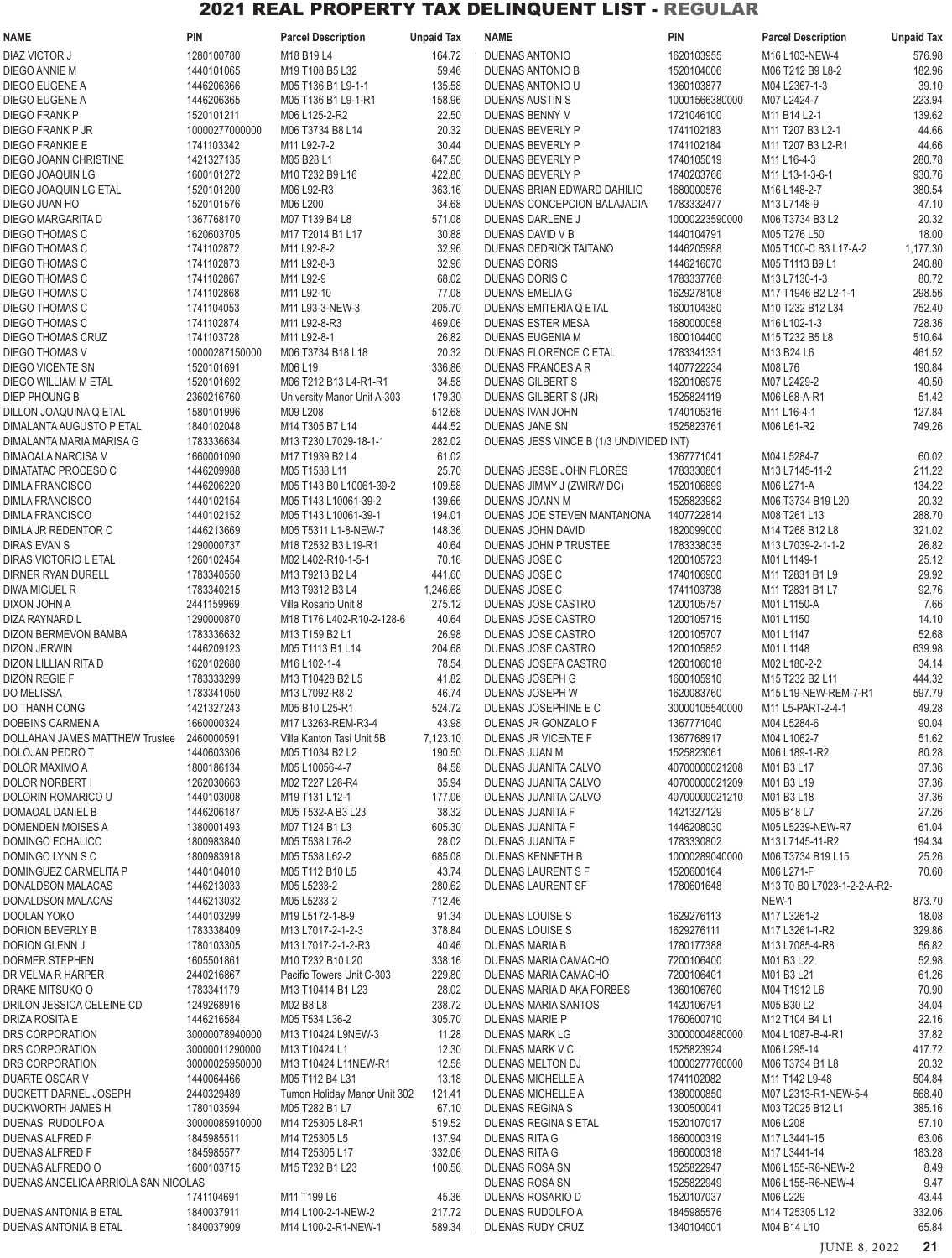# 2021 REAL PROPERTY TAX DELINQUENT LIST - REGULAR

| NAME | PIN | Parcel Description | Unpaid Tax |
|---|---|---|---|
| DIAZ VICTOR J | 1280100780 | M18 B19 L4 | 164.72 |
| DIEGO ANNIE M | 1440101065 | M19 T108 B5 L32 | 59.46 |
| DIEGO EUGENE A | 1446206366 | M05 T136 B1 L9-1-1 | 135.58 |
| DIEGO EUGENE A | 1446206365 | M05 T136 B1 L9-1-R1 | 158.96 |
| DIEGO FRANK P | 1520101211 | M06 L125-2-R2 | 22.50 |
| DIEGO FRANK P JR | 10000277000000 | M06 T3734 B8 L14 | 20.32 |
| DIEGO FRANKIE E | 1741103342 | M11 L92-7-2 | 30.44 |
| DIEGO JOANN CHRISTINE | 1421327135 | M05 B28 L1 | 647.50 |
| DIEGO JOAQUIN LG | 1600101272 | M10 T232 B9 L16 | 422.80 |
| DIEGO JOAQUIN LG ETAL | 1520101200 | M06 L92-R3 | 363.16 |
| DIEGO JUAN HO | 1520101576 | M06 L200 | 34.68 |
| DIEGO MARGARITA D | 1367768170 | M07 T139 B4 L8 | 571.08 |
| DIEGO THOMAS C | 1620603705 | M17 T2014 B1 L17 | 30.88 |
| DIEGO THOMAS C | 1741102872 | M11 L92-8-2 | 32.96 |
| DIEGO THOMAS C | 1741102873 | M11 L92-8-3 | 32.96 |
| DIEGO THOMAS C | 1741102867 | M11 L92-9 | 68.02 |
| DIEGO THOMAS C | 1741102868 | M11 L92-10 | 77.08 |
| DIEGO THOMAS C | 1741104053 | M11 L93-3-NEW-3 | 205.70 |
| DIEGO THOMAS C | 1741102874 | M11 L92-8-R3 | 469.06 |
| DIEGO THOMAS CRUZ | 1741103728 | M11 L92-8-1 | 26.82 |
| DIEGO THOMAS V | 10000287150000 | M06 T3734 B18 L18 | 20.32 |
| DIEGO VICENTE SN | 1520101691 | M06 L19 | 336.86 |
| DIEGO WILLIAM M ETAL | 1520101692 | M06 T212 B13 L4-R1-R1 | 34.58 |
| DIEP PHOUNG B | 2360216760 | University Manor Unit A-303 | 179.30 |
| DILLON JOAQUINA Q ETAL | 1580101996 | M09 L208 | 512.68 |
| DIMALANTA AUGUSTO P ETAL | 1840102048 | M14 T305 B7 L14 | 444.52 |
| DIMALANTA MARIA MARISA G | 1783336634 | M13 T230 L7029-18-1-1 | 282.02 |
| DIMAOALA NARCISA M | 1660001090 | M17 T1939 B2 L4 | 61.02 |
| DIMATATAC PROCESO C | 1446209988 | M05 T1538 L11 | 25.70 |
| DIMLA FRANCISCO | 1446206220 | M05 T143 B0 L10061-39-2 | 109.58 |
| DIMLA FRANCISCO | 1440102154 | M05 T143 L10061-39-2 | 139.66 |
| DIMLA FRANCISCO | 1440102152 | M05 T143 L10061-39-1 | 194.01 |
| DIMLA JR REDENTOR C | 1446213669 | M05 T5311 L1-8-NEW-7 | 148.36 |
| DIRAS EVAN S | 1290000737 | M18 T2532 B3 L19-R1 | 40.64 |
| DIRAS VICTORIO L ETAL | 1260102454 | M02 L402-R10-1-5-1 | 70.16 |
| DIRNER RYAN DURELL | 1783340550 | M13 T9213 B2 L4 | 441.60 |
| DIWA MIGUEL R | 1783340215 | M13 T9312 B3 L4 | 1,246.68 |
| DIXON JOHN A | 2441159969 | Villa Rosario Unit 8 | 275.12 |
| DIZA RAYNARD L | 1290000870 | M18 T176 L402-R10-2-128-6 | 40.64 |
| DIZON BERMEVON BAMBA | 1783336632 | M13 T159 B2 L1 | 26.98 |
| DIZON JERWIN | 1446209123 | M05 T1113 B1 L14 | 204.68 |
| DIZON LILLIAN RITA D | 1620102680 | M16 L102-1-4 | 78.54 |
| DIZON REGIE F | 1783333299 | M13 T10428 B2 L5 | 41.82 |
| DO MELISSA | 1783341050 | M13 L7092-R8-2 | 46.74 |
| DO THANH CONG | 1421327243 | M05 B10 L25-R1 | 524.72 |
| DOBBINS CARMEN A | 1660000324 | M17 L3263-REM-R3-4 | 43.98 |
| DOLLAHAN JAMES MATTHEW Trustee | 2460000591 | Villa Kanton Tasi Unit 5B | 7,123.10 |
| DOLOJAN PEDRO T | 1440603306 | M05 T1034 B2 L2 | 190.50 |
| DOLOR MAXIMO A | 1800186134 | M05 L10056-4-7 | 84.58 |
| DOLOR NORBERT I | 1262030663 | M02 T227 L26-R4 | 35.94 |
| DOLORIN ROMARICO U | 1440103008 | M19 T131 L12-1 | 177.06 |
| DOMAOAL DANIEL B | 1446206187 | M05 T532-A B3 L23 | 38.32 |
| DOMENDEN MOISES A | 1380001493 | M07 T124 B1 L3 | 605.30 |
| DOMINGO ECHALICO | 1800983840 | M05 T538 L76-2 | 28.02 |
| DOMINGO LYNN S C | 1800983918 | M05 T538 L62-2 | 685.08 |
| DOMINGUEZ CARMELITA P | 1440104010 | M05 T112 B10 L5 | 43.74 |
| DONALDSON MALACAS | 1446213033 | M05 L5233-2 | 280.62 |
| DONALDSON MALACAS | 1446213032 | M05 L5233-2 | 712.46 |
| DOOLAN YOKO | 1440103299 | M19 L5172-1-8-9 | 91.34 |
| DORION BEVERLY B | 1783338409 | M13 L7017-2-1-2-3 | 378.84 |
| DORION GLENN J | 1780103305 | M13 L7017-2-1-2-R3 | 40.46 |
| DORMER STEPHEN | 1605501861 | M10 T232 B10 L20 | 338.16 |
| DR VELMA R HARPER | 2440216867 | Pacific Towers Unit C-303 | 229.80 |
| DRAKE MITSUKO O | 1783341179 | M13 T10414 B1 L23 | 28.02 |
| DRILON JESSICA CELEINE CD | 1249268916 | M02 B8 L8 | 238.72 |
| DRIZA ROSITA E | 1446216584 | M05 T534 L36-2 | 305.70 |
| DRS CORPORATION | 30000078940000 | M13 T10424 L9NEW-3 | 11.28 |
| DRS CORPORATION | 30000011290000 | M13 T10424 L1 | 12.30 |
| DRS CORPORATION | 30000025950000 | M13 T10424 L11NEW-R1 | 12.58 |
| DUARTE OSCAR V | 1440064466 | M05 T112 B4 L31 | 13.18 |
| DUCKETT DARNEL JOSEPH | 2440329489 | Tumon Holiday Manor Unit 302 | 121.41 |
| DUCKWORTH JAMES H | 1780103594 | M05 T282 B1 L7 | 67.10 |
| DUENAS RUDOLFO A | 30000085910000 | M14 T25305 L8-R1 | 519.52 |
| DUENAS ALFRED F | 1845985511 | M14 T25305 L5 | 137.94 |
| DUENAS ALFRED F | 1845985577 | M14 T25305 L17 | 332.06 |
| DUENAS ALFREDO O | 1600103715 | M15 T232 B1 L23 | 100.56 |
| DUENAS ANGELICA ARRIOLA SAN NICOLAS | 1741104691 | M11 T199 L6 | 45.36 |
| DUENAS ANTONIA B ETAL | 1840037911 | M14 L100-2-1-NEW-2 | 217.72 |
| DUENAS ANTONIA B ETAL | 1840037909 | M14 L100-2-R1-NEW-1 | 589.34 |
| DUENAS ANTONIO | 1620103955 | M16 L103-NEW-4 | 576.98 |
| DUENAS ANTONIO B | 1520104006 | M06 T212 B9 L8-2 | 182.96 |
| DUENAS ANTONIO U | 1360103877 | M04 L2367-1-3 | 39.10 |
| DUENAS AUSTIN S | 10001566380000 | M07 L2424-7 | 223.94 |
| DUENAS BENNY M | 1721046100 | M11 B14 L2-1 | 139.62 |
| DUENAS BEVERLY P | 1741102183 | M11 T207 B3 L2-1 | 44.66 |
| DUENAS BEVERLY P | 1741102184 | M11 T207 B3 L2-R1 | 44.66 |
| DUENAS BEVERLY P | 1740105019 | M11 L16-4-3 | 280.78 |
| DUENAS BEVERLY P | 1740203766 | M11 L13-1-3-6-1 | 930.76 |
| DUENAS BRIAN EDWARD DAHILIG | 1680000576 | M16 L148-2-7 | 380.54 |
| DUENAS CONCEPCION BALAJADIA | 1783332477 | M13 L7148-9 | 47.10 |
| DUENAS DARLENE J | 10000223590000 | M06 T3734 B3 L2 | 20.32 |
| DUENAS DAVID V B | 1440104791 | M05 T276 L50 | 18.00 |
| DUENAS DEDRICK TAITANO | 1446205988 | M05 T100-C B3 L17-A-2 | 1,177.30 |
| DUENAS DORIS | 1446216070 | M05 T1113 B9 L1 | 240.80 |
| DUENAS DORIS C | 1783337768 | M13 L7130-1-3 | 80.72 |
| DUENAS EMELIA G | 1629278108 | M17 T1946 B2 L2-1-1 | 298.56 |
| DUENAS EMITERIA Q ETAL | 1600104380 | M10 T232 B12 L34 | 752.40 |
| DUENAS ESTER MESA | 1680000058 | M16 L102-1-3 | 728.36 |
| DUENAS EUGENIA M | 1600104400 | M15 T232 B5 L8 | 510.64 |
| DUENAS FLORENCE C ETAL | 1783341331 | M13 B24 L6 | 461.52 |
| DUENAS FRANCES A R | 1407722234 | M08 L76 | 190.84 |
| DUENAS GILBERT S | 1620106975 | M07 L2429-2 | 40.50 |
| DUENAS GILBERT S (JR) | 1525824119 | M06 L68-A-R1 | 51.42 |
| DUENAS IVAN JOHN | 1740105316 | M11 L16-4-1 | 127.84 |
| DUENAS JANE SN | 1525823761 | M06 L61-R2 | 749.26 |
| DUENAS JESS VINCE B (1/3 UNDIVIDED INT) | 1367771041 | M04 L5284-7 | 60.02 |
| DUENAS JESSE JOHN FLORES | 1783330801 | M13 L7145-11-2 | 211.22 |
| DUENAS JIMMY J (ZWIRW DC) | 1520106899 | M06 L271-A | 134.22 |
| DUENAS JOANN M | 1525823982 | M06 T3734 B19 L20 | 20.32 |
| DUENAS JOE STEVEN MANTANONA | 1407722814 | M08 T261 L13 | 288.70 |
| DUENAS JOHN DAVID | 1820099000 | M14 T268 B12 L8 | 321.02 |
| DUENAS JOHN P TRUSTEE | 1783338035 | M13 L7039-2-1-1-2 | 26.82 |
| DUENAS JOSE C | 1200105723 | M01 L1149-1 | 25.12 |
| DUENAS JOSE C | 1740106900 | M11 T2831 B1 L9 | 29.92 |
| DUENAS JOSE C | 1741103738 | M11 T2831 B1 L7 | 92.76 |
| DUENAS JOSE CASTRO | 1200105757 | M01 L1150-A | 7.66 |
| DUENAS JOSE CASTRO | 1200105715 | M01 L1150 | 14.10 |
| DUENAS JOSE CASTRO | 1200105707 | M01 L1147 | 52.68 |
| DUENAS JOSE CASTRO | 1200105852 | M01 L1148 | 639.98 |
| DUENAS JOSEFA CASTRO | 1260106018 | M02 L180-2-2 | 34.14 |
| DUENAS JOSEPH G | 1600105910 | M15 T232 B2 L11 | 444.32 |
| DUENAS JOSEPH W | 1620083760 | M15 L19-NEW-REM-7-R1 | 597.79 |
| DUENAS JOSEPHINE E C | 30000105540000 | M11 L5-PART-2-4-1 | 49.28 |
| DUENAS JR GONZALO F | 1367771040 | M04 L5284-6 | 90.04 |
| DUENAS JR VICENTE F | 1367768917 | M04 L1062-7 | 51.62 |
| DUENAS JUAN M | 1525823061 | M06 L189-1-R2 | 80.28 |
| DUENAS JUANITA CALVO | 40700000021208 | M01 B3 L17 | 37.36 |
| DUENAS JUANITA CALVO | 40700000021209 | M01 B3 L19 | 37.36 |
| DUENAS JUANITA CALVO | 40700000021210 | M01 B3 L18 | 37.36 |
| DUENAS JUANITA F | 1421327129 | M05 B18 L7 | 27.26 |
| DUENAS JUANITA F | 1446208030 | M05 L5239-NEW-R7 | 61.04 |
| DUENAS JUANITA F | 1783330802 | M13 L7145-11-R2 | 194.34 |
| DUENAS KENNETH B | 10000289040000 | M06 T3734 B19 L15 | 25.26 |
| DUENAS LAURENT S F | 1520060164 | M06 L271-F | 70.60 |
| DUENAS LAURENT SF | 1780601648 | M13 T0 B0 L7023-1-2-2-A-R2-NEW-1 | 873.70 |
| DUENAS LOUISE S | 1629276113 | M17 L3261-2 | 18.08 |
| DUENAS LOUISE S | 1629276111 | M17 L3261-1-R2 | 329.86 |
| DUENAS MARIA B | 1780177388 | M13 L7085-4-R8 | 56.82 |
| DUENAS MARIA CAMACHO | 7200106400 | M01 B3 L22 | 52.98 |
| DUENAS MARIA CAMACHO | 7200106401 | M01 B3 L21 | 61.26 |
| DUENAS MARIA D AKA FORBES | 1360106760 | M04 T1912 L6 | 70.90 |
| DUENAS MARIA SANTOS | 1420106791 | M05 B30 L2 | 34.04 |
| DUENAS MARIE P | 1760600710 | M12 T104 B4 L1 | 22.16 |
| DUENAS MARK LG | 30000004880000 | M04 L1087-B-4-R1 | 37.82 |
| DUENAS MARK V C | 1525823924 | M06 L295-14 | 417.72 |
| DUENAS MELTON DJ | 10000277760000 | M06 T3734 B1 L8 | 20.32 |
| DUENAS MICHELLE A | 1741102082 | M11 T142 L9-48 | 504.84 |
| DUENAS MICHELLE A | 1380000850 | M07 L2313-R1-NEW-5-4 | 568.40 |
| DUENAS REGINA S | 1300500041 | M03 T2025 B12 L1 | 385.16 |
| DUENAS REGINA S ETAL | 1520107017 | M06 L208 | 57.10 |
| DUENAS RITA G | 1660000319 | M17 L3441-15 | 63.06 |
| DUENAS RITA G | 1660000318 | M17 L3441-14 | 183.28 |
| DUENAS ROSA SN | 1525822947 | M06 L155-R6-NEW-2 | 8.49 |
| DUENAS ROSA SN | 1525822949 | M06 L155-R6-NEW-4 | 9.47 |
| DUENAS ROSARIO D | 1520107037 | M06 L229 | 43.44 |
| DUENAS RUDOLFO A | 1845985576 | M14 T25305 L12 | 332.06 |
| DUENAS RUDY CRUZ | 1340104001 | M04 B14 L10 | 65.84 |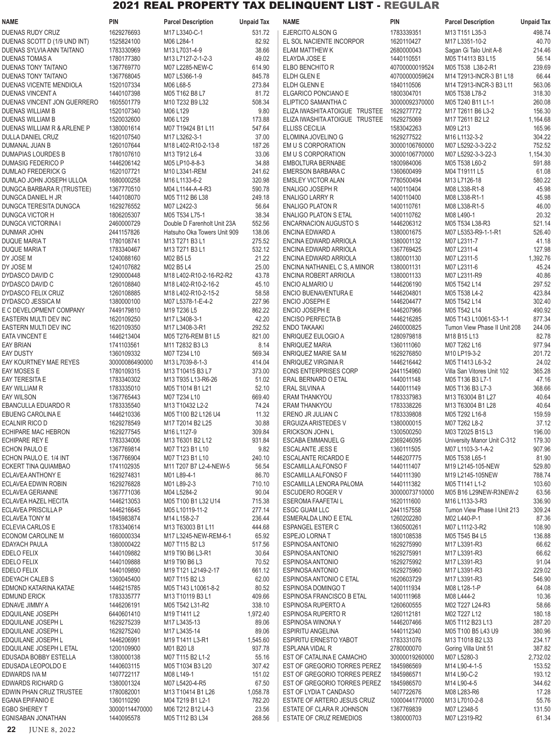# 2021 REAL PROPERTY TAX DELINQUENT LIST - REGULAR

| NAME | PIN | Parcel Description | Unpaid Tax |
|---|---|---|---|
| DUENAS RUDY CRUZ | 1629276693 | M17 L3340-C-1 | 531.72 |
| DUENAS SCOTT D (1/9 UND INT) | 1525824100 | M06 L284-1 | 82.92 |
| DUENAS SYLVIA ANN TAITANO | 1783330969 | M13 L7031-4-9 | 38.66 |
| DUENAS TOMAS A | 1780177380 | M13 L7127-2-1-2-3 | 49.02 |
| DUENAS TONY TAITANO | 1367769770 | M07 L2285-NEW-C | 614.90 |
| DUENAS TONY TAITANO | 1367768045 | M07 L5366-1-9 | 845.78 |
| DUENAS VICENTE MENDIOLA | 1520107334 | M06 L68-5 | 273.84 |
| DUENAS VINCENT A | 1440107398 | M05 T162 B8 L7 | 81.72 |
| DUENAS VINCENT JON GUERRERO | 1605501779 | M10 T232 B9 L32 | 508.34 |
| DUENAS WILLIAM B | 1520107340 | M06 L129 | 9.80 |
| DUENAS WILLIAM B | 1520032600 | M06 L129 | 173.88 |
| DUENAS WILLIAM R & ARLENE P | 1380001614 | M07 T19424 B1 L11 | 547.64 |
| DULLA DANIEL CRUZ | 1620107540 | M17 L3262-3-1 | 37.00 |
| DUMANAL JUAN B | 1260107644 | M18 L402-R10-2-13-8 | 187.26 |
| DUMAPIAS LOURDES B | 1780107610 | M13 T912 L6-4 | 33.06 |
| DUMASIG FEDERICO P | 1446206142 | M05 LP10-8-8-3 | 34.88 |
| DUMLAO FREDERICK G | 1620107721 | M10 L3341-REM | 241.62 |
| DUMLAO JOHN JOSEPH ULLOA | 1680000258 | M16 L1133-6-2 | 320.98 |
| DUNGCA BARBARA R (TRUSTEE) | 1367770510 | M04 L1144-A-4-R3 | 590.78 |
| DUNGCA DANIEL H JR | 1440108070 | M05 T112 B6 L38 | 249.18 |
| DUNGCA TERESITA DUNGCA | 1629276552 | M07 L2422-3 | 56.64 |
| DUNGCA VICTOR H | 1806205307 | M05 T534 L75-1 | 38.34 |
| DUNGCA VICTORINA I | 2460000729 | Double D Farenholt Unit 23A | 552.56 |
| DUNMAR JOHN | 2441157826 | Hatsuho Oka Towers Unit 909 | 138.06 |
| DUQUE MARIA T | 1780108741 | M13 T271 B3 L1 | 275.52 |
| DUQUE MARIA T | 1783340467 | M13 T271 B3 L1 | 532.12 |
| DY JOSE M | 1240088160 | M02 B5 L5 | 21.22 |
| DY JOSE M | 1240107682 | M02 B5 L4 | 25.00 |
| DYDASCO DAVID C | 1290000448 | M18 L402-R10-2-16-R2-R2 | 43.78 |
| DYDASCO DAVID C | 1260108840 | M18 L402-R10-2-16-2 | 45.10 |
| DYDASCO FELIX CRUZ | 1260108885 | M18 L402-R10-2-15-2 | 58.58 |
| DYDASCO JESSICA M | 1380000100 | M07 L5378-1-E-4-2 | 227.96 |
| E C DEVELOPMENT COMPANY | 7449179810 | M19 T236 L5 | 862.22 |
| EASTERN MULTI DEV INC | 1620109250 | M17 L3408-3-1 | 42.20 |
| EASTERN MULTI DEV INC | 1620109350 | M17 L3408-3-R1 | 292.52 |
| EATA VINCENT E | 1446213404 | M05 T276-REM B1 L5 | 821.00 |
| EAY BRIAN | 1741103561 | M11 T2832 B3 L3 | 8.14 |
| EAY DUSTY | 1360109332 | M07 T234 L10 | 569.34 |
| EAY KOURTNEY MAE REYES | 30000086490000 | M13 L7039-8-1-3 | 414.04 |
| EAY MOSES E | 1780109315 | M13 T10415 B3 L7 | 373.00 |
| EAY TERESITA E | 1783340302 | M13 T935 L13-R6-26 | 51.02 |
| EAY WILLIAM R | 1783335010 | M05 T1014 B1 L21 | 52.10 |
| EAY WILSON | 1367765443 | M07 T234 L10 | 669.40 |
| EBANCULLA EDUARDO R | 1783335540 | M13 T10432 L2-2 | 74.24 |
| EBUENG CAROLINA E | 1446210336 | M05 T100 B2 L126 U4 | 11.32 |
| ECALNIR RICO D | 1629278549 | M17 T2014 B2 L25 | 30.88 |
| ECHIPARE MAC HEBRON | 1629277545 | M16 L1127-9 | 309.84 |
| ECHIPARE REY E | 1783334006 | M13 T6301 B2 L12 | 931.84 |
| ECHON PAULO E | 1367769814 | M07 T123 B1 L10 | 9.82 |
| ECHON PAULO E. 1/4 INT | 1367766904 | M07 T123 B1 L10 | 240.10 |
| ECKERT TINA QUIAMBAO | 1741102935 | M11 T207 B7 L2-4-NEW-5 | 56.54 |
| ECLAVEA ANTHONY E | 1629274831 | M01 L89-4-1 | 86.70 |
| ECLAVEA EDWIN ROBIN | 1629276828 | M01 L89-2-3 | 710.10 |
| ECLAVEA GERIANNE | 1367771036 | M04 L5284-2 | 90.04 |
| ECLAVEA HAZEL HECITA | 1446213053 | M05 T100 B1 L32 U14 | 715.38 |
| ECLAVEA PRISCILLA P | 1446216645 | M05 L10119-11-2 | 277.14 |
| ECLAVEA TONY M | 1845983874 | M14 L158-2-7 | 236.44 |
| ECLEVIA CARLOS E | 1783340614 | M13 T63003 B1 L11 | 444.68 |
| ECONOM CAROLINE M | 1660000334 | M17 L3245-NEW-REM-6-1 | 65.92 |
| EDAYACH PAULA | 1380000422 | M07 T115 B2 L3 | 517.56 |
| EDELO FELIX | 1440109882 | M19 T90 B6 L3-R1 | 30.64 |
| EDELO FELIX | 1440109888 | M19 T90 B6 L3 | 70.52 |
| EDELO FELIX | 1440109890 | M19 T121 L2149-2-17 | 661.12 |
| EDEYACH CALEB S | 1360045400 | M07 T115 B2 L3 | 62.00 |
| EDMOND KATARINA KATAE | 1446215785 | M05 T143 L10061-8-2 | 80.52 |
| EDMUND ERICK | 1783335377 | M13 T10119 B3 L1 | 409.66 |
| EDNAVE JIMMY A | 1446206191 | M05 T542 L31-R2 | 338.10 |
| EDQUILANE JOSEPH | 6440601410 | M19 T1411 L2 | 1,972.40 |
| EDQUILANE JOSEPH L | 1629275239 | M17 L3435-13 | 89.06 |
| EDQUILANE JOSEPH L | 1629275240 | M17 L3435-14 | 89.06 |
| EDQUILANE JOSEPH L | 1446206991 | M19 T1411 L3-R1 | 1,545.60 |
| EDQUILANE JOSEPH L ETAL | 1200109900 | M01 B20 L8 | 937.78 |
| EDUSADA BOBBY ESTELLA | 1380000138 | M07 T115 B2 L1-2 | 55.16 |
| EDUSADA LEOPOLDO E | 1440603115 | M05 T1034 B3 L20 | 307.42 |
| EDWARDS IVA M | 1407722117 | M08 L149-1 | 151.02 |
| EDWARDS RICHARD G | 1380001324 | M07 L5420-4-R5 | 67.50 |
| EDWIN PHAN CRUZ TRUSTEE | 1780082001 | M13 T10414 B1 L26 | 1,058.78 |
| EGANA EPIFANIO E | 1360110290 | M04 T219 B1 L2-1 | 782.20 |
| EGBO SHEREY T | 30000114470000 | M06 T212 B12 L4-3 | 23.56 |
| EGNISABAN JONATHAN | 1440095578 | M05 T112 B3 L34 | 268.56 |
| EJERCITO ALSON G | 1783339351 | M13 T151 L35-3 | 498.74 |
| EL SOL NACIENTE INCORPOR | 1620110427 | M17 L3351-10-2 | 40.70 |
| ELAM MATTHEW K | 2680000043 | Sagan Gi Talo Unit A-8 | 214.46 |
| ELAYDA JOSE E | 1440110551 | M05 T14113 B3 L15 | 56.14 |
| ELBO BENCHITO R | 40700000019524 | M05 T538 L38-2-R1 | 239.69 |
| ELDH GLEN E | 40700000059624 | M14 T2913-INCR-3 B1 L18 | 66.44 |
| ELDH GLENN E | 1840110506 | M14 T2913-INCR-3 B3 L11 | 563.06 |
| ELGARICO PONCIANO E | 1800304701 | M05 T538 L78-2 | 318.30 |
| ELIPTICO SAMANTHA C | 30000092370000 | M05 T240 B11 L1-1 | 260.08 |
| ELIZA IWASHITA ATOIGUE TRUSTEE | 1629277772 | M17 T2611 B6 L3-2 | 156.30 |
| ELIZA IWASHITA ATOIGUE TRUSTEE | 1629275069 | M17 T2611 B2 L2 | 1,164.68 |
| ELLISS CECILIA | 1583042263 | M09 L213 | 165.96 |
| ELOMINA JOVELINO G | 1629277522 | M16 L1132-3-2 | 304.22 |
| EM U S CORPORATION | 30000106760000 | M07 L5292-3-3-22-2 | 752.52 |
| EM U S CORPORATION | 30000106770000 | M07 L5292-3-3-22-3 | 1,154.30 |
| EMBOLTURA BERNABE | 1800984006 | M05 T538 L60-2 | 591.88 |
| EMERSON BARBARA C | 1360600499 | M04 T19111 L5 | 61.08 |
| EMSLEY VICTOR ALAN | 7780500494 | M13 L7126-18 | 580.22 |
| ENALIGO JOSEPH R | 1400110404 | M08 L338-R1-8 | 45.98 |
| ENALIGO LARRY R | 1400110400 | M08 L338-R1-1 | 45.98 |
| ENALIGO PLATON R | 1400110761 | M08 L338-R1-5 | 46.00 |
| ENALIGO PLATON S ETAL | 1400110762 | M08 L490-1 | 20.32 |
| ENCARNACION AUGUSTO S | 1446206312 | M05 T534 L38-R3 | 521.14 |
| ENCINA EDWARD A | 1380001675 | M07 L5353-R9-1-1-R1 | 526.40 |
| ENCINA EDWARD ARRIOLA | 1380001132 | M07 L2311-7 | 41.18 |
| ENCINA EDWARD ARRIOLA | 1367769425 | M07 L2311-4 | 127.98 |
| ENCINA EDWARD ARRIOLA | 1380001130 | M07 L2311-5 | 1,392.76 |
| ENCINA NATHANIEL C S, A MINOR | 1380001131 | M07 L2311-6 | 45.24 |
| ENCINA ROBERT ARRIOLA | 1380001133 | M07 L2311-R9 | 40.86 |
| ENCIO ALMARIO U | 1446206190 | M05 T542 L14 | 297.52 |
| ENCIO BUENAVENTURA E | 1446204801 | M05 T538 L4-2 | 423.84 |
| ENCIO JOSEPH E | 1446204477 | M05 T542 L14 | 302.40 |
| ENCIO JOSEPH E | 1446207966 | M05 T542 L14 | 490.92 |
| ENCISO PERFECTA B | 1446216285 | M05 T143 L10061-53-1-1 | 877.34 |
| ENDO TAKAAKI | 2460000825 | Tumon View Phase II Unit 208 | 244.06 |
| ENRIQUEZ EULOGIO A | 1280979818 | M18 B15 L13 | 82.78 |
| ENRIQUEZ MARIA | 1360111060 | M07 T262 L16 | 977.94 |
| ENRIQUEZ MARIE SA M | 1629276850 | M10 LP19-3-2 | 201.72 |
| ENRIQUEZ VIRGINIA R | 1446216442 | M05 T1413 L6-3-2 | 24.02 |
| EONS ENTERPRISES CORP | 2441154960 | Villa San Vitores Unit 102 | 365.28 |
| ERAL BERNARD O ETAL | 1440011148 | M05 T136 B3 L7-1 | 47.16 |
| ERAL SILVINA A | 1440011149 | M05 T136 B3 L7-3 | 368.66 |
| ERAM THANKYOU | 1783337983 | M13 T63004 B1 L27 | 40.64 |
| ERAM THANKYOU | 1783338226 | M13 T63004 B1 L28 | 40.64 |
| ERENO JR JULIAN C | 1783339808 | M05 T292 L16-8 | 159.59 |
| ERGUIZA ARISTEDES V | 1380000015 | M07 T262 L8-2 | 37.12 |
| ERICKSON JOHN L | 1300500250 | M03 T2025 B15 L3 | 196.00 |
| ESCABA EMMANUEL G | 2369246095 | University Manor Unit C-312 | 179.30 |
| ESCALANTE JESS E | 1360111505 | M07 L1103-3-1-A-2 | 907.96 |
| ESCALANTE RICARDO E | 1446207775 | M05 T538 L65-1 | 81.90 |
| ESCAMILLA ALFONSO F | 1440111407 | M19 L2145-105-NEW | 529.80 |
| ESCAMILLA ALFONSO F | 1440111390 | M19 L2145-105NEW | 788.74 |
| ESCAMILLA LENORA PALOMA | 1440111382 | M05 T1141 L1-2 | 103.60 |
| ESCUDERO ROGER V | 30000073710000 | M05 B16 L29NEW-R3NEW-2 | 63.56 |
| ESEROMA FAAFETAI L | 1620111600 | M16 L1133-3-R3 | 336.90 |
| ESGC GUAM LLC | 2441157558 | Tumon View Phase I Unit 213 | 309.24 |
| ESMERALDA LINO E ETAL | 1260202280 | M02 L440-P-1 | 87.36 |
| ESPANGEL ESTER C | 1360500261 | M07 L1112-3-R2 | 108.90 |
| ESPEJO LORNA T | 1800108538 | M05 T545 B4 L5 | 136.88 |
| ESPINOSA ANTONIO | 1629275990 | M17 L3391-R3 | 66.62 |
| ESPINOSA ANTONIO | 1629275991 | M17 L3391-R3 | 66.62 |
| ESPINOSA ANTONIO | 1629275992 | M17 L3391-R3 | 91.04 |
| ESPINOSA ANTONIO | 1629275960 | M17 L3391-R3 | 229.02 |
| ESPINOSA ANTONIO C ETAL | 1620603729 | M17 L3391-R3 | 546.90 |
| ESPINOSA DOMINGO T | 1400111934 | M08 L128-1-P | 64.08 |
| ESPINOSA FRANCISCO B ETAL | 1400111968 | M08 L444-2 | 10.36 |
| ESPINOSA RUPERTO A | 1260600555 | M02 T227 L24-R3 | 58.66 |
| ESPINOSA RUPERTO R | 1260112181 | M02 T227 L12 | 180.18 |
| ESPINOSA WINONA Y | 1446207466 | M05 T112 B23 L13 | 287.20 |
| ESPIRITU ANGELINA | 1440112340 | M05 T100 B1 L43 U9 | 380.96 |
| ESPIRITU ERNESTO YABOT | 17833331076 | M13 T1018 B2 L33 | 234.17 |
| ESPLANA VIDAL R | 2780000070 | Goring Villa Unit 51 | 387.82 |
| EST OF CATALINA E CAMACHO | 30000019260000 | M07 L5280-3 | 2,732.02 |
| EST OF GREGORIO TORRES PEREZ | 1845986569 | M14 L90-4-1-5 | 153.52 |
| EST OF GREGORIO TORRES PEREZ | 1845986571 | M14 L90-C-2 | 193.12 |
| EST OF GREGORIO TORRES PEREZ | 1845986570 | M14 L90-4-5 | 344.62 |
| EST OF LYDIA T CANDASO | 1407722676 | M08 L283-R6 | 17.28 |
| ESTATE OF ARTERO JESUS CRUZ | 10000441770000 | M13 L7010-2-8 | 55.76 |
| ESTATE OF CLARA R JOHNSON | 1367769839 | M07 L2348-5 | 131.50 |
| ESTATE OF CRUZ REMEDIOS | 1380000703 | M07 L2319-R2 | 61.34 |

JUNE 8, 2022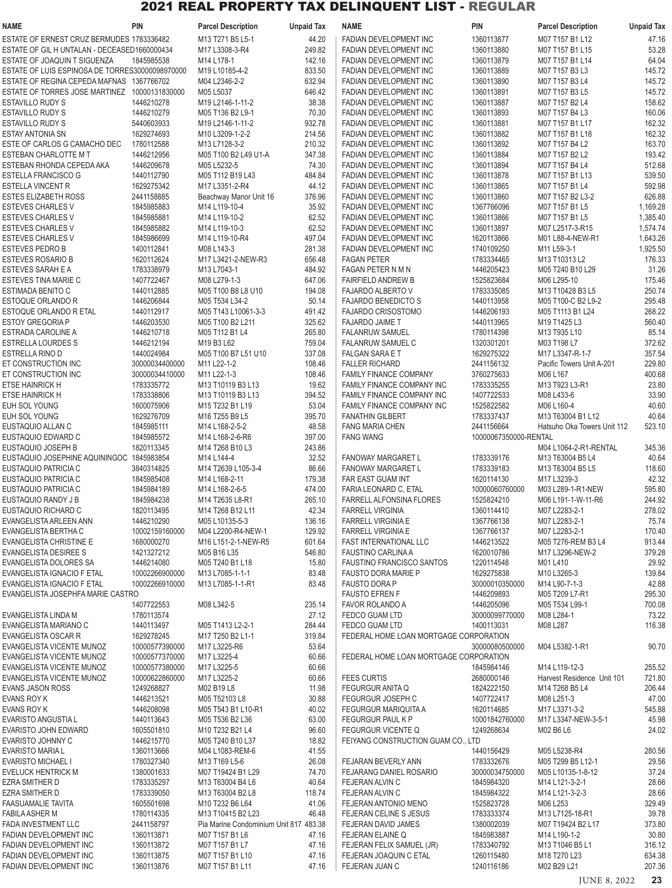# 2021 REAL PROPERTY TAX DELINQUENT LIST - REGULAR

| NAME | PIN | Parcel Description | Unpaid Tax |
|---|---|---|---|
| ESTATE OF ERNEST CRUZ BERMUDES | 1783336482 | M13 T271 B5 L5-1 | 44.20 |
| ESTATE OF GIL H UNTALAN - DECEASED | 1660000434 | M17 L3308-3-R4 | 249.82 |
| ESTATE OF JOAQUIN T SIGUENZA | 1845985538 | M14 L178-1 | 142.16 |
| ESTATE OF LUIS ESPINOSA DE TORRES | 30000098970000 | M19 L10185-4-2 | 833.50 |
| ESTATE OF REGINA CEPEDA MAFNAS | 1367766702 | M04 L2346-2-2 | 632.94 |
| ESTATE OF TORRES JOSE MARTINEZ | 10000131830000 | M05 L5037 | 646.42 |
| ESTAVILLO RUDY S | 1446210278 | M19 L2146-1-11-2 | 38.38 |
| ESTAVILLO RUDY S | 1446210279 | M05 T136 B2 L9-1 | 70.30 |
| ESTAVILLO RUDY S | 5440603933 | M19 L2146-1-11-2 | 932.78 |
| ESTAY ANTONIA SN | 1629274693 | M10 L3209-1-2-2 | 214.56 |
| ESTE OF CARLOS G CAMACHO DEC | 1780112588 | M13 L7128-3-2 | 210.32 |
| ESTEBAN CHARLOTTE M T | 1446212956 | M05 T100 B2 L49 U1-A | 347.38 |
| ESTEBAN RHONDA CEPEDA AKA | 1446209678 | M05 L5232-5 | 74.30 |
| ESTELLA FRANCISCO G | 1440112790 | M05 T112 B19 L43 | 484.84 |
| ESTELLA VINCENT R | 1629275342 | M17 L3351-2-R4 | 44.12 |
| ESTES ELIZABETH ROSS | 2441158885 | Beachway Manor Unit 16 | 376.96 |
| ESTEVES CHARLES V | 1845985883 | M14 L119-10-4 | 35.92 |
| ESTEVES CHARLES V | 1845985881 | M14 L119-10-2 | 62.52 |
| ESTEVES CHARLES V | 1845985882 | M14 L119-10-3 | 62.52 |
| ESTEVES CHARLES V | 1845986699 | M14 L119-10-R4 | 497.04 |
| ESTEVES PEDRO B | 1400112841 | M08 L143-3 | 281.38 |
| ESTEVES ROSARIO B | 1620112624 | M17 L3421-2-NEW-R3 | 656.48 |
| ESTEVES SARAH E A | 1783338979 | M13 L7043-1 | 484.92 |
| ESTEVES TINA MARIE C | 1407722467 | M08 L279-1-3 | 647.06 |
| ESTIMADA BENITO C | 1440112885 | M05 T100 B8 L8 U10 | 194.08 |
| ESTOQUE ORLANDO R | 1446206844 | M05 T534 L34-2 | 50.14 |
| ESTOQUE ORLANDO R ETAL | 1440112917 | M05 T143 L10061-3-3 | 491.42 |
| ESTOY GREGORIA P | 1446203530 | M05 T100 B2 L211 | 325.62 |
| ESTRADA CAROLINE A | 1446210718 | M05 T112 B1 L4 | 265.80 |
| ESTRELLA LOURDES S | 1446212194 | M19 B3 L62 | 759.04 |
| ESTRELLA RINO D | 1440024984 | M05 T100 B7 L51 U10 | 337.08 |
| ET CONSTRUCTION INC | 30000034400000 | M11 L22-1-2 | 108.46 |
| ET CONSTRUCTION INC | 30000034410000 | M11 L22-1-3 | 108.46 |
| ETSE HAINRICK H | 1783335772 | M13 T10119 B3 L13 | 19.62 |
| ETSE HAINRICK H | 1783338806 | M13 T10119 B3 L13 | 394.52 |
| EUH SOL YOUNG | 1600075906 | M15 T232 B1 L19 | 53.04 |
| EUH SOL YOUNG | 1629276709 | M16 T255 B9 L5 | 395.70 |
| EUSTAQUIO ALLAN C | 1845985111 | M14 L168-2-5-2 | 48.58 |
| EUSTAQUIO EDWARD C | 1845985572 | M14 L168-2-6-R6 | 397.00 |
| EUSTAQUIO JOSEPH B | 1820113345 | M14 T268 B10 L3 | 243.86 |
| EUSTAQUIO JOSEPHINE AQUININGOC | 1845983854 | M14 L144-4 | 32.52 |
| EUSTAQUIO PATRICIA C | 3840314825 | M14 T2639 L105-3-4 | 86.66 |
| EUSTAQUIO PATRICIA C | 1845985408 | M14 L168-2-11 | 179.38 |
| EUSTAQUIO PATRICIA C | 1845984189 | M14 L168-2-6-5 | 474.00 |
| EUSTAQUIO RANDY J B | 1845984238 | M14 T2635 L8-R1 | 265.10 |
| EUSTAQUIO RICHARD C | 1820113495 | M14 T268 B12 L11 | 42.34 |
| EVANGELISTA ARLEEN ANN | 1446210290 | M05 L10135-5-3 | 136.16 |
| EVANGELISTA BERTHA C | 10002159160000 | M04 L2200-R4-NEW-1 | 129.92 |
| EVANGELISTA CHRISTINE E | 1680000270 | M16 L151-2-1-NEW-R5 | 601.64 |
| EVANGELISTA DESIREE S | 1421327212 | M05 B16 L35 | 546.80 |
| EVANGELISTA DOLORES SA | 1446214080 | M05 T240 B1 L18 | 15.80 |
| EVANGELISTA IGNACIO F ETAL | 10002266900000 | M13 L7085-1-1-1 | 83.48 |
| EVANGELISTA IGNACIO F ETAL | 10002266910000 | M13 L7085-1-1-R1 | 83.48 |
| EVANGELISTA JOSEPHFA MARIE CASTRO | 1407722553 | M08 L342-5 | 235.14 |
| EVANGELISTA LINDA M | 1780113574 | | 27.12 |
| EVANGELISTA MARIANO C | 1440113497 | M05 T1413 L2-2-1 | 284.44 |
| EVANGELISTA OSCAR R | 1629278245 | M17 T250 B2 L1-1 | 319.84 |
| EVANGELISTA VICENTE MUNOZ | 10000577390000 | M17 L3225-R6 | 53.64 |
| EVANGELISTA VICENTE MUNOZ | 10000577370000 | M17 L3225-4 | 60.66 |
| EVANGELISTA VICENTE MUNOZ | 10000577380000 | M17 L3225-5 | 60.66 |
| EVANGELISTA VICENTE MUNOZ | 10000622860000 | M17 L3225-2 | 60.66 |
| EVANS JASON ROSS | 1249268827 | M02 B19 L8 | 11.98 |
| EVANS ROY K | 1446213521 | M05 T52103 L8 | 30.88 |
| EVANS ROY K | 1446208098 | M05 T543 B1 L10-R1 | 40.02 |
| EVARISTO ANGUSTIA L | 1440113643 | M05 T536 B2 L36 | 63.00 |
| EVARISTO JOHN EDWARD | 1605501810 | M10 T232 B21 L4 | 96.60 |
| EVARISTO JOHNNY C | 1446215770 | M05 T240 B10 L37 | 18.82 |
| EVARISTO MARIA L | 1360113666 | M04 L1083-REM-6 | 41.55 |
| EVARISTO MICHAEL I | 1780327340 | M13 T169 L5-6 | 26.08 |
| EVELUCK HENTRICK M | 1380001633 | M07 T19424 B1 L29 | 74.70 |
| EZRA SMITHER D | 1783335297 | M13 T63004 B4 L6 | 40.64 |
| EZRA SMITHER D | 1783339050 | M13 T63004 B2 L8 | 118.74 |
| FAASUAMALIE TAVITA | 1605501698 | M10 T232 B6 L64 | 41.06 |
| FABILA ASHER M | 1780114335 | M13 T10415 B2 L23 | 46.48 |
| FADA INVESTMENT LLC | 2441158797 | Pia Marine Condominium Unit 817 | 483.38 |
| FADIAN DEVELOPMENT INC | 1360113871 | M07 T157 B1 L6 | 47.16 |
| FADIAN DEVELOPMENT INC | 1360113872 | M07 T157 B1 L7 | 47.16 |
| FADIAN DEVELOPMENT INC | 1360113875 | M07 T157 B1 L10 | 47.16 |
| FADIAN DEVELOPMENT INC | 1360113876 | M07 T157 B1 L11 | 47.16 |
| FADIAN DEVELOPMENT INC | 1360113877 | M07 T157 B1 L12 | 47.16 |
| FADIAN DEVELOPMENT INC | 1360113880 | M07 T157 B1 L15 | 53.28 |
| FADIAN DEVELOPMENT INC | 1360113879 | M07 T157 B1 L14 | 64.04 |
| FADIAN DEVELOPMENT INC | 1360113889 | M07 T157 B3 L3 | 145.72 |
| FADIAN DEVELOPMENT INC | 1360113890 | M07 T157 B3 L4 | 145.72 |
| FADIAN DEVELOPMENT INC | 1360113891 | M07 T157 B3 L5 | 145.72 |
| FADIAN DEVELOPMENT INC | 1360113887 | M07 T157 B2 L4 | 158.62 |
| FADIAN DEVELOPMENT INC | 1360113893 | M07 T157 B4 L3 | 160.06 |
| FADIAN DEVELOPMENT INC | 1360113881 | M07 T157 B1 L17 | 162.32 |
| FADIAN DEVELOPMENT INC | 1360113882 | M07 T157 B1 L18 | 162.32 |
| FADIAN DEVELOPMENT INC | 1360113892 | M07 T157 B4 L2 | 163.70 |
| FADIAN DEVELOPMENT INC | 1360113884 | M07 T157 B2 L2 | 193.42 |
| FADIAN DEVELOPMENT INC | 1360113894 | M07 T157 B4 L4 | 512.68 |
| FADIAN DEVELOPMENT INC | 1360113878 | M07 T157 B1 L13 | 539.50 |
| FADIAN DEVELOPMENT INC | 1360113865 | M07 T157 B1 L4 | 592.98 |
| FADIAN DEVELOPMENT INC | 1360113860 | M07 T157 B2 L3-2 | 626.88 |
| FADIAN DEVELOPMENT INC | 1367766096 | M07 T157 B1 L5 | 1,169.28 |
| FADIAN DEVELOPMENT INC | 1360113866 | M07 T157 B1 L5 | 1,385.40 |
| FADIAN DEVELOPMENT INC | 1360113897 | M07 L2517-3-R15 | 1,574.74 |
| FADIAN DEVELOPMENT INC | 1620113866 | M01 L88-4-NEW-R1 | 1,643.26 |
| FADIAN DEVELOPMENT INC | 1740109250 | M11 L59-3-1 | 1,925.50 |
| FAGAN PETER | 1783334465 | M13 T10313 L2 | 176.33 |
| FAGAN PETER N M N | 1446205423 | M05 T240 B10 L29 | 31.26 |
| FAIRFIELD ANDREW B | 1525823684 | M06 L295-10 | 175.46 |
| FAJARDO ALBERTO V | 1783335085 | M13 T10428 B3 L5 | 250.74 |
| FAJARDO BENEDICTO S | 1440113958 | M05 T100-C B2 L9-2 | 295.48 |
| FAJARDO CRISOSTOMO | 1446206193 | M05 T1113 B1 L24 | 268.22 |
| FAJARDO JAIME T | 1440113965 | M19 T1425 L3 | 560.40 |
| FALANRUW SAMUEL | 1780114398 | M13 T935 L10 | 85.14 |
| FALANRUW SAMUEL C | 1320301201 | M03 T198 L7 | 372.62 |
| FALGAN SARA E T | 1629275322 | M17 L3347-R-1-7 | 357.54 |
| FALLER RICHARD | 2441156132 | Pacific Towers Unit A-201 | 229.80 |
| FAMILY FINANCE COMPANY | 3760275633 | M06 L167 | 400.68 |
| FAMILY FINANCE COMPANY INC | 1783335255 | M13 T923 L3-R1 | 23.80 |
| FAMILY FINANCE COMPANY INC | 1407722533 | M08 L433-6 | 33.90 |
| FAMILY FINANCE COMPANY INC | 1525822582 | M06 L160-4 | 40.60 |
| FANATHIN GILBERT | 1783337437 | M13 T63004 B1 L12 | 40.64 |
| FANG MARIA CHEN | 2441156664 | Hatsuho Oka Towers Unit 112 | 523.10 |
| FANG WANG | 10000067350000-RENTAL | M04 L1064-2-R1-RENTAL | 345.36 |
| FANOWAY MARGARET L | 1783339176 | M13 T63004 B5 L4 | 40.64 |
| FANOWAY MARGARET L | 1783339183 | M13 T63004 B5 L5 | 118.60 |
| FAR EAST GUAM INT | 1620114130 | M17 L3239-3 | 42.32 |
| FARIA LEONARD C, ETAL | 10000060760000 | M03 L289-1-R1-NEW | 595.80 |
| FARRELL ALFONSINA FLORES | 1525824210 | M06 L191-1-W-11-R6 | 244.92 |
| FARRELL VIRGINIA | 1360114410 | M07 L2283-2-1 | 278.02 |
| FARRELL VIRGINIA E | 1367766138 | M07 L2283-2-1 | 75.74 |
| FARRELL VIRGINIA E | 1367766137 | M07 L2283-2-1 | 170.40 |
| FAST INTERNATIONAL LLC | 1446213522 | M05 T276-REM B3 L4 | 913.44 |
| FAUSTINO CARLINA A | 1620010786 | M17 L3296-NEW-2 | 379.28 |
| FAUSTINO FRANCISCO SANTOS | 1220114548 | M01 L410 | 29.92 |
| FAUSTO DORA MARIE P | 1629275838 | M10 L3265-3 | 139.84 |
| FAUSTO DORA P | 30000010350000 | M14 L90-7-1-3 | 42.88 |
| FAUSTO EFREN F | 1446209893 | M05 T209 L7-R1 | 295.30 |
| FAVOR ROLANDO A | 1446205096 | M05 T534 L99-1 | 700.08 |
| FEDCO GUAM LTD | 30000099770000 | M08 L284-1 | 73.22 |
| FEDCO GUAM LTD | 1400113031 | M08 L287 | 116.38 |
| FEDERAL HOME LOAN MORTGAGE CORPORATION | 30000080500000 | M04 L5382-1-R1 | 90.70 |
| FEDERAL HOME LOAN MORTGAGE CORPORATION | 1845984146 | M14 L119-12-3 | 255.52 |
| FEES CURTIS | 2680000146 | Harvest Residence Unit 101 | 721.80 |
| FEGURGUR ANITA Q | 1824222150 | M14 T268 B5 L4 | 206.44 |
| FEGURGUR JOSEPH C | 1407722417 | M08 L251-3 | 47.00 |
| FEGURGUR MARIQUITA A | 1620114685 | M17 L3371-3-2 | 545.88 |
| FEGURGUR PAUL K P | 10001842760000 | M17 L3347-NEW-3-5-1 | 45.98 |
| FEGURGUR VICENTE Q | 1249268634 | M02 B6 L6 | 24.02 |
| FEIYANG CONSTRUCTION GUAM CO., LTD | 1440156429 | M05 L5238-R4 | 280.56 |
| FEJARAN BEVERLY ANN | 1783332676 | M05 T299 B5 L12-1 | 29.56 |
| FEJARANG DANIEL ROSARIO | 30000034750000 | M05 L10135-1-8-12 | 37.24 |
| FEJERAN ALVIN C | 1845984320 | M14 L121-3-2-1 | 28.66 |
| FEJERAN ALVIN C | 1845984322 | M14 L121-3-2-3 | 28.66 |
| FEJERAN ANTONIO MENO | 1525823728 | M06 L253 | 329.49 |
| FEJERAN CELINE S JESUS | 1783333374 | M13 L7125-18-R1 | 39.78 |
| FEJERAN DAVID JAMES | 1380002039 | M07 T19424 B2 L17 | 373.80 |
| FEJERAN ELAINE Q | 1845983887 | M14 L190-1-2 | 30.80 |
| FEJERAN FELIX SAMUEL (JR) | 1783340792 | M13 T1046 B5 L1 | 316.12 |
| FEJERAN JOAQUIN C ETAL | 1260115480 | M18 T270 L23 | 634.38 |
| FEJERAN JUAN C | 1240116186 | M02 B29 L21 | 207.36 |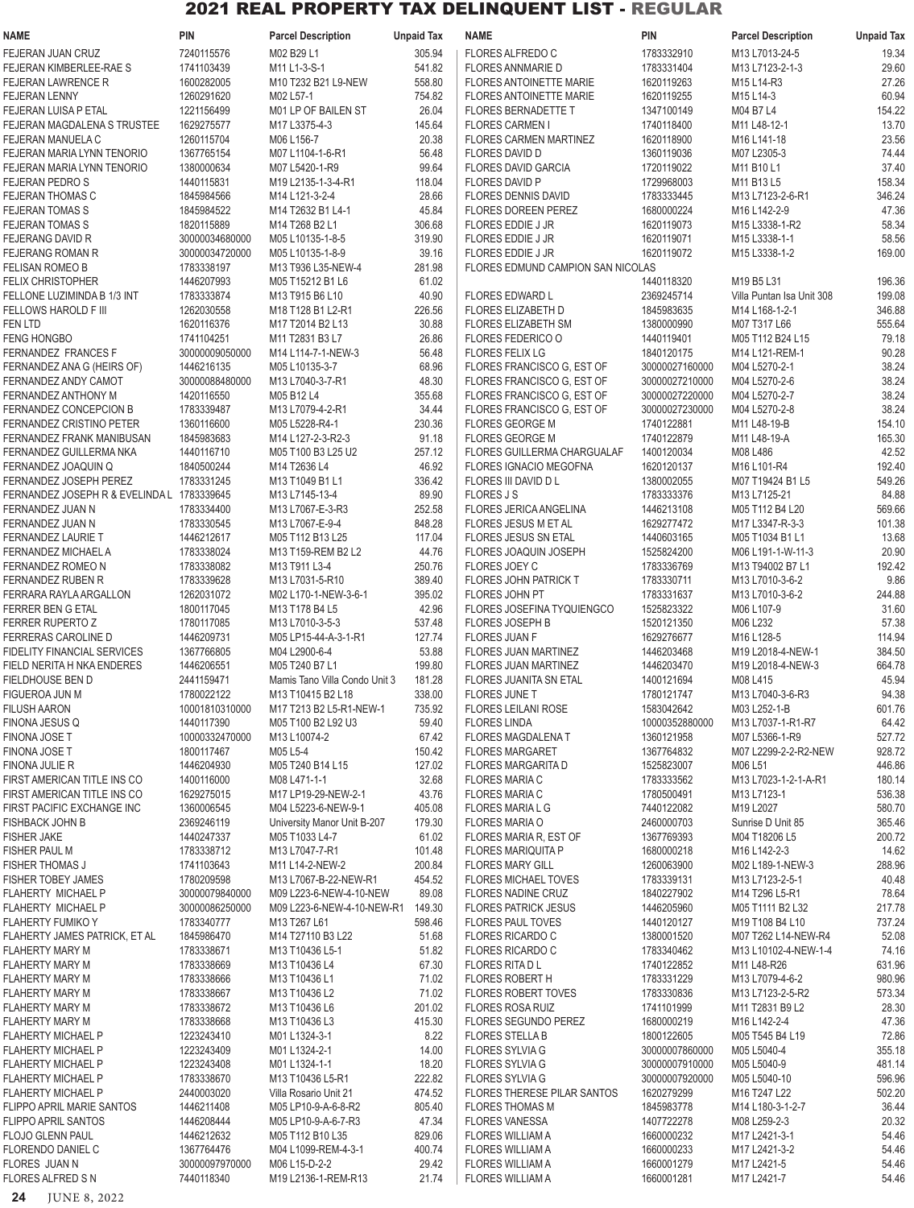# 2021 REAL PROPERTY TAX DELINQUENT LIST - REGULAR

| NAME | PIN | Parcel Description | Unpaid Tax |
|---|---|---|---|
| FEJERAN JUAN CRUZ | 7240115576 | M02 B29 L1 | 305.94 |
| FEJERAN KIMBERLEE-RAE S | 1741103439 | M11 L1-3-S-1 | 541.82 |
| FEJERAN LAWRENCE R | 1600282005 | M10 T232 B21 L9-NEW | 558.80 |
| FEJERAN LENNY | 1260291620 | M02 L57-1 | 754.82 |
| FEJERAN LUISA P ETAL | 1221156499 | M01 LP OF BAILEN ST | 26.04 |
| FEJERAN MAGDALENA S TRUSTEE | 1629275577 | M17 L3375-4-3 | 145.64 |
| FEJERAN MANUELA C | 1260115704 | M06 L156-7 | 20.38 |
| FEJERAN MARIA LYNN TENORIO | 1367765154 | M07 L1104-1-6-R1 | 56.48 |
| FEJERAN MARIA LYNN TENORIO | 1380000634 | M07 L5420-1-R9 | 99.64 |
| FEJERAN PEDRO S | 1440115831 | M19 L2135-1-3-4-R1 | 118.04 |
| FEJERAN THOMAS C | 1845984566 | M14 L121-3-2-4 | 28.66 |
| FEJERAN TOMAS S | 1845984522 | M14 T2632 B1 L4-1 | 45.84 |
| FEJERAN TOMAS S | 1820115889 | M14 T268 B2 L1 | 306.68 |
| FEJERANG DAVID R | 30000034680000 | M05 L10135-1-8-5 | 319.90 |
| FEJERANG ROMAN R | 30000034720000 | M05 L10135-1-8-9 | 39.16 |
| FELISAN ROMEO B | 1783338197 | M13 T936 L35-NEW-4 | 281.98 |
| FELIX CHRISTOPHER | 1446207993 | M05 T15212 B1 L6 | 61.02 |
| FELLONE LUZIMINDA B 1/3 INT | 1783333874 | M13 T915 B6 L10 | 40.90 |
| FELLOWS HAROLD F III | 1262030558 | M18 T128 B1 L2-R1 | 226.56 |
| FEN LTD | 1620116376 | M17 T2014 B2 L13 | 30.88 |
| FENG HONGBO | 1741104251 | M11 T2831 B3 L7 | 26.86 |
| FERNANDEZ FRANCES F | 30000009050000 | M14 L114-7-1-NEW-3 | 56.48 |
| FERNANDEZ ANA G (HEIRS OF) | 1446216135 | M05 L10135-3-7 | 68.96 |
| FERNANDEZ ANDY CAMOT | 30000088480000 | M13 L7040-3-7-R1 | 48.30 |
| FERNANDEZ ANTHONY M | 1420116550 | M05 B12 L4 | 355.68 |
| FERNANDEZ CONCEPCION B | 1783339487 | M13 L7079-4-2-R1 | 34.44 |
| FERNANDEZ CRISTINO PETER | 1360116600 | M05 L5228-R4-1 | 230.36 |
| FERNANDEZ FRANK MANIBUSAN | 1845983683 | M14 L127-2-3-R2-3 | 91.18 |
| FERNANDEZ GUILLERMA NKA | 1440116710 | M05 T100 B3 L25 U2 | 257.12 |
| FERNANDEZ JOAQUIN Q | 1840500244 | M14 T2636 L4 | 46.92 |
| FERNANDEZ JOSEPH PEREZ | 1783331245 | M13 T1049 B1 L1 | 336.42 |
| FERNANDEZ JOSEPH R & EVELINDA L | 1783339645 | M13 L7145-13-4 | 89.90 |
| FERNANDEZ JUAN N | 1783334400 | M13 L7067-E-3-R3 | 252.58 |
| FERNANDEZ JUAN N | 1783330545 | M13 L7067-E-9-4 | 848.28 |
| FERNANDEZ LAURIE T | 1446212617 | M05 T112 B13 L25 | 117.04 |
| FERNANDEZ MICHAEL A | 1783338024 | M13 T159-REM B2 L2 | 44.76 |
| FERNANDEZ ROMEO N | 1783338082 | M13 T911 L3-4 | 250.76 |
| FERNANDEZ RUBEN R | 1783339628 | M13 L7031-5-R10 | 389.40 |
| FERRARA RAYLA ARGALLON | 1262031072 | M02 L170-1-NEW-3-6-1 | 395.02 |
| FERRER BEN G ETAL | 1800117045 | M13 T178 B4 L5 | 42.96 |
| FERRER RUPERTO Z | 1780117085 | M13 L7010-3-5-3 | 537.48 |
| FERRERAS CAROLINE D | 1446209731 | M05 LP15-44-A-3-1-R1 | 127.74 |
| FIDELITY FINANCIAL SERVICES | 1367766805 | M04 L2900-6-4 | 53.88 |
| FIELD NERITA H NKA ENDERES | 1446206551 | M05 T240 B7 L1 | 199.80 |
| FIELDHOUSE BEN D | 2441159471 | Mamis Tano Villa Condo Unit 3 | 181.28 |
| FIGUEROA JUN M | 1780022122 | M13 T10415 B2 L18 | 338.00 |
| FILUSH AARON | 10001810310000 | M17 T213 B2 L5-R1-NEW-1 | 735.92 |
| FINONA JESUS Q | 1440117390 | M05 T100 B2 L92 U3 | 59.40 |
| FINONA JOSE T | 10000332470000 | M13 L10074-2 | 67.42 |
| FINONA JOSE T | 1800117467 | M05 L5-4 | 150.42 |
| FINONA JULIE R | 1446204930 | M05 T240 B14 L15 | 127.02 |
| FIRST AMERICAN TITLE INS CO | 1400116000 | M08 L471-1-1 | 32.68 |
| FIRST AMERICAN TITLE INS CO | 1629275015 | M17 LP19-29-NEW-2-1 | 43.76 |
| FIRST PACIFIC EXCHANGE INC | 1360006545 | M04 L5223-6-NEW-9-1 | 405.08 |
| FISHBACK JOHN B | 2369246119 | University Manor Unit B-207 | 179.30 |
| FISHER JAKE | 1440247337 | M05 T1033 L4-7 | 61.02 |
| FISHER PAUL M | 1783338712 | M13 L7047-7-R1 | 101.48 |
| FISHER THOMAS J | 1741103463 | M11 L14-2-NEW-2 | 200.84 |
| FISHER TOBEY JAMES | 1780209598 | M13 L7067-B-22-NEW-R1 | 454.52 |
| FLAHERTY MICHAEL P | 30000079840000 | M09 L223-6-NEW-4-10-NEW | 89.08 |
| FLAHERTY MICHAEL P | 30000086250000 | M09 L223-6-NEW-4-10-NEW-R1 | 149.30 |
| FLAHERTY FUMIKO Y | 1783340777 | M13 T267 L61 | 598.46 |
| FLAHERTY JAMES PATRICK, ET AL | 1845986470 | M14 T27110 B3 L22 | 51.68 |
| FLAHERTY MARY M | 1783338671 | M13 T10436 L5-1 | 51.82 |
| FLAHERTY MARY M | 1783338669 | M13 T10436 L4 | 67.30 |
| FLAHERTY MARY M | 1783338666 | M13 T10436 L1 | 71.02 |
| FLAHERTY MARY M | 1783338667 | M13 T10436 L2 | 71.02 |
| FLAHERTY MARY M | 1783338672 | M13 T10436 L6 | 201.02 |
| FLAHERTY MARY M | 1783338668 | M13 T10436 L3 | 415.30 |
| FLAHERTY MICHAEL P | 1223243410 | M01 L1324-3-1 | 8.22 |
| FLAHERTY MICHAEL P | 1223243409 | M01 L1324-2-1 | 14.00 |
| FLAHERTY MICHAEL P | 1223243408 | M01 L1324-1-1 | 18.20 |
| FLAHERTY MICHAEL P | 1783338670 | M13 T10436 L5-R1 | 222.82 |
| FLAHERTY MICHAEL P | 2440003020 | Villa Rosario Unit 21 | 474.52 |
| FLIPPO APRIL MARIE SANTOS | 1446211408 | M05 LP10-9-A-6-8-R2 | 805.40 |
| FLIPPO APRIL SANTOS | 1446208444 | M05 LP10-9-A-6-7-R3 | 47.34 |
| FLOJO GLENN PAUL | 1446212632 | M05 T112 B10 L15 | 829.06 |
| FLORENDO DANIEL C | 1367764476 | M04 L1099-REM-4-3-1 | 400.74 |
| FLORES JUAN N | 30000097970000 | M06 L15-D-2-2 | 29.42 |
| FLORES ALFRED S N | 7440118340 | M19 L2136-1-REM-R13 | 21.74 |
| FLORES ALFREDO C | 1783332910 | M13 L7013-24-5 | 19.34 |
| FLORES ANNMARIE D | 1783331404 | M13 L7123-2-1-3 | 29.60 |
| FLORES ANTOINETTE MARIE | 1620119263 | M15 L14-R3 | 27.26 |
| FLORES ANTOINETTE MARIE | 1620119255 | M15 L14-3 | 60.94 |
| FLORES BERNADETTE T | 1347100149 | M04 B7 L4 | 154.22 |
| FLORES CARMEN I | 1740118400 | M11 L48-12-1 | 13.70 |
| FLORES CARMEN MARTINEZ | 1620118900 | M16 L141-18 | 23.56 |
| FLORES DAVID D | 1360119036 | M07 L2305-3 | 74.44 |
| FLORES DAVID GARCIA | 1720119022 | M11 B10 L1 | 37.40 |
| FLORES DAVID P | 1729968003 | M11 B13 L5 | 158.34 |
| FLORES DENNIS DAVID | 1783333445 | M13 L7123-2-6-R1 | 346.24 |
| FLORES DOREEN PEREZ | 1680000224 | M16 L142-2-9 | 47.36 |
| FLORES EDDIE J JR | 1620119073 | M15 L3338-1-R2 | 58.34 |
| FLORES EDDIE J JR | 1620119071 | M15 L3338-1-1 | 58.56 |
| FLORES EDDIE J JR | 1620119072 | M15 L3338-1-2 | 169.00 |
| FLORES EDMUND CAMPION SAN NICOLAS | 1440118320 | M19 B5 L31 | 196.36 |
| FLORES EDWARD L | 2369245714 | Villa Puntan Isa Unit 308 | 199.08 |
| FLORES ELIZABETH D | 1845983635 | M14 L168-1-2-1 | 346.88 |
| FLORES ELIZABETH SM | 1380000990 | M07 T317 L66 | 555.64 |
| FLORES FEDERICO O | 1440119401 | M05 T112 B24 L15 | 79.18 |
| FLORES FELIX LG | 1840120175 | M14 L121-REM-1 | 90.28 |
| FLORES FRANCISCO G, EST OF | 30000027160000 | M04 L5270-2-1 | 38.24 |
| FLORES FRANCISCO G, EST OF | 30000027210000 | M04 L5270-2-6 | 38.24 |
| FLORES FRANCISCO G, EST OF | 30000027220000 | M04 L5270-2-7 | 38.24 |
| FLORES FRANCISCO G, EST OF | 30000027230000 | M04 L5270-2-8 | 38.24 |
| FLORES GEORGE M | 1740122881 | M11 L48-19-B | 154.10 |
| FLORES GEORGE M | 1740122879 | M11 L48-19-A | 165.30 |
| FLORES GUILLERMA CHARGUALAF | 1400120034 | M08 L486 | 42.52 |
| FLORES IGNACIO MEGOFNA | 1620120137 | M16 L101-R4 | 192.40 |
| FLORES III DAVID D L | 1380002055 | M07 T19424 B1 L5 | 549.26 |
| FLORES J S | 1783333376 | M13 L7125-21 | 84.88 |
| FLORES JERICA ANGELINA | 1446213108 | M05 T112 B4 L20 | 569.66 |
| FLORES JESUS M ET AL | 1629277472 | M17 L3347-R-3-3 | 101.38 |
| FLORES JESUS SN ETAL | 1440603165 | M05 T1034 B1 L1 | 13.68 |
| FLORES JOAQUIN JOSEPH | 1525824200 | M06 L191-1-W-11-3 | 20.90 |
| FLORES JOEY C | 1783336769 | M13 T94002 B7 L1 | 192.42 |
| FLORES JOHN PATRICK T | 1783330711 | M13 L7010-3-6-2 | 9.86 |
| FLORES JOHN PT | 1783331637 | M13 L7010-3-6-2 | 244.88 |
| FLORES JOSEFINA TYQUIENGCO | 1525823322 | M06 L107-9 | 31.60 |
| FLORES JOSEPH B | 1520121350 | M06 L232 | 57.38 |
| FLORES JUAN F | 1629276677 | M16 L128-5 | 114.94 |
| FLORES JUAN MARTINEZ | 1446203468 | M19 L2018-4-NEW-1 | 384.50 |
| FLORES JUAN MARTINEZ | 1446203470 | M19 L2018-4-NEW-3 | 664.78 |
| FLORES JUANITA SN ETAL | 1400121694 | M08 L415 | 45.94 |
| FLORES JUNE T | 1780121747 | M13 L7040-3-6-R3 | 94.38 |
| FLORES LEILANI ROSE | 1583042642 | M03 L252-1-B | 601.76 |
| FLORES LINDA | 10000352880000 | M13 L7037-1-R1-R7 | 64.42 |
| FLORES MAGDALENA T | 1360121958 | M07 L5366-1-R9 | 527.72 |
| FLORES MARGARET | 1367764832 | M07 L2299-2-2-R2-NEW | 928.72 |
| FLORES MARGARITA D | 1525823007 | M06 L51 | 446.86 |
| FLORES MARIA C | 1783333562 | M13 L7023-1-2-1-A-R1 | 180.14 |
| FLORES MARIA C | 1780500491 | M13 L7123-1 | 536.38 |
| FLORES MARIA L G | 7440122082 | M19 L2027 | 580.70 |
| FLORES MARIA O | 2460000703 | Sunrise D Unit 85 | 365.46 |
| FLORES MARIA R, EST OF | 1367769393 | M04 T18206 L5 | 200.72 |
| FLORES MARIQUITA P | 1680000218 | M16 L142-2-3 | 14.62 |
| FLORES MARY GILL | 1260063900 | M02 L189-1-NEW-3 | 288.96 |
| FLORES MICHAEL TOVES | 1783339131 | M13 L7123-2-5-1 | 40.48 |
| FLORES NADINE CRUZ | 1840227902 | M14 T296 L5-R1 | 78.64 |
| FLORES PATRICK JESUS | 1446205960 | M05 T1111 B2 L32 | 217.78 |
| FLORES PAUL TOVES | 1440120127 | M19 T108 B4 L10 | 737.24 |
| FLORES RICARDO C | 1380001520 | M07 T262 L14-NEW-R4 | 52.08 |
| FLORES RICARDO C | 1783340462 | M13 L10102-4-NEW-1-4 | 74.16 |
| FLORES RITA D L | 1740122852 | M11 L48-R26 | 631.96 |
| FLORES ROBERT H | 1783331229 | M13 L7079-4-6-2 | 980.96 |
| FLORES ROBERT TOVES | 1783330836 | M13 L7123-2-5-R2 | 573.34 |
| FLORES ROSA RUIZ | 1741101999 | M11 T2831 B9 L2 | 28.30 |
| FLORES SEGUNDO PEREZ | 1680000219 | M16 L142-2-4 | 47.36 |
| FLORES STELLA B | 1800122605 | M05 T545 B4 L19 | 72.86 |
| FLORES SYLVIA G | 30000007860000 | M05 L5040-4 | 355.18 |
| FLORES SYLVIA G | 30000007910000 | M05 L5040-9 | 481.14 |
| FLORES SYLVIA G | 30000007920000 | M05 L5040-10 | 596.96 |
| FLORES THERESE PILAR SANTOS | 1620279299 | M16 T247 L22 | 502.20 |
| FLORES THOMAS M | 1845983778 | M14 L180-3-1-2-7 | 36.44 |
| FLORES VANESSA | 1407722278 | M08 L259-2-3 | 20.32 |
| FLORES WILLIAM A | 1660000232 | M17 L2421-3-1 | 54.46 |
| FLORES WILLIAM A | 1660000233 | M17 L2421-3-2 | 54.46 |
| FLORES WILLIAM A | 1660001279 | M17 L2421-5 | 54.46 |
| FLORES WILLIAM A | 1660001281 | M17 L2421-7 | 54.46 |

JUNE 8, 2022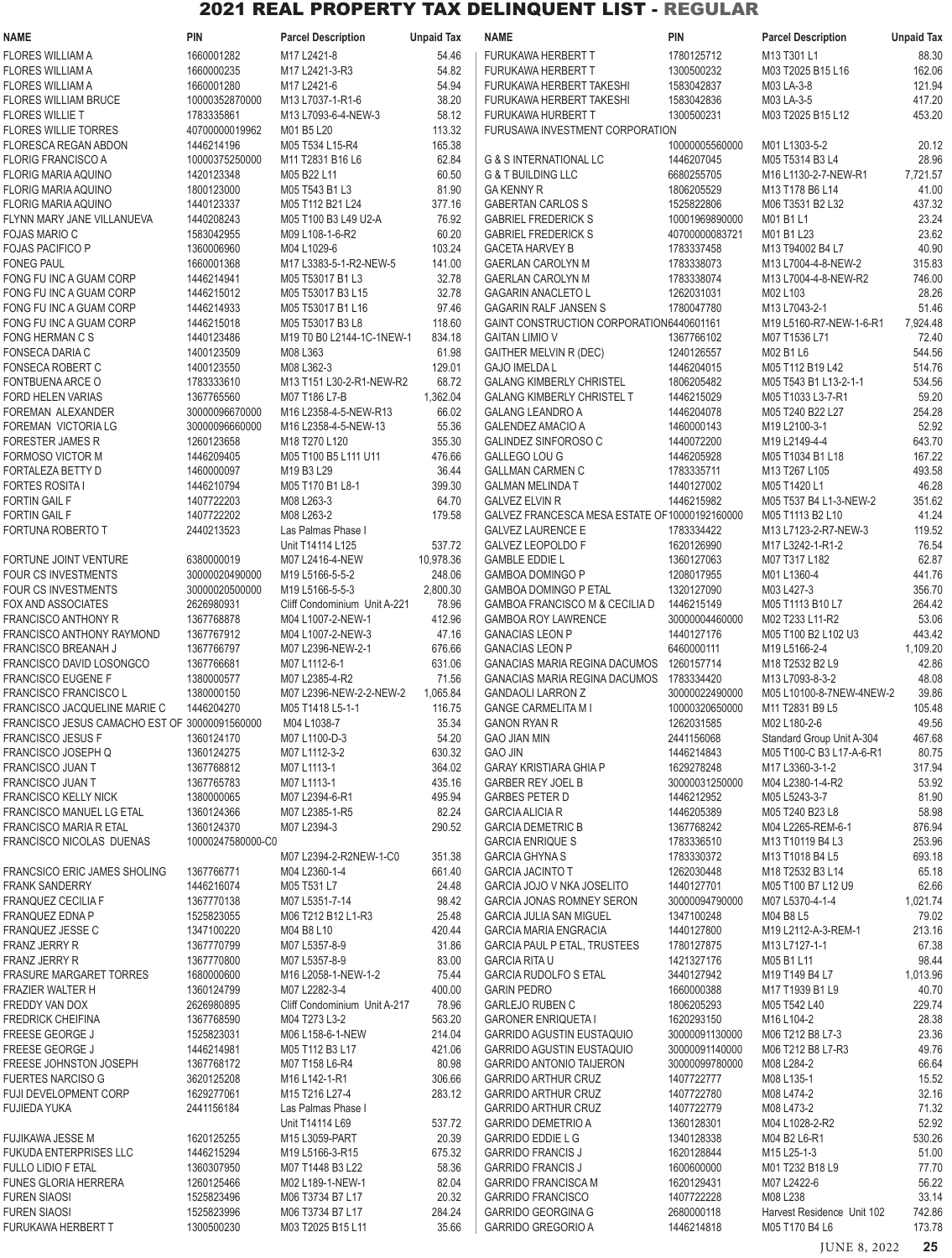# 2021 REAL PROPERTY TAX DELINQUENT LIST - REGULAR

| NAME | PIN | Parcel Description | Unpaid Tax |
|---|---|---|---|
| FLORES WILLIAM A | 1660001282 | M17 L2421-8 | 54.46 |
| FLORES WILLIAM A | 1660000235 | M17 L2421-3-R3 | 54.82 |
| FLORES WILLIAM A | 1660001280 | M17 L2421-6 | 54.94 |
| FLORES WILLIAM BRUCE | 10000352870000 | M13 L7037-1-R1-6 | 38.20 |
| FLORES WILLIE T | 1783335861 | M13 L7093-6-4-NEW-3 | 58.12 |
| FLORES WILLIE TORRES | 40700000019962 | M01 B5 L20 | 113.32 |
| FLORESCA REGAN ABDON | 1446214196 | M05 T534 L15-R4 | 165.38 |
| FLORIG FRANCISCO A | 10000375250000 | M11 T2831 B16 L6 | 62.84 |
| FLORIG MARIA AQUINO | 1420123348 | M05 B22 L11 | 60.50 |
| FLORIG MARIA AQUINO | 1800123000 | M05 T543 B1 L3 | 81.90 |
| FLORIG MARIA AQUINO | 1440123337 | M05 T112 B21 L24 | 377.16 |
| FLYNN MARY JANE VILLANUEVA | 1440208243 | M05 T100 B3 L49 U2-A | 76.92 |
| FOJAS MARIO C | 1583042955 | M09 L108-1-6-R2 | 60.20 |
| FOJAS PACIFICO P | 1360006960 | M04 L1029-6 | 103.24 |
| FONEG PAUL | 1660001368 | M17 L3383-5-1-R2-NEW-5 | 141.00 |
| FONG FU INC A GUAM CORP | 1446214941 | M05 T53017 B1 L3 | 32.78 |
| FONG FU INC A GUAM CORP | 1446215012 | M05 T53017 B3 L15 | 32.78 |
| FONG FU INC A GUAM CORP | 1446214933 | M05 T53017 B1 L16 | 97.46 |
| FONG FU INC A GUAM CORP | 1446215018 | M05 T53017 B3 L8 | 118.60 |
| FONG HERMAN C S | 1440123486 | M19 T0 B0 L2144-1C-1NEW-1 | 834.18 |
| FONSECA DARIA C | 1400123509 | M08 L363 | 61.98 |
| FONSECA ROBERT C | 1400123550 | M08 L362-3 | 129.01 |
| FONTBUENA ARCE O | 1783333610 | M13 T151 L30-2-R1-NEW-R2 | 68.72 |
| FORD HELEN VARIAS | 1367765560 | M07 T186 L7-B | 1,362.04 |
| FOREMAN ALEXANDER | 30000096670000 | M16 L2358-4-5-NEW-R13 | 66.02 |
| FOREMAN VICTORIA LG | 30000096660000 | M16 L2358-4-5-NEW-13 | 55.36 |
| FORESTER JAMES R | 1260123658 | M18 T270 L120 | 355.30 |
| FORMOSO VICTOR M | 1446209405 | M05 T100 B5 L111 U11 | 476.66 |
| FORTALEZA BETTY D | 1460000097 | M19 B3 L29 | 36.44 |
| FORTES ROSITA I | 1446210794 | M05 T170 B1 L8-1 | 399.30 |
| FORTIN GAIL F | 1407722203 | M08 L263-3 | 64.70 |
| FORTIN GAIL F | 1407722202 | M08 L263-2 | 179.58 |
| FORTUNA ROBERTO T | 2440213523 | Las Palmas Phase I Unit T14114 L125 | 537.72 |
| FORTUNE JOINT VENTURE | 6380000019 | M07 L2416-4-NEW | 10,978.36 |
| FOUR CS INVESTMENTS | 30000020490000 | M19 L5166-5-5-2 | 248.06 |
| FOUR CS INVESTMENTS | 30000020500000 | M19 L5166-5-5-3 | 2,800.30 |
| FOX AND ASSOCIATES | 2626980931 | Cliff Condominium Unit A-221 | 78.96 |
| FRANCISCO ANTHONY R | 1367768878 | M04 L1007-2-NEW-1 | 412.96 |
| FRANCISCO ANTHONY RAYMOND | 1367767912 | M04 L1007-2-NEW-3 | 47.16 |
| FRANCISCO BREANAH J | 1367766797 | M07 L2396-NEW-2-1 | 676.66 |
| FRANCISCO DAVID LOSONGCO | 1367766681 | M07 L1112-6-1 | 631.06 |
| FRANCISCO EUGENE F | 1380000577 | M07 L2385-4-R2 | 71.56 |
| FRANCISCO FRANCISCO L | 1380000150 | M07 L2396-NEW-2-2-NEW-2 | 1,065.84 |
| FRANCISCO JACQUELINE MARIE C | 1446204270 | M05 T1418 L5-1-1 | 116.75 |
| FRANCISCO JESUS CAMACHO EST OF | 30000091560000 | M04 L1038-7 | 35.34 |
| FRANCISCO JESUS F | 1360124170 | M07 L1100-D-3 | 54.20 |
| FRANCISCO JOSEPH Q | 1360124275 | M07 L1112-3-2 | 630.32 |
| FRANCISCO JUAN T | 1367768812 | M07 L1113-1 | 364.02 |
| FRANCISCO JUAN T | 1367765783 | M07 L1113-1 | 435.16 |
| FRANCISCO KELLY NICK | 1380000065 | M07 L2394-6-R1 | 495.94 |
| FRANCISCO MANUEL LG ETAL | 1360124366 | M07 L2385-1-R5 | 82.24 |
| FRANCISCO MARIA R ETAL | 1360124370 | M07 L2394-3 | 290.52 |
| FRANCISCO NICOLAS DUENAS | 10000247580000-C0 | M07 L2394-2-R2NEW-1-C0 | 351.38 |
| FRANCSICO ERIC JAMES SHOLING | 1367766771 | M04 L2360-1-4 | 661.40 |
| FRANK SANDERRY | 1446216074 | M05 T531 L7 | 24.48 |
| FRANQUEZ CECILIA F | 1367770138 | M07 L5351-7-14 | 98.42 |
| FRANQUEZ EDNA P | 1525823055 | M06 T212 B12 L1-R3 | 25.48 |
| FRANQUEZ JESSE C | 1347100220 | M04 B8 L10 | 420.44 |
| FRANZ JERRY R | 1367770799 | M07 L5357-8-9 | 31.86 |
| FRANZ JERRY R | 1367770800 | M07 L5357-8-9 | 83.00 |
| FRASURE MARGARET TORRES | 1680000600 | M16 L2058-1-NEW-1-2 | 75.44 |
| FRAZIER WALTER H | 1360124799 | M07 L2282-3-4 | 400.00 |
| FREDDY VAN DOX | 2626980895 | Cliff Condominium Unit A-217 | 78.96 |
| FREDRICK CHEIFINA | 1367768590 | M04 T273 L3-2 | 563.20 |
| FREESE GEORGE J | 1525823031 | M06 L158-6-1-NEW | 214.04 |
| FREESE GEORGE J | 1446214981 | M05 T112 B3 L17 | 421.06 |
| FREESE JOHNSTON JOSEPH | 1367768172 | M07 T158 L6-R4 | 80.98 |
| FUERTES NARCISO G | 3620125208 | M16 L142-1-R1 | 306.66 |
| FUJI DEVELOPMENT CORP | 1629277061 | M15 T216 L27-4 | 283.12 |
| FUJIEDA YUKA | 2441156184 | Las Palmas Phase I Unit T14114 L69 | 537.72 |
| FUJIKAWA JESSE M | 1620125255 | M15 L3059-PART | 20.39 |
| FUKUDA ENTERPRISES LLC | 1446215294 | M19 L5166-3-R15 | 675.32 |
| FULLO LIDIO F ETAL | 1360307950 | M07 T1448 B3 L22 | 58.36 |
| FUNES GLORIA HERRERA | 1260125466 | M02 L189-1-NEW-1 | 82.04 |
| FUREN SIAOSI | 1525823496 | M06 T3734 B7 L17 | 20.32 |
| FUREN SIAOSI | 1525823996 | M06 T3734 B7 L17 | 284.24 |
| FURUKAWA HERBERT T | 1300500230 | M03 T2025 B15 L11 | 35.66 |
| FURUKAWA HERBERT T | 1780125712 | M13 T301 L1 | 88.30 |
| FURUKAWA HERBERT T | 1300500232 | M03 T2025 B15 L16 | 162.06 |
| FURUKAWA HERBERT TAKESHI | 1583042837 | M03 LA-3-8 | 121.94 |
| FURUKAWA HERBERT TAKESHI | 1583042836 | M03 LA-3-5 | 417.20 |
| FURUKAWA HURBERT T | 1300500231 | M03 T2025 B15 L12 | 453.20 |
| FURUSAWA INVESTMENT CORPORATION | 10000005560000 | M01 L1303-5-2 | 20.12 |
| G & S INTERNATIONAL LC | 1446207045 | M05 T5314 B3 L4 | 28.96 |
| G & T BUILDING LLC | 6680255705 | M16 L1130-2-7-NEW-R1 | 7,721.57 |
| GA KENNY R | 1806205529 | M13 T178 B6 L14 | 41.00 |
| GABERTAN CARLOS S | 1525822806 | M06 T3531 B2 L32 | 437.32 |
| GABRIEL FREDERICK S | 10001969890000 | M01 B1 L1 | 23.24 |
| GABRIEL FREDERICK S | 40700000083721 | M01 B1 L23 | 23.62 |
| GACETA HARVEY B | 1783337458 | M13 T94002 B4 L7 | 40.90 |
| GAERLAN CAROLYN M | 1783338073 | M13 L7004-4-8-NEW-2 | 315.83 |
| GAERLAN CAROLYN M | 1783338074 | M13 L7004-4-8-NEW-R2 | 746.00 |
| GAGARIN ANACLETO L | 1262031031 | M02 L103 | 28.26 |
| GAGARIN RALF JANSEN S | 1780047780 | M13 L7043-2-1 | 51.46 |
| GAINT CONSTRUCTION CORPORATION | 6440601161 | M19 L5160-R7-NEW-1-6-R1 | 7,924.48 |
| GAITAN LIMIO V | 1367766102 | M07 T1536 L71 | 72.40 |
| GAITHER MELVIN R (DEC) | 1240126557 | M02 B1 L6 | 544.56 |
| GAJO IMELDA L | 1446204015 | M05 T112 B19 L42 | 514.76 |
| GALANG KIMBERLY CHRISTEL | 1806205482 | M05 T543 B1 L13-2-1-1 | 534.56 |
| GALANG KIMBERLY CHRISTEL T | 1446215029 | M05 T1033 L3-7-R1 | 59.20 |
| GALANG LEANDRO A | 1446204078 | M05 T240 B22 L27 | 254.28 |
| GALENDEZ AMACIO A | 1460000143 | M19 L2100-3-1 | 52.92 |
| GALINDEZ SINFOROSO C | 1440072200 | M19 L2149-4-4 | 643.70 |
| GALLEGO LOU G | 1446205928 | M05 T1034 B1 L18 | 167.22 |
| GALLMAN CARMEN C | 1783335711 | M13 T267 L105 | 493.58 |
| GALMAN MELINDA T | 1440127002 | M05 T1420 L1 | 46.28 |
| GALVEZ ELVIN R | 1446215982 | M05 T537 B4 L1-3-NEW-2 | 351.62 |
| GALVEZ FRANCESCA MESA ESTATE OF | 10000192160000 | M05 T1113 B2 L10 | 41.24 |
| GALVEZ LAURENCE E | 1783334422 | M13 L7123-2-R7-NEW-3 | 119.52 |
| GALVEZ LEOPOLDO F | 1620126990 | M17 L3242-1-R1-2 | 76.54 |
| GAMBLE EDDIE L | 1360127063 | M07 T317 L182 | 62.87 |
| GAMBOA DOMINGO P | 1208017955 | M01 L1360-4 | 441.76 |
| GAMBOA DOMINGO P ETAL | 1320127090 | M03 L427-3 | 356.70 |
| GAMBOA FRANCISCO M & CECILIA D | 1446215149 | M05 T1113 B10 L7 | 264.42 |
| GAMBOA ROY LAWRENCE | 30000004460000 | M02 T233 L11-R2 | 53.06 |
| GANACIAS LEON P | 1440127176 | M05 T100 B2 L102 U3 | 443.42 |
| GANACIAS LEON P | 6460000111 | M19 L5166-2-4 | 1,109.20 |
| GANACIAS MARIA REGINA DACUMOS | 1260157714 | M18 T2532 B2 L9 | 42.86 |
| GANACIAS MARIA REGINA DACUMOS | 1783334420 | M13 L7093-8-3-2 | 48.08 |
| GANDAOLI LARRON Z | 30000022490000 | M05 L10100-8-7NEW-4NEW-2 | 39.86 |
| GANGE CARMELITA M I | 10000320650000 | M11 T2831 B9 L5 | 105.48 |
| GANON RYAN R | 1262031585 | M02 L180-2-6 | 49.56 |
| GAO JIAN MIN | 2441156068 | Standard Group Unit A-304 | 467.68 |
| GAO JIN | 1446214843 | M05 T100-C B3 L17-A-6-R1 | 80.75 |
| GARAY KRISTIARA GHIA P | 1629278248 | M17 L3360-3-1-2 | 317.94 |
| GARBER REY JOEL B | 30000031250000 | M04 L2380-1-4-R2 | 53.92 |
| GARBES PETER D | 1446212952 | M05 L5243-3-7 | 81.90 |
| GARCIA ALICIA R | 1446205389 | M05 T240 B23 L8 | 58.98 |
| GARCIA DEMETRIC B | 1367768242 | M04 L2265-REM-6-1 | 876.94 |
| GARCIA ENRIQUE S | 1783336510 | M13 T10119 B4 L3 | 253.96 |
| GARCIA GHYNA S | 1783330372 | M13 T1018 B4 L5 | 693.18 |
| GARCIA JACINTO T | 1262030448 | M18 T2532 B3 L14 | 65.18 |
| GARCIA JOJO V NKA JOSELITO | 1440127701 | M05 T100 B7 L12 U9 | 62.66 |
| GARCIA JONAS ROMNEY SERON | 30000094790000 | M07 L5370-4-1-4 | 1,021.74 |
| GARCIA JULIA SAN MIGUEL | 1347100248 | M04 B8 L5 | 79.02 |
| GARCIA MARIA ENGRACIA | 1440127800 | M19 L2112-A-3-REM-1 | 213.16 |
| GARCIA PAUL P ETAL, TRUSTEES | 1780127875 | M13 L7127-1-1 | 67.38 |
| GARCIA RITA U | 1421327176 | M05 B1 L11 | 98.44 |
| GARCIA RUDOLFO S ETAL | 3440127942 | M19 T149 B4 L7 | 1,013.96 |
| GARIN PEDRO | 1660000388 | M17 T1939 B1 L9 | 40.70 |
| GARLEJO RUBEN C | 1806205293 | M05 T542 L40 | 229.74 |
| GARONER ENRIQUETA I | 1620293150 | M16 L104-2 | 28.38 |
| GARRIDO AGUSTIN EUSTAQUIO | 30000091130000 | M06 T212 B8 L7-3 | 23.36 |
| GARRIDO AGUSTIN EUSTAQUIO | 30000091140000 | M06 T212 B8 L7-R3 | 49.76 |
| GARRIDO ANTONIO TAIJERON | 30000099780000 | M08 L284-2 | 66.64 |
| GARRIDO ARTHUR CRUZ | 1407722777 | M08 L135-1 | 15.52 |
| GARRIDO ARTHUR CRUZ | 1407722780 | M08 L474-2 | 32.16 |
| GARRIDO ARTHUR CRUZ | 1407722779 | M08 L473-2 | 71.32 |
| GARRIDO DEMETRIO A | 1360128301 | M04 L1028-2-R2 | 52.92 |
| GARRIDO EDDIE L G | 1340128338 | M04 B2 L6-R1 | 530.26 |
| GARRIDO FRANCIS J | 1620128844 | M15 L25-1-3 | 51.00 |
| GARRIDO FRANCIS J | 1600600000 | M01 T232 B18 L9 | 77.70 |
| GARRIDO FRANCISCA M | 1620129431 | M07 L2422-6 | 56.22 |
| GARRIDO FRANCISCO | 1407722228 | M08 L238 | 33.14 |
| GARRIDO GEORGINA G | 2680000118 | Harvest Residence Unit 102 | 742.86 |
| GARRIDO GREGORIO A | 1446214818 | M05 T170 B4 L6 | 173.78 |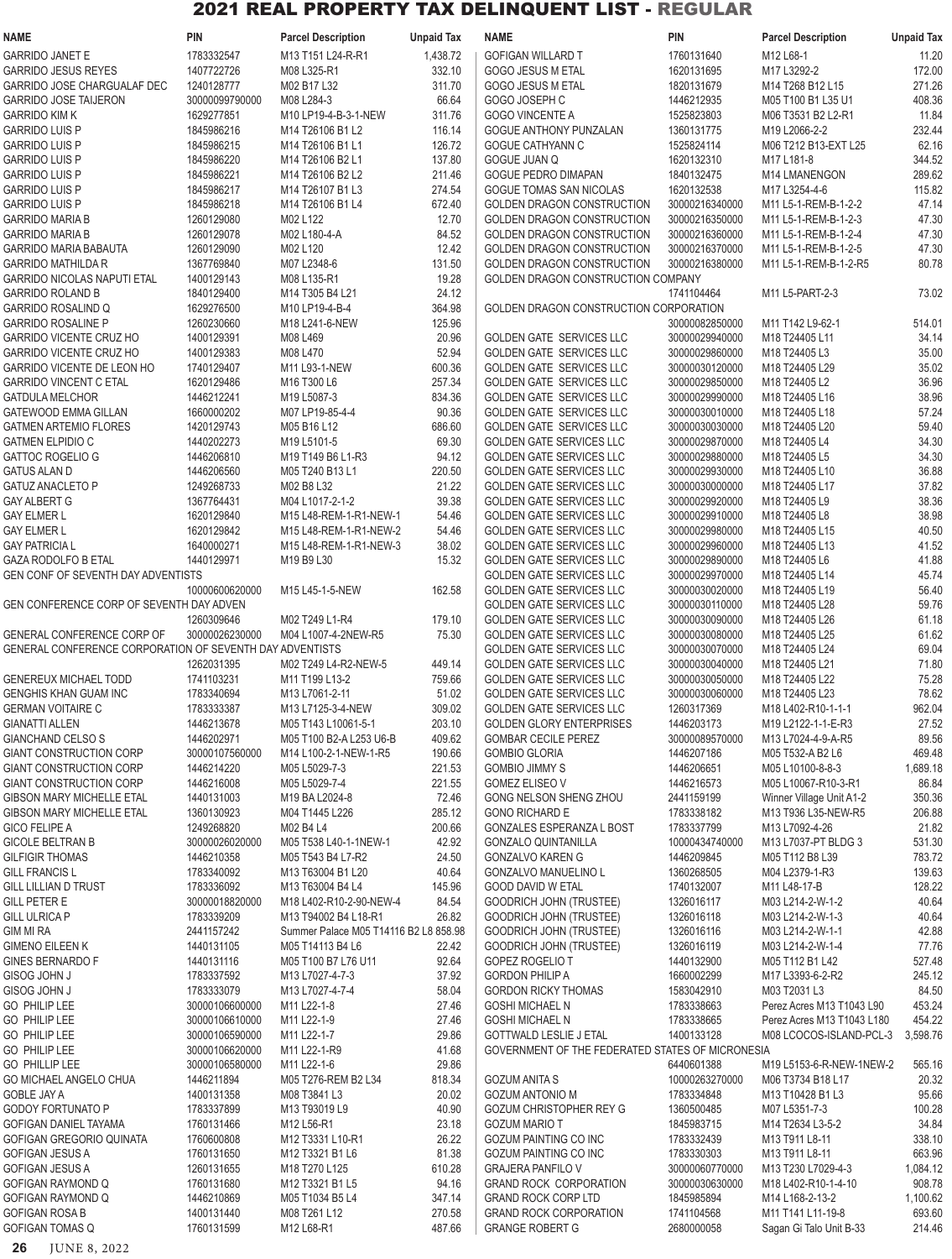# 2021 REAL PROPERTY TAX DELINQUENT LIST - REGULAR

| NAME | PIN | Parcel Description | Unpaid Tax |
|---|---|---|---|
| GARRIDO JANET E | 1783332547 | M13 T151 L24-R-R1 | 1,438.72 |
| GARRIDO JESUS REYES | 1407722726 | M08 L325-R1 | 332.10 |
| GARRIDO JOSE CHARGUALAF DEC | 1240128777 | M02 B17 L32 | 311.70 |
| GARRIDO JOSE TAIJERON | 30000099790000 | M08 L284-3 | 66.64 |
| GARRIDO KIM K | 1629277851 | M10 LP19-4-B-3-1-NEW | 311.76 |
| GARRIDO LUIS P | 1845986216 | M14 T26106 B1 L2 | 116.14 |
| GARRIDO LUIS P | 1845986215 | M14 T26106 B1 L1 | 126.72 |
| GARRIDO LUIS P | 1845986220 | M14 T26106 B2 L1 | 137.80 |
| GARRIDO LUIS P | 1845986221 | M14 T26106 B2 L2 | 211.46 |
| GARRIDO LUIS P | 1845986217 | M14 T26107 B1 L3 | 274.54 |
| GARRIDO LUIS P | 1845986218 | M14 T26106 B1 L4 | 672.40 |
| GARRIDO MARIA B | 1260129080 | M02 L122 | 12.70 |
| GARRIDO MARIA B | 1260129078 | M02 L180-4-A | 84.52 |
| GARRIDO MARIA BABAUTA | 1260129090 | M02 L120 | 12.42 |
| GARRIDO MATHILDA R | 1367769840 | M07 L2348-6 | 131.50 |
| GARRIDO NICOLAS NAPUTI ETAL | 1400129143 | M08 L135-R1 | 19.28 |
| GARRIDO ROLAND B | 1840129400 | M14 T305 B4 L21 | 24.12 |
| GARRIDO ROSALIND Q | 1629276500 | M10 LP19-4-B-4 | 364.98 |
| GARRIDO ROSALINE P | 1260230660 | M18 L241-6-NEW | 125.96 |
| GARRIDO VICENTE CRUZ HO | 1400129391 | M08 L469 | 20.96 |
| GARRIDO VICENTE CRUZ HO | 1400129383 | M08 L470 | 52.94 |
| GARRIDO VICENTE DE LEON HO | 1740129407 | M11 L93-1-NEW | 600.36 |
| GARRIDO VINCENT C ETAL | 1620129486 | M16 T300 L6 | 257.34 |
| GATDULA MELCHOR | 1446212241 | M19 L5087-3 | 834.36 |
| GATEWOOD EMMA GILLAN | 1660000202 | M07 LP19-85-4-4 | 90.36 |
| GATMEN ARTEMIO FLORES | 1420129743 | M05 B16 L12 | 686.60 |
| GATMEN ELPIDIO C | 1440202273 | M19 L5101-5 | 69.30 |
| GATTOC ROGELIO G | 1446206810 | M19 T149 B6 L1-R3 | 94.12 |
| GATUS ALAN D | 1446206560 | M05 T240 B13 L1 | 220.50 |
| GATUZ ANACLETO P | 1249268733 | M02 B8 L32 | 21.22 |
| GAY ALBERT G | 1367764431 | M04 L1017-2-1-2 | 39.38 |
| GAY ELMER L | 1620129840 | M15 L48-REM-1-R1-NEW-1 | 54.46 |
| GAY ELMER L | 1620129842 | M15 L48-REM-1-R1-NEW-2 | 54.46 |
| GAY PATRICIA L | 1640000271 | M15 L48-REM-1-R1-NEW-3 | 38.02 |
| GAZA RODOLFO B ETAL | 1440129971 | M19 B9 L30 | 15.32 |
| GEN CONF OF SEVENTH DAY ADVENTISTS | 10000600620000 | M15 L45-1-5-NEW | 162.58 |
| GEN CONFERENCE CORP OF SEVENTH DAY ADVEN | 1260309646 | M02 T249 L1-R4 | 179.10 |
| GENERAL CONFERENCE CORP OF | 30000026230000 | M04 L1007-4-2NEW-R5 | 75.30 |
| GENERAL CONFERENCE CORPORATION OF SEVENTH DAY ADVENTISTS | 1262031395 | M02 T249 L4-R2-NEW-5 | 449.14 |
| GENEREUX MICHAEL TODD | 1741103231 | M11 T199 L13-2 | 759.66 |
| GENGHIS KHAN GUAM INC | 1783340694 | M13 L7061-2-11 | 51.02 |
| GERMAN VOITAIRE C | 1783333387 | M13 L7125-3-4-NEW | 309.02 |
| GIANATTI ALLEN | 1446213678 | M05 T143 L10061-5-1 | 203.10 |
| GIANCHAND CELSO S | 1446202971 | M05 T100 B2-A L253 U6-B | 409.62 |
| GIANT CONSTRUCTION CORP | 30000107560000 | M14 L100-2-1-NEW-1-R5 | 190.66 |
| GIANT CONSTRUCTION CORP | 1446214220 | M05 L5029-7-3 | 221.53 |
| GIANT CONSTRUCTION CORP | 1446216008 | M05 L5029-7-4 | 221.55 |
| GIBSON MARY MICHELLE ETAL | 1440131003 | M19 BA L2024-8 | 72.46 |
| GIBSON MARY MICHELLE ETAL | 1360130923 | M04 T1445 L226 | 285.12 |
| GICO FELIPE A | 1249268820 | M02 B4 L4 | 200.66 |
| GICOLE BELTRAN B | 30000026020000 | M05 T538 L40-1-1NEW-1 | 42.92 |
| GILFIGIR THOMAS | 1446210358 | M05 T543 B4 L7-R2 | 24.50 |
| GILL FRANCIS L | 1783340092 | M13 T63004 B1 L20 | 40.64 |
| GILL LILLIAN D TRUST | 1783336092 | M13 T63004 B4 L4 | 145.96 |
| GILL PETER E | 30000018820000 | M18 L402-R10-2-90-NEW-4 | 84.54 |
| GILL ULRICA P | 1783339209 | M13 T94002 B4 L18-R1 | 26.82 |
| GIM MI RA | 2441157242 | Summer Palace M05 T14116 B2 L8 | 858.98 |
| GIMENO EILEEN K | 1440131105 | M05 T14113 B4 L6 | 22.42 |
| GINES BERNARDO F | 1440131116 | M05 T100 B7 L76 U11 | 92.64 |
| GISOG JOHN J | 1783337592 | M13 L7027-4-7-3 | 37.92 |
| GISOG JOHN J | 1783333079 | M13 L7027-4-7-4 | 58.04 |
| GO PHILIP LEE | 30000106600000 | M11 L22-1-8 | 27.46 |
| GO PHILIP LEE | 30000106610000 | M11 L22-1-9 | 27.46 |
| GO PHILIP LEE | 30000106590000 | M11 L22-1-7 | 29.86 |
| GO PHILIP LEE | 30000106620000 | M11 L22-1-R9 | 41.68 |
| GO PHILLIP LEE | 30000106580000 | M11 L22-1-6 | 29.86 |
| GO MICHAEL ANGELO CHUA | 1446211894 | M05 T276-REM B2 L34 | 818.34 |
| GOBLE JAY A | 1400131358 | M08 T3841 L3 | 20.02 |
| GODOY FORTUNATO P | 1783337899 | M13 T93019 L9 | 40.90 |
| GOFIGAN DANIEL TAYAMA | 1760131466 | M12 L56-R1 | 23.18 |
| GOFIGAN GREGORIO QUINATA | 1760600808 | M12 T3331 L10-R1 | 26.22 |
| GOFIGAN JESUS A | 1760131650 | M12 T3321 B1 L6 | 81.38 |
| GOFIGAN JESUS A | 1260131655 | M18 T270 L125 | 610.28 |
| GOFIGAN RAYMOND Q | 1760131680 | M12 T3321 B1 L5 | 94.16 |
| GOFIGAN RAYMOND Q | 1446210869 | M05 T1034 B5 L4 | 347.14 |
| GOFIGAN ROSA B | 1400131440 | M08 T261 L12 | 270.58 |
| GOFIGAN TOMAS Q | 1760131599 | M12 L68-R1 | 487.66 |
| GOFIGAN WILLARD T | 1760131640 | M12 L68-1 | 11.20 |
| GOGO JESUS M ETAL | 1620131695 | M17 L3292-2 | 172.00 |
| GOGO JESUS M ETAL | 1820131679 | M14 T268 B12 L15 | 271.26 |
| GOGO JOSEPH C | 1446212935 | M05 T100 B1 L35 U1 | 408.36 |
| GOGO VINCENTE A | 1525823803 | M06 T3531 B2 L2-R1 | 11.84 |
| GOGUE ANTHONY PUNZALAN | 1360131775 | M19 L2066-2-2 | 232.44 |
| GOGUE CATHYANN C | 1525824114 | M06 T212 B13-EXT L25 | 62.16 |
| GOGUE JUAN Q | 1620132310 | M17 L181-8 | 344.52 |
| GOGUE PEDRO DIMAPAN | 1840132475 | M14 LMANENGON | 289.62 |
| GOGUE TOMAS SAN NICOLAS | 1620132538 | M17 L3254-4-6 | 115.82 |
| GOLDEN DRAGON CONSTRUCTION | 30000216340000 | M11 L5-1-REM-B-1-2-2 | 47.14 |
| GOLDEN DRAGON CONSTRUCTION | 30000216350000 | M11 L5-1-REM-B-1-2-3 | 47.30 |
| GOLDEN DRAGON CONSTRUCTION | 30000216360000 | M11 L5-1-REM-B-1-2-4 | 47.30 |
| GOLDEN DRAGON CONSTRUCTION | 30000216370000 | M11 L5-1-REM-B-1-2-5 | 47.30 |
| GOLDEN DRAGON CONSTRUCTION | 30000216380000 | M11 L5-1-REM-B-1-2-R5 | 80.78 |
| GOLDEN DRAGON CONSTRUCTION COMPANY | 1741104464 | M11 L5-PART-2-3 | 73.02 |
| GOLDEN DRAGON CONSTRUCTION CORPORATION | 30000082850000 | M11 T142 L9-62-1 | 514.01 |
| GOLDEN GATE SERVICES LLC | 30000029940000 | M18 T24405 L11 | 34.14 |
| GOLDEN GATE SERVICES LLC | 30000029860000 | M18 T24405 L3 | 35.00 |
| GOLDEN GATE SERVICES LLC | 30000030120000 | M18 T24405 L29 | 35.02 |
| GOLDEN GATE SERVICES LLC | 30000029850000 | M18 T24405 L2 | 36.96 |
| GOLDEN GATE SERVICES LLC | 30000029990000 | M18 T24405 L16 | 38.96 |
| GOLDEN GATE SERVICES LLC | 30000030010000 | M18 T24405 L18 | 57.24 |
| GOLDEN GATE SERVICES LLC | 30000030030000 | M18 T24405 L20 | 59.40 |
| GOLDEN GATE SERVICES LLC | 30000029870000 | M18 T24405 L4 | 34.30 |
| GOLDEN GATE SERVICES LLC | 30000029880000 | M18 T24405 L5 | 34.30 |
| GOLDEN GATE SERVICES LLC | 30000029930000 | M18 T24405 L10 | 36.88 |
| GOLDEN GATE SERVICES LLC | 30000030000000 | M18 T24405 L17 | 37.82 |
| GOLDEN GATE SERVICES LLC | 30000029920000 | M18 T24405 L9 | 38.36 |
| GOLDEN GATE SERVICES LLC | 30000029910000 | M18 T24405 L8 | 38.98 |
| GOLDEN GATE SERVICES LLC | 30000029980000 | M18 T24405 L15 | 40.50 |
| GOLDEN GATE SERVICES LLC | 30000029960000 | M18 T24405 L13 | 41.52 |
| GOLDEN GATE SERVICES LLC | 30000029890000 | M18 T24405 L6 | 41.88 |
| GOLDEN GATE SERVICES LLC | 30000029970000 | M18 T24405 L14 | 45.74 |
| GOLDEN GATE SERVICES LLC | 30000030020000 | M18 T24405 L19 | 56.40 |
| GOLDEN GATE SERVICES LLC | 30000030110000 | M18 T24405 L28 | 59.76 |
| GOLDEN GATE SERVICES LLC | 30000030090000 | M18 T24405 L26 | 61.18 |
| GOLDEN GATE SERVICES LLC | 30000030080000 | M18 T24405 L25 | 61.62 |
| GOLDEN GATE SERVICES LLC | 30000030070000 | M18 T24405 L24 | 69.04 |
| GOLDEN GATE SERVICES LLC | 30000030040000 | M18 T24405 L21 | 71.80 |
| GOLDEN GATE SERVICES LLC | 30000030050000 | M18 T24405 L22 | 75.28 |
| GOLDEN GATE SERVICES LLC | 30000030060000 | M18 T24405 L23 | 78.62 |
| GOLDEN GATE SERVICES LLC | 1260317369 | M18 L402-R10-1-1-1 | 962.04 |
| GOLDEN GLORY ENTERPRISES | 1446203173 | M19 L2122-1-1-E-R3 | 27.52 |
| GOMBAR CECILE PEREZ | 30000089570000 | M13 L7024-4-9-A-R5 | 89.56 |
| GOMBIO GLORIA | 1446207186 | M05 T532-A B2 L6 | 469.48 |
| GOMBIO JIMMY S | 1446206651 | M05 L10100-8-8-3 | 1,689.18 |
| GOMEZ ELISEO V | 1446216573 | M05 L10067-R10-3-R1 | 86.84 |
| GONG NELSON SHENG ZHOU | 2441159199 | Winner Village Unit A1-2 | 350.36 |
| GONO RICHARD E | 1783338182 | M13 T936 L35-NEW-R5 | 206.88 |
| GONZALES ESPERANZA L BOST | 1783337799 | M13 L7092-4-26 | 21.82 |
| GONZALO QUINTANILLA | 10000434740000 | M13 L7037-PT BLDG 3 | 531.30 |
| GONZALVO KAREN G | 1446209845 | M05 T112 B8 L39 | 783.72 |
| GONZALVO MANUELINO L | 1360268505 | M04 L2379-1-R3 | 139.63 |
| GOOD DAVID W ETAL | 1740132007 | M11 L48-17-B | 128.22 |
| GOODRICH JOHN (TRUSTEE) | 1326016117 | M03 L214-2-W-1-2 | 40.64 |
| GOODRICH JOHN (TRUSTEE) | 1326016118 | M03 L214-2-W-1-3 | 40.64 |
| GOODRICH JOHN (TRUSTEE) | 1326016116 | M03 L214-2-W-1-1 | 42.88 |
| GOODRICH JOHN (TRUSTEE) | 1326016119 | M03 L214-2-W-1-4 | 77.76 |
| GOPEZ ROGELIO T | 1440132900 | M05 T112 B1 L42 | 527.48 |
| GORDON PHILIP A | 1660002299 | M17 L3393-6-2-R2 | 245.12 |
| GORDON RICKY THOMAS | 1583042910 | M03 T2031 L3 | 84.50 |
| GOSHI MICHAEL N | 1783338663 | Perez Acres M13 T1043 L90 | 453.24 |
| GOSHI MICHAEL N | 1783338665 | Perez Acres M13 T1043 L180 | 454.22 |
| GOTTWALD LESLIE J ETAL | 1400133128 | M08 LCOCOS-ISLAND-PCL-3 | 3,598.76 |
| GOVERNMENT OF THE FEDERATED STATES OF MICRONESIA | 6440601388 | M19 L5153-6-R-NEW-1NEW-2 | 565.16 |
| GOZUM ANITA S | 10000263270000 | M06 T3734 B18 L17 | 20.32 |
| GOZUM ANTONIO M | 1783334848 | M13 T10428 B1 L3 | 95.66 |
| GOZUM CHRISTOPHER REY G | 1360500485 | M07 L5351-7-3 | 100.28 |
| GOZUM MARIO T | 1845983715 | M14 T2634 L3-5-2 | 34.84 |
| GOZUM PAINTING CO INC | 1783332439 | M13 T911 L8-11 | 338.10 |
| GOZUM PAINTING CO INC | 1783330303 | M13 T911 L8-11 | 663.96 |
| GRAJERA PANFILO V | 30000060770000 | M13 T230 L7029-4-3 | 1,084.12 |
| GRAND ROCK CORPORATION | 30000030630000 | M18 L402-R10-1-4-10 | 908.78 |
| GRAND ROCK CORP LTD | 1845985894 | M14 L168-2-13-2 | 1,100.62 |
| GRAND ROCK CORPORATION | 1741104568 | M11 T141 L11-19-8 | 693.60 |
| GRANGE ROBERT G | 2680000058 | Sagan Gi Talo Unit B-33 | 214.46 |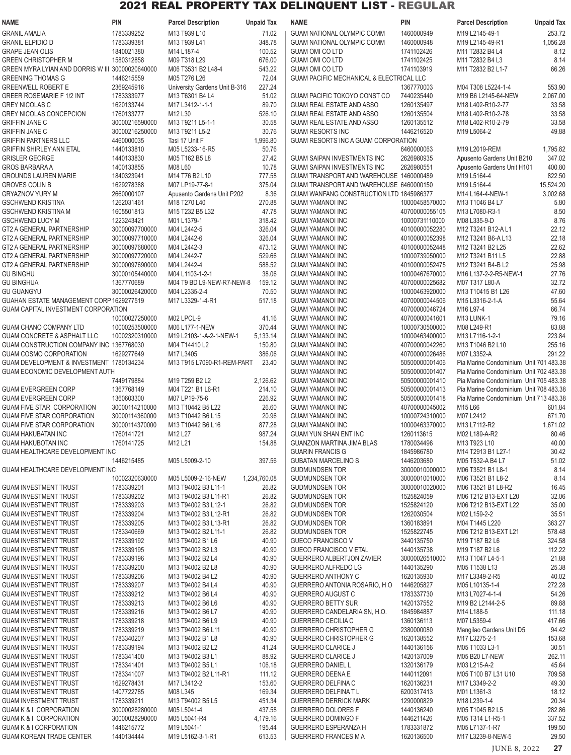# 2021 REAL PROPERTY TAX DELINQUENT LIST - REGULAR

| NAME | PIN | Parcel Description | Unpaid Tax |
|---|---|---|---|
| GRANIL AMALIA | 1783339252 | M13 T939 L10 | 71.02 |
| GRANIL ELPIDIO D | 1783339381 | M13 T939 L41 | 348.78 |
| GRAPE JEAN OLIS | 1840021380 | M14 L187-4 | 100.52 |
| GREEN CHRISTOPHER M | 1580312858 | M09 T318 L29 | 676.00 |
| GREEN MYRA LYIAN AND DORRIS W III | 30000020640000 | M06 T3531 B2 L48-4 | 543.22 |
| GREENING THOMAS G | 1446215559 | M05 T276 L26 | 72.04 |
| GREENWELL ROBERT E | 2369245916 | University Gardens Unit B-316 | 227.24 |
| GREER ROSEMARIE F 1/2 INT | 1783333977 | M13 T6301 B4 L4 | 51.02 |
| GREY NICOLAS C | 1620133744 | M13 L3412-1-1-1 | 89.70 |
| GREY NICOLAS CONCEPCION | 1760133777 | M12 L30 | 526.10 |
| GRIFFIN JANE C | 30000216590000 | M13 T9211 L5-1-1 | 30.58 |
| GRIFFIN JANE C | 30000216250000 | M13 T9211 L5-2 | 30.76 |
| GRIFFIN PARTNERS LLC | 4460000035 | Tasi 17 Unit F | 1,996.80 |
| GRIFFIN SHIRLEY ANN ETAL | 1440133810 | M05 L5233-16-R5 | 50.76 |
| GRISLER GEORGE | 1440133830 | M05 T162 B5 L8 | 27.42 |
| GROS BARBARA A | 1400133855 | M08 L60 | 10.78 |
| GROUNDS LAUREN MARIE | 1840323941 | M14 T76 B2 L10 | 777.58 |
| GROVES COLIN B | 1629278388 | M07 LP19-77-8-1 | 375.04 |
| GRYAZNOV YURY M | 2660000107 | Apusento Gardens Unit P202 | 8.36 |
| GSCHWEND KRISTINA | 1262031461 | M18 T270 L40 | 270.88 |
| GSCHWEND KRISTINA M | 1605501813 | M15 T232 B5 L32 | 47.78 |
| GSCHWEND LUCY M | 1223243421 | M01 L1379-1 | 318.42 |
| GT2 A GENERAL PARTNERSHIP | 30000097700000 | M04 L2442-5 | 326.04 |
| GT2 A GENERAL PARTNERSHIP | 30000097710000 | M04 L2442-6 | 326.04 |
| GT2 A GENERAL PARTNERSHIP | 30000097680000 | M04 L2442-3 | 473.12 |
| GT2 A GENERAL PARTNERSHIP | 30000097720000 | M04 L2442-7 | 529.66 |
| GT2 A GENERAL PARTNERSHIP | 30000097690000 | M04 L2442-4 | 588.52 |
| GU BINGHU | 30000105440000 | M04 L1103-1-2-1 | 38.06 |
| GU BINGHUA | 1367770689 | M04 T9 BD L9-NEW-R7-NEW-8 | 159.12 |
| GU GUANGYU | 30000026420000 | M04 L2335-2-4 | 70.50 |
| GUAHAN ESTATE MANAGEMENT CORP | 1629277519 | M17 L3329-1-4-R1 | 517.18 |
| GUAM CAPITAL INVESTMENT CORPORATION | 10000027250000 | M02 LPCL-9 | 41.16 |
| GUAM CHANO COMPANY LTD | 10000253500000 | M06 L177-1-NEW | 370.44 |
| GUAM CONCRETE & ASPHALT LLC | 10002320310000 | M19 L2103-1-A-2-1-NEW-1 | 5,133.14 |
| GUAM CONSTRUCTION COMPANY INC | 1367768030 | M04 T14410 L2 | 150.80 |
| GUAM COSMO CORPORATION | 1629277649 | M17 L3405 | 386.06 |
| GUAM DEVELOPMENT & INVESTMENT | 1780134234 | M13 T915 L7090-R1-REM-PART | 23.40 |
| GUAM ECONOMIC DEVELOPMENT AUTH | 7449179884 | M19 T259 B2 L2 | 2,126.62 |
| GUAM EVERGREEN CORP | 1367768149 | M04 T221 B1 L6-R1 | 214.10 |
| GUAM EVERGREEN CORP | 1360603300 | M07 LP19-75-6 | 226.92 |
| GUAM FIVE STAR CORPORATION | 30000114210000 | M13 T10442 B5 L22 | 26.60 |
| GUAM FIVE STAR CORPORATION | 30000114360000 | M13 T10442 B6 L15 | 20.96 |
| GUAM FIVE STAR CORPORATION | 30000114370000 | M13 T10442 B6 L16 | 877.28 |
| GUAM HAKUBATAN INC | 1760141721 | M12 L27 | 987.24 |
| GUAM HAKUBOTAN INC | 1760141725 | M12 L21 | 154.88 |
| GUAM HEALTHCARE DEVELOPMENT INC | 1446215485 | M05 L5009-2-10 | 397.56 |
| GUAM HEALTHCARE DEVELOPMENT INC | 10002320630000 | M05 L5009-2-16-NEW | 1,234,760.08 |
| GUAM INVESTMENT TRUST | 1783339201 | M13 T94002 B3 L11-1 | 26.82 |
| GUAM INVESTMENT TRUST | 1783339202 | M13 T94002 B3 L11-R1 | 26.82 |
| GUAM INVESTMENT TRUST | 1783339203 | M13 T94002 B3 L12-1 | 26.82 |
| GUAM INVESTMENT TRUST | 1783339204 | M13 T94002 B3 L12-R1 | 26.82 |
| GUAM INVESTMENT TRUST | 1783339205 | M13 T94002 B3 L13-R1 | 26.82 |
| GUAM INVESTMENT TRUST | 1783340669 | M13 T94002 B2 L11-1 | 26.82 |
| GUAM INVESTMENT TRUST | 1783339192 | M13 T94002 B1 L6 | 40.90 |
| GUAM INVESTMENT TRUST | 1783339195 | M13 T94002 B2 L3 | 40.90 |
| GUAM INVESTMENT TRUST | 1783339196 | M13 T94002 B2 L4 | 40.90 |
| GUAM INVESTMENT TRUST | 1783339200 | M13 T94002 B2 L8 | 40.90 |
| GUAM INVESTMENT TRUST | 1783339206 | M13 T94002 B4 L2 | 40.90 |
| GUAM INVESTMENT TRUST | 1783339207 | M13 T94002 B4 L4 | 40.90 |
| GUAM INVESTMENT TRUST | 1783339212 | M13 T94002 B6 L4 | 40.90 |
| GUAM INVESTMENT TRUST | 1783339213 | M13 T94002 B6 L6 | 40.90 |
| GUAM INVESTMENT TRUST | 1783339216 | M13 T94002 B6 L7 | 40.90 |
| GUAM INVESTMENT TRUST | 1783339218 | M13 T94002 B6 L9 | 40.90 |
| GUAM INVESTMENT TRUST | 1783339219 | M13 T94002 B6 L11 | 40.90 |
| GUAM INVESTMENT TRUST | 1783340207 | M13 T94002 B1 L8 | 40.90 |
| GUAM INVESTMENT TRUST | 1783339194 | M13 T94002 B2 L2 | 41.24 |
| GUAM INVESTMENT TRUST | 1783341400 | M13 T94002 B3 L1 | 88.92 |
| GUAM INVESTMENT TRUST | 1783341401 | M13 T94002 B5 L1 | 106.18 |
| GUAM INVESTMENT TRUST | 1783341007 | M13 T94002 B2 L11-R1 | 111.12 |
| GUAM INVESTMENT TRUST | 1629278431 | M17 L3412-2 | 153.60 |
| GUAM INVESTMENT TRUST | 1407722785 | M08 L345 | 169.34 |
| GUAM INVESTMENT TRUST | 1783339211 | M13 T94002 B5 L5 | 451.34 |
| GUAM K & I CORPORATION | 30000028280000 | M05 L5041-4 | 437.58 |
| GUAM K & I CORPORATION | 30000028290000 | M05 L5041-R4 | 4,179.16 |
| GUAM K & I CORPORATION | 1446215772 | M19 L5041-1 | 195.44 |
| GUAM KOREAN TRADE CENTER | 1440134444 | M19 L5162-3-1-R1 | 613.53 |
| GUAM NATIONAL OLYMPIC COMM | 1460000949 | M19 L2145-49-1 | 253.72 |
| GUAM NATIONAL OLYMPIC COMM | 1460000948 | M19 L2145-49-R1 | 1,056.28 |
| GUAM OMI CO LTD | 1741102426 | M11 T2832 B4 L4 | 8.12 |
| GUAM OMI CO LTD | 1741102425 | M11 T2832 B4 L3 | 8.14 |
| GUAM OMI CO LTD | 1741103919 | M11 T2832 B2 L1-7 | 66.26 |
| GUAM PACIFIC MECHANICAL & ELECTRICAL LLC | 1367770003 | M04 T308 L5224-1-4 | 553.90 |
| GUAM PACIFIC TOKOYO CONST CO | 7440235440 | M19 B6 L2145-64-NEW | 2,067.00 |
| GUAM REAL ESTATE AND ASSO | 1260135497 | M18 L402-R10-2-77 | 33.58 |
| GUAM REAL ESTATE AND ASSO | 1260135504 | M18 L402-R10-2-78 | 33.58 |
| GUAM REAL ESTATE AND ASSO | 1260135512 | M18 L402-R10-2-79 | 33.58 |
| GUAM RESORTS INC | 1446216520 | M19 L5064-2 | 49.88 |
| GUAM RESORTS INC A GUAM CORPORATION | 6460000063 | M19 L2019-REM | 1,795.82 |
| GUAM SAIPAN INVESTMENTS INC | 2626980935 | Apusento Gardens Unit B210 | 347.02 |
| GUAM SAIPAN INVESTMENTS INC | 2626980551 | Apusento Gardens Unit H101 | 400.80 |
| GUAM TRANSPORT AND WAREHOUSE | 1460000489 | M19 L5164-4 | 822.50 |
| GUAM TRANSPORT AND WAREHOUSE | 6460000150 | M19 L5164-4 | 15,524.20 |
| GUAM WANFANG CONSTRUCTION LTD | 1845986377 | M14 L164-4-NEW-1 | 3,002.68 |
| GUAM YAMANOI INC | 10000458570000 | M13 T1046 B4 L7 | 5.80 |
| GUAM YAMANOI INC | 40700000055105 | M13 L7080-R3-1 | 8.50 |
| GUAM YAMANOI INC | 10000731110000 | M08 L335-9-D | 8.76 |
| GUAM YAMANOI INC | 40100000052280 | M12 T3241 B12-A L1 | 22.12 |
| GUAM YAMANOI INC | 40100000052398 | M12 T3241 B6-A L13 | 22.18 |
| GUAM YAMANOI INC | 40100000052448 | M12 T3241 B2 L25 | 22.62 |
| GUAM YAMANOI INC | 10000739050000 | M12 T3241 B11 L5 | 22.88 |
| GUAM YAMANOI INC | 40100000052475 | M12 T3241 B4-B L2 | 25.98 |
| GUAM YAMANOI INC | 10000467670000 | M16 L137-2-2-R5-NEW-1 | 27.76 |
| GUAM YAMANOI INC | 40700000025682 | M07 T317 L80-A | 32.72 |
| GUAM YAMANOI INC | 10000463920000 | M13 T10415 B1 L26 | 47.60 |
| GUAM YAMANOI INC | 40700000044506 | M15 L3316-2-1-A | 55.64 |
| GUAM YAMANOI INC | 40700000046724 | M16 L97-4 | 66.74 |
| GUAM YAMANOI INC | 40700000041601 | M13 LUNK-1 | 79.16 |
| GUAM YAMANOI INC | 10000730500000 | M08 L249-R1 | 83.88 |
| GUAM YAMANOI INC | 10000463400000 | M13 L7116-1-2-1 | 223.84 |
| GUAM YAMANOI INC | 40700000042260 | M13 T1046 B2 L10 | 255.16 |
| GUAM YAMANOI INC | 40700000026486 | M07 L3352-A | 291.22 |
| GUAM YAMANOI INC | 50500000001406 | Pia Marine Condominium Unit 701 | 483.38 |
| GUAM YAMANOI INC | 50500000001407 | Pia Marine Condominium Unit 702 | 483.38 |
| GUAM YAMANOI INC | 50500000001410 | Pia Marine Condominium Unit 705 | 483.38 |
| GUAM YAMANOI INC | 50500000001413 | Pia Marine Condominium Unit 708 | 483.38 |
| GUAM YAMANOI INC | 50500000001418 | Pia Marine Condominium Unit 713 | 483.38 |
| GUAM YAMANOI INC | 40700000045002 | M15 L66 | 601.84 |
| GUAM YAMANOI INC | 10000724310000 | M07 L2412 | 671.70 |
| GUAM YAMANOI INC | 10000463370000 | M13 L7112-R2 | 1,671.02 |
| GUAM YUN SHAN ENT INC | 1260113615 | M02 L189-A-R2 | 80.46 |
| GUANZON MARTINA JIMA BLAS | 1780034496 | M13 T923 L10 | 40.00 |
| GUARIN FRANCIS G | 1845986780 | M14 T2913 B1 L27-1 | 30.42 |
| GUBATAN MARCELINO S | 1446203680 | M05 T532-A B4 L7 | 51.02 |
| GUDMUNDSEN TOR | 30000010000000 | M06 T3521 B1 L8-1 | 8.14 |
| GUDMUNDSEN TOR | 30000010010000 | M06 T3521 B1 L8-2 | 8.14 |
| GUDMUNDSEN TOR | 30000010020000 | M06 T3521 B1 L8-R2 | 16.45 |
| GUDMUNDSEN TOR | 1525824059 | M06 T212 B13-EXT L20 | 32.06 |
| GUDMUNDSEN TOR | 1525824120 | M06 T212 B13-EXT L22 | 35.00 |
| GUDMUNDSEN TOR | 1262030504 | M02 L159-2-2 | 35.51 |
| GUDMUNDSEN TOR | 1360183891 | M04 T1445 L220 | 363.27 |
| GUDMUNDSEN TOR | 1525822745 | M06 T212 B13-EXT L21 | 578.48 |
| GUECO FRANCISCO V | 3440135750 | M19 T187 B2 L6 | 324.58 |
| GUECO FRANCISCO V ETAL | 1440135738 | M19 T187 B2 L6 | 112.22 |
| GUERRERO ALBERTJON ZAVIER | 30000026510000 | M13 T1047 L4-5-1 | 21.88 |
| GUERRERO ALFREDO LG | 1440135290 | M05 T1538 L13 | 25.38 |
| GUERRERO ANTHONY C | 1620135930 | M17 L3349-2-R5 | 40.02 |
| GUERRERO ANTONIA ROSARIO, H O | 1446205827 | M05 L10135-1-4 | 272.28 |
| GUERRERO AUGUST C | 1783337730 | M13 L7027-4-1-4 | 54.26 |
| GUERRERO BETTY SUR | 1420137552 | M19 B2 L2144-2-5 | 89.88 |
| GUERRERO CANDELARIA SN, H.O. | 1845984887 | M14 L188-5 | 111.18 |
| GUERRERO CECILIA C | 1360136113 | M07 L5359-4 | 417.66 |
| GUERRERO CHRISTOPHER G | 2380000080 | Mangilao Gardens Unit D5 | 94.42 |
| GUERRERO CHRISTOPHER G | 1620138552 | M17 L3275-2-1 | 153.68 |
| GUERRERO CLARICE J | 1440136156 | M05 T1033 L3-1 | 30.51 |
| GUERRERO CLARICE J | 1420137009 | M05 B20 L7-NEW | 262.11 |
| GUERRERO DANIEL L | 1320136179 | M03 L215-A-2 | 45.64 |
| GUERRERO DEENA E | 1440112091 | M05 T100 B7 L31 U10 | 709.58 |
| GUERRERO DELFINA C | 1620136231 | M17 L3349-2-2 | 49.30 |
| GUERRERO DELFINA T L | 6200317413 | M01 L1361-3 | 18.12 |
| GUERRERO DERRICK MARK | 1290000829 | M18 L239-1-4 | 20.34 |
| GUERRERO DOLORES F | 1440136240 | M05 T1045 B2 L5 | 282.86 |
| GUERRERO DOMINGO F | 1446211426 | M05 T314 L1-R5-1 | 337.52 |
| GUERRERO ESPERANZA H | 1783331872 | M05 L7137-1-R7 | 199.50 |
| GUERRERO FRANCES M A | 1620136500 | M17 L3239-8-NEW-5 | 29.50 |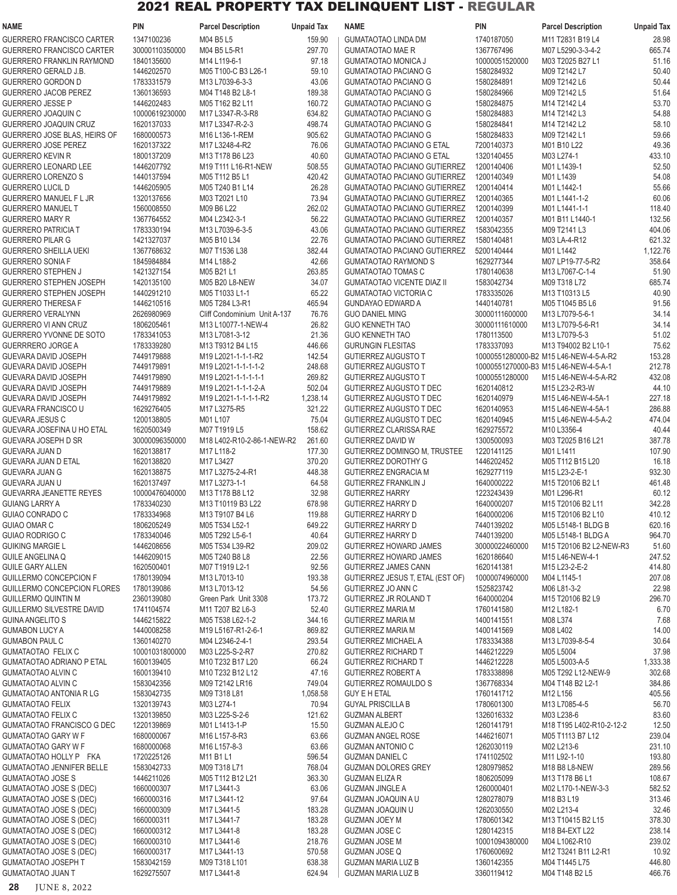# 2021 REAL PROPERTY TAX DELINQUENT LIST - REGULAR

| NAME | PIN | Parcel Description | Unpaid Tax |
|---|---|---|---|
| GUERRERO FRANCISCO CARTER | 1347100236 | M04 B5 L5 | 159.90 |
| GUERRERO FRANCISCO CARTER | 30000110350000 | M04 B5 L5-R1 | 297.70 |
| GUERRERO FRANKLIN RAYMOND | 1840135600 | M14 L119-6-1 | 97.18 |
| GUERRERO GERALD J.B. | 1446202570 | M05 T100-C B3 L26-1 | 59.10 |
| GUERRERO GORDON D | 1783331579 | M13 L7039-6-3-3 | 43.06 |
| GUERRERO JACOB PEREZ | 1360136593 | M04 T148 B2 L8-1 | 189.38 |
| GUERRERO JESSE P | 1446202483 | M05 T162 B2 L11 | 160.72 |
| GUERRERO JOAQUIN C | 10000619230000 | M17 L3347-R-3-R8 | 634.82 |
| GUERRERO JOAQUIN CRUZ | 1620137033 | M17 L3347-R-2-3 | 498.74 |
| GUERRERO JOSE BLAS, HEIRS OF | 1680000573 | M16 L136-1-REM | 905.62 |
| GUERRERO JOSE PEREZ | 1620137322 | M17 L3248-4-R2 | 76.06 |
| GUERRERO KEVIN R | 1800137209 | M13 T178 B6 L23 | 40.60 |
| GUERRERO LEONARD LEE | 1446207792 | M19 T111 L16-R1-NEW | 508.55 |
| GUERRERO LORENZO S | 1440137594 | M05 T112 B5 L1 | 420.42 |
| GUERRERO LUCIL D | 1446205905 | M05 T240 B1 L14 | 26.28 |
| GUERRERO MANUEL F L JR | 1320137656 | M03 T2021 L10 | 73.94 |
| GUERRERO MANUEL T | 1560008550 | M09 B6 L22 | 262.02 |
| GUERRERO MARY R | 1367764552 | M04 L2342-3-1 | 56.22 |
| GUERRERO PATRICIA T | 1783330194 | M13 L7039-6-3-5 | 43.06 |
| GUERRERO PILAR G | 1421327037 | M05 B10 L34 | 22.76 |
| GUERRERO SHEILLA UEKI | 1367768632 | M07 T1536 L38 | 382.44 |
| GUERRERO SONIA F | 1845984884 | M14 L188-2 | 42.66 |
| GUERRERO STEPHEN J | 1421327154 | M05 B21 L1 | 263.85 |
| GUERRERO STEPHEN JOSEPH | 1420135100 | M05 B20 L8-NEW | 34.07 |
| GUERRERO STEPHEN JOSEPH | 1440291210 | M05 T1033 L1-1 | 65.22 |
| GUERRERO THERESA F | 1446210516 | M05 T284 L3-R1 | 465.94 |
| GUERRERO VERALYNN | 2626980969 | Cliff Condominium Unit A-137 | 76.76 |
| GUERRERO VI ANN CRUZ | 1806205461 | M13 L10077-1-NEW-4 | 26.82 |
| GUERRERO YVONNE DE SOTO | 1783341053 | M13 L7081-3-12 | 21.36 |
| GUERRRERO JORGE A | 1783339280 | M13 T9312 B4 L15 | 446.66 |
| GUEVARA DAVID JOSEPH | 7449179888 | M19 L2021-1-1-1-R2 | 142.54 |
| GUEVARA DAVID JOSEPH | 7449179891 | M19 L2021-1-1-1-1-2 | 248.68 |
| GUEVARA DAVID JOSEPH | 7449179890 | M19 L2021-1-1-1-1-1 | 269.82 |
| GUEVARA DAVID JOSEPH | 7449179889 | M19 L2021-1-1-1-2-A | 502.04 |
| GUEVARA DAVID JOSEPH | 7449179892 | M19 L2021-1-1-1-1-R2 | 1,238.14 |
| GUEVARA FRANCISCO U | 1629276405 | M17 L3275-R5 | 321.22 |
| GUEVARA JESUS C | 1200138805 | M01 L107 | 75.04 |
| GUEVARA JOSEFINA U HO ETAL | 1620500349 | M07 T1919 L5 | 158.62 |
| GUEVARA JOSEPH D SR | 30000096350000 | M18 L402-R10-2-86-1-NEW-R2 | 261.60 |
| GUEVARA JUAN D | 1620138817 | M17 L118-2 | 177.30 |
| GUEVARA JUAN D ETAL | 1620138820 | M17 L3427 | 370.20 |
| GUEVARA JUAN G | 1620138875 | M17 L3275-2-4-R1 | 448.38 |
| GUEVARA JUAN U | 1620137497 | M17 L3273-1-1 | 64.58 |
| GUEVARRA JEANETTE REYES | 10000476040000 | M13 T178 B8 L12 | 32.98 |
| GUIANG LARRY A | 1783340230 | M13 T10119 B3 L22 | 678.98 |
| GUIAO CONRADO C | 1783334968 | M13 T9107 B4 L6 | 119.88 |
| GUIAO OMAR C | 1806205249 | M05 T534 L52-1 | 649.22 |
| GUIAO RODRIGO C | 1783340046 | M05 T292 L5-6-1 | 40.64 |
| GUIKING MARGIE L | 1446208656 | M05 T534 L39-R2 | 209.02 |
| GUILE ANGELINA Q | 1446209015 | M05 T240 B8 L8 | 22.56 |
| GUILE GARY ALLEN | 1620500401 | M07 T1919 L2-1 | 92.56 |
| GUILLERMO CONCEPCION F | 1780139094 | M13 L7013-10 | 193.38 |
| GUILLERMO CONCEPCION FLORES | 1780139086 | M13 L7013-12 | 54.56 |
| GUILLERMO QUINTIN M | 2360139080 | Green Park Unit 3308 | 173.72 |
| GUILLERMO SILVESTRE DAVID | 1741104574 | M11 T207 B2 L6-3 | 52.40 |
| GUINA ANGELITO S | 1446215822 | M05 T538 L62-1-2 | 344.16 |
| GUMABON LUCY A | 1440008258 | M19 L5167-R1-2-6-1 | 869.82 |
| GUMABON PAUL C | 1360140270 | M04 L2346-2-4-1 | 293.54 |
| GUMATAOTAO FELIX C | 10001031800000 | M03 L225-S-2-R7 | 270.82 |
| GUMATAOTAO ADRIANO P ETAL | 1600139405 | M10 T232 B17 L20 | 66.24 |
| GUMATAOTAO ALVIN C | 1600139410 | M10 T232 B12 L12 | 47.16 |
| GUMATAOTAO ALVIN C | 1583042356 | M09 T2142 LR16 | 749.04 |
| GUMATAOTAO ANTONIA R LG | 1583042735 | M09 T318 L81 | 1,058.58 |
| GUMATAOTAO FELIX | 1320139743 | M03 L274-1 | 70.94 |
| GUMATAOTAO FELIX C | 1320139850 | M03 L225-S-2-6 | 121.62 |
| GUMATAOTAO FRANCISCO G DEC | 1220139869 | M01 L1413-1-P | 15.50 |
| GUMATAOTAO GARY W F | 1680000067 | M16 L157-8-R3 | 63.66 |
| GUMATAOTAO GARY W F | 1680000068 | M16 L157-8-3 | 63.66 |
| GUMATAOTAO HOLLY P FKA | 1720225126 | M11 B1 L1 | 596.54 |
| GUMATAOTAO JENNIFER BELLE | 1583042733 | M09 T318 L71 | 768.04 |
| GUMATAOTAO JOSE S | 1446211026 | M05 T112 B12 L21 | 363.30 |
| GUMATAOTAO JOSE S (DEC) | 1660000307 | M17 L3441-3 | 63.06 |
| GUMATAOTAO JOSE S (DEC) | 1660000316 | M17 L3441-12 | 97.64 |
| GUMATAOTAO JOSE S (DEC) | 1660000309 | M17 L3441-5 | 183.28 |
| GUMATAOTAO JOSE S (DEC) | 1660000311 | M17 L3441-7 | 183.28 |
| GUMATAOTAO JOSE S (DEC) | 1660000312 | M17 L3441-8 | 183.28 |
| GUMATAOTAO JOSE S (DEC) | 1660000310 | M17 L3441-6 | 218.76 |
| GUMATAOTAO JOSE S (DEC) | 1660000317 | M17 L3441-13 | 570.58 |
| GUMATAOTAO JOSEPH T | 1583042159 | M09 T318 L101 | 638.38 |
| GUMATAOTAO JUAN T | 1629275507 | M17 L3441-8 | 624.94 |
| GUMATAOTAO LINDA DM | 1740187050 | M11 T2831 B19 L4 | 28.98 |
| GUMATAOTAO MAE R | 1367767496 | M07 L5290-3-3-4-2 | 665.74 |
| GUMATAOTAO MONICA J | 10000051520000 | M03 T2025 B27 L1 | 51.16 |
| GUMATAOTAO PACIANO G | 1580284932 | M09 T2142 L7 | 50.40 |
| GUMATAOTAO PACIANO G | 1580284891 | M09 T2142 L6 | 50.44 |
| GUMATAOTAO PACIANO G | 1580284966 | M09 T2142 L5 | 51.64 |
| GUMATAOTAO PACIANO G | 1580284875 | M14 T2142 L4 | 53.70 |
| GUMATAOTAO PACIANO G | 1580284883 | M14 T2142 L3 | 54.88 |
| GUMATAOTAO PACIANO G | 1580284841 | M14 T2142 L2 | 58.10 |
| GUMATAOTAO PACIANO G | 1580284833 | M09 T2142 L1 | 59.66 |
| GUMATAOTAO PACIANO G ETAL | 7200140373 | M01 B10 L22 | 49.36 |
| GUMATAOTAO PACIANO G ETAL | 1320140455 | M03 L274-1 | 433.10 |
| GUMATAOTAO PACIANO GUTIERREZ | 1200140406 | M01 L1439-1 | 52.50 |
| GUMATAOTAO PACIANO GUTIERREZ | 1200140349 | M01 L1439 | 54.08 |
| GUMATAOTAO PACIANO GUTIERREZ | 1200140414 | M01 L1442-1 | 55.66 |
| GUMATAOTAO PACIANO GUTIERREZ | 1200140365 | M01 L1441-1-2 | 60.06 |
| GUMATAOTAO PACIANO GUTIERREZ | 1200140399 | M01 L1441-1-1 | 118.40 |
| GUMATAOTAO PACIANO GUTIERREZ | 1200140357 | M01 B11 L1440-1 | 132.56 |
| GUMATAOTAO PACIANO GUTIERREZ | 1583042355 | M09 T2141 L3 | 404.06 |
| GUMATAOTAO PACIANO GUTIERREZ | 1580140481 | M03 LA-4-R12 | 621.32 |
| GUMATAOTAO PACIANO GUTIERREZ | 5200140444 | M01 L1442 | 1,122.76 |
| GUMATAOTAO RAYMOND S | 1629277344 | M07 LP19-77-5-R2 | 358.64 |
| GUMATAOTAO TOMAS C | 1780140638 | M13 L7067-C-1-4 | 51.90 |
| GUMATAOTAO VICENTE DIAZ II | 1583042734 | M09 T318 L72 | 685.74 |
| GUMATAOTAO VICTORIA C | 1783335026 | M13 T10313 L5 | 40.90 |
| GUNDAYAO EDWARD A | 1440140781 | M05 T1045 B5 L6 | 91.56 |
| GUO DANIEL MING | 30000111600000 | M13 L7079-5-6-1 | 34.14 |
| GUO KENNETH TAO | 30000111610000 | M13 L7079-5-6-R1 | 34.14 |
| GUO KENNETH TAO | 1780113500 | M13 L7079-5-3 | 51.02 |
| GURUNGIN FLESITAS | 1783337093 | M13 T94002 B2 L10-1 | 75.62 |
| GUTIERREZ AUGUSTO T | 10000551280000-B2 | M15 L46-NEW-4-5-A-R2 | 153.28 |
| GUTIERREZ AUGUSTO T | 10000551270000-B3 | M15 L46-NEW-4-5-A-1 | 212.78 |
| GUTIERREZ AUGUSTO T | 10000551280000 | M15 L46-NEW-4-5-A-R2 | 432.08 |
| GUTIERREZ AUGUSTO T DEC | 1620140812 | M15 L23-2-R3-W | 44.10 |
| GUTIERREZ AUGUSTO T DEC | 1620140979 | M15 L46-NEW-4-5A-1 | 227.18 |
| GUTIERREZ AUGUSTO T DEC | 1620140953 | M15 L46-NEW-4-5A-1 | 286.88 |
| GUTIERREZ AUGUSTO T DEC | 1620140945 | M15 L46-NEW-4-5-A-2 | 474.04 |
| GUTIERREZ CLARISSA RAE | 1629275572 | M10 L3356-4 | 40.44 |
| GUTIERREZ DAVID W | 1300500093 | M03 T2025 B16 L21 | 387.78 |
| GUTIERREZ DOMINGO M, TRUSTEE | 1220141125 | M01 L1411 | 107.90 |
| GUTIERREZ DOROTHY G | 1446202452 | M05 T112 B15 L20 | 16.18 |
| GUTIERREZ ENGRACIA M | 1629277119 | M15 L23-2-E-1 | 932.30 |
| GUTIERREZ FRANKLIN J | 1640000222 | M15 T20106 B2 L1 | 461.48 |
| GUTIERREZ HARRY | 1223243439 | M01 L296-R1 | 60.12 |
| GUTIERREZ HARRY D | 1640000207 | M15 T20106 B2 L11 | 342.28 |
| GUTIERREZ HARRY D | 1640000206 | M15 T20106 B2 L10 | 410.12 |
| GUTIERREZ HARRY D | 7440139202 | M05 L5148-1 BLDG B | 620.16 |
| GUTIERREZ HARRY D | 7440139200 | M05 L5148-1 BLDG A | 964.70 |
| GUTIERREZ HOWARD JAMES | 30000022460000 | M15 T20106 B2 L2-NEW-R3 | 51.60 |
| GUTIERREZ HOWARD JAMES | 1620186640 | M15 L46-NEW-4-1 | 247.52 |
| GUTIERREZ JAMES CANN | 1620141381 | M15 L23-2-E-2 | 414.80 |
| GUTIERREZ JESUS T, ETAL (EST OF) | 10000074960000 | M04 L1145-1 | 207.08 |
| GUTIERREZ JO ANN C | 1525823742 | M06 L81-3-2 | 22.98 |
| GUTIERREZ JR ROLAND T | 1640000204 | M15 T20106 B2 L9 | 296.70 |
| GUTIERREZ MARIA M | 1760141580 | M12 L182-1 | 6.70 |
| GUTIERREZ MARIA M | 1400141551 | M08 L374 | 7.68 |
| GUTIERREZ MARIA M | 1400141569 | M08 L402 | 14.00 |
| GUTIERREZ MICHAEL A | 1783334388 | M13 L7039-8-5-4 | 30.64 |
| GUTIERREZ RICHARD T | 1446212229 | M05 L5004 | 37.98 |
| GUTIERREZ RICHARD T | 1446212228 | M05 L5003-A-5 | 1,333.38 |
| GUTIERREZ ROBERT A | 1783338898 | M05 T292 L12-NEW-9 | 302.68 |
| GUTIERREZ ROMAULDO S | 1367768334 | M04 T148 B2 L2-1 | 384.86 |
| GUY E H ETAL | 1760141712 | M12 L156 | 405.56 |
| GUYAL PRISCILLA B | 1780601300 | M13 L7085-4-5 | 56.70 |
| GUZMAN ALBERT | 1326016332 | M03 L238-6 | 83.60 |
| GUZMAN ALEJO C | 1260141791 | M18 T195 L402-R10-2-12-2 | 12.50 |
| GUZMAN ANGEL ROSE | 1446216071 | M05 T1113 B7 L12 | 239.04 |
| GUZMAN ANTONIO C | 1262030119 | M02 L213-6 | 231.10 |
| GUZMAN DANIEL C | 1741102502 | M11 L92-1-10 | 193.80 |
| GUZMAN DOLORES GREY | 1280979852 | M18 B8 L8-NEW | 289.56 |
| GUZMAN ELIZA R | 1806205099 | M13 T178 B6 L1 | 108.67 |
| GUZMAN JINGLE A | 1260000401 | M02 L170-1-NEW-3-3 | 582.52 |
| GUZMAN JOAQUIN A U | 1280278079 | M18 B3 L19 | 313.46 |
| GUZMAN JOAQUIN U | 1262030550 | M02 L213-4 | 32.46 |
| GUZMAN JOEY M | 1780601342 | M13 T10415 B2 L15 | 378.30 |
| GUZMAN JOSE C | 1280142315 | M18 B4-EXT L22 | 238.14 |
| GUZMAN JOSE M | 10001094380000 | M04 L1062-R10 | 239.02 |
| GUZMAN JOSE Q | 1760600692 | M12 T3241 B11 L2-R1 | 10.92 |
| GUZMAN MARIA LUZ B | 1360142355 | M04 T1445 L75 | 446.80 |
| GUZMAN MARIA LUZ B | 3360119412 | M04 T148 B2 L5 | 466.76 |

JUNE 8, 2022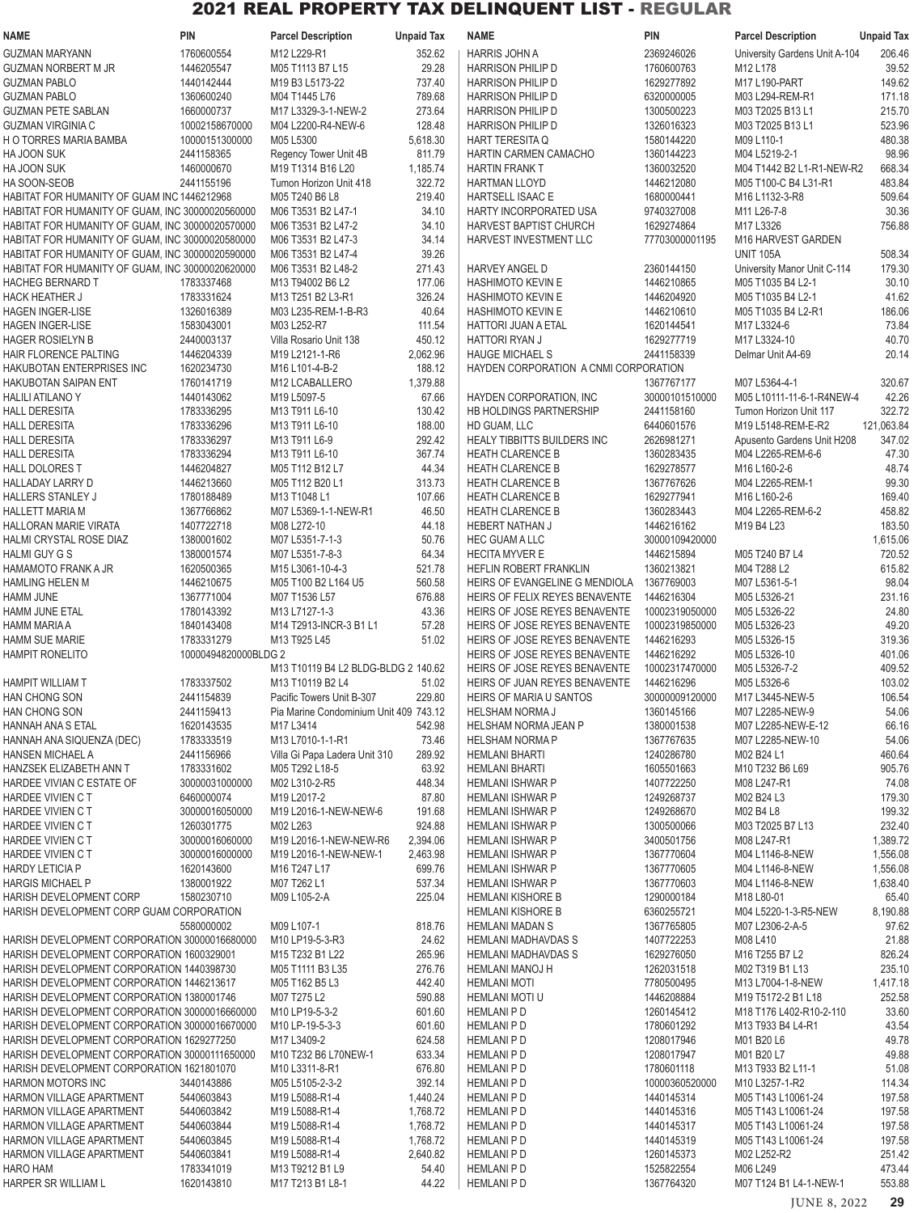# 2021 REAL PROPERTY TAX DELINQUENT LIST - REGULAR

| NAME | PIN | Parcel Description | Unpaid Tax |
|---|---|---|---|
| GUZMAN MARYANN | 1760600554 | M12 L229-R1 | 352.62 |
| GUZMAN NORBERT M JR | 1446205547 | M05 T1113 B7 L15 | 29.28 |
| GUZMAN PABLO | 1440142444 | M19 B3 L5173-22 | 737.40 |
| GUZMAN PABLO | 1360600240 | M04 T1445 L76 | 789.68 |
| GUZMAN PETE SABLAN | 1660000737 | M17 L3329-3-1-NEW-2 | 273.64 |
| GUZMAN VIRGINIA C | 10002158670000 | M04 L2200-R4-NEW-6 | 128.48 |
| H O TORRES MARIA BAMBA | 10000151300000 | M05 L5300 | 5,618.30 |
| HA JOON SUK | 2441158365 | Regency Tower Unit 4B | 811.79 |
| HA JOON SUK | 1460000670 | M19 T1314 B16 L20 | 1,185.74 |
| HA SOON-SEOB | 2441155196 | Tumon Horizon Unit 418 | 322.72 |
| HABITAT FOR HUMANITY OF GUAM INC | 1446212968 | M05 T240 B6 L8 | 219.40 |
| HABITAT FOR HUMANITY OF GUAM, INC | 30000020560000 | M06 T3531 B2 L47-1 | 34.10 |
| HABITAT FOR HUMANITY OF GUAM, INC | 30000020570000 | M06 T3531 B2 L47-2 | 34.10 |
| HABITAT FOR HUMANITY OF GUAM, INC | 30000020580000 | M06 T3531 B2 L47-3 | 34.14 |
| HABITAT FOR HUMANITY OF GUAM, INC | 30000020590000 | M06 T3531 B2 L47-4 | 39.26 |
| HABITAT FOR HUMANITY OF GUAM, INC | 30000020620000 | M06 T3531 B2 L48-2 | 271.43 |
| HACHEG BERNARD T | 1783337468 | M13 T94002 B6 L2 | 177.06 |
| HACK HEATHER J | 1783331624 | M13 T251 B2 L3-R1 | 326.24 |
| HAGEN INGER-LISE | 1326016389 | M03 L235-REM-1-B-R3 | 40.64 |
| HAGEN INGER-LISE | 1583043001 | M03 L252-R7 | 111.54 |
| HAGER ROSIELYN B | 2440003137 | Villa Rosario Unit 138 | 450.12 |
| HAIR FLORENCE PALTING | 1446204339 | M19 L2121-1-R6 | 2,062.96 |
| HAKUBOTAN ENTERPRISES INC | 1620234730 | M16 L101-4-B-2 | 188.12 |
| HAKUBOTAN SAIPAN ENT | 1760141719 | M12 LCABALLERO | 1,379.88 |
| HALILI ATILANO Y | 1440143062 | M19 L5097-5 | 67.66 |
| HALL DERESITA | 1783336295 | M13 T911 L6-10 | 130.42 |
| HALL DERESITA | 1783336296 | M13 T911 L6-10 | 188.00 |
| HALL DERESITA | 1783336297 | M13 T911 L6-9 | 292.42 |
| HALL DERESITA | 1783336294 | M13 T911 L6-10 | 367.74 |
| HALL DOLORES T | 1446204827 | M05 T112 B12 L7 | 44.34 |
| HALLADAY LARRY D | 1446213660 | M05 T112 B20 L1 | 313.73 |
| HALLERS STANLEY J | 1780188489 | M13 T1048 L1 | 107.66 |
| HALLETT MARIA M | 1367766862 | M07 L5369-1-1-NEW-R1 | 46.50 |
| HALLORAN MARIE VIRATA | 1407722718 | M08 L272-10 | 44.18 |
| HALMI CRYSTAL ROSE DIAZ | 1380001602 | M07 L5351-7-1-3 | 50.76 |
| HALMI GUY G S | 1380001574 | M07 L5351-7-8-3 | 64.34 |
| HAMAMOTO FRANK A JR | 1620500365 | M15 L3061-10-4-3 | 521.78 |
| HAMLING HELEN M | 1446210675 | M05 T100 B2 L164 U5 | 560.58 |
| HAMM JUNE | 1367771004 | M07 T1536 L57 | 676.88 |
| HAMM JUNE ETAL | 1780143392 | M13 L7127-1-3 | 43.36 |
| HAMM MARIA A | 1840143408 | M14 T2913-INCR-3 B1 L1 | 57.28 |
| HAMM SUE MARIE | 1783331279 | M13 T925 L45 | 51.02 |
| HAMPIT RONELITO | 10000494820000BLDG 2 | M13 T10119 B4 L2 BLDG-BLDG 2 | 140.62 |
| HAMPIT WILLIAM T | 1783337502 | M13 T10119 B2 L4 | 51.02 |
| HAN CHONG SON | 2441154839 | Pacific Towers Unit B-307 | 229.80 |
| HAN CHONG SON | 2441159413 | Pia Marine Condominium Unit 409 | 743.12 |
| HANNAH ANA S ETAL | 1620143535 | M17 L3414 | 542.98 |
| HANNAH ANA SIQUENZA (DEC) | 1783333519 | M13 T7010-1-1-R1 | 73.46 |
| HANSEN MICHAEL A | 2441156966 | Villa Gi Papa Ladera Unit 310 | 289.92 |
| HANZSEK ELIZABETH ANN T | 1783331602 | M05 T292 L18-5 | 63.92 |
| HARDEE VIVIAN C ESTATE OF | 30000031000000 | M02 L310-2-R5 | 448.34 |
| HARDEE VIVIEN C T | 6460000074 | M19 L2017-2 | 87.80 |
| HARDEE VIVIEN C T | 30000016050000 | M19 L2016-1-NEW-NEW-6 | 191.68 |
| HARDEE VIVIEN C T | 1260301775 | M02 L263 | 924.88 |
| HARDEE VIVIEN C T | 30000016060000 | M19 L2016-1-NEW-NEW-R6 | 2,394.06 |
| HARDEE VIVIEN C T | 30000016000000 | M19 L2016-1-NEW-NEW-1 | 2,463.98 |
| HARDY LETICIA P | 1620143600 | M16 T247 L17 | 699.76 |
| HARGIS MICHAEL P | 1380001922 | M07 T262 L1 | 537.34 |
| HARISH DEVELOPMENT CORP | 1580230710 | M09 L105-2-A | 225.04 |
| HARISH DEVELOPMENT CORP GUAM CORPORATION | 5580000002 | M09 L107-1 | 818.76 |
| HARISH DEVELOPMENT CORPORATION | 30000016680000 | M10 LP19-5-3-R3 | 24.62 |
| HARISH DEVELOPMENT CORPORATION | 1600329001 | M15 T232 B1 L22 | 265.96 |
| HARISH DEVELOPMENT CORPORATION | 1440398730 | M05 T1111 B3 L35 | 276.76 |
| HARISH DEVELOPMENT CORPORATION | 1446213617 | M05 T162 B5 L3 | 442.40 |
| HARISH DEVELOPMENT CORPORATION | 1380001746 | M07 T275 L2 | 590.88 |
| HARISH DEVELOPMENT CORPORATION | 30000016660000 | M10 LP19-5-3-2 | 601.60 |
| HARISH DEVELOPMENT CORPORATION | 30000016670000 | M10 LP-19-5-3-3 | 601.60 |
| HARISH DEVELOPMENT CORPORATION | 1629277250 | M17 L3409-2 | 624.58 |
| HARISH DEVELOPMENT CORPORATION | 30000111650000 | M10 T232 B6 L70NEW-1 | 633.34 |
| HARISH DEVELOPMENT CORPORATION | 1621801070 | M10 L3311-8-R1 | 676.80 |
| HARMON MOTORS INC | 3440143886 | M05 L5105-2-3-2 | 392.14 |
| HARMON VILLAGE APARTMENT | 5440603843 | M19 L5088-R1-4 | 1,440.24 |
| HARMON VILLAGE APARTMENT | 5440603842 | M19 L5088-R1-4 | 1,768.72 |
| HARMON VILLAGE APARTMENT | 5440603844 | M19 L5088-R1-4 | 1,768.72 |
| HARMON VILLAGE APARTMENT | 5440603845 | M19 L5088-R1-4 | 1,768.72 |
| HARMON VILLAGE APARTMENT | 5440603841 | M19 L5088-R1-4 | 2,640.82 |
| HARO HAM | 1783341019 | M13 T9212 B1 L9 | 54.40 |
| HARPER SR WILLIAM L | 1620143810 | M17 T213 B1 L8-1 | 44.22 |
| HARRIS JOHN A | 2369246026 | University Gardens Unit A-104 | 206.46 |
| HARRISON PHILIP D | 1760600763 | M12 L178 | 39.52 |
| HARRISON PHILIP D | 1629277892 | M17 L190-PART | 149.62 |
| HARRISON PHILIP D | 6320000005 | M03 L294-REM-R1 | 171.18 |
| HARRISON PHILIP D | 1300500223 | M03 T2025 B13 L1 | 215.70 |
| HARRISON PHILIP D | 1326016323 | M03 T2025 B13 L1 | 523.96 |
| HART TERESITA Q | 1580144220 | M09 L110-1 | 480.38 |
| HARTIN CARMEN CAMACHO | 1360144223 | M04 L5219-2-1 | 98.96 |
| HARTIN FRANK T | 1360032520 | M04 T1442 B2 L1-R1-NEW-R2 | 668.34 |
| HARTMAN LLOYD | 1446212080 | M05 T100-C B4 L31-R1 | 483.84 |
| HARTSELL ISAAC E | 1680000441 | M16 L1132-3-R8 | 509.64 |
| HARTY INCORPORATED USA | 9740327008 | M11 L26-7-8 | 30.36 |
| HARVEST BAPTIST CHURCH | 1629274864 | M17 L3326 | 756.88 |
| HARVEST INVESTMENT LLC | 77703000001195 | M16 HARVEST GARDEN UNIT 105A | 508.34 |
| HARVEY ANGEL D | 2360144150 | University Manor Unit C-114 | 179.30 |
| HASHIMOTO KEVIN E | 1446210865 | M05 T1035 B4 L2-1 | 30.10 |
| HASHIMOTO KEVIN E | 1446204920 | M05 T1035 B4 L2-1 | 41.62 |
| HASHIMOTO KEVIN E | 1446210610 | M05 T1035 B4 L2-R1 | 186.06 |
| HATTORI JUAN A ETAL | 1620144541 | M17 L3324-6 | 73.84 |
| HATTORI RYAN J | 1629277719 | M17 L3324-10 | 40.70 |
| HAUGE MICHAEL S | 2441158339 | Delmar Unit A4-69 | 20.14 |
| HAYDEN CORPORATION A CNMI CORPORATION | 1367767177 | M07 L5364-4-1 | 320.67 |
| HAYDEN CORPORATION, INC | 30000101510000 | M05 L10111-11-6-1-R4NEW-4 | 42.26 |
| HB HOLDINGS PARTNERSHIP | 2441158160 | Tumon Horizon Unit 117 | 322.72 |
| HD GUAM, LLC | 6440601576 | M19 L5148-REM-E-R2 | 121,063.84 |
| HEALY TIBBITTS BUILDERS INC | 2626981271 | Apusento Gardens Unit H208 | 347.02 |
| HEATH CLARENCE B | 1360283435 | M04 L2265-REM-6-6 | 47.30 |
| HEATH CLARENCE B | 1629278577 | M16 L160-2-6 | 48.74 |
| HEATH CLARENCE B | 1367767626 | M04 L2265-REM-1 | 99.30 |
| HEATH CLARENCE B | 1629277941 | M16 L160-2-6 | 169.40 |
| HEATH CLARENCE B | 1360283443 | M04 L2265-REM-6-2 | 458.82 |
| HEBERT NATHAN J | 1446216162 | M19 B4 L23 | 183.50 |
| HEC GUAM A LLC | 30000109420000 | | 1,615.06 |
| HECITA MYVER E | 1446215894 | M05 T240 B7 L4 | 720.52 |
| HEFLIN ROBERT FRANKLIN | 1360213821 | M04 T288 L2 | 615.82 |
| HEIRS OF EVANGELINE G MENDIOLA | 1367769003 | M07 L5361-5-1 | 98.04 |
| HEIRS OF FELIX REYES BENAVENTE | 1446216304 | M05 L5326-21 | 231.16 |
| HEIRS OF JOSE REYES BENAVENTE | 10002319050000 | M05 L5326-22 | 24.80 |
| HEIRS OF JOSE REYES BENAVENTE | 10002319850000 | M05 L5326-23 | 49.20 |
| HEIRS OF JOSE REYES BENAVENTE | 1446216293 | M05 L5326-15 | 319.36 |
| HEIRS OF JOSE REYES BENAVENTE | 1446216292 | M05 L5326-10 | 401.06 |
| HEIRS OF JOSE REYES BENAVENTE | 10002317470000 | M05 L5326-7-2 | 409.52 |
| HEIRS OF JUAN REYES BENAVENTE | 1446216296 | M05 L5326-6 | 103.02 |
| HEIRS OF MARIA U SANTOS | 30000009120000 | M17 L3445-NEW-5 | 106.54 |
| HELSHAM NORMA J | 1360145166 | M07 L2285-NEW-9 | 54.06 |
| HELSHAM NORMA JEAN P | 1380001538 | M07 L2285-NEW-E-12 | 66.16 |
| HELSHAM NORMA P | 1367767635 | M07 L2285-NEW-10 | 54.06 |
| HEMLANI BHARTI | 1240286780 | M02 B24 L1 | 460.64 |
| HEMLANI BHARTI | 1605501663 | M10 T232 B6 L69 | 905.76 |
| HEMLANI ISHWAR P | 1407722250 | M08 L247-R1 | 74.08 |
| HEMLANI ISHWAR P | 1249268737 | M02 B24 L3 | 179.30 |
| HEMLANI ISHWAR P | 1249268670 | M02 B4 L8 | 199.32 |
| HEMLANI ISHWAR P | 1300500066 | M03 T2025 B7 L13 | 232.40 |
| HEMLANI ISHWAR P | 3400501756 | M08 L247-R1 | 1,389.72 |
| HEMLANI ISHWAR P | 1367770604 | M04 L1146-8-NEW | 1,556.08 |
| HEMLANI ISHWAR P | 1367770605 | M04 L1146-8-NEW | 1,556.08 |
| HEMLANI ISHWAR P | 1367770603 | M04 L1146-8-NEW | 1,638.40 |
| HEMLANI KISHORE B | 1290000184 | M18 L80-01 | 65.40 |
| HEMLANI KISHORE B | 6360255721 | M04 L5220-1-3-R5-NEW | 8,190.88 |
| HEMLANI MADAN S | 1367765805 | M07 L2306-2-A-5 | 97.62 |
| HEMLANI MADHAVDAS S | 1407722253 | M08 L410 | 21.88 |
| HEMLANI MADHAVDAS S | 1629276050 | M16 T255 B7 L2 | 826.24 |
| HEMLANI MANOJ H | 1262031518 | M02 T319 B1 L13 | 235.10 |
| HEMLANI MOTI | 7780500495 | M13 L7004-1-8-NEW | 1,417.18 |
| HEMLANI MOTI U | 1446208884 | M19 T5172-2 B1 L18 | 252.58 |
| HEMLANI P D | 1260145412 | M18 T176 L402-R10-2-110 | 33.60 |
| HEMLANI P D | 1780601292 | M13 T933 B4 L4-R1 | 43.54 |
| HEMLANI P D | 1208017946 | M01 B20 L6 | 49.78 |
| HEMLANI P D | 1208017947 | M01 B20 L7 | 49.88 |
| HEMLANI P D | 1780601118 | M13 T933 B2 L11-1 | 51.08 |
| HEMLANI P D | 10000360520000 | M10 L3257-1-R2 | 114.34 |
| HEMLANI P D | 1440145314 | M05 T143 L10061-24 | 197.58 |
| HEMLANI P D | 1440145316 | M05 T143 L10061-24 | 197.58 |
| HEMLANI P D | 1440145317 | M05 T143 L10061-24 | 197.58 |
| HEMLANI P D | 1440145319 | M05 T143 L10061-24 | 197.58 |
| HEMLANI P D | 1260145373 | M02 L252-R2 | 251.42 |
| HEMLANI P D | 1525822554 | M06 L249 | 473.44 |
| HEMLANI P D | 1367764320 | M07 T124 B1 L4-1-NEW-1 | 553.88 |

JUNE 8, 2022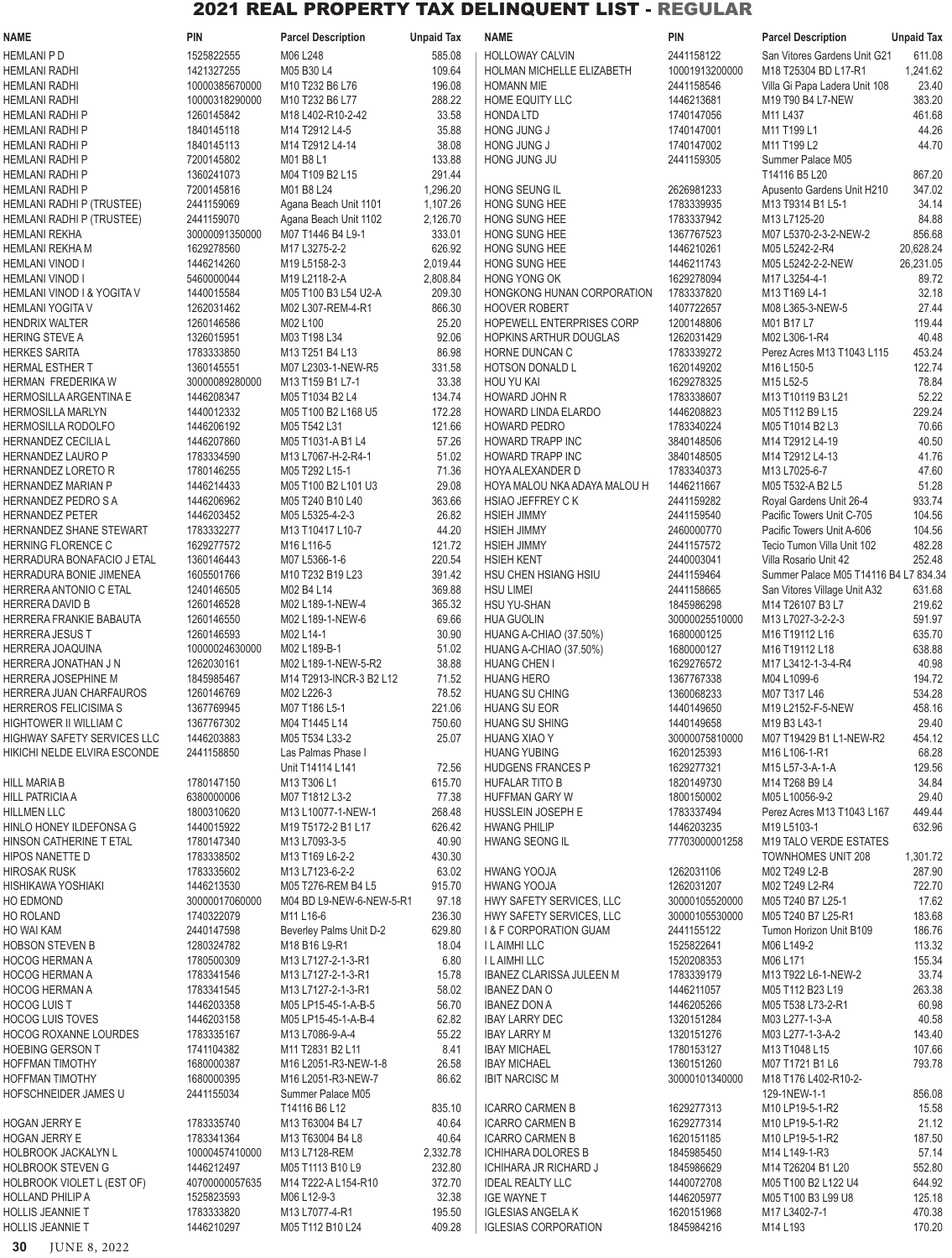# 2021 REAL PROPERTY TAX DELINQUENT LIST - REGULAR

| NAME | PIN | Parcel Description | Unpaid Tax |
|---|---|---|---|
| HEMLANI P D | 1525822555 | M06 L248 | 585.08 |
| HEMLANI RADHI | 1421327255 | M05 B30 L4 | 109.64 |
| HEMLANI RADHI | 10000385670000 | M10 T232 B6 L76 | 196.08 |
| HEMLANI RADHI | 10000318290000 | M10 T232 B6 L77 | 288.22 |
| HEMLANI RADHI P | 1260145842 | M18 L402-R10-2-42 | 33.58 |
| HEMLANI RADHI P | 1840145118 | M14 T2912 L4-5 | 35.88 |
| HEMLANI RADHI P | 1840145113 | M14 T2912 L4-14 | 38.08 |
| HEMLANI RADHI P | 7200145802 | M01 B8 L1 | 133.88 |
| HEMLANI RADHI P | 1360241073 | M04 T109 B2 L15 | 291.44 |
| HEMLANI RADHI P | 7200145816 | M01 B8 L24 | 1,296.20 |
| HEMLANI RADHI P (TRUSTEE) | 2441159069 | Agana Beach Unit 1101 | 1,107.26 |
| HEMLANI RADHI P (TRUSTEE) | 2441159070 | Agana Beach Unit 1102 | 2,126.70 |
| HEMLANI REKHA | 30000091350000 | M07 T1446 B4 L9-1 | 333.01 |
| HEMLANI REKHA M | 1629278560 | M17 L3275-2-2 | 626.92 |
| HEMLANI VINOD I | 1446214260 | M19 L5158-2-3 | 2,019.44 |
| HEMLANI VINOD I | 5460000044 | M19 L2118-2-A | 2,808.84 |
| HEMLANI VINOD I & YOGITA V | 1440015584 | M05 T100 B3 L54 U2-A | 209.30 |
| HEMLANI YOGITA V | 1262031462 | M02 L307-REM-4-R1 | 866.30 |
| HENDRIX WALTER | 1260146586 | M02 L100 | 25.20 |
| HERING STEVE A | 1326015951 | M03 T198 L34 | 92.06 |
| HERKES SARITA | 1783333850 | M13 T251 B4 L13 | 86.98 |
| HERMAL ESTHER T | 1360145551 | M07 L2303-1-NEW-R5 | 331.58 |
| HERMAN FREDERIKA W | 30000089280000 | M13 T159 B1 L7-1 | 33.38 |
| HERMOSILLA ARGENTINA E | 1446208347 | M05 T1034 B2 L4 | 134.74 |
| HERMOSILLA MARLYN | 1440012332 | M05 T100 B2 L168 U5 | 172.28 |
| HERMOSILLA RODOLFO | 1446206192 | M05 T542 L31 | 121.66 |
| HERNANDEZ CECILIA L | 1446207860 | M05 T1031-A B1 L4 | 57.26 |
| HERNANDEZ LAURO P | 1783334590 | M13 L7067-H-2-R4-1 | 51.02 |
| HERNANDEZ LORETO R | 1780146255 | M05 T292 L15-1 | 71.36 |
| HERNANDEZ MARIAN P | 1446214433 | M05 T100 B2 L101 U3 | 29.08 |
| HERNANDEZ PEDRO S A | 1446206962 | M05 T240 B10 L40 | 363.66 |
| HERNANDEZ PETER | 1446203452 | M05 L5325-4-2-3 | 26.82 |
| HERNANDEZ SHANE STEWART | 1783332277 | M13 T10417 L10-7 | 44.20 |
| HERNING FLORENCE C | 1629277573 | M16 L116-5 | 121.72 |
| HERRADURA BONAFACIO J ETAL | 1360146443 | M07 L5366-1-6 | 220.54 |
| HERRADURA BONIE JIMENEA | 1605501766 | M10 T232 B19 L23 | 391.42 |
| HERRERA ANTONIO C ETAL | 1240146505 | M02 B4 L14 | 369.88 |
| HERRERA DAVID B | 1260146528 | M02 L189-1-NEW-4 | 365.32 |
| HERRERA FRANKIE BABAUTA | 1260146550 | M02 L189-1-NEW-6 | 69.66 |
| HERRERA JESUS T | 1260146593 | M02 L14-1 | 30.90 |
| HERRERA JOAQUINA | 10000024630000 | M02 L189-B-1 | 51.02 |
| HERRERA JONATHAN J N | 1262030161 | M02 L189-1-NEW-5-R2 | 38.88 |
| HERRERA JOSEPHINE M | 1845985467 | M14 T2913-INCR-3 B2 L12 | 71.52 |
| HERRERA JUAN CHARFAUROS | 1260146769 | M02 L226-3 | 78.52 |
| HERREROS FELICISIMA S | 1367769945 | M07 T186 L5-1 | 221.06 |
| HIGHTOWER II WILLIAM C | 1367767302 | M04 T1445 L14 | 750.60 |
| HIGHWAY SAFETY SERVICES LLC | 1446203883 | M05 T534 L33-2 | 25.07 |
| HIKICHI NELDE ELVIRA ESCONDE | 2441158580 | Las Palmas Phase I Unit T14114 L141 | 72.56 |
| HILL MARIA B | 1780147150 | M13 T306 L1 | 615.70 |
| HILL PATRICIA A | 6380000006 | M07 T1812 L3-2 | 77.38 |
| HILLMEN LLC | 1800310620 | M13 L10077-1-NEW-1 | 268.48 |
| HINLO HONEY ILDEFONSA G | 1440015922 | M19 T5172-2 B1 L17 | 626.42 |
| HINSON CATHERINE T ETAL | 1780147340 | M13 L7093-3-5 | 40.90 |
| HIPOS NANETTE D | 1783338502 | M13 T169 L6-2-2 | 430.30 |
| HIROSAK RUSK | 1783335562 | M13 L7123-6-2-2 | 63.02 |
| HISHIKAWA YOSHIAKI | 1446213530 | M05 T276-REM B4 L5 | 915.70 |
| HO EDMOND | 30000017060000 | M04 BD L9-NEW-6-NEW-5-R1 | 97.18 |
| HO ROLAND | 1740322079 | M11 L16-6 | 236.30 |
| HO WAI KAM | 2440147598 | Beverley Palms Unit D-2 | 629.80 |
| HOBSON STEVEN B | 1280324782 | M18 B16 L9-R1 | 18.04 |
| HOCOG HERMAN A | 1780500309 | M13 L7127-2-1-3-R1 | 6.80 |
| HOCOG HERMAN A | 1783341546 | M13 L7127-2-1-3-R1 | 15.78 |
| HOCOG HERMAN A | 1783341545 | M13 L7127-2-1-3-R1 | 58.02 |
| HOCOG LUIS T | 1446203358 | M05 LP15-45-1-A-B-5 | 56.70 |
| HOCOG LUIS TOVES | 1446203158 | M05 LP15-45-1-A-B-4 | 62.82 |
| HOCOG ROXANNE LOURDES | 1783335167 | M13 L7086-9-A-4 | 55.22 |
| HOEBING GERSON T | 1741104382 | M11 T2831 B2 L11 | 8.41 |
| HOFFMAN TIMOTHY | 1680000387 | M16 L2051-R3-NEW-1-8 | 26.58 |
| HOFFMAN TIMOTHY | 1680000395 | M16 L2051-R3-NEW-7 | 86.62 |
| HOFSCHNEIDER JAMES U | 2441155034 | Summer Palace M05 T14116 B6 L12 | 835.10 |
| HOGAN JERRY E | 1783335740 | M13 T63004 B4 L7 | 40.64 |
| HOGAN JERRY E | 1783341364 | M13 T63004 B4 L8 | 40.64 |
| HOLBROOK JACKALYN L | 10000457410000 | M13 L7128-REM | 2,332.78 |
| HOLBROOK STEVEN G | 1446212497 | M05 T1113 B10 L9 | 232.80 |
| HOLBROOK VIOLET L (EST OF) | 40700000057635 | M14 T222-A L154-R10 | 372.70 |
| HOLLAND PHILIP A | 1525823593 | M06 L12-9-3 | 32.38 |
| HOLLIS JEANNIE T | 1783333820 | M13 L7077-4-R1 | 195.50 |
| HOLLIS JEANNIE T | 1446210297 | M05 T112 B10 L24 | 409.28 |
| HOLLOWAY CALVIN | 2441158122 | San Vitores Gardens Unit G21 | 611.08 |
| HOLMAN MICHELLE ELIZABETH | 10001913200000 | M18 T25304 BD L17-R1 | 1,241.62 |
| HOMANN MIE | 2441158546 | Villa Gi Papa Ladera Unit 108 | 23.40 |
| HOME EQUITY LLC | 1446213681 | M19 T90 B4 L7-NEW | 383.20 |
| HONDA LTD | 1740147056 | M11 L437 | 461.68 |
| HONG JUNG J | 1740147001 | M11 T199 L1 | 44.26 |
| HONG JUNG J | 1740147002 | M11 T199 L2 | 44.70 |
| HONG JUNG JU | 2441159305 | Summer Palace M05 T14116 B5 L20 | 867.20 |
| HONG SEUNG IL | 2626981233 | Apusento Gardens Unit H210 | 347.02 |
| HONG SUNG HEE | 1783339935 | M13 T9314 B1 L5-1 | 34.14 |
| HONG SUNG HEE | 1783337942 | M13 L7125-20 | 84.88 |
| HONG SUNG HEE | 1367767523 | M07 L5370-2-3-2-NEW-2 | 856.68 |
| HONG SUNG HEE | 1446210261 | M05 L5242-2-R4 | 20,628.24 |
| HONG SUNG HEE | 1446211743 | M05 L5242-2-2-NEW | 26,231.05 |
| HONG YONG OK | 1629278094 | M17 L3254-4-1 | 89.72 |
| HONGKONG HUNAN CORPORATION | 1783337820 | M13 T169 L4-1 | 32.18 |
| HOOVER ROBERT | 1407722657 | M08 L365-3-NEW-5 | 27.44 |
| HOPEWELL ENTERPRISES CORP | 1200148806 | M01 B17 L7 | 119.44 |
| HOPKINS ARTHUR DOUGLAS | 1262031429 | M02 L306-1-R4 | 40.48 |
| HORNE DUNCAN C | 1783339272 | Perez Acres M13 T1043 L115 | 453.24 |
| HOTSON DONALD L | 1620149202 | M16 L150-5 | 122.74 |
| HOU YU KAI | 1629278325 | M15 L52-5 | 78.84 |
| HOWARD JOHN R | 1783338607 | M13 T10119 B3 L21 | 52.22 |
| HOWARD LINDA ELARDO | 1446208823 | M05 T112 B9 L15 | 229.24 |
| HOWARD PEDRO | 1783340224 | M05 T1014 B2 L3 | 70.66 |
| HOWARD TRAPP INC | 3840148506 | M14 T2912 L4-19 | 40.50 |
| HOWARD TRAPP INC | 3840148505 | M14 T2912 L4-13 | 41.76 |
| HOYA ALEXANDER D | 1783340373 | M13 L7025-6-7 | 47.60 |
| HOYA MALOU NKA ADAYA MALOU H | 1446211667 | M05 T532-A B2 L5 | 51.28 |
| HSIAO JEFFREY C K | 2441159282 | Royal Gardens Unit 26-4 | 933.74 |
| HSIEH JIMMY | 2441159540 | Pacific Towers Unit C-705 | 104.56 |
| HSIEH JIMMY | 2460000770 | Pacific Towers Unit A-606 | 104.56 |
| HSIEH JIMMY | 2441157572 | Tecio Tumon Villa Unit 102 | 482.28 |
| HSIEH KENT | 2440003041 | Villa Rosario Unit 42 | 252.48 |
| HSU CHEN HSIANG HSIU | 2441159464 | Summer Palace M05 T14116 B4 L7 | 834.34 |
| HSU LIMEI | 2441158665 | San Vitores Village Unit A32 | 631.68 |
| HSU YU-SHAN | 1845986298 | M14 T26107 B3 L7 | 219.62 |
| HUA GUOLIN | 30000025510000 | M13 L7027-3-2-2-3 | 591.97 |
| HUANG A-CHIAO (37.50%) | 1680000125 | M16 T19112 L16 | 635.70 |
| HUANG A-CHIAO (37.50%) | 1680000127 | M16 T19112 L18 | 638.88 |
| HUANG CHEN I | 1629276572 | M17 L3412-1-3-4-R4 | 40.98 |
| HUANG HERO | 1367767338 | M04 L1099-6 | 194.72 |
| HUANG SU CHING | 1360068233 | M07 T317 L46 | 534.28 |
| HUANG SU EOR | 1440149650 | M19 L2152-F-5-NEW | 458.16 |
| HUANG SU SHING | 1440149658 | M19 B3 L43-1 | 29.40 |
| HUANG XIAO Y | 30000075810000 | M07 T19429 B1 L1-NEW-R2 | 454.12 |
| HUANG YUBING | 1620125393 | M16 L106-1-R1 | 68.28 |
| HUDGENS FRANCES P | 1629277321 | M15 L57-3-A-1-A | 129.56 |
| HUFALAR TITO B | 1820149730 | M14 T268 B9 L4 | 34.84 |
| HUFFMAN GARY W | 1800150002 | M05 L10056-9-2 | 29.40 |
| HUSSLEIN JOSEPH E | 1783337494 | Perez Acres M13 T1043 L167 | 449.44 |
| HWANG PHILIP | 1446223235 | M19 L5103-1 | 632.96 |
| HWANG SEONG IL | 77703000001258 | M19 TALO VERDE ESTATES TOWNHOMES UNIT 208 | 1,301.72 |
| HWANG YOOJA | 1262031106 | M02 T249 L2-B | 287.90 |
| HWANG YOOJA | 1262031207 | M02 T249 L2-R4 | 722.70 |
| HWY SAFETY SERVICES, LLC | 30000105520000 | M05 T240 B7 L25-1 | 17.62 |
| HWY SAFETY SERVICES, LLC | 30000105530000 | M05 T240 B7 L25-R1 | 183.68 |
| I & F CORPORATION GUAM | 2441155122 | Tumon Horizon Unit B109 | 186.76 |
| I L AIMHI LLC | 1525822641 | M06 L149-2 | 113.32 |
| I L AIMHI LLC | 1520208353 | M06 L171 | 155.34 |
| IBANEZ CLARISSA JULEEN M | 1783339179 | M13 T922 L6-1-NEW-2 | 33.74 |
| IBANEZ DAN O | 1446211057 | M05 T112 B23 L19 | 263.38 |
| IBANEZ DON A | 1446205266 | M05 T538 L73-2-R1 | 60.98 |
| IBAY LARRY DEC | 1320151284 | M03 L277-1-3-A | 40.58 |
| IBAY LARRY M | 1320151276 | M03 L277-1-3-A-2 | 143.40 |
| IBAY MICHAEL | 1780153127 | M13 T1048 L15 | 107.66 |
| IBAY MICHAEL | 1360151260 | M07 T1721 B1 L6 | 793.78 |
| IBIT NARCISC M | 30000101340000 | M18 T176 L402-R10-2-129-1NEW-1-1 | 856.08 |
| ICARRO CARMEN B | 1629277313 | M10 LP19-5-1-R2 | 15.58 |
| ICARRO CARMEN B | 1629277314 | M10 LP19-5-1-R2 | 21.12 |
| ICARRO CARMEN B | 1620151185 | M10 LP19-5-1-R2 | 187.50 |
| ICHIHARA DOLORES B | 1845985450 | M14 L149-1-R3 | 57.14 |
| ICHIHARA JR RICHARD J | 1845986629 | M14 T26204 B1 L20 | 552.80 |
| IDEAL REALTY LLC | 1440072708 | M05 T100 B2 L122 U4 | 644.92 |
| IGE WAYNE T | 1446205977 | M05 T100 B3 L99 U8 | 125.18 |
| IGLESIAS ANGELA K | 1620151968 | M17 L3402-7-1 | 470.38 |
| IGLESIAS CORPORATION | 1845984216 | M14 L193 | 170.20 |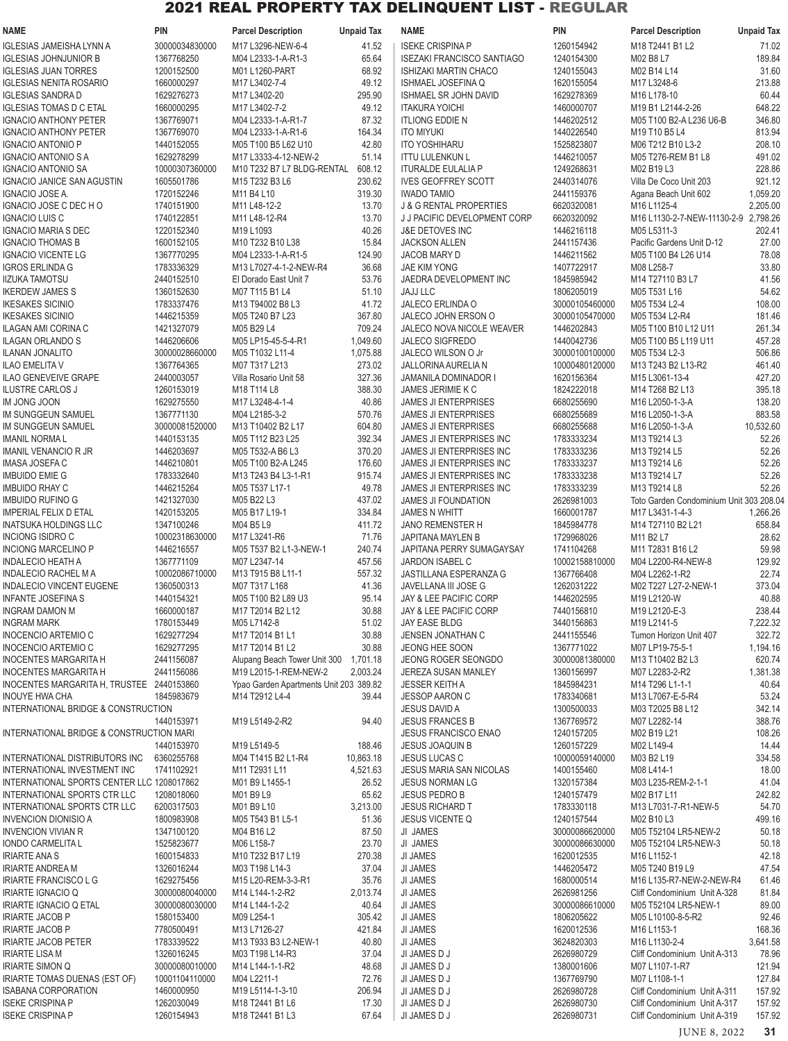# 2021 REAL PROPERTY TAX DELINQUENT LIST - REGULAR

| NAME | PIN | Parcel Description | Unpaid Tax |
|---|---|---|---|
| IGLESIAS JAMEISHA LYNN A | 30000034830000 | M17 L3296-NEW-6-4 | 41.52 |
| IGLESIAS JOHNJUNIOR B | 1367768250 | M04 L2333-1-A-R1-3 | 65.64 |
| IGLESIAS JUAN TORRES | 1200152500 | M01 L1260-PART | 68.92 |
| IGLESIAS NENITA ROSARIO | 1660000297 | M17 L3402-7-4 | 49.12 |
| IGLESIAS SANDRA D | 1629276273 | M17 L3402-20 | 295.90 |
| IGLESIAS TOMAS D C ETAL | 1660000295 | M17 L3402-7-2 | 49.12 |
| IGNACIO ANTHONY PETER | 1367769071 | M04 L2333-1-A-R1-7 | 87.32 |
| IGNACIO ANTHONY PETER | 1367769070 | M04 L2333-1-A-R1-6 | 164.34 |
| IGNACIO ANTONIO P | 1440152055 | M05 T100 B5 L62 U10 | 42.80 |
| IGNACIO ANTONIO S A | 1629278299 | M17 L3333-4-12-NEW-2 | 51.14 |
| IGNACIO ANTONIO SA | 10000307360000 | M10 T232 B7 L7 BLDG-RENTAL | 608.12 |
| IGNACIO JANICE SAN AGUSTIN | 1605501786 | M15 T232 B3 L6 | 230.62 |
| IGNACIO JOSE A. | 1720152246 | M11 B4 L10 | 319.30 |
| IGNACIO JOSE C DEC H O | 1740151900 | M11 L48-12-2 | 13.70 |
| IGNACIO LUIS C | 1740122851 | M11 L48-12-R4 | 13.70 |
| IGNACIO MARIA S DEC | 1220152340 | M19 L1093 | 40.26 |
| IGNACIO THOMAS B | 1600152105 | M10 T232 B10 L38 | 15.84 |
| IGNACIO VICENTE LG | 1367770295 | M04 L2333-1-A-R1-5 | 124.90 |
| IGROS ERLINDA G | 1783336329 | M13 L7027-4-1-2-NEW-R4 | 36.68 |
| IIZUKA TAMOTSU | 2440152510 | El Dorado East Unit 7 | 53.76 |
| IKERDEW JAMES S | 1360152630 | M07 T115 B1 L4 | 51.10 |
| IKESAKES SICINIO | 1783337476 | M13 T94002 B8 L3 | 41.72 |
| IKESAKES SICINIO | 1446215359 | M05 T240 B7 L23 | 367.80 |
| ILAGAN AMI CORINA C | 1421327079 | M05 B29 L4 | 709.24 |
| ILAGAN ORLANDO S | 1446206606 | M05 LP15-45-5-4-R1 | 1,049.60 |
| ILANAN JONALITO | 30000028660000 | M05 T1032 L11-4 | 1,075.88 |
| ILAO EMELITA V | 1367764365 | M07 T317 L213 | 273.02 |
| ILAO GENEVEIVE GRAPE | 2440003057 | Villa Rosario Unit 58 | 327.36 |
| ILUSTRE CARLOS J | 1260153019 | M18 T114 L8 | 388.30 |
| IM JONG JOON | 1629275550 | M17 L3248-4-1-4 | 40.86 |
| IM SUNGGEUN SAMUEL | 1367771130 | M04 L2185-3-2 | 570.76 |
| IM SUNGGEUN SAMUEL | 30000081520000 | M13 T10402 B2 L17 | 604.80 |
| IMANIL NORMA L | 1440153135 | M05 T112 B23 L25 | 392.34 |
| IMANIL VENANCIO R JR | 1446203697 | M05 T532-A B6 L3 | 370.20 |
| IMASA JOSEFA C | 1446210801 | M05 T100 B2-A L245 | 176.60 |
| IMBUIDO EMIE G | 1783332640 | M13 T243 B4 L3-1-R1 | 915.74 |
| IMBUIDO RHAY C | 1446215264 | M05 T537 L17-1 | 49.78 |
| IMBUIDO RUFINO G | 1421327030 | M05 B22 L3 | 437.02 |
| IMPERIAL FELIX D ETAL | 1420153205 | M05 B17 L19-1 | 334.84 |
| INATSUKA HOLDINGS LLC | 1347100246 | M04 B5 L9 | 411.72 |
| INCIONG ISIDRO C | 10002318630000 | M17 L3241-R6 | 71.76 |
| INCIONG MARCELINO P | 1446216557 | M05 T537 B2 L1-3-NEW-1 | 240.74 |
| INDALECIO HEATH A | 1367771109 | M07 L2347-14 | 457.56 |
| INDALECIO RACHEL M A | 10002086710000 | M13 T915 B8 L11-1 | 557.32 |
| INDALECIO VINCENT EUGENE | 1360500313 | M07 T317 L168 | 41.36 |
| INFANTE JOSEFINA S | 1440154321 | M05 T100 B2 L89 U3 | 95.14 |
| INGRAM DAMON M | 1660000187 | M17 T2014 B2 L12 | 30.88 |
| INGRAM MARK | 1780153449 | M05 L7142-8 | 51.02 |
| INOCENCIO ARTEMIO C | 1629277294 | M17 T2014 B1 L1 | 30.88 |
| INOCENCIO ARTEMIO C | 1629277295 | M17 T2014 B1 L2 | 30.88 |
| INOCENTES MARGARITA H | 2441156087 | Alupang Beach Tower Unit 300 | 1,701.18 |
| INOCENTES MARGARITA H | 2441156086 | M19 L2015-1-REM-NEW-2 | 2,003.24 |
| INOCENTES MARGARITA H, TRUSTEE | 2440153860 | Ypao Garden Apartments Unit 203 | 389.82 |
| INOUYE HWA CHA | 1845983679 | M14 T2912 L4-4 | 39.44 |
| INTERNATIONAL BRIDGE & CONSTRUCTION | 1440153971 | M19 L5149-2-R2 | 94.40 |
| INTERNATIONAL BRIDGE & CONSTRUCTION MARI | 1440153970 | M19 L5149-5 | 188.46 |
| INTERNATIONAL DISTRIBUTORS INC | 6360255768 | M04 T1415 B2 L1-R4 | 10,863.18 |
| INTERNATIONAL INVESTMENT INC | 1741102921 | M11 T2931 L11 | 4,521.63 |
| INTERNATIONAL SPORTS CENTER LLC | 1208017862 | M01 L1455-1 | 26.52 |
| INTERNATIONAL SPORTS CTR LLC | 1208018060 | M01 B9 L9 | 65.62 |
| INTERNATIONAL SPORTS CTR LLC | 6200317503 | M01 B9 L10 | 3,213.00 |
| INVENCION DIONISIO A | 1800983908 | M05 T543 B1 L5-1 | 51.36 |
| INVENCION VIVIAN R | 1347100120 | M04 B16 L2 | 87.50 |
| IONDO CARMELITA L | 1525823677 | M06 L158-7 | 23.70 |
| IRIARTE ANA S | 1600154833 | M10 T232 B17 L19 | 270.38 |
| IRIARTE ANDREA M | 1326016244 | M03 T198 L14-3 | 37.04 |
| IRIARTE FRANCISCO L G | 1629275456 | M15 L20-REM-3-3-R1 | 35.76 |
| IRIARTE IGNACIO Q | 30000080040000 | M14 L144-1-2-R2 | 2,013.74 |
| IRIARTE IGNACIO Q ETAL | 30000080030000 | M14 L144-1-2-2 | 40.64 |
| IRIARTE JACOB P | 1580153400 | M09 L254-1 | 305.42 |
| IRIARTE JACOB P | 7780500491 | M13 L7126-27 | 421.84 |
| IRIARTE JACOB PETER | 1783339522 | M13 T933 B3 L2-NEW-1 | 40.80 |
| IRIARTE LISA M | 1326016245 | M03 T198 L14-R3 | 37.04 |
| IRIARTE SIMON Q | 30000080010000 | M14 L144-1-1-R2 | 48.68 |
| IRIARTE TOMAS DUENAS (EST OF) | 10001104110000 | M04 L2211-1 | 72.76 |
| ISABANA CORPORATION | 1460000950 | M19 L5114-1-3-10 | 206.94 |
| ISEKE CRISPINA P | 1262030049 | M18 T2441 B1 L6 | 17.30 |
| ISEKE CRISPINA P | 1260154943 | M18 T2441 B1 L3 | 67.64 |
| ISEKE CRISPINA P | 1260154942 | M18 T2441 B1 L2 | 71.02 |
| ISEZAKI FRANCISCO SANTIAGO | 1240154300 | M02 B8 L7 | 189.84 |
| ISHIZAKI MARTIN CHACO | 1240155043 | M02 B14 L14 | 31.60 |
| ISHMAEL JOSEFINA Q | 1620155054 | M17 L3248-6 | 213.88 |
| ISHMAEL SR JOHN DAVID | 1629278369 | M16 L178-10 | 60.44 |
| ITAKURA YOICHI | 1460000707 | M19 B1 L2144-2-26 | 648.22 |
| ITLIONG EDDIE N | 1446202512 | M05 T100 B2-A L236 U6-B | 346.80 |
| ITO MIYUKI | 1440226540 | M19 T10 B5 L4 | 813.94 |
| ITO YOSHIHARU | 1525823807 | M06 T212 B10 L3-2 | 208.10 |
| ITTU LULENKUN L | 1446210057 | M05 T276-REM B1 L8 | 491.02 |
| ITURALDE EULALIA P | 1249268631 | M02 B19 L3 | 228.86 |
| IVES GEOFFREY SCOTT | 2440314076 | Villa De Coco Unit 203 | 921.12 |
| IWADO TAMIO | 2441159376 | Agana Beach Unit 602 | 1,059.20 |
| J & G RENTAL PROPERTIES | 6620320081 | M16 L1125-4 | 2,205.00 |
| J J PACIFIC DEVELOPMENT CORP | 6620320092 | M16 L1130-2-7-NEW-11130-2-9 | 2,798.26 |
| J&E DETOVES INC | 1446216118 | M05 L5311-3 | 202.41 |
| JACKSON ALLEN | 2441157436 | Pacific Gardens Unit D-12 | 27.00 |
| JACOB MARY D | 1446211562 | M05 T100 B4 L26 U14 | 78.08 |
| JAE KIM YONG | 1407722917 | M08 L258-7 | 33.80 |
| JAEDRA DEVELOPMENT INC | 1845985942 | M14 T27110 B3 L7 | 41.56 |
| JAJJ LLC | 1806205019 | M05 T531 L16 | 54.62 |
| JALECO ERLINDA O | 30000105460000 | M05 T534 L2-4 | 108.00 |
| JALECO JOHN ERSON O | 30000105470000 | M05 T534 L2-R4 | 181.46 |
| JALECO NOVA NICOLE WEAVER | 1446202843 | M05 T100 B10 L12 U11 | 261.34 |
| JALECO SIGFREDO | 1440042736 | M05 T100 B5 L119 U11 | 457.28 |
| JALECO WILSON O Jr | 30000100100000 | M05 T534 L2-3 | 506.86 |
| JALLORINA AURELIA N | 10000480120000 | M13 T243 B2 L13-R2 | 461.40 |
| JAMANILA DOMINADOR I | 1620156364 | M15 L3061-13-4 | 427.20 |
| JAMES JERIMIE K C | 1824222018 | M14 T268 B2 L13 | 395.18 |
| JAMES JI ENTERPRISES | 6680255690 | M16 L2050-1-3-A | 138.20 |
| JAMES JI ENTERPRISES | 6680255689 | M16 L2050-1-3-A | 883.58 |
| JAMES JI ENTERPRISES | 6680255688 | M16 L2050-1-3-A | 10,532.60 |
| JAMES JI ENTERPRISES INC | 1783333234 | M13 T9214 L3 | 52.26 |
| JAMES JI ENTERPRISES INC | 1783333236 | M13 T9214 L5 | 52.26 |
| JAMES JI ENTERPRISES INC | 1783333237 | M13 T9214 L6 | 52.26 |
| JAMES JI ENTERPRISES INC | 1783333238 | M13 T9214 L7 | 52.26 |
| JAMES JI ENTERPRISES INC | 1783333239 | M13 T9214 L8 | 52.26 |
| JAMES JI FOUNDATION | 2626981003 | Toto Garden Condominium Unit 303 | 208.04 |
| JAMES N WHITT | 1660001787 | M17 L3431-1-4-3 | 1,266.26 |
| JANO REMENSTER H | 1845984778 | M14 T27110 B2 L21 | 658.84 |
| JAPITANA MAYLEN B | 1729968026 | M11 B2 L7 | 28.62 |
| JAPITANA PERRY SUMAGAYSAY | 1741104268 | M11 T2831 B16 L2 | 59.98 |
| JARDON ISABEL C | 10002158810000 | M04 L2200-R4-NEW-8 | 129.92 |
| JASTILLANA ESPERANZA G | 1367766408 | M04 L2262-1-R2 | 22.74 |
| JAVELLANA III JOSE G | 1262031222 | M02 T227 L27-2-NEW-1 | 373.04 |
| JAY & LEE PACIFIC CORP | 1446202595 | M19 L2120-W | 40.88 |
| JAY & LEE PACIFIC CORP | 7440156810 | M19 L2120-E-3 | 238.44 |
| JAY EASE BLDG | 3440156863 | M19 L2141-5 | 7,222.32 |
| JENSEN JONATHAN C | 2441155546 | Tumon Horizon Unit 407 | 322.72 |
| JEONG HEE SOON | 1367771022 | M07 LP19-75-5-1 | 1,194.16 |
| JEONG HOE SEONGDO | 30000081380000 | M13 T10402 B2 L3 | 620.74 |
| JEREZA SUSAN MANLEY | 1360156997 | M07 L2283-2-R2 | 1,381.38 |
| JESSER KEITH A | 1845984231 | M14 T296 L1-1-1 | 40.64 |
| JESSOP AARON C | 1783340681 | M13 L7067-E-5-R4 | 53.24 |
| JESUS DAVID A | 1300500033 | M03 T2025 B8 L12 | 342.14 |
| JESUS FRANCES B | 1367769572 | M07 L2282-14 | 388.76 |
| JESUS FRANCISCO ENAO | 1240157205 | M02 B19 L21 | 108.26 |
| JESUS JOAQUIN B | 1260157229 | M02 L149-4 | 14.44 |
| JESUS LUCAS C | 10000059140000 | M03 B2 L19 | 334.58 |
| JESUS MARIA SAN NICOLAS | 1400155460 | M08 L414-1 | 18.00 |
| JESUS NORMAN LG | 1320157384 | M03 L235-REM-2-1-1 | 41.04 |
| JESUS PEDRO B | 1240157479 | M02 B17 L11 | 242.82 |
| JESUS RICHARD T | 1783330118 | M13 L7031-7-R1-NEW-5 | 54.70 |
| JESUS VICENTE Q | 1240157544 | M02 B10 L3 | 499.16 |
| JI JAMES | 30000086620000 | M05 T52104 LR5-NEW-2 | 50.18 |
| JI JAMES | 30000086630000 | M05 T52104 LR5-NEW-3 | 50.18 |
| JI JAMES | 1620012535 | M16 L1152-1 | 42.18 |
| JI JAMES | 1446205472 | M05 T240 B19 L9 | 47.54 |
| JI JAMES | 1680000514 | M16 L135-R7-NEW-2-NEW-R4 | 61.46 |
| JI JAMES | 2626981256 | Cliff Condominium Unit A-328 | 81.84 |
| JI JAMES | 30000086610000 | M05 T52104 LR5-NEW-1 | 89.00 |
| JI JAMES | 1806205622 | M05 L10100-8-5-R2 | 92.46 |
| JI JAMES | 1620012536 | M16 L1153-1 | 168.36 |
| JI JAMES | 3624820303 | M16 L1130-2-4 | 3,641.58 |
| JI JAMES D J | 2626980729 | Cliff Condominium Unit A-313 | 78.96 |
| JI JAMES D J | 1380001606 | M07 L1107-1-R7 | 121.94 |
| JI JAMES D J | 1367769790 | M07 L1108-1-1 | 127.84 |
| JI JAMES D J | 2626980728 | Cliff Condominium Unit A-311 | 157.92 |
| JI JAMES D J | 2626980730 | Cliff Condominium Unit A-317 | 157.92 |
| JI JAMES D J | 2626980731 | Cliff Condominium Unit A-319 | 157.92 |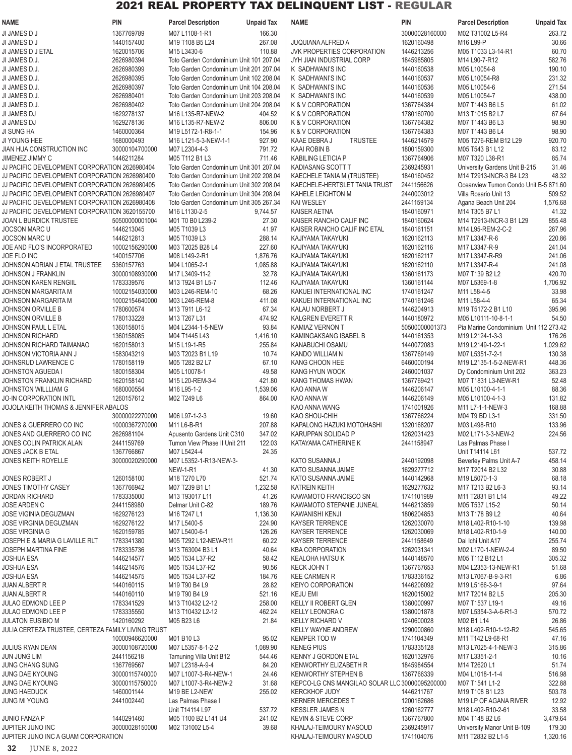# 2021 REAL PROPERTY TAX DELINQUENT LIST - REGULAR

| NAME | PIN | Parcel Description | Unpaid Tax |
|---|---|---|---|
| JI JAMES D J | 1367769789 | M07 L1108-1-R1 | 166.30 |
| JI JAMES D J | 1440157400 | M19 T108 B5 L24 | 267.08 |
| JI JAMES D J ETAL | 1620015706 | M15 L3430-6 | 110.88 |
| JI JAMES D.J. | 2626980394 | Toto Garden Condominium Unit 101 | 207.04 |
| JI JAMES D.J. | 2626980399 | Toto Garden Condominium Unit 201 | 207.04 |
| JI JAMES D.J. | 2626980395 | Toto Garden Condominium Unit 102 | 208.04 |
| JI JAMES D.J. | 2626980397 | Toto Garden Condominium Unit 104 | 208.04 |
| JI JAMES D.J. | 2626980401 | Toto Garden Condominium Unit 203 | 208.04 |
| JI JAMES D.J. | 2626980402 | Toto Garden Condominium Unit 204 | 208.04 |
| JI JAMES DJ | 1629278137 | M16 L135-R7-NEW-2 | 404.52 |
| JI JAMES DJ | 1629278136 | M16 L135-R7-NEW-2 | 806.00 |
| JI SUNG HA | 1460000364 | M19 L5172-1-R8-1-1 | 154.96 |
| JI YOUNG HEE | 1680000493 | M16 L121-5-3-NEW-1-1 | 927.90 |
| JIAN HUA CONSTRUCTION INC | 30000104700000 | M07 L2304-4-3 | 791.72 |
| JIMENEZ JIMMY C | 1446211284 | M05 T112 B1 L3 | 711.46 |
| JJ PACIFIC DEVELOPMENT CORPORATION | 2626980404 | Toto Garden Condominium Unit 301 | 207.04 |
| JJ PACIFIC DEVELOPMENT CORPORATION | 2626980400 | Toto Garden Condominium Unit 202 | 208.04 |
| JJ PACIFIC DEVELOPMENT CORPORATION | 2626980405 | Toto Garden Condominium Unit 302 | 208.04 |
| JJ PACIFIC DEVELOPMENT CORPORATION | 2626980407 | Toto Garden Condominium Unit 304 | 208.04 |
| JJ PACIFIC DEVELOPMENT CORPORATION | 2626980408 | Toto Garden Condominium Unit 305 | 267.34 |
| JJ PACIFIC DEVELOPMENT CORPORATION | 3620155700 | M16 L1130-2-5 | 9,744.57 |
| JOAN L BURDICK TRUSTEE | 50500000001004 | M01 T0 B0 L239-2 | 27.30 |
| JOCSON MARC U | 1446213045 | M05 T1039 L3 | 41.97 |
| JOCSON MARC U | 1446212813 | M05 T1039 L3 | 288.14 |
| JOE AND FLO'S INCORPORATED | 10002156290000 | M03 T2025 B28 L4 | 227.60 |
| JOE FLO INC | 1400157706 | M08 L149-2-R1 | 1,876.76 |
| JOHNSON ADRIAN J ETAL TRUSTEE | 5360157763 | M04 L1065-2-1 | 1,085.88 |
| JOHNSON J FRANKLIN | 30000108930000 | M17 L3409-11-2 | 32.78 |
| JOHNSON KAREN RENGIIL | 1783339576 | M13 T924 B1 L5-7 | 112.46 |
| JOHNSON MARGARITA M | 10002154030000 | M03 L246-REM-10 | 68.26 |
| JOHNSON MARGARITA M | 10002154640000 | M03 L246-REM-8 | 411.08 |
| JOHNSON ORVILLE B | 1780600574 | M13 T911 L6-12 | 67.34 |
| JOHNSON ORVILLE B | 1780133228 | M13 T267 L31 | 474.92 |
| JOHNSON PAUL L ETAL | 1360158015 | M04 L2344-1-5-NEW | 93.84 |
| JOHNSON RICHARD | 1360158085 | M04 T1445 L43 | 1,416.10 |
| JOHNSON RICHARD TAIMANAO | 1620158013 | M15 L19-1-R5 | 255.84 |
| JOHNSON VICTORIA ANN J | 1583043219 | M03 T2023 B1 L19 | 10.74 |
| JOHNSRUD LAWRENCE C | 1780158119 | M05 T282 B2 L7 | 67.10 |
| JOHNSTON AGUEDA I | 1800158304 | M05 L10078-1 | 49.58 |
| JOHNSTON FRANKLIN RICHARD | 1620158140 | M15 L20-REM-3-4 | 421.80 |
| JOHNSTON WILLLIAM G | 1680000554 | M16 L95-1-2 | 1,539.06 |
| JO-IN CORPORATION INTL | 1260157612 | M02 T249 L6 | 864.00 |
| JOJOLA KEITH THOMAS & JENNIFER ABALOS | 30000022270000 | M06 L97-1-2-3 | 19.60 |
| JONES & GUERRERO CO INC | 10000367270000 | M11 L6-B-R1 | 207.88 |
| JONES AND GUERRERO CO INC | 2626981104 | Apusente Gardens Unit C310 | 347.02 |
| JONES COLIN PATRICK ALAN | 2441159769 | Tumon View Phase II Unit 211 | 122.03 |
| JONES JACK B ETAL | 1367766867 | M07 L5424-4 | 24.35 |
| JONES KEITH ROYELLE | 30000020290000 | M07 L5352-1-R13-NEW-3-NEW-1-R1 | 41.30 |
| JONES ROBERT J | 1260158100 | M18 T270 L70 | 521.74 |
| JONES TIMOTHY CASEY | 1367766942 | M07 T239 B1 L1 | 1,232.58 |
| JORDAN RICHARD | 1783335000 | M13 T93017 L11 | 41.26 |
| JOSE ARDEN C | 2441158980 | Delmar Unit C-82 | 189.76 |
| JOSE VIGINIA DEGUZMAN | 1629276123 | M16 T247 L1 | 1,136.30 |
| JOSE VIRGINIA DEGUZMAN | 1629276122 | M17 L5400-5 | 224.90 |
| JOSE VIRGINIA G | 1620159785 | M07 L5400-6-1 | 126.26 |
| JOSEPH E & MARIA G LAVILLE RLT | 1783341380 | M05 T292 L12-NEW-R11 | 60.22 |
| JOSEPH MARTINA FINE | 1783335736 | M13 T63004 B3 L1 | 40.64 |
| JOSHUA ESA | 1446214577 | M05 T534 L37-R2 | 58.42 |
| JOSHUA ESA | 1446214576 | M05 T534 L37-R2 | 90.56 |
| JOSHUA ESA | 1446214575 | M05 T534 L37-R2 | 184.76 |
| JUAN ALBERT R | 1440160115 | M19 T90 B4 L9 | 28.82 |
| JUAN ALBERT R | 1440160110 | M19 T90 B4 L9 | 521.16 |
| JULAO EDMOND LEE P | 1783341529 | M13 T10432 L2-12 | 258.00 |
| JULAO EDMOND LEE P | 1783335550 | M13 T10432 L2-12 | 462.24 |
| JULATON EUSIBIO M | 1420160292 | M05 B23 L6 | 21.84 |
| JULIA CERTEZA TRUSTEE, CERTEZA FAMILY LIVING TRUST | 10000946620000 | M01 B10 L3 | 95.02 |
| JULIUS RYAN DEAN | 30000108720000 | M07 L5357-8-1-2-2 | 1,089.90 |
| JUN JUNG LIM | 2441156218 | Tamuning Villa Unit B12 | 544.46 |
| JUNG CHANG SUNG | 1367769567 | M07 L2318-A-9-4 | 84.20 |
| JUNG DAE KYOUNG | 30000115740000 | M07 L1007-3-R4-NEW-1 | 24.46 |
| JUNG DAE KYOUNG | 30000115750000 | M07 L1007-3-R4-NEW-2 | 31.68 |
| JUNG HAEDUCK | 1460001144 | M19 BE L2-NEW | 255.02 |
| JUNG MI YOUNG | 2441002440 | Las Palmas Phase I Unit T14114 L97 | 537.72 |
| JUNIO FANZA P | 1440291460 | M05 T100 B2 L141 U4 | 241.02 |
| JUPITER JUNO INC | 30000028150000 | M02 T31002 L5-4 | 39.68 |
| JUPITER JUNO INC A GUAM CORPORATION | 30000028160000 | M02 T31002 L5-R4 | 263.72 |
| JUQUIANA ALFRED A | 1620160498 | M16 L99-P | 30.66 |
| JVK PROPERTIES CORPORATION | 1446213256 | M05 T1033 L3-14-R1 | 60.70 |
| JYH JIAN INDUSTRIAL CORP | 1845985805 | M14 L90-7-R12 | 582.76 |
| K SADHWANI'S INC | 1440160538 | M05 L10054-8 | 190.10 |
| K SADHWANI'S INC | 1440160537 | M05 L10054-R8 | 231.32 |
| K SADHWANI'S INC | 1440160536 | M05 L10054-6 | 271.54 |
| K SADHWANI'S INC | 1440160539 | M05 L10054-7 | 438.00 |
| K & V CORPORATION | 1367764384 | M07 T1443 B6 L5 | 61.02 |
| K & V CORPORATION | 1780160700 | M13 T1015 B2 L7 | 67.64 |
| K & V CORPORATION | 1367764382 | M07 T1443 B6 L3 | 98.90 |
| K & V CORPORATION | 1367764383 | M07 T1443 B6 L4 | 98.90 |
| KAAE DEBRA J TRUSTEE | 1446214579 | M05 T276-REM B12 L29 | 920.70 |
| KAAI ROBIN B | 1800159300 | M05 T543 B1 L12 | 83.12 |
| KABILING LETICIA P | 1367764906 | M07 T320 L38-R1 | 85.74 |
| KADIASANG SCOTT T | 2369245931 | University Gardens Unit B-215 | 31.46 |
| KAECHELE TANIA M (TRUSTEE) | 1840160452 | M14 T2913-INCR-3 B4 L23 | 48.32 |
| KAECHELE-HERTSLET TANIA TRUST | 2441156626 | Oceanview Tumon Condo Unit B-5 | 871.60 |
| KAHELE LEIGHTON M | 2440003012 | Villa Rosario Unit 13 | 509.52 |
| KAI WESLEY | 2441159134 | Agana Beach Unit 204 | 1,576.68 |
| KAISER AETNA | 1840160971 | M14 T305 B7 L1 | 41.32 |
| KAISER RANCHO CALIF INC | 1840160624 | M14 T2913-INCR-3 B1 L29 | 855.48 |
| KAISER RANCHO CALIF INC ETAL | 1840161151 | M14 L95-REM-2-C-2 | 267.96 |
| KAJIYAMA TAKAYUKI | 1620162113 | M17 L3347-R-6 | 220.86 |
| KAJIYAMA TAKAYUKI | 1620162116 | M17 L3347-R-9 | 241.04 |
| KAJIYAMA TAKAYUKI | 1620162117 | M17 L3347-R-R9 | 241.06 |
| KAJIYAMA TAKAYUKI | 1620162110 | M17 L3347-R-4 | 241.08 |
| KAJIYAMA TAKAYUKI | 1360161173 | M07 T139 B2 L2 | 420.70 |
| KAJIYAMA TAKAYUKI | 1360161144 | M07 L5369-1-8 | 1,706.92 |
| KAKUEI INTERNATIONAL INC | 1740161247 | M11 L58-4-5 | 33.98 |
| KAKUEI INTERNATIONAL INC | 1740161246 | M11 L58-4-4 | 65.34 |
| KALAU NORBERT J | 1446204913 | M19 T5172-2 B1 L10 | 395.96 |
| KALGREN EVERETT R | 1440180972 | M05 L10111-10-8-1-1 | 54.50 |
| KAMIAZ VERNON T | 50500000001373 | Pia Marine Condominium Unit 112 | 273.42 |
| KAMINGAKSANG ISABEL B | 1440161353 | M19 L2124-1-3-3 | 176.26 |
| KANABUCHI OSAMU | 1440072083 | M19 L2149-1-22-1 | 1,029.62 |
| KANDO WILLIAM N | 1367769149 | M07 L5351-7-2-1 | 130.38 |
| KANG CHOON HEE | 6460000194 | M19 L2135-1-5-2-NEW-R1 | 448.36 |
| KANG HYUN WOOK | 2460001037 | Dy Condominium Unit 202 | 363.23 |
| KANG THOMAS HWAN | 1367769421 | M07 T1831 L3-NEW-R1 | 52.48 |
| KAO ANNA W | 1446206147 | M05 L10100-4-1-1 | 88.36 |
| KAO ANNA W | 1446206149 | M05 L10100-4-1-3 | 131.82 |
| KAO ANNA WANG | 1741001926 | M11 L7-1-1-NEW-3 | 168.88 |
| KAO SHOU-CHIH | 1367766224 | M04 T9 BD L3-1 | 331.50 |
| KAPALONG HAZUKI MOTOHASHI | 1320168207 | M03 L498-R10 | 133.96 |
| KARUPPAN SOLIDAD P | 1262031423 | M02 L171-3-3-NEW-2 | 224.56 |
| KATAYAMA CATHERINE K | 2441158947 | Las Palmas Phase I Unit T14114 L61 | 537.72 |
| KATO SUSANNA J | 2440192098 | Beverley Palms Unit A-7 | 458.14 |
| KATO SUSANNA JAIME | 1629277712 | M17 T2014 B2 L32 | 30.88 |
| KATO SUSANNA JAIME | 1440142968 | M19 L5070-1-3 | 68.18 |
| KATREIN KEITH | 1629277632 | M17 T213 B2 L6-3 | 93.14 |
| KAWAMOTO FRANCISCO SN | 1741101989 | M11 T2831 B1 L14 | 49.22 |
| KAWAMOTO STEPANIE JUNEAL | 1446213859 | M05 T537 L15-2 | 50.14 |
| KAWANISHI KENJI | 1806204853 | M13 T178 B9 L2 | 40.64 |
| KAYSER TERRENCE | 1262030070 | M18 L402-R10-1-10 | 139.98 |
| KAYSER TERRENCE | 1262030069 | M18 L402-R10-1-9 | 140.00 |
| KAYSER TERRENCE | 2441158649 | Dai Ichi Unit A17 | 255.74 |
| KBA CORPORATION | 1262031341 | M02 L170-1-NEW-2-4 | 89.50 |
| KEALOHA HATSU K | 1440148570 | M05 T112 B12 L1 | 305.32 |
| KECK JOHN T | 1367767653 | M04 L2353-13-NEW-R1 | 51.68 |
| KEE CARMEN R | 1783336152 | M13 L7067-B-9-3-R1 | 6.86 |
| KEIYO CORPORATION | 1446206092 | M19 L5166-3-9-1 | 97.64 |
| KEJU EMI | 1620015002 | M17 T2014 B2 L5 | 205.30 |
| KELLY II ROBERT GLEN | 1380000997 | M07 T1537 L19-1 | 49.16 |
| KELLY LEONORA C | 1380001878 | M07 L5354-3-A-6-R1-3 | 570.72 |
| KELLY RICHARD V | 1240600028 | M02 B1 L14 | 26.86 |
| KELLY WAYNE ANDREW | 1290000860 | M18 L402-R10-1-12-R2 | 545.65 |
| KEMPER TOD W | 1741104349 | M11 T142 L9-68-R1 | 47.16 |
| KENEG PIUS | 1783335128 | M13 L7025-4-1-NEW-3 | 315.86 |
| KENNY J GORDON ETAL | 1620132976 | M17 L3351-2-1 | 10.16 |
| KENWORTHY ELIZABETH R | 1845984554 | M14 T2620 L1 | 51.74 |
| KENWORTHY STEPHEN B | 1367766339 | M04 L1018-1-1-4 | 516.98 |
| KEPCO-LG CNS MANGILAO SOLAR LLC | 30000095200000 | M07 T1541 L1-2 | 322.88 |
| KERCKHOF JUDY | 1446211767 | M19 T108 B1 L23 | 503.78 |
| KERNER MERCEDES T | 1200162686 | M19 LP OF AGANA RIVER | 12.92 |
| KESSLER JAMES N | 1260162777 | M18 L402-R10-2-61 | 33.58 |
| KEVIN & STEVE CORP | 1367767800 | M04 T148 B2 L6 | 3,479.64 |
| KHALAJ-TEIMOURY MASOUD | 2369245917 | University Manor Unit B-109 | 179.30 |
| KHALAJ-TEIMOURY MASOUD | 1741104076 | M11 T2832 B2 L1-5 | 1,320.16 |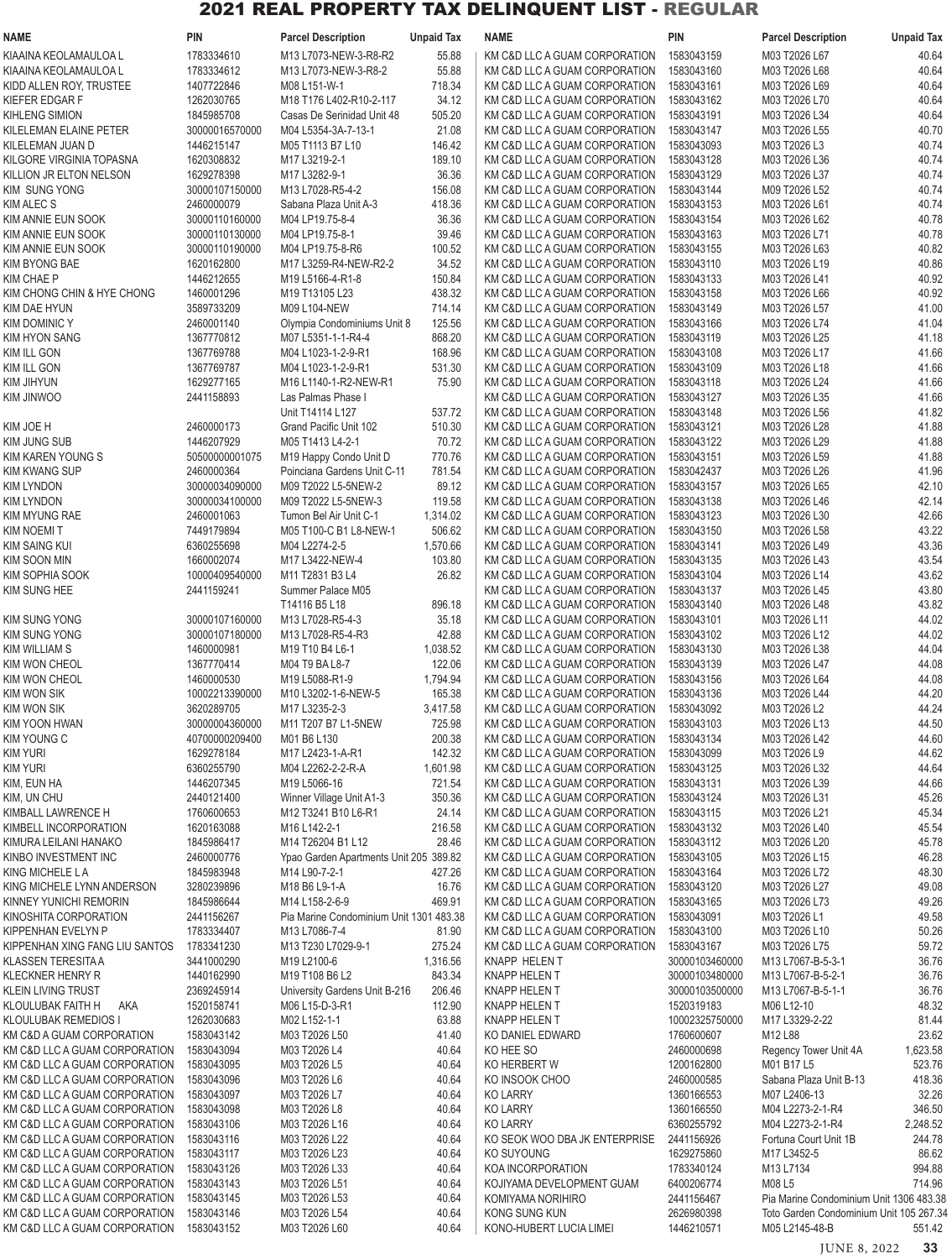# 2021 REAL PROPERTY TAX DELINQUENT LIST - REGULAR

| NAME | PIN | Parcel Description | Unpaid Tax |
|---|---|---|---|
| KIAAINA KEOLAMAULOA L | 1783334610 | M13 L7073-NEW-3-R8-R2 | 55.88 |
| KIAAINA KEOLAMAULOA L | 1783334612 | M13 L7073-NEW-3-R8-2 | 55.88 |
| KIDD ALLEN ROY, TRUSTEE | 1407722846 | M08 L151-W-1 | 718.34 |
| KIEFER EDGAR F | 1262030765 | M18 T176 L402-R10-2-117 | 34.12 |
| KIHLENG SIMION | 1845985708 | Casas De Serinidad Unit 48 | 505.20 |
| KILELEMAN ELAINE PETER | 30000016570000 | M04 L5354-3A-7-13-1 | 21.08 |
| KILELEMAN JUAN D | 1446215147 | M05 T1113 B7 L10 | 146.42 |
| KILGORE VIRGINIA TOPASNA | 1620308832 | M17 L3219-2-1 | 189.10 |
| KILLION JR ELTON NELSON | 1629278398 | M17 L3282-9-1 | 36.36 |
| KIM SUNG YONG | 30000107150000 | M13 L7028-R5-4-2 | 156.08 |
| KIM ALEC S | 2460000079 | Sabana Plaza Unit A-3 | 418.36 |
| KIM ANNIE EUN SOOK | 30000110160000 | M04 LP19.75-8-4 | 36.36 |
| KIM ANNIE EUN SOOK | 30000110130000 | M04 LP19.75-8-1 | 39.46 |
| KIM ANNIE EUN SOOK | 30000110190000 | M04 LP19.75-8-R6 | 100.52 |
| KIM BYONG BAE | 1620162800 | M17 L3259-R4-NEW-R2-2 | 34.52 |
| KIM CHAE P | 1446212655 | M19 L5166-4-R1-8 | 150.84 |
| KIM CHONG CHIN & HYE CHONG | 1460001296 | M19 T13105 L23 | 438.32 |
| KIM DAE HYUN | 3589733209 | M09 L104-NEW | 714.14 |
| KIM DOMINIC Y | 2460001140 | Olympia Condominiums Unit 8 | 125.56 |
| KIM HYON SANG | 1367770812 | M07 L5351-1-1-R4-4 | 868.20 |
| KIM ILL GON | 1367769788 | M04 L1023-1-2-9-R1 | 168.96 |
| KIM ILL GON | 1367769787 | M04 L1023-1-2-9-R1 | 531.30 |
| KIM JIHYUN | 1629277165 | M16 L1140-1-R2-NEW-R1 | 75.90 |
| KIM JINWOO | 2441158893 | Las Palmas Phase I Unit T14114 L127 | 537.72 |
| KIM JOE H | 2460000173 | Grand Pacific Unit 102 | 510.30 |
| KIM JUNG SUB | 1446207929 | M05 T1413 L4-2-1 | 70.72 |
| KIM KAREN YOUNG S | 50500000001075 | M19 Happy Condo Unit D | 770.76 |
| KIM KWANG SUP | 2460000364 | Poinciana Gardens Unit C-11 | 781.54 |
| KIM LYNDON | 30000034090000 | M09 T2022 L5-5NEW-2 | 89.12 |
| KIM LYNDON | 30000034100000 | M09 T2022 L5-5NEW-3 | 119.58 |
| KIM MYUNG RAE | 2460001063 | Tumon Bel Air Unit C-1 | 1,314.02 |
| KIM NOEMI T | 7449179894 | M05 T100-C B1 L8-NEW-1 | 506.62 |
| KIM SAING KUI | 6360255698 | M04 L2274-2-5 | 1,570.66 |
| KIM SOON MIN | 1660002074 | M17 L3422-NEW-4 | 103.80 |
| KIM SOPHIA SOOK | 10000409540000 | M11 T2831 B3 L4 | 26.82 |
| KIM SUNG HEE | 2441159241 | Summer Palace M05 T14116 B5 L18 | 896.18 |
| KIM SUNG YONG | 30000107160000 | M13 L7028-R5-4-3 | 35.18 |
| KIM SUNG YONG | 30000107180000 | M13 L7028-R5-4-R3 | 42.88 |
| KIM WILLIAM S | 1460000981 | M19 T10 B4 L6-1 | 1,038.52 |
| KIM WON CHEOL | 1367770414 | M04 T9 BA L8-7 | 122.06 |
| KIM WON CHEOL | 1460000530 | M19 L5088-R1-9 | 1,794.94 |
| KIM WON SIK | 10002213390000 | M10 L3202-1-6-NEW-5 | 165.38 |
| KIM WON SIK | 3620289705 | M17 L3235-2-3 | 3,417.58 |
| KIM YOON HWAN | 30000004360000 | M11 T207 B7 L1-5NEW | 725.98 |
| KIM YOUNG C | 40700000209400 | M01 B6 L130 | 200.38 |
| KIM YURI | 1629278184 | M17 L2423-1-A-R1 | 142.32 |
| KIM YURI | 6360255790 | M04 L2262-2-2-R-A | 1,601.98 |
| KIM, EUN HA | 1446207345 | M19 L5066-16 | 721.54 |
| KIM, UN CHU | 2440121400 | Winner Village Unit A1-3 | 350.36 |
| KIMBALL LAWRENCE H | 1760600653 | M12 T3241 B10 L6-R1 | 24.14 |
| KIMBELL INCORPORATION | 1620163088 | M16 L142-2-1 | 216.58 |
| KIMURA LEILANI HANAKO | 1845986417 | M14 T26204 B1 L12 | 28.46 |
| KINBO INVESTMENT INC | 2460000776 | Ypao Garden Apartments Unit 205 | 389.82 |
| KING MICHELE L A | 1845983948 | M14 L90-7-2-1 | 427.26 |
| KING MICHELE LYNN ANDERSON | 3280239896 | M18 B6 L9-1-A | 16.76 |
| KINNEY YUNICHI REMORIN | 1845986644 | M14 L158-2-6-9 | 469.91 |
| KINOSHITA CORPORATION | 2441156267 | Pia Marine Condominium Unit 1301 | 483.38 |
| KIPPENHAN EVELYN P | 1783334407 | M13 L7086-7-4 | 81.90 |
| KIPPENHAN XING FANG LIU SANTOS | 1783341230 | M13 T230 L7029-9-1 | 275.24 |
| KLASSEN TERESITA A | 3441000290 | M19 L2100-6 | 1,316.56 |
| KLECKNER HENRY R | 1440162990 | M19 T108 B6 L2 | 843.34 |
| KLEIN LIVING TRUST | 2369245914 | University Gardens Unit B-216 | 206.46 |
| KLOULUBAK FAITH H AKA | 1520158741 | M06 L15-D-3-R1 | 112.90 |
| KLOULUBAK REMEDIOS I | 1262030683 | M02 L152-1-1 | 63.88 |
| KM C&D A GUAM CORPORATION | 1583043142 | M03 T2026 L50 | 41.40 |
| KM C&D LLC A GUAM CORPORATION | 1583043094 | M03 T2026 L4 | 40.64 |
| KM C&D LLC A GUAM CORPORATION | 1583043095 | M03 T2026 L5 | 40.64 |
| KM C&D LLC A GUAM CORPORATION | 1583043096 | M03 T2026 L6 | 40.64 |
| KM C&D LLC A GUAM CORPORATION | 1583043097 | M03 T2026 L7 | 40.64 |
| KM C&D LLC A GUAM CORPORATION | 1583043098 | M03 T2026 L8 | 40.64 |
| KM C&D LLC A GUAM CORPORATION | 1583043106 | M03 T2026 L16 | 40.64 |
| KM C&D LLC A GUAM CORPORATION | 1583043116 | M03 T2026 L22 | 40.64 |
| KM C&D LLC A GUAM CORPORATION | 1583043117 | M03 T2026 L23 | 40.64 |
| KM C&D LLC A GUAM CORPORATION | 1583043126 | M03 T2026 L33 | 40.64 |
| KM C&D LLC A GUAM CORPORATION | 1583043143 | M03 T2026 L51 | 40.64 |
| KM C&D LLC A GUAM CORPORATION | 1583043145 | M03 T2026 L53 | 40.64 |
| KM C&D LLC A GUAM CORPORATION | 1583043146 | M03 T2026 L54 | 40.64 |
| KM C&D LLC A GUAM CORPORATION | 1583043152 | M03 T2026 L60 | 40.64 |
| KM C&D LLC A GUAM CORPORATION | 1583043159 | M03 T2026 L67 | 40.64 |
| KM C&D LLC A GUAM CORPORATION | 1583043160 | M03 T2026 L68 | 40.64 |
| KM C&D LLC A GUAM CORPORATION | 1583043161 | M03 T2026 L69 | 40.64 |
| KM C&D LLC A GUAM CORPORATION | 1583043162 | M03 T2026 L70 | 40.64 |
| KM C&D LLC A GUAM CORPORATION | 1583043191 | M03 T2026 L34 | 40.64 |
| KM C&D LLC A GUAM CORPORATION | 1583043147 | M03 T2026 L55 | 40.70 |
| KM C&D LLC A GUAM CORPORATION | 1583043093 | M03 T2026 L3 | 40.74 |
| KM C&D LLC A GUAM CORPORATION | 1583043128 | M03 T2026 L36 | 40.74 |
| KM C&D LLC A GUAM CORPORATION | 1583043129 | M03 T2026 L37 | 40.74 |
| KM C&D LLC A GUAM CORPORATION | 1583043144 | M09 T2026 L52 | 40.74 |
| KM C&D LLC A GUAM CORPORATION | 1583043153 | M03 T2026 L61 | 40.74 |
| KM C&D LLC A GUAM CORPORATION | 1583043154 | M03 T2026 L62 | 40.78 |
| KM C&D LLC A GUAM CORPORATION | 1583043163 | M03 T2026 L71 | 40.78 |
| KM C&D LLC A GUAM CORPORATION | 1583043155 | M03 T2026 L63 | 40.82 |
| KM C&D LLC A GUAM CORPORATION | 1583043110 | M03 T2026 L19 | 40.86 |
| KM C&D LLC A GUAM CORPORATION | 1583043133 | M03 T2026 L41 | 40.92 |
| KM C&D LLC A GUAM CORPORATION | 1583043158 | M03 T2026 L66 | 40.92 |
| KM C&D LLC A GUAM CORPORATION | 1583043149 | M03 T2026 L57 | 41.00 |
| KM C&D LLC A GUAM CORPORATION | 1583043166 | M03 T2026 L74 | 41.04 |
| KM C&D LLC A GUAM CORPORATION | 1583043119 | M03 T2026 L25 | 41.18 |
| KM C&D LLC A GUAM CORPORATION | 1583043108 | M03 T2026 L17 | 41.66 |
| KM C&D LLC A GUAM CORPORATION | 1583043109 | M03 T2026 L18 | 41.66 |
| KM C&D LLC A GUAM CORPORATION | 1583043118 | M03 T2026 L24 | 41.66 |
| KM C&D LLC A GUAM CORPORATION | 1583043127 | M03 T2026 L35 | 41.66 |
| KM C&D LLC A GUAM CORPORATION | 1583043148 | M03 T2026 L56 | 41.82 |
| KM C&D LLC A GUAM CORPORATION | 1583043121 | M03 T2026 L28 | 41.88 |
| KM C&D LLC A GUAM CORPORATION | 1583043122 | M03 T2026 L29 | 41.88 |
| KM C&D LLC A GUAM CORPORATION | 1583043151 | M03 T2026 L59 | 41.88 |
| KM C&D LLC A GUAM CORPORATION | 1583042437 | M03 T2026 L26 | 41.96 |
| KM C&D LLC A GUAM CORPORATION | 1583043157 | M03 T2026 L65 | 42.10 |
| KM C&D LLC A GUAM CORPORATION | 1583043138 | M03 T2026 L46 | 42.14 |
| KM C&D LLC A GUAM CORPORATION | 1583043123 | M03 T2026 L30 | 42.66 |
| KM C&D LLC A GUAM CORPORATION | 1583043150 | M03 T2026 L58 | 43.22 |
| KM C&D LLC A GUAM CORPORATION | 1583043141 | M03 T2026 L49 | 43.36 |
| KM C&D LLC A GUAM CORPORATION | 1583043135 | M03 T2026 L43 | 43.54 |
| KM C&D LLC A GUAM CORPORATION | 1583043104 | M03 T2026 L14 | 43.62 |
| KM C&D LLC A GUAM CORPORATION | 1583043137 | M03 T2026 L45 | 43.80 |
| KM C&D LLC A GUAM CORPORATION | 1583043140 | M03 T2026 L48 | 43.82 |
| KM C&D LLC A GUAM CORPORATION | 1583043101 | M03 T2026 L11 | 44.02 |
| KM C&D LLC A GUAM CORPORATION | 1583043102 | M03 T2026 L12 | 44.02 |
| KM C&D LLC A GUAM CORPORATION | 1583043130 | M03 T2026 L38 | 44.04 |
| KM C&D LLC A GUAM CORPORATION | 1583043139 | M03 T2026 L47 | 44.08 |
| KM C&D LLC A GUAM CORPORATION | 1583043156 | M03 T2026 L64 | 44.08 |
| KM C&D LLC A GUAM CORPORATION | 1583043136 | M03 T2026 L44 | 44.20 |
| KM C&D LLC A GUAM CORPORATION | 1583043092 | M03 T2026 L2 | 44.24 |
| KM C&D LLC A GUAM CORPORATION | 1583043103 | M03 T2026 L13 | 44.50 |
| KM C&D LLC A GUAM CORPORATION | 1583043134 | M03 T2026 L42 | 44.60 |
| KM C&D LLC A GUAM CORPORATION | 1583043099 | M03 T2026 L9 | 44.62 |
| KM C&D LLC A GUAM CORPORATION | 1583043125 | M03 T2026 L32 | 44.64 |
| KM C&D LLC A GUAM CORPORATION | 1583043131 | M03 T2026 L39 | 44.66 |
| KM C&D LLC A GUAM CORPORATION | 1583043124 | M03 T2026 L31 | 45.26 |
| KM C&D LLC A GUAM CORPORATION | 1583043115 | M03 T2026 L21 | 45.34 |
| KM C&D LLC A GUAM CORPORATION | 1583043132 | M03 T2026 L40 | 45.54 |
| KM C&D LLC A GUAM CORPORATION | 1583043112 | M03 T2026 L20 | 45.78 |
| KM C&D LLC A GUAM CORPORATION | 1583043105 | M03 T2026 L15 | 46.28 |
| KM C&D LLC A GUAM CORPORATION | 1583043164 | M03 T2026 L72 | 48.30 |
| KM C&D LLC A GUAM CORPORATION | 1583043120 | M03 T2026 L27 | 49.08 |
| KM C&D LLC A GUAM CORPORATION | 1583043165 | M03 T2026 L73 | 49.26 |
| KM C&D LLC A GUAM CORPORATION | 1583043091 | M03 T2026 L1 | 49.58 |
| KM C&D LLC A GUAM CORPORATION | 1583043100 | M03 T2026 L10 | 50.26 |
| KM C&D LLC A GUAM CORPORATION | 1583043167 | M03 T2026 L75 | 59.72 |
| KNAPP HELEN T | 30000103460000 | M13 L7067-B-5-3-1 | 36.76 |
| KNAPP HELEN T | 30000103480000 | M13 L7067-B-5-2-1 | 36.76 |
| KNAPP HELEN T | 30000103500000 | M13 L7067-B-5-1-1 | 36.76 |
| KNAPP HELEN T | 1520319183 | M06 L12-10 | 48.32 |
| KNAPP HELEN T | 10002325750000 | M17 L3329-2-22 | 81.44 |
| KO DANIEL EDWARD | 1760600607 | M12 L88 | 23.62 |
| KO HEE SO | 2460000698 | Regency Tower Unit 4A | 1,623.58 |
| KO HERBERT W | 1200162800 | M01 B17 L5 | 523.76 |
| KO INSOOK CHOO | 2460000585 | Sabana Plaza Unit B-13 | 418.36 |
| KO LARRY | 1360166553 | M07 L2406-13 | 32.26 |
| KO LARRY | 1360166550 | M04 L2273-2-1-R4 | 346.50 |
| KO LARRY | 6360255792 | M04 L2273-2-1-R4 | 2,248.52 |
| KO SEOK WOO DBA JK ENTERPRISE | 2441156926 | Fortuna Court Unit 1B | 244.78 |
| KO SUYOUNG | 1629275860 | M17 L3452-5 | 86.62 |
| KOA INCORPORATION | 1783340124 | M13 L7134 | 994.88 |
| KOJIYAMA DEVELOPMENT GUAM | 6400206774 | M08 L5 | 714.96 |
| KOMIYAMA NORIHIRO | 2441156467 | Pia Marine Condominium Unit 1306 | 483.38 |
| KONG SUNG KUN | 2626980398 | Toto Garden Condominium Unit 105 | 267.34 |
| KONO-HUBERT LUCIA LIMEI | 1446210571 | M05 L2145-48-B | 551.42 |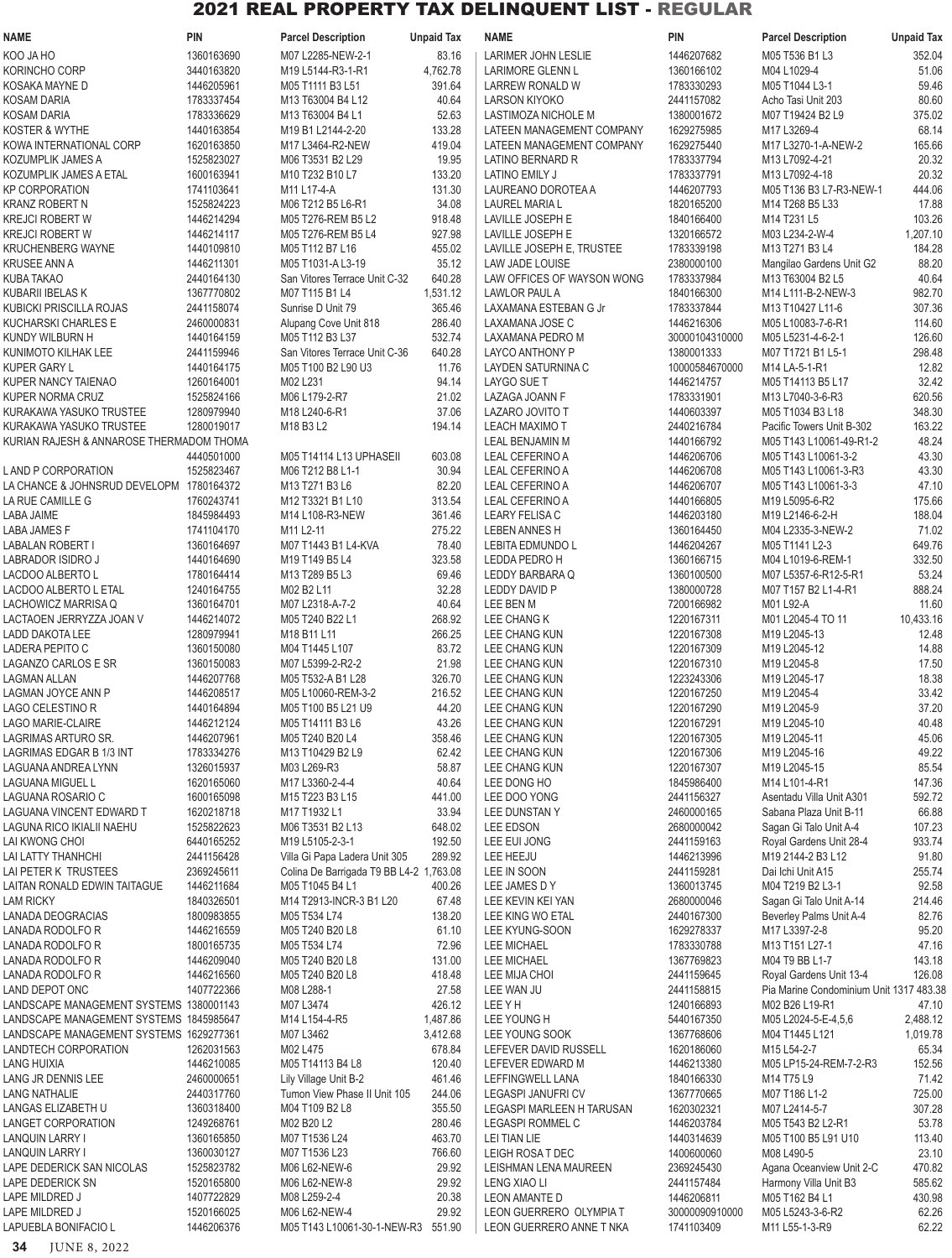# 2021 REAL PROPERTY TAX DELINQUENT LIST - REGULAR

| NAME | PIN | Parcel Description | Unpaid Tax |
|---|---|---|---|
| KOO JA HO | 1360163690 | M07 L2285-NEW-2-1 | 83.16 |
| KORINCHO CORP | 3440163820 | M19 L5144-R3-1-R1 | 4,762.78 |
| KOSAKA MAYNE D | 1446205961 | M05 T1111 B3 L51 | 391.64 |
| KOSAM DARIA | 1783337454 | M13 T63004 B4 L12 | 40.64 |
| KOSAM DARIA | 1783336629 | M13 T63004 B4 L1 | 52.63 |
| KOSTER & WYTHE | 1440163854 | M19 B1 L2144-2-20 | 133.28 |
| KOWA INTERNATIONAL CORP | 1620163850 | M17 L3464-R2-NEW | 419.04 |
| KOZUMPLIK JAMES A | 1525823027 | M06 T3531 B2 L29 | 19.95 |
| KOZUMPLIK JAMES A ETAL | 1600163941 | M10 T232 B10 L7 | 133.20 |
| KP CORPORATION | 1741103641 | M11 L17-4-A | 131.30 |
| KRANZ ROBERT N | 1525824223 | M06 T212 B5 L6-R1 | 34.08 |
| KREJCI ROBERT W | 1446214294 | M05 T276-REM B5 L2 | 918.48 |
| KREJCI ROBERT W | 1446214117 | M05 T276-REM B5 L4 | 927.98 |
| KRUCHENBERG WAYNE | 1440109810 | M05 T112 B7 L16 | 455.02 |
| KRUSEE ANN A | 1446211301 | M05 T1031-A L3-19 | 35.12 |
| KUBA TAKAO | 2440164130 | San Vitores Terrace Unit C-32 | 640.28 |
| KUBARII IBELAS K | 1367770802 | M07 T115 B1 L4 | 1,531.12 |
| KUBICKI PRISCILLA ROJAS | 2441158074 | Sunrise D Unit 79 | 365.46 |
| KUCHARSKI CHARLES E | 2460000831 | Alupang Cove Unit 818 | 286.40 |
| KUNDY WILBURN H | 1440164159 | M05 T112 B3 L37 | 532.74 |
| KUNIMOTO KILHAK LEE | 2441159946 | San Vitores Terrace Unit C-36 | 640.28 |
| KUPER GARY L | 1440164175 | M05 T100 B2 L90 U3 | 11.76 |
| KUPER NANCY TAIENAO | 1260164001 | M02 L231 | 94.14 |
| KUPER NORMA CRUZ | 1525824166 | M06 L179-2-R7 | 21.02 |
| KURAKAWA YASUKO TRUSTEE | 1280979940 | M18 L240-6-R1 | 37.06 |
| KURAKAWA YASUKO TRUSTEE | 1280019017 | M18 B3 L2 | 194.14 |
| KURIAN RAJESH & ANNAROSE THERMADOM THOMA | 4440501000 | M05 T14114 L13 UPHASEII | 603.08 |
| L AND P CORPORATION | 1525823467 | M06 T212 B8 L1-1 | 30.94 |
| LA CHANCE & JOHNSRUD DEVELOPM | 1780164372 | M13 T271 B3 L6 | 82.20 |
| LA RUE CAMILLE G | 1760243741 | M12 T3321 B1 L10 | 313.54 |
| LABA JAIME | 1845984493 | M14 L108-R3-NEW | 361.46 |
| LABA JAMES F | 1741104170 | M11 L2-11 | 275.22 |
| LABALAN ROBERT I | 1360164697 | M07 T1443 B1 L4-KVA | 78.40 |
| LABRADOR ISIDRO J | 1440164690 | M19 T149 B5 L4 | 323.58 |
| LACDOO ALBERTO L | 1780164414 | M13 T289 B5 L3 | 69.46 |
| LACDOO ALBERTO L ETAL | 1240164755 | M02 B2 L11 | 32.28 |
| LACHOWICZ MARRISA Q | 1360164701 | M07 L2318-A-7-2 | 40.64 |
| LACTAOEN JERRYZZA JOAN V | 1446214072 | M05 T240 B22 L1 | 268.92 |
| LADD DAKOTA LEE | 1280979941 | M18 B11 L11 | 266.25 |
| LADERA PEPITO C | 1360150080 | M04 T1445 L107 | 83.72 |
| LAGANZO CARLOS E SR | 1360150083 | M07 L5399-2-R2-2 | 21.98 |
| LAGMAN ALLAN | 1446207768 | M05 T532-A B1 L28 | 326.70 |
| LAGMAN JOYCE ANN P | 1446208517 | M05 L10060-REM-3-2 | 216.52 |
| LAGO CELESTINO R | 1440164894 | M05 T100 B5 L21 U9 | 44.20 |
| LAGO MARIE-CLAIRE | 1446212124 | M05 T14111 B3 L6 | 43.26 |
| LAGRIMAS ARTURO SR. | 1446207961 | M05 T240 B20 L4 | 358.46 |
| LAGRIMAS EDGAR B 1/3 INT | 1783334276 | M13 T10429 B2 L9 | 62.42 |
| LAGUANA ANDREA LYNN | 1326015937 | M03 L269-R3 | 58.87 |
| LAGUANA MIGUEL L | 1620165060 | M17 L3360-2-4-4 | 40.64 |
| LAGUANA ROSARIO C | 1600165098 | M15 T223 B3 L15 | 441.00 |
| LAGUANA VINCENT EDWARD T | 1620218718 | M17 T1932 L1 | 33.94 |
| LAGUNA RICO IKIALII NAEHU | 1525822623 | M06 T3531 B2 L13 | 648.02 |
| LAI KWONG CHOI | 6440165252 | M19 L5105-2-3-1 | 192.50 |
| LAI LATTY THANHCHI | 2441156428 | Villa Gi Papa Ladera Unit 305 | 289.92 |
| LAI PETER K TRUSTEES | 2369245611 | Colina De Barrigada T9 BB L4-2 | 1,763.08 |
| LAITAN RONALD EDWIN TAITAGUE | 1446211684 | M05 T1045 B4 L1 | 400.26 |
| LAM RICKY | 1840326501 | M14 T2913-INCR-3 B1 L20 | 67.48 |
| LANADA DEOGRACIAS | 1800983855 | M05 T534 L74 | 138.20 |
| LANADA RODOLFO R | 1446216559 | M05 T240 B20 L8 | 61.10 |
| LANADA RODOLFO R | 1800165735 | M05 T534 L74 | 72.96 |
| LANADA RODOLFO R | 1446209040 | M05 T240 B20 L8 | 131.00 |
| LANADA RODOLFO R | 1446216560 | M05 T240 B20 L8 | 418.48 |
| LAND DEPOT ONC | 1407722366 | M08 L288-1 | 27.58 |
| LANDSCAPE MANAGEMENT SYSTEMS | 1380001143 | M07 L3474 | 426.12 |
| LANDSCAPE MANAGEMENT SYSTEMS | 1845985647 | M14 L154-4-R5 | 1,487.86 |
| LANDSCAPE MANAGEMENT SYSTEMS | 1629277361 | M07 L3462 | 3,412.68 |
| LANDTECH CORPORATION | 1262031563 | M02 L475 | 678.84 |
| LANG HUIXIA | 1446210085 | M05 T14113 B4 L8 | 120.40 |
| LANG JR DENNIS LEE | 2460000651 | Lily Village Unit B-2 | 461.46 |
| LANG NATHALIE | 2440317760 | Tumon View Phase II Unit 105 | 244.06 |
| LANGAS ELIZABETH U | 1360318400 | M04 T109 B2 L8 | 355.50 |
| LANGET CORPORATION | 1249268761 | M02 B20 L2 | 280.46 |
| LANQUIN LARRY I | 1360165850 | M07 T1536 L24 | 463.70 |
| LANQUIN LARRY I | 1360030127 | M07 T1536 L23 | 766.60 |
| LAPE DEDERICK SAN NICOLAS | 1525823782 | M06 L62-NEW-6 | 29.92 |
| LAPE DEDERICK SN | 1520165800 | M06 L62-NEW-8 | 29.92 |
| LAPE MILDRED J | 1407722829 | M08 L259-2-4 | 20.38 |
| LAPE MILDRED J | 1520166025 | M06 L62-NEW-4 | 29.92 |
| LAPUEBLA BONIFACIO L | 1446206376 | M05 T143 L10061-30-1-NEW-R3 | 551.90 |
| LARIMER JOHN LESLIE | 1446207682 | M05 T536 B1 L3 | 352.04 |
| LARIMORE GLENN L | 1360166102 | M04 L1029-4 | 51.06 |
| LARREW RONALD W | 1783330293 | M05 T1044 L3-1 | 59.46 |
| LARSON KIYOKO | 2441157082 | Acho Tasi Unit 203 | 80.60 |
| LASTIMOZA NICHOLE M | 1380001672 | M07 T19424 B2 L9 | 375.02 |
| LATEEN MANAGEMENT COMPANY | 1629275985 | M17 L3269-4 | 68.14 |
| LATEEN MANAGEMENT COMPANY | 1629275440 | M17 L3270-1-A-NEW-2 | 165.66 |
| LATINO BERNARD R | 1783337794 | M13 L7092-4-21 | 20.32 |
| LATINO EMILY J | 1783337791 | M13 L7092-4-18 | 20.32 |
| LAUREANO DOROTEA A | 1446207793 | M05 T136 B3 L7-R3-NEW-1 | 444.06 |
| LAUREL MARIA L | 1820165200 | M14 T268 B5 L33 | 17.88 |
| LAVILLE JOSEPH E | 1840166400 | M14 T231 L5 | 103.26 |
| LAVILLE JOSEPH E | 1320166572 | M03 L234-2-W-4 | 1,207.10 |
| LAVILLE JOSEPH E, TRUSTEE | 1783339198 | M13 T271 B3 L4 | 184.28 |
| LAW JADE LOUISE | 2380000100 | Mangilao Gardens Unit G2 | 88.20 |
| LAW OFFICES OF WAYSON WONG | 1783337984 | M13 T63004 B2 L5 | 40.64 |
| LAWLOR PAUL A | 1840166300 | M14 L111-B-2-NEW-3 | 982.70 |
| LAXAMANA ESTEBAN G Jr | 1783337844 | M13 T10427 L11-6 | 307.36 |
| LAXAMANA JOSE C | 1446216306 | M05 L10083-7-6-R1 | 114.60 |
| LAXAMANA PEDRO M | 30000104310000 | M05 L5231-4-6-2-1 | 126.60 |
| LAYCO ANTHONY P | 1380001333 | M07 T1721 B1 L5-1 | 298.48 |
| LAYDEN SATURNINA C | 10000584670000 | M14 LA-5-1-R1 | 12.82 |
| LAYGO SUE T | 1446214757 | M05 T14113 B5 L17 | 32.42 |
| LAZAGA JOANN F | 1783331901 | M13 L7040-3-6-R3 | 620.56 |
| LAZARO JOVITO T | 1440603397 | M05 T1034 B3 L18 | 348.30 |
| LEACH MAXIMO T | 2440216784 | Pacific Towers Unit B-302 | 163.22 |
| LEAL BENJAMIN M | 1440166792 | M05 T143 L10061-49-R1-2 | 48.24 |
| LEAL CEFERINO A | 1446206706 | M05 T143 L10061-3-2 | 43.30 |
| LEAL CEFERINO A | 1446206708 | M05 T143 L10061-3-R3 | 43.30 |
| LEAL CEFERINO A | 1446206707 | M05 T143 L10061-3-3 | 47.10 |
| LEAL CEFERINO A | 1440166805 | M19 L5095-6-R2 | 175.66 |
| LEARY FELISA C | 1446203180 | M19 L2146-6-2-H | 188.04 |
| LEBEN ANNES H | 1360164450 | M04 L2335-3-NEW-2 | 71.02 |
| LEBITA EDMUNDO L | 1446204267 | M05 T1141 L2-3 | 649.76 |
| LEDDA PEDRO H | 1360166715 | M04 L1019-6-REM-1 | 332.50 |
| LEDDY BARBARA Q | 1360100500 | M07 L5357-6-R12-5-R1 | 53.24 |
| LEDDY DAVID P | 1380000728 | M07 T157 B2 L1-4-R1 | 888.24 |
| LEE BEN M | 7200166982 | M01 L92-A | 11.60 |
| LEE CHANG K | 1220167311 | M01 L2045-4 TO 11 | 10,433.16 |
| LEE CHANG KUN | 1220167308 | M19 L2045-13 | 12.48 |
| LEE CHANG KUN | 1220167309 | M19 L2045-12 | 14.88 |
| LEE CHANG KUN | 1220167310 | M19 L2045-8 | 17.50 |
| LEE CHANG KUN | 1223243306 | M19 L2045-17 | 18.38 |
| LEE CHANG KUN | 1220167250 | M19 L2045-4 | 33.42 |
| LEE CHANG KUN | 1220167290 | M19 L2045-9 | 37.20 |
| LEE CHANG KUN | 1220167291 | M19 L2045-10 | 40.48 |
| LEE CHANG KUN | 1220167305 | M19 L2045-11 | 45.06 |
| LEE CHANG KUN | 1220167306 | M19 L2045-16 | 49.22 |
| LEE CHANG KUN | 1220167307 | M19 L2045-15 | 85.54 |
| LEE DONG HO | 1845986400 | M14 L101-4-R1 | 147.36 |
| LEE DOO YONG | 2441156327 | Asentadu Villa Unit A301 | 592.72 |
| LEE DUNSTAN Y | 2460000165 | Sabana Plaza Unit B-11 | 66.88 |
| LEE EDSON | 2680000042 | Sagan Gi Talo Unit A-4 | 107.23 |
| LEE EUI JONG | 2441159163 | Royal Gardens Unit 28-4 | 933.74 |
| LEE HEEJU | 1446213996 | M19 2144-2 B3 L12 | 91.80 |
| LEE IN SOON | 2441159281 | Dai Ichi Unit A15 | 255.74 |
| LEE JAMES D Y | 1360013745 | M04 T219 B2 L3-1 | 92.58 |
| LEE KEVIN KEI YAN | 2680000046 | Sagan Gi Talo Unit A-14 | 214.46 |
| LEE KING WO ETAL | 2440167300 | Beverley Palms Unit A-4 | 82.76 |
| LEE KYUNG-SOON | 1629278337 | M17 L3397-2-8 | 95.20 |
| LEE MICHAEL | 1783330788 | M13 T151 L27-1 | 47.16 |
| LEE MICHAEL | 1367769823 | M04 T9 BB L1-7 | 143.18 |
| LEE MIJA CHOI | 2441159645 | Royal Gardens Unit 13-4 | 126.08 |
| LEE WAN JU | 2441158815 | Pia Marine Condominium Unit 1317 | 483.38 |
| LEE Y H | 1240166893 | M02 B26 L19-R1 | 47.10 |
| LEE YOUNG H | 5440167350 | M05 L2024-5-E-4,5,6 | 2,488.12 |
| LEE YOUNG SOOK | 1367768606 | M04 T1445 L121 | 1,019.78 |
| LEFEVER DAVID RUSSELL | 1620186060 | M15 L54-2-7 | 65.34 |
| LEFEVER EDWARD M | 1446213380 | M05 LP15-24-REM-7-2-R3 | 152.56 |
| LEFFINGWELL LANA | 1840166330 | M14 T75 L9 | 71.42 |
| LEGASPI JANUFRI CV | 1367770665 | M07 T186 L1-2 | 725.00 |
| LEGASPI MARLEEN H TARUSAN | 1620302321 | M07 L2414-5-7 | 307.28 |
| LEGASPI ROMMEL C | 1446203784 | M05 T543 B2 L2-R1 | 53.78 |
| LEI TIAN LIE | 1440314639 | M05 T100 B5 L91 U10 | 113.40 |
| LEIGH ROSA T DEC | 1400600060 | M08 L490-5 | 23.10 |
| LEISHMAN LENA MAUREEN | 2369245430 | Agana Oceanview Unit 2-C | 470.82 |
| LENG XIAO LI | 2441157484 | Harmony Villa Unit B3 | 585.62 |
| LEON AMANTE D | 1446206811 | M05 T162 B4 L1 | 430.98 |
| LEON GUERRERO OLYMPIA T | 30000090910000 | M05 L5243-3-6-R2 | 62.26 |
| LEON GUERRERO ANNE T NKA | 1741103409 | M11 L55-1-3-R9 | 62.22 |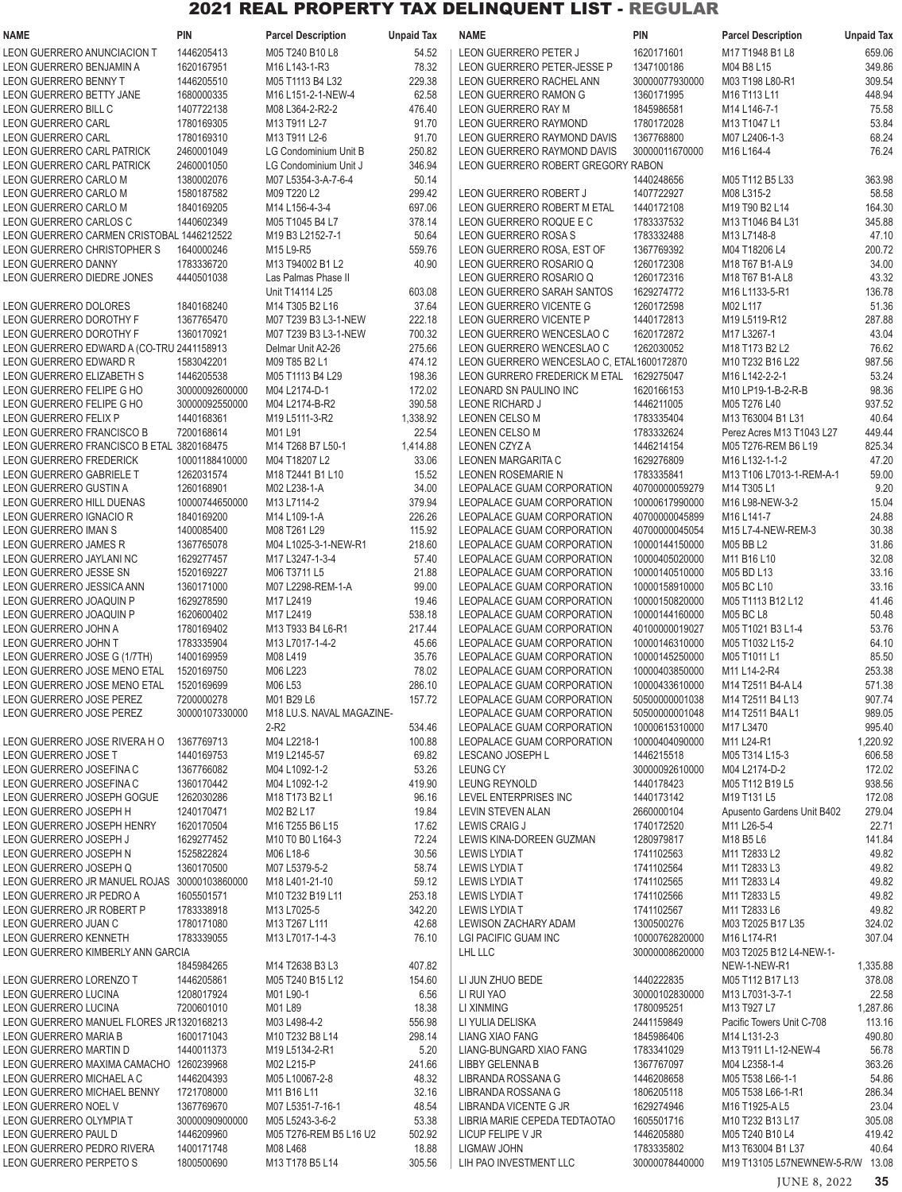# 2021 REAL PROPERTY TAX DELINQUENT LIST - REGULAR

| NAME | PIN | Parcel Description | Unpaid Tax |
|---|---|---|---|
| LEON GUERRERO ANUNCIACION T | 1446205413 | M05 T240 B10 L8 | 54.52 |
| LEON GUERRERO BENJAMIN A | 1620167951 | M16 L143-1-R3 | 78.32 |
| LEON GUERRERO BENNY T | 1446205510 | M05 T1113 B4 L32 | 229.38 |
| LEON GUERRERO BETTY JANE | 1680000335 | M16 L151-2-1-NEW-4 | 62.58 |
| LEON GUERRERO BILL C | 1407722138 | M08 L364-2-R2-2 | 476.40 |
| LEON GUERRERO CARL | 1780169305 | M13 T911 L2-7 | 91.70 |
| LEON GUERRERO CARL | 1780169310 | M13 T911 L2-6 | 91.70 |
| LEON GUERRERO CARL PATRICK | 2460001049 | LG Condominium Unit B | 250.82 |
| LEON GUERRERO CARL PATRICK | 2460001050 | LG Condominium Unit J | 346.94 |
| LEON GUERRERO CARLO M | 1380002076 | M07 L5354-3-A-7-6-4 | 50.14 |
| LEON GUERRERO CARLO M | 1580187582 | M09 T220 L2 | 299.42 |
| LEON GUERRERO CARLO M | 1840169205 | M14 L156-4-3-4 | 697.06 |
| LEON GUERRERO CARLOS C | 1440602349 | M05 T1045 B4 L7 | 378.14 |
| LEON GUERRERO CARMEN CRISTOBAL | 1446212522 | M19 B3 L2152-7-1 | 50.64 |
| LEON GUERRERO CHRISTOPHER S | 1640000246 | M15 L9-R5 | 559.76 |
| LEON GUERRERO DANNY | 1783336720 | M13 T94002 B1 L2 | 40.90 |
| LEON GUERRERO DIEDRE JONES | 4440501038 | Las Palmas Phase II Unit T14114 L25 | 603.08 |
| LEON GUERRERO DOLORES | 1840168240 | M14 T305 B2 L16 | 37.64 |
| LEON GUERRERO DOROTHY F | 1367765470 | M07 T239 B3 L3-1-NEW | 222.18 |
| LEON GUERRERO DOROTHY F | 1360170921 | M07 T239 B3 L3-1-NEW | 700.32 |
| LEON GUERRERO EDWARD A (CO-TRU | 2441158913 | Delmar Unit A2-26 | 275.66 |
| LEON GUERRERO EDWARD R | 1583042201 | M09 T85 B2 L1 | 474.12 |
| LEON GUERRERO ELIZABETH S | 1446205538 | M05 T1113 B4 L29 | 198.36 |
| LEON GUERRERO FELIPE G HO | 30000092600000 | M04 L2174-D-1 | 172.02 |
| LEON GUERRERO FELIPE G HO | 30000092550000 | M04 L2174-B-R2 | 390.58 |
| LEON GUERRERO FELIX P | 1440168361 | M19 L5111-3-R2 | 1,338.92 |
| LEON GUERRERO FRANCISCO B | 7200168614 | M01 L91 | 22.54 |
| LEON GUERRERO FRANCISCO B ETAL | 3820168475 | M14 T268 B7 L50-1 | 1,414.88 |
| LEON GUERRERO FREDERICK | 10001188410000 | M04 T18207 L2 | 33.06 |
| LEON GUERRERO GABRIELE T | 1262031574 | M18 T2441 B1 L10 | 15.52 |
| LEON GUERRERO GUSTIN A | 1260168901 | M02 L238-1-A | 34.00 |
| LEON GUERRERO HILL DUENAS | 10000744650000 | M13 L7114-2 | 379.94 |
| LEON GUERRERO IGNACIO R | 1840169200 | M14 L109-1-A | 226.26 |
| LEON GUERRERO IMAN S | 1400085400 | M08 T261 L29 | 115.92 |
| LEON GUERRERO JAMES R | 1367765078 | M04 L1025-3-1-NEW-R1 | 218.60 |
| LEON GUERRERO JAYLANI NC | 1629277457 | M17 L3247-1-3-4 | 57.40 |
| LEON GUERRERO JESSE SN | 1520169227 | M06 T3711 L5 | 21.88 |
| LEON GUERRERO JESSICA ANN | 1360171000 | M07 L2298-REM-1-A | 99.00 |
| LEON GUERRERO JOAQUIN P | 1629278590 | M17 L2419 | 19.46 |
| LEON GUERRERO JOAQUIN P | 1620600402 | M17 L2419 | 538.18 |
| LEON GUERRERO JOHN A | 1780169402 | M13 T933 B4 L6-R1 | 217.44 |
| LEON GUERRERO JOHN T | 1783335904 | M13 L7017-1-4-2 | 45.66 |
| LEON GUERRERO JOSE G (1/7TH) | 1400169959 | M08 L419 | 35.76 |
| LEON GUERRERO JOSE MENO ETAL | 1520169750 | M06 L223 | 78.02 |
| LEON GUERRERO JOSE MENO ETAL | 1520169699 | M06 L53 | 286.10 |
| LEON GUERRERO JOSE PEREZ | 7200000278 | M01 B29 L6 | 157.72 |
| LEON GUERRERO JOSE PEREZ | 30000107330000 | M18 LU.S. NAVAL MAGAZINE-2-R2 | 534.46 |
| LEON GUERRERO JOSE RIVERA H O | 1367769713 | M04 L2218-1 | 100.88 |
| LEON GUERRERO JOSE T | 1440169753 | M19 L2145-57 | 69.82 |
| LEON GUERRERO JOSEFINA C | 1367766082 | M04 L1092-1-2 | 53.26 |
| LEON GUERRERO JOSEFINA C | 1360170442 | M04 L1092-1-2 | 419.90 |
| LEON GUERRERO JOSEPH GOGUE | 1262030286 | M18 T173 B2 L1 | 96.16 |
| LEON GUERRERO JOSEPH H | 1240170471 | M02 B2 L17 | 19.84 |
| LEON GUERRERO JOSEPH HENRY | 1620170504 | M16 T255 B6 L15 | 17.62 |
| LEON GUERRERO JOSEPH J | 1629277452 | M10 T0 B0 L164-3 | 72.24 |
| LEON GUERRERO JOSEPH N | 1525822824 | M06 L18-6 | 30.56 |
| LEON GUERRERO JOSEPH Q | 1360170500 | M07 L5379-5-2 | 58.74 |
| LEON GUERRERO JR MANUEL ROJAS | 30000103860000 | M18 L401-21-10 | 59.12 |
| LEON GUERRERO JR PEDRO A | 1605501571 | M10 T232 B19 L11 | 253.18 |
| LEON GUERRERO JR ROBERT P | 1783338918 | M13 L7025-5 | 342.20 |
| LEON GUERRERO JUAN C | 1780171080 | M13 T267 L111 | 42.68 |
| LEON GUERRERO KENNETH | 1783339055 | M13 L7017-1-4-3 | 76.10 |
| LEON GUERRERO KIMBERLY ANN GARCIA | 1845984265 | M14 T2638 B3 L3 | 407.82 |
| LEON GUERRERO LORENZO T | 1446205861 | M05 T240 B15 L12 | 154.60 |
| LEON GUERRERO LUCINA | 1208017924 | M01 L90-1 | 6.56 |
| LEON GUERRERO LUCINA | 7200601010 | M01 L89 | 18.38 |
| LEON GUERRERO MANUEL FLORES JR | 1320168213 | M03 L498-4-2 | 556.98 |
| LEON GUERRERO MARIA B | 1600171043 | M10 T232 B8 L14 | 298.14 |
| LEON GUERRERO MARTIN D | 1440011373 | M19 L5134-2-R1 | 5.20 |
| LEON GUERRERO MAXIMA CAMACHO | 1260239968 | M02 L215-P | 241.66 |
| LEON GUERRERO MICHAEL A C | 1446204393 | M05 L10067-2-8 | 48.32 |
| LEON GUERRERO MICHAEL BENNY | 1721708000 | M11 B16 L11 | 32.16 |
| LEON GUERRERO NOEL V | 1367769670 | M07 L5351-7-16-1 | 48.54 |
| LEON GUERRERO OLYMPIA T | 30000090900000 | M05 L5243-3-6-2 | 53.38 |
| LEON GUERRERO PAUL D | 1446209960 | M05 T276-REM B5 L16 U2 | 502.92 |
| LEON GUERRERO PEDRO RIVERA | 1400171748 | M08 L468 | 18.88 |
| LEON GUERRERO PERPETO S | 1800500690 | M13 T178 B5 L14 | 305.56 |
| LEON GUERRERO PETER J | 1620171601 | M17 T1948 B1 L8 | 659.06 |
| LEON GUERRERO PETER-JESSE P | 1347100186 | M04 B8 L15 | 349.86 |
| LEON GUERRERO RACHEL ANN | 30000077930000 | M03 T198 L80-R1 | 309.54 |
| LEON GUERRERO RAMON G | 1360171995 | M16 T113 L11 | 448.94 |
| LEON GUERRERO RAY M | 1845986581 | M14 L146-7-1 | 75.58 |
| LEON GUERRERO RAYMOND | 1780172028 | M13 T1047 L1 | 53.84 |
| LEON GUERRERO RAYMOND DAVIS | 1367768800 | M07 L2406-1-3 | 68.24 |
| LEON GUERRERO RAYMOND DAVIS | 30000011670000 | M16 L164-4 | 76.24 |
| LEON GUERRERO ROBERT GREGORY RABON | 1440248656 | M05 T112 B5 L33 | 363.98 |
| LEON GUERRERO ROBERT J | 1407722927 | M08 L315-2 | 58.58 |
| LEON GUERRERO ROBERT M ETAL | 1440172108 | M19 T90 B2 L14 | 164.30 |
| LEON GUERRERO ROQUE E C | 1783337532 | M13 T1046 B4 L31 | 345.88 |
| LEON GUERRERO ROSA S | 1783332488 | M13 L7148-8 | 47.10 |
| LEON GUERRERO ROSA, EST OF | 1367769392 | M04 T18206 L4 | 200.72 |
| LEON GUERRERO ROSARIO Q | 1260172308 | M18 T67 B1-A L9 | 34.00 |
| LEON GUERRERO ROSARIO Q | 1260172316 | M18 T67 B1-A L8 | 43.32 |
| LEON GUERRERO SARAH SANTOS | 1629274772 | M16 L1133-5-R1 | 136.78 |
| LEON GUERRERO VICENTE G | 1260172598 | M02 L117 | 51.36 |
| LEON GUERRERO VICENTE P | 1440172813 | M19 L5119-R12 | 287.88 |
| LEON GUERRERO WENCESLAO C | 1620172872 | M17 L3267-1 | 43.04 |
| LEON GUERRERO WENCESLAO C | 1262030052 | M18 T173 B2 L2 | 76.62 |
| LEON GUERRERO WENCESLAO C, ETAL | 1600172870 | M10 T232 B16 L22 | 987.56 |
| LEON GURRERO FREDERICK M ETAL | 1629275047 | M16 L142-2-2-1 | 53.24 |
| LEONARD SN PAULINO INC | 1620166153 | M10 LP19-1-B-2-R-B | 98.36 |
| LEONE RICHARD J | 1446211005 | M05 T276 L40 | 937.52 |
| LEONEN CELSO M | 1783335404 | M13 T63004 B1 L31 | 40.64 |
| LEONEN CELSO M | 1783332624 | Perez Acres M13 T1043 L27 | 449.44 |
| LEONEN CZYZ A | 1446214154 | M05 T276-REM B6 L19 | 825.34 |
| LEONEN MARGARITA C | 1629276809 | M16 L132-1-1-2 | 47.20 |
| LEONEN ROSEMARIE N | 1783335841 | M13 T106 L7013-1-REM-A-1 | 59.00 |
| LEOPALACE GUAM CORPORATION | 40700000059279 | M14 T305 L1 | 9.20 |
| LEOPALACE GUAM CORPORATION | 10000617990000 | M16 L98-NEW-3-2 | 15.04 |
| LEOPALACE GUAM CORPORATION | 40700000045899 | M16 L141-7 | 24.88 |
| LEOPALACE GUAM CORPORATION | 40700000045054 | M15 L7-4-NEW-REM-3 | 30.38 |
| LEOPALACE GUAM CORPORATION | 10000144150000 | M05 BB L2 | 31.86 |
| LEOPALACE GUAM CORPORATION | 10000405020000 | M11 B16 L10 | 32.08 |
| LEOPALACE GUAM CORPORATION | 10000140510000 | M05 BD L13 | 33.16 |
| LEOPALACE GUAM CORPORATION | 10000158910000 | M05 BC L10 | 33.16 |
| LEOPALACE GUAM CORPORATION | 10000150820000 | M05 T1113 B12 L12 | 41.46 |
| LEOPALACE GUAM CORPORATION | 10000144160000 | M05 BC L8 | 50.48 |
| LEOPALACE GUAM CORPORATION | 40100000019027 | M05 T1021 B3 L1-4 | 53.76 |
| LEOPALACE GUAM CORPORATION | 10000146310000 | M05 T1032 L15-2 | 64.10 |
| LEOPALACE GUAM CORPORATION | 10000145250000 | M05 T1011 L1 | 85.50 |
| LEOPALACE GUAM CORPORATION | 10000403850000 | M11 L14-2-R4 | 253.38 |
| LEOPALACE GUAM CORPORATION | 10000433610000 | M14 T2511 B4-A L4 | 571.38 |
| LEOPALACE GUAM CORPORATION | 50500000001038 | M14 T2511 B4 L13 | 907.74 |
| LEOPALACE GUAM CORPORATION | 50500000001048 | M14 T2511 B4A L1 | 989.05 |
| LEOPALACE GUAM CORPORATION | 10000615310000 | M17 L3470 | 995.40 |
| LEOPALACE GUAM CORPORATION | 10000404090000 | M11 L24-R1 | 1,220.92 |
| LESCANO JOSEPH L | 1446215518 | M05 T314 L15-3 | 606.58 |
| LEUNG CY | 30000092610000 | M04 L2174-D-2 | 172.02 |
| LEUNG REYNOLD | 1440178423 | M05 T112 B19 L5 | 938.56 |
| LEVEL ENTERPRISES INC | 1440173142 | M19 T131 L5 | 172.08 |
| LEVIN STEVEN ALAN | 2660000104 | Apusento Gardens Unit B402 | 279.04 |
| LEWIS CRAIG J | 1740172520 | M11 L26-5-4 | 22.71 |
| LEWIS KINA-DOREEN GUZMAN | 1280979817 | M18 B5 L6 | 141.84 |
| LEWIS LYDIA T | 1741102563 | M11 T2833 L2 | 49.82 |
| LEWIS LYDIA T | 1741102564 | M11 T2833 L3 | 49.82 |
| LEWIS LYDIA T | 1741102565 | M11 T2833 L4 | 49.82 |
| LEWIS LYDIA T | 1741102566 | M11 T2833 L5 | 49.82 |
| LEWIS LYDIA T | 1741102567 | M11 T2833 L6 | 49.82 |
| LEWISON ZACHARY ADAM | 1300500276 | M03 T2025 B17 L35 | 324.02 |
| LGI PACIFIC GUAM INC | 10000762820000 | M16 L174-R1 | 307.04 |
| LHL LLC | 30000008620000 | M03 T2025 B12 L4-NEW-1-NEW-1-NEW-R1 | 1,335.88 |
| LI JUN ZHUO BEDE | 1440222835 | M05 T112 B17 L13 | 378.08 |
| LI RUI YAO | 30000102830000 | M13 L7031-3-7-1 | 22.58 |
| LI XINMING | 1780095251 | M13 T927 L7 | 1,287.86 |
| LI YULIA DELISKA | 2441159849 | Pacific Towers Unit C-708 | 113.16 |
| LIANG XIAO FANG | 1845986406 | M14 L131-2-3 | 490.80 |
| LIANG-BUNGARD XIAO FANG | 1783341029 | M13 T911 L1-12-NEW-4 | 56.78 |
| LIBBY GELENNA B | 1367767097 | M04 L2358-1-4 | 363.26 |
| LIBRANDA ROSSANA G | 1446208658 | M05 T538 L66-1-1 | 54.86 |
| LIBRANDA ROSSANA G | 1806205118 | M05 T538 L66-1-R1 | 286.34 |
| LIBRANDA VICENTE G JR | 1629274946 | M16 T1925-A L5 | 23.04 |
| LIBRIA MARIE CEPEDA TEDTAOTAO | 1605501716 | M10 T232 B13 L17 | 305.08 |
| LICUP FELIPE V JR | 1446205880 | M05 T240 B10 L4 | 419.42 |
| LIGMAW JOHN | 1783335802 | M13 T63004 B1 L37 | 40.64 |
| LIH PAO INVESTMENT LLC | 30000078440000 | M19 T13105 L57NEWNEW-5-R/W | 13.08 |

JUNE 8, 2022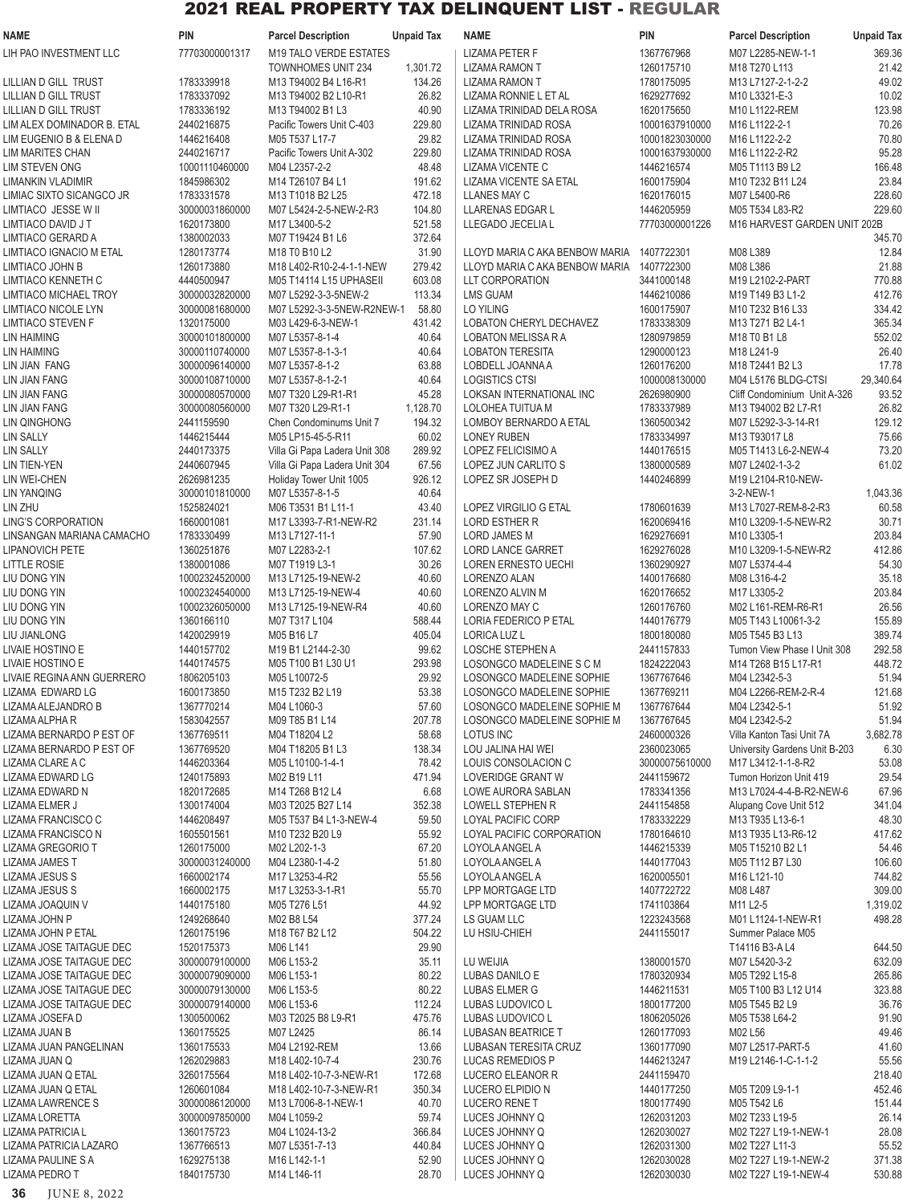# 2021 REAL PROPERTY TAX DELINQUENT LIST - REGULAR

| NAME | PIN | Parcel Description | Unpaid Tax |
|---|---|---|---|
| LIH PAO INVESTMENT LLC | 77703000001317 | M19 TALO VERDE ESTATES TOWNHOMES UNIT 234 | 1,301.72 |
| LILLIAN D GILL TRUST | 1783339918 | M13 T94002 B4 L16-R1 | 134.26 |
| LILLIAN D GILL TRUST | 1783337092 | M13 T94002 B2 L10-R1 | 26.82 |
| LILLIAN D GILL TRUST | 1783336192 | M13 T94002 B1 L3 | 40.90 |
| LIM ALEX DOMINADOR B. ETAL | 2440216875 | Pacific Towers Unit C-403 | 229.80 |
| LIM EUGENIO B & ELENA D | 1446216408 | M05 T537 L17-7 | 29.82 |
| LIM MARITES CHAN | 2440216717 | Pacific Towers Unit A-302 | 229.80 |
| LIM STEVEN ONG | 10001110460000 | M04 L2357-2-2 | 48.48 |
| LIMANKIN VLADIMIR | 1845986302 | M14 T26107 B4 L1 | 191.62 |
| LIMIAC SIXTO SICANGCO JR | 1783331578 | M13 T1018 B2 L25 | 472.18 |
| LIMTIACO JESSE W II | 30000031860000 | M07 L5424-2-5-NEW-2-R3 | 104.80 |
| LIMTIACO DAVID J T | 1620173800 | M17 L3400-5-2 | 521.58 |
| LIMTIACO GERARD A | 1380002033 | M07 T19424 B1 L6 | 372.64 |
| LIMTIACO IGNACIO M ETAL | 1280173774 | M18 T0 B10 L2 | 31.90 |
| LIMTIACO JOHN B | 1260173880 | M18 L402-R10-2-4-1-1-NEW | 279.42 |
| LIMTIACO KENNETH C | 4440500947 | M05 T14114 L15 UPHASEII | 603.08 |
| LIMTIACO MICHAEL TROY | 30000032820000 | M07 L5292-3-3-5NEW-2 | 113.34 |
| LIMTIACO NICOLE LYN | 30000081680000 | M07 L5292-3-3-5NEW-R2NEW-1 | 58.80 |
| LIMTIACO STEVEN F | 1320175000 | M03 L429-6-3-NEW-1 | 431.42 |
| LIN HAIMING | 30000101800000 | M07 L5357-8-1-4 | 40.64 |
| LIN HAIMING | 30000110740000 | M07 L5357-8-1-3-1 | 40.64 |
| LIN JIAN FANG | 30000096140000 | M07 L5357-8-1-2 | 63.88 |
| LIN JIAN FANG | 30000108710000 | M07 L5357-8-1-2-1 | 40.64 |
| LIN JIAN FANG | 30000080570000 | M07 T320 L29-R1-R1 | 45.28 |
| LIN JIAN FANG | 30000080560000 | M07 T320 L29-R1-1 | 1,128.70 |
| LIN QINGHONG | 2441159590 | Chen Condominums Unit 7 | 194.32 |
| LIN SALLY | 1446215444 | M05 LP15-45-5-R11 | 60.02 |
| LIN SALLY | 2440173375 | Villa Gi Papa Ladera Unit 308 | 289.92 |
| LIN TIEN-YEN | 2440607945 | Villa Gi Papa Ladera Unit 304 | 67.56 |
| LIN WEI-CHEN | 2626981235 | Holiday Tower Unit 1005 | 926.12 |
| LIN YANQING | 30000101810000 | M07 L5357-8-1-5 | 40.64 |
| LIN ZHU | 1525824021 | M06 T3531 B1 L11-1 | 43.40 |
| LING'S CORPORATION | 1660001081 | M17 L3393-7-R1-NEW-R2 | 231.14 |
| LINSANGAN MARIANA CAMACHO | 1783330499 | M13 L7127-11-1 | 57.90 |
| LIPANOVICH PETE | 1360251876 | M07 L2283-2-1 | 107.62 |
| LITTLE ROSIE | 1380001086 | M07 T1919 L3-1 | 30.26 |
| LIU DONG YIN | 10002324520000 | M13 L7125-19-NEW-2 | 40.60 |
| LIU DONG YIN | 10002324540000 | M13 L7125-19-NEW-4 | 40.60 |
| LIU DONG YIN | 10002326050000 | M13 L7125-19-NEW-R4 | 40.60 |
| LIU DONG YIN | 1360166110 | M07 T317 L104 | 588.44 |
| LIU JIANLONG | 1420029919 | M05 B16 L7 | 405.04 |
| LIVAIE HOSTINO E | 1440157702 | M19 B1 L2144-2-30 | 99.62 |
| LIVAIE HOSTINO E | 1440174575 | M05 T100 B1 L30 U1 | 293.98 |
| LIVAIE REGINA ANN GUERRERO | 1806205103 | M05 L10072-5 | 29.92 |
| LIZAMA EDWARD LG | 1600173850 | M15 T232 B2 L19 | 53.38 |
| LIZAMA ALEJANDRO B | 1367770214 | M04 L1060-3 | 57.60 |
| LIZAMA ALPHA R | 1583042557 | M09 T85 B1 L14 | 207.78 |
| LIZAMA BERNARDO P EST OF | 1367769511 | M04 T18204 L2 | 58.68 |
| LIZAMA BERNARDO P EST OF | 1367769520 | M04 T18205 B1 L3 | 138.34 |
| LIZAMA CLARE A C | 1446203364 | M05 L10100-1-4-1 | 78.42 |
| LIZAMA EDWARD LG | 1240175893 | M02 B19 L11 | 471.94 |
| LIZAMA EDWARD N | 1820172685 | M14 T268 B12 L4 | 6.68 |
| LIZAMA ELMER J | 1300174004 | M03 T2025 B27 L14 | 352.38 |
| LIZAMA FRANCISCO C | 1446208497 | M05 T537 B4 L1-3-NEW-4 | 59.50 |
| LIZAMA FRANCISCO N | 1605501561 | M10 T232 B20 L9 | 55.92 |
| LIZAMA GREGORIO T | 1260175000 | M02 L202-1-3 | 67.20 |
| LIZAMA JAMES T | 30000031240000 | M04 L2380-1-4-2 | 51.80 |
| LIZAMA JESUS S | 1660002174 | M17 L3253-4-R2 | 55.56 |
| LIZAMA JESUS S | 1660002175 | M17 L3253-3-1-R1 | 55.70 |
| LIZAMA JOAQUIN V | 1440175180 | M05 T276 L51 | 44.92 |
| LIZAMA JOHN P | 1249268640 | M02 B8 L54 | 377.24 |
| LIZAMA JOHN P ETAL | 1260175196 | M18 T67 B2 L12 | 504.22 |
| LIZAMA JOSE TAITAGUE DEC | 1520175373 | M06 L141 | 29.90 |
| LIZAMA JOSE TAITAGUE DEC | 30000079100000 | M06 L153-2 | 35.11 |
| LIZAMA JOSE TAITAGUE DEC | 30000079090000 | M06 L153-1 | 80.22 |
| LIZAMA JOSE TAITAGUE DEC | 30000079130000 | M06 L153-5 | 80.22 |
| LIZAMA JOSE TAITAGUE DEC | 30000079140000 | M06 L153-6 | 112.24 |
| LIZAMA JOSEFA D | 1300500062 | M03 T2025 B8 L9-R1 | 475.76 |
| LIZAMA JUAN B | 1360175525 | M07 L2425 | 86.14 |
| LIZAMA JUAN PANGELINAN | 1360175533 | M04 L2192-REM | 13.66 |
| LIZAMA JUAN Q | 1262029883 | M18 L402-10-7-4 | 230.76 |
| LIZAMA JUAN Q ETAL | 3260175564 | M18 L402-10-7-3-NEW-R1 | 172.68 |
| LIZAMA JUAN Q ETAL | 1260601084 | M18 L402-10-7-3-NEW-R1 | 350.34 |
| LIZAMA LAWRENCE S | 30000086120000 | M13 L7006-8-1-NEW-1 | 40.70 |
| LIZAMA LORETTA | 30000097850000 | M04 L1059-2 | 59.74 |
| LIZAMA PATRICIA L | 1360175723 | M04 L1024-13-2 | 366.84 |
| LIZAMA PATRICIA LAZARO | 1367766513 | M07 L5351-7-13 | 440.84 |
| LIZAMA PAULINE S A | 1629275138 | M16 L142-1-1 | 52.90 |
| LIZAMA PEDRO T | 1840175730 | M14 L146-11 | 28.70 |
| LIZAMA PETER F | 1367767968 | M07 L2285-NEW-1-1 | 369.36 |
| LIZAMA RAMON T | 1260175710 | M18 T270 L113 | 21.42 |
| LIZAMA RAMON T | 1780175095 | M13 L7127-2-1-2-2 | 49.02 |
| LIZAMA RONNIE L ET AL | 1629277692 | M10 L3321-E-3 | 10.02 |
| LIZAMA TRINIDAD DELA ROSA | 1620175650 | M10 L1122-REM | 123.98 |
| LIZAMA TRINIDAD ROSA | 10001637910000 | M16 L1122-2-1 | 70.26 |
| LIZAMA TRINIDAD ROSA | 10001823030000 | M16 L1122-2-2 | 70.80 |
| LIZAMA TRINIDAD ROSA | 10001637930000 | M16 L1122-2-R2 | 95.28 |
| LIZAMA VICENTE C | 1446216574 | M05 T1113 B9 L2 | 166.48 |
| LIZAMA VICENTE SA ETAL | 1600175904 | M10 T232 B11 L24 | 23.84 |
| LLANES MAY C | 1620176015 | M07 L5400-R6 | 228.60 |
| LLARENAS EDGAR L | 1446205959 | M05 T534 L83-R2 | 229.60 |
| LLEGADO JECELIA L | 77703000001226 | M16 HARVEST GARDEN UNIT 202B | 345.70 |
| LLOYD MARIA C AKA BENBOW MARIA | 1407722301 | M08 L389 | 12.84 |
| LLOYD MARIA C AKA BENBOW MARIA | 1407722300 | M08 L386 | 21.88 |
| LLT CORPORATION | 3441000148 | M19 L2102-2-PART | 770.88 |
| LMS GUAM | 1446210086 | M19 T149 B3 L1-2 | 412.76 |
| LO YILING | 1600175907 | M10 T232 B16 L33 | 334.42 |
| LOBATON CHERYL DECHAVEZ | 1783338309 | M13 T271 B2 L4-1 | 365.34 |
| LOBATON MELISSA R A | 1280979859 | M18 T0 B1 L8 | 552.02 |
| LOBATON TERESITA | 1290000123 | M18 L241-9 | 26.40 |
| LOBDELL JOANNA A | 1260176200 | M18 T2441 B2 L3 | 17.78 |
| LOGISTICS CTSI | 1000008130000 | M04 L5176 BLDG-CTSI | 29,340.64 |
| LOKSAN INTERNATIONAL INC | 2626980900 | Cliff Condominium Unit A-326 | 93.52 |
| LOLOHEA TUITUA M | 1783337989 | M13 T94002 B2 L7-R1 | 26.82 |
| LOMBOY BERNARDO A ETAL | 1360500342 | M07 L5292-3-3-14-R1 | 129.12 |
| LONEY RUBEN | 1783334997 | M13 T93017 L8 | 75.66 |
| LOPEZ FELICISIMO A | 1440176515 | M05 T1413 L6-2-NEW-4 | 73.20 |
| LOPEZ JUN CARLITO S | 1380000589 | M07 L2402-1-3-2 | 61.02 |
| LOPEZ SR JOSEPH D | 1440246899 | M19 L2104-R10-NEW-3-2-NEW-1 | 1,043.36 |
| LOPEZ VIRGILIO G ETAL | 1780601639 | M13 L7027-REM-8-2-R3 | 60.58 |
| LORD ESTHER R | 1620069416 | M10 L3209-1-5-NEW-R2 | 30.71 |
| LORD JAMES M | 1629276691 | M10 L3305-1 | 203.84 |
| LORD LANCE GARRET | 1629276028 | M10 L3209-1-5-NEW-R2 | 412.86 |
| LOREN ERNESTO UECHI | 1360290927 | M07 L5374-4-4 | 54.30 |
| LORENZO ALAN | 1400176680 | M08 L316-4-2 | 35.18 |
| LORENZO ALVIN M | 1620176652 | M17 L3305-2 | 203.84 |
| LORENZO MAY C | 1260176760 | M02 L161-REM-R6-R1 | 26.56 |
| LORIA FEDERICO P ETAL | 1440176779 | M05 T143 L10061-3-2 | 155.89 |
| LORICA LUZ L | 1800180080 | M05 T545 B3 L13 | 389.74 |
| LOSCHE STEPHEN A | 2441157833 | Tumon View Phase I Unit 308 | 292.58 |
| LOSONGCO MADELEINE S C M | 1824222043 | M14 T268 B15 L17-R1 | 448.72 |
| LOSONGCO MADELEINE SOPHIE | 1367767646 | M04 L2342-5-3 | 51.94 |
| LOSONGCO MADELEINE SOPHIE | 1367769211 | M04 L2266-REM-2-R-4 | 121.68 |
| LOSONGCO MADELEINE SOPHIE M | 1367767644 | M04 L2342-5-1 | 51.92 |
| LOSONGCO MADELEINE SOPHIE M | 1367767645 | M04 L2342-5-2 | 51.94 |
| LOTUS INC | 2460000326 | Villa Kanton Tasi Unit 7A | 3,682.78 |
| LOU JALINA HAI WEI | 2360023065 | University Gardens Unit B-203 | 6.30 |
| LOUIS CONSOLACION C | 30000075610000 | M17 L3412-1-1-8-R2 | 53.08 |
| LOVERIDGE GRANT W | 2441159672 | Tumon Horizon Unit 419 | 29.54 |
| LOWE AURORA SABLAN | 1783341356 | M13 L7024-4-4-B-R2-NEW-6 | 67.96 |
| LOWELL STEPHEN R | 2441154858 | Alupang Cove Unit 512 | 341.04 |
| LOYAL PACIFIC CORP | 1783332229 | M13 T935 L13-6-1 | 48.30 |
| LOYAL PACIFIC CORPORATION | 1780164610 | M13 T935 L13-R6-12 | 417.62 |
| LOYOLA ANGEL A | 1446215339 | M05 T15210 B2 L1 | 54.46 |
| LOYOLA ANGEL A | 1440177043 | M05 T112 B7 L30 | 106.60 |
| LOYOLA ANGEL A | 1620005501 | M16 L121-10 | 744.82 |
| LPP MORTGAGE LTD | 1407722722 | M08 L487 | 309.00 |
| LPP MORTGAGE LTD | 1741103864 | M11 L2-5 | 1,319.02 |
| LS GUAM LLC | 1223243568 | M01 L1124-1-NEW-R1 | 498.28 |
| LU HSIU-CHIEH | 2441155017 | Summer Palace M05 T14116 B3-A L4 | 644.50 |
| LU WEIJIA | 1380001570 | M07 L5420-3-2 | 632.09 |
| LUBAS DANILO E | 1780320934 | M05 T292 L15-8 | 265.86 |
| LUBAS ELMER G | 1446211531 | M05 T100 B3 L12 U14 | 323.88 |
| LUBAS LUDOVICO L | 1800177200 | M05 T545 B2 L9 | 36.76 |
| LUBAS LUDOVICO L | 1806205026 | M05 T538 L64-2 | 91.90 |
| LUBASAN BEATRICE T | 1260177093 | M02 L56 | 49.46 |
| LUBASAN TERESITA CRUZ | 1360177090 | M07 L2517-PART-5 | 41.60 |
| LUCAS REMEDIOS P | 1446213247 | M19 L2146-1-C-1-1-2 | 55.56 |
| LUCERO ELEANOR R | 2441159470 | | 218.40 |
| LUCERO ELPIDIO N | 1440177250 | M05 T209 L9-1-1 | 452.46 |
| LUCERO RENE T | 1800177490 | M05 T542 L6 | 151.44 |
| LUCES JOHNNY Q | 1262031203 | M02 T233 L19-5 | 26.14 |
| LUCES JOHNNY Q | 1262030027 | M02 T227 L19-1-NEW-1 | 28.08 |
| LUCES JOHNNY Q | 1262031300 | M02 T227 L11-3 | 55.52 |
| LUCES JOHNNY Q | 1262030028 | M02 T227 L19-1-NEW-2 | 371.38 |
| LUCES JOHNNY Q | 1262030030 | M02 T227 L19-1-NEW-4 | 530.88 |

JUNE 8, 2022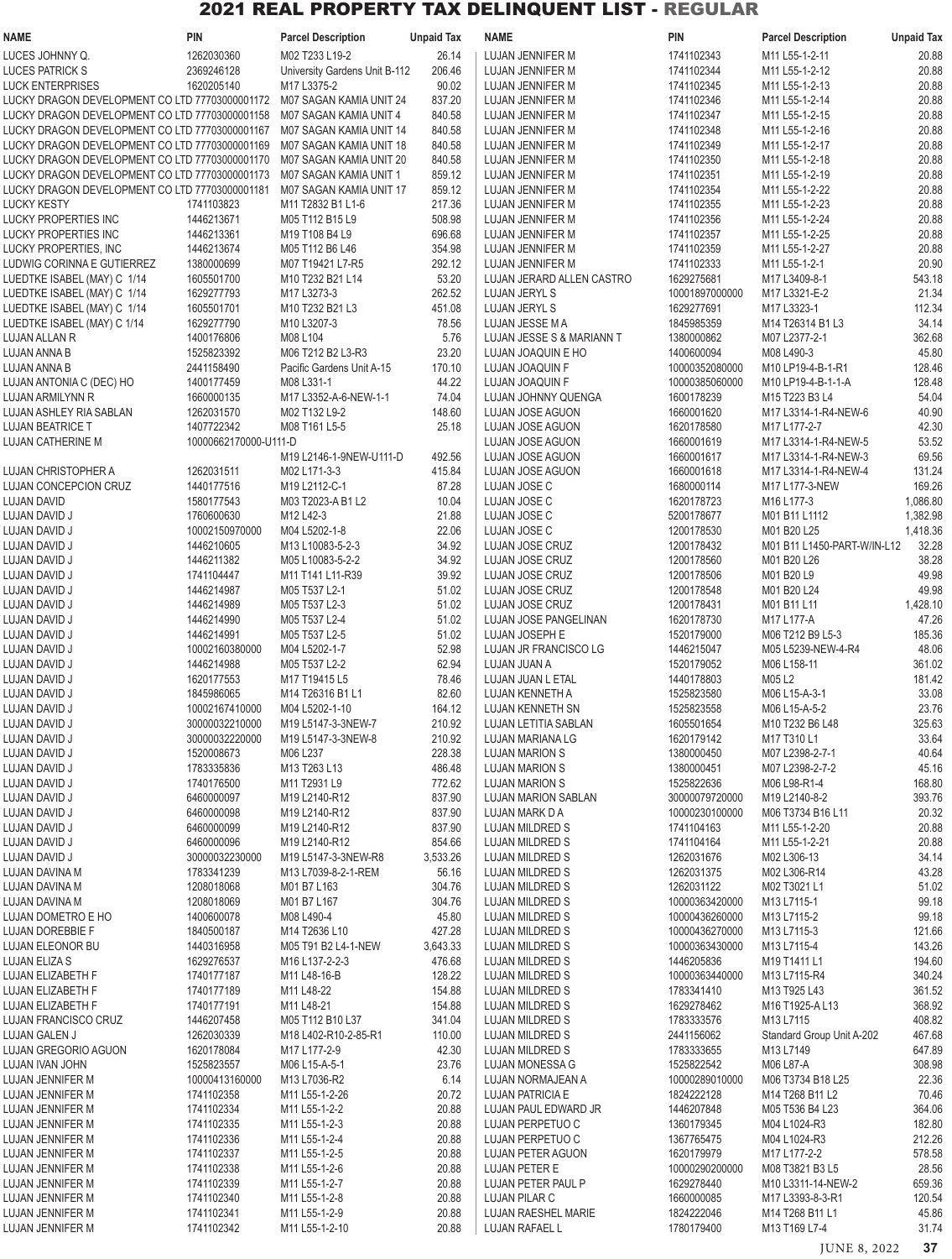# 2021 REAL PROPERTY TAX DELINQUENT LIST - REGULAR

| NAME | PIN | Parcel Description | Unpaid Tax |
|---|---|---|---|
| LUCES JOHNNY Q. | 1262030360 | M02 T233 L19-2 | 26.14 |
| LUCES PATRICK S | 2369246128 | University Gardens Unit B-112 | 206.46 |
| LUCK ENTERPRISES | 1620205140 | M17 L3375-2 | 90.02 |
| LUCKY DRAGON DEVELOPMENT CO LTD | 77703000001172 | M07 SAGAN KAMIA UNIT 24 | 837.20 |
| LUCKY DRAGON DEVELOPMENT CO LTD | 77703000001158 | M07 SAGAN KAMIA UNIT 4 | 840.58 |
| LUCKY DRAGON DEVELOPMENT CO LTD | 77703000001167 | M07 SAGAN KAMIA UNIT 14 | 840.58 |
| LUCKY DRAGON DEVELOPMENT CO LTD | 77703000001169 | M07 SAGAN KAMIA UNIT 18 | 840.58 |
| LUCKY DRAGON DEVELOPMENT CO LTD | 77703000001170 | M07 SAGAN KAMIA UNIT 20 | 840.58 |
| LUCKY DRAGON DEVELOPMENT CO LTD | 77703000001173 | M07 SAGAN KAMIA UNIT 1 | 859.12 |
| LUCKY DRAGON DEVELOPMENT CO LTD | 77703000001181 | M07 SAGAN KAMIA UNIT 17 | 859.12 |
| LUCKY KESTY | 1741103823 | M11 T2832 B1 L1-6 | 217.36 |
| LUCKY PROPERTIES INC | 1446213671 | M05 T112 B15 L9 | 508.98 |
| LUCKY PROPERTIES INC | 1446213361 | M19 T108 B4 L9 | 696.68 |
| LUCKY PROPERTIES, INC | 1446213674 | M05 T112 B6 L46 | 354.98 |
| LUDWIG CORINNA E GUTIERREZ | 1380000699 | M07 T19421 L7-R5 | 292.12 |
| LUEDTKE ISABEL (MAY) C 1/14 | 1605501700 | M10 T232 B21 L14 | 53.20 |
| LUEDTKE ISABEL (MAY) C 1/14 | 1629277793 | M17 L3273-3 | 262.52 |
| LUEDTKE ISABEL (MAY) C 1/14 | 1605501701 | M10 T232 B21 L3 | 451.08 |
| LUEDTKE ISABEL (MAY) C 1/14 | 1629277790 | M10 L3207-3 | 78.56 |
| LUJAN ALLAN R | 1400176806 | M08 L104 | 5.76 |
| LUJAN ANNA B | 1525823392 | M06 T212 B2 L3-R3 | 23.20 |
| LUJAN ANNA B | 2441158490 | Pacific Gardens Unit A-15 | 170.10 |
| LUJAN ANTONIA C (DEC) HO | 1400177459 | M08 L331-1 | 44.22 |
| LUJAN ARMILYNN R | 1660000135 | M17 L3352-A-6-NEW-1-1 | 74.04 |
| LUJAN ASHLEY RIA SABLAN | 1262031570 | M02 T132 L9-2 | 148.60 |
| LUJAN BEATRICE T | 1407722342 | M08 T161 L5-5 | 25.18 |
| LUJAN CATHERINE M | 10000662170000-U111-D | M19 L2146-1-9NEW-U111-D | 492.56 |
| LUJAN CHRISTOPHER A | 1262031511 | M02 L171-3-3 | 415.84 |
| LUJAN CONCEPCION CRUZ | 1440177516 | M19 L2112-C-1 | 87.28 |
| LUJAN DAVID | 1580177543 | M03 T2023-A B1 L2 | 10.04 |
| LUJAN DAVID J | 1760600630 | M12 L42-3 | 21.88 |
| LUJAN DAVID J | 10002150970000 | M04 L5202-1-8 | 22.06 |
| LUJAN DAVID J | 1446210605 | M13 L10083-5-2-3 | 34.92 |
| LUJAN DAVID J | 1446211382 | M05 L10083-5-2-2 | 34.92 |
| LUJAN DAVID J | 1741104447 | M11 T141 L11-R39 | 39.92 |
| LUJAN DAVID J | 1446214987 | M05 T537 L2-1 | 51.02 |
| LUJAN DAVID J | 1446214989 | M05 T537 L2-3 | 51.02 |
| LUJAN DAVID J | 1446214990 | M05 T537 L2-4 | 51.02 |
| LUJAN DAVID J | 1446214991 | M05 T537 L2-5 | 51.02 |
| LUJAN DAVID J | 10002160380000 | M04 L5202-1-7 | 52.98 |
| LUJAN DAVID J | 1446214988 | M05 T537 L2-2 | 62.94 |
| LUJAN DAVID J | 1620177553 | M17 T19415 L5 | 78.46 |
| LUJAN DAVID J | 1845986065 | M14 T26316 B1 L1 | 82.60 |
| LUJAN DAVID J | 10002167410000 | M04 L5202-1-10 | 164.12 |
| LUJAN DAVID J | 30000032210000 | M19 L5147-3-3NEW-7 | 210.92 |
| LUJAN DAVID J | 30000032220000 | M19 L5147-3-3NEW-8 | 210.92 |
| LUJAN DAVID J | 1520008673 | M06 L237 | 228.38 |
| LUJAN DAVID J | 1783335836 | M13 T263 L13 | 486.48 |
| LUJAN DAVID J | 1740176500 | M11 T2931 L9 | 772.62 |
| LUJAN DAVID J | 6460000097 | M19 L2140-R12 | 837.90 |
| LUJAN DAVID J | 6460000098 | M19 L2140-R12 | 837.90 |
| LUJAN DAVID J | 6460000099 | M19 L2140-R12 | 837.90 |
| LUJAN DAVID J | 6460000096 | M19 L2140-R12 | 854.66 |
| LUJAN DAVID J | 30000032230000 | M19 L5147-3-3NEW-R8 | 3,533.26 |
| LUJAN DAVINA M | 1783341239 | M13 L7039-8-2-1-REM | 56.16 |
| LUJAN DAVINA M | 1208018068 | M01 B7 L163 | 304.76 |
| LUJAN DAVINA M | 1208018069 | M01 B7 L167 | 304.76 |
| LUJAN DOMETRO E HO | 1400600078 | M08 L490-4 | 45.80 |
| LUJAN DOREBBIE F | 1840500187 | M14 T2636 L10 | 427.28 |
| LUJAN ELEONOR BU | 1440316958 | M05 T91 B2 L4-1-NEW | 3,643.33 |
| LUJAN ELIZA S | 1629276537 | M16 L137-2-2-3 | 476.68 |
| LUJAN ELIZABETH F | 1740177187 | M11 L48-16-B | 128.22 |
| LUJAN ELIZABETH F | 1740177189 | M11 L48-22 | 154.88 |
| LUJAN ELIZABETH F | 1740177191 | M11 L48-21 | 154.88 |
| LUJAN FRANCISCO CRUZ | 1446207458 | M05 T112 B10 L37 | 341.04 |
| LUJAN GALEN J | 1262030339 | M18 L402-R10-2-85-R1 | 110.00 |
| LUJAN GREGORIO AGUON | 1620178084 | M17 L177-2-9 | 42.30 |
| LUJAN IVAN JOHN | 1525823557 | M06 L15-A-5-1 | 23.76 |
| LUJAN JENNIFER M | 10000413160000 | M13 L7036-R2 | 6.14 |
| LUJAN JENNIFER M | 1741102358 | M11 L55-1-2-26 | 20.72 |
| LUJAN JENNIFER M | 1741102334 | M11 L55-1-2-2 | 20.88 |
| LUJAN JENNIFER M | 1741102335 | M11 L55-1-2-3 | 20.88 |
| LUJAN JENNIFER M | 1741102336 | M11 L55-1-2-4 | 20.88 |
| LUJAN JENNIFER M | 1741102337 | M11 L55-1-2-5 | 20.88 |
| LUJAN JENNIFER M | 1741102338 | M11 L55-1-2-6 | 20.88 |
| LUJAN JENNIFER M | 1741102339 | M11 L55-1-2-7 | 20.88 |
| LUJAN JENNIFER M | 1741102340 | M11 L55-1-2-8 | 20.88 |
| LUJAN JENNIFER M | 1741102341 | M11 L55-1-2-9 | 20.88 |
| LUJAN JENNIFER M | 1741102342 | M11 L55-1-2-10 | 20.88 |
| LUJAN JENNIFER M | 1741102343 | M11 L55-1-2-11 | 20.88 |
| LUJAN JENNIFER M | 1741102344 | M11 L55-1-2-12 | 20.88 |
| LUJAN JENNIFER M | 1741102345 | M11 L55-1-2-13 | 20.88 |
| LUJAN JENNIFER M | 1741102346 | M11 L55-1-2-14 | 20.88 |
| LUJAN JENNIFER M | 1741102347 | M11 L55-1-2-15 | 20.88 |
| LUJAN JENNIFER M | 1741102348 | M11 L55-1-2-16 | 20.88 |
| LUJAN JENNIFER M | 1741102349 | M11 L55-1-2-17 | 20.88 |
| LUJAN JENNIFER M | 1741102350 | M11 L55-1-2-18 | 20.88 |
| LUJAN JENNIFER M | 1741102351 | M11 L55-1-2-19 | 20.88 |
| LUJAN JENNIFER M | 1741102354 | M11 L55-1-2-22 | 20.88 |
| LUJAN JENNIFER M | 1741102355 | M11 L55-1-2-23 | 20.88 |
| LUJAN JENNIFER M | 1741102356 | M11 L55-1-2-24 | 20.88 |
| LUJAN JENNIFER M | 1741102357 | M11 L55-1-2-25 | 20.88 |
| LUJAN JENNIFER M | 1741102359 | M11 L55-1-2-27 | 20.88 |
| LUJAN JENNIFER M | 1741102333 | M11 L55-1-2-1 | 20.90 |
| LUJAN JERARD ALLEN CASTRO | 1629275681 | M17 L3409-8-1 | 543.18 |
| LUJAN JERYL S | 10001897000000 | M17 L3321-E-2 | 21.34 |
| LUJAN JERYL S | 1629277691 | M17 L3323-1 | 112.34 |
| LUJAN JESSE M A | 1845985359 | M14 T26314 B1 L3 | 34.14 |
| LUJAN JESSE S & MARIANN T | 1380000862 | M07 L2377-2-1 | 362.68 |
| LUJAN JOAQUIN E HO | 1400600094 | M08 L490-3 | 45.80 |
| LUJAN JOAQUIN F | 10000352080000 | M10 LP19-4-B-1-R1 | 128.46 |
| LUJAN JOAQUIN F | 10000385060000 | M10 LP19-4-B-1-1-A | 128.48 |
| LUJAN JOHNNY QUENGA | 1600178239 | M15 T223 B3 L4 | 54.04 |
| LUJAN JOSE AGUON | 1660001620 | M17 L3314-1-R4-NEW-6 | 40.90 |
| LUJAN JOSE AGUON | 1620178580 | M17 L177-2-7 | 42.30 |
| LUJAN JOSE AGUON | 1660001619 | M17 L3314-1-R4-NEW-5 | 53.52 |
| LUJAN JOSE AGUON | 1660001617 | M17 L3314-1-R4-NEW-3 | 69.56 |
| LUJAN JOSE AGUON | 1660001618 | M17 L3314-1-R4-NEW-4 | 131.24 |
| LUJAN JOSE C | 1680000114 | M17 L177-3-NEW | 169.26 |
| LUJAN JOSE C | 1620178723 | M16 L177-3 | 1,086.80 |
| LUJAN JOSE C | 5200178677 | M01 B11 L1112 | 1,382.98 |
| LUJAN JOSE C | 1200178530 | M01 B20 L25 | 1,418.36 |
| LUJAN JOSE CRUZ | 1200178432 | M01 B11 L1450-PART-W/IN-L12 | 32.28 |
| LUJAN JOSE CRUZ | 1200178560 | M01 B20 L26 | 38.28 |
| LUJAN JOSE CRUZ | 1200178506 | M01 B20 L9 | 49.98 |
| LUJAN JOSE CRUZ | 1200178548 | M01 B20 L24 | 49.98 |
| LUJAN JOSE CRUZ | 1200178431 | M01 B11 L11 | 1,428.10 |
| LUJAN JOSE PANGELINAN | 1620178730 | M17 L177-A | 47.26 |
| LUJAN JOSEPH E | 1520179000 | M06 T212 B9 L5-3 | 185.36 |
| LUJAN JR FRANCISCO LG | 1446215047 | M05 L5239-NEW-4-R4 | 48.06 |
| LUJAN JUAN A | 1520179052 | M06 L158-11 | 361.02 |
| LUJAN JUAN L ETAL | 1440178803 | M05 L2 | 181.42 |
| LUJAN KENNETH A | 1525823580 | M06 L15-A-3-1 | 33.08 |
| LUJAN KENNETH SN | 1525823558 | M06 L15-A-5-2 | 23.76 |
| LUJAN LETITIA SABLAN | 1605501654 | M10 T232 B6 L48 | 325.63 |
| LUJAN MARIANA LG | 1620179142 | M17 T310 L1 | 33.64 |
| LUJAN MARION S | 1380000450 | M07 L2398-2-7-1 | 40.64 |
| LUJAN MARION S | 1380000451 | M07 L2398-2-7-2 | 45.16 |
| LUJAN MARION S | 1525822636 | M06 L98-R1-4 | 168.80 |
| LUJAN MARION SABLAN | 30000079720000 | M19 L2140-8-2 | 393.76 |
| LUJAN MARK D A | 10000230100000 | M06 T3734 B16 L11 | 20.32 |
| LUJAN MILDRED S | 1741104163 | M11 L55-1-2-20 | 20.88 |
| LUJAN MILDRED S | 1741104164 | M11 L55-1-2-21 | 20.88 |
| LUJAN MILDRED S | 1262031676 | M02 L306-13 | 34.14 |
| LUJAN MILDRED S | 1262031375 | M02 L306-R14 | 43.28 |
| LUJAN MILDRED S | 1262031122 | M02 T3021 L1 | 51.02 |
| LUJAN MILDRED S | 10000363420000 | M13 L7115-1 | 99.18 |
| LUJAN MILDRED S | 10000436260000 | M13 L7115-2 | 99.18 |
| LUJAN MILDRED S | 10000436270000 | M13 L7115-3 | 121.66 |
| LUJAN MILDRED S | 10000363430000 | M13 L7115-4 | 143.26 |
| LUJAN MILDRED S | 1446205836 | M19 T1411 L1 | 194.60 |
| LUJAN MILDRED S | 10000363440000 | M13 L7115-R4 | 340.24 |
| LUJAN MILDRED S | 1783341410 | M13 T925 L43 | 361.52 |
| LUJAN MILDRED S | 1629278462 | M16 T1925-A L13 | 368.92 |
| LUJAN MILDRED S | 1783333576 | M13 L7115 | 408.82 |
| LUJAN MILDRED S | 2441156062 | Standard Group Unit A-202 | 467.68 |
| LUJAN MILDRED S | 1783333655 | M13 L7149 | 647.89 |
| LUJAN MONESSA G | 1525822542 | M06 L87-A | 308.98 |
| LUJAN NORMAJEAN A | 10000289010000 | M06 T3734 B18 L25 | 22.36 |
| LUJAN PATRICIA E | 1824222128 | M14 T268 B11 L2 | 70.46 |
| LUJAN PAUL EDWARD JR | 1446207848 | M05 T536 B4 L23 | 364.06 |
| LUJAN PERPETUO C | 1360179345 | M04 L1024-R3 | 182.80 |
| LUJAN PERPETUO C | 1367765475 | M04 L1024-R3 | 212.26 |
| LUJAN PETER AGUON | 1620179979 | M17 L177-2-2 | 578.58 |
| LUJAN PETER E | 10000290200000 | M08 T3821 B3 L5 | 28.56 |
| LUJAN PETER PAUL P | 1629278440 | M10 L3311-14-NEW-2 | 659.36 |
| LUJAN PILAR C | 1660000085 | M17 L3393-8-3-R1 | 120.54 |
| LUJAN RAESHEL MARIE | 1824222046 | M14 T268 B11 L1 | 45.86 |
| LUJAN RAFAEL L | 1780179400 | M13 T169 L7-4 | 31.74 |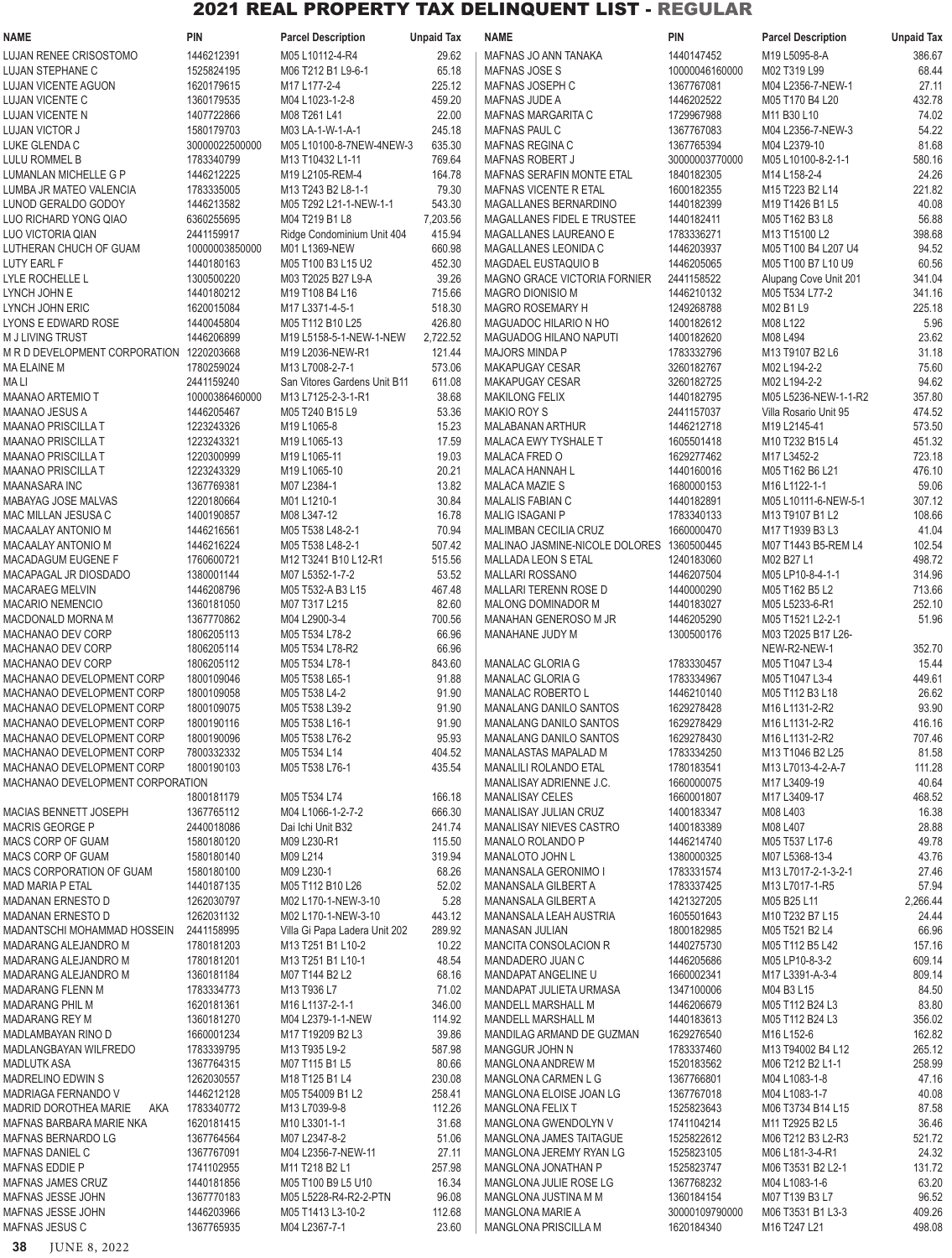# 2021 REAL PROPERTY TAX DELINQUENT LIST - REGULAR

| NAME | PIN | Parcel Description | Unpaid Tax |
|---|---|---|---|
| LUJAN RENEE CRISOSTOMO | 1446212391 | M05 L10112-4-R4 | 29.62 |
| LUJAN STEPHANE C | 1525824195 | M06 T212 B1 L9-6-1 | 65.18 |
| LUJAN VICENTE AGUON | 1620179615 | M17 L177-2-4 | 225.12 |
| LUJAN VICENTE C | 1360179535 | M04 L1023-1-2-8 | 459.20 |
| LUJAN VICENTE N | 1407722866 | M08 T261 L41 | 22.00 |
| LUJAN VICTOR J | 1580179703 | M03 LA-1-W-1-A-1 | 245.18 |
| LUKE GLENDA C | 30000022500000 | M05 L10100-8-7NEW-4NEW-3 | 635.30 |
| LULU ROMMEL B | 1783340799 | M13 T10432 L1-11 | 769.64 |
| LUMANLAN MICHELLE G P | 1446212225 | M19 L2105-REM-4 | 164.78 |
| LUMBA JR MATEO VALENCIA | 1783335005 | M13 T243 B2 L8-1-1 | 79.30 |
| LUNOD GERALDO GODOY | 1446213582 | M05 T292 L21-1-NEW-1-1 | 543.30 |
| LUO RICHARD YONG QIAO | 6360255695 | M04 T219 B1 L8 | 7,203.56 |
| LUO VICTORIA QIAN | 2441159917 | Ridge Condominium Unit 404 | 415.94 |
| LUTHERAN CHUCH OF GUAM | 10000003850000 | M01 L1369-NEW | 660.98 |
| LUTY EARL F | 1440180163 | M05 T100 B3 L15 U2 | 452.30 |
| LYLE ROCHELLE L | 1300500220 | M03 T2025 B27 L9-A | 39.26 |
| LYNCH JOHN E | 1440180212 | M19 T108 B4 L16 | 715.66 |
| LYNCH JOHN ERIC | 1620015084 | M17 L3371-4-5-1 | 518.30 |
| LYONS E EDWARD ROSE | 1440045804 | M05 T112 B10 L25 | 426.80 |
| M J LIVING TRUST | 1446206899 | M19 L5158-5-1-NEW-1-NEW | 2,722.52 |
| M R D DEVELOPMENT CORPORATION | 1220203668 | M19 L2036-NEW-R1 | 121.44 |
| MA ELAINE M | 1780259024 | M13 L7008-2-7-1 | 573.06 |
| MA LI | 2441159240 | San Vitores Gardens Unit B11 | 611.08 |
| MAANAO ARTEMIO T | 10000386460000 | M13 L7125-2-3-1-R1 | 38.68 |
| MAANAO JESUS A | 1446205467 | M05 T240 B15 L9 | 53.36 |
| MAANAO PRISCILLA T | 1223243326 | M19 L1065-8 | 15.23 |
| MAANAO PRISCILLA T | 1223243321 | M19 L1065-13 | 17.59 |
| MAANAO PRISCILLA T | 1220300999 | M19 L1065-11 | 19.03 |
| MAANAO PRISCILLA T | 1223243329 | M19 L1065-10 | 20.21 |
| MAANASARA INC | 1367769381 | M07 L2384-1 | 13.82 |
| MABAYAG JOSE MALVAS | 1220180664 | M01 L1210-1 | 30.84 |
| MAC MILLAN JESUSA C | 1400190857 | M08 L347-12 | 16.78 |
| MACAALAY ANTONIO M | 1446216561 | M05 T538 L48-2-1 | 70.94 |
| MACAALAY ANTONIO M | 1446216224 | M05 T538 L48-2-1 | 507.42 |
| MACADAGUM EUGENE F | 1760600721 | M12 T3241 B10 L12-R1 | 515.56 |
| MACAPAGAL JR DIOSDADO | 1380001144 | M07 L5352-1-7-2 | 53.52 |
| MACARAEG MELVIN | 1446208796 | M05 T532-A B3 L15 | 467.48 |
| MACARIO NEMENCIO | 1360181050 | M07 T317 L215 | 82.60 |
| MACDONALD MORNA M | 1367770862 | M04 L2900-3-4 | 700.56 |
| MACHANAO DEV CORP | 1806205113 | M05 T534 L78-2 | 66.96 |
| MACHANAO DEV CORP | 1806205114 | M05 T534 L78-R2 | 66.96 |
| MACHANAO DEV CORP | 1806205112 | M05 T534 L78-1 | 843.60 |
| MACHANAO DEVELOPMENT CORP | 1800109046 | M05 T538 L65-1 | 91.88 |
| MACHANAO DEVELOPMENT CORP | 1800109058 | M05 T538 L4-2 | 91.90 |
| MACHANAO DEVELOPMENT CORP | 1800109075 | M05 T538 L39-2 | 91.90 |
| MACHANAO DEVELOPMENT CORP | 1800190116 | M05 T538 L16-1 | 91.90 |
| MACHANAO DEVELOPMENT CORP | 1800190096 | M05 T538 L76-2 | 95.93 |
| MACHANAO DEVELOPMENT CORP | 7800332332 | M05 T534 L14 | 404.52 |
| MACHANAO DEVELOPMENT CORP | 1800190103 | M05 T538 L76-1 | 435.54 |
| MACHANAO DEVELOPMENT CORPORATION | 1800181179 | M05 T534 L74 | 166.18 |
| MACIAS BENNETT JOSEPH | 1367765112 | M04 L1066-1-2-7-2 | 666.30 |
| MACRIS GEORGE P | 2440018086 | Dai Ichi Unit B32 | 241.74 |
| MACS CORP OF GUAM | 1580180120 | M09 L230-R1 | 115.50 |
| MACS CORP OF GUAM | 1580180140 | M09 L214 | 319.94 |
| MACS CORPORATION OF GUAM | 1580180100 | M09 L230-1 | 68.26 |
| MAD MARIA P ETAL | 1440187135 | M05 T112 B10 L26 | 52.02 |
| MADANAN ERNESTO D | 1262030797 | M02 L170-1-NEW-3-10 | 5.28 |
| MADANAN ERNESTO D | 1262031132 | M02 L170-1-NEW-3-10 | 443.12 |
| MADANTSCHI MOHAMMAD HOSSEIN | 2441158995 | Villa Gi Papa Ladera Unit 202 | 289.92 |
| MADARANG ALEJANDRO M | 1780181203 | M13 T251 B1 L10-2 | 10.22 |
| MADARANG ALEJANDRO M | 1780181201 | M13 T251 B1 L10-1 | 48.54 |
| MADARANG ALEJANDRO M | 1360181184 | M07 T144 B2 L2 | 68.16 |
| MADARANG FLENN M | 1783334773 | M13 T936 L7 | 71.02 |
| MADARANG PHIL M | 1620181361 | M16 L1137-2-1-1 | 346.00 |
| MADARANG REY M | 1360181270 | M04 L2379-1-1-NEW | 114.92 |
| MADLAMBAYAN RINO D | 1660001234 | M17 T19209 B2 L3 | 39.86 |
| MADLANGBAYAN WILFREDO | 1783339795 | M13 T935 L9-2 | 587.98 |
| MADLUTK ASA | 1367764315 | M07 T115 B1 L5 | 80.66 |
| MADRELINO EDWIN S | 1262030557 | M18 T125 B1 L4 | 230.08 |
| MADRIAGA FERNANDO V | 1446212128 | M05 T54009 B1 L2 | 258.41 |
| MADRID DOROTHEA MARIE AKA | 1783340772 | M13 L7039-9-8 | 112.26 |
| MAFNAS BARBARA MARIE NKA | 1620181415 | M10 L3301-1-1 | 31.68 |
| MAFNAS BERNARDO LG | 1367764564 | M07 L2347-8-2 | 51.06 |
| MAFNAS DANIEL C | 1367767091 | M04 L2356-7-NEW-11 | 27.11 |
| MAFNAS EDDIE P | 1741102955 | M11 T218 B2 L1 | 257.98 |
| MAFNAS JAMES CRUZ | 1440181856 | M05 T100 B9 L5 U10 | 16.34 |
| MAFNAS JESSE JOHN | 1367770183 | M05 L5228-R4-R2-2-PTN | 96.08 |
| MAFNAS JESSE JOHN | 1446203966 | M05 T1413 L3-10-2 | 112.68 |
| MAFNAS JESUS C | 1367765935 | M04 L2367-7-1 | 23.60 |
| MAFNAS JO ANN TANAKA | 1440147452 | M19 L5095-8-A | 386.67 |
| MAFNAS JOSE S | 10000046160000 | M02 T319 L99 | 68.44 |
| MAFNAS JOSEPH C | 1367767081 | M04 L2356-7-NEW-1 | 27.11 |
| MAFNAS JUDE A | 1446202522 | M05 T170 B4 L20 | 432.78 |
| MAFNAS MARGARITA C | 1729967988 | M11 B30 L10 | 74.02 |
| MAFNAS PAUL C | 1367767083 | M04 L2356-7-NEW-3 | 54.22 |
| MAFNAS REGINA C | 1367765394 | M04 L2379-10 | 81.68 |
| MAFNAS ROBERT J | 30000003770000 | M05 L10100-8-2-1-1 | 580.16 |
| MAFNAS SERAFIN MONTE ETAL | 1840182305 | M14 L158-2-4 | 24.26 |
| MAFNAS VICENTE R ETAL | 1600182355 | M15 T223 B2 L14 | 221.82 |
| MAGALLANES BERNARDINO | 1440182399 | M19 T1426 B1 L5 | 40.08 |
| MAGALLANES FIDEL E TRUSTEE | 1440182411 | M05 T162 B3 L8 | 56.88 |
| MAGALLANES LAUREANO E | 1783336271 | M13 T15100 L2 | 398.68 |
| MAGALLANES LEONIDA C | 1446203937 | M05 T100 B4 L207 U4 | 94.52 |
| MAGDAEL EUSTAQUIO B | 1446205065 | M05 T100 B7 L10 U9 | 60.56 |
| MAGNO GRACE VICTORIA FORNIER | 2441158522 | Alupang Cove Unit 201 | 341.04 |
| MAGRO DIONISIO M | 1446210132 | M05 T534 L77-2 | 341.16 |
| MAGRO ROSEMARY H | 1249268788 | M02 B1 L9 | 225.18 |
| MAGUADOC HILARIO N HO | 1400182612 | M08 L122 | 5.96 |
| MAGUADOG HILANO NAPUTI | 1400182620 | M08 L494 | 23.62 |
| MAJORS MINDA P | 1783332796 | M13 T9107 B2 L6 | 31.18 |
| MAKAPUGAY CESAR | 3260182767 | M02 L194-2-2 | 75.60 |
| MAKAPUGAY CESAR | 3260182725 | M02 L194-2-2 | 94.62 |
| MAKILONG FELIX | 1440182795 | M05 L5236-NEW-1-1-R2 | 357.80 |
| MAKIO ROY S | 2441157037 | Villa Rosario Unit 95 | 474.52 |
| MALABANAN ARTHUR | 1446212718 | M19 L2145-41 | 573.50 |
| MALACA EWY TYSHALE T | 1605501418 | M10 T232 B15 L4 | 451.32 |
| MALACA FRED O | 1629277462 | M17 L3452-2 | 723.18 |
| MALACA HANNAH L | 1440160016 | M05 T162 B6 L21 | 476.10 |
| MALACA MAZIE S | 1680000153 | M16 L1122-1-1 | 59.06 |
| MALALIS FABIAN C | 1440182891 | M05 L10111-6-NEW-5-1 | 307.12 |
| MALIG ISAGANI P | 1783340133 | M13 T9107 B1 L2 | 108.66 |
| MALIMBAN CECILIA CRUZ | 1660000470 | M17 T1939 B3 L3 | 41.04 |
| MALINAO JASMINE-NICOLE DOLORES | 1360500445 | M07 T1443 B5-REM L4 | 102.54 |
| MALLADA LEON S ETAL | 1240183060 | M02 B27 L1 | 498.72 |
| MALLARI ROSSANO | 1446207504 | M05 LP10-8-4-1-1 | 314.96 |
| MALLARI TERENN ROSE D | 1440000290 | M05 T162 B5 L2 | 713.66 |
| MALONG DOMINADOR M | 1440183027 | M05 L5233-6-R1 | 252.10 |
| MANAHAN GENEROSO M JR | 1446205290 | M05 T1521 L2-2-1 | 51.96 |
| MANAHANE JUDY M | 1300500176 | M03 T2025 B17 L26-NEW-R2-NEW-1 | 352.70 |
| MANALAC GLORIA G | 1783330457 | M05 T1047 L3-4 | 15.44 |
| MANALAC GLORIA G | 1783334967 | M05 T1047 L3-4 | 449.61 |
| MANALAC ROBERTO L | 1446210140 | M05 T112 B3 L18 | 26.62 |
| MANALANG DANILO SANTOS | 1629278428 | M16 L1131-2-R2 | 93.90 |
| MANALANG DANILO SANTOS | 1629278429 | M16 L1131-2-R2 | 416.16 |
| MANALANG DANILO SANTOS | 1629278430 | M16 L1131-2-R2 | 707.46 |
| MANALASTAS MAPALAD M | 1783334250 | M13 T1046 B2 L25 | 81.58 |
| MANALILI ROLANDO ETAL | 1780183541 | M13 L7013-4-2-A-7 | 111.28 |
| MANALISAY ADRIENNE J.C. | 1660000075 | M17 L3409-19 | 40.64 |
| MANALISAY CELES | 1660001807 | M17 L3409-17 | 468.52 |
| MANALISAY JULIAN CRUZ | 1400183347 | M08 L403 | 16.38 |
| MANALISAY NIEVES CASTRO | 1400183389 | M08 L407 | 28.88 |
| MANALO ROLANDO P | 1446214740 | M05 T537 L17-6 | 49.78 |
| MANALOTO JOHN L | 1380000325 | M07 L5368-13-4 | 43.76 |
| MANANSALA GERONIMO I | 1783331574 | M13 L7017-2-1-3-2-1 | 27.46 |
| MANANSALA GILBERT A | 1783337425 | M13 L7017-1-R5 | 57.94 |
| MANANSALA GILBERT A | 1421327205 | M05 B25 L11 | 2,266.44 |
| MANANSALA LEAH AUSTRIA | 1605501643 | M10 T232 B7 L15 | 24.44 |
| MANASAN JULIAN | 1800182985 | M05 T521 B2 L4 | 66.96 |
| MANCITA CONSOLACION R | 1440275730 | M05 T112 B5 L42 | 157.16 |
| MANDADERO JUAN C | 1446205686 | M05 LP10-8-3-2 | 609.14 |
| MANDAPAT ANGELINE U | 1660002341 | M17 L3391-A-3-4 | 809.14 |
| MANDAPAT JULIETA URMASA | 1347100006 | M04 B3 L15 | 84.50 |
| MANDELL MARSHALL M | 1446206679 | M05 T112 B24 L3 | 83.80 |
| MANDELL MARSHALL M | 1440183613 | M05 T112 B24 L3 | 356.02 |
| MANDILAG ARMAND DE GUZMAN | 1629276540 | M16 L152-6 | 162.82 |
| MANGGUR JOHN N | 1783337460 | M13 T94002 B4 L12 | 265.12 |
| MANGLONA ANDREW M | 1520183562 | M06 T212 B2 L1-1 | 258.99 |
| MANGLONA CARMEN L G | 1367766801 | M04 L1083-1-8 | 47.16 |
| MANGLONA ELOISE JOAN LG | 1367767018 | M04 L1083-1-7 | 40.08 |
| MANGLONA FELIX T | 1525823643 | M06 T3734 B14 L15 | 87.58 |
| MANGLONA GWENDOLYN V | 1741104214 | M11 T2925 B2 L5 | 36.46 |
| MANGLONA JAMES TAITAGUE | 1525822612 | M06 T212 B3 L2-R3 | 521.72 |
| MANGLONA JEREMY RYAN LG | 1525823105 | M06 L181-3-4-R1 | 24.32 |
| MANGLONA JONATHAN P | 1525823747 | M06 T3531 B2 L2-1 | 131.72 |
| MANGLONA JULIE ROSE LG | 1367768232 | M04 L1083-1-6 | 63.20 |
| MANGLONA JUSTINA M M | 1360184154 | M07 T139 B3 L7 | 96.52 |
| MANGLONA MARIE A | 30000109790000 | M06 T3531 B1 L3-3 | 409.26 |
| MANGLONA PRISCILLA M | 1620184340 | M16 T247 L21 | 498.08 |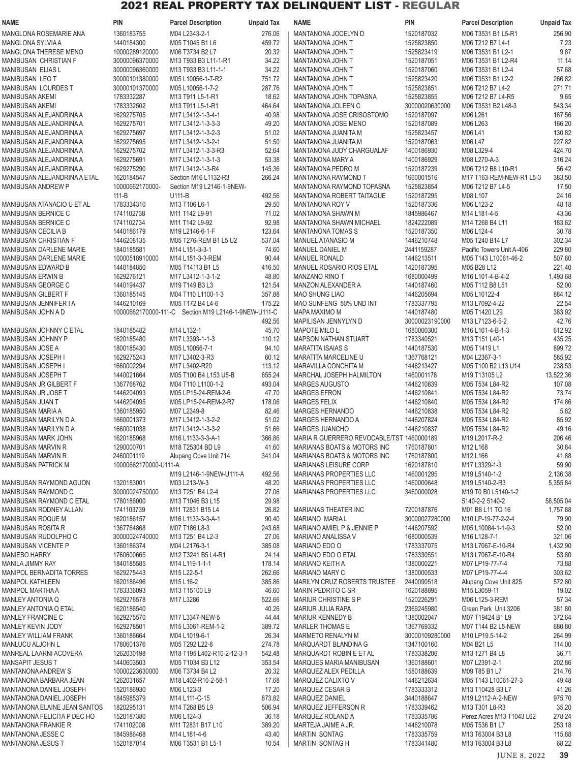# 2021 REAL PROPERTY TAX DELINQUENT LIST - REGULAR

| NAME | PIN | Parcel Description | Unpaid Tax |
|---|---|---|---|
| MANGLONA ROSEMARIE ANA | 1360183755 | M04 L2343-2-1 | 276.06 |
| MANGLONA SYLVIA A | 1440184300 | M05 T1045 B1 L6 | 459.72 |
| MANGLONA THERESE MENO | 10000289120000 | M06 T3734 B2 L7 | 20.32 |
| MANIBUSAN CHRISTIAN F | 30000096370000 | M13 T933 B3 L11-1-R1 | 34.22 |
| MANIBUSAN ELIAS L | 30000096360000 | M13 T933 B3 L11-1-1 | 34.22 |
| MANIBUSAN LEO T | 30000101380000 | M05 L10056-1-7-R2 | 751.72 |
| MANIBUSAN LOURDES T | 30000101370000 | M05 L10056-1-7-2 | 287.76 |
| MANIBUSAN AKEMI | 1783332287 | M13 T911 L5-1-R1 | 18.62 |
| MANIBUSAN AKEMI | 1783332502 | M13 T911 L5-1-R1 | 464.64 |
| MANIBUSAN ALEJANDRINA A | 1629275705 | M17 L3412-1-3-4-1 | 40.98 |
| MANIBUSAN ALEJANDRINA A | 1629275701 | M17 L3412-1-3-3-3 | 49.20 |
| MANIBUSAN ALEJANDRINA A | 1629275697 | M17 L3412-1-3-2-3 | 51.02 |
| MANIBUSAN ALEJANDRINA A | 1629275695 | M17 L3412-1-3-2-1 | 51.50 |
| MANIBUSAN ALEJANDRINA A | 1629275702 | M17 L3412-1-3-3-R3 | 52.64 |
| MANIBUSAN ALEJANDRINA A | 1629275691 | M17 L3412-1-3-1-3 | 53.38 |
| MANIBUSAN ALEJANDRINA A | 1629275290 | M17 L3412-1-3-R4 | 145.36 |
| MANIBUSAN ALEJANDRINA A ETAL | 1620184547 | Section M16 L1132-R3 | 266.24 |
| MANIBUSAN ANDREW P | 10000662170000-111-B | Section M19 L2146-1-9NEW-U111-B | 492.56 |
| MANIBUSAN ATANACIO U ET AL | 1783334310 | M13 T106 L6-1 | 29.50 |
| MANIBUSAN BERNICE C | 1741102738 | M11 T142 L9-91 | 71.02 |
| MANIBUSAN BERNICE C | 1741102734 | M11 T142 L9-92 | 92.98 |
| MANIBUSAN CECILIA B | 1440186179 | M19 L2146-6-1-F | 123.64 |
| MANIBUSAN CHRISTIAN F | 1446208135 | M05 T276-REM B1 L5 U2 | 537.04 |
| MANIBUSAN DARLENE MARIE | 1840185581 | M14 L151-3-3-1 | 74.60 |
| MANIBUSAN DARLENE MARIE | 10000518910000 | M14 L151-3-3-REM | 90.44 |
| MANIBUSAN EDWARD B | 1440184850 | M05 T14113 B1 L5 | 416.50 |
| MANIBUSAN ERWIN B | 1629276121 | M17 L3412-1-3-1-2 | 48.80 |
| MANIBUSAN GEORGE C | 1440194437 | M19 T149 B3 L3 | 121.54 |
| MANIBUSAN GILBERT F | 1360185145 | M04 T110 L1100-1-3 | 357.88 |
| MANIBUSAN JENNIFER I A | 1446210169 | M05 T172 B4 L4-6 | 175.22 |
| MANIBUSAN JOHN A D | 10000662170000-111-C | Section M19 L2146-1-9NEW-U111-C | 492.56 |
| MANIBUSAN JOHNNY C ETAL | 1840185482 | M14 L132-1 | 45.70 |
| MANIBUSAN JOHNNY P | 1620185480 | M17 L3393-1-1-3 | 110.12 |
| MANIBUSAN JOSE A | 1800185430 | M05 L10056-7-1 | 94.10 |
| MANIBUSAN JOSEPH I | 1629275243 | M17 L3402-3-R3 | 60.12 |
| MANIBUSAN JOSEPH I | 1660002294 | M17 L3402-R20 | 113.12 |
| MANIBUSAN JOSEPH T | 1440021664 | M05 T100 B4 L153 U5-B | 655.24 |
| MANIBUSAN JR GILBERT F | 1367768762 | M04 T110 L1100-1-2 | 493.04 |
| MANIBUSAN JR JOSE T | 1446204093 | M05 LP15-24-REM-2-6 | 47.70 |
| MANIBUSAN JUAN T | 1446204095 | M05 LP15-24-REM-2-R7 | 178.06 |
| MANIBUSAN MARIA A | 1360185950 | M07 L2349-8 | 82.46 |
| MANIBUSAN MARILYN D A | 1660001373 | M17 L3412-1-3-2-2 | 51.02 |
| MANIBUSAN MARILYN D A | 1660001038 | M17 L3412-1-3-3-2 | 51.66 |
| MANIBUSAN MARK JOHN | 1620185968 | M16 L1133-3-3-A-1 | 366.86 |
| MANIBUSAN MARVIN R | 1290000701 | M18 T25304 BD L9 | 41.60 |
| MANIBUSAN MARVIN R | 2460001119 | Alupang Cove Unit 714 | 341.04 |
| MANIBUSAN PATRICK M | 10000662170000-U111-A | M19 L2146-1-9NEW-U111-A | 492.56 |
| MANIBUSAN RAYMOND AGUON | 1320183001 | M03 L213-W-3 | 48.20 |
| MANIBUSAN RAYMOND C | 30000024750000 | M13 T251 B4 L2-4 | 27.06 |
| MANIBUSAN RAYMOND C ETAL | 1780186000 | M13 T1046 B3 L15 | 29.98 |
| MANIBUSAN RODNEY ALLAN | 1741103739 | M11 T2831 B15 L4 | 26.82 |
| MANIBUSAN ROQUE M | 1620186157 | M16 L1133-3-3-A-1 | 90.40 |
| MANIBUSAN ROSITA R | 1367764868 | M07 T186 L8-3 | 243.68 |
| MANIBUSAN RUDOLPHO C | 30000024740000 | M13 T251 B4 L2-3 | 27.06 |
| MANIBUSAN VICENTE P | 1360186374 | M04 L2176-3-1 | 385.08 |
| MANIEBO HARRY | 1760600665 | M12 T3241 B5 L4-R1 | 24.14 |
| MANILA JIMMY RAY | 1840185585 | M14 L119-1-1-1 | 178.14 |
| MANIPOL BERNADITA TORRES | 1629275443 | M15 L22-5-1 | 262.66 |
| MANIPOL KATHLEEN | 1620186496 | M15 L16-2 | 385.86 |
| MANIPOL MARTHA A | 1783336093 | M13 T15100 L9 | 46.60 |
| MANLEY ANTONIA Q | 1629276578 | M17 L3286 | 522.66 |
| MANLEY ANTONIA Q ETAL | 1620186540 | | 40.26 |
| MANLEY FRANCINE C | 1629275570 | M17 L3347-NEW-5 | 44.44 |
| MANLEY KEVIN JODY | 1629278501 | M15 L3061-REM-1-2 | 389.72 |
| MANLEY WILLIAM FRANK | 1360186664 | M04 L1019-6-1 | 26.34 |
| MANLUCU ALJOHN L | 1780601376 | M05 T292 L22-8 | 274.78 |
| MANREAL LAARNI ACOVERA | 1262030198 | M18 T195 L402-R10-2-12-3-1 | 542.48 |
| MANSAPIT JESUS T | 1440603503 | M05 T1034 B3 L12 | 353.54 |
| MANTANONA ANDREW S | 10000223630000 | M06 T3734 B4 L2 | 20.32 |
| MANTANONA BARBARA JEAN | 1262031657 | M18 L402-R10-2-58-1 | 17.68 |
| MANTANONA DANIEL JOSEPH | 1520186930 | M06 L123-3 | 17.20 |
| MANTANONA DANIEL JOSEPH | 1845985379 | M14 L111-C-15 | 873.82 |
| MANTANONA ELAINE JEAN SANTOS | 1820295131 | M14 T268 B5 L9 | 506.94 |
| MANTANONA FELICITA P DEC HO | 1520187380 | M06 L124-3 | 36.18 |
| MANTANONA FRANKIE R | 1741102008 | M11 T2831 B17 L10 | 389.20 |
| MANTANONA JESSE C | 1845986468 | M14 L181-4-6 | 43.40 |
| MANTANONA JESUS T | 1520187014 | M06 T3531 B1 L5-1 | 10.54 |
| MANTANONA JOCELYN D | 1520187032 | M06 T3531 B1 L5-R1 | 256.90 |
| MANTANONA JOHN T | 1525823850 | M06 T212 B7 L4-1 | 7.23 |
| MANTANONA JOHN T | 1525823419 | M06 T3531 B1 L2-1 | 9.87 |
| MANTANONA JOHN T | 1520187051 | M06 T3531 B1 L2-R4 | 11.14 |
| MANTANONA JOHN T | 1520187060 | M06 T3531 B1 L2-4 | 57.68 |
| MANTANONA JOHN T | 1525823420 | M06 T3531 B1 L2-2 | 266.82 |
| MANTANONA JOHN T | 1525823851 | M06 T212 B7 L4-2 | 271.71 |
| MANTANONA JOHN TOPASNA | 1525823855 | M06 T212 B7 L4-R5 | 9.65 |
| MANTANONA JOLEEN C | 30000020630000 | M06 T3531 B2 L48-3 | 543.34 |
| MANTANONA JOSE CRISOSTOMO | 1520187097 | M06 L261 | 167.56 |
| MANTANONA JOSE MENO | 1520187089 | M06 L263 | 166.20 |
| MANTANONA JUANITA M | 1525823457 | M06 L41 | 130.82 |
| MANTANONA JUANITA M | 1520187063 | M06 L47 | 227.82 |
| MANTANONA JUDY CHARGUALAF | 1400186930 | M08 L329-4 | 424.70 |
| MANTANONA MARY A | 1400186929 | M08 L270-A-3 | 316.24 |
| MANTANONA PEDRO M | 1520187239 | M06 T212 B8 L10-R1 | 56.42 |
| MANTANONA RAYMOND T | 1660001516 | M17 T163-REM-NEW-R1 L5-3 | 383.50 |
| MANTANONA RAYMOND TOPASNA | 1525823854 | M06 T212 B7 L4-5 | 17.50 |
| MANTANONA ROBERT TAITAGUE | 1520187295 | M08 L107 | 24.16 |
| MANTANONA ROY V | 1520187336 | M06 L123-2 | 48.18 |
| MANTANONA SHAWN M | 1845986467 | M14 L181-4-5 | 43.36 |
| MANTANONA SHAWN MICHAEL | 1824222089 | M14 T268 B4 L11 | 183.62 |
| MANTANONA TOMAS S | 1520187350 | M06 L124-4 | 30.78 |
| MANUEL ATANASIO M | 1446210748 | M05 T240 B14 L7 | 302.34 |
| MANUEL DANIEL M | 2441159287 | Pacific Towers Unit A-406 | 229.80 |
| MANUEL RONALD | 1446213511 | M05 T143 L10061-46-2 | 507.60 |
| MANUEL ROSARIO RIOS ETAL | 1420187395 | M05 B28 L12 | 221.40 |
| MANZANO RINO T | 1680000499 | M16 L101-4-B-4-2 | 1,493.68 |
| MANZON ALEXANDER A | 1440187460 | M05 T112 B8 L51 | 52.00 |
| MAO SHUNG LIAO | 1446205694 | M05 L10122-4 | 884.12 |
| MAO SUNFENG 50% UND INT | 1783337795 | M13 L7092-4-22 | 22.54 |
| MAPA MAXIMO M | 1440187480 | M05 T1420 L29 | 383.92 |
| MAPILISAN JENNYLYN D | 30000023190000 | M13 L7123-6-5-2 | 42.76 |
| MAPOTE MILO L | 1680000300 | M16 L101-4-B-1-3 | 612.92 |
| MAPSON NATHAN STUART | 1783340521 | M13 T151 L40-1 | 435.25 |
| MARATITA ISAIAS S | 1440187530 | M05 T1419 L1 | 899.72 |
| MARATITA MARCELINE U | 1367768121 | M04 L2367-3-1 | 585.92 |
| MARAVILLA CONCHITA M | 1446213427 | M05 T100 B2 L13 U14 | 238.53 |
| MARCHAL JOSEPH HALMILTON | 1460001178 | M19 T13105 L2 | 13,522.36 |
| MARGES AUGUSTO | 1446210839 | M05 T534 L84-R2 | 107.08 |
| MARGES EFRON | 1446210841 | M05 T534 L84-R2 | 73.74 |
| MARGES FELIX | 1446210840 | M05 T534 L84-R2 | 174.86 |
| MARGES HERNANDO | 1446210838 | M05 T534 L84-R2 | 5.82 |
| MARGES HERNANDO A | 1446207824 | M05 T534 L84-R2 | 85.92 |
| MARGES JUANCHO | 1446210837 | M05 T534 L84-R2 | 49.16 |
| MARIA R GUERRERO REVOCABLE/TST | 1460000189 | M19 L2017-R-2 | 206.46 |
| MARIANAS BOATS & MOTORS INC | 1760187801 | M12 L168 | 30.84 |
| MARIANAS BOATS & MOTORS INC | 1760187800 | M12 L166 | 41.88 |
| MARIANAS LEISURE CORP | 1620187810 | M17 L3329-1-3 | 59.90 |
| MARIANAS PROPERTIES LLC | 1460001295 | M19 L5140-1-2 | 2,136.38 |
| MARIANAS PROPERTIES LLC | 1460000648 | M19 L5140-2-R3 | 5,355.84 |
| MARIANAS PROPERTIES LLC | 3460000028 | M19 T0 B0 L5140-1-2 5140-2-2 5140-2 | 58,505.04 |
| MARIANAS THEATER INC | 7200187876 | M01 B8 L11 TO 16 | 1,757.88 |
| MARIANO MARIA L | 30000027280000 | M10 LP-19-77-2-2-4 | 79.90 |
| MARIANO AMIEL P & JENNIE P | 1446207592 | M05 L10084-1-1-9-3 | 52.00 |
| MARIANO ANALISSA V | 1680000539 | M16 L128-7-1 | 321.06 |
| MARIANO EDO O | 1783337075 | M13 L7067-E-10-R4 | 1,432.90 |
| MARIANO EDO O ETAL | 1783330551 | M13 L7067-E-10-R4 | 53.80 |
| MARIANO KEITH A | 1380000221 | M07 LP19-77-7-4 | 73.88 |
| MARIANO MARY C | 1380000533 | M07 LP19-77-4-4 | 303.62 |
| MARILYN CRUZ ROBERTS TRUSTEE | 2440090518 | Alupang Cove Unit 825 | 572.80 |
| MARIN PEDRITO C SR | 1620188895 | M15 L3059-11 | 19.02 |
| MARIUR CHRISTINE S P | 1520226291 | M06 L125-3-REM | 57.34 |
| MARIUR JULIA RAPA | 2369245980 | Green Park Unit 3206 | 381.80 |
| MARIUR KENNEDY B | 1380002047 | M07 T19424 B1 L9 | 372.64 |
| MARLER THOMAS E | 1367769332 | M07 T144 B2 L5-NEW | 680.80 |
| MARMETO RENALYN M | 30000109280000 | M10 LP19.5-14-2 | 264.99 |
| MARQUARDT BLANDINA G | 1347100160 | M04 B21 L5 | 114.00 |
| MARQUARDT ROBIN E ET AL | 1783338206 | M13 T271 B4 L8 | 36.71 |
| MARQUES MARIA MANIBUSAN | 1360188601 | M07 L2391-2-1 | 202.86 |
| MARQUEZ ALEX PEDILLA | 1580188639 | M09 T85 B1 L7 | 214.76 |
| MARQUEZ CALIXTO V | 1446212634 | M05 T143 L10061-27-3 | 49.48 |
| MARQUEZ CESAR B | 1783333312 | M13 T10428 B3 L7 | 41.26 |
| MARQUEZ DANIEL | 3440188647 | M19 L2112-A-2-NEW | 975.70 |
| MARQUEZ JEFFERSON R | 1783339462 | M13 T301 L8-R3 | 35.20 |
| MARQUEZ ROLAND A | 1783335786 | Perez Acres M13 T1043 L62 | 278.24 |
| MARTEJA JAIME A JR. | 1446210078 | M05 T536 B1 L7 | 253.18 |
| MARTIN SONTAG | 1783335759 | M13 T63004 B3 L8 | 115.88 |
| MARTIN SONTAG H | 1783341480 | M13 T63004 B3 L8 | 68.22 |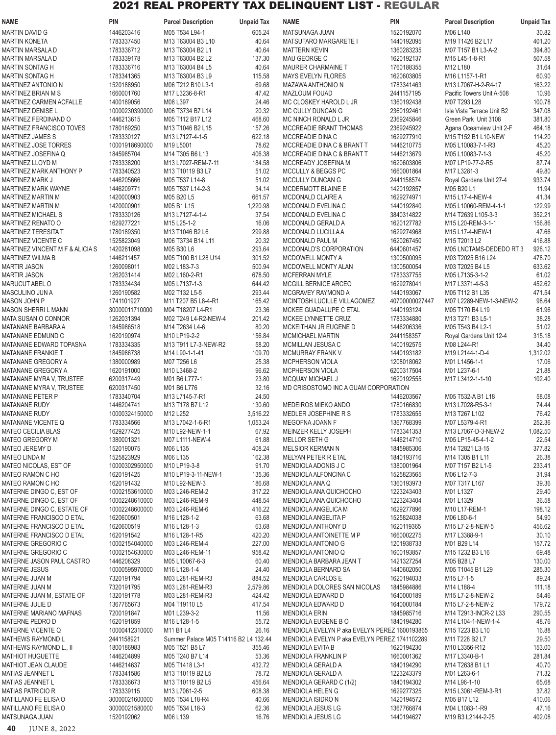# 2021 REAL PROPERTY TAX DELINQUENT LIST - REGULAR

| NAME | PIN | Parcel Description | Unpaid Tax |
|---|---|---|---|
| MARTIN DAVID G | 1446203416 | M05 T534 L94-1 | 605.24 |
| MARTIN KONETA | 1783337450 | M13 T63004 B3 L10 | 40.64 |
| MARTIN MARSALA D | 1783336712 | M13 T63004 B2 L1 | 40.64 |
| MARTIN MARSALA D | 1783339178 | M13 T63004 B2 L2 | 137.30 |
| MARTIN SONTAG H | 1783336716 | M13 T63004 B4 L5 | 40.64 |
| MARTIN SONTAG H | 1783341365 | M13 T63004 B3 L9 | 115.58 |
| MARTINEZ ANTONIO N | 1520188950 | M06 T212 B10 L3-1 | 69.68 |
| MARTINEZ BRIAN M S | 1660001760 | M17 L3236-8-R1 | 47.42 |
| MARTINEZ CARMEN ACFALLE | 1400189056 | M08 L397 | 24.46 |
| MARTINEZ DENISE L | 10000230390000 | M06 T3734 B7 L14 | 20.32 |
| MARTINEZ FERDINAND O | 1446213615 | M05 T112 B17 L12 | 468.60 |
| MARTINEZ FRANCISCO TOVES | 1780189250 | M13 T1046 B2 L15 | 157.26 |
| MARTINEZ JAMES S | 1783330127 | M13 L7127-4-1-5 | 622.18 |
| MARTINEZ JOSE TORRES | 10001918690000 | M19 L5001 | 78.62 |
| MARTINEZ JOSEFINA Q | 1845985704 | M14 T305 B6 L13 | 406.38 |
| MARTINEZ LLOYD M | 1783338200 | M13 L7027-REM-7-11 | 184.58 |
| MARTINEZ MARK ANTHONY P | 1783340523 | M13 T10119 B3 L7 | 51.02 |
| MARTINEZ MARK J | 1446205666 | M05 T537 L14-8 | 51.02 |
| MARTINEZ MARK WAYNE | 1446209771 | M05 T537 L14-2-3 | 34.14 |
| MARTINEZ MARTIN M | 1420000903 | M05 B20 L5 | 661.57 |
| MARTINEZ MARTIN M | 1420000901 | M05 B1 L15 | 1,220.98 |
| MARTINEZ MICHAEL S | 1783330126 | M13 L7127-4-1-4 | 37.54 |
| MARTINEZ RENATO O | 1629277221 | M15 L25-1-2 | 16.06 |
| MARTINEZ TERESITA T | 1780189350 | M13 T1046 B2 L6 | 299.88 |
| MARTINEZ VICENTE C | 1525823049 | M06 T3734 B14 L11 | 20.32 |
| MARTINEZ VINCENT M F & ALICIA S | 1420281098 | M05 B30 L6 | 293.64 |
| MARTINEZ WILMA B | 1446211457 | M05 T100 B1 L28 U14 | 301.52 |
| MARTIR JASON | 1260098011 | M02 L183-7-3 | 500.94 |
| MARTIR JASON | 1262031414 | M02 L160-2-R1 | 678.50 |
| MARUCUT ABEL O | 1783334434 | M05 L7137-1-3 | 644.42 |
| MASCULINO JUN A | 1260190582 | M02 T132 L5-5 | 293.44 |
| MASON JOHN P | 1741101927 | M11 T207 B5 L8-4-R1 | 165.42 |
| MASON SHERRI L MANN | 30000011710000 | M04 T18207 L4-R1 | 23.36 |
| MATA SUSAN O CONNOR | 1262031394 | M02 T249 L4-R2-NEW-4 | 201.42 |
| MATANANE BARBARA A | 1845986518 | M14 T2634 L4-6 | 80.20 |
| MATANANE EDMUND C | 1620190974 | M10 LP19-2-2 | 156.84 |
| MATANANE EDWARD TOPASNA | 1783334335 | M13 T911 L7-3-NEW-R2 | 58.20 |
| MATANANE FRANKIE T | 1845986738 | M14 L90-1-1-41 | 109.70 |
| MATANANE GREGORY A | 1380000989 | M07 T256 L6 | 25.38 |
| MATANANE GREGORY A | 1620191000 | M10 L3468-2 | 96.62 |
| MATANANE MYRA V, TRUSTEE | 6200317449 | M01 B6 L777-1 | 23.80 |
| MATANANE MYRA V, TRUSTEE | 6200317450 | M01 B6 L776 | 32.16 |
| MATANANE PETER P | 1783340704 | M13 L7145-7-R1 | 24.50 |
| MATANANE RUDY | 1446204741 | M13 T178 B7 L12 | 130.60 |
| MATANANE RUDY | 10000324150000 | M12 L252 | 3,516.22 |
| MATANANE VICENTE Q | 1783334566 | M13 L7042-1-6-R1 | 1,053.24 |
| MATEO CECILIA BLAS | 1629277425 | M10 L92-NEW-1-1 | 67.92 |
| MATEO GREGORY M | 1380001321 | M07 L1111-NEW-4 | 61.88 |
| MATEO JEREMY D | 1520190075 | M06 L135 | 408.24 |
| MATEO LINDA M | 1525823929 | M06 L135 | 162.38 |
| MATEO NICOLAS, EST OF | 10000302950000 | M10 LP19-3-8 | 91.70 |
| MATEO RAMON C HO | 1620191425 | M10 LP19-3-11-NEW-1 | 135.36 |
| MATEO RAMON C HO | 1620191432 | M10 L92-NEW-3 | 186.68 |
| MATERNE DINGO C, EST OF | 10002153610000 | M03 L246-REM-2 | 317.22 |
| MATERNE DINGO C, EST OF | 10002248610000 | M03 L246-REM-9 | 448.54 |
| MATERNE DINGO C, ESTATE OF | 10002248600000 | M03 L246-REM-6 | 416.22 |
| MATERNE FRANCISCO D ETAL | 1620600501 | M16 L128-1-2 | 63.68 |
| MATERNE FRANCISCO D ETAL | 1620600519 | M16 L128-1-3 | 63.68 |
| MATERNE FRANCISCO D ETAL | 1620191542 | M16 L128-1-R5 | 420.20 |
| MATERNE GREGORIO C | 10002154040000 | M03 L246-REM-4 | 227.00 |
| MATERNE GREGORIO C | 10002154630000 | M03 L246-REM-11 | 958.42 |
| MATERNE JASON PAUL CASTRO | 1446208329 | M05 L10067-6-3 | 60.40 |
| MATERNE JESUS | 10000595970000 | M16 L128-1-4 | 24.40 |
| MATERNE JUAN M | 7320191794 | M03 L281-REM-R3 | 884.52 |
| MATERNE JUAN M | 7320191795 | M03 L281-REM-R3 | 2,579.86 |
| MATERNE JUAN M, ESTATE OF | 1320191778 | M03 L281-REM-R3 | 424.42 |
| MATERNE JULIE D | 1367765673 | M04 T19110 L5 | 417.54 |
| MATERNE MARIANO MAFNAS | 7200191847 | M01 L239-3-2 | 11.56 |
| MATERNE PEDRO D | 1620191859 | M16 L128-1-5 | 55.72 |
| MATERNE VICENTE Q | 10000412310000 | M11 B1 L4 | 26.16 |
| MATHEWS RAYMOND L | 2441158921 | Summer Palace M05 T14116 B2 L4 | 132.44 |
| MATHEWS RAYMOND L., II | 1800186983 | M05 T521 B5 L7 | 355.46 |
| MATHIOT HUGUETTE | 1446204899 | M05 T240 B7 L14 | 53.36 |
| MATHIOT JEAN CLAUDE | 1446214637 | M05 T1418 L3-1 | 432.72 |
| MATIAS JEANNET L | 1783341586 | M13 T10119 B2 L5 | 78.72 |
| MATIAS JEANNET L | 1783336673 | M13 T10119 B2 L5 | 456.64 |
| MATIAS PATRICIO R | 1783339115 | M13 L7061-2-5 | 608.38 |
| MATILLANO FE ELISA O | 30000021600000 | M05 T534 L18-R4 | 40.66 |
| MATILLANO FE ELISA O | 30000021580000 | M05 T534 L18-3 | 62.36 |
| MATSUNAGA JUAN | 1520192062 | M06 L139 | 16.76 |
| MATSUNAGA JUAN | 1520192070 | M06 L140 | 30.82 |
| MATSUTARO MARGARETE I | 1440192095 | M19 T1426 B2 L17 | 401.20 |
| MATTERN KEVIN | 1360283235 | M07 T157 B1 L3-A-2 | 394.80 |
| MAU GEORGE C | 1620192137 | M15 L45-1-8-R1 | 507.58 |
| MAURER CHARMAINE T | 1760188355 | M12 L180 | 31.64 |
| MAYS EVELYN FLORES | 1620603805 | M16 L1157-1-R1 | 60.90 |
| MAZAWA ANTHONIO N | 1783341463 | M13 L7067-H-2-R4-17 | 163.22 |
| MAZLOUM FOUAD | 2441157195 | Pacific Towers Unit A-508 | 10.96 |
| MC CLOSKEY HAROLD L JR | 1360192438 | M07 T293 L28 | 100.78 |
| MC CULLY DUNCAN G | 2360192461 | Isla Vista Terrace Unit B2 | 347.08 |
| MC NINCH RONALD L JR | 2369245846 | Green Park Unit 3108 | 381.80 |
| MCCREADIE BRANT THOMAS | 2369245922 | Agana Oceanview Unit 2-F | 464.18 |
| MCCREADIE DINA C | 1629277910 | M15 T152 B1 L10-NEW | 114.20 |
| MCCREADIE DINA C & BRANT T | 1446210775 | M05 L10083-7-1-R3 | 45.20 |
| MCCREADIE DINA C & BRANT T | 1446213679 | M05 L10083-7-1-3 | 45.20 |
| MCCREADY JOSEFINA M | 1620603806 | M07 LP19-77-2-R5 | 87.74 |
| MCCULLY & BEGGS PC | 1660001864 | M17 L3281-3 | 49.80 |
| MCCULLY DUNCAN G | 2441158574 | Royal Gardens Unit 27-4 | 933.74 |
| MCDERMOTT BLAINE E | 1420192857 | M05 B20 L1 | 11.94 |
| MCDONALD CLAIRE A | 1629274971 | M15 L17-4-NEW-4 | 41.34 |
| MCDONALD EVELINA C | 1440192840 | M05 L10060-REM-4-1-1 | 122.99 |
| MCDONALD EVELINA C | 3840314822 | M14 T2639 L105-3-3 | 352.21 |
| MCDONALD GERALD A | 1620127782 | M15 L20-REM-3-1-1 | 156.86 |
| MCDONALD LUCILLA A | 1629274968 | M15 L17-4-NEW-1 | 47.66 |
| MCDONALD PAUL M | 1620267450 | M15 T2013 L2 | 416.88 |
| MCDONALD'S CORPORATION | 6440601457 | M05 LNCTAMS-DEDEDO RT 3 | 926.12 |
| MCDOWELL MONTY A | 1300500095 | M03 T2025 B16 L24 | 478.70 |
| MCDOWELL MONTY ALAN | 1300500054 | M03 T2025 B4 L5 | 633.62 |
| MCFERRAN MYLE | 1783337755 | M05 L7135-3-1-2 | 61.02 |
| MCGILL BERNICE ARCEO | 1629278041 | M17 L3371-4-5-3 | 452.62 |
| MCGRAVEY RAYMOND A | 1440193067 | M05 T112 B1 L35 | 471.54 |
| MCINTOSH LUCILLE VILLAGOMEZ | 40700000027447 | M07 L2289-NEW-1-3-NEW-2 | 98.64 |
| MCKEE GUADALUPE C ETAL | 1440193124 | M05 T170 B4 L19 | 61.96 |
| MCKEE LYNNETTE CRUZ | 1783334880 | M13 T271 B3 L5-1 | 38.28 |
| MCKEITHAN JR EUGENE D | 1446206336 | M05 T543 B4 L2-1 | 51.02 |
| MCMICHAEL MARTIN | 2441158357 | Royal Gardens Unit 12-4 | 315.18 |
| MCMILLAN JESUSA C | 1400192575 | M08 L244-R1 | 34.40 |
| MCMURRAY FRANK V | 1440193182 | M19 L2144-1-D-4 | 1,312.02 |
| MCPHERSON VIOLA | 1208018062 | M01 L1456-1-1 | 17.06 |
| MCPHERSON VIOLA | 6200317504 | M01 L237-6-1 | 21.88 |
| MCQUAY MICHAEL J | 1620192555 | M17 L3412-1-1-10 | 102.40 |
| MD CRISOSTOMO INC A GUAM CORPORATION | 1446203567 | M05 T532-A B1 L18 | 58.08 |
| MEDEIROS MIEKO ANDO | 1780166830 | M13 L7028-R5-3-1 | 74.44 |
| MEDLER JOSEPHINE R S | 1783332655 | M13 T267 L102 | 76.42 |
| MEGOFNA JOANN F | 1367768399 | M07 L5379-4-R1 | 252.36 |
| MEINZER KELLY JOSEPH | 1783331353 | M13 L7067-D-3-NEW-2 | 1,082.50 |
| MELLOR SETH G | 1446214710 | M05 LP15-45-4-1-2 | 22.54 |
| MELSIOR KERMAN N | 1845985306 | M14 T2821 L3-15 | 377.82 |
| MELYAN PETER R ETAL | 1840193716 | M14 T305 B1 L11 | 26.38 |
| MENDIOLA ADONIS J C | 1380001964 | M07 T157 B2 L1-5 | 233.41 |
| MENDIOLA ALFONCINA C | 1525823565 | M06 L12-7-3 | 31.94 |
| MENDIOLA ANA Q | 1360193973 | M07 T317 L167 | 39.36 |
| MENDIOLA ANA QUICHOCHO | 1223243403 | M01 L1327 | 29.40 |
| MENDIOLA ANA QUICHOCHO | 1223243404 | M01 L1329 | 36.58 |
| MENDIOLA ANGELICA M | 1629277896 | M10 L17-REM-1 | 198.12 |
| MENDIOLA ANGELITA P | 1525824038 | M06 L80-6-1 | 54.90 |
| MENDIOLA ANTHONY D | 1620119365 | M15 L7-2-8-NEW-5 | 456.62 |
| MENDIOLA ANTOINETTE M P | 1660002275 | M17 L3388-9-1 | 30.10 |
| MENDIOLA ANTONIO G | 1201938733 | M01 B29 L14 | 157.72 |
| MENDIOLA ANTONIO Q | 1600193857 | M15 T232 B3 L16 | 69.48 |
| MENDIOLA BARBARA JEAN T | 1421327254 | M05 B28 L7 | 130.00 |
| MENDIOLA BERNARD SA | 1440602050 | M05 T1045 B1 L29 | 285.30 |
| MENDIOLA CARLOS E | 1620194033 | M15 L7-1-5 | 89.24 |
| MENDIOLA DOLORES SAN NICOLAS | 1845984886 | M14 L188-4 | 111.18 |
| MENDIOLA EDWARD D | 1640000189 | M15 L7-2-8-NEW-2 | 54.46 |
| MENDIOLA EDWARD D | 1640000184 | M15 L7-2-8-NEW-2 | 179.72 |
| MENDIOLA ERIN | 1845985716 | M14 T2913-INCR-2 L33 | 290.55 |
| MENDIOLA EUGENE B O | 1840194280 | M14 L104-1-NEW-1-4 | 48.76 |
| MENDIOLA EVELYN P aka EVELYN PEREZ | 1600193865 | M15 T223 B3 L10 | 16.88 |
| MENDIOLA EVELYN P aka EVELYN PEREZ | 1741102289 | M11 T228 B2 L7 | 29.50 |
| MENDIOLA EVITA B | 1620194230 | M10 L3356-R12 | 153.00 |
| MENDIOLA FRANKLIN P | 1660001362 | M17 L3340-B-1 | 281.84 |
| MENDIOLA GERALD A | 1840194290 | M14 T2638 B1 L1 | 40.70 |
| MENDIOLA GERALD A | 1223243379 | M01 L263-6-1 | 71.32 |
| MENDIOLA GERARD C (1/2) | 1840194302 | M14 L96-1-10 | 65.68 |
| MENDIOLA HELEN G | 1629277325 | M15 L3061-REM-3-R1 | 37.82 |
| MENDIOLA ISIDRO N | 1420194572 | M05 B17 L12 | 410.06 |
| MENDIOLA JESUS LG | 1367766874 | M04 L1083-1-R9 | 47.16 |
| MENDIOLA JESUS LG | 1440194627 | M19 B3 L2144-2-25 | 402.08 |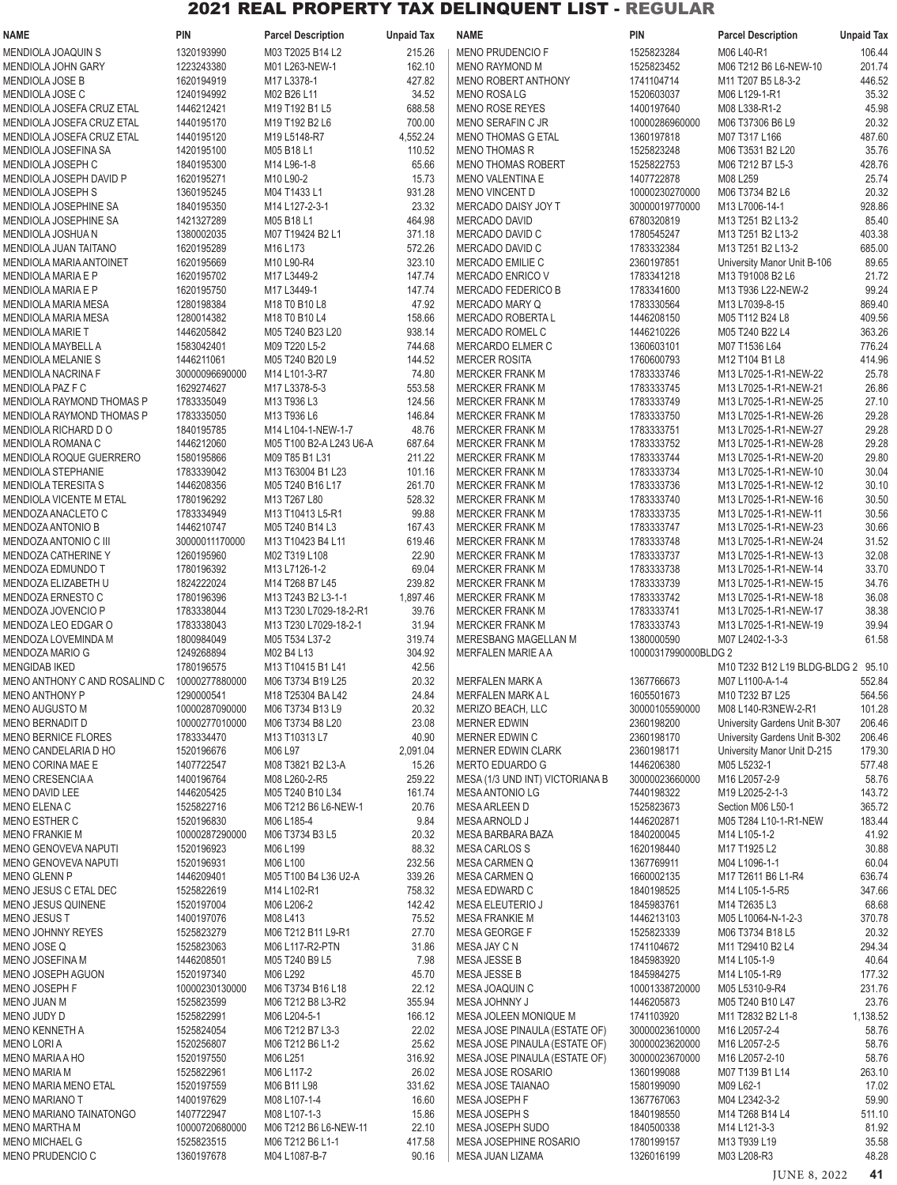# 2021 REAL PROPERTY TAX DELINQUENT LIST - REGULAR

| NAME | PIN | Parcel Description | Unpaid Tax |
|---|---|---|---|
| MENDIOLA JOAQUIN S | 1320193990 | M03 T2025 B14 L2 | 215.26 |
| MENDIOLA JOHN GARY | 1223243380 | M01 L263-NEW-1 | 162.10 |
| MENDIOLA JOSE B | 1620194919 | M17 L3378-1 | 427.82 |
| MENDIOLA JOSE C | 1240194992 | M02 B26 L11 | 34.52 |
| MENDIOLA JOSEFA CRUZ ETAL | 1446212421 | M19 T192 B1 L5 | 688.58 |
| MENDIOLA JOSEFA CRUZ ETAL | 1440195170 | M19 T192 B2 L6 | 700.00 |
| MENDIOLA JOSEFA CRUZ ETAL | 1440195120 | M19 L5148-R7 | 4,552.24 |
| MENDIOLA JOSEFINA SA | 1420195100 | M05 B18 L1 | 110.52 |
| MENDIOLA JOSEPH C | 1840195300 | M14 L96-1-8 | 65.66 |
| MENDIOLA JOSEPH DAVID P | 1620195271 | M10 L90-2 | 15.73 |
| MENDIOLA JOSEPH S | 1360195245 | M04 T1433 L1 | 931.28 |
| MENDIOLA JOSEPHINE SA | 1840195350 | M14 L127-2-3-1 | 23.32 |
| MENDIOLA JOSEPHINE SA | 1421327289 | M05 B18 L1 | 464.98 |
| MENDIOLA JOSHUA N | 1380002035 | M07 T19424 B2 L1 | 371.18 |
| MENDIOLA JUAN TAITANO | 1620195289 | M16 L173 | 572.26 |
| MENDIOLA MARIA ANTOINET | 1620195669 | M10 L90-R4 | 323.10 |
| MENDIOLA MARIA E P | 1620195702 | M17 L3449-2 | 147.74 |
| MENDIOLA MARIA E P | 1620195750 | M17 L3449-1 | 147.74 |
| MENDIOLA MARIA MESA | 1280198384 | M18 T0 B10 L8 | 47.92 |
| MENDIOLA MARIA MESA | 1280014382 | M18 T0 B10 L4 | 158.66 |
| MENDIOLA MARIE T | 1446205842 | M05 T240 B23 L20 | 938.14 |
| MENDIOLA MAYBELL A | 1583042401 | M09 T220 L5-2 | 744.68 |
| MENDIOLA MELANIE S | 1446211061 | M05 T240 B20 L9 | 144.52 |
| MENDIOLA NACRINA F | 30000096690000 | M14 L101-3-R7 | 74.80 |
| MENDIOLA PAZ F C | 1629274627 | M17 L3378-5-3 | 553.58 |
| MENDIOLA RAYMOND THOMAS P | 1783335049 | M13 T936 L3 | 124.56 |
| MENDIOLA RAYMOND THOMAS P | 1783335050 | M13 T936 L6 | 146.84 |
| MENDIOLA RICHARD D O | 1840195785 | M14 L104-1-NEW-1-7 | 48.76 |
| MENDIOLA ROMANA C | 1446212060 | M05 T100 B2-A L243 U6-A | 687.64 |
| MENDIOLA ROQUE GUERRERO | 1580195866 | M09 T85 B1 L31 | 211.22 |
| MENDIOLA STEPHANIE | 1783339042 | M13 T63004 B1 L23 | 101.16 |
| MENDIOLA TERESITA S | 1446208356 | M05 T240 B16 L17 | 261.70 |
| MENDIOLA VICENTE M ETAL | 1780196292 | M13 T267 L80 | 528.32 |
| MENDOZA ANACLETO C | 1783334949 | M13 T10413 L5-R1 | 99.88 |
| MENDOZA ANTONIO B | 1446210747 | M05 T240 B14 L3 | 167.43 |
| MENDOZA ANTONIO C III | 30000011170000 | M13 T10423 B4 L11 | 619.46 |
| MENDOZA CATHERINE Y | 1260195960 | M02 T319 L108 | 22.90 |
| MENDOZA EDMUNDO T | 1780196392 | M13 L7126-1-2 | 69.04 |
| MENDOZA ELIZABETH U | 1824222024 | M14 T268 B7 L45 | 239.82 |
| MENDOZA ERNESTO C | 1780196396 | M13 T243 B2 L3-1-1 | 1,897.46 |
| MENDOZA JOVENCIO P | 1783338044 | M13 T230 L7029-18-2-R1 | 39.76 |
| MENDOZA LEO EDGAR O | 1783338043 | M13 T230 L7029-18-2-1 | 31.94 |
| MENDOZA LOVEMINDA M | 1800984049 | M05 T534 L37-2 | 319.74 |
| MENDOZA MARIO G | 1249268894 | M02 B4 L13 | 304.92 |
| MENGIDAB IKED | 1780195575 | M13 T10415 B1 L41 | 42.56 |
| MENO ANTHONY C AND ROSALIND C | 10000277880000 | M06 T3734 B19 L25 | 20.32 |
| MENO ANTHONY P | 1290000541 | M18 T25304 BA L42 | 24.84 |
| MENO AUGUSTO M | 10000287090000 | M06 T3734 B13 L9 | 20.32 |
| MENO BERNADIT D | 10000277010000 | M06 T3734 B8 L20 | 23.08 |
| MENO BERNICE FLORES | 1783334470 | M13 T10313 L7 | 40.90 |
| MENO CANDELARIA D HO | 1520196676 | M06 L97 | 2,091.04 |
| MENO CORINA MAE E | 1407722547 | M08 T3821 B2 L3-A | 15.26 |
| MENO CRESENCIA A | 1400196764 | M08 L260-2-R5 | 259.22 |
| MENO DAVID LEE | 1446205425 | M05 T240 B10 L34 | 161.74 |
| MENO ELENA C | 1525822716 | M06 T212 B6 L6-NEW-1 | 20.76 |
| MENO ESTHER C | 1520196830 | M06 L185-4 | 9.84 |
| MENO FRANKIE M | 10000287290000 | M06 T3734 B3 L5 | 20.32 |
| MENO GENOVEVA NAPUTI | 1520196923 | M06 L199 | 88.32 |
| MENO GENOVEVA NAPUTI | 1520196931 | M06 L100 | 232.56 |
| MENO GLENN P | 1446209401 | M05 T100 B4 L36 U2-A | 339.26 |
| MENO JESUS C ETAL DEC | 1525822619 | M14 L102-R1 | 758.32 |
| MENO JESUS QUINENE | 1520197004 | M06 L206-2 | 142.42 |
| MENO JESUS T | 1400197076 | M08 L413 | 75.52 |
| MENO JOHNNY REYES | 1525823279 | M06 T212 B11 L9-R1 | 27.70 |
| MENO JOSE Q | 1525823063 | M06 L117-R2-PTN | 31.86 |
| MENO JOSEFINA M | 1446208501 | M05 T240 B9 L5 | 7.98 |
| MENO JOSEPH AGUON | 1520197340 | M06 L292 | 45.70 |
| MENO JOSEPH F | 10000230130000 | M06 T3734 B16 L18 | 22.12 |
| MENO JUAN M | 1525823599 | M06 T212 B8 L3-R2 | 355.94 |
| MENO JUDY D | 1525822991 | M06 L204-5-1 | 166.12 |
| MENO KENNETH A | 1525824054 | M06 T212 B7 L3-3 | 22.02 |
| MENO LORI A | 1520256807 | M06 T212 B6 L1-2 | 25.62 |
| MENO MARIA A HO | 1520197550 | M06 L251 | 316.92 |
| MENO MARIA M | 1525822961 | M06 L117-2 | 26.02 |
| MENO MARIA MENO ETAL | 1520197559 | M06 B11 L98 | 331.62 |
| MENO MARIANO T | 1400197629 | M08 L107-1-4 | 16.60 |
| MENO MARIANO TAINATONGO | 1407722947 | M08 L107-1-3 | 15.86 |
| MENO MARTHA M | 10000720680000 | M06 T212 B6 L6-NEW-11 | 22.10 |
| MENO MICHAEL G | 1525823515 | M06 T212 B6 L1-1 | 417.58 |
| MENO PRUDENCIO C | 1360197678 | M04 L1087-B-7 | 90.16 |
| MENO PRUDENCIO F | 1525823284 | M06 L40-R1 | 106.44 |
| MENO RAYMOND M | 1525823452 | M06 T212 B6 L6-NEW-10 | 201.74 |
| MENO ROBERT ANTHONY | 1741104714 | M11 T207 B5 L8-3-2 | 446.52 |
| MENO ROSA LG | 1520603037 | M06 L129-1-R1 | 35.32 |
| MENO ROSE REYES | 1400197640 | M08 L338-R1-2 | 45.98 |
| MENO SERAFIN C JR | 10000286960000 | M06 T37306 B6 L9 | 20.32 |
| MENO THOMAS G ETAL | 1360197818 | M07 T317 L166 | 487.60 |
| MENO THOMAS R | 1525823248 | M06 T3531 B2 L20 | 35.76 |
| MENO THOMAS ROBERT | 1525822753 | M06 T212 B7 L5-3 | 428.76 |
| MENO VALENTINA E | 1407722878 | M08 L259 | 25.74 |
| MENO VINCENT D | 10000230270000 | M06 T3734 B2 L6 | 20.32 |
| MERCADO DAISY JOY T | 30000019770000 | M13 L7006-14-1 | 928.86 |
| MERCADO DAVID | 6780320819 | M13 T251 B2 L13-2 | 85.40 |
| MERCADO DAVID C | 1780545247 | M13 T251 B2 L13-2 | 403.38 |
| MERCADO DAVID C | 1783332384 | M13 T251 B2 L13-2 | 685.00 |
| MERCADO EMILIE C | 2360197851 | University Manor Unit B-106 | 89.65 |
| MERCADO ENRICO V | 1783341218 | M13 T91008 B2 L6 | 21.72 |
| MERCADO FEDERICO B | 1783341600 | M13 T936 L22-NEW-2 | 99.24 |
| MERCADO MARY Q | 1783330564 | M13 L7039-8-15 | 869.40 |
| MERCADO ROBERTA L | 1446208150 | M05 T112 B24 L8 | 409.56 |
| MERCADO ROMEL C | 1446210226 | M05 T240 B22 L4 | 363.26 |
| MERCARDO ELMER C | 1360603101 | M07 T1536 L64 | 776.24 |
| MERCER ROSITA | 1760600793 | M12 T104 B1 L8 | 414.96 |
| MERCKER FRANK M | 1783333746 | M13 L7025-1-R1-NEW-22 | 25.78 |
| MERCKER FRANK M | 1783333745 | M13 L7025-1-R1-NEW-21 | 26.86 |
| MERCKER FRANK M | 1783333749 | M13 L7025-1-R1-NEW-25 | 27.10 |
| MERCKER FRANK M | 1783333750 | M13 L7025-1-R1-NEW-26 | 29.28 |
| MERCKER FRANK M | 1783333751 | M13 L7025-1-R1-NEW-27 | 29.28 |
| MERCKER FRANK M | 1783333752 | M13 L7025-1-R1-NEW-28 | 29.28 |
| MERCKER FRANK M | 1783333744 | M13 L7025-1-R1-NEW-20 | 29.80 |
| MERCKER FRANK M | 1783333734 | M13 L7025-1-R1-NEW-10 | 30.04 |
| MERCKER FRANK M | 1783333736 | M13 L7025-1-R1-NEW-12 | 30.10 |
| MERCKER FRANK M | 1783333740 | M13 L7025-1-R1-NEW-16 | 30.50 |
| MERCKER FRANK M | 1783333735 | M13 L7025-1-R1-NEW-11 | 30.56 |
| MERCKER FRANK M | 1783333747 | M13 L7025-1-R1-NEW-23 | 30.66 |
| MERCKER FRANK M | 1783333748 | M13 L7025-1-R1-NEW-24 | 31.52 |
| MERCKER FRANK M | 1783333737 | M13 L7025-1-R1-NEW-13 | 32.08 |
| MERCKER FRANK M | 1783333738 | M13 L7025-1-R1-NEW-14 | 33.70 |
| MERCKER FRANK M | 1783333739 | M13 L7025-1-R1-NEW-15 | 34.76 |
| MERCKER FRANK M | 1783333742 | M13 L7025-1-R1-NEW-18 | 36.08 |
| MERCKER FRANK M | 1783333741 | M13 L7025-1-R1-NEW-17 | 38.38 |
| MERCKER FRANK M | 1783333743 | M13 L7025-1-R1-NEW-19 | 39.94 |
| MERESBANG MAGELLAN M | 1380000590 | M07 L2402-1-3-3 | 61.58 |
| MERFALEN MARIE A A | 10000317990000BLDG 2 | M10 T232 B12 L19 BLDG-BLDG 2 | 95.10 |
| MERFALEN MARK A | 1367766673 | M07 L1100-A-1-4 | 552.84 |
| MERFALEN MARK A L | 1605501673 | M10 T232 B7 L25 | 564.56 |
| MERIZO BEACH, LLC | 30000105590000 | M08 L140-R3NEW-2-R1 | 101.28 |
| MERNER EDWIN | 2360198200 | University Gardens Unit B-307 | 206.46 |
| MERNER EDWIN C | 2360198170 | University Gardens Unit B-302 | 206.46 |
| MERNER EDWIN CLARK | 2360198171 | University Manor Unit D-215 | 179.30 |
| MERTO EDUARDO G | 1446206380 | M05 L5232-1 | 577.48 |
| MESA (1/3 UND INT) VICTORIANA B | 30000023660000 | M16 L2057-2-9 | 58.76 |
| MESA ANTONIO LG | 7440198322 | M19 L2025-2-1-3 | 143.72 |
| MESA ARLEEN D | 1525823673 | Section M06 L50-1 | 365.72 |
| MESA ARNOLD J | 1446202871 | M05 T284 L10-1-R1-NEW | 183.44 |
| MESA BARBARA BAZA | 1840200045 | M14 L105-1-2 | 41.92 |
| MESA CARLOS S | 1620198440 | M17 T1925 L2 | 30.88 |
| MESA CARMEN Q | 1367769911 | M04 L1096-1-1 | 60.04 |
| MESA CARMEN Q | 1660002135 | M17 T2611 B6 L1-R4 | 636.74 |
| MESA EDWARD C | 1840198525 | M14 L105-1-5-R5 | 347.66 |
| MESA ELEUTERIO J | 1845983761 | M14 T2635 L3 | 68.68 |
| MESA FRANKIE M | 1446213103 | M05 L10064-N-1-2-3 | 370.78 |
| MESA GEORGE F | 1525823339 | M06 T3734 B18 L5 | 20.32 |
| MESA JAY C N | 1741104672 | M11 T29410 B2 L4 | 294.34 |
| MESA JESSE B | 1845983920 | M14 L105-1-9 | 40.64 |
| MESA JESSE B | 1845984275 | M14 L105-1-R9 | 177.32 |
| MESA JOAQUIN C | 10001338720000 | M05 L5310-9-R4 | 231.76 |
| MESA JOHNNY J | 1446205873 | M05 T240 B10 L47 | 23.76 |
| MESA JOLEEN MONIQUE M | 1741103920 | M11 T2832 B2 L1-8 | 1,138.52 |
| MESA JOSE PINAULA (ESTATE OF) | 30000023610000 | M16 L2057-2-4 | 58.76 |
| MESA JOSE PINAULA (ESTATE OF) | 30000023620000 | M16 L2057-2-5 | 58.76 |
| MESA JOSE PINAULA (ESTATE OF) | 30000023670000 | M16 L2057-2-10 | 58.76 |
| MESA JOSE ROSARIO | 1360199088 | M07 T139 B1 L14 | 263.10 |
| MESA JOSE TAIANAO | 1580199090 | M09 L62-1 | 17.02 |
| MESA JOSEPH F | 1367767063 | M04 L2342-3-2 | 59.90 |
| MESA JOSEPH S | 1840198550 | M14 T268 B14 L4 | 511.10 |
| MESA JOSEPH SUDO | 1840500338 | M14 L121-3-3 | 81.92 |
| MESA JOSEPHINE ROSARIO | 1780199157 | M13 T939 L19 | 35.58 |
| MESA JUAN LIZAMA | 1326016199 | M03 L208-R3 | 48.28 |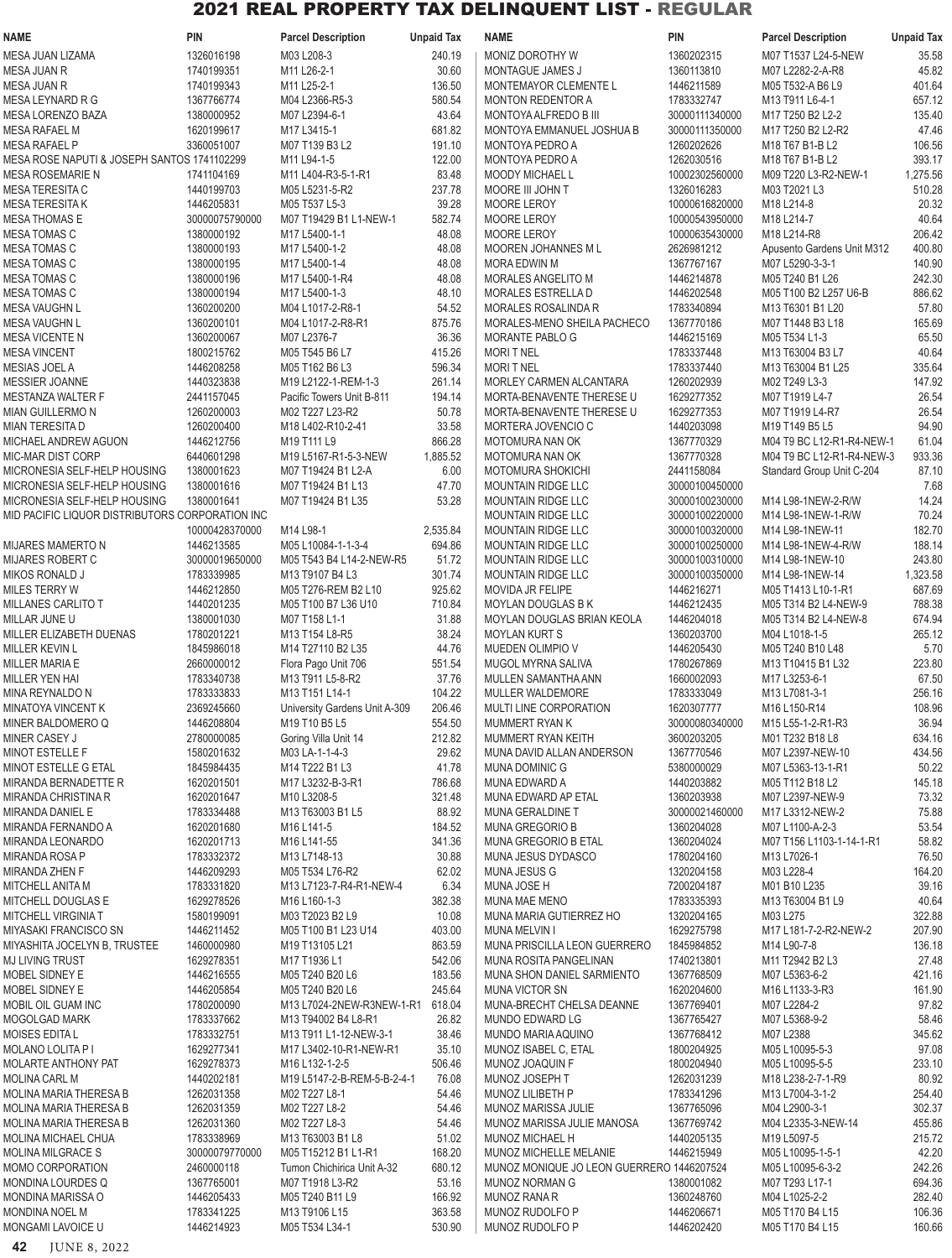# 2021 REAL PROPERTY TAX DELINQUENT LIST - REGULAR

| NAME | PIN | Parcel Description | Unpaid Tax |
|---|---|---|---|
| MESA JUAN LIZAMA | 1326016198 | M03 L208-3 | 240.19 |
| MESA JUAN R | 1740199351 | M11 L26-2-1 | 30.60 |
| MESA JUAN R | 1740199343 | M11 L25-2-1 | 136.50 |
| MESA LEYNARD R G | 1367766774 | M04 L2366-R5-3 | 580.54 |
| MESA LORENZO BAZA | 1380000952 | M07 L2394-6-1 | 43.64 |
| MESA RAFAEL M | 1620199617 | M17 L3415-1 | 681.82 |
| MESA RAFAEL P | 3360051007 | M07 T139 B3 L2 | 191.10 |
| MESA ROSE NAPUTI & JOSEPH SANTOS | 1741102299 | M11 L94-1-5 | 122.00 |
| MESA ROSEMARIE N | 1741104169 | M11 L404-R3-5-1-R1 | 83.48 |
| MESA TERESITA C | 1440199703 | M05 L5231-5-R2 | 237.78 |
| MESA TERESITA K | 1446205831 | M05 T537 L5-3 | 39.28 |
| MESA THOMAS E | 30000075790000 | M07 T19429 B1 L1-NEW-1 | 582.74 |
| MESA TOMAS C | 1380000192 | M17 L5400-1-1 | 48.08 |
| MESA TOMAS C | 1380000193 | M17 L5400-1-2 | 48.08 |
| MESA TOMAS C | 1380000195 | M17 L5400-1-4 | 48.08 |
| MESA TOMAS C | 1380000196 | M17 L5400-1-R4 | 48.08 |
| MESA TOMAS C | 1380000194 | M17 L5400-1-3 | 48.10 |
| MESA VAUGHN L | 1360200200 | M04 L1017-2-R8-1 | 54.52 |
| MESA VAUGHN L | 1360200101 | M04 L1017-2-R8-R1 | 875.76 |
| MESA VICENTE N | 1360200067 | M07 L2376-7 | 36.36 |
| MESA VINCENT | 1800215762 | M05 T545 B6 L7 | 415.26 |
| MESIAS JOEL A | 1446208258 | M05 T162 B6 L3 | 596.34 |
| MESSIER JOANNE | 1440323838 | M19 L2122-1-REM-1-3 | 261.14 |
| MESTANZA WALTER F | 2441157045 | Pacific Towers Unit B-811 | 194.14 |
| MIAN GUILLERMO N | 1260200003 | M02 T227 L23-R2 | 50.78 |
| MIAN TERESITA D | 1260200400 | M18 L402-R10-2-41 | 33.58 |
| MICHAEL ANDREW AGUON | 1446212756 | M19 T111 L9 | 866.28 |
| MIC-MAR DIST CORP | 6440601298 | M19 L5167-R1-5-3-NEW | 1,885.52 |
| MICRONESIA SELF-HELP HOUSING | 1380001623 | M07 T19424 B1 L2-A | 6.00 |
| MICRONESIA SELF-HELP HOUSING | 1380001616 | M07 T19424 B1 L13 | 47.70 |
| MICRONESIA SELF-HELP HOUSING | 1380001641 | M07 T19424 B1 L35 | 53.28 |
| MID PACIFIC LIQUOR DISTRIBUTORS CORPORATION INC | 10000428370000 | M14 L98-1 | 2,535.84 |
| MIJARES MAMERTO N | 1446213585 | M05 L10084-1-1-3-4 | 694.86 |
| MIJARES ROBERT C | 30000019650000 | M05 T543 B4 L14-2-NEW-R5 | 51.72 |
| MIKOS RONALD J | 1783339985 | M13 T9107 B4 L3 | 301.74 |
| MILES TERRY W | 1446212850 | M05 T276-REM B2 L10 | 925.62 |
| MILLANES CARLITO T | 1440201235 | M05 T100 B7 L36 U10 | 710.84 |
| MILLAR JUNE U | 1380001030 | M07 T158 L1-1 | 31.88 |
| MILLER ELIZABETH DUENAS | 1780201221 | M13 T154 L8-R5 | 38.24 |
| MILLER KEVIN L | 1845986018 | M14 T27110 B2 L35 | 44.76 |
| MILLER MARIE E | 2660000012 | Flora Pago Unit 706 | 551.54 |
| MILLER YEN HAI | 1783340738 | M13 T911 L5-8-R2 | 37.76 |
| MINA REYNALDO N | 1783333833 | M13 T151 L14-1 | 104.22 |
| MINATOYA VINCENT K | 2369245660 | University Gardens Unit A-309 | 206.46 |
| MINER BALDOMERO Q | 1446208804 | M19 T10 B5 L5 | 554.50 |
| MINER CASEY J | 2780000085 | Goring Villa Unit 14 | 212.82 |
| MINOT ESTELLE F | 1580201632 | M03 LA-1-1-4-3 | 29.62 |
| MINOT ESTELLE G ETAL | 1845984435 | M14 T222 B1 L3 | 41.78 |
| MIRANDA BERNADETTE R | 1620201501 | M17 L3232-B-3-R1 | 786.68 |
| MIRANDA CHRISTINA R | 1620201647 | M10 L3208-5 | 321.48 |
| MIRANDA DANIEL E | 1783334488 | M13 T63003 B1 L5 | 88.92 |
| MIRANDA FERNANDO A | 1620201680 | M16 L141-5 | 184.52 |
| MIRANDA LEONARDO | 1620201713 | M16 L141-55 | 341.36 |
| MIRANDA ROSA P | 1783332372 | M13 L7148-13 | 30.88 |
| MIRANDA ZHEN F | 1446209293 | M05 T534 L76-R2 | 62.02 |
| MITCHELL ANITA M | 1783331820 | M13 L7123-7-R4-R1-NEW-4 | 6.34 |
| MITCHELL DOUGLAS E | 1629278536 | M16 L160-1-3 | 382.38 |
| MITCHELL VIRGINIA T | 1580199091 | M03 T2023 B2 L9 | 10.08 |
| MIYASAKI FRANCISCO SN | 1446211452 | M05 T100 B1 L23 U14 | 403.00 |
| MIYASHITA JOCELYN B, TRUSTEE | 1460000980 | M19 T13105 L21 | 863.59 |
| MJ LIVING TRUST | 1629278351 | M17 T1936 L1 | 542.06 |
| MOBEL SIDNEY E | 1446216555 | M05 T240 B20 L6 | 183.56 |
| MOBEL SIDNEY E | 1446205854 | M05 T240 B20 L6 | 245.64 |
| MOBIL OIL GUAM INC | 1780200090 | M13 L7024-2NEW-R3NEW-1-R1 | 618.04 |
| MOGOLGAD MARK | 1783337662 | M13 T94002 B4 L8-R1 | 26.82 |
| MOISES EDITA L | 1783332751 | M13 T911 L1-12-NEW-3-1 | 38.46 |
| MOLANO LOLITA P I | 1629277341 | M17 L3402-10-R1-NEW-R1 | 35.10 |
| MOLARTE ANTHONY PAT | 1629278373 | M16 L132-1-2-5 | 506.46 |
| MOLINA CARL M | 1440202181 | M19 L5147-2-B-REM-5-B-2-4-1 | 76.08 |
| MOLINA MARIA THERESA B | 1262031358 | M02 T227 L8-1 | 54.46 |
| MOLINA MARIA THERESA B | 1262031359 | M02 T227 L8-2 | 54.46 |
| MOLINA MARIA THERESA B | 1262031360 | M02 T227 L8-3 | 54.46 |
| MOLINA MICHAEL CHUA | 1783338969 | M13 T63003 B1 L8 | 51.02 |
| MOLINA MILGRACE S | 30000097770000 | M05 T15212 B1 L1-R1 | 168.20 |
| MOMO CORPORATION | 2460000118 | Tumon Chichirica Unit A-32 | 680.12 |
| MONDINA LOURDES Q | 1367765001 | M07 T1918 L3-R2 | 53.16 |
| MONDINA MARISSA O | 1446205433 | M05 T240 B11 L9 | 166.92 |
| MONDINA NOEL M | 1783341225 | M13 T9106 L15 | 363.58 |
| MONGAMI LAVOICE U | 1446214923 | M05 T534 L34-1 | 530.90 |
| MONIZ DOROTHY W | 1360202315 | M07 T1537 L24-5-NEW | 35.58 |
| MONTAGUE JAMES J | 1360113810 | M07 L2282-2-A-R8 | 45.82 |
| MONTEMAYOR CLEMENTE L | 1446211589 | M05 T532-A B6 L9 | 401.64 |
| MONTON REDENTOR A | 1783332747 | M13 T911 L6-4-1 | 657.12 |
| MONTOYA ALFREDO B III | 30000111340000 | M17 T250 B2 L2-2 | 135.40 |
| MONTOYA EMMANUEL JOSHUA B | 30000111350000 | M17 T250 B2 L2-R2 | 47.46 |
| MONTOYA PEDRO A | 1260202626 | M18 T67 B1-B L2 | 106.56 |
| MONTOYA PEDRO A | 1262030516 | M18 T67 B1-B L2 | 393.17 |
| MOODY MICHAEL L | 10002302560000 | M09 T220 L3-R2-NEW-1 | 1,275.56 |
| MOORE III JOHN T | 1326016283 | M03 T2021 L3 | 510.28 |
| MOORE LEROY | 10000616820000 | M18 L214-8 | 20.32 |
| MOORE LEROY | 10000543950000 | M18 L214-7 | 40.64 |
| MOORE LEROY | 10000635430000 | M18 L214-R8 | 206.42 |
| MOOREN JOHANNES M L | 2626981212 | Apusento Gardens Unit M312 | 400.80 |
| MORA EDWIN M | 1367767167 | M07 L5290-3-3-1 | 140.90 |
| MORALES ANGELITO M | 1446214878 | M05 T240 B1 L26 | 242.30 |
| MORALES ESTRELLA D | 1446202548 | M05 T100 B2 L257 U6-B | 886.62 |
| MORALES ROSALINDA R | 1783340894 | M13 T6301 B1 L20 | 57.80 |
| MORALES-MENO SHEILA PACHECO | 1367770186 | M07 T1448 B3 L18 | 165.69 |
| MORANTE PABLO G | 1446215169 | M05 T534 L1-3 | 65.50 |
| MORI T NEL | 1783337448 | M13 T63004 B3 L7 | 40.64 |
| MORI T NEL | 1783337440 | M13 T63004 B1 L25 | 335.64 |
| MORLEY CARMEN ALCANTARA | 1260202939 | M02 T249 L3-3 | 147.92 |
| MORTA-BENAVENTE THERESE U | 1629277352 | M07 T1919 L4-7 | 26.54 |
| MORTA-BENAVENTE THERESE U | 1629277353 | M07 T1919 L4-R7 | 26.54 |
| MORTERA JOVENCIO C | 1440203098 | M19 T149 B5 L5 | 94.90 |
| MOTOMURA NAN OK | 1367770329 | M04 T9 BC L12-R1-R4-NEW-1 | 61.04 |
| MOTOMURA NAN OK | 1367770328 | M04 T9 BC L12-R1-R4-NEW-3 | 933.36 |
| MOTOMURA SHOKICHI | 2441158084 | Standard Group Unit C-204 | 87.10 |
| MOUNTAIN RIDGE LLC | 30000100450000 | | 7.68 |
| MOUNTAIN RIDGE LLC | 30000100230000 | M14 L98-1NEW-2-R/W | 14.24 |
| MOUNTAIN RIDGE LLC | 30000100220000 | M14 L98-1NEW-1-R/W | 70.24 |
| MOUNTAIN RIDGE LLC | 30000100320000 | M14 L98-1NEW-11 | 182.70 |
| MOUNTAIN RIDGE LLC | 30000100250000 | M14 L98-1NEW-4-R/W | 188.14 |
| MOUNTAIN RIDGE LLC | 30000100310000 | M14 L98-1NEW-10 | 243.80 |
| MOUNTAIN RIDGE LLC | 30000100350000 | M14 L98-1NEW-14 | 1,323.58 |
| MOVIDA JR FELIPE | 1446216271 | M05 T1413 L10-1-R1 | 687.69 |
| MOYLAN DOUGLAS B K | 1446212435 | M05 T314 B2 L4-NEW-9 | 788.38 |
| MOYLAN DOUGLAS BRIAN KEOLA | 1446204018 | M05 T314 B2 L4-NEW-8 | 674.94 |
| MOYLAN KURT S | 1360203700 | M04 L1018-1-5 | 265.12 |
| MUEDEN OLIMPIO V | 1446205430 | M05 T240 B10 L8 | 5.70 |
| MUGOL MYRNA SALIVA | 1780267869 | M13 T10415 B1 L32 | 223.80 |
| MULLEN SAMANTHA ANN | 1660002093 | M17 L3253-6-1 | 67.50 |
| MULLER WALDEMORE | 1783333049 | M13 L7081-3-1 | 256.16 |
| MULTI LINE CORPORATION | 1620307777 | M16 L150-R14 | 108.96 |
| MUMMERT RYAN K | 30000080340000 | M15 L55-1-2-R1-R3 | 36.94 |
| MUMMERT RYAN KEITH | 3600203205 | M01 T232 B18 L8 | 634.16 |
| MUNA DAVID ALLAN ANDERSON | 1367770546 | M07 L2397-NEW-10 | 434.56 |
| MUNA DOMINIC G | 5380000029 | M07 L5363-13-1-R1 | 50.22 |
| MUNA EDWARD A | 1440203882 | M05 T112 B18 L2 | 145.18 |
| MUNA EDWARD AP ETAL | 1360203938 | M07 L2397-NEW-9 | 73.32 |
| MUNA GERALDINE T | 30000021460000 | M17 L3312-NEW-2 | 75.88 |
| MUNA GREGORIO B | 1360204028 | M07 L1100-A-2-3 | 53.54 |
| MUNA GREGORIO B ETAL | 1360204024 | M07 T156 L1103-1-14-1-R1 | 58.82 |
| MUNA JESUS DYDASCO | 1780204160 | M13 L7026-1 | 76.50 |
| MUNA JESUS G | 1320204158 | M03 L228-4 | 164.20 |
| MUNA JOSE H | 7200204187 | M01 B10 L235 | 39.16 |
| MUNA MAE MENO | 1783335393 | M13 T63004 B1 L9 | 40.64 |
| MUNA MARIA GUTIERREZ HO | 1320204165 | M03 L275 | 322.88 |
| MUNA MELVIN I | 1629275798 | M17 L181-7-2-R2-NEW-2 | 207.90 |
| MUNA PRISCILLA LEON GUERRERO | 1845984852 | M14 L90-7-8 | 136.18 |
| MUNA ROSITA PANGELINAN | 1740213801 | M11 T2942 B2 L3 | 27.48 |
| MUNA SHON DANIEL SARMIENTO | 1367768509 | M07 L5363-6-2 | 421.16 |
| MUNA VICTOR SN | 1620204600 | M16 L1133-3-R3 | 161.90 |
| MUNA-BRECHT CHELSA DEANNE | 1367769401 | M07 L2284-2 | 97.82 |
| MUNDO EDWARD LG | 1367765427 | M07 L5368-9-2 | 58.46 |
| MUNDO MARIA AQUINO | 1367768412 | M07 L2388 | 345.62 |
| MUNOZ ISABEL C, ETAL | 1800204925 | M05 L10095-5-3 | 97.08 |
| MUNOZ JOAQUIN F | 1800204940 | M05 L10095-5 | 233.10 |
| MUNOZ JOSEPH T | 1262031239 | M18 L238-2-7-1-R9 | 80.92 |
| MUNOZ LILIBETH P | 1783341296 | M13 L7004-3-1-2 | 254.40 |
| MUNOZ MARISSA JULIE | 1367765096 | M04 L2900-3-1 | 302.37 |
| MUNOZ MARISSA JULIE MANOSA | 1367769742 | M04 L2335-3-NEW-14 | 455.86 |
| MUNOZ MICHAEL H | 1440205135 | M19 L5097-5 | 215.72 |
| MUNOZ MICHELLE MELANIE | 1446215949 | M05 L10095-1-5-1 | 42.20 |
| MUNOZ MONIQUE JO LEON GUERRERO | 1446207524 | M05 L10095-6-3-2 | 242.26 |
| MUNOZ NORMAN G | 1380001082 | M07 T293 L17-1 | 694.36 |
| MUNOZ RANA R | 1360248760 | M04 L1025-2-2 | 282.40 |
| MUNOZ RUDOLFO P | 1446206671 | M05 T170 B4 L15 | 106.36 |
| MUNOZ RUDOLFO P | 1446202420 | M05 T170 B4 L15 | 160.66 |

JUNE 8, 2022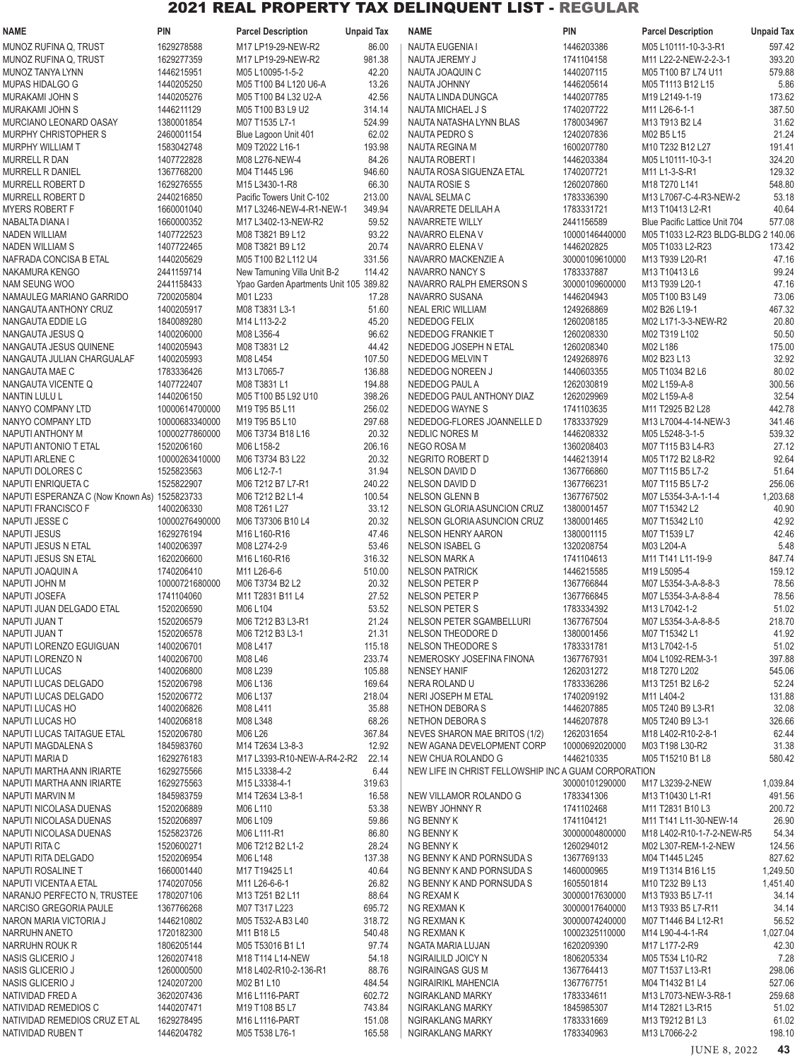# 2021 REAL PROPERTY TAX DELINQUENT LIST - REGULAR

| NAME | PIN | Parcel Description | Unpaid Tax |
|---|---|---|---|
| MUNOZ RUFINA Q, TRUST | 1629278588 | M17 LP19-29-NEW-R2 | 86.00 |
| MUNOZ RUFINA Q, TRUST | 1629277359 | M17 LP19-29-NEW-R2 | 981.38 |
| MUNOZ TANYA LYNN | 1446215951 | M05 L10095-1-5-2 | 42.20 |
| MUPAS HIDALGO G | 1440205250 | M05 T100 B4 L120 U6-A | 13.26 |
| MURAKAMI JOHN S | 1440205276 | M05 T100 B4 L32 U2-A | 42.56 |
| MURAKAMI JOHN S | 1446211129 | M05 T100 B3 L9 U2 | 314.14 |
| MURCIANO LEONARD OASAY | 1380001854 | M07 T1535 L7-1 | 524.99 |
| MURPHY CHRISTOPHER S | 2460001154 | Blue Lagoon Unit 401 | 62.02 |
| MURPHY WILLIAM T | 1583042748 | M09 T2022 L16-1 | 193.98 |
| MURRELL R DAN | 1407722828 | M08 L276-NEW-4 | 84.26 |
| MURRELL R DANIEL | 1367768200 | M04 T1445 L96 | 946.60 |
| MURRELL ROBERT D | 1629276555 | M15 L3430-1-R8 | 66.30 |
| MURRELL ROBERT D | 2440216850 | Pacific Towers Unit C-102 | 213.00 |
| MYERS ROBERT F | 1660001040 | M17 L3246-NEW-4-R1-NEW-1 | 349.94 |
| NABALTA DIANA I | 1660000952 | M17 L3402-13-NEW-R2 | 59.52 |
| NADEN WILLIAM | 1407722523 | M08 T3821 B9 L12 | 93.22 |
| NADEN WILLIAM S | 1407722465 | M08 T3821 B9 L12 | 20.74 |
| NAFRADA CONCISA B ETAL | 1440205629 | M05 T100 B2 L112 U4 | 331.56 |
| NAKAMURA KENGO | 2441159714 | New Tamuning Villa Unit B-2 | 114.42 |
| NAM SEUNG WOO | 2441158433 | Ypao Garden Apartments Unit 105 | 389.82 |
| NAMAULEG MARIANO GARRIDO | 7200205804 | M01 L233 | 17.28 |
| NANGAUTA ANTHONY CRUZ | 1400205917 | M08 T3831 L3-1 | 51.60 |
| NANGAUTA EDDIE LG | 1840089280 | M14 L113-2-2 | 45.20 |
| NANGAUTA JESUS Q | 1400206000 | M08 L356-4 | 96.62 |
| NANGAUTA JESUS QUINENE | 1400205943 | M08 T3831 L2 | 44.42 |
| NANGAUTA JULIAN CHARGUALAF | 1400205993 | M08 L454 | 107.50 |
| NANGAUTA MAE C | 1783336426 | M13 L7065-7 | 136.88 |
| NANGAUTA VICENTE Q | 1407722407 | M08 T3831 L1 | 194.88 |
| NANTIN LULU L | 1440206150 | M05 T100 B5 L92 U10 | 398.26 |
| NANYO COMPANY LTD | 10000614700000 | M19 T95 B5 L11 | 256.02 |
| NANYO COMPANY LTD | 10000683340000 | M19 T95 B5 L10 | 297.68 |
| NAPUTI ANTHONY M | 10000277860000 | M06 T3734 B18 L16 | 20.32 |
| NAPUTI ANTONIO T ETAL | 1520206160 | M06 L158-2 | 206.16 |
| NAPUTI ARLENE C | 10000263410000 | M06 T3734 B3 L22 | 20.32 |
| NAPUTI DOLORES C | 1525823563 | M06 L12-7-1 | 31.94 |
| NAPUTI ENRIQUETA C | 1525822907 | M06 T212 B7 L7-R1 | 240.22 |
| NAPUTI ESPERANZA C (Now Known As) | 1525823733 | M06 T212 B2 L1-4 | 100.54 |
| NAPUTI FRANCISCO F | 1400206330 | M08 T261 L27 | 33.12 |
| NAPUTI JESSE C | 10000276490000 | M06 T37306 B10 L4 | 20.32 |
| NAPUTI JESUS | 1629276194 | M16 L160-R16 | 47.46 |
| NAPUTI JESUS N ETAL | 1400206397 | M08 L274-2-9 | 53.46 |
| NAPUTI JESUS SN ETAL | 1620206600 | M16 L160-R16 | 316.32 |
| NAPUTI JOAQUIN A | 1740206410 | M11 L26-6-6 | 510.00 |
| NAPUTI JOHN M | 10000721680000 | M06 T3734 B2 L2 | 20.32 |
| NAPUTI JOSEFA | 1741104060 | M11 T2831 B11 L4 | 27.52 |
| NAPUTI JUAN DELGADO ETAL | 1520206590 | M06 L104 | 53.52 |
| NAPUTI JUAN T | 1520206579 | M06 T212 B3 L3-R1 | 21.24 |
| NAPUTI JUAN T | 1520206578 | M06 T212 B3 L3-1 | 21.31 |
| NAPUTI LORENZO EGUIGUAN | 1400206701 | M08 L417 | 115.18 |
| NAPUTI LORENZO N | 1400206700 | M08 L46 | 233.74 |
| NAPUTI LUCAS | 1400206800 | M08 L239 | 105.88 |
| NAPUTI LUCAS DELGADO | 1520206798 | M06 L136 | 169.64 |
| NAPUTI LUCAS DELGADO | 1520206772 | M06 L137 | 218.04 |
| NAPUTI LUCAS HO | 1400206826 | M08 L411 | 35.88 |
| NAPUTI LUCAS HO | 1400206818 | M08 L348 | 68.26 |
| NAPUTI LUCAS TAITAGUE ETAL | 1520206780 | M06 L26 | 367.84 |
| NAPUTI MAGDALENA S | 1845983760 | M14 T2634 L3-8-3 | 12.92 |
| NAPUTI MARIA D | 1629276183 | M17 L3393-R10-NEW-A-R4-2-R2 | 22.14 |
| NAPUTI MARTHA ANN IRIARTE | 1629275566 | M15 L3338-4-2 | 6.44 |
| NAPUTI MARTHA ANN IRIARTE | 1629275563 | M15 L3338-4-1 | 319.63 |
| NAPUTI MARVIN M | 1845983759 | M14 T2634 L3-8-1 | 16.58 |
| NAPUTI NICOLASA DUENAS | 1520206889 | M06 L110 | 53.38 |
| NAPUTI NICOLASA DUENAS | 1520206897 | M06 L109 | 59.86 |
| NAPUTI NICOLASA DUENAS | 1525823726 | M06 L111-R1 | 86.80 |
| NAPUTI RITA C | 1520600271 | M06 T212 B2 L1-2 | 28.24 |
| NAPUTI RITA DELGADO | 1520206954 | M06 L148 | 137.38 |
| NAPUTI ROSALINE T | 1660001440 | M17 T19425 L1 | 40.64 |
| NAPUTI VICENTA A ETAL | 1740207056 | M11 L26-6-6-1 | 26.82 |
| NARANJO PERFECTO N, TRUSTEE | 1780207106 | M13 T251 B2 L11 | 88.64 |
| NARCISO GREGORIA PAULE | 1367766268 | M07 T317 L223 | 695.72 |
| NARON MARIA VICTORIA J | 1446210802 | M05 T532-A B3 L40 | 318.72 |
| NARRUHN ANETO | 1720182300 | M11 B18 L5 | 540.48 |
| NARRUHN ROUK R | 1806205144 | M05 T53016 B1 L1 | 97.74 |
| NASIS GLICERIO J | 1260207418 | M18 T114 L14-NEW | 54.18 |
| NASIS GLICERIO J | 1260000500 | M18 L402-R10-2-136-R1 | 88.76 |
| NASIS GLICERIO J | 1240207200 | M02 B1 L10 | 484.54 |
| NATIVIDAD FRED A | 3620207436 | M16 L1116-PART | 602.72 |
| NATIVIDAD REMEDIOS C | 1440207471 | M19 T108 B5 L7 | 743.84 |
| NATIVIDAD REMEDIOS CRUZ ET AL | 1629278495 | M16 L1116-PART | 151.08 |
| NATIVIDAD RUBEN T | 1446204782 | M05 T538 L76-1 | 165.58 |
| NAUTA EUGENIA I | 1446203386 | M05 L10111-10-3-3-R1 | 597.42 |
| NAUTA JEREMY J | 1741104158 | M11 L22-2-NEW-2-2-3-1 | 393.20 |
| NAUTA JOAQUIN C | 1440207115 | M05 T100 B7 L74 U11 | 579.88 |
| NAUTA JOHNNY | 1446205614 | M05 T1113 B12 L15 | 5.86 |
| NAUTA LINDA DUNGCA | 1440207785 | M19 L2149-1-19 | 173.62 |
| NAUTA MICHAEL J S | 1740207722 | M11 L26-6-1-1 | 387.50 |
| NAUTA NATASHA LYNN BLAS | 1780034967 | M13 T913 B2 L4 | 31.62 |
| NAUTA PEDRO S | 1240207836 | M02 B5 L15 | 21.24 |
| NAUTA REGINA M | 1600207780 | M10 T232 B12 L27 | 191.41 |
| NAUTA ROBERT I | 1446203384 | M05 L10111-10-3-1 | 324.20 |
| NAUTA ROSA SIGUENZA ETAL | 1740207721 | M11 L1-3-S-R1 | 129.32 |
| NAUTA ROSIE S | 1260207860 | M18 T270 L141 | 548.80 |
| NAVAL SELMA C | 1783336390 | M13 L7067-C-4-R3-NEW-2 | 53.18 |
| NAVARRETE DELILAH A | 1783331721 | M13 T10413 L2-R1 | 40.64 |
| NAVARRETE WILLY | 2441156589 | Blue Pacific Lattice Unit 704 | 577.08 |
| NAVARRO ELENA V | 10000146440000 | M05 T1033 L2-R23 BLDG-BLDG 2 | 140.06 |
| NAVARRO ELENA V | 1446202825 | M05 T1033 L2-R23 | 173.42 |
| NAVARRO MACKENZIE A | 30000109610000 | M13 T939 L20-R1 | 47.16 |
| NAVARRO NANCY S | 1783337887 | M13 T10413 L6 | 99.24 |
| NAVARRO RALPH EMERSON S | 30000109600000 | M13 T939 L20-1 | 47.16 |
| NAVARRO SUSANA | 1446204943 | M05 T100 B3 L49 | 73.06 |
| NEAL ERIC WILLIAM | 1249268869 | M02 B26 L19-1 | 467.32 |
| NEDEDOG FELIX | 1260208185 | M02 L171-3-3-NEW-R2 | 20.80 |
| NEDEDOG FRANKIE T | 1260208330 | M02 T319 L102 | 50.50 |
| NEDEDOG JOSEPH N ETAL | 1260208340 | M02 L186 | 175.00 |
| NEDEDOG MELVIN T | 1249268976 | M02 B23 L13 | 32.92 |
| NEDEDOG NOREEN J | 1440603355 | M05 T1034 B2 L6 | 80.02 |
| NEDEDOG PAUL A | 1262030819 | M02 L159-A-8 | 300.56 |
| NEDEDOG PAUL ANTHONY DIAZ | 1262029969 | M02 L159-A-8 | 32.54 |
| NEDEDOG WAYNE S | 1741103635 | M11 T2925 B2 L28 | 442.78 |
| NEDEDOG-FLORES JOANNELLE D | 1783337929 | M13 L7004-4-14-NEW-3 | 341.46 |
| NEDLIC NORES M | 1446208332 | M05 L5248-3-1-5 | 539.32 |
| NEGO ROSA M | 1360208403 | M07 T115 B3 L4-R3 | 27.12 |
| NEGRITO ROBERT D | 1446213914 | M05 T172 B2 L8-R2 | 92.64 |
| NELSON DAVID D | 1367766860 | M07 T115 B5 L7-2 | 51.64 |
| NELSON DAVID D | 1367766231 | M07 T115 B5 L7-2 | 256.06 |
| NELSON GLENN B | 1367767502 | M07 L5354-3-A-1-1-4 | 1,203.68 |
| NELSON GLORIA ASUNCION CRUZ | 1380001457 | M07 T15342 L2 | 40.90 |
| NELSON GLORIA ASUNCION CRUZ | 1380001465 | M07 T15342 L10 | 42.92 |
| NELSON HENRY AARON | 1380001115 | M07 T1539 L7 | 42.46 |
| NELSON ISABEL G | 1320208754 | M03 L204-A | 5.48 |
| NELSON MARK A | 1741104613 | M11 T141 L11-19-9 | 847.74 |
| NELSON PATRICK | 1446215585 | M19 L5095-4 | 159.12 |
| NELSON PETER P | 1367766844 | M07 L5354-3-A-8-8-3 | 78.56 |
| NELSON PETER P | 1367766845 | M07 L5354-3-A-8-8-4 | 78.56 |
| NELSON PETER S | 1783334392 | M13 L7042-1-2 | 51.02 |
| NELSON PETER SGAMBELLURI | 1367767504 | M07 L5354-3-A-8-8-5 | 218.70 |
| NELSON THEODORE D | 1380001456 | M07 T15342 L1 | 41.92 |
| NELSON THEODORE S | 1783331781 | M13 L7042-1-5 | 51.02 |
| NEMEROSKY JOSEFINA FINONA | 1367767931 | M04 L1092-REM-3-1 | 397.88 |
| NENSEY HANIF | 1262031272 | M18 T270 L202 | 545.06 |
| NERA ROLAND U | 1783336286 | M13 T251 B2 L6-2 | 52.24 |
| NERI JOSEPH M ETAL | 1740209192 | M11 L404-2 | 131.88 |
| NETHON DEBORA S | 1446207885 | M05 T240 B9 L3-R1 | 32.08 |
| NETHON DEBORA S | 1446207878 | M05 T240 B9 L3-1 | 326.66 |
| NEVES SHARON MAE BRITOS (1/2) | 1262031654 | M18 L402-R10-2-8-1 | 62.44 |
| NEW AGANA DEVELOPMENT CORP | 10000692020000 | M03 T198 L30-R2 | 31.38 |
| NEW CHUA ROLANDO G | 1446210335 | M05 T15210 B1 L8 | 580.42 |
| NEW LIFE IN CHRIST FELLOWSHIP INC A GUAM CORPORATION | 30000101290000 | M17 L3239-2-NEW | 1,039.84 |
| NEW VILLAMOR ROLANDO G | 1783341306 | M13 T10430 L1-R1 | 491.56 |
| NEWBY JOHNNY R | 1741102468 | M11 T2831 B10 L3 | 200.72 |
| NG BENNY K | 1741104121 | M11 T141 L11-30-NEW-14 | 26.90 |
| NG BENNY K | 30000004800000 | M18 L402-R10-1-7-2-NEW-R5 | 54.34 |
| NG BENNY K | 1260294012 | M02 L307-REM-1-2-NEW | 124.56 |
| NG BENNY K AND PORNSUDA S | 1367769133 | M04 T1445 L245 | 827.62 |
| NG BENNY K AND PORNSUDA S | 1460000965 | M19 T1314 B16 L15 | 1,249.50 |
| NG BENNY K AND PORNSUDA S | 1605501814 | M10 T232 B9 L13 | 1,451.40 |
| NG REXMAN K | 30000017630000 | M13 T933 B5 L7-11 | 34.14 |
| NG REXMAN K | 30000017640000 | M13 T933 B5 L7-R11 | 34.14 |
| NG REXMAN K | 30000074240000 | M07 T1446 B4 L12-R1 | 56.52 |
| NG REXMAN K | 10002325110000 | M14 L90-4-4-1-R4 | 1,027.04 |
| NGATA MARIA LUJAN | 1620209390 | M17 L177-2-R9 | 42.30 |
| NGIRAILILD JOICY N | 1806205334 | M05 T534 L10-R2 | 7.28 |
| NGIRAINGAS GUS M | 1367764413 | M07 T1537 L13-R1 | 298.06 |
| NGIRAIRIKL MAHENCIA | 1367767751 | M04 T1432 B1 L4 | 527.06 |
| NGIRAKLANG MARKY | 1783334611 | M13 L7073-NEW-3-R8-1 | 259.68 |
| NGIRAKLANG MARKY | 1845985307 | M14 T2821 L3-R15 | 51.02 |
| NGIRAKLANG MARKY | 1783331669 | M13 T9212 B1 L3 | 61.02 |
| NGIRAKLANG MARKY | 1783340963 | M13 L7066-2-2 | 198.10 |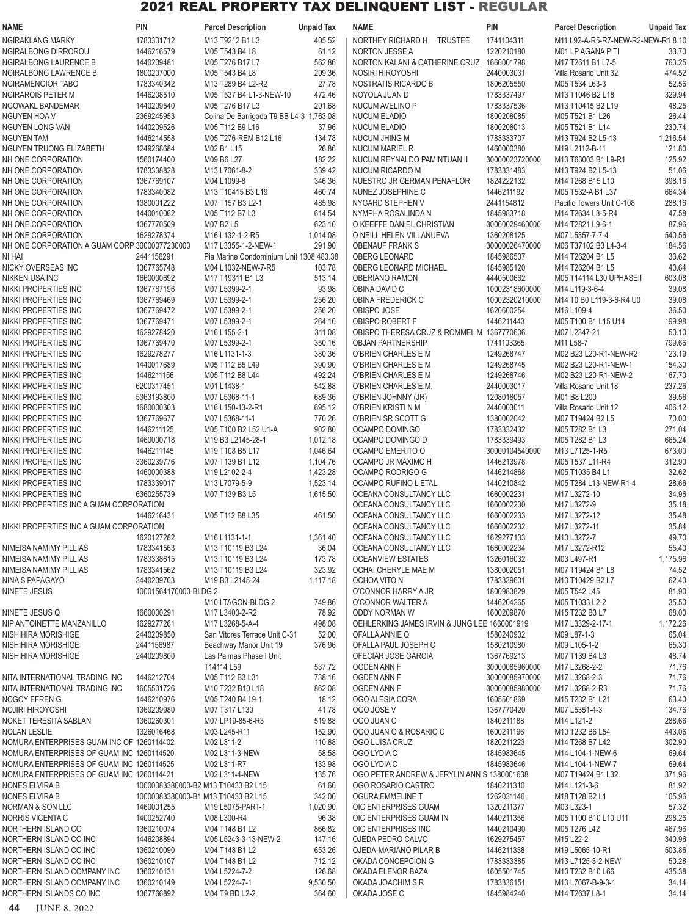# 2021 REAL PROPERTY TAX DELINQUENT LIST - REGULAR

| NAME | PIN | Parcel Description | Unpaid Tax |
|---|---|---|---|
| NGIRAKLANG MARKY | 1783331712 | M13 T9212 B1 L3 | 405.52 |
| NGIRALBONG DIRROROU | 1446216579 | M05 T543 B4 L8 | 61.12 |
| NGIRALBONG LAURENCE B | 1440209481 | M05 T276 B17 L7 | 562.86 |
| NGIRALBONG LAWRENCE B | 1800207000 | M05 T543 B4 L8 | 209.36 |
| NGIRAMENGIOR TABO | 1783340342 | M13 T289 B4 L2-R2 | 27.78 |
| NGIRAROIS PETER M | 1446208510 | M05 T537 B4 L1-3-NEW-10 | 472.46 |
| NGOWAKL BANDEMAR | 1440209540 | M05 T276 B17 L3 | 201.68 |
| NGUYEN HOA V | 2369245953 | Colina De Barrigada T9 BB L4-3 | 1,763.08 |
| NGUYEN LONG VAN | 1440209526 | M05 T112 B9 L16 | 37.96 |
| NGUYEN TAM | 1446214558 | M05 T276-REM B12 L16 | 134.78 |
| NGUYEN TRUONG ELIZABETH | 1249268684 | M02 B1 L15 | 26.86 |
| NH ONE CORPORATION | 1560174400 | M09 B6 L27 | 182.22 |
| NH ONE CORPORATION | 1783338828 | M13 L7061-8-2 | 339.42 |
| NH ONE CORPORATION | 1367769107 | M04 L1099-8 | 346.36 |
| NH ONE CORPORATION | 1783340082 | M13 T10415 B3 L19 | 460.74 |
| NH ONE CORPORATION | 1380001222 | M07 T157 B3 L2-1 | 485.98 |
| NH ONE CORPORATION | 1440010062 | M05 T112 B7 L3 | 614.54 |
| NH ONE CORPORATION | 1367770509 | M07 B2 L5 | 623.10 |
| NH ONE CORPORATION | 1629278374 | M16 L132-1-2-R5 | 1,014.08 |
| NH ONE CORPORATION A GUAM CORP | 30000077230000 | M17 L3355-1-2-NEW-1 | 291.90 |
| NI HAI | 2441156291 | Pia Marine Condominium Unit 1308 | 483.38 |
| NICKY OVERSEAS INC | 1367765748 | M04 L1032-NEW-7-R5 | 103.78 |
| NIKKEN USA INC | 1660000692 | M17 T19311 B1 L3 | 513.14 |
| NIKKI PROPERTIES INC | 1367767196 | M07 L5399-2-1 | 93.98 |
| NIKKI PROPERTIES INC | 1367769469 | M07 L5399-2-1 | 256.20 |
| NIKKI PROPERTIES INC | 1367769472 | M07 L5399-2-1 | 256.20 |
| NIKKI PROPERTIES INC | 1367769471 | M07 L5399-2-1 | 264.10 |
| NIKKI PROPERTIES INC | 1629278420 | M16 L155-2-1 | 311.08 |
| NIKKI PROPERTIES INC | 1367769470 | M07 L5399-2-1 | 350.16 |
| NIKKI PROPERTIES INC | 1629278277 | M16 L1131-1-3 | 380.36 |
| NIKKI PROPERTIES INC | 1440017689 | M05 T112 B5 L49 | 390.90 |
| NIKKI PROPERTIES INC | 1446211156 | M05 T112 B8 L44 | 492.24 |
| NIKKI PROPERTIES INC | 6200317451 | M01 L1438-1 | 542.88 |
| NIKKI PROPERTIES INC | 5363193800 | M07 L5368-11-1 | 689.36 |
| NIKKI PROPERTIES INC | 1680000303 | M16 L150-13-2-R1 | 695.12 |
| NIKKI PROPERTIES INC | 1367769677 | M07 L5368-11-1 | 770.26 |
| NIKKI PROPERTIES INC | 1446211125 | M05 T100 B2 L52 U1-A | 902.80 |
| NIKKI PROPERTIES INC | 1460000718 | M19 B3 L2145-28-1 | 1,012.18 |
| NIKKI PROPERTIES INC | 1446211145 | M19 T108 B5 L17 | 1,046.64 |
| NIKKI PROPERTIES INC | 3360239776 | M07 T139 B1 L12 | 1,104.76 |
| NIKKI PROPERTIES INC | 1460000388 | M19 L2102-2-4 | 1,423.28 |
| NIKKI PROPERTIES INC | 1783339017 | M13 L7079-5-9 | 1,523.14 |
| NIKKI PROPERTIES INC | 6360255739 | M07 T139 B3 L5 | 1,615.50 |
| NIKKI PROPERTIES INC A GUAM CORPORATION | 1446216431 | M05 T112 B8 L35 | 461.50 |
| NIKKI PROPERTIES INC A GUAM CORPORATION | 1620127282 | M16 L1131-1-1 | 1,361.40 |
| NIMEISA NAMIMY PILLIAS | 1783341563 | M13 T10119 B3 L24 | 36.04 |
| NIMEISA NAMIMY PILLIAS | 1783338615 | M13 T10119 B3 L24 | 173.78 |
| NIMEISA NAMIMY PILLIAS | 1783341562 | M13 T10119 B3 L24 | 323.92 |
| NINA S PAPAGAYO | 3440209703 | M19 B3 L2145-24 | 1,117.18 |
| NINETE JESUS | 10001564170000-BLDG 2 | M10 LTAGON-BLDG 2 | 749.86 |
| NINETE JESUS Q | 1660000291 | M17 L3400-2-R2 | 78.92 |
| NIP ANTOINETTE MANZANILLO | 1629277261 | M17 L3268-5-A-4 | 498.08 |
| NISHIHIRA MORISHIGE | 2440209850 | San Vitores Terrace Unit C-31 | 52.00 |
| NISHIHIRA MORISHIGE | 2441156987 | Beachway Manor Unit 19 | 376.96 |
| NISHIHIRA MORISHIGE | 2440209800 | Las Palmas Phase I Unit T14114 L59 | 537.72 |
| NITA INTERNATIONAL TRADING INC | 1446212704 | M05 T112 B3 L31 | 738.16 |
| NITA INTERNATIONAL TRADING INC | 1605501726 | M10 T232 B10 L18 | 862.08 |
| NOGOY EFREN G | 1446210976 | M05 T240 B4 L9-1 | 18.12 |
| NOJIRI HIROYOSHI | 1360209980 | M07 T317 L130 | 41.78 |
| NOKET TERESITA SABLAN | 1360260301 | M07 LP19-85-6-R3 | 519.88 |
| NOLAN LESLIE | 1326016468 | M03 L245-R11 | 152.90 |
| NOMURA ENTERPRISES GUAM INC OF | 1260114402 | M02 L311-2 | 110.88 |
| NOMURA ENTERPRISES OF GUAM INC | 1260114520 | M02 L311-3-NEW | 58.58 |
| NOMURA ENTERPRISES OF GUAM INC | 1260114525 | M02 L311-R7 | 133.98 |
| NOMURA ENTERPRISES OF GUAM INC | 1260114421 | M02 L311-4-NEW | 135.76 |
| NONES ELVIRA B | 10000383380000-B2 | M13 T10433 B2 L15 | 61.60 |
| NONES ELVIRA B | 10000383380000-B1 | M13 T10433 B2 L15 | 342.00 |
| NORMAN & SON LLC | 1460001255 | M19 L5075-PART-1 | 1,020.90 |
| NORRIS VICENTA C | 1400252740 | M08 L300-R4 | 96.38 |
| NORTHERN ISLAND CO | 1360210074 | M04 T148 B1 L2 | 866.82 |
| NORTHERN ISLAND CO INC | 1446208894 | M05 L5243-3-13-NEW-2 | 147.16 |
| NORTHERN ISLAND CO INC | 1360210090 | M04 T148 B1 L2 | 653.26 |
| NORTHERN ISLAND CO INC | 1360210107 | M04 T148 B1 L2 | 712.12 |
| NORTHERN ISLAND COMPANY INC | 1360210131 | M04 L5224-7-2 | 126.68 |
| NORTHERN ISLAND COMPANY INC | 1360210149 | M04 L5224-7-1 | 9,530.50 |
| NORTHERN ISLANDS CO INC | 1367766892 | M04 T9 BD L2-2 | 364.60 |
| NORTHEY RICHARD H TRUSTEE | 1741104311 | M11 L92-A-R5-R7-NEW-R2-NEW-R1 | 8.10 |
| NORTON JESSE A | 1220210180 | M01 LP AGANA PITI | 33.70 |
| NORTON KALANI & CATHERINE CRUZ | 1660001798 | M17 T2611 B1 L7-5 | 763.25 |
| NOSIRI HIROYOSHI | 2440003031 | Villa Rosario Unit 32 | 474.52 |
| NOSTRATIS RICARDO B | 1806205550 | M05 T534 L63-3 | 52.56 |
| NOYOLA JUAN D | 1783337497 | M13 T1046 B2 L18 | 329.94 |
| NUCUM AVELINO P | 1783337536 | M13 T10415 B2 L19 | 48.25 |
| NUCUM ELADIO | 1800208085 | M05 T521 B1 L26 | 26.44 |
| NUCUM ELADIO | 1800208013 | M05 T521 B1 L14 | 230.74 |
| NUCUM JHING M | 1783333707 | M13 T924 B2 L5-13 | 1,216.54 |
| NUCUM MARIEL R | 1460000380 | M19 L2112-B-11 | 121.80 |
| NUCUM REYNALDO PAMINTUAN II | 30000023720000 | M13 T63003 B1 L9-R1 | 125.92 |
| NUCUM RICARDO M | 1783331483 | M13 T924 B2 L5-13 | 51.06 |
| NUESTRO JR GERMAN PENAFLOR | 1824222132 | M14 T268 B15 L10 | 398.16 |
| NUNEZ JOSEPHINE C | 1446211192 | M05 T532-A B1 L37 | 664.34 |
| NYGARD STEPHEN V | 2441154812 | Pacific Towers Unit C-108 | 288.16 |
| NYMPHA ROSALINDA N | 1845983718 | M14 T2634 L3-5-R4 | 47.58 |
| O KEEFFE DANIEL CHRISTIAN | 30000029460000 | M14 T2821 L9-6-1 | 87.96 |
| O NEILL HELEN VILLANUEVA | 1360208125 | M07 L5357-7-7-4 | 540.56 |
| OBENAUF FRANK S | 30000026470000 | M06 T37102 B3 L4-3-4 | 184.56 |
| OBERG LEONARD | 1845986507 | M14 T26204 B1 L5 | 33.62 |
| OBERG LEONARD MICHAEL | 1845985120 | M14 T26204 B1 L5 | 40.64 |
| OBERIANO RAMON | 4440500662 | M05 T14114 L30 UPHASEII | 603.08 |
| OBINA DAVID C | 10002318600000 | M14 L119-3-6-4 | 39.08 |
| OBINA FREDERICK C | 10002320210000 | M14 T0 B0 L119-3-6-R4 U0 | 39.08 |
| OBISPO JOSE | 1620600254 | M16 L109-4 | 36.50 |
| OBISPO ROBERT F | 1446211443 | M05 T100 B1 L15 U14 | 199.98 |
| OBISPO THERESA CRUZ & ROMMEL M | 1367770606 | M07 L2347-21 | 50.10 |
| OBJAN PARTNERSHIP | 1741103365 | M11 L58-7 | 799.66 |
| O'BRIEN CHARLES E M | 1249268747 | M02 B23 L20-R1-NEW-R2 | 123.19 |
| O'BRIEN CHARLES E M | 1249268745 | M02 B23 L20-R1-NEW-1 | 154.30 |
| O'BRIEN CHARLES E M | 1249268746 | M02 B23 L20-R1-NEW-2 | 167.70 |
| O'BRIEN CHARLES E.M. | 2440003017 | Villa Rosario Unit 18 | 237.26 |
| O'BRIEN JOHNNY (JR) | 1208018057 | M01 B8 L200 | 39.56 |
| O'BRIEN KRISTI N M | 2440003011 | Villa Rosario Unit 12 | 406.12 |
| O'BRIEN SR SCOTT G | 1380002042 | M07 T19424 B2 L5 | 70.00 |
| OCAMPO DOMINGO | 1783332432 | M05 T282 B1 L3 | 271.04 |
| OCAMPO DOMINGO D | 1783339493 | M05 T282 B1 L3 | 665.24 |
| OCAMPO EMERITO O | 30000104540000 | M13 L7125-1-R5 | 673.00 |
| OCAMPO JR MAXIMO H | 1446213978 | M05 T537 L11-R4 | 312.90 |
| OCAMPO RODRIGO G | 1446214868 | M05 T1035 B4 L1 | 32.62 |
| OCAMPO RUFINO L ETAL | 1440210842 | M05 T284 L13-NEW-R1-4 | 28.66 |
| OCEANA CONSULTANCY LLC | 1660002231 | M17 L3272-10 | 34.96 |
| OCEANA CONSULTANCY LLC | 1660002230 | M17 L3272-9 | 35.18 |
| OCEANA CONSULTANCY LLC | 1660002233 | M17 L3272-12 | 35.48 |
| OCEANA CONSULTANCY LLC | 1660002232 | M17 L3272-11 | 35.84 |
| OCEANA CONSULTANCY LLC | 1629277133 | M10 L3272-7 | 49.70 |
| OCEANA CONSULTANCY LLC | 1660002234 | M17 L3272-R12 | 55.40 |
| OCEANVIEW ESTATES | 1326016032 | M03 L497-R1 | 1,175.96 |
| OCHAI CHERYLE MAE M | 1380002051 | M07 T19424 B1 L8 | 74.52 |
| OCHOA VITO N | 1783339601 | M13 T10429 B2 L7 | 62.40 |
| O'CONNOR HARRY A JR | 1800983829 | M05 T542 L45 | 81.90 |
| O'CONNOR WALTER A | 1446204265 | M05 T1033 L2-2 | 35.50 |
| ODDY NORMAN W | 1600209870 | M15 T232 B3 L7 | 68.00 |
| OEHLERKING JAMES IRVIN & JUNG LEE | 1660001919 | M17 L3329-2-17-1 | 1,172.26 |
| OFALLA ANNIE Q | 1580240902 | M09 L87-1-3 | 65.04 |
| OFALLA PAUL JOSEPH C | 1580210980 | M09 L105-1-2 | 65.30 |
| OFECIAR JOSE GARCIA | 1367769213 | M07 T139 B4 L3 | 48.74 |
| OGDEN ANN F | 30000085960000 | M17 L3268-2-2 | 71.76 |
| OGDEN ANN F | 30000085970000 | M17 L3268-2-3 | 71.76 |
| OGDEN ANN F | 30000085980000 | M17 L3268-2-R3 | 71.76 |
| OGO ALESIA CORA | 1605501869 | M15 T232 B1 L21 | 63.40 |
| OGO JOSE V | 1367770420 | M07 L5351-4-3 | 134.76 |
| OGO JUAN O | 1840211188 | M14 L121-2 | 288.66 |
| OGO JUAN O & ROSARIO C | 1600211196 | M10 T232 B6 L54 | 443.06 |
| OGO LUISA CRUZ | 1820211223 | M14 T268 B7 L42 | 302.90 |
| OGO LYDIA C | 1845983645 | M14 L104-1-NEW-6 | 69.64 |
| OGO LYDIA C | 1845983646 | M14 L104-1-NEW-7 | 69.64 |
| OGO PETER ANDREW & JERYLIN ANN S | 1380001638 | M07 T19424 B1 L32 | 371.96 |
| OGO ROSARIO CASTRO | 1840211310 | M14 L121-3-6 | 81.92 |
| OGURA EMMELINE T | 1262031146 | M18 T128 B2 L1 | 105.96 |
| OIC ENTERPRISES GUAM | 1320211377 | M03 L323-1 | 57.32 |
| OIC ENTERPRISES GUAM IN | 1440211356 | M05 T100 B10 L10 U11 | 298.26 |
| OIC ENTERPRISES INC | 1440210490 | M05 T276 L42 | 467.96 |
| OJEDA PEDRO CALVO | 1629275457 | M15 L22-2 | 340.96 |
| OJEDA-MARIANO PILAR B | 1446211338 | M19 L5065-10-R1 | 503.86 |
| OKADA CONCEPCION G | 1783333385 | M13 L7125-3-2-NEW | 50.28 |
| OKADA ELENOR BAZA | 1605501745 | M10 T232 B10 L66 | 435.38 |
| OKADA JOACHIM S R | 1783336151 | M13 L7067-B-9-3-1 | 34.14 |
| OKADA JOSE C | 1845984240 | M14 T2637 L8-1 | 34.14 |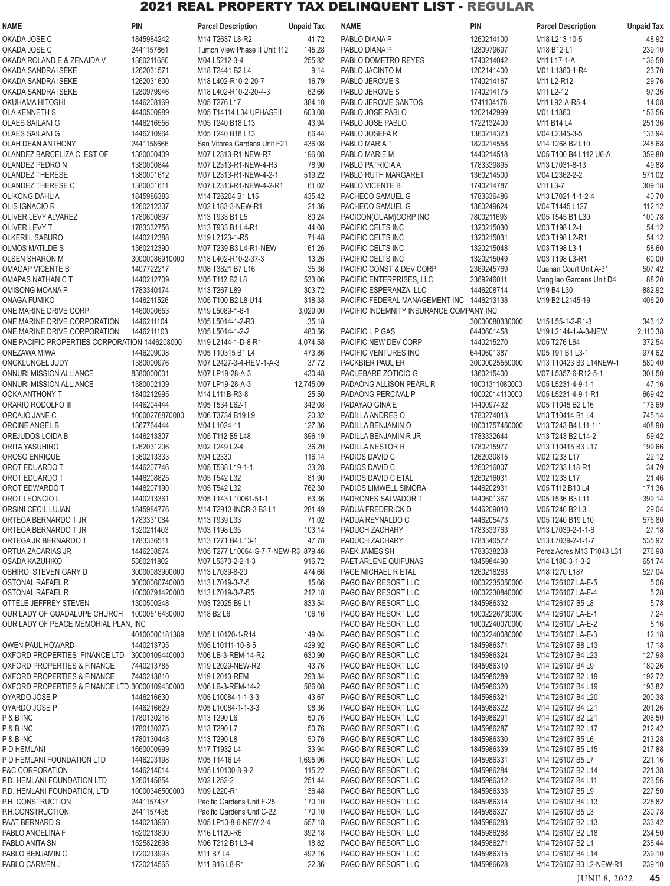# 2021 REAL PROPERTY TAX DELINQUENT LIST - REGULAR

| NAME | PIN | Parcel Description | Unpaid Tax |
|---|---|---|---|
| OKADA JOSE C | 1845984242 | M14 T2637 L8-R2 | 41.72 |
| OKADA JOSE C | 2441157861 | Tumon View Phase II Unit 112 | 145.28 |
| OKADA ROLAND E & ZENAIDA V | 1360211650 | M04 L5212-3-4 | 255.82 |
| OKADA SANDRA ISEKE | 1262031571 | M18 T2441 B2 L4 | 9.14 |
| OKADA SANDRA ISEKE | 1262031600 | M18 L402-R10-2-20-7 | 16.79 |
| OKADA SANDRA ISEKE | 1280979946 | M18 L402-R10-2-20-4-3 | 62.66 |
| OKUHAMA HITOSHI | 1446208169 | M05 T276 L17 | 384.10 |
| OLA KENNETH S | 4440500989 | M05 T14114 L34 UPHASEII | 603.08 |
| OLAES SAILANI G | 1446216556 | M05 T240 B18 L13 | 43.94 |
| OLAES SAILANI G | 1446210964 | M05 T240 B18 L13 | 66.44 |
| OLAH DEAN ANTHONY | 2441158666 | San Vitores Gardens Unit F21 | 436.08 |
| OLANDEZ BARCELIZA C EST OF | 1380000409 | M07 L2313-R1-NEW-R7 | 196.08 |
| OLANDEZ PEDRO N | 1380000844 | M07 L2313-R1-NEW-4-R3 | 78.90 |
| OLANDEZ THERESE | 1380001612 | M07 L2313-R1-NEW-4-2-1 | 519.22 |
| OLANDEZ THERESE C | 1380001611 | M07 L2313-R1-NEW-4-2-R1 | 61.02 |
| OLIKONG DAHLIA | 1845986383 | M14 T26204 B1 L15 | 435.42 |
| OLIS IGNACIO R | 1260212337 | M02 L183-3-NEW-R1 | 21.36 |
| OLIVER LEVY ALVAREZ | 1780600897 | M13 T933 B1 L5 | 80.24 |
| OLIVER LEVY T | 1783332756 | M13 T933 B1 L4-R1 | 44.08 |
| OLKERIIL SABURO | 1440212388 | M19 L2123-1-R5 | 71.48 |
| OLMOS MATILDE S | 1360212390 | M07 T239 B3 L4-R1-NEW | 61.26 |
| OLSEN SHARON M | 30000086910000 | M18 L402-R10-2-37-3 | 13.26 |
| OMAGAP VICENTE B | 1407722217 | M08 T3821 B7 L16 | 35.36 |
| OMAPAS NATHAN C T | 1440212709 | M05 T112 B2 L8 | 533.06 |
| OMISONG MOANA P | 1783340174 | M13 T267 L89 | 303.72 |
| ONAGA FUMIKO | 1446211526 | M05 T100 B2 L8 U14 | 318.38 |
| ONE MARINE DRIVE CORP | 1460000653 | M19 L5089-1-6-1 | 3,029.00 |
| ONE MARINE DRIVE CORPORATION | 1446211104 | M05 L5014-1-2-R3 | 35.18 |
| ONE MARINE DRIVE CORPORATION | 1446211103 | M05 L5014-1-2-2 | 480.56 |
| ONE PACIFIC PROPERTIES CORPORATION | 1446208000 | M19 L2144-1-D-8-R1 | 4,074.58 |
| ONEZAWA MIWA | 1446209008 | M05 T10315 B1 L4 | 473.86 |
| ONGKLUNGEL JUDY | 1380000976 | M07 L2427-3-4-REM-1-A-3 | 37.72 |
| ONNURI MISSION ALLIANCE | 8380000001 | M07 LP19-28-A-3 | 430.48 |
| ONNURI MISSION ALLIANCE | 1380002109 | M07 LP19-28-A-3 | 12,745.09 |
| OOKA ANTHONY T | 1840212995 | M14 L111B-R3-8 | 25.50 |
| ORARIO RODOLFO III | 1446204444 | M05 T534 L62-1 | 342.08 |
| ORCAJO JANE C | 10000276870000 | M06 T3734 B19 L9 | 20.32 |
| ORCINE ANGEL B | 1367764444 | M04 L1024-11 | 127.36 |
| OREJUDOS LOIDA B | 1446213307 | M05 T112 B5 L48 | 396.19 |
| ORITA YASUHIRO | 1262031206 | M02 T249 L2-4 | 36.20 |
| OROSO ENRIQUE | 1360213333 | M04 L2330 | 116.14 |
| OROT EDUARDO T | 1446207746 | M05 T538 L19-1-1 | 33.28 |
| OROT EDUARDO T | 1446208825 | M05 T542 L32 | 81.90 |
| OROT EDWARDO T | 1446207190 | M05 T542 L32 | 762.30 |
| OROT LEONCIO L | 1440213361 | M05 T143 L10061-51-1 | 63.36 |
| ORSINI CECIL LUJAN | 1845984776 | M14 T2913-INCR-3 B3 L1 | 281.49 |
| ORTEGA BERNARDO T JR | 1783331084 | M13 T939 L33 | 71.02 |
| ORTEGA BERNARDO T JR | 1320211403 | M03 T198 L35 | 103.14 |
| ORTEGA JR BERNARDO T | 1783336511 | M13 T271 B4 L13-1 | 47.78 |
| ORTUA ZACARIAS JR | 1446208574 | M05 T277 L10064-S-7-7-NEW-R3 | 879.46 |
| OSADA KAZUHIKO | 5360211802 | M07 L5370-2-2-1-3 | 916.72 |
| OSHIRO STEVEN GARY D | 30000083900000 | M13 L7039-8-20 | 474.66 |
| OSTONAL RAFAEL R | 30000060740000 | M13 L7019-3-7-5 | 15.66 |
| OSTONAL RAFAEL R | 10000791420000 | M13 L7019-3-7-R5 | 212.18 |
| OTTELE JEFFREY STEVEN | 1300500248 | M03 T2025 B9 L1 | 833.54 |
| OUR LADY OF GUADALUPE CHURCH | 10000516430000 | M18 B2 L6 | 106.16 |
| OUR LADY OF PEACE MEMORIAL PLAN, INC | 40100000181389 | M05 L10120-1-R14 | 149.04 |
| OWEN PAUL HOWARD | 1440213705 | M05 L10111-10-8-5 | 429.92 |
| OXFORD PROPERTIES FINANCE LTD | 30000109440000 | M06 LB-3-REM-14-R2 | 630.90 |
| OXFORD PROPERTIES & FINANCE | 7440213785 | M19 L2029-NEW-R2 | 43.76 |
| OXFORD PROPERTIES & FINANCE | 7440213810 | M19 L2013-REM | 293.34 |
| OXFORD PROPERTIES & FINANCE LTD | 30000109430000 | M06 LB-3-REM-14-2 | 586.08 |
| OYARDO JOSE P | 1446216630 | M05 L10084-1-1-3-3 | 43.67 |
| OYARDO JOSE P | 1446216629 | M05 L10084-1-1-3-3 | 98.36 |
| P & B INC | 1780130216 | M13 T290 L6 | 50.76 |
| P & B INC | 1780130373 | M13 T290 L7 | 50.76 |
| P & B INC | 1780130448 | M13 T290 L8 | 50.76 |
| P D HEMLANI | 1660000999 | M17 T1932 L4 | 33.94 |
| P D HEMLANI FOUNDATION LTD | 1446203198 | M05 T1416 L4 | 1,695.96 |
| P&C CORPORATION | 1446214014 | M05 L10100-8-9-2 | 115.22 |
| P.D. HEMLANI FOUNDATION LTD | 1260145854 | M02 L252-2 | 251.44 |
| P.D. HEMLANI FOUNDATION, LTD | 10000346500000 | M09 L220-R1 | 136.48 |
| P.H. CONSTRUCTION | 2441157437 | Pacific Gardens Unit F-25 | 170.10 |
| P.H.CONSTRUCTION | 2441157435 | Pacific Gardens Unit C-22 | 170.10 |
| PAAT BERNARD S | 1440213960 | M05 LP10-8-6-NEW-2-4 | 557.18 |
| PABLO ANGELINA F | 1620213800 | M16 L1120-R6 | 392.18 |
| PABLO ANITA SN | 1525822698 | M06 T212 B1 L3-4 | 18.82 |
| PABLO BENJAMIN C | 1720213993 | M11 B7 L4 | 492.16 |
| PABLO CARMEN J | 1720214565 | M11 B16 L8-R1 | 22.36 |
| PABLO DIANA P | 1260214100 | M18 L213-10-5 | 48.92 |
| PABLO DIANA P | 1280979697 | M18 B12 L1 | 239.10 |
| PABLO DOMETRO REYES | 1740214042 | M11 L17-1-A | 136.50 |
| PABLO JACINTO M | 1202141400 | M01 L1360-1-R4 | 23.70 |
| PABLO JEROME S | 1740214167 | M11 L2-R12 | 29.76 |
| PABLO JEROME S | 1740214175 | M11 L2-12 | 97.36 |
| PABLO JEROME SANTOS | 1741104178 | M11 L92-A-R5-4 | 14.08 |
| PABLO JOSE PABLO | 1202142999 | M01 L1360 | 153.56 |
| PABLO JOSE PABLO | 1722132400 | M11 B14 L4 | 251.36 |
| PABLO JOSEFA R | 1360214323 | M04 L2345-3-5 | 133.94 |
| PABLO MARIA T | 1820214558 | M14 T268 B2 L10 | 248.68 |
| PABLO MARIE M | 1440214518 | M05 T100 B4 L112 U6-A | 359.80 |
| PABLO PATRICIA A | 1783339895 | M13 L7031-8-13 | 49.88 |
| PABLO RUTH MARGARET | 1360214500 | M04 L2362-2-2 | 571.02 |
| PABLO VICENTE B | 1740214787 | M11 L3-7 | 309.18 |
| PACHECO SAMUEL G | 1783336486 | M13 L7021-1-1-2-4 | 40.70 |
| PACHECO SAMUEL G | 1360249624 | M04 T1445 L127 | 112.12 |
| PACICON(GUAM)CORP INC | 7800211693 | M05 T545 B1 L30 | 100.78 |
| PACIFIC CELTS INC | 1320215030 | M03 T198 L2-1 | 54.12 |
| PACIFIC CELTS INC | 1320215031 | M03 T198 L2-R1 | 54.12 |
| PACIFIC CELTS INC | 1320215048 | M03 T198 L3-1 | 58.60 |
| PACIFIC CELTS INC | 1320215049 | M03 T198 L3-R1 | 60.00 |
| PACIFIC CONST & DEV CORP | 2369245769 | Guahan Court Unit A-31 | 507.42 |
| PACIFIC ENTERPRISES, LLC | 2369246011 | Mangilao Gardens Unit D4 | 88.20 |
| PACIFIC ESPERANZA, LLC | 1446208714 | M19 B4 L30 | 882.92 |
| PACIFIC FEDERAL MANAGEMENT INC | 1446213138 | M19 B2 L2145-19 | 406.20 |
| PACIFIC INDEMNITY INSURANCE COMPANY INC | 30000080330000 | M15 L55-1-2-R1-3 | 343.12 |
| PACIFIC L P GAS | 6440601458 | M19 L2144-1-A-3-NEW | 2,110.38 |
| PACIFIC NEW DEV CORP | 1440215270 | M05 T276 L64 | 372.54 |
| PACIFIC VENTURES INC | 6440601387 | M05 T91 B1 L3-1 | 974.62 |
| PACKBIER PAUL ER | 30000025550000 | M13 T10423 B3 L14NEW-1 | 580.40 |
| PACLEBARE ZOTICIO G | 1360215400 | M07 L5357-6-R12-5-1 | 301.50 |
| PADAONG ALLISON PEARL R | 10001311080000 | M05 L5231-4-9-1-1 | 47.16 |
| PADAONG PERCIVAL P | 10002014110000 | M05 L5231-4-9-1-R1 | 669.42 |
| PADAYAO GINA E | 1440097432 | M05 T1045 B2 L16 | 176.69 |
| PADILLA ANDRES O | 1780274013 | M13 T10414 B1 L4 | 745.14 |
| PADILLA BENJAMIN O | 10001757450000 | M13 T243 B4 L11-1-1 | 408.90 |
| PADILLA BENJAMIN R JR | 1783332644 | M13 T243 B2 L14-2 | 59.42 |
| PADILLA NESTOR R | 1780215977 | M13 T10415 B3 L17 | 199.66 |
| PADIOS DAVID C | 1262030815 | M02 T233 L17 | 22.12 |
| PADIOS DAVID C | 1260216007 | M02 T233 L18-R1 | 34.79 |
| PADIOS DAVID C ETAL | 1260216031 | M02 T233 L17 | 21.46 |
| PADIOS LIMWELL SIMORA | 1446202931 | M05 T112 B10 L4 | 171.36 |
| PADRONES SALVADOR T | 1440601367 | M05 T536 B3 L11 | 399.14 |
| PADUA FREDERICK D | 1446209010 | M05 T240 B2 L3 | 29.04 |
| PADUA REYNALDO C | 1446205473 | M05 T240 B19 L10 | 576.80 |
| PADUCH ZACHARY | 1783333763 | M13 L7039-2-1-1-6 | 27.18 |
| PADUCH ZACHARY | 1783340572 | M13 L7039-2-1-1-7 | 535.92 |
| PAEK JAMES SH | 1783338208 | Perez Acres M13 T1043 L31 | 276.98 |
| PAET ARLENE QUIFUNAS | 1845984490 | M14 L180-3-1-3-2 | 651.74 |
| PAGE MICHAEL R ETAL | 1260216263 | M18 T270 L187 | 527.04 |
| PAGO BAY RESORT LLC | 10002235050000 | M14 T26107 LA-E-5 | 5.06 |
| PAGO BAY RESORT LLC | 10002230840000 | M14 T26107 LA-E-4 | 5.28 |
| PAGO BAY RESORT LLC | 1845986332 | M14 T26107 B5 L8 | 5.78 |
| PAGO BAY RESORT LLC | 10002226730000 | M14 T26107 LA-E-1 | 7.24 |
| PAGO BAY RESORT LLC | 10002240070000 | M14 T26107 LA-E-2 | 8.16 |
| PAGO BAY RESORT LLC | 10002240080000 | M14 T26107 LA-E-3 | 12.18 |
| PAGO BAY RESORT LLC | 1845986371 | M14 T26107 B8 L13 | 17.18 |
| PAGO BAY RESORT LLC | 1845986324 | M14 T26107 B4 L23 | 127.98 |
| PAGO BAY RESORT LLC | 1845986310 | M14 T26107 B4 L9 | 180.26 |
| PAGO BAY RESORT LLC | 1845986289 | M14 T26107 B2 L19 | 192.72 |
| PAGO BAY RESORT LLC | 1845986320 | M14 T26107 B4 L19 | 193.82 |
| PAGO BAY RESORT LLC | 1845986321 | M14 T26107 B4 L20 | 200.38 |
| PAGO BAY RESORT LLC | 1845986322 | M14 T26107 B4 L21 | 201.26 |
| PAGO BAY RESORT LLC | 1845986291 | M14 T26107 B2 L21 | 206.50 |
| PAGO BAY RESORT LLC | 1845986287 | M14 T26107 B2 L17 | 212.42 |
| PAGO BAY RESORT LLC | 1845986330 | M14 T26107 B5 L6 | 213.28 |
| PAGO BAY RESORT LLC | 1845986339 | M14 T26107 B5 L15 | 217.88 |
| PAGO BAY RESORT LLC | 1845986331 | M14 T26107 B5 L7 | 221.16 |
| PAGO BAY RESORT LLC | 1845986284 | M14 T26107 B2 L14 | 221.38 |
| PAGO BAY RESORT LLC | 1845986312 | M14 T26107 B4 L11 | 223.56 |
| PAGO BAY RESORT LLC | 1845986333 | M14 T26107 B5 L9 | 227.50 |
| PAGO BAY RESORT LLC | 1845986314 | M14 T26107 B4 L13 | 228.82 |
| PAGO BAY RESORT LLC | 1845986327 | M14 T26107 B5 L3 | 230.78 |
| PAGO BAY RESORT LLC | 1845986283 | M14 T26107 B2 L13 | 233.42 |
| PAGO BAY RESORT LLC | 1845986288 | M14 T26107 B2 L18 | 234.50 |
| PAGO BAY RESORT LLC | 1845986271 | M14 T26107 B2 L1 | 238.44 |
| PAGO BAY RESORT LLC | 1845986315 | M14 T26107 B4 L14 | 239.10 |
| PAGO BAY RESORT LLC | 1845986628 | M14 T26107 B3 L2-NEW-R1 | 239.10 |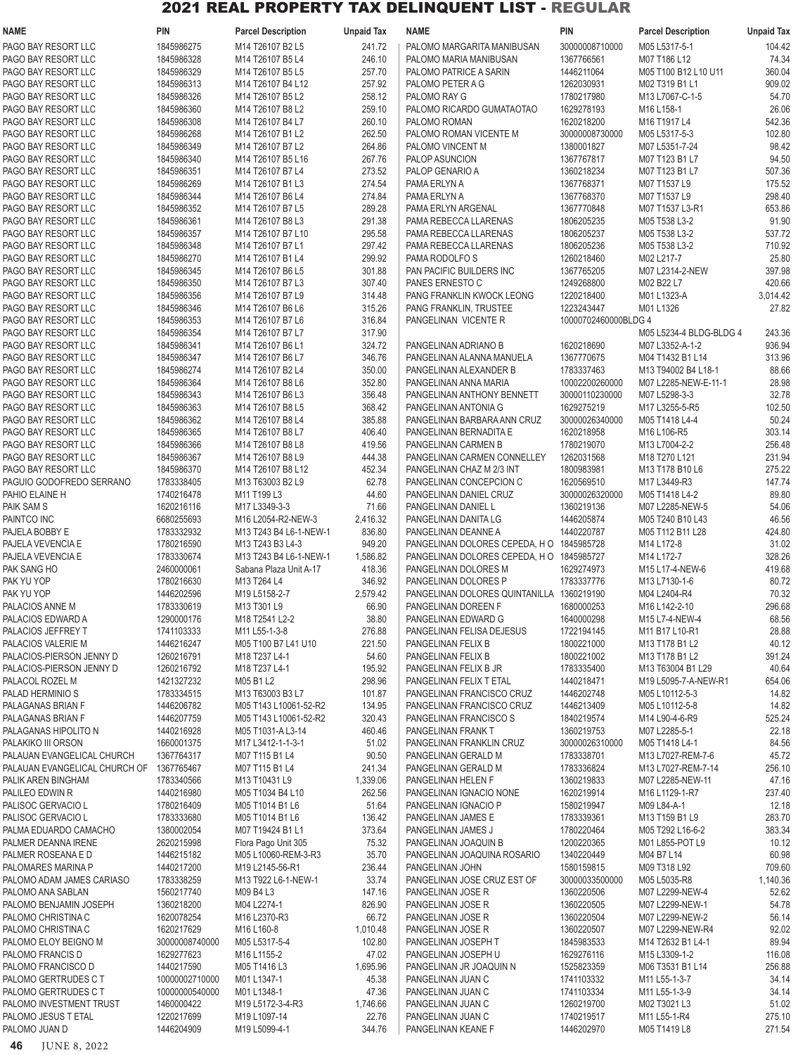# 2021 REAL PROPERTY TAX DELINQUENT LIST - REGULAR

| NAME | PIN | Parcel Description | Unpaid Tax |
|---|---|---|---|
| PAGO BAY RESORT LLC | 1845986275 | M14 T26107 B2 L5 | 241.72 |
| PAGO BAY RESORT LLC | 1845986328 | M14 T26107 B5 L4 | 246.10 |
| PAGO BAY RESORT LLC | 1845986329 | M14 T26107 B5 L5 | 257.70 |
| PAGO BAY RESORT LLC | 1845986313 | M14 T26107 B4 L12 | 257.92 |
| PAGO BAY RESORT LLC | 1845986326 | M14 T26107 B5 L2 | 258.12 |
| PAGO BAY RESORT LLC | 1845986360 | M14 T26107 B8 L2 | 259.10 |
| PAGO BAY RESORT LLC | 1845986308 | M14 T26107 B4 L7 | 260.10 |
| PAGO BAY RESORT LLC | 1845986268 | M14 T26107 B1 L2 | 262.50 |
| PAGO BAY RESORT LLC | 1845986349 | M14 T26107 B7 L2 | 264.86 |
| PAGO BAY RESORT LLC | 1845986340 | M14 T26107 B5 L16 | 267.76 |
| PAGO BAY RESORT LLC | 1845986351 | M14 T26107 B7 L4 | 273.52 |
| PAGO BAY RESORT LLC | 1845986269 | M14 T26107 B1 L3 | 274.54 |
| PAGO BAY RESORT LLC | 1845986344 | M14 T26107 B6 L4 | 274.84 |
| PAGO BAY RESORT LLC | 1845986352 | M14 T26107 B7 L5 | 289.28 |
| PAGO BAY RESORT LLC | 1845986361 | M14 T26107 B8 L3 | 291.38 |
| PAGO BAY RESORT LLC | 1845986357 | M14 T26107 B7 L10 | 295.58 |
| PAGO BAY RESORT LLC | 1845986348 | M14 T26107 B7 L1 | 297.42 |
| PAGO BAY RESORT LLC | 1845986270 | M14 T26107 B1 L4 | 299.92 |
| PAGO BAY RESORT LLC | 1845986345 | M14 T26107 B6 L5 | 301.88 |
| PAGO BAY RESORT LLC | 1845986350 | M14 T26107 B7 L3 | 307.40 |
| PAGO BAY RESORT LLC | 1845986356 | M14 T26107 B7 L9 | 314.48 |
| PAGO BAY RESORT LLC | 1845986346 | M14 T26107 B6 L6 | 315.26 |
| PAGO BAY RESORT LLC | 1845986353 | M14 T26107 B7 L6 | 316.84 |
| PAGO BAY RESORT LLC | 1845986354 | M14 T26107 B7 L7 | 317.90 |
| PAGO BAY RESORT LLC | 1845986341 | M14 T26107 B6 L1 | 324.72 |
| PAGO BAY RESORT LLC | 1845986347 | M14 T26107 B6 L7 | 346.76 |
| PAGO BAY RESORT LLC | 1845986274 | M14 T26107 B2 L4 | 350.00 |
| PAGO BAY RESORT LLC | 1845986364 | M14 T26107 B8 L6 | 352.80 |
| PAGO BAY RESORT LLC | 1845986343 | M14 T26107 B6 L3 | 356.48 |
| PAGO BAY RESORT LLC | 1845986363 | M14 T26107 B8 L5 | 368.42 |
| PAGO BAY RESORT LLC | 1845986362 | M14 T26107 B8 L4 | 385.88 |
| PAGO BAY RESORT LLC | 1845986365 | M14 T26107 B8 L7 | 406.40 |
| PAGO BAY RESORT LLC | 1845986366 | M14 T26107 B8 L8 | 419.56 |
| PAGO BAY RESORT LLC | 1845986367 | M14 T26107 B8 L9 | 444.38 |
| PAGO BAY RESORT LLC | 1845986370 | M14 T26107 B8 L12 | 452.34 |
| PAGUIO GODOFREDO SERRANO | 1783338405 | M13 T63003 B2 L9 | 62.78 |
| PAHIO ELAINE H | 1740216478 | M11 T199 L3 | 44.60 |
| PAIK SAM S | 1620216116 | M17 L3349-3-3 | 71.66 |
| PAINTCO INC | 6680255693 | M16 L2054-R2-NEW-3 | 2,416.32 |
| PAJELA BOBBY E | 1783332932 | M13 T243 B4 L6-1-NEW-1 | 836.80 |
| PAJELA VEVENCIA E | 1780216590 | M13 T243 B3 L4-3 | 949.20 |
| PAJELA VEVENCIA E | 1783330674 | M13 T243 B4 L6-1-NEW-1 | 1,586.82 |
| PAK SANG HO | 2460000061 | Sabana Plaza Unit A-17 | 418.36 |
| PAK YU YOP | 1780216630 | M13 T264 L4 | 346.92 |
| PAK YU YOP | 1446202596 | M19 L5158-2-7 | 2,579.42 |
| PALACIOS ANNE M | 1783330619 | M13 T301 L9 | 66.90 |
| PALACIOS EDWARD A | 1290000176 | M18 T2541 L2-2 | 38.80 |
| PALACIOS JEFFREY T | 1741103333 | M11 L55-1-3-8 | 276.88 |
| PALACIOS VALERIE M | 1446216247 | M05 T100 B7 L41 U10 | 221.50 |
| PALACIOS-PIERSON JENNY D | 1260216791 | M18 T237 L4-1 | 54.60 |
| PALACIOS-PIERSON JENNY D | 1260216792 | M18 T237 L4-1 | 195.92 |
| PALACOL ROZEL M | 1421327232 | M05 B1 L2 | 298.96 |
| PALAD HERMINIO S | 1783334515 | M13 T63003 B3 L7 | 101.87 |
| PALAGANAS BRIAN F | 1446206782 | M05 T143 L10061-52-R2 | 134.95 |
| PALAGANAS BRIAN F | 1446207759 | M05 T143 L10061-52-R2 | 320.43 |
| PALAGANAS HIPOLITO N | 1440216928 | M05 T1031-A L3-14 | 460.46 |
| PALAKIKO III ORSON | 1660001375 | M17 L3412-1-1-3-1 | 51.02 |
| PALAUAN EVANGELICAL CHURCH | 1367764317 | M07 T115 B1 L4 | 90.50 |
| PALAUAN EVANGELICAL CHURCH OF | 1367765467 | M07 T115 B1 L4 | 241.34 |
| PALIK AREN BINGHAM | 1783340566 | M13 T10431 L9 | 1,339.06 |
| PALILEO EDWIN R | 1440216980 | M05 T1034 B4 L10 | 262.56 |
| PALISOC GERVACIO L | 1780216409 | M05 T1014 B1 L6 | 51.64 |
| PALISOC GERVACIO L | 1783333680 | M05 T1014 B1 L6 | 136.42 |
| PALMA EDUARDO CAMACHO | 1380002054 | M07 T19424 B1 L1 | 373.64 |
| PALMER DEANNA IRENE | 2620215998 | Flora Pago Unit 305 | 75.32 |
| PALMER ROSEANA E D | 1446215182 | M05 L10060-REM-3-R3 | 35.70 |
| PALOMARES MARINA P | 1440217200 | M19 L2145-56-R1 | 236.44 |
| PALOMO ADAM JAMES CARIASO | 1783338259 | M13 T922 L6-1-NEW-1 | 33.74 |
| PALOMO ANA SABLAN | 1560217740 | M09 B4 L3 | 147.16 |
| PALOMO BENJAMIN JOSEPH | 1360218200 | M04 L2274-1 | 826.90 |
| PALOMO CHRISTINA C | 1620078254 | M16 L2370-R3 | 66.72 |
| PALOMO CHRISTINA C | 1620217629 | M16 L160-8 | 1,010.48 |
| PALOMO ELOY BEIGNO M | 30000008740000 | M05 L5317-5-4 | 102.80 |
| PALOMO FRANCIS D | 1629277623 | M16 L1155-2 | 47.02 |
| PALOMO FRANCISCO D | 1440217590 | M05 T1416 L3 | 1,695.96 |
| PALOMO GERTRUDES C T | 10000002710000 | M01 L1347-1 | 45.38 |
| PALOMO GERTRUDES C T | 10000000540000 | M01 L1348-1 | 47.36 |
| PALOMO INVESTMENT TRUST | 1460000422 | M19 L5172-3-4-R3 | 1,746.66 |
| PALOMO JESUS T ETAL | 1220217699 | M19 L1097-14 | 22.76 |
| PALOMO JUAN D | 1446204909 | M19 L5099-4-1 | 344.76 |
| PALOMO MARGARITA MANIBUSAN | 30000008710000 | M05 L5317-5-1 | 104.42 |
| PALOMO MARIA MANIBUSAN | 1367766561 | M07 T186 L12 | 74.34 |
| PALOMO PATRICE A SARIN | 1446211064 | M05 T100 B12 L10 U11 | 360.04 |
| PALOMO PETER A G | 1262030931 | M02 T319 B1 L1 | 909.02 |
| PALOMO RAY G | 1780217980 | M13 L7067-C-1-5 | 54.70 |
| PALOMO RICARDO GUMATAOTAO | 1629278193 | M16 L158-1 | 26.06 |
| PALOMO ROMAN | 1620218200 | M16 T1917 L4 | 542.36 |
| PALOMO ROMAN VICENTE M | 30000008730000 | M05 L5317-5-3 | 102.80 |
| PALOMO VINCENT M | 1380001827 | M07 L5351-7-24 | 98.42 |
| PALOP ASUNCION | 1367767817 | M07 T123 B1 L7 | 94.50 |
| PALOP GENARIO A | 1360218234 | M07 T123 B1 L7 | 507.36 |
| PAMA ERLYN A | 1367768371 | M07 T1537 L9 | 175.52 |
| PAMA ERLYN A | 1367768370 | M07 T1537 L9 | 298.40 |
| PAMA ERLYN ARGENAL | 1367770848 | M07 T1537 L3-R1 | 653.86 |
| PAMA REBECCA LLARENAS | 1806205235 | M05 T538 L3-2 | 91.90 |
| PAMA REBECCA LLARENAS | 1806205237 | M05 T538 L3-2 | 537.72 |
| PAMA REBECCA LLARENAS | 1806205236 | M05 T538 L3-2 | 710.92 |
| PAMA RODOLFO S | 1260218460 | M02 L217-7 | 25.80 |
| PAN PACIFIC BUILDERS INC | 1367765205 | M07 L2314-2-NEW | 397.98 |
| PANES ERNESTO C | 1249268800 | M02 B22 L7 | 420.66 |
| PANG FRANKLIN KWOCK LEONG | 1220218400 | M01 L1323-A | 3,014.42 |
| PANG FRANKLIN, TRUSTEE | 1223243447 | M01 L1326 | 27.82 |
| PANGELINAN VICENTE R | 10000070246000BLDG 4 | M05 L5234-4 BLDG-BLDG 4 | 243.36 |
| PANGELINAN ADRIANO B | 1620218690 | M07 L3352-A-1-2 | 936.94 |
| PANGELINAN ALANNA MANUELA | 1367770675 | M04 T1432 B1 L14 | 313.96 |
| PANGELINAN ALEXANDER B | 1783337463 | M13 T94002 B4 L18-1 | 88.66 |
| PANGELINAN ANNA MARIA | 10002200260000 | M07 L2285-NEW-E-11-1 | 28.98 |
| PANGELINAN ANTHONY BENNETT | 30000110230000 | M07 L5298-3-3 | 32.78 |
| PANGELINAN ANTONIA G | 1629275219 | M17 L3255-5-R5 | 102.50 |
| PANGELINAN BARBARA ANN CRUZ | 30000026340000 | M05 T1418 L4-4 | 50.24 |
| PANGELINAN BERNADITA E | 1620218958 | M16 L106-R5 | 303.14 |
| PANGELINAN CARMEN B | 1780219070 | M13 L7004-2-2 | 256.48 |
| PANGELINAN CARMEN CONNELLEY | 1262031568 | M18 T270 L121 | 231.94 |
| PANGELINAN CHAZ M 2/3 INT | 1800983981 | M13 T178 B10 L6 | 275.22 |
| PANGELINAN CONCEPCION C | 1620569510 | M17 L3449-R3 | 147.74 |
| PANGELINAN DANIEL CRUZ | 30000026320000 | M05 T1418 L4-2 | 89.80 |
| PANGELINAN DANIEL L | 1360219136 | M07 L2285-NEW-5 | 54.06 |
| PANGELINAN DANITA LG | 1446205874 | M05 T240 B10 L43 | 46.56 |
| PANGELINAN DEANNE A | 1440220787 | M05 T112 B11 L28 | 424.80 |
| PANGELINAN DOLORES CEPEDA, H O | 1845985728 | M14 L172-8 | 31.02 |
| PANGELINAN DOLORES CEPEDA, H O | 1845985727 | M14 L172-7 | 328.26 |
| PANGELINAN DOLORES M | 1629274973 | M15 L17-4-NEW-6 | 419.68 |
| PANGELINAN DOLORES P | 1783337776 | M13 L7130-1-6 | 80.72 |
| PANGELINAN DOLORES QUINTANILLA | 1360219190 | M04 L2404-R4 | 70.32 |
| PANGELINAN DOREEN F | 1680000253 | M16 L142-2-10 | 296.68 |
| PANGELINAN EDWARD G | 1640000298 | M15 L7-4-NEW-4 | 68.56 |
| PANGELINAN FELISA DEJESUS | 1722194145 | M11 B17 L10-R1 | 28.88 |
| PANGELINAN FELIX B | 1800221000 | M13 T178 B1 L2 | 40.12 |
| PANGELINAN FELIX B | 1800221002 | M13 T178 B1 L2 | 391.24 |
| PANGELINAN FELIX B JR | 1783335400 | M13 T63004 B1 L29 | 40.64 |
| PANGELINAN FELIX T ETAL | 1440218471 | M19 L5095-7-A-NEW-R1 | 654.06 |
| PANGELINAN FRANCISCO CRUZ | 1446202748 | M05 L10112-5-3 | 14.82 |
| PANGELINAN FRANCISCO CRUZ | 1446213409 | M05 L10112-5-8 | 14.82 |
| PANGELINAN FRANCISCO S | 1840219574 | M14 L90-4-6-R9 | 525.24 |
| PANGELINAN FRANK T | 1360219753 | M07 L2285-5-1 | 22.18 |
| PANGELINAN FRANKLIN CRUZ | 30000026310000 | M05 T1418 L4-1 | 84.56 |
| PANGELINAN GERALD M | 1783338701 | M13 L7027-REM-7-6 | 45.72 |
| PANGELINAN GERALD M | 1783336824 | M13 L7027-REM-7-14 | 256.10 |
| PANGELINAN HELEN F | 1360219833 | M07 L2285-NEW-11 | 47.16 |
| PANGELINAN IGNACIO NONE | 1620219914 | M16 L1129-1-R7 | 237.40 |
| PANGELINAN IGNACIO P | 1580219947 | M09 L84-A-1 | 12.18 |
| PANGELINAN JAMES E | 1783339361 | M13 T159 B1 L9 | 283.70 |
| PANGELINAN JAMES J | 1780220464 | M05 T292 L16-6-2 | 383.34 |
| PANGELINAN JOAQUIN B | 1200220365 | M01 L855-POT L9 | 10.12 |
| PANGELINAN JOAQUINA ROSARIO | 1340220449 | M04 B7 L14 | 60.98 |
| PANGELINAN JOHN | 1580159815 | M09 T318 L92 | 709.60 |
| PANGELINAN JOSE CRUZ EST OF | 30000033500000 | M05 L5035-R8 | 1,140.36 |
| PANGELINAN JOSE R | 1360220506 | M07 L2299-NEW-4 | 52.62 |
| PANGELINAN JOSE R | 1360220505 | M07 L2299-NEW-1 | 54.78 |
| PANGELINAN JOSE R | 1360220504 | M07 L2299-NEW-2 | 56.14 |
| PANGELINAN JOSE R | 1360220507 | M07 L2299-NEW-R4 | 92.02 |
| PANGELINAN JOSEPH T | 1845983533 | M14 T2632 B1 L4-1 | 89.94 |
| PANGELINAN JOSEPH U | 1629276116 | M15 L3309-1-2 | 116.08 |
| PANGELINAN JR JOAQUIN N | 1525823359 | M06 T3531 B1 L14 | 256.88 |
| PANGELINAN JUAN C | 1741103332 | M11 L55-1-3-7 | 34.14 |
| PANGELINAN JUAN C | 1741103334 | M11 L55-1-3-9 | 34.14 |
| PANGELINAN JUAN C | 1260219700 | M02 T3021 L3 | 51.02 |
| PANGELINAN JUAN C | 1740219517 | M11 L55-1-R4 | 275.10 |
| PANGELINAN KEANE F | 1446202970 | M05 T1419 L8 | 271.54 |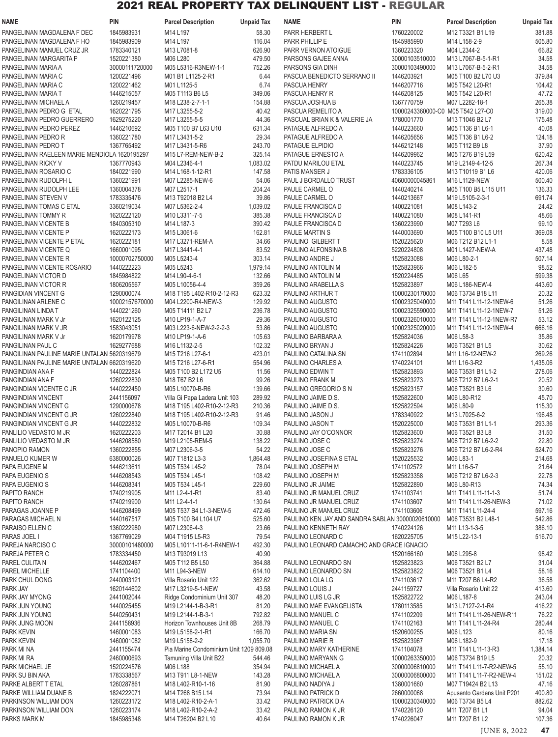## 2021 REAL PROPERTY TAX DELINQUENT LIST - REGULAR

| NAME | PIN | Parcel Description | Unpaid Tax |
|---|---|---|---|
| PANGELINAN MAGDALENA F DEC | 1845983931 | M14 L197 | 58.30 |
| PANGELINAN MAGDALENA F HO | 1845983909 | M14 L197 | 116.04 |
| PANGELINAN MANUEL CRUZ JR | 1783340121 | M13 L7081-8 | 626.90 |
| PANGELINAN MARGARITA P | 1520221380 | M06 L280 | 479.50 |
| PANGELINAN MARIA A | 30000111720000 | M05 L5316-R3NEW-1-1 | 752.26 |
| PANGELINAN MARIA C | 1200221496 | M01 B1 L1125-2-R1 | 6.44 |
| PANGELINAN MARIA C | 1200221462 | M01 L1125-5 | 6.74 |
| PANGELINAN MARIA T | 1446215057 | M05 T1113 B6 L5 | 349.06 |
| PANGELINAN MICHAEL A | 1260219457 | M18 L238-2-7-1-1 | 154.88 |
| PANGELINAN PEDRO G ETAL | 1620221795 | M17 L3255-5-2 | 40.42 |
| PANGELINAN PEDRO GUERRERO | 1629275220 | M17 L3255-5-5 | 44.36 |
| PANGELINAN PEDRO PEREZ | 1446210692 | M05 T100 B7 L63 U10 | 631.34 |
| PANGELINAN PEDRO R | 1360221780 | M17 L3431-5-2 | 29.34 |
| PANGELINAN PEDRO T | 1367765492 | M17 L3431-5-R6 | 243.70 |
| PANGELINAN RAELEEN MARIE MENDIOLA | 1620195297 | M15 L7-REM-NEW-B-2 | 325.14 |
| PANGELINAN RICKY V | 1367770943 | M04 L2346-4-1 | 1,083.02 |
| PANGELINAN ROSARIO C | 1840221990 | M14 L168-1-12-R1 | 147.58 |
| PANGELINAN RUDOLPH L | 1360221991 | M07 L2285-NEW-6 | 54.06 |
| PANGELINAN RUDOLPH LEE | 1360004378 | M07 L2517-1 | 204.24 |
| PANGELINAN STEVEN V | 1783335476 | M13 T92018 B2 L4 | 39.86 |
| PANGELINAN TOMAS C ETAL | 3360219034 | M07 L5362-2-4 | 1,039.02 |
| PANGELINAN TOMMY R | 1620222120 | M10 L3311-7-5 | 385.38 |
| PANGELINAN VICENTE B | 1840305310 | M14 L187-3 | 390.42 |
| PANGELINAN VICENTE P | 1620222173 | M15 L3061-6 | 162.81 |
| PANGELINAN VICENTE P ETAL | 1620222181 | M17 L3271-REM-A | 34.66 |
| PANGELINAN VICENTE Q | 1660001095 | M17 L3441-4-1 | 83.52 |
| PANGELINAN VICENTE R | 10000702750000 | M05 L5243-4 | 303.14 |
| PANGELINAN VICENTE ROSARIO | 1440222223 | M05 L5243 | 1,979.14 |
| PANGELINAN VICTOR D | 1845984822 | M14 L90-4-6-1 | 132.66 |
| PANGELINAN VICTOR R | 1806205567 | M05 L10056-4-4 | 359.26 |
| PANGIDIAN VINCENT G | 1290000074 | M18 T195 L402-R10-2-12-R3 | 623.32 |
| PANGILINAN ARLENE C | 10002157670000 | M04 L2200-R4-NEW-3 | 129.92 |
| PANGILINAN LINDA T | 1440221260 | M05 T14111 B2 L7 | 236.78 |
| PANGILINAN MARK V Jr | 1620122125 | M10 LP19-1-A-7 | 29.36 |
| PANGILINAN MARK V JR | 1583043051 | M03 L223-6-NEW-2-2-2-3 | 53.86 |
| PANGILINAN MARK V Jr | 1620179978 | M10 LP19-1-A-6 | 105.63 |
| PANGILINAN PAUL C | 1629277688 | M16 L1132-2-5 | 102.32 |
| PANGILINAN PAULINE MARIE UNTALAN | 5620319679 | M15 T216 L27-6-1 | 423.01 |
| PANGILINAN PAULINE MARIE UNTALAN | 6620319620 | M15 T216 L27-6-R1 | 554.96 |
| PANGINDIAN ANA F | 1440222824 | M05 T100 B2 L172 U5 | 11.56 |
| PANGINDIAN ANA F | 1260222830 | M18 T67 B2 L6 | 99.26 |
| PANGINDIAN VICENTE C JR | 1440222450 | M05 L10070-B-R6 | 139.66 |
| PANGINDIAN VINCENT | 2441156097 | Villa Gi Papa Ladera Unit 103 | 289.92 |
| PANGINDIAN VINCENT G | 1290000678 | M18 T195 L402-R10-2-12-R3 | 210.36 |
| PANGINDIAN VINCENT G JR | 1260222840 | M18 T195 L402-R10-2-12-R3 | 91.46 |
| PANGINDIAN VINCENT G JR | 1440222832 | M05 L10070-B-R6 | 109.34 |
| PANLILIO VEDASTO M JR | 1620222203 | M17 T2014 B1 L20 | 30.88 |
| PANLILIO VEDASTO M JR | 1446208580 | M19 L2105-REM-5 | 138.22 |
| PANOPIO RAMON | 1360222855 | M07 L2306-3-5 | 54.22 |
| PANUELO KUMER W | 6380000026 | M07 T1812 L3-3 | 1,864.48 |
| PAPA EUGENE M | 1446213611 | M05 T534 L45-2 | 78.04 |
| PAPA EUGENIO S | 1446208543 | M05 T534 L45-1 | 108.42 |
| PAPA EUGENIO S | 1446208341 | M05 T534 L45-1 | 229.60 |
| PAPITO RANCH | 1740219905 | M11 L2-4-1-R1 | 83.40 |
| PAPITO RANCH | 1740219900 | M11 L2-4-1-1 | 130.64 |
| PARAGAS JOANNE P | 1446208499 | M05 T537 B4 L1-3-NEW-5 | 472.46 |
| PARAGAS MICHAEL N | 1440167517 | M05 T100 B4 L104 U7 | 525.60 |
| PARAISO ELLEN C | 1360222980 | M07 L2306-4-3 | 23.66 |
| PARAS JOEL I | 1367769029 | M04 T1915 L5-R3 | 79.54 |
| PAREJA NARCISO C | 30000101480000 | M05 L10111-11-6-1-R4NEW-1 | 492.30 |
| PAREJA PETER C | 1783334450 | M13 T93019 L13 | 40.90 |
| PAREL CULITA N | 1446202467 | M05 T112 B5 L50 | 364.88 |
| PAREL MICHELLE | 1741104400 | M11 L94-3-NEW | 614.10 |
| PARK CHUL DONG | 2440003121 | Villa Rosario Unit 122 | 362.62 |
| PARK JAY | 1620144602 | M17 L3219-5-1-NEW | 43.58 |
| PARK JAY MYONG | 2441002094 | Ridge Condominium Unit 307 | 48.20 |
| PARK JUN YOUNG | 1440025455 | M19 L2144-1-B-3-R1 | 81.20 |
| PARK JUN YOUNG | 5440250431 | M19 L2144-1-B-3-1 | 792.82 |
| PARK JUNG MOON | 2441158936 | Horizon Townhouses Unit 8B | 268.79 |
| PARK KEVIN | 1460001083 | M19 L5158-2-1-R1 | 166.70 |
| PARK KEVIN | 1460001082 | M19 L5158-2-2 | 1,055.70 |
| PARK MI NA | 2441155474 | Pia Marine Condominium Unit 1209 | 809.08 |
| PARK MI RA | 2460000693 | Tamuning Villa Unit B22 | 544.46 |
| PARK MICHAEL JE | 1520224576 | M06 L188 | 354.94 |
| PARK SU BIN AKA | 1783338567 | M13 T911 L8-1-NEW | 143.28 |
| PARKE ALBERT T ETAL | 1260287861 | M18 L402-R10-1-16 | 81.90 |
| PARKE WILLIAM DUANE B | 1824222071 | M14 T268 B15 L14 | 73.94 |
| PARKINSON WILLIAM DON | 1260223172 | M18 L402-R10-2-A-1 | 33.42 |
| PARKINSON WILLIAM DON | 1260223174 | M18 L402-R10-2-A-2 | 33.42 |
| PARKS MARK M | 1845985348 | M14 T26204 B2 L10 | 40.64 |
| PARR HERBERT L | 1760220002 | M12 T3321 B1 L19 | 381.88 |
| PARR PHILLIP E | 1845985990 | M14 L158-2-9 | 505.80 |
| PARR VERNON ATOIGUE | 1360223320 | M04 L2344-2 | 66.82 |
| PARSONS GAJEE ANNA | 30000103510000 | M13 L7067-B-5-1-R1 | 34.58 |
| PARSONS GIA DINH | 30000103490000 | M13 L7067-B-5-2-R1 | 34.58 |
| PASCUA BENEDICTO SERRANO II | 1446203921 | M05 T100 B2 L70 U3 | 379.84 |
| PASCUA HENRY | 1446207716 | M05 T542 L20-R1 | 104.42 |
| PASCUA HENRY R | 1446208125 | M05 T542 L20-R1 | 47.72 |
| PASCUA JOSHUA B | 1367770759 | M07 L2282-18-1 | 265.38 |
| PASCUA REMELITO A | 10000243360000-C0 | M05 T542 L27-C0 | 319.00 |
| PASCUAL BRIAN K & VALERIE JA | 1780001770 | M13 T1046 B2 L7 | 175.48 |
| PATAGUE ALFREDO A | 1440223660 | M05 T136 B1 L6-1 | 40.08 |
| PATAGUE ALFREDO A | 1446205656 | M05 T136 B1 L6-2 | 124.18 |
| PATAGUE ELPIDIO | 1446212148 | M05 T112 B9 L8 | 37.90 |
| PATAGUE ERNESTO A | 1446209962 | M05 T276 B19 L59 | 620.42 |
| PATDU MARILOU ETAL | 1440223745 | M19 L2149-4-12-5 | 267.34 |
| PATIS MANSER J | 1783336105 | M13 T10119 B1 L6 | 420.06 |
| PAUL J BORDALLO TRUST | 40600000045861 | M16 L1129-NEW | 500.40 |
| PAULE CARMEL O | 1440240214 | M05 T100 B5 L115 U11 | 136.33 |
| PAULE CARMEL O | 1440213667 | M19 L5105-2-3-1 | 691.74 |
| PAULE FRANCISCA D | 1400221081 | M08 L143-2 | 24.42 |
| PAULE FRANCISCA D | 1400221080 | M08 L141-R1 | 48.66 |
| PAULE FRANCISCA D | 1360223990 | M07 T293 L6 | 99.10 |
| PAULE MARTIN S | 1440003690 | M05 T100 B10 L5 U11 | 369.08 |
| PAULINO GILBERT T | 1520225620 | M06 T212 B12 L1-1 | 8.58 |
| PAULINO ALFONSINA B | 5220224808 | M01 L1427-NEW-A | 437.48 |
| PAULINO ANDRE J | 1525823088 | M06 L80-2-1 | 507.14 |
| PAULINO ANTOLIN M | 1525823966 | M06 L182-5 | 98.52 |
| PAULINO ANTOLIN M | 1520224485 | M06 L65 | 599.38 |
| PAULINO ARABELLA S | 1525823897 | M06 L186-NEW-4 | 443.60 |
| PAULINO ARTHUR T | 10000230170000 | M06 T3734 B18 L11 | 20.32 |
| PAULINO AUGUSTO | 10002325040000 | M11 T141 L11-12-1NEW-6 | 51.26 |
| PAULINO AUGUSTO | 10002325590000 | M11 T141 L11-12-1NEW-7 | 51.26 |
| PAULINO AUGUSTO | 10002326010000 | M11 T141 L11-12-1NEW-R7 | 53.12 |
| PAULINO AUGUSTO | 10002325020000 | M11 T141 L11-12-1NEW-4 | 666.16 |
| PAULINO BARBARA A | 1525824036 | M06 L58-3 | 35.86 |
| PAULINO BRYAN J | 1525824226 | M06 T3521 B1 L5 | 30.62 |
| PAULINO CATALINA SN | 1741102894 | M11 L16-12-NEW-2 | 269.26 |
| PAULINO CHARLES A | 1740224101 | M11 L16-3-R2 | 1,435.06 |
| PAULINO EDWIN T | 1525823893 | M06 T3531 B1 L1-2 | 278.06 |
| PAULINO FRANK M | 1525823273 | M06 T212 B7 L6-2-1 | 20.52 |
| PAULINO GREGORIO S N | 1525823157 | M06 T3521 B3 L6 | 30.60 |
| PAULINO JAIME D.S. | 1525822600 | M06 L80-R12 | 45.70 |
| PAULINO JAIME D.S. | 1525822594 | M06 L80-9 | 115.30 |
| PAULINO JASON J | 1783340922 | M13 L7025-6-2 | 196.48 |
| PAULINO JASON T | 1520225000 | M06 T3531 B1 L1-1 | 293.36 |
| PAULINO JAY O'CONNOR | 1525823600 | M06 T3521 B3 L8 | 31.50 |
| PAULINO JOSE C | 1525823274 | M06 T212 B7 L6-2-2 | 22.80 |
| PAULINO JOSE C | 1525823276 | M06 T212 B7 L6-2-R4 | 524.70 |
| PAULINO JOSEFINA S ETAL | 1520225532 | M06 L83-1 | 214.68 |
| PAULINO JOSEPH M | 1741102572 | M11 L16-5-7 | 21.64 |
| PAULINO JOSEPH M | 1525823358 | M06 T212 B7 L6-2-3 | 22.78 |
| PAULINO JR JAIME | 1525822890 | M06 L80-R13 | 74.34 |
| PAULINO JR MANUEL CRUZ | 1741103741 | M11 T141 L11-11-1-3 | 51.74 |
| PAULINO JR MANUEL CRUZ | 1741103607 | M11 T141 L11-26-NEW-3 | 71.02 |
| PAULINO JR MANUEL CRUZ | 1741103606 | M11 T141 L11-24-4 | 597.16 |
| PAULINO KEN JAY AND SANDRA SABLAN | 30000020610000 | M06 T3531 B2 L48-1 | 542.86 |
| PAULINO KENNETH RAY | 1740224126 | M11 L13-1-3-5 | 386.10 |
| PAULINO LEONARD C | 1620225705 | M15 L22-13-1 | 516.70 |
| PAULINO LEONARD CAMACHO AND GRACE IGNACIO | 1520166160 | M06 L295-8 | 98.42 |
| PAULINO LEONARDO SN | 1525823823 | M06 T3521 B2 L7 | 31.04 |
| PAULINO LEONARDO SN | 1525823822 | M06 T3521 B1 L4 | 58.16 |
| PAULINO LOLA LG | 1741103617 | M11 T207 B6 L4-R2 | 36.58 |
| PAULINO LOUIS J | 2441159727 | Villa Rosario Unit 22 | 413.60 |
| PAULINO LUIS LG JR | 1525822722 | M06 L187-8 | 243.04 |
| PAULINO MAE EVANGELISTA | 1780113585 | M13 L7127-2-1-R4 | 416.22 |
| PAULINO MANUEL C | 1741102209 | M11 T141 L11-26-NEW-R11 | 76.22 |
| PAULINO MANUEL C | 1741102163 | M11 T141 L11-24-R4 | 280.44 |
| PAULINO MARIA SN | 1520600255 | M06 L123 | 80.16 |
| PAULINO MARIE R | 1525823967 | M06 L182-9 | 17.18 |
| PAULINO MARY KATHERINE | 1741104078 | M11 T141 L11-13-R3 | 1,384.14 |
| PAULINO MARYANN G | 10000263350000 | M06 T3734 B19 L5 | 20.32 |
| PAULINO MICHAEL A | 30000006810000 | M11 T141 L11-7-R2-NEW-5 | 55.10 |
| PAULINO MICHAEL A | 30000006800000 | M11 T141 L11-7-R2-NEW-4 | 151.02 |
| PAULINO NADIYA J | 1380001660 | M07 T19424 B2 L13 | 47.16 |
| PAULINO PATRICK D | 2660000068 | Apusento Gardens Unit P201 | 400.80 |
| PAULINO PATRICK D A | 10000230340000 | M06 T3734 B5 L4 | 882.62 |
| PAULINO RAMON K JR | 1740226120 | M11 T207 B1 L1 | 94.04 |
| PAULINO RAMON K JR | 1740226047 | M11 T207 B1 L2 | 107.36 |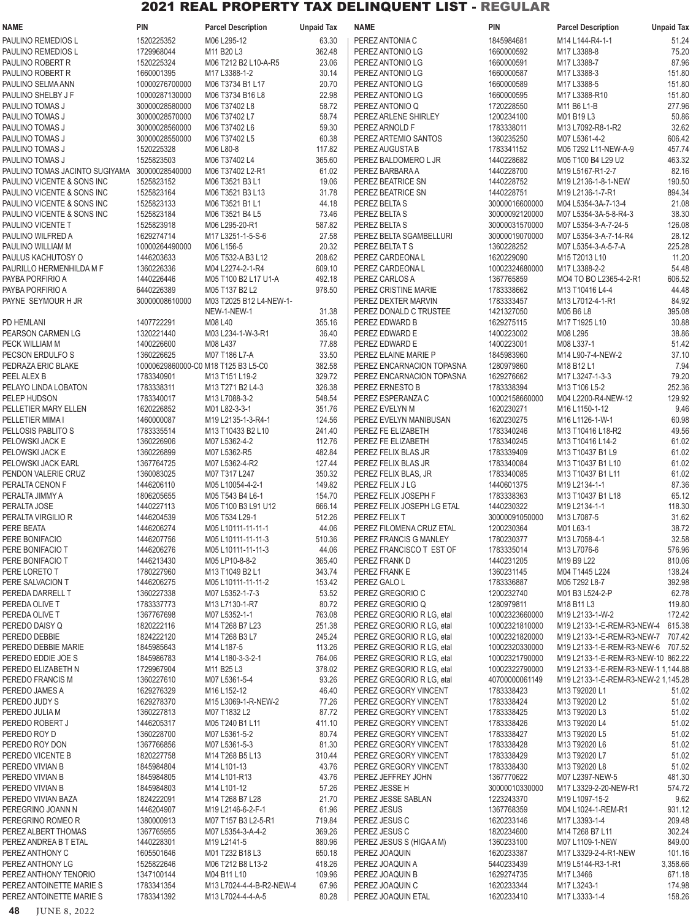# 2021 REAL PROPERTY TAX DELINQUENT LIST - REGULAR

| NAME | PIN | Parcel Description | Unpaid Tax |
|---|---|---|---|
| PAULINO REMEDIOS L | 1520225352 | M06 L295-12 | 63.30 |
| PAULINO REMEDIOS L | 1729968044 | M11 B20 L3 | 362.48 |
| PAULINO ROBERT R | 1520225324 | M06 T212 B2 L10-A-R5 | 23.06 |
| PAULINO ROBERT R | 1660001395 | M17 L3388-1-2 | 30.14 |
| PAULINO SELMA ANN | 10000276700000 | M06 T3734 B1 L17 | 20.70 |
| PAULINO SHELBY J F | 10000287130000 | M06 T3734 B16 L8 | 22.98 |
| PAULINO TOMAS J | 30000028580000 | M06 T37402 L8 | 58.72 |
| PAULINO TOMAS J | 30000028570000 | M06 T37402 L7 | 58.74 |
| PAULINO TOMAS J | 30000028560000 | M06 T37402 L6 | 59.30 |
| PAULINO TOMAS J | 30000028550000 | M06 T37402 L5 | 60.38 |
| PAULINO TOMAS J | 1520225328 | M06 L80-8 | 117.82 |
| PAULINO TOMAS J | 1525823503 | M06 T37402 L4 | 365.60 |
| PAULINO TOMAS JACINTO SUGIYAMA | 30000028540000 | M06 T37402 L2-R1 | 61.02 |
| PAULINO VICENTE & SONS INC | 1525823152 | M06 T3521 B3 L1 | 19.06 |
| PAULINO VICENTE & SONS INC | 1525823164 | M06 T3521 B3 L13 | 31.78 |
| PAULINO VICENTE & SONS INC | 1525823133 | M06 T3521 B1 L1 | 44.18 |
| PAULINO VICENTE & SONS INC | 1525823184 | M06 T3521 B4 L5 | 73.46 |
| PAULINO VICENTE T | 1525823918 | M06 L295-20-R1 | 587.82 |
| PAULINO WILFRED A | 1629274714 | M17 L3251-1-5-S-6 | 27.58 |
| PAULINO WILLIAM M | 10000264490000 | M06 L156-5 | 20.32 |
| PAULUS KACHUTOSY O | 1446203633 | M05 T532-A B3 L12 | 208.62 |
| PAURILLO HERMENHILDA M F | 1360226336 | M04 L2274-2-1-R4 | 609.10 |
| PAYBA PORFIRIO A | 1440226446 | M05 T100 B2 L17 U1-A | 492.18 |
| PAYBA PORFIRIO A | 6440226389 | M05 T137 B2 L2 | 978.50 |
| PAYNE SEYMOUR H JR | 30000008610000 | M03 T2025 B12 L4-NEW-1-NEW-1-NEW-1 | 31.38 |
| PD HEMLANI | 1407722291 | M08 L40 | 355.16 |
| PEARSON CARMEN LG | 1320221440 | M03 L234-1-W-3-R1 | 36.40 |
| PECK WILLIAM M | 1400226600 | M08 L437 | 77.88 |
| PECSON ERDULFO S | 1360226625 | M07 T186 L7-A | 33.50 |
| PEDRAZA ERIC BLAKE | 10000629860000-C0 | M18 T125 B3 L5-C0 | 382.58 |
| PEEL ALEX B | 1783340901 | M13 T151 L19-2 | 329.72 |
| PELAYO LINDA LOBATON | 1783338311 | M13 T271 B2 L4-3 | 326.38 |
| PELEP HUDSON | 1783340017 | M13 L7088-3-2 | 548.54 |
| PELLETIER MARY ELLEN | 1620226852 | M01 L82-3-3-1 | 351.76 |
| PELLETIER MIMA I | 1460000087 | M19 L2135-1-3-R4-1 | 124.56 |
| PELLOSIS PABLITO S | 1783335514 | M13 T10433 B2 L10 | 241.40 |
| PELOWSKI JACK E | 1360226906 | M07 L5362-4-2 | 112.76 |
| PELOWSKI JACK E | 1360226899 | M07 L5362-R5 | 482.84 |
| PELOWSKI JACK EARL | 1367764725 | M07 L5362-4-R2 | 127.44 |
| PENDON VALERIE CRUZ | 1360083025 | M07 T317 L247 | 350.32 |
| PERALTA CENON F | 1446206110 | M05 L10054-4-2-1 | 149.82 |
| PERALTA JIMMY A | 1806205655 | M05 T543 B4 L6-1 | 154.70 |
| PERALTA JOSE | 1440227113 | M05 T100 B3 L91 U12 | 666.14 |
| PERALTA VIRGILIO R | 1446204539 | M05 T534 L29-1 | 512.26 |
| PERE BEATA | 1446206274 | M05 L10111-11-11-1 | 44.06 |
| PERE BONIFACIO | 1446207756 | M05 L10111-11-11-3 | 510.36 |
| PERE BONIFACIO T | 1446206276 | M05 L10111-11-11-3 | 44.06 |
| PERE BONIFACIO T | 1446213430 | M05 LP10-8-8-2 | 365.40 |
| PERE LORETO T | 1780227960 | M13 T1049 B2 L1 | 343.74 |
| PERE SALVACION T | 1446206275 | M05 L10111-11-11-2 | 153.42 |
| PEREDA DARRELL T | 1360227338 | M07 L5352-1-7-3 | 53.52 |
| PEREDA OLIVE T | 1783337773 | M13 L7130-1-R7 | 80.72 |
| PEREDA OLIVE T | 1367767698 | M07 L5352-1-1 | 763.08 |
| PEREDO DAISY Q | 1820222116 | M14 T268 B7 L23 | 251.38 |
| PEREDO DEBBIE | 1824222120 | M14 T268 B3 L7 | 245.24 |
| PEREDO DEBBIE MARIE | 1845985643 | M14 L187-5 | 113.26 |
| PEREDO EDDIE JOE S | 1845986783 | M14 L180-3-3-2-1 | 764.06 |
| PEREDO ELIZABETH N | 1729967904 | M11 B25 L3 | 378.02 |
| PEREDO FRANCIS M | 1360227610 | M07 L5361-5-4 | 93.26 |
| PEREDO JAMES A | 1629276329 | M16 L152-12 | 46.40 |
| PEREDO JUDY S | 1629278370 | M15 L3069-1-R-NEW-2 | 77.26 |
| PEREDO JULIA M | 1360227813 | M07 T1832 L2 | 87.72 |
| PEREDO ROBERT J | 1446205317 | M05 T240 B1 L11 | 411.10 |
| PEREDO ROY D | 1360228700 | M07 L5361-5-2 | 80.74 |
| PEREDO ROY DON | 1367766856 | M07 L5361-5-3 | 81.30 |
| PEREDO VICENTE B | 1820227758 | M14 T268 B5 L13 | 310.44 |
| PEREDO VIVIAN B | 1845984804 | M14 L101-13 | 43.76 |
| PEREDO VIVIAN B | 1845984805 | M14 L101-R13 | 43.76 |
| PEREDO VIVIAN B | 1845984803 | M14 L101-12 | 57.26 |
| PEREDO VIVIAN BAZA | 1824222091 | M14 T268 B7 L28 | 21.70 |
| PEREGRINO JOANN N | 1446204907 | M19 L2146-6-2-F-1 | 61.96 |
| PEREGRINO ROMEO R | 1380000913 | M07 T157 B3 L2-5-R1 | 719.84 |
| PEREZ ALBERT THOMAS | 1367765955 | M07 L5354-3-A-4-2 | 369.26 |
| PEREZ ANDREA B T ETAL | 1440228301 | M19 L2141-5 | 880.96 |
| PEREZ ANTHONY C | 1605501646 | M01 T232 B18 L3 | 650.18 |
| PEREZ ANTHONY LG | 1525822646 | M06 T212 B8 L13-2 | 418.26 |
| PEREZ ANTHONY TENORIO | 1347100144 | M04 B11 L10 | 109.96 |
| PEREZ ANTOINETTE MARIE S | 1783341354 | M13 L7024-4-4-B-R2-NEW-4 | 67.96 |
| PEREZ ANTOINETTE MARIE S | 1783341392 | M13 L7024-4-4-A-5 | 80.28 |
| PEREZ ANTONIA C | 1845984681 | M14 L144-R4-1-1 | 51.24 |
| PEREZ ANTONIO LG | 1660000592 | M17 L3388-8 | 75.20 |
| PEREZ ANTONIO LG | 1660000591 | M17 L3388-7 | 87.96 |
| PEREZ ANTONIO LG | 1660000587 | M17 L3388-3 | 151.80 |
| PEREZ ANTONIO LG | 1660000589 | M17 L3388-5 | 151.80 |
| PEREZ ANTONIO LG | 1660000595 | M17 L3388-R10 | 151.80 |
| PEREZ ANTONIO Q | 1720228550 | M11 B6 L1-B | 277.96 |
| PEREZ ARLENE SHIRLEY | 1200234100 | M01 B19 L3 | 50.86 |
| PEREZ ARNOLD F | 1783338011 | M13 L7092-R8-1-R2 | 32.62 |
| PEREZ ARTEMIO SANTOS | 1360235250 | M07 L5361-4-2 | 606.42 |
| PEREZ AUGUSTA B | 1783341152 | M05 T292 L11-NEW-A-9 | 457.74 |
| PEREZ BALDOMERO L JR | 1440228682 | M05 T100 B4 L29 U2 | 463.32 |
| PEREZ BARBARA A | 1440228700 | M19 L5167-R1-2-7 | 82.16 |
| PEREZ BEATRICE SN | 1440228752 | M19 L2136-1-8-1-NEW | 190.50 |
| PEREZ BEATRICE SN | 1440228751 | M19 L2136-1-7-R1 | 894.34 |
| PEREZ BELTA S | 30000016600000 | M04 L5354-3A-7-13-4 | 21.08 |
| PEREZ BELTA S | 30000092120000 | M07 L5354-3A-5-8-R4-3 | 38.30 |
| PEREZ BELTA S | 30000031570000 | M07 L5354-3-A-7-24-5 | 126.08 |
| PEREZ BELTA SGAMBELLURI | 30000019070000 | M07 L5354-3-A-7-14-R4 | 28.12 |
| PEREZ BELTA T S | 1360228252 | M07 L5354-3-A-5-7-A | 225.28 |
| PEREZ CARDEONA L | 1620229090 | M15 T2013 L10 | 11.20 |
| PEREZ CARDEONA L | 10002324680000 | M17 L3388-2-2 | 54.48 |
| PEREZ CARLOS A | 1367765859 | MO4 TO BO L2365-4-2-R1 | 606.52 |
| PEREZ CRISTINE MARIE | 1783338662 | M13 T10416 L4-4 | 44.48 |
| PEREZ DEXTER MARVIN | 1783333457 | M13 L7012-4-1-R1 | 84.92 |
| PEREZ DONALD C TRUSTEE | 1421327050 | M05 B6 L8 | 395.08 |
| PEREZ EDWARD B | 1629275115 | M17 T1925 L10 | 30.88 |
| PEREZ EDWARD E | 1400223002 | M08 L295 | 38.86 |
| PEREZ EDWARD E | 1400223001 | M08 L337-1 | 51.42 |
| PEREZ ELAINE MARIE P | 1845983960 | M14 L90-7-4-NEW-2 | 37.10 |
| PEREZ ENCARNACION TOPASNA | 1280979860 | M18 B12 L1 | 7.94 |
| PEREZ ENCARNACION TOPASNA | 1629276662 | M17 L3247-1-3-3 | 79.20 |
| PEREZ ERNESTO B | 1783338394 | M13 T106 L5-2 | 252.36 |
| PEREZ ESPERANZA C | 10002158660000 | M04 L2200-R4-NEW-12 | 129.92 |
| PEREZ EVELYN M | 1620230271 | M16 L1150-1-12 | 9.46 |
| PEREZ EVELYN MANIBUSAN | 1620230275 | M16 L1126-1-W-1 | 60.98 |
| PEREZ FE ELIZABETH | 1783340246 | M13 T10416 L18-R2 | 49.56 |
| PEREZ FE ELIZABETH | 1783340245 | M13 T10416 L14-2 | 61.02 |
| PEREZ FELIX BLAS JR | 1783339409 | M13 T10437 B1 L9 | 61.02 |
| PEREZ FELIX BLAS JR | 1783340084 | M13 T10437 B1 L10 | 61.02 |
| PEREZ FELIX BLAS, JR | 1783340085 | M13 T10437 B1 L11 | 61.02 |
| PEREZ FELIX J LG | 1440601375 | M19 L2134-1-1 | 87.36 |
| PEREZ FELIX JOSEPH F | 1783338363 | M13 T10437 B1 L18 | 65.12 |
| PEREZ FELIX JOSEPH LG ETAL | 1440230322 | M19 L2134-1-1 | 118.30 |
| PEREZ FELIX T | 30000091050000 | M13 L7087-5 | 31.62 |
| PEREZ FILOMENA CRUZ ETAL | 1200230364 | M01 L63-1 | 38.72 |
| PEREZ FRANCIS G MANLEY | 1780230377 | M13 L7058-4-1 | 32.58 |
| PEREZ FRANCISCO T EST OF | 1783335014 | M13 L7076-6 | 576.96 |
| PEREZ FRANK D | 1440231205 | M19 B9 L22 | 810.06 |
| PEREZ FRANK E | 1360231145 | M04 T1445 L224 | 138.24 |
| PEREZ GALO L | 1783336887 | M05 T292 L8-7 | 392.98 |
| PEREZ GREGORIO C | 1200232740 | M01 B3 L524-2-P | 62.78 |
| PEREZ GREGORIO Q | 1280979811 | M18 B11 L3 | 119.80 |
| PEREZ GREGORIO R LG, etal | 10002323660000 | M19 L2133-1-W-2 | 172.42 |
| PEREZ GREGORIO R LG, etal | 10002321810000 | M19 L2133-1-E-REM-R3-NEW-4 | 615.38 |
| PEREZ GREGORIO R LG, etal | 10002321820000 | M19 L2133-1-E-REM-R3-NEW-7 | 707.42 |
| PEREZ GREGORIO R LG, etal | 10002320330000 | M19 L2133-1-E-REM-R3-NEW-6 | 707.52 |
| PEREZ GREGORIO R LG, etal | 10002321790000 | M19 L2133-1-E-REM-R3-NEW-10 | 862.22 |
| PEREZ GREGORIO R LG, etal | 10002322790000 | M19 L2133-1-E-REM-R3-NEW-1 | 1,144.88 |
| PEREZ GREGORIO R LG, etal | 40700000061149 | M19 L2133-1-E-REM-R3-NEW-2 | 1,145.28 |
| PEREZ GREGORY VINCENT | 1783338423 | M13 T92020 L1 | 51.02 |
| PEREZ GREGORY VINCENT | 1783338424 | M13 T92020 L2 | 51.02 |
| PEREZ GREGORY VINCENT | 1783338425 | M13 T92020 L3 | 51.02 |
| PEREZ GREGORY VINCENT | 1783338426 | M13 T92020 L4 | 51.02 |
| PEREZ GREGORY VINCENT | 1783338427 | M13 T92020 L5 | 51.02 |
| PEREZ GREGORY VINCENT | 1783338428 | M13 T92020 L6 | 51.02 |
| PEREZ GREGORY VINCENT | 1783338429 | M13 T92020 L7 | 51.02 |
| PEREZ GREGORY VINCENT | 1783338430 | M13 T92020 L8 | 51.02 |
| PEREZ JEFFREY JOHN | 1367770622 | M07 L2397-NEW-5 | 481.30 |
| PEREZ JESSE H | 30000010330000 | M17 L3329-2-20-NEW-R1 | 574.72 |
| PEREZ JESSE SABLAN | 1223243370 | M19 L1097-15-2 | 9.62 |
| PEREZ JESUS | 1367768359 | M04 L1024-1-REM-R1 | 931.12 |
| PEREZ JESUS C | 1620233146 | M17 L3393-1-4 | 209.48 |
| PEREZ JESUS C | 1820234600 | M14 T268 B7 L11 | 302.24 |
| PEREZ JESUS S (HIGA A M) | 1360233100 | M07 L1109-1-NEW | 849.00 |
| PEREZ JOAQUIN | 1620233387 | M17 L3329-2-4-R1-NEW | 101.16 |
| PEREZ JOAQUIN A | 5440233439 | M19 L5144-R3-1-R1 | 3,358.66 |
| PEREZ JOAQUIN B | 1629274735 | M17 L3466 | 671.18 |
| PEREZ JOAQUIN C | 1620233344 | M17 L3243-1 | 174.98 |
| PEREZ JOAQUIN ETAL | 1620233410 | M17 L3333-1-4 | 158.26 |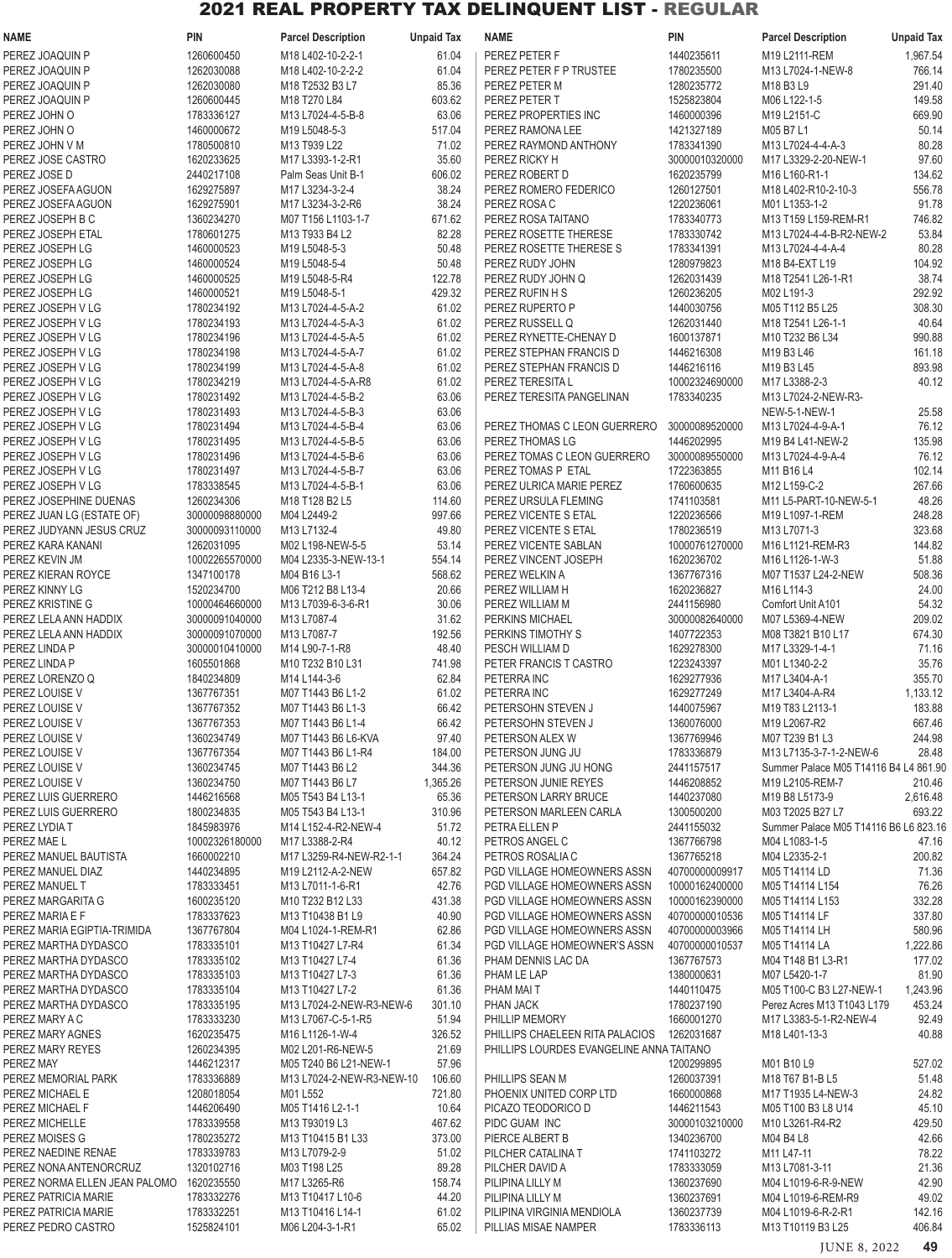# 2021 REAL PROPERTY TAX DELINQUENT LIST - REGULAR

| NAME | PIN | Parcel Description | Unpaid Tax |
|---|---|---|---|
| PEREZ JOAQUIN P | 1260600450 | M18 L402-10-2-2-1 | 61.04 |
| PEREZ JOAQUIN P | 1262030088 | M18 L402-10-2-2-2 | 61.04 |
| PEREZ JOAQUIN P | 1262030080 | M18 T2532 B3 L7 | 85.36 |
| PEREZ JOAQUIN P | 1260600445 | M18 T270 L84 | 603.62 |
| PEREZ JOHN O | 1783336127 | M13 L7024-4-5-B-8 | 63.06 |
| PEREZ JOHN O | 1460000672 | M19 L5048-5-3 | 517.04 |
| PEREZ JOHN V M | 1780500810 | M13 T939 L22 | 71.02 |
| PEREZ JOSE CASTRO | 1620233625 | M17 L3393-1-2-R1 | 35.60 |
| PEREZ JOSE D | 2440217108 | Palm Seas Unit B-1 | 606.02 |
| PEREZ JOSEFA AGUON | 1629275897 | M17 L3234-3-2-4 | 38.24 |
| PEREZ JOSEFA AGUON | 1629275901 | M17 L3234-3-2-R6 | 38.24 |
| PEREZ JOSEPH B C | 1360234270 | M07 T156 L1103-1-7 | 671.62 |
| PEREZ JOSEPH ETAL | 1780601275 | M13 T933 B4 L2 | 82.28 |
| PEREZ JOSEPH LG | 1460000523 | M19 L5048-5-3 | 50.48 |
| PEREZ JOSEPH LG | 1460000524 | M19 L5048-5-4 | 50.48 |
| PEREZ JOSEPH LG | 1460000525 | M19 L5048-5-R4 | 122.78 |
| PEREZ JOSEPH LG | 1460000521 | M19 L5048-5-1 | 429.32 |
| PEREZ JOSEPH V LG | 1780234192 | M13 L7024-4-5-A-2 | 61.02 |
| PEREZ JOSEPH V LG | 1780234193 | M13 L7024-4-5-A-3 | 61.02 |
| PEREZ JOSEPH V LG | 1780234196 | M13 L7024-4-5-A-5 | 61.02 |
| PEREZ JOSEPH V LG | 1780234198 | M13 L7024-4-5-A-7 | 61.02 |
| PEREZ JOSEPH V LG | 1780234199 | M13 L7024-4-5-A-8 | 61.02 |
| PEREZ JOSEPH V LG | 1780234219 | M13 L7024-4-5-A-R8 | 61.02 |
| PEREZ JOSEPH V LG | 1780231492 | M13 L7024-4-5-B-2 | 63.06 |
| PEREZ JOSEPH V LG | 1780231493 | M13 L7024-4-5-B-3 | 63.06 |
| PEREZ JOSEPH V LG | 1780231494 | M13 L7024-4-5-B-4 | 63.06 |
| PEREZ JOSEPH V LG | 1780231495 | M13 L7024-4-5-B-5 | 63.06 |
| PEREZ JOSEPH V LG | 1780231496 | M13 L7024-4-5-B-6 | 63.06 |
| PEREZ JOSEPH V LG | 1780231497 | M13 L7024-4-5-B-7 | 63.06 |
| PEREZ JOSEPH V LG | 1783338545 | M13 L7024-4-5-B-1 | 63.06 |
| PEREZ JOSEPHINE DUENAS | 1260234306 | M18 T128 B2 L5 | 114.60 |
| PEREZ JUAN LG (ESTATE OF) | 30000098880000 | M04 L2449-2 | 997.66 |
| PEREZ JUDYANN JESUS CRUZ | 30000093110000 | M13 L7132-4 | 49.80 |
| PEREZ KARA KANANI | 1262031095 | M02 L198-NEW-5-5 | 53.14 |
| PEREZ KEVIN JM | 10002265570000 | M04 L2335-3-NEW-13-1 | 554.14 |
| PEREZ KIERAN ROYCE | 1347100178 | M04 B16 L3-1 | 568.62 |
| PEREZ KINNY LG | 1520234700 | M06 T212 B8 L13-4 | 20.66 |
| PEREZ KRISTINE G | 10000464660000 | M13 L7039-6-3-6-R1 | 30.06 |
| PEREZ LELA ANN HADDIX | 30000091040000 | M13 L7087-4 | 31.62 |
| PEREZ LELA ANN HADDIX | 30000091070000 | M13 L7087-7 | 192.56 |
| PEREZ LINDA P | 30000010410000 | M14 L90-7-1-R8 | 48.40 |
| PEREZ LINDA P | 1605501868 | M10 T232 B10 L31 | 741.98 |
| PEREZ LORENZO Q | 1840234809 | M14 L144-3-6 | 62.84 |
| PEREZ LOUISE V | 1367767351 | M07 T1443 B6 L1-2 | 61.02 |
| PEREZ LOUISE V | 1367767352 | M07 T1443 B6 L1-3 | 66.42 |
| PEREZ LOUISE V | 1367767353 | M07 T1443 B6 L1-4 | 66.42 |
| PEREZ LOUISE V | 1360234749 | M07 T1443 B6 L6-KVA | 97.40 |
| PEREZ LOUISE V | 1367767354 | M07 T1443 B6 L1-R4 | 184.00 |
| PEREZ LOUISE V | 1360234745 | M07 T1443 B6 L2 | 344.36 |
| PEREZ LOUISE V | 1360234750 | M07 T1443 B6 L7 | 1,365.26 |
| PEREZ LUIS GUERRERO | 1446216568 | M05 T543 B4 L13-1 | 65.36 |
| PEREZ LUIS GUERRERO | 1800234835 | M05 T543 B4 L13-1 | 310.96 |
| PEREZ LYDIA T | 1845983976 | M14 L152-4-R2-NEW-4 | 51.72 |
| PEREZ MAE L | 10002326180000 | M17 L3388-2-R4 | 40.12 |
| PEREZ MANUEL BAUTISTA | 1660002210 | M17 L3259-R4-NEW-R2-1-1 | 364.24 |
| PEREZ MANUEL DIAZ | 1440234895 | M19 L2112-A-2-NEW | 657.82 |
| PEREZ MANUEL T | 1783333451 | M13 L7011-1-6-R1 | 42.76 |
| PEREZ MARGARITA G | 1600235120 | M10 T232 B12 L33 | 431.38 |
| PEREZ MARIA E F | 1783337623 | M13 T10438 B1 L9 | 40.90 |
| PEREZ MARIA EGIPTIA-TRIMIDA | 1367767804 | M04 L1024-1-REM-R1 | 62.86 |
| PEREZ MARTHA DYDASCO | 1783335101 | M13 T10427 L7-R4 | 61.34 |
| PEREZ MARTHA DYDASCO | 1783335102 | M13 T10427 L7-4 | 61.36 |
| PEREZ MARTHA DYDASCO | 1783335103 | M13 T10427 L7-3 | 61.36 |
| PEREZ MARTHA DYDASCO | 1783335104 | M13 T10427 L7-2 | 61.36 |
| PEREZ MARTHA DYDASCO | 1783335195 | M13 L7024-2-NEW-R3-NEW-6 | 301.10 |
| PEREZ MARY A C | 1783333230 | M13 L7067-C-5-1-R5 | 51.94 |
| PEREZ MARY AGNES | 1620235475 | M16 L1126-1-W-4 | 326.52 |
| PEREZ MARY REYES | 1260234395 | M02 L201-R6-NEW-5 | 21.69 |
| PEREZ MAY | 1446212317 | M05 T240 B6 L21-NEW-1 | 57.96 |
| PEREZ MEMORIAL PARK | 1783336889 | M13 L7024-2-NEW-R3-NEW-10 | 106.60 |
| PEREZ MICHAEL E | 1208018054 | M01 L552 | 721.80 |
| PEREZ MICHAEL F | 1446206490 | M05 T1416 L2-1-1 | 10.64 |
| PEREZ MICHELLE | 1783339558 | M13 T93019 L3 | 467.62 |
| PEREZ MOISES G | 1780235272 | M13 T10415 B1 L33 | 373.00 |
| PEREZ NAEDINE RENAE | 1783339783 | M13 L7079-2-9 | 51.02 |
| PEREZ NONA ANTENORCRUZ | 1320102716 | M03 T198 L25 | 89.28 |
| PEREZ NORMA ELLEN JEAN PALOMO | 1620235550 | M17 L3265-R6 | 158.74 |
| PEREZ PATRICIA MARIE | 1783332276 | M13 T10417 L10-6 | 44.20 |
| PEREZ PATRICIA MARIE | 1783332251 | M13 T10416 L14-1 | 61.02 |
| PEREZ PEDRO CASTRO | 1525824101 | M06 L204-3-1-R1 | 65.02 |
| PEREZ PETER F | 1440235611 | M19 L2111-REM | 1,967.54 |
| PEREZ PETER F P TRUSTEE | 1780235500 | M13 L7024-1-NEW-8 | 766.14 |
| PEREZ PETER M | 1280235772 | M18 B3 L9 | 291.40 |
| PEREZ PETER T | 1525823804 | M06 L122-1-5 | 149.58 |
| PEREZ PROPERTIES INC | 1460000396 | M19 L2151-C | 669.90 |
| PEREZ RAMONA LEE | 1421327189 | M05 B7 L1 | 50.14 |
| PEREZ RAYMOND ANTHONY | 1783341390 | M13 L7024-4-4-A-3 | 80.28 |
| PEREZ RICKY H | 30000010320000 | M17 L3329-2-20-NEW-1 | 97.60 |
| PEREZ ROBERT D | 1620235799 | M16 L160-R1-1 | 134.62 |
| PEREZ ROMERO FEDERICO | 1260127501 | M18 L402-R10-2-10-3 | 556.78 |
| PEREZ ROSA C | 1220236061 | M01 L1353-1-2 | 91.78 |
| PEREZ ROSA TAITANO | 1783340773 | M13 T159 L159-REM-R1 | 746.82 |
| PEREZ ROSETTE THERESE | 1783330742 | M13 L7024-4-4-B-R2-NEW-2 | 53.84 |
| PEREZ ROSETTE THERESE S | 1783341391 | M13 L7024-4-4-A-4 | 80.28 |
| PEREZ RUDY JOHN | 1280979823 | M18 B4-EXT L19 | 104.92 |
| PEREZ RUDY JOHN Q | 1262031439 | M18 T2541 L26-1-R1 | 38.74 |
| PEREZ RUFIN H S | 1260236205 | M02 L191-3 | 292.92 |
| PEREZ RUPERTO P | 1440030756 | M05 T112 B5 L25 | 308.30 |
| PEREZ RUSSELL Q | 1262031440 | M18 T2541 L26-1-1 | 40.64 |
| PEREZ RYNETTE-CHENAY D | 1600137871 | M10 T232 B6 L34 | 990.88 |
| PEREZ STEPHAN FRANCIS D | 1446216308 | M19 B3 L46 | 161.18 |
| PEREZ STEPHAN FRANCIS D | 1446216116 | M19 B3 L45 | 893.98 |
| PEREZ TERESITA L | 10002324690000 | M17 L3388-2-3 | 40.12 |
| PEREZ TERESITA PANGELINAN | 1783340235 | M13 L7024-2-NEW-R3-NEW-5-1-NEW-1 | 25.58 |
| PEREZ THOMAS C LEON GUERRERO | 30000089520000 | M13 L7024-4-9-A-1 | 76.12 |
| PEREZ THOMAS LG | 1446202995 | M19 B4 L41-NEW-2 | 135.98 |
| PEREZ TOMAS C LEON GUERRERO | 30000089550000 | M13 L7024-4-9-A-4 | 76.12 |
| PEREZ TOMAS P ETAL | 1722363855 | M11 B16 L4 | 102.14 |
| PEREZ ULRICA MARIE PEREZ | 1760600635 | M12 L159-C-2 | 267.66 |
| PEREZ URSULA FLEMING | 1741103581 | M11 L5-PART-10-NEW-5-1 | 48.26 |
| PEREZ VICENTE S ETAL | 1220236566 | M19 L1097-1-REM | 248.28 |
| PEREZ VICENTE S ETAL | 1780236519 | M13 L7071-3 | 323.68 |
| PEREZ VICENTE SABLAN | 10000761270000 | M16 L1121-REM-R3 | 144.82 |
| PEREZ VINCENT JOSEPH | 1620236702 | M16 L1126-1-W-3 | 51.88 |
| PEREZ WELKIN A | 1367767316 | M07 T1537 L24-2-NEW | 508.36 |
| PEREZ WILLIAM H | 1620236827 | M16 L114-3 | 24.00 |
| PEREZ WILLIAM M | 2441156980 | Comfort Unit A101 | 54.32 |
| PERKINS MICHAEL | 30000082640000 | M07 L5369-4-NEW | 209.02 |
| PERKINS TIMOTHY S | 1407722353 | M08 T3821 B10 L17 | 674.30 |
| PESCH WILLIAM D | 1629278300 | M17 L3329-1-4-1 | 71.16 |
| PETER FRANCIS T CASTRO | 1223243397 | M01 L1340-2-2 | 35.76 |
| PETERRA INC | 1629277936 | M17 L3404-A-1 | 355.70 |
| PETERRA INC | 1629277249 | M17 L3404-A-R4 | 1,133.12 |
| PETERSOHN STEVEN J | 1440075967 | M19 T83 L2113-1 | 183.88 |
| PETERSOHN STEVEN J | 1360076000 | M19 L2067-R2 | 667.46 |
| PETERSON ALEX W | 1367769946 | M07 T239 B1 L3 | 244.98 |
| PETERSON JUNG JU | 1783336879 | M13 L7135-3-7-1-2-NEW-6 | 28.48 |
| PETERSON JUNG JU HONG | 2441157517 | Summer Palace M05 T14116 B4 L4 | 861.90 |
| PETERSON JUNIE REYES | 1446208852 | M19 L2105-REM-7 | 210.46 |
| PETERSON LARRY BRUCE | 1440237080 | M19 B8 L5173-9 | 2,616.48 |
| PETERSON MARLEEN CARLA | 1300500200 | M03 T2025 B27 L7 | 693.22 |
| PETRA ELLEN P | 2441155032 | Summer Palace M05 T14116 B6 L6 | 823.16 |
| PETROS ANGEL C | 1367766798 | M04 L1083-1-5 | 47.16 |
| PETROS ROSALIA C | 1367765218 | M04 L2335-2-1 | 200.82 |
| PGD VILLAGE HOMEOWNERS ASSN | 40700000009917 | M05 T14114 LD | 71.36 |
| PGD VILLAGE HOMEOWNERS ASSN | 10000162400000 | M05 T14114 L154 | 76.26 |
| PGD VILLAGE HOMEOWNERS ASSN | 10000162390000 | M05 T14114 L153 | 332.28 |
| PGD VILLAGE HOMEOWNERS ASSN | 40700000010536 | M05 T14114 LF | 337.80 |
| PGD VILLAGE HOMEOWNERS ASSN | 40700000003966 | M05 T14114 LH | 580.96 |
| PGD VILLAGE HOMEOWNER'S ASSN | 40700000010537 | M05 T14114 LA | 1,222.86 |
| PHAM DENNIS LAC DA | 1367767573 | M04 T148 B1 L3-R1 | 177.02 |
| PHAM LE LAP | 1380000631 | M07 L5420-1-7 | 81.90 |
| PHAM MAI T | 1440110475 | M05 T100-C B3 L27-NEW-1 | 1,243.96 |
| PHAN JACK | 1780237190 | Perez Acres M13 T1043 L179 | 453.24 |
| PHILLIP MEMORY | 1660001270 | M17 L3383-5-1-R2-NEW-4 | 92.49 |
| PHILLIPS CHAELEEN RITA PALACIOS | 1262031687 | M18 L401-13-3 | 40.88 |
| PHILLIPS LOURDES EVANGELINE ANNA TAITANO | 1200299895 | M01 B10 L9 | 527.02 |
| PHILLIPS SEAN M | 1260037391 | M18 T67 B1-B L5 | 51.48 |
| PHOENIX UNITED CORP LTD | 1660000868 | M17 T1935 L4-NEW-3 | 24.82 |
| PICAZO TEODORICO D | 1446211543 | M05 T100 B3 L8 U14 | 45.10 |
| PIDC GUAM INC | 30000103210000 | M10 L3261-R4-R2 | 429.50 |
| PIERCE ALBERT B | 1340236700 | M04 B4 L8 | 42.66 |
| PILCHER CATALINA T | 1741103272 | M11 L47-11 | 78.22 |
| PILCHER DAVID A | 1783333059 | M13 L7081-3-11 | 21.36 |
| PILIPINA LILLY M | 1360237690 | M04 L1019-6-R-9-NEW | 42.90 |
| PILIPINA LILLY M | 1360237691 | M04 L1019-6-REM-R9 | 49.02 |
| PILIPINA VIRGINIA MENDIOLA | 1360237739 | M04 L1019-6-R-2-R1 | 142.16 |
| PILLIAS MISAE NAMPER | 1783336113 | M13 T10119 B3 L25 | 406.84 |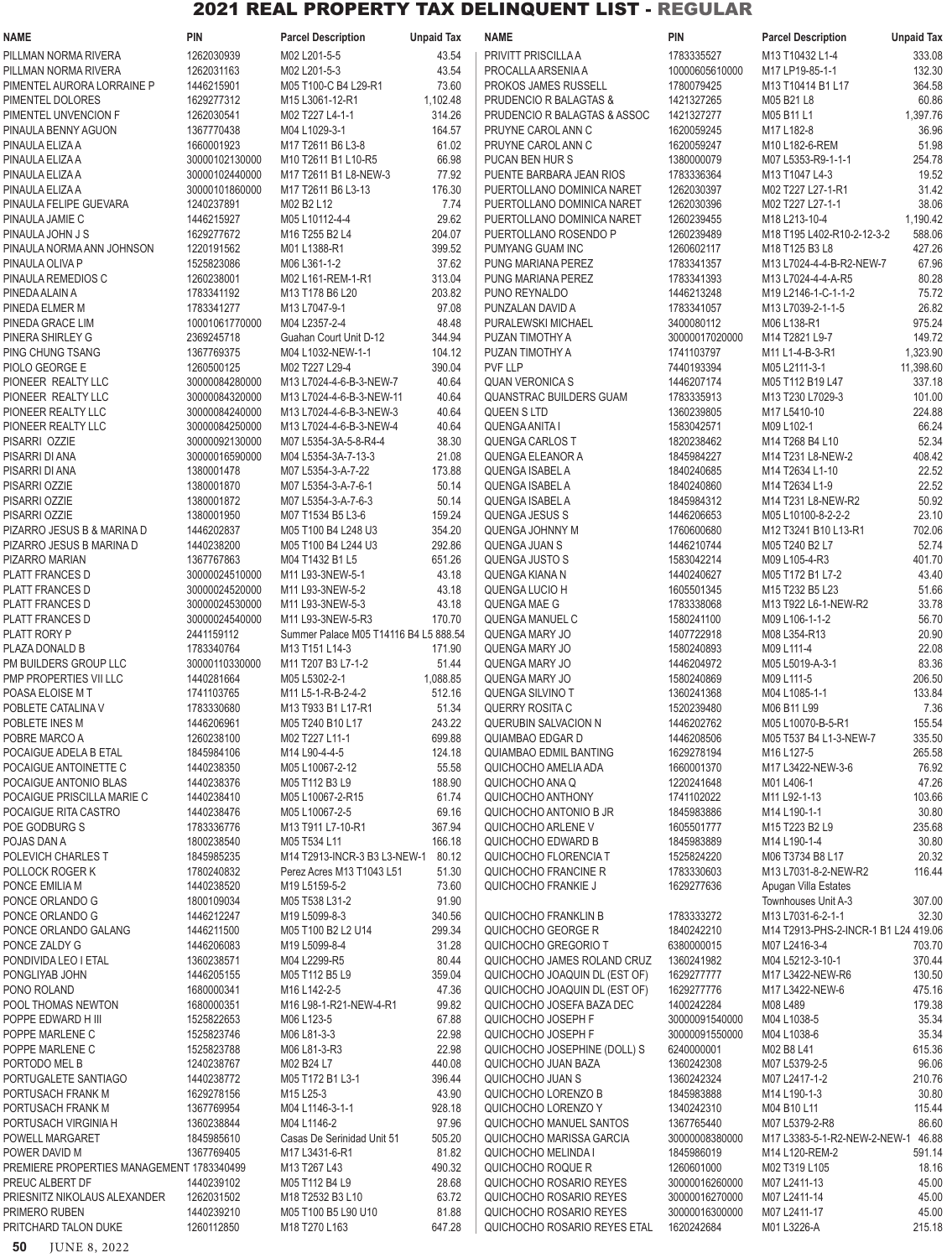# 2021 REAL PROPERTY TAX DELINQUENT LIST - REGULAR

| NAME | PIN | Parcel Description | Unpaid Tax |
|---|---|---|---|
| PILLMAN NORMA RIVERA | 1262030939 | M02 L201-5-5 | 43.54 |
| PILLMAN NORMA RIVERA | 1262031163 | M02 L201-5-3 | 43.54 |
| PIMENTEL AURORA LORRAINE P | 1446215901 | M05 T100-C B4 L29-R1 | 73.60 |
| PIMENTEL DOLORES | 1629277312 | M15 L3061-12-R1 | 1,102.48 |
| PIMENTEL UNVENCION F | 1262030541 | M02 T227 L4-1-1 | 314.26 |
| PINAULA BENNY AGUON | 1367770438 | M04 L1029-3-1 | 164.57 |
| PINAULA ELIZA A | 1660001923 | M17 T2611 B6 L3-8 | 61.02 |
| PINAULA ELIZA A | 30000102130000 | M10 T2611 B1 L10-R5 | 66.98 |
| PINAULA ELIZA A | 30000102440000 | M17 T2611 B1 L8-NEW-3 | 77.92 |
| PINAULA ELIZA A | 30000101860000 | M17 T2611 B6 L3-13 | 176.30 |
| PINAULA FELIPE GUEVARA | 1240237891 | M02 B2 L12 | 7.74 |
| PINAULA JAMIE C | 1446215927 | M05 L10112-4-4 | 29.62 |
| PINAULA JOHN J S | 1629277672 | M16 T255 B2 L4 | 204.07 |
| PINAULA NORMA ANN JOHNSON | 1220191562 | M01 L1388-R1 | 399.52 |
| PINAULA OLIVA P | 1525823086 | M06 L361-1-2 | 37.62 |
| PINAULA REMEDIOS C | 1260238001 | M02 L161-REM-1-R1 | 313.04 |
| PINEDA ALAIN A | 1783341192 | M13 T178 B6 L20 | 203.82 |
| PINEDA ELMER M | 1783341277 | M13 L7047-9-1 | 97.08 |
| PINEDA GRACE LIM | 10001061770000 | M04 L2357-2-4 | 48.48 |
| PINERA SHIRLEY G | 2369245718 | Guahan Court Unit D-12 | 344.94 |
| PING CHUNG TSANG | 1367769375 | M04 L1032-NEW-1-1 | 104.12 |
| PIOLO GEORGE E | 1260500125 | M02 T227 L29-4 | 390.04 |
| PIONEER REALTY LLC | 30000084280000 | M13 L7024-4-6-B-3-NEW-7 | 40.64 |
| PIONEER REALTY LLC | 30000084320000 | M13 L7024-4-6-B-3-NEW-11 | 40.64 |
| PIONEER REALTY LLC | 30000084240000 | M13 L7024-4-6-B-3-NEW-3 | 40.64 |
| PIONEER REALTY LLC | 30000084250000 | M13 L7024-4-6-B-3-NEW-4 | 40.64 |
| PISARRI OZZIE | 30000092130000 | M07 L5354-3A-5-8-R4-4 | 38.30 |
| PISARRI DI ANA | 30000016590000 | M04 L5354-3A-7-13-3 | 21.08 |
| PISARRI DI ANA | 1380001478 | M07 L5354-3-A-7-22 | 173.88 |
| PISARRI OZZIE | 1380001870 | M07 L5354-3-A-7-6-1 | 50.14 |
| PISARRI OZZIE | 1380001872 | M07 L5354-3-A-7-6-3 | 50.14 |
| PISARRI OZZIE | 1380001950 | M07 T1534 B5 L3-6 | 159.24 |
| PIZARRO JESUS B & MARINA D | 1446202837 | M05 T100 B4 L248 U3 | 354.20 |
| PIZARRO JESUS B MARINA D | 1440238200 | M05 T100 B4 L244 U3 | 292.86 |
| PIZARRO MARIAN | 1367767863 | M04 T1432 B1 L5 | 651.26 |
| PLATT FRANCES D | 30000024510000 | M11 L93-3NEW-5-1 | 43.18 |
| PLATT FRANCES D | 30000024520000 | M11 L93-3NEW-5-2 | 43.18 |
| PLATT FRANCES D | 30000024530000 | M11 L93-3NEW-5-3 | 43.18 |
| PLATT FRANCES D | 30000024540000 | M11 L93-3NEW-5-R3 | 170.70 |
| PLATT RORY P | 2441159112 | Summer Palace M05 T14116 B4 L5 | 888.54 |
| PLAZA DONALD B | 1783340764 | M13 T151 L14-3 | 171.90 |
| PM BUILDERS GROUP LLC | 30000110330000 | M11 T207 B3 L7-1-2 | 51.44 |
| PMP PROPERTIES VII LLC | 1440281664 | M05 L5302-2-1 | 1,088.85 |
| POASA ELOISE M T | 1741103765 | M11 L5-1-R-B-2-4-2 | 512.16 |
| POBLETE CATALINA V | 1783330680 | M13 T933 B1 L17-R1 | 51.34 |
| POBLETE INES M | 1446206961 | M05 T240 B10 L17 | 243.22 |
| POBRE MARCO A | 1260238100 | M02 T227 L11-1 | 699.88 |
| POCAIGUE ADELA B ETAL | 1845984106 | M14 L90-4-4-5 | 124.18 |
| POCAIGUE ANTOINETTE C | 1440238350 | M05 L10067-2-12 | 55.58 |
| POCAIGUE ANTONIO BLAS | 1440238376 | M05 T112 B3 L9 | 188.90 |
| POCAIGUE PRISCILLA MARIE C | 1440238410 | M05 L10067-2-R15 | 61.74 |
| POCAIGUE RITA CASTRO | 1440238476 | M05 L10067-2-5 | 69.16 |
| POE GODBURG S | 1783336776 | M13 T911 L7-10-R1 | 367.94 |
| POJAS DAN A | 1800238540 | M05 T534 L11 | 166.18 |
| POLEVICH CHARLES T | 1845985235 | M14 T2913-INCR-3 B3 L3-NEW-1 | 80.12 |
| POLLOCK ROGER K | 1780240832 | Perez Acres M13 T1043 L51 | 51.30 |
| PONCE EMILIA M | 1440238520 | M19 L5159-5-2 | 73.60 |
| PONCE ORLANDO G | 1800109034 | M05 T538 L31-2 | 91.90 |
| PONCE ORLANDO G | 1446212247 | M19 L5099-8-3 | 340.56 |
| PONCE ORLANDO GALANG | 1446211500 | M05 T100 B2 L2 U14 | 299.34 |
| PONCE ZALDY G | 1446206083 | M19 L5099-8-4 | 31.28 |
| PONDIVIDA LEO I ETAL | 1360238571 | M04 L2299-R5 | 80.44 |
| PONGLIYAB JOHN | 1446205155 | M05 T112 B5 L9 | 359.04 |
| PONO ROLAND | 1680000341 | M16 L142-2-5 | 47.36 |
| POOL THOMAS NEWTON | 1680000351 | M16 L98-1-R21-NEW-4-R1 | 99.82 |
| POPPE EDWARD H III | 1525822653 | M06 L123-5 | 67.88 |
| POPPE MARLENE C | 1525823746 | M06 L81-3-3 | 22.98 |
| POPPE MARLENE C | 1525823788 | M06 L81-3-R3 | 22.98 |
| PORTODO MEL B | 1240238767 | M02 B24 L7 | 440.08 |
| PORTUGALETE SANTIAGO | 1440238772 | M05 T172 B1 L3-1 | 396.44 |
| PORTUSACH FRANK M | 1629278156 | M15 L25-3 | 43.90 |
| PORTUSACH FRANK M | 1367769954 | M04 L1146-3-1-1 | 928.18 |
| PORTUSACH VIRGINIA H | 1360238844 | M04 L1146-2 | 97.96 |
| POWELL MARGARET | 1845985610 | Casas De Serinidad Unit 51 | 505.20 |
| POWER DAVID M | 1367769405 | M17 L3431-6-R1 | 81.82 |
| PREMIERE PROPERTIES MANAGEMENT | 1783340499 | M13 T267 L43 | 490.32 |
| PREUC ALBERT DF | 1440239102 | M05 T112 B4 L9 | 28.68 |
| PRIESNITZ NIKOLAUS ALEXANDER | 1262031502 | M18 T2532 B3 L10 | 63.72 |
| PRIMERO RUBEN | 1440239210 | M05 T100 B5 L90 U10 | 81.88 |
| PRITCHARD TALON DUKE | 1260112850 | M18 T270 L163 | 647.28 |
| PRIVITT PRISCILLA A | 1783335527 | M13 T10432 L1-4 | 333.08 |
| PROCALLA ARSENIA A | 10000605610000 | M17 LP19-85-1-1 | 132.30 |
| PROKOS JAMES RUSSELL | 1780079425 | M13 T10414 B1 L17 | 364.58 |
| PRUDENCIO R BALAGTAS & | 1421327265 | M05 B21 L8 | 60.86 |
| PRUDENCIO R BALAGTAS & ASSOC | 1421327277 | M05 B11 L1 | 1,397.76 |
| PRUYNE CAROL ANN C | 1620059245 | M17 L182-8 | 36.96 |
| PRUYNE CAROL ANN C | 1620059247 | M10 L182-6-REM | 51.98 |
| PUCAN BEN HUR S | 1380000079 | M07 L5353-R9-1-1-1 | 254.78 |
| PUENTE BARBARA JEAN RIOS | 1783336364 | M13 T1047 L4-3 | 19.52 |
| PUERTOLLANO DOMINICA NARET | 1262030397 | M02 T227 L27-1-R1 | 31.42 |
| PUERTOLLANO DOMINICA NARET | 1262030396 | M02 T227 L27-1-1 | 38.06 |
| PUERTOLLANO DOMINICA NARET | 1260239455 | M18 L213-10-4 | 1,190.42 |
| PUERTOLLANO ROSENDO P | 1260239489 | M18 T195 L402-R10-2-12-3-2 | 588.06 |
| PUMYANG GUAM INC | 1260602117 | M18 T125 B3 L8 | 427.26 |
| PUNG MARIANA PEREZ | 1783341357 | M13 L7024-4-4-B-R2-NEW-7 | 67.96 |
| PUNG MARIANA PEREZ | 1783341393 | M13 L7024-4-4-A-R5 | 80.28 |
| PUNO REYNALDO | 1446213248 | M19 L2146-1-C-1-1-2 | 75.72 |
| PUNZALAN DAVID A | 1783341057 | M13 L7039-2-1-1-5 | 26.82 |
| PURALEWSKI MICHAEL | 3400080112 | M06 L138-R1 | 975.24 |
| PUZAN TIMOTHY A | 30000017020000 | M14 T2821 L9-7 | 149.72 |
| PUZAN TIMOTHY A | 1741103797 | M11 L1-4-B-3-R1 | 1,323.90 |
| PVF LLP | 7440193394 | M05 L2111-3-1 | 11,398.60 |
| QUAN VERONICA S | 1446207174 | M05 T112 B19 L47 | 337.18 |
| QUANSTRAC BUILDERS GUAM | 1783335913 | M13 T230 L7029-3 | 101.00 |
| QUEEN S LTD | 1360239805 | M17 L5410-10 | 224.88 |
| QUENGA ANITA I | 1583042571 | M09 L102-1 | 66.24 |
| QUENGA CARLOS T | 1820238462 | M14 T268 B4 L10 | 52.34 |
| QUENGA ELEANOR A | 1845984227 | M14 T231 L8-NEW-2 | 408.42 |
| QUENGA ISABEL A | 1840240685 | M14 T2634 L1-10 | 22.52 |
| QUENGA ISABEL A | 1840240860 | M14 T2634 L1-9 | 22.52 |
| QUENGA ISABEL A | 1845984312 | M14 T231 L8-NEW-R2 | 50.92 |
| QUENGA JESUS S | 1446206653 | M05 L10100-8-2-2-2 | 23.10 |
| QUENGA JOHNNY M | 1760600680 | M12 T3241 B10 L13-R1 | 702.06 |
| QUENGA JUAN S | 1446210744 | M05 T240 B2 L7 | 52.74 |
| QUENGA JUSTO S | 1583042214 | M09 L105-4-R3 | 401.70 |
| QUENGA KIANA N | 1440240627 | M05 T172 B1 L7-2 | 43.40 |
| QUENGA LUCIO H | 1605501345 | M15 T232 B5 L23 | 51.66 |
| QUENGA MAE G | 1783338068 | M13 T922 L6-1-NEW-R2 | 33.78 |
| QUENGA MANUEL C | 1580241100 | M09 L106-1-1-2 | 56.70 |
| QUENGA MARY JO | 1407722918 | M08 L354-R13 | 20.90 |
| QUENGA MARY JO | 1580240893 | M09 L111-4 | 22.08 |
| QUENGA MARY JO | 1446204972 | M05 L5019-A-3-1 | 83.36 |
| QUENGA MARY JO | 1580240869 | M09 L111-5 | 206.50 |
| QUENGA SILVINO T | 1360241368 | M04 L1085-1-1 | 133.84 |
| QUERRY ROSITA C | 1520239480 | M06 B11 L99 | 7.36 |
| QUERUBIN SALVACION N | 1446202762 | M05 L10070-B-5-R1 | 155.54 |
| QUIAMBAO EDGAR D | 1446208506 | M05 T537 B4 L1-3-NEW-7 | 335.50 |
| QUIAMBAO EDMIL BANTING | 1629278194 | M16 L127-5 | 265.58 |
| QUICHOCHO AMELIA ADA | 1660001370 | M17 L3422-NEW-3-6 | 76.92 |
| QUICHOCHO ANA Q | 1220241648 | M01 L406-1 | 47.26 |
| QUICHOCHO ANTHONY | 1741102022 | M11 L92-1-13 | 103.66 |
| QUICHOCHO ANTONIO B JR | 1845983886 | M14 L190-1-1 | 30.80 |
| QUICHOCHO ARLENE V | 1605501777 | M15 T223 B2 L9 | 235.68 |
| QUICHOCHO EDWARD B | 1845983889 | M14 L190-1-4 | 30.80 |
| QUICHOCHO FLORENCIA T | 1525824220 | M06 T3734 B8 L17 | 20.32 |
| QUICHOCHO FRANCINE R | 1783330603 | M13 L7031-8-2-NEW-R2 | 116.44 |
| QUICHOCHO FRANKIE J | 1629277636 | Apugan Villa Estates Townhouses Unit A-3 | 307.00 |
| QUICHOCHO FRANKLIN B | 1783333272 | M13 L7031-6-2-1-1 | 32.30 |
| QUICHOCHO GEORGE R | 1840242210 | M14 T2913-PHS-2-INCR-1 B1 L24 | 419.06 |
| QUICHOCHO GREGORIO T | 6380000015 | M07 L2416-3-4 | 703.70 |
| QUICHOCHO JAMES ROLAND CRUZ | 1360241982 | M04 L5212-3-10-1 | 370.44 |
| QUICHOCHO JOAQUIN DL (EST OF) | 1629277777 | M17 L3422-NEW-R6 | 130.50 |
| QUICHOCHO JOAQUIN DL (EST OF) | 1629277776 | M17 L3422-NEW-6 | 475.16 |
| QUICHOCHO JOSEFA BAZA DEC | 1400242284 | M08 L489 | 179.38 |
| QUICHOCHO JOSEPH F | 30000091540000 | M04 L1038-5 | 35.34 |
| QUICHOCHO JOSEPH F | 30000091550000 | M04 L1038-6 | 35.34 |
| QUICHOCHO JOSEPHINE (DOLL) S | 6240000001 | M02 B8 L41 | 615.36 |
| QUICHOCHO JUAN BAZA | 1360242308 | M07 L5379-2-5 | 96.06 |
| QUICHOCHO JUAN S | 1360242324 | M07 L2417-1-2 | 210.76 |
| QUICHOCHO LORENZO B | 1845983888 | M14 L190-1-3 | 30.80 |
| QUICHOCHO LORENZO Y | 1340242310 | M04 B10 L11 | 115.44 |
| QUICHOCHO MANUEL SANTOS | 1367765440 | M07 L5379-2-R8 | 86.60 |
| QUICHOCHO MARISSA GARCIA | 30000008380000 | M17 L3383-5-1-R2-NEW-2-NEW-1 | 46.88 |
| QUICHOCHO MELINDA I | 1845986019 | M14 L120-REM-2 | 591.14 |
| QUICHOCHO ROQUE R | 1260601000 | M02 T319 L105 | 18.16 |
| QUICHOCHO ROSARIO REYES | 30000016260000 | M07 L2411-13 | 45.00 |
| QUICHOCHO ROSARIO REYES | 30000016270000 | M07 L2411-14 | 45.00 |
| QUICHOCHO ROSARIO REYES | 30000016300000 | M07 L2411-17 | 45.00 |
| QUICHOCHO ROSARIO REYES ETAL | 1620242684 | M01 L3226-A | 215.18 |

JUNE 8, 2022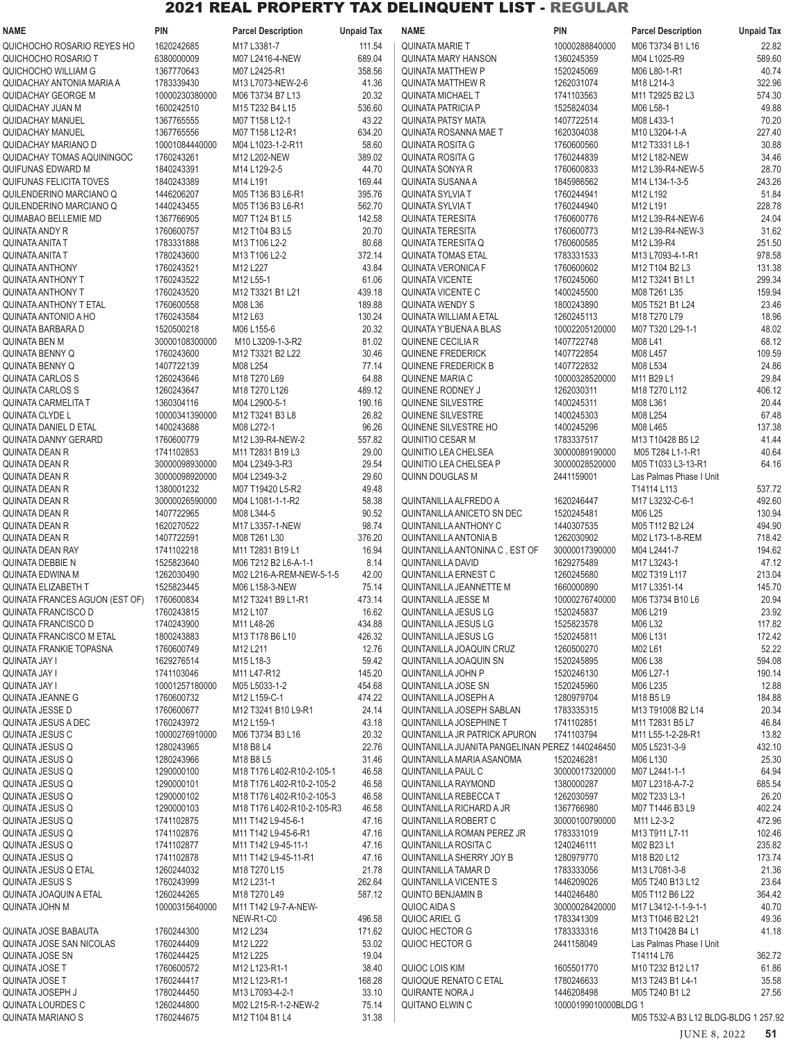# 2021 REAL PROPERTY TAX DELINQUENT LIST - REGULAR

| NAME | PIN | Parcel Description | Unpaid Tax |
|---|---|---|---|
| QUICHOCHO ROSARIO REYES HO | 1620242685 | M17 L3381-7 | 111.54 |
| QUICHOCHO ROSARIO T | 6380000009 | M07 L2416-4-NEW | 689.04 |
| QUICHOCHO WILLIAM G | 1367770643 | M07 L2425-R1 | 358.56 |
| QUIDACHAY ANTONIA MARIA A | 1783339430 | M13 L7073-NEW-2-6 | 41.36 |
| QUIDACHAY GEORGE M | 10000230380000 | M06 T3734 B7 L13 | 20.32 |
| QUIDACHAY JUAN M | 1600242510 | M15 T232 B4 L15 | 536.60 |
| QUIDACHAY MANUEL | 1367765555 | M07 T158 L12-1 | 43.22 |
| QUIDACHAY MANUEL | 1367765556 | M07 T158 L12-R1 | 634.20 |
| QUIDACHAY MARIANO D | 10001084440000 | M04 L1023-1-2-R11 | 58.60 |
| QUIDACHAY TOMAS AQUININGOC | 1760243261 | M12 L202-NEW | 389.02 |
| QUIFUNAS EDWARD M | 1840243391 | M14 L129-2-5 | 44.70 |
| QUIFUNAS FELICITA TOVES | 1840243389 | M14 L191 | 169.44 |
| QUILENDERINO MARCIANO Q | 1446206207 | M05 T136 B3 L6-R1 | 395.76 |
| QUILENDERINO MARCIANO Q | 1440243455 | M05 T136 B3 L6-R1 | 562.70 |
| QUIMABAO BELLEMIE MD | 1367766905 | M07 T124 B1 L5 | 142.58 |
| QUINATA ANDY R | 1760600757 | M12 T104 B3 L5 | 20.70 |
| QUINATA ANITA T | 1783331888 | M13 T106 L2-2 | 80.68 |
| QUINATA ANITA T | 1780243600 | M13 T106 L2-2 | 372.14 |
| QUINATA ANTHONY | 1760243521 | M12 L227 | 43.84 |
| QUINATA ANTHONY T | 1760243522 | M12 L55-1 | 61.06 |
| QUINATA ANTHONY T | 1760243520 | M12 T3321 B1 L21 | 439.18 |
| QUINATA ANTHONY T ETAL | 1760600558 | M08 L36 | 189.88 |
| QUINATA ANTONIO A HO | 1760243584 | M12 L63 | 130.24 |
| QUINATA BARBARA D | 1520500218 | M06 L155-6 | 20.32 |
| QUINATA BEN M | 30000108300000 | M10 L3209-1-3-R2 | 81.02 |
| QUINATA BENNY Q | 1760243600 | M12 T3321 B2 L22 | 30.46 |
| QUINATA BENNY Q | 1407722139 | M08 L254 | 77.14 |
| QUINATA CARLOS S | 1260243646 | M18 T270 L69 | 64.88 |
| QUINATA CARLOS S | 1260243647 | M18 T270 L126 | 489.12 |
| QUINATA CARMELITA T | 1360304116 | M04 L2900-5-1 | 190.16 |
| QUINATA CLYDE L | 10000341390000 | M12 T3241 B3 L8 | 26.82 |
| QUINATA DANIEL D ETAL | 1400243688 | M08 L272-1 | 96.26 |
| QUINATA DANNY GERARD | 1760600779 | M12 L39-R4-NEW-2 | 557.82 |
| QUINATA DEAN R | 1741102853 | M11 T2831 B19 L3 | 29.00 |
| QUINATA DEAN R | 30000098930000 | M04 L2349-3-R3 | 29.54 |
| QUINATA DEAN R | 30000098920000 | M04 L2349-3-2 | 29.60 |
| QUINATA DEAN R | 1380001232 | M07 T19420 L5-R2 | 49.48 |
| QUINATA DEAN R | 30000026590000 | M04 L1081-1-1-R2 | 58.38 |
| QUINATA DEAN R | 1407722965 | M08 L344-5 | 90.52 |
| QUINATA DEAN R | 1620270522 | M17 L3357-1-NEW | 98.74 |
| QUINATA DEAN R | 1407722591 | M08 T261 L30 | 376.20 |
| QUINATA DEAN RAY | 1741102218 | M11 T2831 B19 L1 | 16.94 |
| QUINATA DEBBIE N | 1525823640 | M06 T212 B2 L6-A-1-1 | 8.14 |
| QUINATA EDWINA M | 1262030490 | M02 L216-A-REM-NEW-5-1-5 | 42.00 |
| QUINATA ELIZABETH T | 1525823445 | M06 L158-3-NEW | 75.14 |
| QUINATA FRANCES AGUON (EST OF) | 1760600834 | M12 T3241 B9 L1-R1 | 473.14 |
| QUINATA FRANCISCO D | 1760243815 | M12 L107 | 16.62 |
| QUINATA FRANCISCO D | 1740243900 | M11 L48-26 | 434.88 |
| QUINATA FRANCISCO M ETAL | 1800243883 | M13 T178 B6 L10 | 426.32 |
| QUINATA FRANKIE TOPASNA | 1760600749 | M12 L211 | 12.76 |
| QUINATA JAY I | 1629276514 | M15 L18-3 | 59.42 |
| QUINATA JAY I | 1741103046 | M11 L47-R12 | 145.20 |
| QUINATA JAY I | 10001257180000 | M05 L5033-1-2 | 454.68 |
| QUINATA JEANNE G | 1760600732 | M12 L159-C-1 | 474.22 |
| QUINATA JESSE D | 1760600677 | M12 T3241 B10 L9-R1 | 24.14 |
| QUINATA JESUS A DEC | 1760243972 | M12 L159-1 | 43.18 |
| QUINATA JESUS C | 10000276910000 | M06 T3734 B3 L16 | 20.32 |
| QUINATA JESUS Q | 1280243965 | M18 B8 L4 | 22.76 |
| QUINATA JESUS Q | 1280243966 | M18 B8 L5 | 31.46 |
| QUINATA JESUS Q | 1290000100 | M18 T176 L402-R10-2-105-1 | 46.58 |
| QUINATA JESUS Q | 1290000101 | M18 T176 L402-R10-2-105-2 | 46.58 |
| QUINATA JESUS Q | 1290000102 | M18 T176 L402-R10-2-105-3 | 46.58 |
| QUINATA JESUS Q | 1290000103 | M18 T176 L402-R10-2-105-R3 | 46.58 |
| QUINATA JESUS Q | 1741102875 | M11 T142 L9-45-6-1 | 47.16 |
| QUINATA JESUS Q | 1741102876 | M11 T142 L9-45-6-R1 | 47.16 |
| QUINATA JESUS Q | 1741102877 | M11 T142 L9-45-11-1 | 47.16 |
| QUINATA JESUS Q | 1741102878 | M11 T142 L9-45-11-R1 | 47.16 |
| QUINATA JESUS Q ETAL | 1260244032 | M18 T270 L15 | 21.78 |
| QUINATA JESUS S | 1760243999 | M12 L231-1 | 262.64 |
| QUINATA JOAQUIN A ETAL | 1260244265 | M18 T270 L49 | 587.12 |
| QUINATA JOHN M | 10000315640000 | M11 T142 L9-7-A-NEW-NEW-R1-C0 | 496.58 |
| QUINATA JOSE BABAUTA | 1760244300 | M12 L234 | 171.62 |
| QUINATA JOSE SAN NICOLAS | 1760244409 | M12 L222 | 53.02 |
| QUINATA JOSE SN | 1760244425 | M12 L225 | 19.04 |
| QUINATA JOSE T | 1760600572 | M12 L123-R1-1 | 38.40 |
| QUINATA JOSE T | 1760244417 | M12 L123-R1-1 | 168.28 |
| QUINATA JOSEPH J | 1780244450 | M13 L7093-4-2-1 | 33.10 |
| QUINATA LOURDES C | 1260244800 | M02 L215-R-1-2-NEW-2 | 75.14 |
| QUINATA MARIANO S | 1760244675 | M12 T104 B1 L4 | 31.38 |
| QUINATA MARIE T | 10000288840000 | M06 T3734 B1 L16 | 22.82 |
| QUINATA MARY HANSON | 1360245359 | M04 L1025-R9 | 589.60 |
| QUINATA MATTHEW P | 1520245069 | M06 L80-1-R1 | 40.74 |
| QUINATA MATTHEW R | 1262031074 | M18 L214-3 | 322.96 |
| QUINATA MICHAEL T | 1741103563 | M11 T2925 B2 L3 | 574.30 |
| QUINATA PATRICIA P | 1525824034 | M06 L58-1 | 49.88 |
| QUINATA PATSY MATA | 1407722514 | M08 L433-1 | 70.20 |
| QUINATA ROSANNA MAE T | 1620304038 | M10 L3204-1-A | 227.40 |
| QUINATA ROSITA G | 1760600560 | M12 T3331 L8-1 | 30.88 |
| QUINATA ROSITA G | 1760244839 | M12 L182-NEW | 34.46 |
| QUINATA SONYA R | 1760600833 | M12 L39-R4-NEW-5 | 28.70 |
| QUINATA SUSANA A | 1845986562 | M14 L134-1-3-5 | 243.26 |
| QUINATA SYLVIA T | 1760244941 | M12 L192 | 51.84 |
| QUINATA SYLVIA T | 1760244940 | M12 L191 | 228.78 |
| QUINATA TERESITA | 1760600776 | M12 L39-R4-NEW-6 | 24.04 |
| QUINATA TERESITA | 1760600773 | M12 L39-R4-NEW-3 | 31.62 |
| QUINATA TERESITA Q | 1760600585 | M12 L39-R4 | 251.50 |
| QUINATA TOMAS ETAL | 1783331533 | M13 L7093-4-1-R1 | 978.58 |
| QUINATA VERONICA F | 1760600602 | M12 T104 B2 L3 | 131.38 |
| QUINATA VICENTE | 1760245060 | M12 T3241 B1 L1 | 299.34 |
| QUINATA VICENTE C | 1400245500 | M08 T261 L35 | 159.94 |
| QUINATA WENDY S | 1800243890 | M05 T521 B1 L24 | 23.46 |
| QUINATA WILLIAM A ETAL | 1260245113 | M18 T270 L79 | 18.96 |
| QUINATA Y'BUENA A BLAS | 10002205120000 | M07 T320 L29-1-1 | 48.02 |
| QUINENE CECILIA R | 1407722748 | M08 L41 | 68.12 |
| QUINENE FREDERICK | 1407722854 | M08 L457 | 109.59 |
| QUINENE FREDERICK B | 1407722832 | M08 L534 | 24.86 |
| QUINENE MARIA C | 10000328520000 | M11 B29 L1 | 29.84 |
| QUINENE RODNEY J | 1262030311 | M18 T270 L112 | 406.12 |
| QUINENE SILVESTRE | 1400245311 | M08 L361 | 20.44 |
| QUINENE SILVESTRE | 1400245303 | M08 L254 | 67.48 |
| QUINENE SILVESTRE HO | 1400245296 | M08 L465 | 137.38 |
| QUINITIO CESAR M | 1783337517 | M13 T10428 B5 L2 | 41.44 |
| QUINITIO LEA CHELSEA | 30000089190000 | M05 T284 L1-1-R1 | 40.64 |
| QUINITIO LEA CHELSEA P | 30000028520000 | M05 T1033 L3-13-R1 | 64.16 |
| QUINN DOUGLAS M | 2441159001 | Las Palmas Phase I Unit T14114 L113 | 537.72 |
| QUINTANILLA ALFREDO A | 1620246447 | M17 L3232-C-6-1 | 492.60 |
| QUINTANILLA ANICETO SN DEC | 1520245481 | M06 L25 | 130.94 |
| QUINTANILLA ANTHONY C | 1440307535 | M05 T112 B2 L24 | 494.90 |
| QUINTANILLA ANTONIA B | 1262030902 | M02 L173-1-8-REM | 718.42 |
| QUINTANILLA ANTONINA C , EST OF | 30000017390000 | M04 L2441-7 | 194.62 |
| QUINTANILLA DAVID | 1629275489 | M17 L3243-1 | 47.12 |
| QUINTANILLA ERNEST C | 1260245680 | M02 T319 L117 | 213.04 |
| QUINTANILLA JEANNETTE M | 1660000890 | M17 L3351-14 | 145.70 |
| QUINTANILLA JESSE M | 10000276740000 | M06 T3734 B10 L6 | 20.94 |
| QUINTANILLA JESUS LG | 1520245837 | M06 L219 | 23.92 |
| QUINTANILLA JESUS LG | 1525823578 | M06 L32 | 117.82 |
| QUINTANILLA JESUS LG | 1520245811 | M06 L131 | 172.42 |
| QUINTANILLA JOAQUIN CRUZ | 1260500270 | M02 L61 | 52.22 |
| QUINTANILLA JOAQUIN SN | 1520245895 | M06 L38 | 594.08 |
| QUINTANILLA JOHN P | 1520246130 | M06 L27-1 | 190.14 |
| QUINTANILLA JOSE SN | 1520245960 | M06 L235 | 12.88 |
| QUINTANILLA JOSEPH A | 1280979704 | M18 B5 L9 | 184.88 |
| QUINTANILLA JOSEPH SABLAN | 1783335315 | M13 T91008 B2 L14 | 20.34 |
| QUINTANILLA JOSEPHINE T | 1741102851 | M11 T2831 B5 L7 | 46.84 |
| QUINTANILLA JR PATRICK APURON | 1741103794 | M11 L55-1-2-28-R1 | 13.82 |
| QUINTANILLA JUANITA PANGELINAN PEREZ | 1440246450 | M05 L5231-3-9 | 432.10 |
| QUINTANILLA MARIA ASANOMA | 1520246281 | M06 L130 | 25.30 |
| QUINTANILLA PAUL C | 30000017320000 | M07 L2441-1-1 | 64.94 |
| QUINTANILLA RAYMOND | 1380000287 | M07 L2318-A-7-2 | 685.54 |
| QUINTANILLA REBECCA T | 1262030597 | M02 T233 L3-1 | 26.20 |
| QUINTANILLA RICHARD A JR | 1367766980 | M07 T1446 B3 L9 | 402.24 |
| QUINTANILLA ROBERT C | 30000100790000 | M11 L2-3-2 | 472.96 |
| QUINTANILLA ROMAN PEREZ JR | 1783331019 | M13 T911 L7-11 | 102.46 |
| QUINTANILLA ROSITA C | 1240246111 | M02 B23 L1 | 235.82 |
| QUINTANILLA SHERRY JOY B | 1280979770 | M18 B20 L12 | 173.74 |
| QUINTANILLA TAMAR D | 1783333056 | M13 L7081-3-8 | 21.36 |
| QUINTANILLA VICENTE S | 1446209026 | M05 T240 B13 L12 | 23.64 |
| QUINTO BENJAMIN B | 1440246480 | M05 T112 B6 L22 | 364.42 |
| QUIOC AIDA S | 30000028420000 | M17 L3412-1-1-9-1-1 | 40.70 |
| QUIOC ARIEL G | 1783341309 | M13 T1046 B2 L21 | 49.36 |
| QUIOC HECTOR G | 1783333316 | M13 T10428 B4 L1 | 41.18 |
| QUIOC HECTOR G | 2441158049 | Las Palmas Phase I Unit T14114 L76 | 362.72 |
| QUIOC LOIS KIM | 1605501770 | M10 T232 B12 L17 | 61.86 |
| QUIOQUE RENATO C ETAL | 1780246633 | M13 T243 B1 L4-1 | 35.58 |
| QUIRANTE NORA J | 1446208498 | M05 T240 B1 L2 | 27.56 |
| QUITANO ELWIN C | 10000199010000BLDG 1 | M05 T532-A B3 L12 BLDG-BLDG 1 | 257.92 |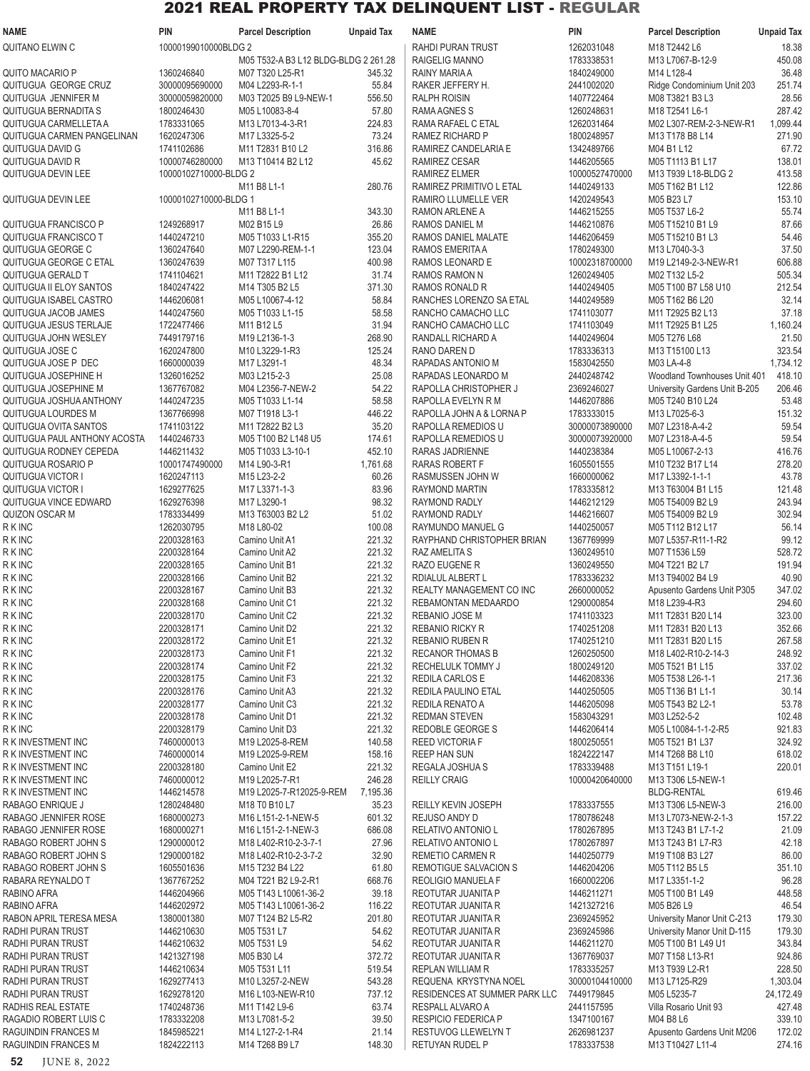# 2021 REAL PROPERTY TAX DELINQUENT LIST - REGULAR

| NAME | PIN | Parcel Description | Unpaid Tax |
|---|---|---|---|
| QUITANO ELWIN C | 10000199010000BLDG 2 | M05 T532-A B3 L12 BLDG-BLDG 2 | 261.28 |
| QUITO MACARIO P | 1360246840 | M07 T320 L25-R1 | 345.32 |
| QUITUGUA GEORGE CRUZ | 30000095690000 | M04 L2293-R-1-1 | 55.84 |
| QUITUGUA JENNIFER M | 30000059820000 | M03 T2025 B9 L9-NEW-1 | 556.50 |
| QUITUGUA BERNADITA S | 1800246430 | M05 L10083-8-4 | 57.80 |
| QUITUGUA CARMELLETA A | 1783331065 | M13 L7013-4-3-R1 | 224.83 |
| QUITUGUA CARMEN PANGELINAN | 1620247306 | M17 L3325-5-2 | 73.24 |
| QUITUGUA DAVID G | 1741102686 | M11 T2831 B10 L2 | 316.86 |
| QUITUGUA DAVID R | 10000746280000 | M13 T10414 B2 L12 | 45.62 |
| QUITUGUA DEVIN LEE | 10000102710000-BLDG 2 | M11 B8 L1-1 | 280.76 |
| QUITUGUA DEVIN LEE | 10000102710000-BLDG 1 | M11 B8 L1-1 | 343.30 |
| QUITUGUA FRANCISCO P | 1249268917 | M02 B15 L9 | 26.86 |
| QUITUGUA FRANCISCO T | 1440247210 | M05 T1033 L1-R15 | 355.20 |
| QUITUGUA GEORGE C | 1360247640 | M07 L2290-REM-1-1 | 123.04 |
| QUITUGUA GEORGE C ETAL | 1360247639 | M07 T317 L115 | 400.98 |
| QUITUGUA GERALD T | 1741104621 | M11 T2822 B1 L12 | 31.74 |
| QUITUGUA II ELOY SANTOS | 1840247422 | M14 T305 B2 L5 | 371.30 |
| QUITUGUA ISABEL CASTRO | 1446206081 | M05 L10067-4-12 | 58.84 |
| QUITUGUA JACOB JAMES | 1440247560 | M05 T1033 L1-15 | 58.58 |
| QUITUGUA JESUS TERLAJE | 1722477466 | M11 B12 L5 | 31.94 |
| QUITUGUA JOHN WESLEY | 7449179716 | M19 L2136-1-3 | 268.90 |
| QUITUGUA JOSE C | 1620247800 | M10 L3229-1-R3 | 125.24 |
| QUITUGUA JOSE P DEC | 1660000039 | M17 L3291-1 | 48.34 |
| QUITUGUA JOSEPHINE H | 1326016252 | M03 L215-2-3 | 25.08 |
| QUITUGUA JOSEPHINE M | 1367767082 | M04 L2356-7-NEW-2 | 54.22 |
| QUITUGUA JOSHUA ANTHONY | 1440247235 | M05 T1033 L1-14 | 58.58 |
| QUITUGUA LOURDES M | 1367766998 | M07 T1918 L3-1 | 446.22 |
| QUITUGUA OVITA SANTOS | 1741103122 | M11 T2822 B2 L3 | 35.20 |
| QUITUGUA PAUL ANTHONY ACOSTA | 1440246733 | M05 T100 B2 L148 U5 | 174.61 |
| QUITUGUA RODNEY CEPEDA | 1446211432 | M05 T1033 L3-10-1 | 452.10 |
| QUITUGUA ROSARIO P | 10001747490000 | M14 L90-3-R1 | 1,761.68 |
| QUITUGUA VICTOR I | 1620247113 | M15 L23-2-2 | 60.26 |
| QUITUGUA VICTOR I | 1629277625 | M17 L3371-1-3 | 83.96 |
| QUITUGUA VINCE EDWARD | 1629276398 | M17 L3290-1 | 98.32 |
| QUIZON OSCAR M | 1783334499 | M13 T63003 B2 L2 | 51.02 |
| R K INC | 1262030795 | M18 L80-02 | 100.08 |
| R K INC | 2200328163 | Camino Unit A1 | 221.32 |
| R K INC | 2200328164 | Camino Unit A2 | 221.32 |
| R K INC | 2200328165 | Camino Unit B1 | 221.32 |
| R K INC | 2200328166 | Camino Unit B2 | 221.32 |
| R K INC | 2200328167 | Camino Unit B3 | 221.32 |
| R K INC | 2200328168 | Camino Unit C1 | 221.32 |
| R K INC | 2200328170 | Camino Unit C2 | 221.32 |
| R K INC | 2200328171 | Camino Unit D2 | 221.32 |
| R K INC | 2200328172 | Camino Unit E1 | 221.32 |
| R K INC | 2200328173 | Camino Unit F1 | 221.32 |
| R K INC | 2200328174 | Camino Unit F2 | 221.32 |
| R K INC | 2200328175 | Camino Unit F3 | 221.32 |
| R K INC | 2200328176 | Camino Unit A3 | 221.32 |
| R K INC | 2200328177 | Camino Unit C3 | 221.32 |
| R K INC | 2200328178 | Camino Unit D1 | 221.32 |
| R K INC | 2200328179 | Camino Unit D3 | 221.32 |
| R K INVESTMENT INC | 7460000013 | M19 L2025-8-REM | 140.58 |
| R K INVESTMENT INC | 7460000014 | M19 L2025-9-REM | 158.16 |
| R K INVESTMENT INC | 2200328180 | Camino Unit E2 | 221.32 |
| R K INVESTMENT INC | 7460000012 | M19 L2025-7-R1 | 246.28 |
| R K INVESTMENT INC | 1446214578 | M19 L2025-7-R12025-9-REM | 7,195.36 |
| RABAGO ENRIQUE J | 1280248480 | M18 T0 B10 L7 | 35.23 |
| RABAGO JENNIFER ROSE | 1680000273 | M16 L151-2-1-NEW-5 | 601.32 |
| RABAGO JENNIFER ROSE | 1680000271 | M16 L151-2-1-NEW-3 | 686.08 |
| RABAGO ROBERT JOHN S | 1290000012 | M18 L402-R10-2-3-7-1 | 27.96 |
| RABAGO ROBERT JOHN S | 1290000182 | M18 L402-R10-2-3-7-2 | 32.90 |
| RABAGO ROBERT JOHN S | 1605501636 | M15 T232 B4 L22 | 61.80 |
| RABARA REYNALDO T | 1367767252 | M04 T221 B2 L9-2-R1 | 668.76 |
| RABINO AFRA | 1446204966 | M05 T143 L10061-36-2 | 39.18 |
| RABINO AFRA | 1446202972 | M05 T143 L10061-36-2 | 116.22 |
| RABON APRIL TERESA MESA | 1380001380 | M07 T124 B2 L5-R2 | 201.80 |
| RADHI PURAN TRUST | 1446210630 | M05 T531 L7 | 54.62 |
| RADHI PURAN TRUST | 1446210632 | M05 T531 L9 | 54.62 |
| RADHI PURAN TRUST | 1421327198 | M05 B30 L4 | 372.72 |
| RADHI PURAN TRUST | 1446210634 | M05 T531 L11 | 519.54 |
| RADHI PURAN TRUST | 1629277413 | M10 L3257-2-NEW | 543.28 |
| RADHI PURAN TRUST | 1629278120 | M16 L103-NEW-R10 | 737.12 |
| RADHIS REAL ESTATE | 1740248736 | M11 T142 L9-6 | 63.74 |
| RAGADIO ROBERT LUIS C | 1783332208 | M13 L7081-5-2 | 39.50 |
| RAGUINDIN FRANCES M | 1845985221 | M14 L127-2-1-R4 | 21.14 |
| RAGUINDIN FRANCES M | 1824222113 | M14 T268 B9 L7 | 148.30 |
| RAHDI PURAN TRUST | 1262031048 | M18 T2442 L6 | 18.38 |
| RAIGELIG MANNO | 1783338531 | M13 L7067-B-12-9 | 450.08 |
| RAINY MARIA A | 1840249000 | M14 L128-4 | 36.48 |
| RAKER JEFFERY H. | 2441002020 | Ridge Condominium Unit 203 | 251.74 |
| RALPH ROISIN | 1407722464 | M08 T3821 B3 L3 | 28.56 |
| RAMA AGNES S | 1260248631 | M18 T2541 L6-1 | 287.42 |
| RAMA RAFAEL C ETAL | 1262031464 | M02 L307-REM-2-3-NEW-R1 | 1,099.44 |
| RAMEZ RICHARD P | 1800248957 | M13 T178 B8 L14 | 271.90 |
| RAMIREZ CANDELARIA E | 1342489766 | M04 B1 L12 | 67.72 |
| RAMIREZ CESAR | 1446205565 | M05 T1113 B1 L17 | 138.01 |
| RAMIREZ ELMER | 10000527470000 | M13 T939 L18-BLDG 2 | 413.58 |
| RAMIREZ PRIMITIVO L ETAL | 1440249133 | M05 T162 B1 L12 | 122.86 |
| RAMIRO LLUMELLE VER | 1420249543 | M05 B23 L7 | 153.10 |
| RAMON ARLENE A | 1446215255 | M05 T537 L6-2 | 55.74 |
| RAMOS DANIEL M | 1446210876 | M05 T15210 B1 L9 | 87.66 |
| RAMOS DANIEL MALATE | 1446206459 | M05 T15210 B1 L3 | 54.46 |
| RAMOS EMERITA A | 1780249300 | M13 L7040-3-3 | 37.50 |
| RAMOS LEONARD E | 10002318700000 | M19 L2149-2-3-NEW-R1 | 606.88 |
| RAMOS RAMON N | 1260249405 | M02 T132 L5-2 | 505.34 |
| RAMOS RONALD R | 1440249405 | M05 T100 B7 L58 U10 | 212.54 |
| RANCHES LORENZO SA ETAL | 1440249589 | M05 T162 B6 L20 | 32.14 |
| RANCHO CAMACHO LLC | 1741103077 | M11 T2925 B2 L13 | 37.18 |
| RANCHO CAMACHO LLC | 1741103049 | M11 T2925 B1 L25 | 1,160.24 |
| RANDALL RICHARD A | 1440249604 | M05 T276 L68 | 21.50 |
| RANO DAREN D | 1783336313 | M13 T15100 L13 | 323.54 |
| RAPADAS ANTONIO M | 1583042550 | M03 LA-4-8 | 1,734.12 |
| RAPADAS LEONARDO M | 2440248742 | Woodland Townhouses Unit 401 | 418.10 |
| RAPOLLA CHRISTOPHER J | 2369246027 | University Gardens Unit B-205 | 206.46 |
| RAPOLLA EVELYN R M | 1446207886 | M05 T240 B10 L24 | 53.48 |
| RAPOLLA JOHN A & LORNA P | 1783333015 | M13 L7025-6-3 | 151.32 |
| RAPOLLA REMEDIOS U | 30000073890000 | M07 L2318-A-4-2 | 59.54 |
| RAPOLLA REMEDIOS U | 30000073920000 | M07 L2318-A-4-5 | 59.54 |
| RARAS JADRIENNE | 1440238384 | M05 L10067-2-13 | 416.76 |
| RARAS ROBERT F | 1605501555 | M10 T232 B17 L14 | 278.20 |
| RASMUSSEN JOHN W | 1660000062 | M17 L3392-1-1-1 | 43.78 |
| RAYMOND MARTIN | 1783335812 | M13 T63004 B1 L15 | 121.48 |
| RAYMOND RADLY | 1446212129 | M05 T54009 B2 L9 | 243.94 |
| RAYMOND RADLY | 1446216607 | M05 T54009 B2 L9 | 302.94 |
| RAYMUNDO MANUEL G | 1440250057 | M05 T112 B12 L17 | 56.14 |
| RAYPHAND CHRISTOPHER BRIAN | 1367769999 | M07 L5357-R11-1-R2 | 99.12 |
| RAZ AMELITA S | 1360249510 | M07 T1536 L59 | 528.72 |
| RAZO EUGENE R | 1360249550 | M04 T221 B2 L7 | 191.94 |
| RDIALUL ALBERT L | 1783336232 | M13 T94002 B4 L9 | 40.90 |
| REALTY MANAGEMENT CO INC | 2660000052 | Apusento Gardens Unit P305 | 347.02 |
| REBAMONTAN MEDAARDO | 1290000854 | M18 L239-4-R3 | 294.60 |
| REBANIO JOSE M | 1741103323 | M11 T2831 B20 L14 | 323.00 |
| REBANIO RICKY R | 1740251208 | M11 T2831 B20 L13 | 352.66 |
| REBANIO RUBEN R | 1740251210 | M11 T2831 B20 L15 | 267.58 |
| RECANOR THOMAS B | 1260250500 | M18 L402-R10-2-14-3 | 248.92 |
| RECHELULK TOMMY J | 1800249120 | M05 T521 B1 L15 | 337.02 |
| REDILA CARLOS E | 1446208336 | M05 T538 L26-1-1 | 217.36 |
| REDILA PAULINO ETAL | 1440250505 | M05 T136 B1 L1-1 | 30.14 |
| REDILA RENATO A | 1446205098 | M05 T543 B2 L2-1 | 53.78 |
| REDMAN STEVEN | 1583043291 | M03 L252-5-2 | 102.48 |
| REDOBLE GEORGE S | 1446206414 | M05 L10084-1-1-2-R5 | 921.83 |
| REED VICTORIA F | 1800250551 | M05 T521 B1 L37 | 324.92 |
| REEP HAN SUN | 1824222147 | M14 T268 B8 L10 | 618.02 |
| REGALA JOSHUA S | 1783339488 | M13 T151 L19-1 | 220.01 |
| REILLY CRAIG | 10000420640000 | M13 T306 L5-NEW-1 BLDG-RENTAL | 619.46 |
| REILLY KEVIN JOSEPH | 1783337555 | M13 T306 L5-NEW-3 | 216.00 |
| REJUSO ANDY D | 1780786248 | M13 L7073-NEW-2-1-3 | 157.22 |
| RELATIVO ANTONIO L | 1780267895 | M13 T243 B1 L7-1-2 | 21.09 |
| RELATIVO ANTONIO L | 1780267897 | M13 T243 B1 L7-R3 | 42.18 |
| REMETIO CARMEN R | 1440250779 | M19 T108 B3 L27 | 86.00 |
| REMOTIGUE SALVACION S | 1446204206 | M05 T112 B5 L5 | 351.10 |
| REOLIGIO MANUELA F | 1660002206 | M17 L3351-1-2 | 96.28 |
| REOTUTAR JUANITA P | 1446211271 | M05 T100 B1 L49 | 448.58 |
| REOTUTAR JUANITA R | 1421327216 | M05 B26 L9 | 46.54 |
| REOTUTAR JUANITA R | 2369245952 | University Manor Unit C-213 | 179.30 |
| REOTUTAR JUANITA R | 2369245986 | University Manor Unit D-115 | 179.30 |
| REOTUTAR JUANITA R | 1446211270 | M05 T100 B1 L49 U1 | 343.84 |
| REOTUTAR JUANITA R | 1367769037 | M07 T158 L13-R1 | 924.86 |
| REPLAN WILLIAM R | 1783335257 | M13 T939 L2-R1 | 228.50 |
| REQUENA KRYSTYNA NOEL | 30000104410000 | M13 L7125-R29 | 1,303.04 |
| RESIDENCES AT SUMMER PARK LLC | 7449179845 | M05 L5235-7 | 24,172.49 |
| RESPALL ALVARO A | 2441157595 | Villa Rosario Unit 93 | 427.48 |
| RESPICIO FEDERICA P | 1347100167 | M04 B8 L6 | 339.10 |
| RESTUVOG LLEWELYN T | 2626981237 | Apusento Gardens Unit M206 | 172.02 |
| RETUYAN RUDEL P | 1783337538 | M13 T10427 L11-4 | 274.16 |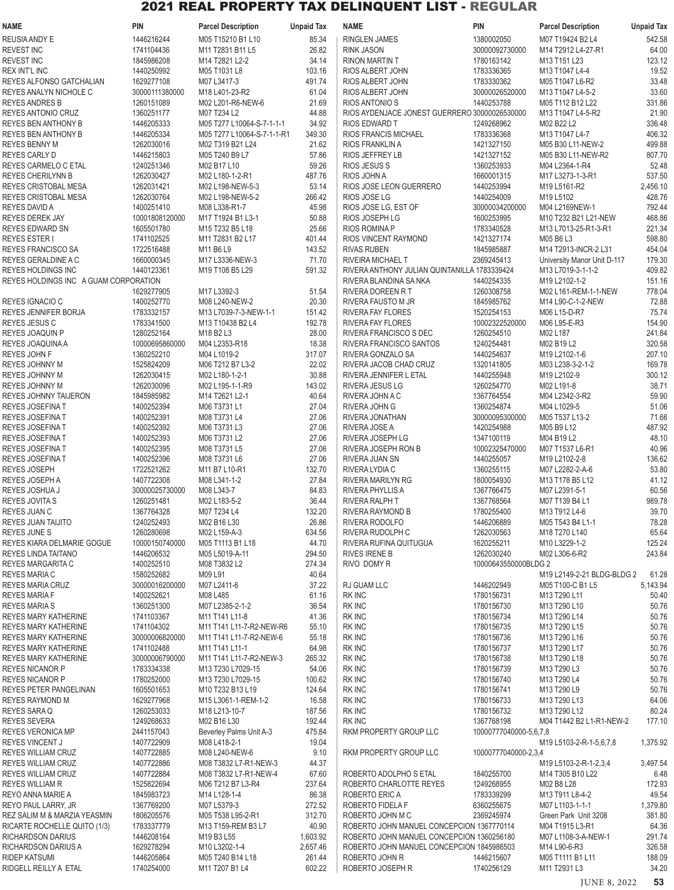# 2021 REAL PROPERTY TAX DELINQUENT LIST - REGULAR

| NAME | PIN | Parcel Description | Unpaid Tax |
|---|---|---|---|
| REUSIA ANDY E | 1446216244 | M05 T15210 B1 L10 | 85.34 |
| REVEST INC | 1741104436 | M11 T2831 B11 L5 | 26.82 |
| REVEST INC | 1845986208 | M14 T2821 L2-2 | 34.14 |
| REX INT'L INC | 1440250992 | M05 T1031 L8 | 103.16 |
| REYES ALFONSO GATCHALIAN | 1629277108 | M07 L3417-3 | 491.74 |
| REYES ANALYN NICHOLE C | 30000111380000 | M18 L401-23-R2 | 61.04 |
| REYES ANDRES B | 1260151089 | M02 L201-R6-NEW-6 | 21.69 |
| REYES ANTONIO CRUZ | 1360251177 | M07 T234 L2 | 44.88 |
| REYES BEN ANTHONY B | 1446205333 | M05 T277 L10064-S-7-1-1-1 | 34.92 |
| REYES BEN ANTHONY B | 1446205334 | M05 T277 L10064-S-7-1-1-R1 | 349.30 |
| REYES BENNY M | 1262030016 | M02 T319 B21 L24 | 21.62 |
| REYES CARLY D | 1446215803 | M05 T240 B9 L7 | 57.86 |
| REYES CARMELO C ETAL | 1240251346 | M02 B17 L10 | 59.26 |
| REYES CHERILYNN B | 1262030427 | M02 L180-1-2-R1 | 487.76 |
| REYES CRISTOBAL MESA | 1262031421 | M02 L198-NEW-5-3 | 53.14 |
| REYES CRISTOBAL MESA | 1262030764 | M02 L198-NEW-5-2 | 266.42 |
| REYES DAVID A | 1400251410 | M08 L338-R1-7 | 45.98 |
| REYES DEREK JAY | 10001808120000 | M17 T1924 B1 L3-1 | 50.88 |
| REYES EDWARD SN | 1605501780 | M15 T232 B5 L18 | 25.66 |
| REYES ESTER I | 1741102525 | M11 T2831 B2 L17 | 401.44 |
| REYES FRANCISCO SA | 1722516488 | M11 B6 L9 | 143.52 |
| REYES GERALDINE A C | 1660000345 | M17 L3336-NEW-3 | 71.70 |
| REYES HOLDINGS INC | 1440123361 | M19 T108 B5 L29 | 591.32 |
| REYES HOLDINGS INC A GUAM CORPORATION | 1629277905 | M17 L3392-3 | 51.54 |
| REYES IGNACIO C | 1400252770 | M08 L240-NEW-2 | 20.30 |
| REYES JENNIFER BORJA | 1783332157 | M13 L7039-7-3-NEW-1-1 | 151.42 |
| REYES JESUS C | 1783341500 | M13 T10438 B2 L4 | 192.78 |
| REYES JOAQUIN P | 1280252164 | M18 B2 L3 | 28.00 |
| REYES JOAQUINA A | 10000695860000 | M04 L2353-R18 | 18.38 |
| REYES JOHN F | 1360252210 | M04 L1019-2 | 317.07 |
| REYES JOHNNY M | 1525824209 | M06 T212 B7 L3-2 | 22.02 |
| REYES JOHNNY M | 1262030415 | M02 L180-1-2-1 | 30.88 |
| REYES JOHNNY M | 1262030096 | M02 L195-1-1-R9 | 143.02 |
| REYES JOHNNY TAIJERON | 1845985982 | M14 T2621 L2-1 | 40.64 |
| REYES JOSEFINA T | 1400252394 | M06 T3731 L1 | 27.04 |
| REYES JOSEFINA T | 1400252391 | M08 T3731 L4 | 27.06 |
| REYES JOSEFINA T | 1400252392 | M06 T3731 L3 | 27.06 |
| REYES JOSEFINA T | 1400252393 | M06 T3731 L2 | 27.06 |
| REYES JOSEFINA T | 1400252395 | M08 T3731 L5 | 27.06 |
| REYES JOSEFINA T | 1400252396 | M08 T3731 L6 | 27.06 |
| REYES JOSEPH | 1722521267 | M11 B7 L10-R1 | 132.70 |
| REYES JOSEPH A | 1407722308 | M08 L341-1-2 | 27.84 |
| REYES JOSHUA J | 30000025730000 | M08 L343-7 | 84.83 |
| REYES JOVITA S | 1260251481 | M02 L183-5-2 | 36.44 |
| REYES JUAN C | 1367764328 | M07 T234 L4 | 132.20 |
| REYES JUAN TAIJITO | 1240252493 | M02 B16 L30 | 26.86 |
| REYES JUNE S | 1260280698 | M02 L159-A-3 | 634.56 |
| REYES KIARA DELMARIE GOGUE | 10000150740000 | M05 T1113 B1 L18 | 44.70 |
| REYES LINDA TAITANO | 1446206532 | M05 L5019-A-11 | 294.50 |
| REYES MARGARITA C | 1400252510 | M08 T3832 L2 | 274.34 |
| REYES MARIA C | 1580252682 | M09 L91 | 40.64 |
| REYES MARIA CRUZ | 30000016200000 | M07 L2411-6 | 37.22 |
| REYES MARIA F | 1400252621 | M08 L485 | 61.16 |
| REYES MARIA S | 1360251300 | M07 L2385-2-1-2 | 36.54 |
| REYES MARY KATHERINE | 1741103367 | M11 T141 L11-8 | 41.36 |
| REYES MARY KATHERINE | 1741104302 | M11 T141 L11-7-R2-NEW-R6 | 55.10 |
| REYES MARY KATHERINE | 30000006820000 | M11 T141 L11-7-R2-NEW-6 | 55.18 |
| REYES MARY KATHERINE | 1741102488 | M11 T141 L11-1 | 64.98 |
| REYES MARY KATHERINE | 30000006790000 | M11 T141 L11-7-R2-NEW-3 | 265.32 |
| REYES NICANOR P | 1783334338 | M13 T230 L7029-15 | 54.06 |
| REYES NICANOR P | 1780252000 | M13 T230 L7029-15 | 100.62 |
| REYES PETER PANGELINAN | 1605501653 | M10 T232 B13 L19 | 124.64 |
| REYES RAYMOND M | 1629277968 | M15 L3061-1-REM-1-2 | 16.58 |
| REYES SARA Q | 1260253033 | M18 L213-10-7 | 187.56 |
| REYES SEVERA | 1249268633 | M02 B16 L30 | 192.44 |
| REYES VERONICA MP | 2441157043 | Beverley Palms Unit A-3 | 475.84 |
| REYES VINCENT J | 1407722909 | M08 L418-2-1 | 19.04 |
| REYES WILLIAM CRUZ | 1407722885 | M08 L240-NEW-6 | 9.10 |
| REYES WILLIAM CRUZ | 1407722886 | M08 T3832 L7-R1-NEW-3 | 44.37 |
| REYES WILLIAM CRUZ | 1407722884 | M08 T3832 L7-R1-NEW-4 | 67.60 |
| REYES WILLIAM R | 1525822694 | M06 T212 B7 L3-R4 | 237.64 |
| REYO ANNA MARIE A | 1845983723 | M14 L128-1-4 | 86.38 |
| REYO PAUL LARRY, JR | 1367769200 | M07 L5379-3 | 272.52 |
| REZ SALIM M & MARZIA YEASMIN | 1806205576 | M05 T538 L95-2-R1 | 312.70 |
| RICARTE ROCHELLE QUITO (1/3) | 1783337779 | M13 T159-REM B3 L7 | 40.90 |
| RICHARDSON DARIUS | 1446208164 | M19 B3 L55 | 1,603.92 |
| RICHARDSON DARIUS A | 1629278294 | M10 L3202-1-4 | 2,657.46 |
| RIDEP KATSUMI | 1446205864 | M05 T240 B14 L18 | 261.44 |
| RIDGELL REILLY A ETAL | 1740254000 | M11 T207 B1 L4 | 602.22 |
| RINGLEN JAMES | 1380002050 | M07 T19424 B2 L4 | 542.58 |
| RINK JASON | 30000092730000 | M14 T2912 L4-27-R1 | 64.00 |
| RINON MARTIN T | 1780163142 | M13 T151 L23 | 123.12 |
| RIOS ALBERT JOHN | 1783336365 | M13 T1047 L4-4 | 19.52 |
| RIOS ALBERT JOHN | 1783330362 | M05 T1047 L6-R2 | 33.48 |
| RIOS ALBERT JOHN | 30000026520000 | M13 T1047 L4-5-2 | 33.60 |
| RIOS ANTONIO S | 1440253788 | M05 T112 B12 L22 | 331.86 |
| RIOS AYDENJACE JONEST GUERRERO | 30000026530000 | M13 T1047 L4-5-R2 | 21.90 |
| RIOS EDWARD T | 1249268962 | M02 B22 L2 | 336.48 |
| RIOS FRANCIS MICHAEL | 1783336368 | M13 T1047 L4-7 | 406.32 |
| RIOS FRANKLIN A | 1421327150 | M05 B30 L11-NEW-2 | 499.88 |
| RIOS JEFFREY LB | 1421327152 | M05 B30 L11-NEW-R2 | 807.70 |
| RIOS JESUS S | 1360253933 | M04 L2364-1-R4 | 52.48 |
| RIOS JOHN A | 1660001315 | M17 L3273-1-3-R1 | 537.50 |
| RIOS JOSE LEON GUERRERO | 1440253994 | M19 L5161-R2 | 2,456.10 |
| RIOS JOSE LG | 1440254009 | M19 L5102 | 428.76 |
| RIOS JOSE LG, EST OF | 30000034200000 | M04 L2169NEW-1 | 792.44 |
| RIOS JOSEPH LG | 1600253995 | M10 T232 B21 L21-NEW | 468.86 |
| RIOS ROMINA P | 1783340528 | M13 L7013-25-R1-3-R1 | 221.34 |
| RIOS VINCENT RAYMOND | 1421327174 | M05 B6 L3 | 598.80 |
| RIVAS RUBEN | 1845985887 | M14 T2913-INCR-2 L31 | 454.04 |
| RIVEIRA MICHAEL T | 2369245413 | University Manor Unit D-117 | 179.30 |
| RIVERA ANTHONY JULIAN QUINTANILLA | 1783339424 | M13 L7019-3-1-1-2 | 409.82 |
| RIVERA BLANDINA SA NKA | 1440254335 | M19 L2102-1-2 | 151.16 |
| RIVERA DOREEN R T | 1260308758 | M02 L161-REM-1-1-NEW | 778.04 |
| RIVERA FAUSTO M JR | 1845985762 | M14 L90-C-1-2-NEW | 72.88 |
| RIVERA FAY FLORES | 1520254153 | M06 L15-D-R7 | 75.74 |
| RIVERA FAY FLORES | 10002322520000 | M06 L95-E-R3 | 154.90 |
| RIVERA FRANCISCO S DEC | 1260254510 | M02 L187 | 241.84 |
| RIVERA FRANCISCO SANTOS | 1240254481 | M02 B19 L2 | 320.58 |
| RIVERA GONZALO SA | 1440254637 | M19 L2102-1-6 | 207.10 |
| RIVERA JACOB CHAD CRUZ | 1320141805 | M03 L238-3-2-1-2 | 169.78 |
| RIVERA JENNIFER L ETAL | 1440255948 | M19 L2102-9 | 300.12 |
| RIVERA JESUS LG | 1260254770 | M02 L191-8 | 38.71 |
| RIVERA JOHN A C | 1367764554 | M04 L2342-3-R2 | 59.90 |
| RIVERA JOHN G | 1360254874 | M04 L1029-5 | 51.06 |
| RIVERA JONATHAN | 30000095300000 | M05 T537 L13-2 | 71.66 |
| RIVERA JOSE A | 1420254988 | M05 B9 L12 | 487.92 |
| RIVERA JOSEPH LG | 1347100119 | M04 B19 L2 | 48.10 |
| RIVERA JOSEPH RON B | 10002325470000 | M07 T1537 L6-R1 | 40.96 |
| RIVERA JUAN SN | 1440255057 | M19 L2102-2-8 | 136.62 |
| RIVERA LYDIA C | 1360255115 | M07 L2282-2-A-6 | 53.80 |
| RIVERA MARILYN RG | 1800054930 | M13 T178 B5 L12 | 41.12 |
| RIVERA PHYLLIS A | 1367766475 | M07 L2391-5-1 | 60.56 |
| RIVERA RALPH T | 1367768564 | M07 T139 B4 L1 | 989.78 |
| RIVERA RAYMOND B | 1780255400 | M13 T912 L4-6 | 39.70 |
| RIVERA RODOLFO | 1446206889 | M05 T543 B4 L1-1 | 78.28 |
| RIVERA RUDOLPH C | 1262030563 | M18 T270 L140 | 65.64 |
| RIVERA RUFINA QUITUGUA | 1620255211 | M10 L3229-1-2 | 125.24 |
| RIVES IRENE B | 1262030240 | M02 L306-6-R2 | 243.84 |
| RIVO DOMY R | 10000643550000BLDG 2 | M19 L2149-2-21 BLDG-BLDG 2 | 61.28 |
| RJ GUAM LLC | 1446202949 | M05 T100-C B1 L5 | 5,143.94 |
| RK INC | 1780156731 | M13 T290 L11 | 50.40 |
| RK INC | 1780156730 | M13 T290 L10 | 50.76 |
| RK INC | 1780156734 | M13 T290 L14 | 50.76 |
| RK INC | 1780156735 | M13 T290 L15 | 50.76 |
| RK INC | 1780156736 | M13 T290 L16 | 50.76 |
| RK INC | 1780156737 | M13 T290 L17 | 50.76 |
| RK INC | 1780156738 | M13 T290 L18 | 50.76 |
| RK INC | 1780156739 | M13 T290 L3 | 50.76 |
| RK INC | 1780156740 | M13 T290 L4 | 50.76 |
| RK INC | 1780156741 | M13 T290 L9 | 50.76 |
| RK INC | 1780156733 | M13 T290 L13 | 64.06 |
| RK INC | 1780156732 | M13 T290 L12 | 80.24 |
| RK INC | 1367768198 | M04 T1442 B2 L1-R1-NEW-2 | 177.10 |
| RKM PROPERTY GROUP LLC | 10000777040000-5,6,7,8 | M19 L5103-2-R-1-5,6,7,8 | 1,375.92 |
| RKM PROPERTY GROUP LLC | 10000777040000-2,3,4 | M19 L5103-2-R-1-2,3,4 | 3,497.54 |
| ROBERTO ADOLPHO S ETAL | 1840255700 | M14 T305 B10 L22 | 6.48 |
| ROBERTO CHARLOTTE REYES | 1249268955 | M02 B8 L28 | 172.93 |
| ROBERTO ERIC A | 1783339299 | M13 T911 L8-4-2 | 49.54 |
| ROBERTO FIDELA F | 6360255675 | M07 L1103-1-1-1 | 1,379.80 |
| ROBERTO JOHN M C | 2369245974 | Green Park Unit 3208 | 381.80 |
| ROBERTO JOHN MANUEL CONCEPCION | 1367770114 | M04 T1915 L3-R1 | 64.36 |
| ROBERTO JOHN MANUEL CONCEPCION | 1360256180 | M07 L1108-3-A-NEW-1 | 291.74 |
| ROBERTO JOHN MANUEL CONCEPCION | 1845986503 | M14 L90-6-R3 | 326.58 |
| ROBERTO JOHN R | 1446215607 | M05 T1111 B1 L11 | 188.09 |
| ROBERTO JOSEPH R | 1740256129 | M11 T2931 L3 | 34.20 |

JUNE 8, 2022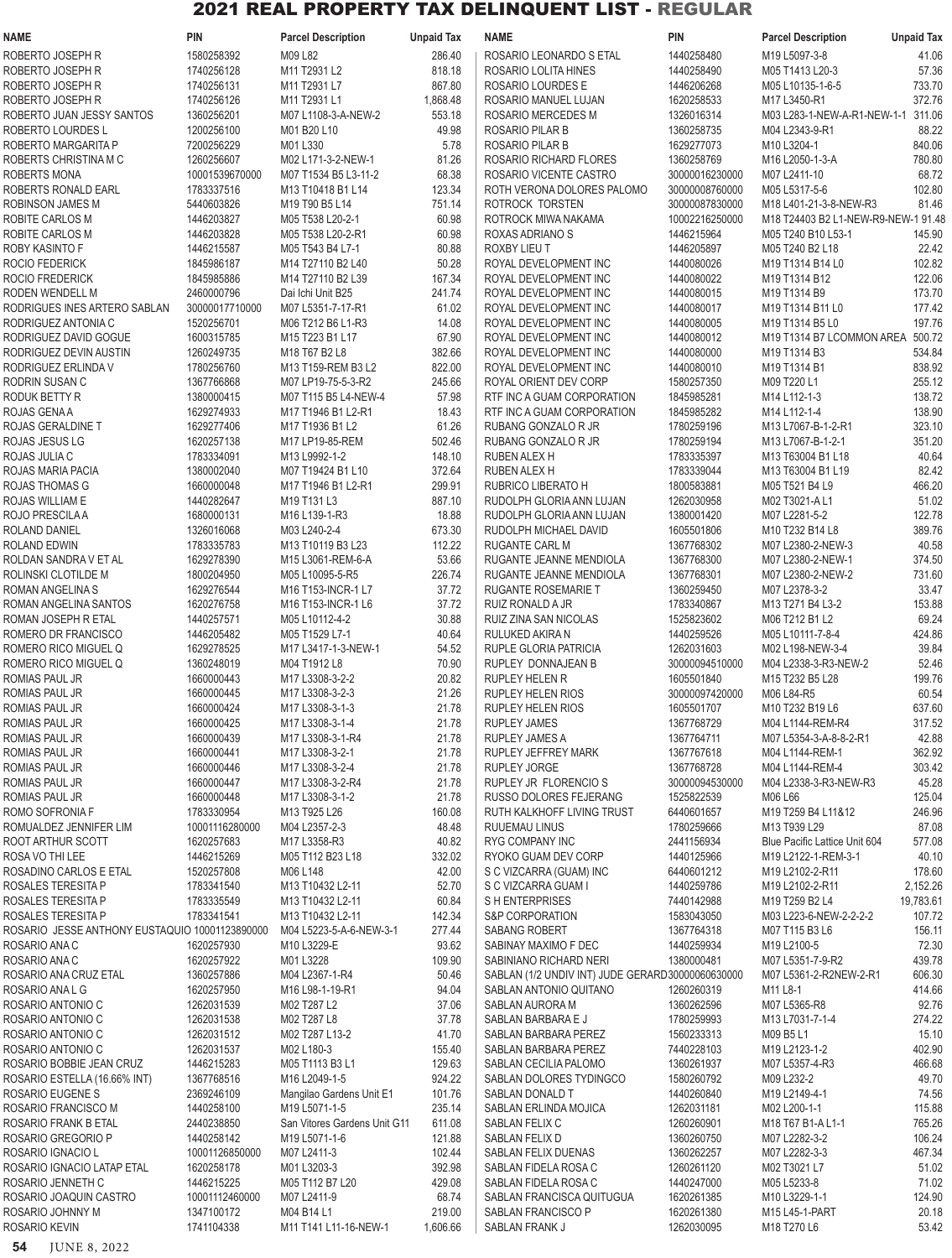# 2021 REAL PROPERTY TAX DELINQUENT LIST - REGULAR

| NAME | PIN | Parcel Description | Unpaid Tax |
|---|---|---|---|
| ROBERTO JOSEPH R | 1580258392 | M09 L82 | 286.40 |
| ROBERTO JOSEPH R | 1740256128 | M11 T2931 L2 | 818.18 |
| ROBERTO JOSEPH R | 1740256131 | M11 T2931 L7 | 867.80 |
| ROBERTO JOSEPH R | 1740256126 | M11 T2931 L1 | 1,868.48 |
| ROBERTO JUAN JESSY SANTOS | 1360256201 | M07 L1108-3-A-NEW-2 | 553.18 |
| ROBERTO LOURDES L | 1200256100 | M01 B20 L10 | 49.98 |
| ROBERTO MARGARITA P | 7200256229 | M01 L330 | 5.78 |
| ROBERTS CHRISTINA M C | 1260256607 | M02 L171-3-2-NEW-1 | 81.26 |
| ROBERTS MONA | 10001539670000 | M07 T1534 B5 L3-11-2 | 68.38 |
| ROBERTS RONALD EARL | 1783337516 | M13 T10418 B1 L14 | 123.34 |
| ROBINSON JAMES M | 5440603826 | M19 T90 B5 L14 | 751.14 |
| ROBITE CARLOS M | 1446203827 | M05 T538 L20-2-1 | 60.98 |
| ROBITE CARLOS M | 1446203828 | M05 T538 L20-2-R1 | 60.98 |
| ROBY KASINTO F | 1446215587 | M05 T543 B4 L7-1 | 80.88 |
| ROCIO FEDERICK | 1845986187 | M14 T27110 B2 L40 | 50.28 |
| ROCIO FREDERICK | 1845985886 | M14 T27110 B2 L39 | 167.34 |
| RODEN WENDELL M | 2460000796 | Dai Ichi Unit B25 | 241.74 |
| RODRIGUES INES ARTERO SABLAN | 30000017710000 | M07 L5351-7-17-R1 | 61.02 |
| RODRIGUEZ ANTONIA C | 1520256701 | M06 T212 B6 L1-R3 | 14.08 |
| RODRIGUEZ DAVID GOGUE | 1600315785 | M15 T223 B1 L17 | 67.90 |
| RODRIGUEZ DEVIN AUSTIN | 1260249735 | M18 T67 B2 L8 | 382.66 |
| RODRIGUEZ ERLINDA V | 1780256760 | M13 T159-REM B3 L2 | 822.00 |
| RODRIN SUSAN C | 1367766868 | M07 LP19-75-5-3-R2 | 245.66 |
| RODUK BETTY R | 1380000415 | M07 T115 B5 L4-NEW-4 | 57.98 |
| ROJAS GENA A | 1629274933 | M17 T1946 B1 L2-R1 | 18.43 |
| ROJAS GERALDINE T | 1629277406 | M17 T1936 B1 L2 | 61.26 |
| ROJAS JESUS LG | 1620257138 | M17 LP19-85-REM | 502.46 |
| ROJAS JULIA C | 1783334091 | M13 L9992-1-2 | 148.10 |
| ROJAS MARIA PACIA | 1380002040 | M07 T19424 B1 L10 | 372.64 |
| ROJAS THOMAS G | 1660000048 | M17 T1946 B1 L2-R1 | 299.91 |
| ROJAS WILLIAM E | 1440282647 | M19 T131 L3 | 887.10 |
| ROJO PRESCILA A | 1680000131 | M16 L139-1-R3 | 18.88 |
| ROLAND DANIEL | 1326016068 | M03 L240-2-4 | 673.30 |
| ROLAND EDWIN | 1783335783 | M13 T10119 B3 L23 | 112.22 |
| ROLDAN SANDRA V ET AL | 1629278390 | M15 L3061-REM-6-A | 53.66 |
| ROLINSKI CLOTILDE M | 1800204950 | M05 L10095-5-R5 | 226.74 |
| ROMAN ANGELINA S | 1629276544 | M16 T153-INCR-1 L7 | 37.72 |
| ROMAN ANGELINA SANTOS | 1620276758 | M16 T153-INCR-1 L6 | 37.72 |
| ROMAN JOSEPH R ETAL | 1440257571 | M05 L10112-4-2 | 30.88 |
| ROMERO DR FRANCISCO | 1446205482 | M05 T1529 L7-1 | 40.64 |
| ROMERO RICO MIGUEL Q | 1629278525 | M17 L3417-1-3-NEW-1 | 54.52 |
| ROMERO RICO MIGUEL Q | 1360248019 | M04 T1912 L8 | 70.90 |
| ROMIAS PAUL JR | 1660000443 | M17 L3308-3-2-2 | 20.82 |
| ROMIAS PAUL JR | 1660000445 | M17 L3308-3-2-3 | 21.26 |
| ROMIAS PAUL JR | 1660000424 | M17 L3308-3-1-3 | 21.78 |
| ROMIAS PAUL JR | 1660000425 | M17 L3308-3-1-4 | 21.78 |
| ROMIAS PAUL JR | 1660000439 | M17 L3308-3-1-R4 | 21.78 |
| ROMIAS PAUL JR | 1660000441 | M17 L3308-3-2-1 | 21.78 |
| ROMIAS PAUL JR | 1660000446 | M17 L3308-3-2-4 | 21.78 |
| ROMIAS PAUL JR | 1660000447 | M17 L3308-3-2-R4 | 21.78 |
| ROMIAS PAUL JR | 1660000448 | M17 L3308-3-1-2 | 21.78 |
| ROMO SOFRONIA F | 1783330954 | M13 T925 L26 | 160.08 |
| ROMUALDEZ JENNIFER LIM | 10001116280000 | M04 L2357-2-3 | 48.48 |
| ROOT ARTHUR SCOTT | 1620257683 | M17 L3358-R3 | 40.82 |
| ROSA VO THI LEE | 1446215269 | M05 T112 B23 L18 | 332.02 |
| ROSADINO CARLOS E ETAL | 1520257808 | M06 L148 | 42.00 |
| ROSALES TERESITA P | 1783341540 | M13 T10432 L2-11 | 52.70 |
| ROSALES TERESITA P | 1783335549 | M13 T10432 L2-11 | 60.84 |
| ROSALES TERESITA P | 1783341541 | M13 T10432 L2-11 | 142.34 |
| ROSARIO JESSE ANTHONY EUSTAQUIO | 10001123890000 | M04 L5223-5-A-6-NEW-3-1 | 277.44 |
| ROSARIO ANA C | 1620257930 | M10 L3229-E | 93.62 |
| ROSARIO ANA C | 1620257922 | M01 L3228 | 109.90 |
| ROSARIO ANA CRUZ ETAL | 1360257886 | M04 L2367-1-R4 | 50.46 |
| ROSARIO ANA L G | 1620257950 | M16 L98-1-19-R1 | 94.04 |
| ROSARIO ANTONIO C | 1262031539 | M02 T287 L2 | 37.06 |
| ROSARIO ANTONIO C | 1262031538 | M02 T287 L8 | 37.78 |
| ROSARIO ANTONIO C | 1262031512 | M02 T287 L13-2 | 41.70 |
| ROSARIO ANTONIO C | 1262031537 | M02 L180-3 | 155.40 |
| ROSARIO BOBBIE JEAN CRUZ | 1446215283 | M05 T1113 B3 L1 | 129.63 |
| ROSARIO ESTELLA (16.66% INT) | 1367768516 | M16 L2049-1-5 | 924.22 |
| ROSARIO EUGENE S | 2369246109 | Mangilao Gardens Unit E1 | 101.76 |
| ROSARIO FRANCISCO M | 1440258100 | M19 L5071-1-5 | 235.14 |
| ROSARIO FRANK B ETAL | 2440238850 | San Vitores Gardens Unit G11 | 611.08 |
| ROSARIO GREGORIO P | 1440258142 | M19 L5071-1-6 | 121.88 |
| ROSARIO IGNACIO L | 10001126850000 | M07 L2411-3 | 102.44 |
| ROSARIO IGNACIO LATAP ETAL | 1620258178 | M01 L3203-3 | 392.98 |
| ROSARIO JENNETH C | 1446215225 | M05 T112 B7 L20 | 429.08 |
| ROSARIO JOAQUIN CASTRO | 10001112460000 | M07 L2411-9 | 68.74 |
| ROSARIO JOHNNY M | 1347100172 | M04 B14 L1 | 219.00 |
| ROSARIO KEVIN | 1741104338 | M11 T141 L11-16-NEW-1 | 1,606.66 |
| ROSARIO LEONARDO S ETAL | 1440258480 | M19 L5097-3-8 | 41.06 |
| ROSARIO LOLITA HINES | 1440258490 | M05 T1413 L20-3 | 57.36 |
| ROSARIO LOURDES E | 1446206268 | M05 L10135-1-6-5 | 733.70 |
| ROSARIO MANUEL LUJAN | 1620258533 | M17 L3450-R1 | 372.76 |
| ROSARIO MERCEDES M | 1326016314 | M03 L283-1-NEW-A-R1-NEW-1-1 | 311.06 |
| ROSARIO PILAR B | 1360258735 | M04 L2343-9-R1 | 88.22 |
| ROSARIO PILAR B | 1629277073 | M10 L3204-1 | 840.06 |
| ROSARIO RICHARD FLORES | 1360258769 | M16 L2050-1-3-A | 780.80 |
| ROSARIO VICENTE CASTRO | 30000016230000 | M07 L2411-10 | 68.72 |
| ROTH VERONA DOLORES PALOMO | 30000008760000 | M05 L5317-5-6 | 102.80 |
| ROTROCK TORSTEN | 30000087830000 | M18 L401-21-3-8-NEW-R3 | 81.46 |
| ROTROCK MIWA NAKAMA | 10002216250000 | M18 T24403 B2 L1-NEW-R9-NEW-1 | 91.48 |
| ROXAS ADRIANO S | 1446215964 | M05 T240 B10 L53-1 | 145.90 |
| ROXBY LIEU T | 1446205897 | M05 T240 B2 L18 | 22.42 |
| ROYAL DEVELOPMENT INC | 1440080026 | M19 T1314 B14 L0 | 102.82 |
| ROYAL DEVELOPMENT INC | 1440080022 | M19 T1314 B12 | 122.06 |
| ROYAL DEVELOPMENT INC | 1440080015 | M19 T1314 B9 | 173.70 |
| ROYAL DEVELOPMENT INC | 1440080017 | M19 T1314 B11 L0 | 177.42 |
| ROYAL DEVELOPMENT INC | 1440080005 | M19 T1314 B5 L0 | 197.76 |
| ROYAL DEVELOPMENT INC | 1440080012 | M19 T1314 B7 LCOMMON AREA | 500.72 |
| ROYAL DEVELOPMENT INC | 1440080000 | M19 T1314 B3 | 534.84 |
| ROYAL DEVELOPMENT INC | 1440080010 | M19 T1314 B1 | 838.92 |
| ROYAL ORIENT DEV CORP | 1580257350 | M09 T220 L1 | 255.12 |
| RTF INC A GUAM CORPORATION | 1845985281 | M14 L112-1-3 | 138.72 |
| RTF INC A GUAM CORPORATION | 1845985282 | M14 L112-1-4 | 138.90 |
| RUBANG GONZALO R JR | 1780259196 | M13 L7067-B-1-2-R1 | 323.10 |
| RUBANG GONZALO R JR | 1780259194 | M13 L7067-B-1-2-1 | 351.20 |
| RUBEN ALEX H | 1783335397 | M13 T63004 B1 L18 | 40.64 |
| RUBEN ALEX H | 1783339044 | M13 T63004 B1 L19 | 82.42 |
| RUBRICO LIBERATO H | 1800583881 | M05 T521 B4 L9 | 466.20 |
| RUDOLPH GLORIA ANN LUJAN | 1262030958 | M02 T3021-A L1 | 51.02 |
| RUDOLPH GLORIA ANN LUJAN | 1380001420 | M07 L2281-5-2 | 122.78 |
| RUDOLPH MICHAEL DAVID | 1605501806 | M10 T232 B14 L8 | 389.76 |
| RUGANTE CARL M | 1367768302 | M07 L2380-2-NEW-3 | 40.58 |
| RUGANTE JEANNE MENDIOLA | 1367768300 | M07 L2380-2-NEW-1 | 374.50 |
| RUGANTE JEANNE MENDIOLA | 1367768301 | M07 L2380-2-NEW-2 | 731.60 |
| RUGANTE ROSEMARIE T | 1360259450 | M07 L2378-3-2 | 33.47 |
| RUIZ RONALD A JR | 1783340867 | M13 T271 B4 L3-2 | 153.88 |
| RUIZ ZINA SAN NICOLAS | 1525823602 | M06 T212 B1 L2 | 69.24 |
| RULUKED AKIRA N | 1440259526 | M05 L10111-7-8-4 | 424.86 |
| RUPLE GLORIA PATRICIA | 1262031603 | M02 L198-NEW-3-4 | 39.84 |
| RUPLEY DONNAJEAN B | 30000094510000 | M04 L2338-3-R3-NEW-2 | 52.46 |
| RUPLEY HELEN R | 1605501840 | M15 T232 B5 L28 | 199.76 |
| RUPLEY HELEN RIOS | 30000097420000 | M06 L84-R5 | 60.54 |
| RUPLEY HELEN RIOS | 1605501707 | M10 T232 B19 L6 | 637.60 |
| RUPLEY JAMES | 1367768729 | M04 L1144-REM-R4 | 317.52 |
| RUPLEY JAMES A | 1367764711 | M07 L5354-3-A-8-8-2-R1 | 42.88 |
| RUPLEY JEFFREY MARK | 1367767618 | M04 L1144-REM-1 | 362.92 |
| RUPLEY JORGE | 1367768728 | M04 L1144-REM-4 | 303.42 |
| RUPLEY JR FLORENCIO S | 30000094530000 | M04 L2338-3-R3-NEW-R3 | 45.28 |
| RUSSO DOLORES FEJERANG | 1525822539 | M06 L66 | 125.04 |
| RUTH KALKHOFF LIVING TRUST | 6440601657 | M19 T259 B4 L11&12 | 246.96 |
| RUUEMAU LINUS | 1780259666 | M13 T939 L29 | 87.08 |
| RYG COMPANY INC | 2441156934 | Blue Pacific Lattice Unit 604 | 577.08 |
| RYOKO GUAM DEV CORP | 1440125966 | M19 L2122-1-REM-3-1 | 40.10 |
| S C VIZCARRA (GUAM) INC | 6440601212 | M19 L2102-2-R11 | 178.60 |
| S C VIZCARRA GUAM I | 1440259786 | M19 L2102-2-R11 | 2,152.26 |
| S H ENTERPRISES | 7440142988 | M19 T259 B2 L4 | 19,783.61 |
| S&P CORPORATION | 1583043050 | M03 L223-6-NEW-2-2-2-2 | 107.72 |
| SABANG ROBERT | 1367764318 | M07 T115 B3 L6 | 156.11 |
| SABINAY MAXIMO F DEC | 1440259934 | M19 L2100-5 | 72.30 |
| SABINIANO RICHARD NERI | 1380000481 | M07 L5351-7-9-R2 | 439.78 |
| SABLAN (1/2 UNDIV INT) JUDE GERARD | 30000060630000 | M07 L5361-2-R2NEW-2-R1 | 606.30 |
| SABLAN ANTONIO QUITANO | 1260260319 | M11 L8-1 | 414.66 |
| SABLAN AURORA M | 1360262596 | M07 L5365-R8 | 92.76 |
| SABLAN BARBARA E J | 1780259993 | M13 L7031-7-1-4 | 274.22 |
| SABLAN BARBARA PEREZ | 1560233313 | M09 B5 L1 | 15.10 |
| SABLAN BARBARA PEREZ | 7440228103 | M19 L2123-1-2 | 402.90 |
| SABLAN CECILIA PALOMO | 1360261937 | M07 L5357-4-R3 | 466.68 |
| SABLAN DOLORES TYDINGCO | 1580260792 | M09 L232-2 | 49.70 |
| SABLAN DONALD T | 1440260840 | M19 L2149-4-1 | 74.56 |
| SABLAN ERLINDA MOJICA | 1262031181 | M02 L200-1-1 | 115.88 |
| SABLAN FELIX C | 1260260901 | M18 T67 B1-A L1-1 | 765.26 |
| SABLAN FELIX D | 1360260750 | M07 L2282-3-2 | 106.24 |
| SABLAN FELIX DUENAS | 1360262257 | M07 L2282-3-3 | 467.34 |
| SABLAN FIDELA ROSA C | 1260261120 | M02 T3021 L7 | 51.02 |
| SABLAN FIDELA ROSA C | 1440247000 | M05 L5233-8 | 71.02 |
| SABLAN FRANCISCA QUITUGUA | 1620261385 | M10 L3229-1-1 | 124.90 |
| SABLAN FRANCISCO P | 1620261380 | M15 L45-1-PART | 20.18 |
| SABLAN FRANK J | 1262030095 | M18 T270 L6 | 53.42 |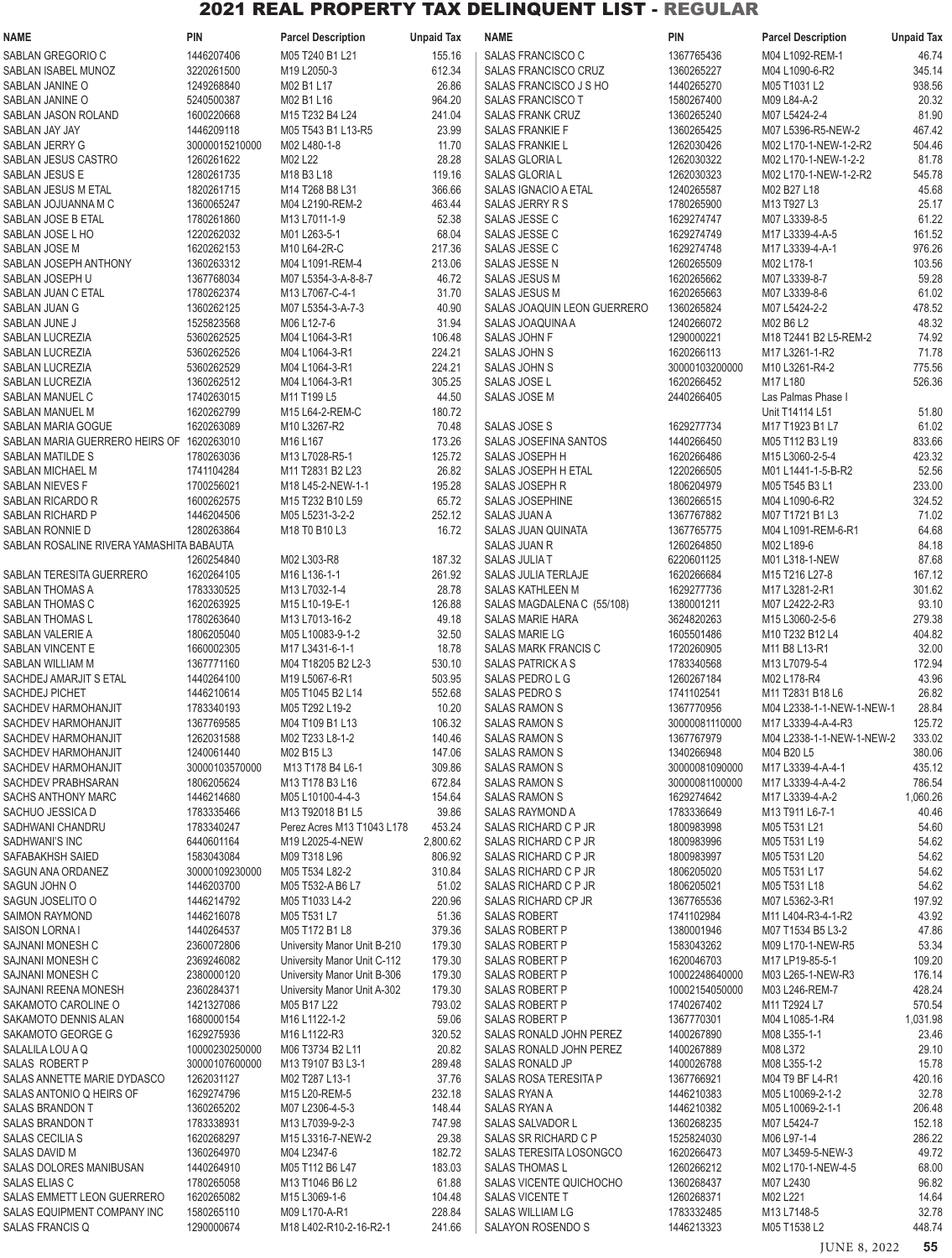# 2021 REAL PROPERTY TAX DELINQUENT LIST - REGULAR

| NAME | PIN | Parcel Description | Unpaid Tax |
|---|---|---|---|
| SABLAN GREGORIO C | 1446207406 | M05 T240 B1 L21 | 155.16 |
| SABLAN ISABEL MUNOZ | 3220261500 | M19 L2050-3 | 612.34 |
| SABLAN JANINE O | 1249268840 | M02 B1 L17 | 26.86 |
| SABLAN JANINE O | 5240500387 | M02 B1 L16 | 964.20 |
| SABLAN JASON ROLAND | 1600220668 | M15 T232 B4 L24 | 241.04 |
| SABLAN JAY JAY | 1446209118 | M05 T543 B1 L13-R5 | 23.99 |
| SABLAN JERRY G | 30000015210000 | M02 L480-1-8 | 11.70 |
| SABLAN JESUS CASTRO | 1260261622 | M02 L22 | 28.28 |
| SABLAN JESUS E | 1280261735 | M18 B3 L18 | 119.16 |
| SABLAN JESUS M ETAL | 1820261715 | M14 T268 B8 L31 | 366.66 |
| SABLAN JOJUANNA M C | 1360065247 | M04 L2190-REM-2 | 463.44 |
| SABLAN JOSE B ETAL | 1780261860 | M13 L7011-1-9 | 52.38 |
| SABLAN JOSE L HO | 1220262032 | M01 L263-5-1 | 68.04 |
| SABLAN JOSE M | 1620262153 | M10 L64-2R-C | 217.36 |
| SABLAN JOSEPH ANTHONY | 1360263312 | M04 L1091-REM-4 | 213.06 |
| SABLAN JOSEPH U | 1367768034 | M07 L5354-3-A-8-8-7 | 46.72 |
| SABLAN JUAN C ETAL | 1780262374 | M13 L7067-C-4-1 | 31.70 |
| SABLAN JUAN G | 1360262125 | M07 L5354-3-A-7-3 | 40.90 |
| SABLAN JUNE J | 1525823568 | M06 L12-7-6 | 31.94 |
| SABLAN LUCREZIA | 5360262525 | M04 L1064-3-R1 | 106.48 |
| SABLAN LUCREZIA | 5360262526 | M04 L1064-3-R1 | 224.21 |
| SABLAN LUCREZIA | 5360262529 | M04 L1064-3-R1 | 224.21 |
| SABLAN LUCREZIA | 1360262512 | M04 L1064-3-R1 | 305.25 |
| SABLAN MANUEL C | 1740263015 | M11 T199 L5 | 44.50 |
| SABLAN MANUEL M | 1620262799 | M15 L64-2-REM-C | 180.72 |
| SABLAN MARIA GOGUE | 1620263089 | M10 L3267-R2 | 70.48 |
| SABLAN MARIA GUERRERO HEIRS OF | 1620263010 | M16 L167 | 173.26 |
| SABLAN MATILDE S | 1780263036 | M13 L7028-R5-1 | 125.72 |
| SABLAN MICHAEL M | 1741104284 | M11 T2831 B2 L23 | 26.82 |
| SABLAN NIEVES F | 1700256021 | M18 L45-2-NEW-1-1 | 195.28 |
| SABLAN RICARDO R | 1600262575 | M15 T232 B10 L59 | 65.72 |
| SABLAN RICHARD P | 1446204506 | M05 L5231-3-2-2 | 252.12 |
| SABLAN RONNIE D | 1280263864 | M18 T0 B10 L3 | 16.72 |
| SABLAN ROSALINE RIVERA YAMASHITA BABAUTA | 1260254840 | M02 L303-R8 | 187.32 |
| SABLAN TERESITA GUERRERO | 1620264105 | M16 L136-1-1 | 261.92 |
| SABLAN THOMAS A | 1783330525 | M13 L7032-1-4 | 28.78 |
| SABLAN THOMAS C | 1620263925 | M15 L10-19-E-1 | 126.88 |
| SABLAN THOMAS L | 1780263640 | M13 L7013-16-2 | 49.18 |
| SABLAN VALERIE A | 1806205040 | M05 L10083-9-1-2 | 32.50 |
| SABLAN VINCENT E | 1660002305 | M17 L3431-6-1-1 | 18.78 |
| SABLAN WILLIAM M | 1367771160 | M04 T18205 B2 L2-3 | 530.10 |
| SACHDEJ AMARJIT S ETAL | 1440264100 | M19 L5067-6-R1 | 503.95 |
| SACHDEJ PICHET | 1446210614 | M05 T1045 B2 L14 | 552.68 |
| SACHDEV HARMOHANJIT | 1783340193 | M05 T292 L19-2 | 10.20 |
| SACHDEV HARMOHANJIT | 1367769585 | M04 T109 B1 L13 | 106.32 |
| SACHDEV HARMOHANJIT | 1262031588 | M02 T233 L8-1-2 | 140.46 |
| SACHDEV HARMOHANJIT | 1240061440 | M02 B15 L3 | 147.06 |
| SACHDEV HARMOHANJIT | 30000103570000 | M13 T178 B4 L6-1 | 309.86 |
| SACHDEV PRABHSARAN | 1806205624 | M13 T178 B3 L16 | 672.84 |
| SACHS ANTHONY MARC | 1446214680 | M05 L10100-4-4-3 | 154.64 |
| SACHUO JESSICA D | 1783335466 | M13 T92018 B1 L5 | 39.86 |
| SADHWANI CHANDRU | 1783340247 | Perez Acres M13 T1043 L178 | 453.24 |
| SADHWANI'S INC | 6440601164 | M19 L2025-4-NEW | 2,800.62 |
| SAFABAKHSH SAIED | 1583043084 | M09 T318 L96 | 806.92 |
| SAGUN ANA ORDANEZ | 30000109230000 | M05 T534 L82-2 | 310.84 |
| SAGUN JOHN O | 1446203700 | M05 T532-A B6 L7 | 51.02 |
| SAGUN JOSELITO O | 1446214792 | M05 T1033 L4-2 | 220.96 |
| SAIMON RAYMOND | 1446216078 | M05 T531 L7 | 51.36 |
| SAISON LORNA I | 1440264537 | M05 T172 B1 L8 | 379.36 |
| SAJNANI MONESH C | 2360072806 | University Manor Unit B-210 | 179.30 |
| SAJNANI MONESH C | 2369246082 | University Manor Unit C-112 | 179.30 |
| SAJNANI MONESH C | 2380000120 | University Manor Unit B-306 | 179.30 |
| SAJNANI REENA MONESH | 2360284371 | University Manor Unit A-302 | 179.30 |
| SAKAMOTO CAROLINE O | 1421327086 | M05 B17 L22 | 793.02 |
| SAKAMOTO DENNIS ALAN | 1680000154 | M16 L1122-1-2 | 59.06 |
| SAKAMOTO GEORGE G | 1629275936 | M16 L1122-R3 | 320.52 |
| SALALILA LOU A Q | 10000230250000 | M06 T3734 B2 L11 | 20.82 |
| SALAS ROBERT P | 30000107600000 | M13 T9107 B3 L3-1 | 289.48 |
| SALAS ANNETTE MARIE DYDASCO | 1262031127 | M02 T287 L13-1 | 37.76 |
| SALAS ANTONIO Q HEIRS OF | 1629274796 | M15 L20-REM-5 | 232.18 |
| SALAS BRANDON T | 1360265202 | M07 L2306-4-5-3 | 148.44 |
| SALAS BRANDON T | 1783338931 | M13 L7039-9-2-3 | 747.98 |
| SALAS CECILIA S | 1620268297 | M15 L3316-7-NEW-2 | 29.38 |
| SALAS DAVID M | 1360264970 | M04 L2347-6 | 182.72 |
| SALAS DOLORES MANIBUSAN | 1440264910 | M05 T112 B6 L47 | 183.03 |
| SALAS ELIAS C | 1780265058 | M13 T1046 B6 L2 | 61.88 |
| SALAS EMMETT LEON GUERRERO | 1620265082 | M15 L3069-1-6 | 104.48 |
| SALAS EQUIPMENT COMPANY INC | 1580265110 | M09 L170-A-R1 | 228.84 |
| SALAS FRANCIS Q | 1290000674 | M18 L402-R10-2-16-R2-1 | 241.66 |
| SALAS FRANCISCO C | 1367765436 | M04 L1092-REM-1 | 46.74 |
| SALAS FRANCISCO CRUZ | 1360265227 | M04 L1090-6-R2 | 345.14 |
| SALAS FRANCISCO J S HO | 1440265270 | M05 T1031 L2 | 938.56 |
| SALAS FRANCISCO T | 1580267400 | M09 L84-A-2 | 20.32 |
| SALAS FRANK CRUZ | 1360265240 | M07 L5424-2-4 | 81.90 |
| SALAS FRANKIE F | 1360265425 | M07 L5396-R5-NEW-2 | 467.42 |
| SALAS FRANKIE L | 1262030426 | M02 L170-1-NEW-1-2-R2 | 504.46 |
| SALAS GLORIA L | 1262030322 | M02 L170-1-NEW-1-2-2 | 81.78 |
| SALAS GLORIA L | 1262030323 | M02 L170-1-NEW-1-2-R2 | 545.78 |
| SALAS IGNACIO A ETAL | 1240265587 | M02 B27 L18 | 45.68 |
| SALAS JERRY R S | 1780265900 | M13 T927 L3 | 25.17 |
| SALAS JESSE C | 1629274747 | M07 L3339-8-5 | 61.22 |
| SALAS JESSE C | 1629274749 | M17 L3339-4-A-5 | 161.52 |
| SALAS JESSE C | 1629274748 | M17 L3339-4-A-1 | 976.26 |
| SALAS JESSE N | 1260265509 | M02 L178-1 | 103.56 |
| SALAS JESUS M | 1620265662 | M07 L3339-8-7 | 59.28 |
| SALAS JESUS M | 1620265663 | M07 L3339-8-6 | 61.02 |
| SALAS JOAQUIN LEON GUERRERO | 1360265824 | M07 L5424-2-2 | 478.52 |
| SALAS JOAQUINA A | 1240266072 | M02 B6 L2 | 48.32 |
| SALAS JOHN F | 1290000221 | M18 T2441 B2 L5-REM-2 | 74.92 |
| SALAS JOHN S | 1620266113 | M17 L3261-1-R2 | 71.78 |
| SALAS JOHN S | 30000103200000 | M10 L3261-R4-2 | 775.56 |
| SALAS JOSE L | 1620266452 | M17 L180 | 526.36 |
| SALAS JOSE M | 2440266405 | Las Palmas Phase I Unit T14114 L51 | 51.80 |
| SALAS JOSE S | 1629277734 | M17 T1923 B1 L7 | 61.02 |
| SALAS JOSEFINA SANTOS | 1440266450 | M05 T112 B3 L19 | 833.66 |
| SALAS JOSEPH H | 1620266486 | M15 L3060-2-5-4 | 423.32 |
| SALAS JOSEPH H ETAL | 1220266505 | M01 L1441-1-5-B-R2 | 52.56 |
| SALAS JOSEPH R | 1806204979 | M05 T545 B3 L1 | 233.00 |
| SALAS JOSEPHINE | 1360266515 | M04 L1090-6-R2 | 324.52 |
| SALAS JUAN A | 1367767882 | M07 T1721 B1 L3 | 71.02 |
| SALAS JUAN QUINATA | 1367765775 | M04 L1091-REM-6-R1 | 64.68 |
| SALAS JUAN R | 1260264850 | M02 L189-6 | 84.18 |
| SALAS JULIA T | 6220601125 | M01 L318-1-NEW | 87.68 |
| SALAS JULIA TERLAJE | 1620266684 | M15 T216 L27-8 | 167.12 |
| SALAS KATHLEEN M | 1629277736 | M17 L3281-2-R1 | 301.62 |
| SALAS MAGDALENA C (55/108) | 1380001211 | M07 L2422-2-R3 | 93.10 |
| SALAS MARIE HARA | 3624820263 | M15 L3060-2-5-6 | 279.38 |
| SALAS MARIE LG | 1605501486 | M10 T232 B12 L4 | 404.82 |
| SALAS MARK FRANCIS C | 1720260905 | M11 B8 L13-R1 | 32.00 |
| SALAS PATRICK A S | 1783340568 | M13 L7079-5-4 | 172.94 |
| SALAS PEDRO L G | 1260267184 | M02 L178-R4 | 43.96 |
| SALAS PEDRO S | 1741102541 | M11 T2831 B18 L6 | 26.82 |
| SALAS RAMON S | 1367770956 | M04 L2338-1-1-NEW-1-NEW-1 | 28.84 |
| SALAS RAMON S | 30000081110000 | M17 L3339-4-A-4-R3 | 125.72 |
| SALAS RAMON S | 1367767979 | M04 L2338-1-1-NEW-1-NEW-2 | 333.02 |
| SALAS RAMON S | 1340266948 | M04 B20 L5 | 380.06 |
| SALAS RAMON S | 30000081090000 | M17 L3339-4-A-4-1 | 435.12 |
| SALAS RAMON S | 30000081100000 | M17 L3339-4-A-4-2 | 786.54 |
| SALAS RAMON S | 1629274642 | M17 L3339-4-A-2 | 1,060.26 |
| SALAS RAYMOND A | 1783336649 | M13 T911 L6-7-1 | 40.46 |
| SALAS RICHARD C P JR | 1800983998 | M05 T531 L21 | 54.60 |
| SALAS RICHARD C P JR | 1800983996 | M05 T531 L19 | 54.62 |
| SALAS RICHARD C P JR | 1800983997 | M05 T531 L20 | 54.62 |
| SALAS RICHARD C P JR | 1806205020 | M05 T531 L17 | 54.62 |
| SALAS RICHARD C P JR | 1806205021 | M05 T531 L18 | 54.62 |
| SALAS RICHARD CP JR | 1367765536 | M07 L5362-3-R1 | 197.92 |
| SALAS ROBERT | 1741102984 | M11 L404-R3-4-1-R2 | 43.92 |
| SALAS ROBERT P | 1380001946 | M07 T1534 B5 L3-2 | 47.86 |
| SALAS ROBERT P | 1583043262 | M09 L170-1-NEW-R5 | 53.34 |
| SALAS ROBERT P | 1620046703 | M17 LP19-85-5-1 | 109.20 |
| SALAS ROBERT P | 10002248640000 | M03 L265-1-NEW-R3 | 176.14 |
| SALAS ROBERT P | 10002154050000 | M03 L246-REM-7 | 428.24 |
| SALAS ROBERT P | 1740267402 | M11 T2924 L7 | 570.54 |
| SALAS ROBERT P | 1367770301 | M04 L1085-1-R4 | 1,031.98 |
| SALAS RONALD JOHN PEREZ | 1400267890 | M08 L355-1-1 | 23.46 |
| SALAS RONALD JOHN PEREZ | 1400267889 | M08 L372 | 29.10 |
| SALAS RONALD JP | 1400026788 | M08 L355-1-2 | 15.78 |
| SALAS ROSA TERESITA P | 1367766921 | M04 T9 BF L4-R1 | 420.16 |
| SALAS RYAN A | 1446210383 | M05 L10069-2-1-2 | 32.78 |
| SALAS RYAN A | 1446210382 | M05 L10069-2-1-1 | 206.48 |
| SALAS SALVADOR L | 1360268235 | M07 L5424-7 | 152.18 |
| SALAS SR RICHARD C P | 1525824030 | M06 L97-1-4 | 286.22 |
| SALAS TERESITA LOSONGCO | 1620266473 | M07 L3459-5-NEW-3 | 49.72 |
| SALAS THOMAS L | 1260266212 | M02 L170-1-NEW-4-5 | 68.00 |
| SALAS VICENTE QUICHOCHO | 1360268437 | M07 L2430 | 96.82 |
| SALAS VICENTE T | 1260268371 | M02 L221 | 14.64 |
| SALAS WILLIAM LG | 1783332485 | M13 L7148-5 | 32.78 |
| SALAYON ROSENDO S | 1446213323 | M05 T1538 L2 | 448.74 |

JUNE 8, 2022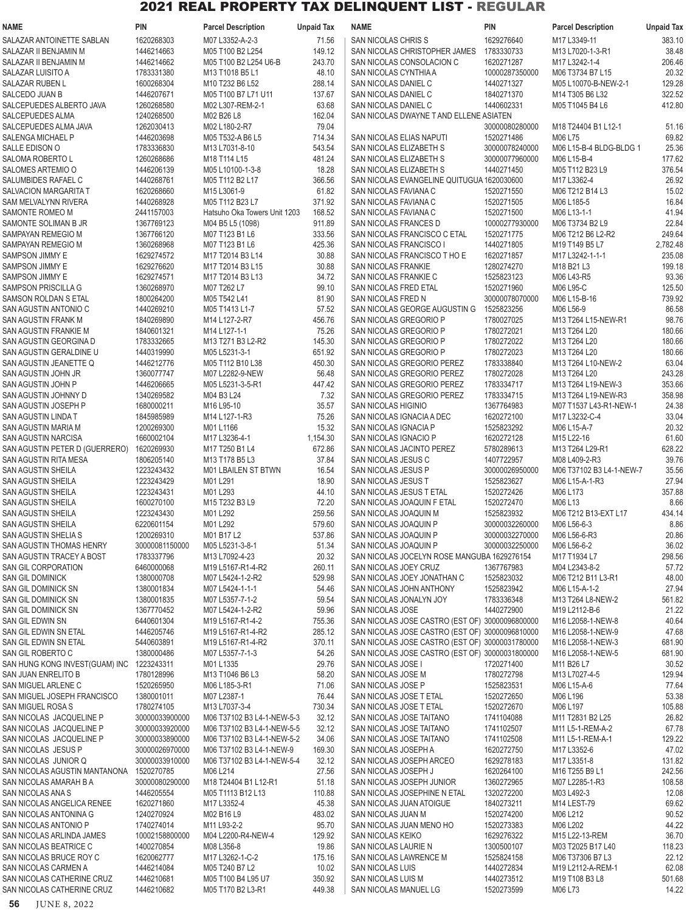# 2021 REAL PROPERTY TAX DELINQUENT LIST - REGULAR

| NAME | PIN | Parcel Description | Unpaid Tax |
|---|---|---|---|
| SALAZAR ANTOINETTE SABLAN | 1620268303 | M07 L3352-A-2-3 | 71.56 |
| SALAZAR II BENJAMIN M | 1446214663 | M05 T100 B2 L254 | 149.12 |
| SALAZAR II BENJAMIN M | 1446214662 | M05 T100 B2 L254 U6-B | 243.70 |
| SALAZAR LUISITO A | 1783331380 | M13 T1018 B5 L1 | 48.10 |
| SALAZAR RUBEN L | 1600268304 | M10 T232 B6 L52 | 288.14 |
| SALCEDO JUAN B | 1446207671 | M05 T100 B7 L71 U11 | 137.67 |
| SALCEPUEDES ALBERTO JAVA | 1260268580 | M02 L307-REM-2-1 | 63.68 |
| SALCEPUEDES ALMA | 1240268500 | M02 B26 L8 | 162.04 |
| SALCEPUEDES ALMA JAVA | 1262030413 | M02 L180-2-R7 | 79.04 |
| SALENGA MICHAEL P | 1446203698 | M05 T532-A B6 L5 | 714.34 |
| SALLE EDISON O | 1783336830 | M13 L7031-8-10 | 543.54 |
| SALOMA ROBERTO L | 1260268686 | M18 T114 L15 | 481.24 |
| SALOMES ARTEMIO O | 1446206139 | M05 L10100-1-3-8 | 18.28 |
| SALUMBIDES RAFAEL C | 1440268761 | M05 T112 B2 L17 | 366.56 |
| SALVACION MARGARITA T | 1620268660 | M15 L3061-9 | 61.82 |
| SAM MELVALYNN RIVERA | 1440268928 | M05 T112 B23 L7 | 371.92 |
| SAMONTE ROMEO M | 2441157003 | Hatsuho Oka Towers Unit 1203 | 168.52 |
| SAMONTE SOLIMAN B JR | 1367769123 | M04 B5 L5 (1098) | 911.89 |
| SAMPAYAN REMEGIO M | 1367766120 | M07 T123 B1 L6 | 333.56 |
| SAMPAYAN REMEGIO M | 1360268968 | M07 T123 B1 L6 | 425.36 |
| SAMPSON JIMMY E | 1629274572 | M17 T2014 B3 L14 | 30.88 |
| SAMPSON JIMMY E | 1629276620 | M17 T2014 B3 L15 | 30.88 |
| SAMPSON JIMMY E | 1629274571 | M17 T2014 B3 L13 | 34.72 |
| SAMPSON PRISCILLA G | 1360268970 | M07 T262 L7 | 99.10 |
| SAMSON ROLDAN S ETAL | 1800264200 | M05 T542 L41 | 81.90 |
| SAN AGUSTIN ANTONIO C | 1440269210 | M05 T1413 L1-7 | 57.52 |
| SAN AGUSTIN FRANK M | 1840269890 | M14 L127-2-R7 | 456.76 |
| SAN AGUSTIN FRANKIE M | 1840601321 | M14 L127-1-1 | 75.26 |
| SAN AGUSTIN GEORGINA D | 1783332665 | M13 T271 B3 L2-R2 | 145.30 |
| SAN AGUSTIN GERALDINE U | 1440319990 | M05 L5231-3-1 | 651.92 |
| SAN AGUSTIN JEANETTE Q | 1446212776 | M05 T112 B10 L38 | 450.30 |
| SAN AGUSTIN JOHN JR | 1360077747 | M07 L2282-9-NEW | 56.48 |
| SAN AGUSTIN JOHN P | 1446206665 | M05 L5231-3-5-R1 | 447.42 |
| SAN AGUSTIN JOHNNY D | 1340269582 | M04 B3 L24 | 7.32 |
| SAN AGUSTIN JOSEPH P | 1680000211 | M16 L95-10 | 35.57 |
| SAN AGUSTIN LINDA T | 1845985989 | M14 L127-1-R3 | 75.26 |
| SAN AGUSTIN MARIA M | 1200269300 | M01 L1166 | 15.32 |
| SAN AGUSTIN NARCISA | 1660002104 | M17 L3236-4-1 | 1,154.30 |
| SAN AGUSTIN PETER D (GUERRERO) | 1620269930 | M17 T250 B1 L4 | 672.86 |
| SAN AGUSTIN RITA MESA | 1806205140 | M13 T178 B5 L3 | 37.84 |
| SAN AGUSTIN SHEILA | 1223243432 | M01 LBAILEN ST BTWN | 16.54 |
| SAN AGUSTIN SHEILA | 1223243429 | M01 L291 | 18.90 |
| SAN AGUSTIN SHEILA | 1223243431 | M01 L293 | 44.10 |
| SAN AGUSTIN SHEILA | 1600270100 | M15 T232 B3 L9 | 72.20 |
| SAN AGUSTIN SHEILA | 1223243430 | M01 L292 | 259.56 |
| SAN AGUSTIN SHEILA | 6220601154 | M01 L292 | 579.60 |
| SAN AGUSTIN SHELIA S | 1200269310 | M01 B17 L2 | 537.86 |
| SAN AGUSTIN THOMAS HENRY | 30000081150000 | M05 L5231-3-8-1 | 51.34 |
| SAN AGUSTIN TRACEY A BOST | 1783337796 | M13 L7092-4-23 | 20.32 |
| SAN GIL CORPORATION | 6460000068 | M19 L5167-R1-4-R2 | 260.11 |
| SAN GIL DOMINICK | 1380000708 | M07 L5424-1-2-R2 | 529.98 |
| SAN GIL DOMINICK SN | 1380001834 | M07 L5424-1-1-1 | 54.46 |
| SAN GIL DOMINICK SN | 1380001835 | M07 L5357-7-1-2 | 59.54 |
| SAN GIL DOMINICK SN | 1367770452 | M07 L5424-1-2-R2 | 59.96 |
| SAN GIL EDWIN SN | 6440601304 | M19 L5167-R1-4-2 | 755.36 |
| SAN GIL EDWIN SN ETAL | 1446205746 | M19 L5167-R1-4-R2 | 285.12 |
| SAN GIL EDWIN SN ETAL | 5440603891 | M19 L5167-R1-4-R2 | 370.11 |
| SAN GIL ROBERTO C | 1380000486 | M07 L5357-7-1-3 | 54.26 |
| SAN HUNG KONG INVEST(GUAM) INC | 1223243311 | M01 L1335 | 29.76 |
| SAN JUAN ENRELITO B | 1780128996 | M13 T1046 B6 L3 | 58.20 |
| SAN MIGUEL ARLENE C | 1520265950 | M06 L185-3-R1 | 71.06 |
| SAN MIGUEL JOSEPH FRANCISCO | 1380001011 | M07 L2387-1 | 76.44 |
| SAN MIGUEL ROSA S | 1780274105 | M13 L7037-3-4 | 730.34 |
| SAN NICOLAS JACQUELINE P | 30000033900000 | M06 T37102 B3 L4-1-NEW-5-3 | 32.12 |
| SAN NICOLAS JACQUELINE P | 30000033920000 | M06 T37102 B3 L4-1-NEW-5-5 | 32.12 |
| SAN NICOLAS JACQUELINE P | 30000033890000 | M06 T37102 B3 L4-1-NEW-5-2 | 34.06 |
| SAN NICOLAS JESUS P | 30000026970000 | M06 T37102 B3 L4-1-NEW-9 | 169.30 |
| SAN NICOLAS JUNIOR Q | 30000033910000 | M06 T37102 B3 L4-1-NEW-5-4 | 32.12 |
| SAN NICOLAS AGUSTIN MANTANONA | 1520270785 | M06 L214 | 27.56 |
| SAN NICOLAS AMARAH B A | 30000080290000 | M18 T24404 B1 L12-R1 | 51.18 |
| SAN NICOLAS ANA S | 1446205554 | M05 T1113 B12 L13 | 110.88 |
| SAN NICOLAS ANGELICA RENEE | 1620271860 | M17 L3352-4 | 45.38 |
| SAN NICOLAS ANTONINA G | 1240270924 | M02 B16 L9 | 483.02 |
| SAN NICOLAS ANTONIO P | 1740274014 | M11 L93-2-2 | 95.70 |
| SAN NICOLAS ARLINDA JAMES | 10002158800000 | M04 L2200-R4-NEW-4 | 129.92 |
| SAN NICOLAS BEATRICE C | 1400270854 | M08 L356-8 | 19.86 |
| SAN NICOLAS BRUCE ROY C | 1620062777 | M17 L3262-1-C-2 | 175.16 |
| SAN NICOLAS CARMEN A | 1446214084 | M05 T240 B7 L2 | 10.02 |
| SAN NICOLAS CATHERINE CRUZ | 1446210681 | M05 T100 B4 L95 U7 | 350.92 |
| SAN NICOLAS CATHERINE CRUZ | 1446210682 | M05 T170 B2 L3-R1 | 449.38 |
| SAN NICOLAS CHRIS S | 1629276640 | M17 L3349-11 | 383.10 |
| SAN NICOLAS CHRISTOPHER JAMES | 1783330733 | M13 L7020-1-3-R1 | 38.48 |
| SAN NICOLAS CONSOLACION C | 1620271287 | M17 L3242-1-4 | 206.46 |
| SAN NICOLAS CYNTHIA A | 10000287350000 | M06 T3734 B7 L15 | 20.32 |
| SAN NICOLAS DANIEL C | 1440271327 | M05 L10070-B-NEW-2-1 | 129.28 |
| SAN NICOLAS DANIEL C | 1840271370 | M14 T305 B6 L32 | 322.52 |
| SAN NICOLAS DANIEL C | 1440602331 | M05 T1045 B4 L6 | 412.80 |
| SAN NICOLAS DWAYNE T AND ELLENE ASIATEN | 30000080280000 | M18 T24404 B1 L12-1 | 51.16 |
| SAN NICOLAS ELIAS NAPUTI | 1520271486 | M06 L75 | 69.82 |
| SAN NICOLAS ELIZABETH S | 30000078240000 | M06 L15-B-4 BLDG-BLDG 1 | 25.36 |
| SAN NICOLAS ELIZABETH S | 30000077960000 | M06 L15-B-4 | 177.62 |
| SAN NICOLAS ELIZABETH S | 1440271450 | M05 T112 B23 L9 | 376.54 |
| SAN NICOLAS EVANGELINE QUITUGUA | 1620030600 | M17 L3362-4 | 26.92 |
| SAN NICOLAS FAVIANA C | 1520271550 | M06 T212 B14 L3 | 15.02 |
| SAN NICOLAS FAVIANA C | 1520271505 | M06 L185-5 | 16.84 |
| SAN NICOLAS FAVIANA C | 1520271500 | M06 L13-1-1 | 41.94 |
| SAN NICOLAS FRANCES D | 10000277930000 | M06 T3734 B2 L9 | 22.84 |
| SAN NICOLAS FRANCISCO C ETAL | 1520271775 | M06 T212 B6 L2-R2 | 249.64 |
| SAN NICOLAS FRANCISCO I | 1440271805 | M19 T149 B5 L7 | 2,782.48 |
| SAN NICOLAS FRANCISCO T HO E | 1620271857 | M17 L3242-1-1-1 | 235.08 |
| SAN NICOLAS FRANKIE | 1280274270 | M18 B21 L3 | 199.18 |
| SAN NICOLAS FRANKIE C | 1525823123 | M06 L43-R5 | 93.36 |
| SAN NICOLAS FRED ETAL | 1520271960 | M06 L95-C | 125.50 |
| SAN NICOLAS FRED N | 30000078070000 | M06 L15-B-16 | 739.92 |
| SAN NICOLAS GEORGE AUGUSTIN G | 1525823256 | M06 L56-9 | 86.58 |
| SAN NICOLAS GREGORIO P | 1780027025 | M13 T264 L15-NEW-R1 | 98.76 |
| SAN NICOLAS GREGORIO P | 1780272021 | M13 T264 L20 | 180.66 |
| SAN NICOLAS GREGORIO P | 1780272022 | M13 T264 L20 | 180.66 |
| SAN NICOLAS GREGORIO P | 1780272023 | M13 T264 L20 | 180.66 |
| SAN NICOLAS GREGORIO PEREZ | 1783338840 | M13 T264 L10-NEW-2 | 63.04 |
| SAN NICOLAS GREGORIO PEREZ | 1780272028 | M13 T264 L20 | 243.28 |
| SAN NICOLAS GREGORIO PEREZ | 1783334717 | M13 T264 L19-NEW-3 | 353.66 |
| SAN NICOLAS GREGORIO PEREZ | 1783334715 | M13 T264 L19-NEW-R3 | 358.98 |
| SAN NICOLAS HIGINIO | 1367764983 | M07 T1537 L43-R1-NEW-1 | 24.38 |
| SAN NICOLAS IGNACIA A DEC | 1620272100 | M17 L3232-C-4 | 33.04 |
| SAN NICOLAS IGNACIA P | 1525823292 | M06 L15-A-7 | 20.32 |
| SAN NICOLAS IGNACIO P | 1620272128 | M15 L22-16 | 61.60 |
| SAN NICOLAS JACINTO PEREZ | 5780289613 | M13 T264 L29-R1 | 628.22 |
| SAN NICOLAS JESUS C | 1407722957 | M08 L409-2-R3 | 39.76 |
| SAN NICOLAS JESUS P | 30000026950000 | M06 T37102 B3 L4-1-NEW-7 | 35.56 |
| SAN NICOLAS JESUS T | 1525823627 | M06 L15-A-1-R3 | 27.94 |
| SAN NICOLAS JESUS T ETAL | 1520272426 | M06 L173 | 357.88 |
| SAN NICOLAS JOAQUIN F ETAL | 1520272470 | M06 L13 | 8.66 |
| SAN NICOLAS JOAQUIN M | 1525823932 | M06 T212 B13-EXT L17 | 434.14 |
| SAN NICOLAS JOAQUIN P | 30000032260000 | M06 L56-6-3 | 8.86 |
| SAN NICOLAS JOAQUIN P | 30000032270000 | M06 L56-6-R3 | 20.86 |
| SAN NICOLAS JOAQUIN P | 30000032250000 | M06 L56-6-2 | 36.02 |
| SAN NICOLAS JOCELYN ROSE MANGUBA | 1629276154 | M17 T1934 L7 | 298.56 |
| SAN NICOLAS JOEY CRUZ | 1367767983 | M04 L2343-8-2 | 57.72 |
| SAN NICOLAS JOEY JONATHAN C | 1525823032 | M06 T212 B11 L3-R1 | 48.00 |
| SAN NICOLAS JOHN ANTHONY | 1525823942 | M06 L15-A-1-2 | 27.94 |
| SAN NICOLAS JONALYN JOY | 1783336348 | M13 T264 L8-NEW-2 | 561.82 |
| SAN NICOLAS JOSE | 1440272900 | M19 L2112-B-6 | 21.22 |
| SAN NICOLAS JOSE CASTRO (EST OF) | 30000096800000 | M16 L2058-1-NEW-8 | 40.64 |
| SAN NICOLAS JOSE CASTRO (EST OF) | 30000096810000 | M16 L2058-1-NEW-9 | 47.68 |
| SAN NICOLAS JOSE CASTRO (EST OF) | 30000031780000 | M16 L2058-1-NEW-3 | 681.90 |
| SAN NICOLAS JOSE CASTRO (EST OF) | 30000031800000 | M16 L2058-1-NEW-5 | 681.90 |
| SAN NICOLAS JOSE I | 1720271400 | M11 B26 L7 | 30.52 |
| SAN NICOLAS JOSE M | 1780272798 | M13 L7027-4-5 | 129.94 |
| SAN NICOLAS JOSE P | 1525823531 | M06 L15-A-6 | 77.64 |
| SAN NICOLAS JOSE T ETAL | 1520272650 | M06 L196 | 53.38 |
| SAN NICOLAS JOSE T ETAL | 1520272670 | M06 L197 | 105.88 |
| SAN NICOLAS JOSE TAITANO | 1741104088 | M11 T2831 B2 L25 | 26.82 |
| SAN NICOLAS JOSE TAITANO | 1741102507 | M11 L5-1-REM-A-2 | 67.78 |
| SAN NICOLAS JOSE TAITANO | 1741102508 | M11 L5-1-REM-A-1 | 129.22 |
| SAN NICOLAS JOSEPH A | 1620272750 | M17 L3352-6 | 47.02 |
| SAN NICOLAS JOSEPH ARCEO | 1629278183 | M17 L3351-8 | 131.82 |
| SAN NICOLAS JOSEPH J | 1620264100 | M16 T255 B9 L1 | 242.56 |
| SAN NICOLAS JOSEPH JUNIOR | 1360272965 | M07 L2285-1-R3 | 108.58 |
| SAN NICOLAS JOSEPHINE N ETAL | 1320272200 | M03 L492-3 | 12.08 |
| SAN NICOLAS JUAN ATOIGUE | 1840273211 | M14 LEST-79 | 69.62 |
| SAN NICOLAS JUAN M | 1520274200 | M06 L212 | 90.52 |
| SAN NICOLAS JUAN MENO HO | 1520273383 | M06 L202 | 44.22 |
| SAN NICOLAS KEIKO | 1629276322 | M15 L22-13-REM | 36.70 |
| SAN NICOLAS LAURIE N | 1300500107 | M03 T2025 B17 L40 | 118.23 |
| SAN NICOLAS LAWRENCE M | 1525824158 | M06 T37306 B7 L3 | 22.12 |
| SAN NICOLAS LUIS | 1440272834 | M19 L2112-A-REM-1 | 62.08 |
| SAN NICOLAS LUIS M | 1440273512 | M19 T108 B3 L8 | 501.68 |
| SAN NICOLAS MANUEL LG | 1520273599 | M06 L73 | 14.22 |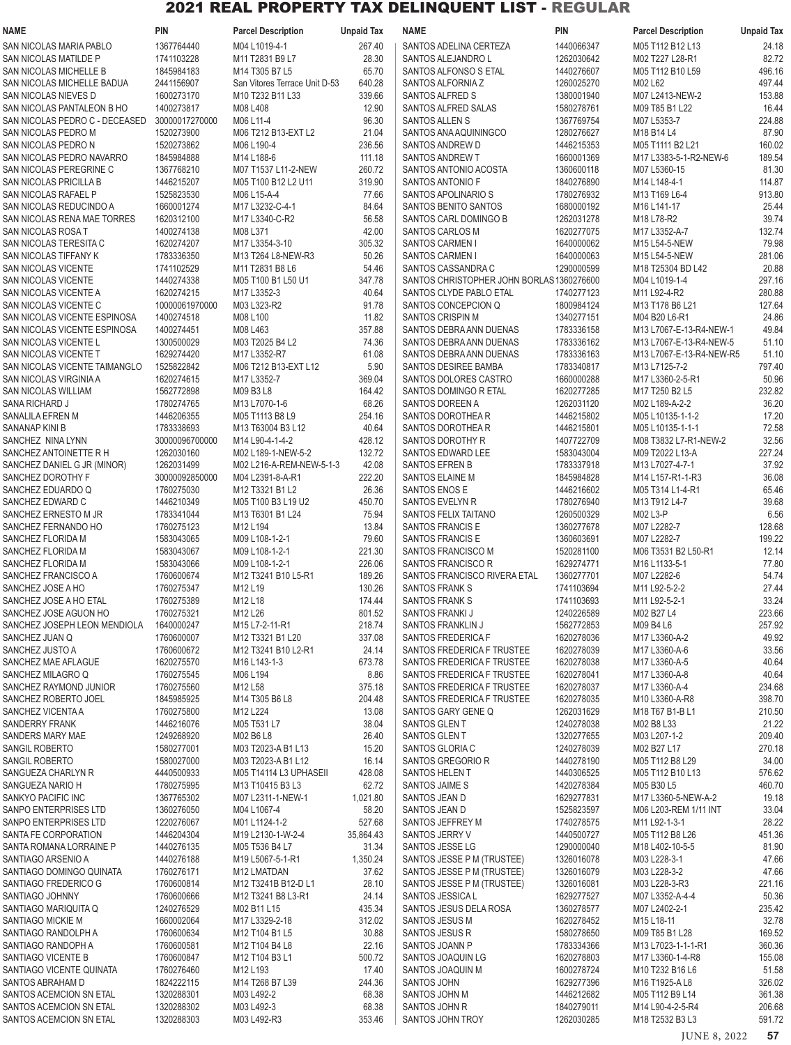# 2021 REAL PROPERTY TAX DELINQUENT LIST - REGULAR

| NAME | PIN | Parcel Description | Unpaid Tax |
|---|---|---|---|
| SAN NICOLAS MARIA PABLO | 1367764440 | M04 L1019-4-1 | 267.40 |
| SAN NICOLAS MATILDE P | 1741103228 | M11 T2831 B9 L7 | 28.30 |
| SAN NICOLAS MICHELLE B | 1845984183 | M14 T305 B7 L5 | 65.70 |
| SAN NICOLAS MICHELLE BADUA | 2441156907 | San Vitores Terrace Unit D-53 | 640.28 |
| SAN NICOLAS NIEVES D | 1600273170 | M10 T232 B11 L33 | 339.66 |
| SAN NICOLAS PANTALEON B HO | 1400273817 | M08 L408 | 12.90 |
| SAN NICOLAS PEDRO C - DECEASED | 30000017270000 | M06 L11-4 | 96.30 |
| SAN NICOLAS PEDRO M | 1520273900 | M06 T212 B13-EXT L2 | 21.04 |
| SAN NICOLAS PEDRO N | 1520273862 | M06 L190-4 | 236.56 |
| SAN NICOLAS PEDRO NAVARRO | 1845984888 | M14 L188-6 | 111.18 |
| SAN NICOLAS PEREGRINE C | 1367768210 | M07 T1537 L11-2-NEW | 260.72 |
| SAN NICOLAS PRICILLA B | 1446215207 | M05 T100 B12 L2 U11 | 319.90 |
| SAN NICOLAS RAFAEL P | 1525823530 | M06 L15-A-4 | 77.66 |
| SAN NICOLAS REDUCINDO A | 1660001274 | M17 L3232-C-4-1 | 84.64 |
| SAN NICOLAS RENA MAE TORRES | 1620312100 | M17 L3340-C-R2 | 56.58 |
| SAN NICOLAS ROSA T | 1400274138 | M08 L371 | 42.00 |
| SAN NICOLAS TERESITA C | 1620274207 | M17 L3354-3-10 | 305.32 |
| SAN NICOLAS TIFFANY K | 1783336350 | M13 T264 L8-NEW-R3 | 50.26 |
| SAN NICOLAS VICENTE | 1741102529 | M11 T2831 B8 L6 | 54.46 |
| SAN NICOLAS VICENTE | 1440274338 | M05 T100 B1 L50 U1 | 347.78 |
| SAN NICOLAS VICENTE A | 1620274215 | M17 L3352-3 | 40.64 |
| SAN NICOLAS VICENTE C | 10000061970000 | M03 L323-R2 | 91.78 |
| SAN NICOLAS VICENTE ESPINOSA | 1400274518 | M08 L100 | 11.82 |
| SAN NICOLAS VICENTE ESPINOSA | 1400274451 | M08 L463 | 357.88 |
| SAN NICOLAS VICENTE L | 1300500029 | M03 T2025 B4 L2 | 74.36 |
| SAN NICOLAS VICENTE T | 1629274420 | M17 L3352-R7 | 61.08 |
| SAN NICOLAS VICENTE TAIMANGLO | 1525822842 | M06 T212 B13-EXT L12 | 5.90 |
| SAN NICOLAS VIRGINIA A | 1620274615 | M17 L3352-7 | 369.04 |
| SAN NICOLAS WILLIAM | 1562772898 | M09 B3 L8 | 164.42 |
| SANA RICHARD J | 1780274765 | M13 L7070-1-6 | 68.26 |
| SANALILA EFREN M | 1446206355 | M05 T1113 B8 L9 | 254.16 |
| SANANAP KINI B | 1783338693 | M13 T63004 B3 L12 | 40.64 |
| SANCHEZ NINA LYNN | 30000096700000 | M14 L90-4-1-4-2 | 428.12 |
| SANCHEZ ANTOINETTE R H | 1262030160 | M02 L189-1-NEW-5-2 | 132.72 |
| SANCHEZ DANIEL G JR (MINOR) | 1262031499 | M02 L216-A-REM-NEW-5-1-3 | 42.08 |
| SANCHEZ DOROTHY F | 30000092850000 | M04 L2391-8-A-R1 | 222.20 |
| SANCHEZ EDUARDO Q | 1760275030 | M12 T3321 B1 L2 | 26.36 |
| SANCHEZ EDWARD C | 1446210349 | M05 T100 B3 L19 U2 | 450.70 |
| SANCHEZ ERNESTO M JR | 1783341044 | M13 T6301 B1 L24 | 75.94 |
| SANCHEZ FERNANDO HO | 1760275123 | M12 L194 | 13.84 |
| SANCHEZ FLORIDA M | 1583043065 | M09 L108-1-2-1 | 79.60 |
| SANCHEZ FLORIDA M | 1583043067 | M09 L108-1-2-1 | 221.30 |
| SANCHEZ FLORIDA M | 1583043066 | M09 L108-1-2-1 | 226.06 |
| SANCHEZ FRANCISCO A | 1760600674 | M12 T3241 B10 L5-R1 | 189.26 |
| SANCHEZ JOSE A HO | 1760275347 | M12 L19 | 130.26 |
| SANCHEZ JOSE A HO ETAL | 1760275389 | M12 L18 | 174.44 |
| SANCHEZ JOSE AGUON HO | 1760275321 | M12 L26 | 801.52 |
| SANCHEZ JOSEPH LEON MENDIOLA | 1640000247 | M15 L7-2-11-R1 | 218.74 |
| SANCHEZ JUAN Q | 1760600007 | M12 T3321 B1 L20 | 337.08 |
| SANCHEZ JUSTO A | 1760600672 | M12 T3241 B10 L2-R1 | 24.14 |
| SANCHEZ MAE AFLAGUE | 1620275570 | M16 L143-1-3 | 673.78 |
| SANCHEZ MILAGRO Q | 1760275545 | M06 L194 | 8.86 |
| SANCHEZ RAYMOND JUNIOR | 1760275560 | M12 L58 | 375.18 |
| SANCHEZ ROBERTO JOEL | 1845985925 | M14 T305 B6 L8 | 204.48 |
| SANCHEZ VICENTA A | 1760275800 | M12 L224 | 13.08 |
| SANDERRY FRANK | 1446216076 | M05 T531 L7 | 38.04 |
| SANDERS MARY MAE | 1249268920 | M02 B6 L8 | 26.40 |
| SANGIL ROBERTO | 1580277001 | M03 T2023-A B1 L13 | 15.20 |
| SANGIL ROBERTO | 1580027000 | M03 T2023-A B1 L12 | 16.14 |
| SANGUEZA CHARLYN R | 4440500933 | M05 T14114 L3 UPHASEII | 428.08 |
| SANGUEZA NARIO H | 1780275995 | M13 T10415 B3 L3 | 62.72 |
| SANKYO PACIFIC INC | 1367765302 | M07 L2311-1-NEW-1 | 1,021.80 |
| SANPO ENTERPRISES LTD | 1360276050 | M04 L1067-4 | 58.20 |
| SANPO ENTERPRISES LTD | 1220276067 | M01 L1124-1-2 | 527.68 |
| SANTA FE CORPORATION | 1446204304 | M19 L2130-1-W-2-4 | 35,864.43 |
| SANTA ROMANA LORRAINE P | 1440276135 | M05 T536 B4 L7 | 31.34 |
| SANTIAGO ARSENIO A | 1440276188 | M19 L5067-5-1-R1 | 1,350.24 |
| SANTIAGO DOMINGO QUINATA | 1760276171 | M12 LMATDAN | 37.62 |
| SANTIAGO FREDERICO G | 1760600814 | M12 T3241B B12-D L1 | 28.10 |
| SANTIAGO JOHNNY | 1760600666 | M12 T3241 B8 L3-R1 | 24.14 |
| SANTIAGO MARIQUITA Q | 1240276529 | M02 B11 L15 | 435.34 |
| SANTIAGO MICKIE M | 1660002064 | M17 L3329-2-18 | 312.02 |
| SANTIAGO RANDOLPH A | 1760600634 | M12 T104 B1 L5 | 30.88 |
| SANTIAGO RANDOPH A | 1760600581 | M12 T104 B4 L8 | 22.16 |
| SANTIAGO VICENTE B | 1760600847 | M12 T104 B3 L1 | 500.72 |
| SANTIAGO VICENTE QUINATA | 1760276460 | M12 L193 | 17.40 |
| SANTOS ABRAHAM D | 1824222115 | M14 T268 B7 L39 | 244.36 |
| SANTOS ACEMCION SN ETAL | 1320288301 | M03 L492-2 | 68.38 |
| SANTOS ACEMCION SN ETAL | 1320288302 | M03 L492-3 | 68.38 |
| SANTOS ACEMCION SN ETAL | 1320288303 | M03 L492-R3 | 353.46 |
| SANTOS ADELINA CERTEZA | 1440066347 | M05 T112 B12 L13 | 24.18 |
| SANTOS ALEJANDRO L | 1262030642 | M02 T227 L28-R1 | 82.72 |
| SANTOS ALFONSO S ETAL | 1440276607 | M05 T112 B10 L59 | 496.16 |
| SANTOS ALFORNIA Z | 1260025270 | M02 L62 | 497.44 |
| SANTOS ALFRED S | 1380001940 | M07 L2413-NEW-2 | 153.88 |
| SANTOS ALFRED SALAS | 1580278761 | M09 T85 B1 L22 | 16.44 |
| SANTOS ALLEN S | 1367769754 | M07 L5353-7 | 224.88 |
| SANTOS ANA AQUININGCO | 1280276627 | M18 B14 L4 | 87.90 |
| SANTOS ANDREW D | 1446215353 | M05 T1111 B2 L21 | 160.02 |
| SANTOS ANDREW T | 1660001369 | M17 L3383-5-1-R2-NEW-6 | 189.54 |
| SANTOS ANTONIO ACOSTA | 1360600118 | M07 L5360-15 | 81.30 |
| SANTOS ANTONIO F | 1840276890 | M14 L148-4-1 | 114.87 |
| SANTOS APOLINARIO S | 1780276932 | M13 T169 L6-4 | 913.80 |
| SANTOS BENITO SANTOS | 1680000192 | M16 L141-17 | 25.44 |
| SANTOS CARL DOMINGO B | 1262031278 | M18 L78-R2 | 39.74 |
| SANTOS CARLOS M | 1620277075 | M17 L3352-A-7 | 132.74 |
| SANTOS CARMEN I | 1640000062 | M15 L54-5-NEW | 79.98 |
| SANTOS CARMEN I | 1640000063 | M15 L54-5-NEW | 281.06 |
| SANTOS CASSANDRA C | 1290000599 | M18 T25304 BD L42 | 20.88 |
| SANTOS CHRISTOPHER JOHN BORLAS | 1360276600 | M04 L1019-1-4 | 297.16 |
| SANTOS CLYDE PABLO ETAL | 1740277123 | M11 L92-4-R2 | 280.88 |
| SANTOS CONCEPCION Q | 1800984124 | M13 T178 B6 L21 | 127.64 |
| SANTOS CRISPIN M | 1340277151 | M04 B20 L6-R1 | 24.86 |
| SANTOS DEBRA ANN DUENAS | 1783336158 | M13 L7067-E-13-R4-NEW-1 | 49.84 |
| SANTOS DEBRA ANN DUENAS | 1783336162 | M13 L7067-E-13-R4-NEW-5 | 51.10 |
| SANTOS DEBRA ANN DUENAS | 1783336163 | M13 L7067-E-13-R4-NEW-R5 | 51.10 |
| SANTOS DESIREE BAMBA | 1783340817 | M13 L7125-7-2 | 797.40 |
| SANTOS DOLORES CASTRO | 1660000288 | M17 L3360-2-5-R1 | 50.96 |
| SANTOS DOMINGO R ETAL | 1620277285 | M17 T250 B2 L5 | 232.82 |
| SANTOS DOREEN A | 1262031120 | M02 L189-A-2-2 | 36.20 |
| SANTOS DOROTHEA R | 1446215802 | M05 L10135-1-1-2 | 17.20 |
| SANTOS DOROTHEA R | 1446215801 | M05 L10135-1-1-1 | 72.58 |
| SANTOS DOROTHY R | 1407722709 | M08 T3832 L7-R1-NEW-2 | 32.56 |
| SANTOS EDWARD LEE | 1583043004 | M09 T2022 L13-A | 227.24 |
| SANTOS EFREN B | 1783337918 | M13 L7027-4-7-1 | 37.92 |
| SANTOS ELAINE M | 1845984828 | M14 L157-R1-1-R3 | 36.08 |
| SANTOS ENOS E | 1446216602 | M05 T314 L1-4-R1 | 65.46 |
| SANTOS EVELYN R | 1780276940 | M13 T912 L4-7 | 39.68 |
| SANTOS FELIX TAITANO | 1260500329 | M02 L3-P | 6.56 |
| SANTOS FRANCIS E | 1360277678 | M07 L2282-7 | 128.68 |
| SANTOS FRANCIS E | 1360603691 | M07 L2282-7 | 199.22 |
| SANTOS FRANCISCO M | 1520281100 | M06 T3531 B2 L50-R1 | 12.14 |
| SANTOS FRANCISCO R | 1629274771 | M16 L1133-5-1 | 77.80 |
| SANTOS FRANCISCO RIVERA ETAL | 1360277701 | M07 L2282-6 | 54.74 |
| SANTOS FRANK S | 1741103694 | M11 L92-5-2-2 | 27.44 |
| SANTOS FRANK S | 1741103693 | M11 L92-5-2-1 | 33.24 |
| SANTOS FRANKI J | 1240226589 | M02 B27 L4 | 223.66 |
| SANTOS FRANKLIN J | 1562772853 | M09 B4 L6 | 257.92 |
| SANTOS FREDERICA F | 1620278036 | M17 L3360-A-2 | 49.92 |
| SANTOS FREDERICA F TRUSTEE | 1620278039 | M17 L3360-A-6 | 33.56 |
| SANTOS FREDERICA F TRUSTEE | 1620278038 | M17 L3360-A-5 | 40.64 |
| SANTOS FREDERICA F TRUSTEE | 1620278041 | M17 L3360-A-8 | 40.64 |
| SANTOS FREDERICA F TRUSTEE | 1620278037 | M17 L3360-A-4 | 234.68 |
| SANTOS FREDERICA F TRUSTEE | 1620278035 | M10 L3360-A-R8 | 398.70 |
| SANTOS GARY GENE Q | 1262031629 | M18 T67 B1-B L1 | 210.50 |
| SANTOS GLEN T | 1240278038 | M02 B8 L33 | 21.22 |
| SANTOS GLEN T | 1320277655 | M03 L207-1-2 | 209.40 |
| SANTOS GLORIA C | 1240278039 | M02 B27 L17 | 270.18 |
| SANTOS GREGORIO R | 1440278190 | M05 T112 B8 L29 | 34.00 |
| SANTOS HELEN T | 1440306525 | M05 T112 B10 L13 | 576.62 |
| SANTOS JAIME S | 1420278384 | M05 B30 L5 | 460.70 |
| SANTOS JEAN D | 1629277831 | M17 L3360-5-NEW-A-2 | 19.18 |
| SANTOS JEAN D | 1525823597 | M06 L203-REM 1/11 INT | 33.04 |
| SANTOS JEFFREY M | 1740278575 | M11 L92-1-3-1 | 28.22 |
| SANTOS JERRY V | 1440500727 | M05 T112 B8 L26 | 451.36 |
| SANTOS JESSE LG | 1290000040 | M18 L402-10-5-5 | 81.90 |
| SANTOS JESSE P M (TRUSTEE) | 1326016078 | M03 L228-3-1 | 47.66 |
| SANTOS JESSE P M (TRUSTEE) | 1326016079 | M03 L228-3-2 | 47.66 |
| SANTOS JESSE P M (TRUSTEE) | 1326016081 | M03 L228-3-R3 | 221.16 |
| SANTOS JESSICA L | 1629277527 | M07 L3352-A-4-4 | 50.36 |
| SANTOS JESUS DELA ROSA | 1360278577 | M07 L2402-2-1 | 235.42 |
| SANTOS JESUS M | 1620278452 | M15 L18-11 | 32.78 |
| SANTOS JESUS R | 1580278650 | M09 T85 B1 L28 | 169.52 |
| SANTOS JOANN P | 1783334366 | M13 L7023-1-1-1-R1 | 360.36 |
| SANTOS JOAQUIN LG | 1620278803 | M17 L3360-1-4-R8 | 155.08 |
| SANTOS JOAQUIN M | 1600278724 | M10 T232 B16 L6 | 51.58 |
| SANTOS JOHN | 1629277396 | M16 T1925-A L8 | 326.02 |
| SANTOS JOHN M | 1446212682 | M05 T112 B9 L14 | 361.38 |
| SANTOS JOHN R | 1840279011 | M14 L90-4-2-5-R4 | 206.68 |
| SANTOS JOHN TROY | 1262030285 | M18 T2532 B3 L3 | 591.72 |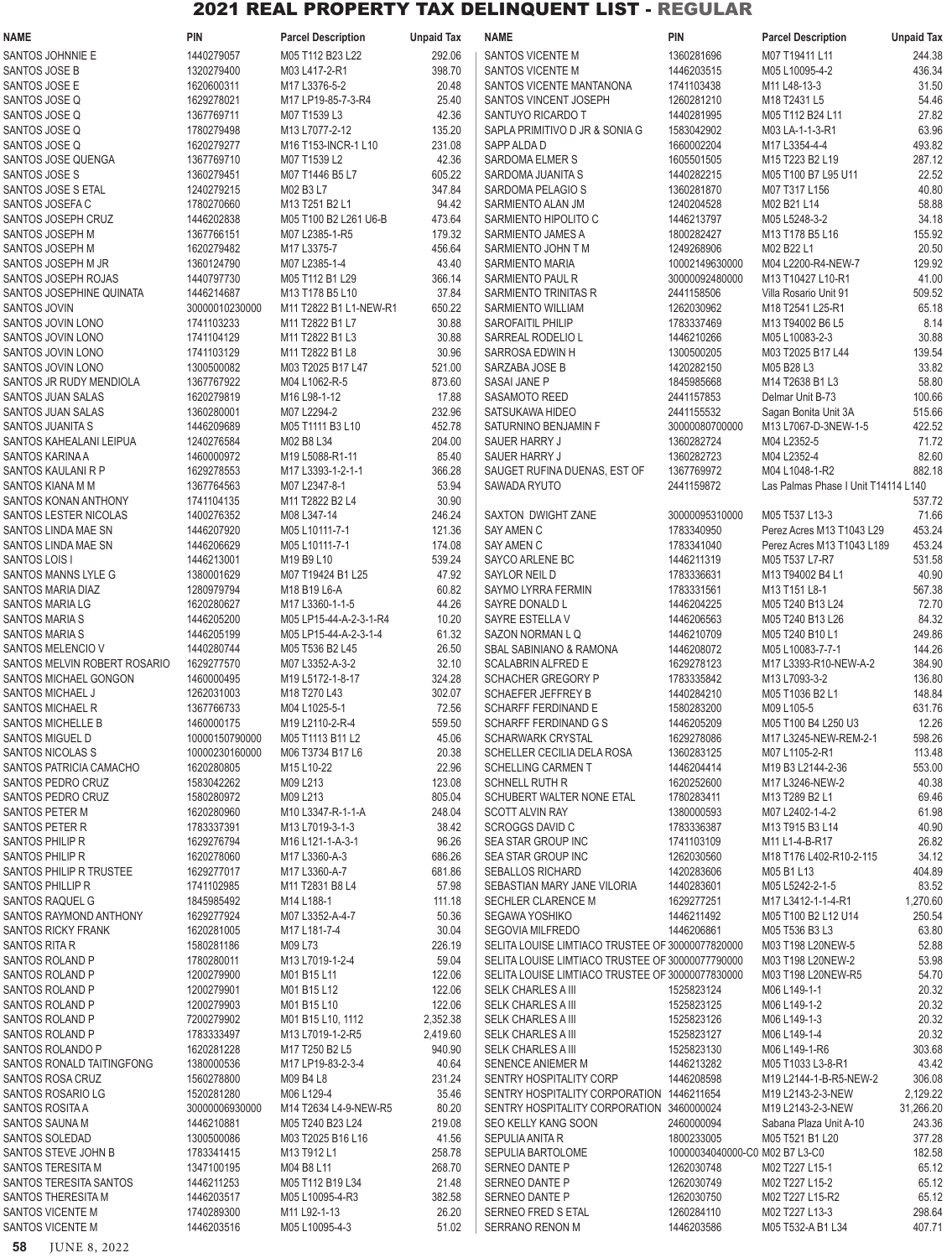# 2021 REAL PROPERTY TAX DELINQUENT LIST - REGULAR

| NAME | PIN | Parcel Description | Unpaid Tax |
|---|---|---|---|
| SANTOS JOHNNIE E | 1440279057 | M05 T112 B23 L22 | 292.06 |
| SANTOS JOSE B | 1320279400 | M03 L417-2-R1 | 398.70 |
| SANTOS JOSE E | 1620600311 | M17 L3376-5-2 | 20.48 |
| SANTOS JOSE Q | 1629278021 | M17 LP19-85-7-3-R4 | 25.40 |
| SANTOS JOSE Q | 1367769711 | M07 T1539 L3 | 42.36 |
| SANTOS JOSE Q | 1780279498 | M13 L7077-2-12 | 135.20 |
| SANTOS JOSE Q | 1629279277 | M16 T153-INCR-1 L10 | 231.08 |
| SANTOS JOSE QUENGA | 1367769710 | M07 T1539 L2 | 42.36 |
| SANTOS JOSE S | 1360279451 | M07 T1446 B5 L7 | 605.22 |
| SANTOS JOSE S ETAL | 1240279215 | M02 B3 L7 | 347.84 |
| SANTOS JOSEFA C | 1780270660 | M13 T251 B2 L1 | 94.42 |
| SANTOS JOSEPH CRUZ | 1446202838 | M05 T100 B2 L261 U6-B | 473.64 |
| SANTOS JOSEPH M | 1367766151 | M07 L2385-1-R5 | 179.32 |
| SANTOS JOSEPH M | 1620279482 | M17 L3375-7 | 456.64 |
| SANTOS JOSEPH M JR | 1360124790 | M07 L2385-1-4 | 43.40 |
| SANTOS JOSEPH ROJAS | 1440797730 | M05 T112 B1 L29 | 366.14 |
| SANTOS JOSEPHINE QUINATA | 1446214687 | M13 T178 B5 L10 | 37.84 |
| SANTOS JOVIN | 30000010230000 | M11 T2822 B1 L1-NEW-R1 | 650.22 |
| SANTOS JOVIN LONO | 1741103233 | M11 T2822 B1 L7 | 30.88 |
| SANTOS JOVIN LONO | 1741104129 | M11 T2822 B1 L3 | 30.88 |
| SANTOS JOVIN LONO | 1741103129 | M11 T2822 B1 L8 | 30.96 |
| SANTOS JOVIN LONO | 1300500082 | M03 T2025 B17 L47 | 521.00 |
| SANTOS JR RUDY MENDIOLA | 1367767922 | M04 L1062-R-5 | 873.60 |
| SANTOS JUAN SALAS | 1620279819 | M16 L98-1-12 | 17.88 |
| SANTOS JUAN SALAS | 1360280001 | M07 L2294-2 | 232.96 |
| SANTOS JUANITA S | 1446209689 | M05 T1111 B3 L10 | 452.78 |
| SANTOS KAHEALANI LEIPUA | 1240276584 | M02 B8 L34 | 204.00 |
| SANTOS KARINA A | 1460000972 | M19 L5088-R1-11 | 85.40 |
| SANTOS KAULANI R P | 1629278553 | M17 L3393-1-2-1-1 | 366.28 |
| SANTOS KIANA M M | 1367764563 | M07 L2347-8-1 | 53.94 |
| SANTOS KONAN ANTHONY | 1741104135 | M11 T2822 B2 L4 | 30.90 |
| SANTOS LESTER NICOLAS | 1400276352 | M08 L347-14 | 246.24 |
| SANTOS LINDA MAE SN | 1446207920 | M05 L10111-7-1 | 121.36 |
| SANTOS LINDA MAE SN | 1446206629 | M05 L10111-7-1 | 174.08 |
| SANTOS LOIS I | 1446213001 | M19 B9 L10 | 539.24 |
| SANTOS MANNS LYLE G | 1380001629 | M07 T19424 B1 L25 | 47.92 |
| SANTOS MARIA DIAZ | 1280979794 | M18 B19 L6-A | 60.82 |
| SANTOS MARIA LG | 1620280627 | M17 L3360-1-1-5 | 44.26 |
| SANTOS MARIA S | 1446205200 | M05 LP15-44-A-2-3-1-R4 | 10.20 |
| SANTOS MARIA S | 1446205199 | M05 LP15-44-A-2-3-1-4 | 61.32 |
| SANTOS MELENCIO V | 1440280744 | M05 T536 B2 L45 | 26.50 |
| SANTOS MELVIN ROBERT ROSARIO | 1629277570 | M07 L3352-A-3-2 | 32.10 |
| SANTOS MICHAEL GONGON | 1460000495 | M19 L5172-1-8-17 | 324.28 |
| SANTOS MICHAEL J | 1262031003 | M18 T270 L43 | 302.07 |
| SANTOS MICHAEL R | 1367766733 | M04 L1025-5-1 | 72.56 |
| SANTOS MICHELLE B | 1460000175 | M19 L2110-2-R-4 | 559.50 |
| SANTOS MIGUEL D | 10000150790000 | M05 T1113 B11 L2 | 45.06 |
| SANTOS NICOLAS S | 10000230160000 | M06 T3734 B17 L6 | 20.38 |
| SANTOS PATRICIA CAMACHO | 1620280805 | M15 L10-22 | 22.96 |
| SANTOS PEDRO CRUZ | 1583042262 | M09 L213 | 123.08 |
| SANTOS PEDRO CRUZ | 1580280972 | M09 L213 | 805.04 |
| SANTOS PETER M | 1620280960 | M10 L3347-R-1-1-A | 248.04 |
| SANTOS PETER R | 1783337391 | M13 L7019-3-1-3 | 38.42 |
| SANTOS PHILIP R | 1629276794 | M16 L121-1-A-3-1 | 96.26 |
| SANTOS PHILIP R | 1620278060 | M17 L3360-A-3 | 686.26 |
| SANTOS PHILIP R TRUSTEE | 1629277017 | M17 L3360-A-2 | 681.86 |
| SANTOS PHILLIP R | 1741102985 | M11 T2831 B8 L4 | 57.98 |
| SANTOS RAQUEL G | 1845985492 | M14 L188-1 | 111.18 |
| SANTOS RAYMOND ANTHONY | 1629277924 | M07 L3352-A-4-7 | 50.36 |
| SANTOS RICKY FRANK | 1620281005 | M17 L181-7-4 | 30.04 |
| SANTOS RITA R | 1580281186 | M09 L73 | 226.19 |
| SANTOS ROLAND P | 1780280011 | M13 L7019-1-2-4 | 59.04 |
| SANTOS ROLAND P | 1200279900 | M01 B15 L11 | 122.06 |
| SANTOS ROLAND P | 1200279901 | M01 B15 L12 | 122.06 |
| SANTOS ROLAND P | 1200279903 | M01 B15 L10 | 122.06 |
| SANTOS ROLAND P | 7200279902 | M01 B15 L10, 1112 | 2,352.38 |
| SANTOS ROLAND P | 1783333497 | M13 L7019-1-2-R5 | 2,419.60 |
| SANTOS ROLANDO P | 1620281228 | M17 T250 B2 L5 | 940.90 |
| SANTOS RONALD TAITINGFONG | 1380000536 | M17 LP19-83-2-3-4 | 40.64 |
| SANTOS ROSA CRUZ | 1560278800 | M09 B4 L8 | 231.24 |
| SANTOS ROSARIO LG | 1520281280 | M06 L129-4 | 35.46 |
| SANTOS ROSITA A | 30000006930000 | M14 T2634 L4-9-NEW-R5 | 80.20 |
| SANTOS SAUNA M | 1446210881 | M05 T240 B23 L24 | 219.08 |
| SANTOS SOLEDAD | 1300500086 | M03 T2025 B16 L16 | 41.56 |
| SANTOS STEVE JOHN B | 1783341415 | M13 T912 L1 | 258.78 |
| SANTOS TERESITA M | 1347100195 | M04 B8 L11 | 268.70 |
| SANTOS TERESITA SANTOS | 1446211253 | M05 T112 B19 L34 | 21.48 |
| SANTOS THERESITA M | 1446203517 | M05 L10095-4-R3 | 382.58 |
| SANTOS VICENTE M | 1740289300 | M11 L92-1-13 | 26.20 |
| SANTOS VICENTE M | 1446203516 | M05 L10095-4-3 | 51.02 |
| SANTOS VICENTE M | 1360281696 | M07 T19411 L11 | 244.38 |
| SANTOS VICENTE M | 1446203515 | M05 L10095-4-2 | 436.34 |
| SANTOS VICENTE MANTANONA | 1741103438 | M11 L48-13-3 | 31.50 |
| SANTOS VINCENT JOSEPH | 1260281210 | M18 T2431 L5 | 54.46 |
| SANTUYO RICARDO T | 1440281995 | M05 T112 B24 L11 | 27.82 |
| SAPLA PRIMITIVO D JR & SONIA G | 1583042902 | M03 LA-1-1-3-R1 | 63.96 |
| SAPP ALDA D | 1660002204 | M17 L3354-4-4 | 493.82 |
| SARDOMA ELMER S | 1605501505 | M15 T223 B2 L19 | 287.12 |
| SARDOMA JUANITA S | 1440282215 | M05 T100 B7 L95 U11 | 22.52 |
| SARDOMA PELAGIO S | 1360281870 | M07 T317 L156 | 40.80 |
| SARMIENTO ALAN JM | 1240204528 | M02 B21 L14 | 58.88 |
| SARMIENTO HIPOLITO C | 1446213797 | M05 L5248-3-2 | 34.18 |
| SARMIENTO JAMES A | 1800282427 | M13 T178 B5 L16 | 155.92 |
| SARMIENTO JOHN T M | 1249268906 | M02 B22 L1 | 20.50 |
| SARMIENTO MARIA | 10002149630000 | M04 L2200-R4-NEW-7 | 129.92 |
| SARMIENTO PAUL R | 30000092480000 | M13 T10427 L10-R1 | 41.00 |
| SARMIENTO TRINITAS R | 2441158506 | Villa Rosario Unit 91 | 509.52 |
| SARMIENTO WILLIAM | 1262030962 | M18 T2541 L25-R1 | 65.18 |
| SAROFAITIL PHILIP | 1783337469 | M13 T94002 B6 L5 | 8.14 |
| SARREAL RODELIO L | 1446210266 | M05 L10083-2-3 | 30.88 |
| SARROSA EDWIN H | 1300500205 | M03 T2025 B17 L44 | 139.54 |
| SARZABA JOSE B | 1420282150 | M05 B28 L3 | 33.82 |
| SASAI JANE P | 1845985668 | M14 T2638 B1 L3 | 58.80 |
| SASAMOTO REED | 2441157853 | Delmar Unit B-73 | 100.66 |
| SATSUKAWA HIDEO | 2441155532 | Sagan Bonita Unit 3A | 515.66 |
| SATURNINO BENJAMIN F | 30000080700000 | M13 L7067-D-3NEW-1-5 | 422.52 |
| SAUER HARRY J | 1360282724 | M04 L2352-5 | 71.72 |
| SAUER HARRY J | 1360282723 | M04 L2352-4 | 82.60 |
| SAUGET RUFINA DUENAS, EST OF | 1367769972 | M04 L1048-1-R2 | 882.18 |
| SAWADA RYUTO | 2441159872 | Las Palmas Phase I Unit T14114 L140 | 537.72 |
| SAXTON DWIGHT ZANE | 30000095310000 | M05 T537 L13-3 | 71.66 |
| SAY AMEN C | 1783340950 | Perez Acres M13 T1043 L29 | 453.24 |
| SAY AMEN C | 1783341040 | Perez Acres M13 T1043 L189 | 453.24 |
| SAYCO ARLENE BC | 1446211319 | M05 T537 L7-R7 | 531.58 |
| SAYLOR NEIL D | 1783336631 | M13 T94002 B4 L1 | 40.90 |
| SAYMO LYRRA FERMIN | 1783331561 | M13 T151 L8-1 | 567.38 |
| SAYRE DONALD L | 1446204225 | M05 T240 B13 L24 | 72.70 |
| SAYRE ESTELLA V | 1446206563 | M05 T240 B13 L26 | 84.32 |
| SAZON NORMAN L Q | 1446210709 | M05 T240 B10 L1 | 249.86 |
| SBAL SABINIANO & RAMONA | 1446208072 | M05 L10083-7-7-1 | 144.26 |
| SCALABRIN ALFRED E | 1629278123 | M17 L3393-R10-NEW-A-2 | 384.90 |
| SCHACHER GREGORY P | 1783335842 | M13 T7093-3-2 | 136.80 |
| SCHAEFER JEFFREY B | 1440284210 | M05 T1036 B2 L1 | 148.84 |
| SCHARFF FERDINAND E | 1580283200 | M09 L105-5 | 631.76 |
| SCHARFF FERDINAND G S | 1446205209 | M05 T100 B4 L250 U3 | 12.26 |
| SCHARWARK CRYSTAL | 1629278086 | M17 L3245-NEW-REM-2-1 | 598.26 |
| SCHELLER CECILIA DELA ROSA | 1360283125 | M07 L1105-2-R1 | 113.48 |
| SCHELLING CARMEN T | 1446204414 | M19 B3 L2144-2-36 | 553.00 |
| SCHNELL RUTH R | 1620252600 | M17 L3246-NEW-2 | 40.38 |
| SCHUBERT WALTER NONE ETAL | 1780283411 | M13 T289 B2 L1 | 69.46 |
| SCOTT ALVIN RAY | 1380000593 | M07 L2402-1-4-2 | 61.98 |
| SCROGGS DAVID C | 1783336387 | M13 T915 B3 L14 | 40.90 |
| SEA STAR GROUP INC | 1741103109 | M11 L1-4-B-R17 | 26.82 |
| SEA STAR GROUP INC | 1262030560 | M18 T176 L402-R10-2-115 | 34.12 |
| SEBALLOS RICHARD | 1420283606 | M05 B1 L13 | 404.89 |
| SEBASTIAN MARY JANE VILORIA | 1440283601 | M05 L5242-2-1-5 | 83.52 |
| SECHLER CLARENCE M | 1629277251 | M17 L3412-1-1-4-R1 | 1,270.60 |
| SEGAWA YOSHIKO | 1446211492 | M05 T100 B2 L12 U14 | 250.54 |
| SEGOVIA MILFREDO | 1446206861 | M05 T536 B3 L3 | 63.80 |
| SELITA LOUISE LIMTIACO TRUSTEE OF | 30000077820000 | M03 T198 L20NEW-5 | 52.88 |
| SELITA LOUISE LIMTIACO TRUSTEE OF | 30000077790000 | M03 T198 L20NEW-2 | 53.98 |
| SELITA LOUISE LIMTIACO TRUSTEE OF | 30000077830000 | M03 T198 L20NEW-R5 | 54.70 |
| SELK CHARLES A III | 1525823124 | M06 L149-1-1 | 20.32 |
| SELK CHARLES A III | 1525823125 | M06 L149-1-2 | 20.32 |
| SELK CHARLES A III | 1525823126 | M06 L149-1-3 | 20.32 |
| SELK CHARLES A III | 1525823127 | M06 L149-1-4 | 20.32 |
| SELK CHARLES A III | 1525823130 | M06 L149-1-R6 | 303.68 |
| SENENCE ANIEMER M | 1446213282 | M05 T1033 L3-8-R1 | 43.42 |
| SENTRY HOSPITALITY CORP | 1446208598 | M19 L2144-1-B-R5-NEW-2 | 306.08 |
| SENTRY HOSPITALITY CORPORATION | 1446211654 | M19 L2143-2-3-NEW | 2,129.22 |
| SENTRY HOSPITALITY CORPORATION | 3460000024 | M19 L2143-2-3-NEW | 31,266.20 |
| SEO KELLY KANG SOON | 2460000094 | Sabana Plaza Unit A-10 | 243.36 |
| SEPULIA ANITA R | 1800233005 | M05 T521 B1 L20 | 377.28 |
| SEPULIA BARTOLOME | 10000034040000-C0 | M02 B7 L3-C0 | 182.58 |
| SERNEO DANTE P | 1262030748 | M02 T227 L15-1 | 65.12 |
| SERNEO DANTE P | 1262030749 | M02 T227 L15-2 | 65.12 |
| SERNEO DANTE P | 1262030750 | M02 T227 L15-R2 | 65.12 |
| SERNEO FRED S ETAL | 1260284110 | M02 T227 L13-3 | 298.64 |
| SERRANO RENON M | 1446203586 | M05 T532-A B1 L34 | 407.71 |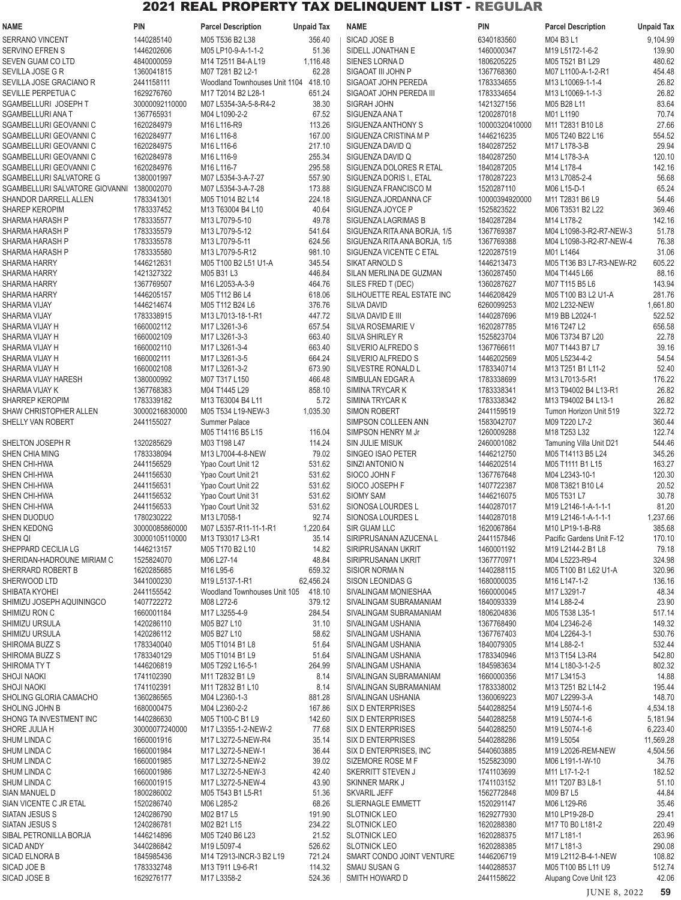# 2021 REAL PROPERTY TAX DELINQUENT LIST - REGULAR

| NAME | PIN | Parcel Description | Unpaid Tax |
|---|---|---|---|
| SERRANO VINCENT | 1440285140 | M05 T536 B2 L38 | 356.40 |
| SERVINO EFREN S | 1446202606 | M05 LP10-9-A-1-1-2 | 51.36 |
| SEVEN GUAM CO LTD | 4840000059 | M14 T2511 B4-A L19 | 1,116.48 |
| SEVILLA JOSE G R | 1360041815 | M07 T281 B2 L2-1 | 62.28 |
| SEVILLA JOSE GRACIANO R | 2441158111 | Woodland Townhouses Unit 1104 | 418.10 |
| SEVILLE PERPETUA C | 1629276760 | M17 T2014 B2 L28-1 | 651.24 |
| SGAMBELLURI JOSEPH T | 30000092110000 | M07 L5354-3A-5-8-R4-2 | 38.30 |
| SGAMBELLURI ANA T | 1367765931 | M04 L1090-2-2 | 67.52 |
| SGAMBELLURI GEOVANNI C | 1620284979 | M16 L116-R9 | 113.26 |
| SGAMBELLURI GEOVANNI C | 1620284977 | M16 L116-8 | 167.00 |
| SGAMBELLURI GEOVANNI C | 1620284975 | M16 L116-6 | 217.10 |
| SGAMBELLURI GEOVANNI C | 1620284978 | M16 L116-9 | 255.34 |
| SGAMBELLURI GEOVANNI C | 1620284976 | M16 L116-7 | 295.58 |
| SGAMBELLURI SALVATORE G | 1380001997 | M07 L5354-3-A-7-27 | 557.90 |
| SGAMBELLURI SALVATORE GIOVANNI | 1380002070 | M07 L5354-3-A-7-28 | 173.88 |
| SHANDOR DARRELL ALLEN | 1783341301 | M05 T1014 B2 L14 | 224.18 |
| SHAREP KEROPIM | 1783337452 | M13 T63004 B4 L10 | 40.64 |
| SHARMA HARASH P | 1783335577 | M13 L7079-5-10 | 49.78 |
| SHARMA HARASH P | 1783335579 | M13 L7079-5-12 | 541.64 |
| SHARMA HARASH P | 1783335578 | M13 L7079-5-11 | 624.56 |
| SHARMA HARASH P | 1783335580 | M13 L7079-5-R12 | 981.10 |
| SHARMA HARRY | 1446212631 | M05 T100 B2 L51 U1-A | 345.54 |
| SHARMA HARRY | 1421327322 | M05 B31 L3 | 446.84 |
| SHARMA HARRY | 1367769507 | M16 L2053-A-3-9 | 464.76 |
| SHARMA HARRY | 1446205157 | M05 T112 B6 L4 | 618.06 |
| SHARMA VIJAY | 1446214674 | M05 T112 B24 L6 | 376.76 |
| SHARMA VIJAY | 1783338915 | M13 L7013-18-1-R1 | 447.72 |
| SHARMA VIJAY H | 1660002112 | M17 L3261-3-6 | 657.54 |
| SHARMA VIJAY H | 1660002109 | M17 L3261-3-3 | 663.40 |
| SHARMA VIJAY H | 1660002110 | M17 L3261-3-4 | 663.40 |
| SHARMA VIJAY H | 1660002111 | M17 L3261-3-5 | 664.24 |
| SHARMA VIJAY H | 1660002108 | M17 L3261-3-2 | 673.90 |
| SHARMA VIJAY HARESH | 1380000992 | M07 T317 L150 | 466.48 |
| SHARMA VIJAY K | 1367768383 | M04 T1445 L29 | 858.10 |
| SHARREP KEROPIM | 1783339182 | M13 T63004 B4 L11 | 5.72 |
| SHAW CHRISTOPHER ALLEN | 30000216830000 | M05 T534 L19-NEW-3 | 1,035.30 |
| SHELLY VAN ROBERT | 2441155027 | Summer Palace | |
| | | M05 T14116 B5 L15 | 116.04 |
| SHELTON JOSEPH R | 1320285629 | M03 T198 L47 | 114.24 |
| SHEN CHIA MING | 1783338094 | M13 L7004-4-8-NEW | 79.02 |
| SHEN CHI-HWA | 2441156529 | Ypao Court Unit 12 | 531.62 |
| SHEN CHI-HWA | 2441156530 | Ypao Court Unit 21 | 531.62 |
| SHEN CHI-HWA | 2441156531 | Ypao Court Unit 22 | 531.62 |
| SHEN CHI-HWA | 2441156532 | Ypao Court Unit 31 | 531.62 |
| SHEN CHI-HWA | 2441156533 | Ypao Court Unit 32 | 531.62 |
| SHEN DUODUO | 1780230222 | M13 L7058-1 | 92.74 |
| SHEN KEDONG | 30000085860000 | M07 L5357-R11-11-1-R1 | 1,220.64 |
| SHEN QI | 30000105110000 | M13 T93017 L3-R1 | 35.14 |
| SHEPPARD CECILIA LG | 1446213157 | M05 T170 B2 L10 | 14.82 |
| SHERIDAN-HADROUNE MIRIAM C | 1525824070 | M06 L27-14 | 48.84 |
| SHERRARD ROBERT B | 1620285685 | M16 L95-6 | 659.32 |
| SHERWOOD LTD | 3441000230 | M19 L5137-1-R1 | 62,456.24 |
| SHIBATA KYOHEI | 2441155542 | Woodland Townhouses Unit 105 | 418.10 |
| SHIMIZU JOSEPH AQUININGCO | 1407722272 | M08 L272-6 | 379.12 |
| SHIMIZU RON C | 1660001184 | M17 L3255-4-9 | 284.54 |
| SHIMIZU URSULA | 1420286110 | M05 B27 L10 | 31.10 |
| SHIMIZU URSULA | 1420286112 | M05 B27 L10 | 58.62 |
| SHIROMA BUZZ S | 1783340040 | M05 T1014 B1 L8 | 51.64 |
| SHIROMA BUZZ S | 1783340129 | M05 T1014 B1 L9 | 51.64 |
| SHIROMA TY T | 1446206819 | M05 T292 L16-5-1 | 264.99 |
| SHOJI NAOKI | 1741102390 | M11 T2832 B1 L9 | 8.14 |
| SHOJI NAOKI | 1741102391 | M11 T2832 B1 L10 | 8.14 |
| SHOLING GLORIA CAMACHO | 1360286565 | M04 L2360-1-3 | 881.28 |
| SHOLING JOHN B | 1680000475 | M04 L2360-2-2 | 167.86 |
| SHONG TA INVESTMENT INC | 1440286630 | M05 T100-C B1 L9 | 142.60 |
| SHORE JULIA H | 30000077240000 | M17 L3355-1-2-NEW-2 | 77.68 |
| SHUM LINDA C | 1660001916 | M17 L3272-5-NEW-R4 | 35.14 |
| SHUM LINDA C | 1660001984 | M17 L3272-5-NEW-1 | 36.44 |
| SHUM LINDA C | 1660001985 | M17 L3272-5-NEW-2 | 39.02 |
| SHUM LINDA C | 1660001986 | M17 L3272-5-NEW-3 | 42.40 |
| SHUM LINDA C | 1660001915 | M17 L3272-5-NEW-4 | 43.90 |
| SIAN MANUEL D | 1800286002 | M05 T543 B1 L5-R1 | 51.36 |
| SIAN VICENTE C JR ETAL | 1520286740 | M06 L285-2 | 68.26 |
| SIATAN JESUS S | 1240286790 | M02 B17 L5 | 191.90 |
| SIATAN JESUS S | 1240286781 | M02 B21 L15 | 234.22 |
| SIBAL PETRONILLA BORJA | 1446214896 | M05 T240 B6 L23 | 21.52 |
| SICAD ANDY | 3440286842 | M19 L5097-4 | 526.62 |
| SICAD ELNORA B | 1845985436 | M14 T2913-INCR-3 B2 L19 | 721.24 |
| SICAD JOE B | 1783332748 | M13 T911 L9-6-R1 | 114.32 |
| SICAD JOSE B | 1629276177 | M17 L3358-2 | 524.36 |
| SICAD JOSE B | 6340183560 | M04 B3 L1 | 9,104.99 |
| SIDELL JONATHAN E | 1460000347 | M19 L5172-1-6-2 | 139.90 |
| SIENES LORNA D | 1806205225 | M05 T521 B1 L29 | 480.62 |
| SIGAOAT III JOHN P | 1367768360 | M07 L1100-A-1-2-R1 | 454.48 |
| SIGAOAT JOHN PEREDA | 1783334655 | M13 L10069-1-1-4 | 26.82 |
| SIGAOAT JOHN PEREDA III | 1783334654 | M13 L10069-1-1-3 | 26.82 |
| SIGRAH JOHN | 1421327156 | M05 B28 L11 | 83.64 |
| SIGUENZA ANA T | 1200287018 | M01 L1190 | 70.74 |
| SIGUENZA ANTHONY S | 10000320410000 | M11 T2831 B10 L8 | 27.66 |
| SIGUENZA CRISTINA M P | 1446216235 | M05 T240 B22 L16 | 554.52 |
| SIGUENZA DAVID Q | 1840287252 | M17 L178-3-B | 29.94 |
| SIGUENZA DAVID Q | 1840287250 | M14 L178-3-A | 120.10 |
| SIGUENZA DOLORES R ETAL | 1840287205 | M14 L178-4 | 142.16 |
| SIGUENZA DORIS I., ETAL | 1780287223 | M13 L7085-2-4 | 56.68 |
| SIGUENZA FRANCISCO M | 1520287110 | M06 L15-D-1 | 65.24 |
| SIGUENZA JORDANNA CF | 10000394920000 | M11 T2831 B6 L9 | 54.46 |
| SIGUENZA JOYCE P | 1525823522 | M06 T3531 B2 L22 | 369.46 |
| SIGUENZA LAGRIMAS B | 1840287284 | M14 L178-2 | 142.16 |
| SIGUENZA RITA ANA BORJA, 1/5 | 1367769387 | M04 L1098-3-R2-R7-NEW-3 | 51.78 |
| SIGUENZA RITA ANA BORJA, 1/5 | 1367769388 | M04 L1098-3-R2-R7-NEW-4 | 76.38 |
| SIGUENZA VICENTE C ETAL | 1220287519 | M01 L1464 | 31.06 |
| SIKAT ARNOLD S | 1446213473 | M05 T136 B3 L7-R3-NEW-R2 | 605.22 |
| SILAN MERLINA DE GUZMAN | 1360287450 | M04 T1445 L66 | 88.16 |
| SILES FRED T (DEC) | 1360287627 | M07 T115 B5 L6 | 143.94 |
| SILHOUETTE REAL ESTATE INC | 1446208429 | M05 T100 B3 L2 U1-A | 281.76 |
| SILVA DAVID | 6260099253 | M02 L232-NEW | 1,661.80 |
| SILVA DAVID E III | 1440287696 | M19 BB L2024-1 | 522.52 |
| SILVA ROSEMARIE V | 1620287785 | M16 T247 L2 | 656.58 |
| SILVA SHIRLEY R | 1525823704 | M06 T3734 B7 L20 | 22.78 |
| SILVERIO ALFREDO S | 1367766611 | M07 T1443 B7 L7 | 39.16 |
| SILVERIO ALFREDO S | 1446202569 | M05 L5234-4-2 | 54.54 |
| SILVESTRE RONALD L | 1783340714 | M13 T251 B1 L11-2 | 52.40 |
| SIMBULAN EDGAR A | 1783338699 | M13 L7013-5-R1 | 176.22 |
| SIMINA TRYCAR K | 1783338341 | M13 T94002 B4 L13-R1 | 26.82 |
| SIMINA TRYCAR K | 1783338342 | M13 T94002 B4 L13-1 | 26.82 |
| SIMON ROBERT | 2441159519 | Tumon Horizon Unit 519 | 322.72 |
| SIMPSON COLLEEN ANN | 1583042707 | M09 T220 L7-2 | 360.44 |
| SIMPSON HENRY M Jr | 1260009288 | M18 T253 L32 | 122.74 |
| SIN JULIE MISUK | 2460001082 | Tamuning Villa Unit D21 | 544.46 |
| SINGEO ISAO PETER | 1446212750 | M05 T14113 B5 L24 | 345.26 |
| SINZI ANTONIO N | 1446202514 | M05 T1111 B1 L15 | 163.27 |
| SIOCO JOHN F | 1367767648 | M04 L2343-10-1 | 120.30 |
| SIOCO JOSEPH F | 1407722387 | M08 T3821 B10 L4 | 20.52 |
| SIOMY SAM | 1446216075 | M05 T531 L7 | 30.78 |
| SIONOSA LOURDES L | 1440287017 | M19 L2146-1-A-1-1-1 | 81.20 |
| SIONOSA LOURDES L | 1440287018 | M19 L2146-1-A-1-1-1 | 1,237.66 |
| SIR GUAM LLC | 1620067864 | M10 LP19-1-B-R8 | 385.68 |
| SIRIPRUSANAN AZUCENA L | 2441157846 | Pacific Gardens Unit F-12 | 170.10 |
| SIRIPRUSANAN UKRIT | 1460001192 | M19 L2144-2 B1 L8 | 79.18 |
| SIRIPRUSANAN UKRIT | 1367770971 | M04 L5223-R9-4 | 324.98 |
| SISIOR NORMA N | 1440288115 | M05 T100 B1 L62 U1-A | 320.96 |
| SISON LEONIDAS G | 1680000035 | M16 L147-1-2 | 136.16 |
| SIVALINGAM MONIESHAA | 1660000045 | M17 L3291-7 | 48.34 |
| SIVALINGAM SUBRAMANIAM | 1840093339 | M14 L88-2-4 | 23.90 |
| SIVALINGAM SUBRAMANIAM | 1806204836 | M05 T538 L35-1 | 517.14 |
| SIVALINGAM USHANIA | 1367768490 | M04 L2346-2-6 | 149.32 |
| SIVALINGAM USHANIA | 1367767403 | M04 L2264-3-1 | 530.76 |
| SIVALINGAM USHANIA | 1840079305 | M14 L88-2-1 | 532.44 |
| SIVALINGAM USHANIA | 1783340946 | M13 T154 L3-R4 | 542.80 |
| SIVALINGAM USHANIA | 1845983634 | M14 L180-3-1-2-5 | 802.32 |
| SIVALINGAN SUBRAMANIAM | 1660000356 | M17 L3415-3 | 14.88 |
| SIVALINGAN SUBRAMANIAM | 1783338002 | M13 T251 B2 L14-2 | 195.44 |
| SIVALINGAN USHANIA | 1360069223 | M07 L2299-3-A | 148.70 |
| SIX D ENTERPRISES | 5440288254 | M19 L5074-1-6 | 4,534.18 |
| SIX D ENTERPRISES | 5440288258 | M19 L5074-1-6 | 5,181.94 |
| SIX D ENTERPRISES | 5440288250 | M19 L5074-1-6 | 6,223.40 |
| SIX D ENTERPRISES | 5440288286 | M19 L5054 | 11,569.28 |
| SIX D ENTERPRISES, INC | 5440603885 | M19 L2026-REM-NEW | 4,504.56 |
| SIZEMORE ROSE M F | 1525823090 | M06 L191-1-W-10 | 34.76 |
| SKERRITT STEVEN J | 1741103699 | M11 L17-1-2-1 | 182.52 |
| SKINNER MARK J | 1741103152 | M11 T207 B3 L8-1 | 51.10 |
| SKVARIL JEFF | 1562772848 | M09 B7 L5 | 44.84 |
| SLIERNAGLE EMMETT | 1520291147 | M06 L129-R6 | 35.46 |
| SLOTNICK LEO | 1629277930 | M10 LP19-28-D | 29.41 |
| SLOTNICK LEO | 1620288380 | M17 T0 B0 L181-2 | 220.49 |
| SLOTNICK LEO | 1620288375 | M17 L181-1 | 263.96 |
| SLOTNICK LEO | 1620288385 | M17 L181-3 | 290.08 |
| SMART CONDO JOINT VENTURE | 1446206719 | M19 L2112-B-4-1-NEW | 108.82 |
| SMAU SUSAN G | 1440288537 | M05 T100 B5 L11 U9 | 512.74 |
| SMITH HOWARD D | 2441158622 | Alupang Cove Unit 123 | 42.06 |

JUNE 8, 2022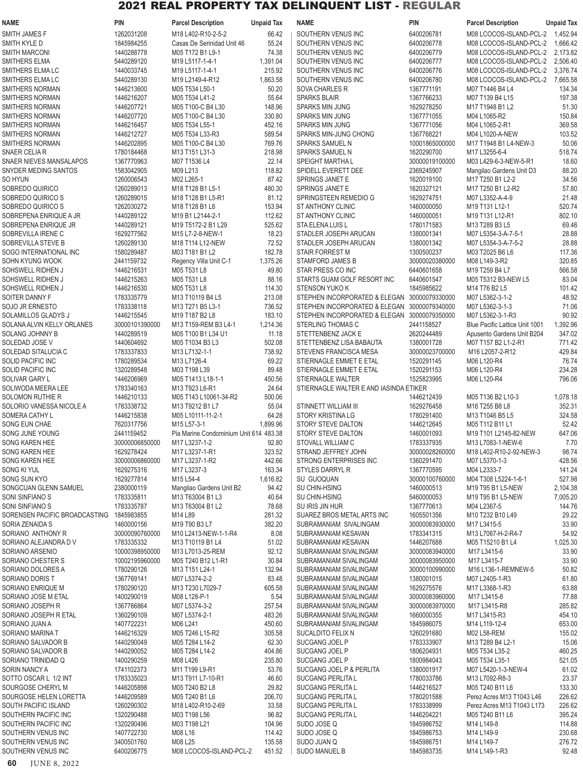# 2021 REAL PROPERTY TAX DELINQUENT LIST - REGULAR

| NAME | PIN | Parcel Description | Unpaid Tax |
|---|---|---|---|
| SMITH JAMES F | 1262031208 | M18 L402-R10-2-5-2 | 66.42 |
| SMITH KYLE D | 1845984255 | Casas De Serinidad Unit 46 | 55.24 |
| SMITH MARCONI | 1440288778 | M05 T172 B1 L9-1 | 74.38 |
| SMITHERS ELMA | 5440289120 | M19 L5117-1-4-1 | 1,391.04 |
| SMITHERS ELMA LC | 1440033745 | M19 L5117-1-4-1 | 215.92 |
| SMITHERS ELMA LC | 5440289130 | M19 L2149-4-R12 | 1,863.58 |
| SMITHERS NORMAN | 1446213600 | M05 T534 L50-1 | 50.20 |
| SMITHERS NORMAN | 1446216207 | M05 T534 L41-2 | 55.64 |
| SMITHERS NORMAN | 1446207721 | M05 T100-C B4 L30 | 148.96 |
| SMITHERS NORMAN | 1446207720 | M05 T100-C B4 L30 | 330.80 |
| SMITHERS NORMAN | 1446216457 | M05 T534 L55-1 | 452.16 |
| SMITHERS NORMAN | 1446212227 | M05 T534 L33-R3 | 589.54 |
| SMITHERS NORMAN | 1446202895 | M05 T100-C B4 L30 | 769.76 |
| SNAER CELIA R | 1780184468 | M13 T151 L31-3 | 218.98 |
| SNAER NIEVES MANSALAPOS | 1367770963 | M07 T1536 L4 | 22.14 |
| SNYDER MEDING SANTOS | 1583042905 | M09 L213 | 118.82 |
| SO HYUN | 1260006543 | M02 L265-1 | 87.42 |
| SOBREDO QUIRICO | 1260289013 | M18 T128 B1 L5-1 | 480.30 |
| SOBREDO QUIRICO S | 1260289015 | M18 T128 B1 L5-R1 | 81.12 |
| SOBREDO QUIRICO S | 1262030272 | M18 T128 B1 L6 | 153.94 |
| SOBREPENA ENRIQUE A JR | 1440289122 | M19 B1 L2144-2-1 | 112.62 |
| SOBREPENA ENRIQUE JR | 1440289121 | M19 T5172-2 B1 L29 | 525.62 |
| SOBREVILLA IRENE C | 1629277562 | M15 L7-2-8-NEW-1 | 18.23 |
| SOBREVILLA STEVE B | 1260289130 | M18 T114 L12-NEW | 72.52 |
| SOGO INTERNATIONAL INC | 1580289487 | M03 T181 B1 L2 | 182.78 |
| SOHN KYUNG WOOK | 2441159732 | Regency Villa Unit C-1 | 1,375.26 |
| SOHSWELL RIDHEN J | 1446216531 | M05 T531 L8 | 49.80 |
| SOHSWELL RIDHEN J | 1446215263 | M05 T531 L8 | 88.16 |
| SOHSWELL RIDHEN J | 1446216530 | M05 T531 L8 | 114.30 |
| SOITER DANNY F | 1783335779 | M13 T10119 B4 L5 | 213.08 |
| SOJO JR ERNESTO | 1783338118 | M13 T271 B5 L3-1 | 736.52 |
| SOLAMILLOS GLADYS J | 1446215545 | M19 T187 B2 L8 | 183.10 |
| SOLANA ALVIN KELLY ORLANES | 30000101390000 | M13 T159-REM B3 L4-1 | 1,214.36 |
| SOLANG JOHNNY B | 1440289519 | M05 T100 B1 L34 U1 | 11.18 |
| SOLEDAD JOSE V | 1440604692 | M05 T1034 B3 L3 | 502.08 |
| SOLEDAD SITALUCIA C | 1783337833 | M13 L7132-1-1 | 738.92 |
| SOLID PACIFIC INC | 1780289534 | M13 L7126-4 | 69.22 |
| SOLID PACIFIC INC | 1320289548 | M03 T198 L39 | 89.48 |
| SOLIVAR GARY L | 1446206969 | M05 T1413 L18-1-1 | 450.56 |
| SOLIWODA MEERA LEE | 1783340163 | M13 T923 L6-R1 | 24.64 |
| SOLOMON RUTHIE R | 1446210133 | M05 T143 L10061-34-R2 | 500.06 |
| SOLORIO VANESSA NICOLE A | 1783338732 | M13 T9212 B1 L7 | 55.04 |
| SOMERA CATHY L | 1446215838 | M05 L10111-11-2-1 | 64.28 |
| SONG EUN CHAE | 7620317756 | M15 L57-3-1 | 1,899.96 |
| SONG JUNE YOUNG | 2441159452 | Pia Marine Condominium Unit 614 | 483.38 |
| SONG KAREN HEE | 30000006850000 | M17 L3237-1-2 | 92.80 |
| SONG KAREN HEE | 1629278424 | M17 L3237-1-R1 | 323.52 |
| SONG KAREN HEE | 30000006860000 | M17 L3237-1-R2 | 442.66 |
| SONG KI YUL | 1629275316 | M17 L3237-3 | 163.34 |
| SONG SUN KYO | 1629277814 | M15 L54-4 | 1,616.82 |
| SONGCUAN GLENN SAMUEL | 2380000119 | Mangilao Gardens Unit B2 | 94.42 |
| SONI SINFIANO S | 1783335811 | M13 T63004 B1 L3 | 40.64 |
| SONI SINFIANO S | 1783335787 | M13 T63004 B1 L2 | 78.68 |
| SORENSEN PACIFIC BROADCASTING | 1845983855 | M14 L89 | 281.32 |
| SORIA ZENAIDA S | 1460000156 | M19 T90 B3 L7 | 382.20 |
| SORIANO ANTHONY R | 30000090760000 | M10 L2413-NEW-1-1-R4 | 8.08 |
| SORIANO ALEJANDRA D V | 1783335332 | M13 T10119 B1 L4 | 51.02 |
| SORIANO ARSENIO | 10000398950000 | M13 L7013-25-REM | 92.12 |
| SORIANO CHESTER S | 10002195960000 | M05 T240 B12 L1-R1 | 30.84 |
| SORIANO DOLORES A | 1780290126 | M13 T151 L24-1 | 132.94 |
| SORIANO DORIS T | 1367769141 | M07 L5374-2-2 | 83.48 |
| SORIANO ENRIQUE M | 1780290120 | M13 T230 L7029-7 | 605.58 |
| SORIANO JOSE M ETAL | 1400290019 | M08 L128-P-1 | 5.54 |
| SORIANO JOSEPH R | 1367766864 | M07 L5374-3-2 | 257.54 |
| SORIANO JOSEPH R ETAL | 1360290109 | M07 L5374-2-1 | 483.26 |
| SORIANO JUAN A | 1407722331 | M06 L241 | 450.60 |
| SORIANO MARINA T | 1446216329 | M05 T246 L15-R2 | 305.58 |
| SORIANO SALVADOR B | 1440290049 | M05 T284 L14-2 | 62.30 |
| SORIANO SALVADOR B | 1440290052 | M05 T284 L14-2 | 404.86 |
| SORIANO TRINIDAD Q | 1400290259 | M08 L426 | 235.80 |
| SORIN NANCY A | 1741102373 | M11 T199 L9-R1 | 53.76 |
| SOTTO OSCAR L 1/2 INT | 1783335023 | M13 T911 L7-10-R1 | 46.60 |
| SOURGOSE CHERYL M | 1446205898 | M05 T240 B2 L8 | 29.82 |
| SOURGOSE HELEN LORETTA | 1446209589 | M05 T240 B1 L6 | 206.70 |
| SOUTH PACIFIC ISLAND | 1260290302 | M18 L402-R10-2-69 | 33.58 |
| SOUTHERN PACIFIC INC | 1320290488 | M03 T198 L56 | 96.82 |
| SOUTHERN PACIFIC INC | 1320290496 | M03 T198 L21 | 104.96 |
| SOUTHERN VENUS INC | 1407722730 | M08 L16 | 114.42 |
| SOUTHERN VENUS INC | 3400501760 | M08 L25 | 135.58 |
| SOUTHERN VENUS INC | 6400206775 | M08 LCOCOS-ISLAND-PCL-2 | 451.52 |
| SOUTHERN VENUS INC | 6400206781 | M08 LCOCOS-ISLAND-PCL-2 | 1,452.94 |
| SOUTHERN VENUS INC | 6400206778 | M08 LCOCOS-ISLAND-PCL-2 | 1,666.42 |
| SOUTHERN VENUS INC | 6400206779 | M08 LCOCOS-ISLAND-PCL-2 | 2,173.82 |
| SOUTHERN VENUS INC | 6400206777 | M08 LCOCOS-ISLAND-PCL-2 | 2,506.40 |
| SOUTHERN VENUS INC | 6400206776 | M08 LCOCOS-ISLAND-PCL-2 | 3,376.74 |
| SOUTHERN VENUS INC | 6400206780 | M08 LCOCOS-ISLAND-PCL-2 | 7,665.58 |
| SOVA CHARLES R | 1367771191 | M07 T1446 B4 L4 | 134.34 |
| SPARKS BLAIR | 1367766233 | M07 T139 B4 L15 | 197.38 |
| SPARKS MIN JUNG | 1629278250 | M17 T1948 B1 L2 | 51.30 |
| SPARKS MIN JUNG | 1367771055 | M04 L1065-R2 | 150.84 |
| SPARKS MIN JUNG | 1367771056 | M04 L1065-2-R1 | 369.58 |
| SPARKS MIN-JUNG CHONG | 1367768221 | M04 L1020-A-NEW | 103.52 |
| SPARKS SAMUEL N | 10001865000000 | M17 T1948 B1 L4-NEW-3 | 50.06 |
| SPARKS SAMUEL N | 1620290700 | M17 L3255-6-4 | 518.74 |
| SPEIGHT MARTHA L | 30000019100000 | M03 L429-6-3-NEW-5-R1 | 18.60 |
| SPIDELL EVERETT DEE | 2369245907 | Mangilao Gardens Unit D3 | 88.20 |
| SPRINGS JANET E | 1620019100 | M17 T250 B1 L2-2 | 34.56 |
| SPRINGS JANET E | 1620327121 | M17 T250 B1 L2-R2 | 57.80 |
| SPRINGSTEEN REMEDIO G | 1629274751 | M07 L3352-A-4-9 | 21.48 |
| ST ANTHONY CLINIC | 1460000050 | M19 T131 L12-1 | 520.74 |
| ST ANTHONY CLINIC | 1460000051 | M19 T131 L12-R1 | 802.10 |
| STA ELENA LUIS L | 1780171583 | M13 T289 B3 L5 | 69.46 |
| STADLER JOSEPH ARUCAN | 1380001341 | M07 L5354-3-A-7-5-1 | 28.88 |
| STADLER JOSEPH ARUCAN | 1380001342 | M07 L5354-3-A-7-5-2 | 28.88 |
| STAIR FORREST M | 1300500237 | M03 T2025 B6 L6 | 117.36 |
| STAMFORD JAMES B | 30000020380000 | M08 L149-3-R2 | 320.85 |
| STAR PRESS CO INC | 6440601658 | M19 T259 B4 L7 | 566.58 |
| STARTS GUAM GOLF RESORT INC | 6440601547 | M05 T5312 B3-NEW L5 | 83.04 |
| STENSON YUKO K | 1845985622 | M14 T76 B2 L5 | 101.42 |
| STEPHEN INCORPORATED & ELEGAN | 30000079330000 | M07 L5362-3-1-2 | 48.92 |
| STEPHEN INCORPORATED & ELEGAN | 30000079340000 | M07 L5362-3-1-3 | 71.06 |
| STEPHEN INCORPORATED & ELEGAN | 30000079350000 | M07 L5362-3-1-R3 | 90.92 |
| STERLING THOMAS C | 2441158527 | Blue Pacific Lattice Unit 1001 | 1,392.96 |
| STETTENBENZ JACK E | 2620244489 | Apusento Gardens Unit B204 | 347.02 |
| STETTENBENZ LISA BABAUTA | 1380001728 | M07 T157 B2 L1-2-R1 | 771.42 |
| STEVENS FRANCISCA MESA | 30000023700000 | M16 L2057-2-R12 | 429.84 |
| STIERNAGLE EMMET E ETAL | 1520291145 | M06 L120-R4 | 76.74 |
| STIERNAGLE EMMET E ETAL | 1520291153 | M06 L120-R4 | 234.28 |
| STIERNAGLE WALTER | 1525823995 | M06 L120-R4 | 796.06 |
| STIERNAGLE WALTER E AND IASINDA ETIKER | 1446212439 | M05 T136 B2 L10-3 | 1,078.18 |
| STINNETT WILLIAM III | 1629276458 | M16 T255 B8 L8 | 352.31 |
| STORY KRISTINA LG | 1780291400 | M13 T1046 B5 L5 | 324.58 |
| STORY STEVE DALTON | 1446212645 | M05 T112 B11 L1 | 52.42 |
| STORY STEVE DALTON | 1460001093 | M19 T101 L2145-82-NEW | 647.06 |
| STOVALL WILLIAM C | 1783337935 | M13 L7083-1-NEW-6 | 7.70 |
| STRAND JEFFREY JOHN | 30000028260000 | M18 L402-R10-2-92-NEW-3 | 98.74 |
| STRONG ENTERPRISES INC | 1360291470 | M07 L5370-1-3 | 428.56 |
| STYLES DARRYL R | 1367770595 | M04 L2333-7 | 141.24 |
| SU GUOQUAN | 30000100760000 | M04 T308 L5224-1-6-1 | 527.98 |
| SU CHIN-HSING | 1460000513 | M19 T95 B1 L5-NEW | 2,104.38 |
| SU CHIN-HSING | 5460000053 | M19 T95 B1 L5-NEW | 7,005.20 |
| SU IRIS JIN HUR | 1367770613 | M04 L2367-5 | 144.76 |
| SUAREZ BROS METAL ARTS INC | 1605501356 | M10 T232 B10 L49 | 29.22 |
| SUBRAMANIAM SIVALINGAM | 30000083930000 | M17 L3415-5 | 33.90 |
| SUBRAMANIAM KESAVAN | 1783341315 | M13 L7067-H-2-R4-7 | 54.92 |
| SUBRAMANIAM KESAVAN | 1446207688 | M05 T15210 B1 L4 | 1,025.30 |
| SUBRAMANIAM SIVALINGAM | 30000083940000 | M17 L3415-6 | 33.90 |
| SUBRAMANIAM SIVALINGAM | 30000083950000 | M17 L3415-7 | 33.90 |
| SUBRAMANIAM SIVALINGAM | 30000100990000 | M16 L136-1-REMNEW-5 | 50.82 |
| SUBRAMANIAM SIVALINGAM | 1380001015 | M07 L2405-1-R3 | 61.80 |
| SUBRAMANIAM SIVALINGAM | 1629275576 | M17 L3368-1-R3 | 63.88 |
| SUBRAMANIAM SIVALINGAM | 30000083960000 | M17 L3415-8 | 77.88 |
| SUBRAMANIAM SIVALINGAM | 30000083970000 | M17 L3415-R8 | 285.82 |
| SUBRAMANIAM SIVALINGAM | 1660000355 | M17 L3415-R3 | 454.10 |
| SUBRAMANIAM SIVALINGAM | 1845986075 | M14 L119-12-4 | 653.00 |
| SUCALDITO FELIX N | 1260291680 | M02 L58-REM | 155.02 |
| SUCGANG JOEL P | 1783333907 | M13 T289 B4 L2-1 | 15.06 |
| SUCGANG JOEL P | 1806204931 | M05 T534 L35-2 | 460.25 |
| SUCGANG JOEL P | 1800984043 | M05 T534 L35-1 | 521.05 |
| SUCGANG JOEL P & PERLITA | 1380001917 | M07 L5420-1-3-NEW-4 | 61.02 |
| SUCGANG PERLITA L | 1780033786 | M13 L7092-R8-3 | 23.37 |
| SUCGANG PERLITA L | 1446216527 | M05 T240 B11 L6 | 133.30 |
| SUCGANG PERLITA L | 1780201588 | Perez Acres M13 T1043 L46 | 226.62 |
| SUCGANG PERLITA L | 1783338999 | Perez Acres M13 T1043 L173 | 226.62 |
| SUCGANG PERLITA L | 1446204221 | M05 T240 B11 L6 | 395.24 |
| SUDO JOSE Q | 1845986752 | M14 L149-8 | 114.88 |
| SUDO JOSE Q | 1845986753 | M14 L149-9 | 230.68 |
| SUDO JUAN Q | 1845986751 | M14 L149-7 | 276.72 |
| SUDO MANUEL B | 1845983735 | M14 L149-1-R3 | 92.48 |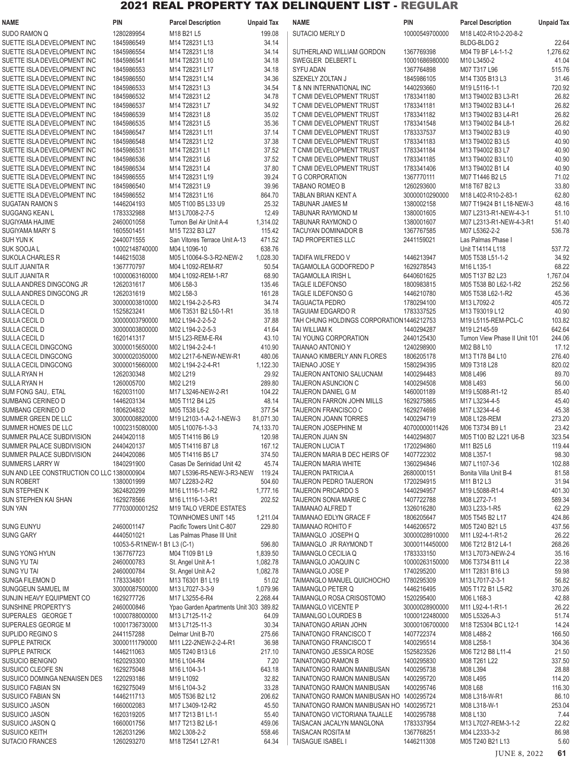# 2021 REAL PROPERTY TAX DELINQUENT LIST - REGULAR

| NAME | PIN | Parcel Description | Unpaid Tax |
|---|---|---|---|
| SUDO RAMON Q | 1280289954 | M18 B21 L5 | 199.08 |
| SUETTE ISLA DEVELOPMENT INC | 1845986549 | M14 T28231 L13 | 34.14 |
| SUETTE ISLA DEVELOPMENT INC | 1845986554 | M14 T28231 L18 | 34.14 |
| SUETTE ISLA DEVELOPMENT INC | 1845986541 | M14 T28231 L10 | 34.18 |
| SUETTE ISLA DEVELOPMENT INC | 1845986553 | M14 T28231 L17 | 34.18 |
| SUETTE ISLA DEVELOPMENT INC | 1845986550 | M14 T28231 L14 | 34.36 |
| SUETTE ISLA DEVELOPMENT INC | 1845986533 | M14 T28231 L3 | 34.54 |
| SUETTE ISLA DEVELOPMENT INC | 1845986532 | M14 T28231 L2 | 34.78 |
| SUETTE ISLA DEVELOPMENT INC | 1845986537 | M14 T28231 L7 | 34.92 |
| SUETTE ISLA DEVELOPMENT INC | 1845986539 | M14 T28231 L8 | 35.02 |
| SUETTE ISLA DEVELOPMENT INC | 1845986535 | M14 T28231 L5 | 35.36 |
| SUETTE ISLA DEVELOPMENT INC | 1845986547 | M14 T28231 L11 | 37.14 |
| SUETTE ISLA DEVELOPMENT INC | 1845986548 | M14 T28231 L12 | 37.38 |
| SUETTE ISLA DEVELOPMENT INC | 1845986531 | M14 T28231 L1 | 37.52 |
| SUETTE ISLA DEVELOPMENT INC | 1845986536 | M14 T28231 L6 | 37.52 |
| SUETTE ISLA DEVELOPMENT INC | 1845986534 | M14 T28231 L4 | 37.80 |
| SUETTE ISLA DEVELOPMENT INC | 1845986555 | M14 T28231 L19 | 39.24 |
| SUETTE ISLA DEVELOPMENT INC | 1845986540 | M14 T28231 L9 | 39.96 |
| SUETTE ISLA DEVELOPMENT INC | 1845986552 | M14 T28231 L16 | 864.70 |
| SUGATAN RAMON S | 1446204193 | M05 T100 B5 L33 U9 | 25.32 |
| SUGGANG KEAN L | 1783332988 | M13 L7008-2-7-5 | 12.49 |
| SUGIYAMA HAJIME | 2460001058 | Tumon Bel Air Unit A-4 | 1,314.02 |
| SUGIYAMA MARY S | 1605501451 | M15 T232 B3 L27 | 115.42 |
| SUH YUN K | 2440071555 | San Vitores Terrace Unit A-13 | 471.52 |
| SUK SOOJA L | 10002148740000 | M04 L1096-10 | 638.76 |
| SUKOLA CHARLES R | 1446215038 | M05 L10064-S-3-R2-NEW-2 | 1,028.30 |
| SULIT JUANITA R | 1367770797 | M04 L1092-REM-R7 | 50.54 |
| SULIT JUANITA R | 10000063160000 | M04 L1092-REM-1-R7 | 68.90 |
| SULLA ANDRES DINGCONG JR | 1262031617 | M06 L58-3 | 135.46 |
| SULLA ANDRES DINGCONG JR | 1262031619 | M02 L58-3 | 161.28 |
| SULLA CECIL D | 30000003810000 | M02 L194-2-2-5-R3 | 34.74 |
| SULLA CECIL D | 1525823241 | M06 T3531 B2 L50-1-R1 | 35.18 |
| SULLA CECIL D | 30000003790000 | M02 L194-2-2-5-2 | 37.88 |
| SULLA CECIL D | 30000003800000 | M02 L194-2-2-5-3 | 41.64 |
| SULLA CECIL D | 1620141317 | M15 L23-REM-E-R4 | 43.10 |
| SULLA CECIL DINGCONG | 30000015650000 | M02 L194-2-2-4-1 | 410.90 |
| SULLA CECIL DINGCONG | 30000020350000 | M02 L217-6-NEW-NEW-R1 | 480.06 |
| SULLA CECIL DINGCONG | 30000015660000 | M02 L194-2-2-4-R1 | 1,122.30 |
| SULLA RYAN H | 1262030348 | M02 L219 | 29.92 |
| SULLA RYAN H | 1260005700 | M02 L219 | 289.80 |
| SUM FONG SAU,. ETAL | 1620031100 | M17 L3246-NEW-2-R1 | 104.22 |
| SUMBANG CERINEO D | 1446203134 | M05 T112 B4 L25 | 48.14 |
| SUMBANG CERINEO D | 1806204832 | M05 T538 L6-2 | 377.54 |
| SUMMER GREEN DE LLC | 30000008820000 | M19 L2103-1-A-2-1-NEW-3 | 81,071.30 |
| SUMMER HOMES DE LLC | 10002315080000 | M05 L10076-1-3-3 | 74,133.70 |
| SUMMER PALACE SUBDIVISION | 2440420118 | M05 T14116 B6 L9 | 120.98 |
| SUMMER PALACE SUBDIVISION | 2440420137 | M05 T14116 B7 L8 | 167.12 |
| SUMMER PALACE SUBDIVISION | 2440420086 | M05 T14116 B5 L7 | 374.50 |
| SUMMERS LARRY W | 1840291900 | Casas De Serinidad Unit 42 | 45.74 |
| SUN AND LEE CONSTRUCTION CO LLC | 1380000904 | M07 L5396-R5-NEW-3-R3-NEW | 119.24 |
| SUN ROBERT | 1380001999 | M07 L2283-2-R2 | 504.60 |
| SUN STEPHEN K | 3624820299 | M16 L1116-1-1-R2 | 1,777.16 |
| SUN STEPHEN KAI SHAN | 1629278566 | M16 L1116-1-3-R1 | 202.52 |
| SUN YAN | 77703000001252 | M19 TALO VERDE ESTATES TOWNHOMES UNIT 145 | 1,211.04 |
| SUNG EUNYU | 2460001147 | Pacific Towers Unit C-807 | 229.80 |
| SUNG GARY | 4440501021 | Las Palmas Phase III Unit 10053-5-R1NEW-1 B1 L3 (C-1) | 596.80 |
| SUNG YONG HYUN | 1367767723 | M04 T109 B1 L9 | 1,839.50 |
| SUNG YU TAI | 2460000783 | St. Angel Unit A-1 | 1,082.78 |
| SUNG YU TAI | 2460000784 | St. Angel Unit A-2 | 1,082.78 |
| SUNGA FILEMON D | 1783334801 | M13 T6301 B1 L19 | 51.02 |
| SUNGGEUN SAMUEL IM | 30000087500000 | M13 L7027-3-3-9 | 1,079.96 |
| SUNJIN HEAVY EQUIPMENT CO | 1629277726 | M17 L3255-6-R4 | 2,268.44 |
| SUNSHINE PROPERTY'S | 2460000846 | Ypao Garden Apartments Unit 303 | 389.82 |
| SUPERALES GEORGE T | 10000788000000 | M13 L7125-11-2 | 64.09 |
| SUPERALES GEORGE M | 10001736730000 | M13 L7125-11-3 | 30.34 |
| SUPLIDO REGINO S | 2441157288 | Delmar Unit B-70 | 275.66 |
| SUPPLE PATRICK | 30000011790000 | M11 L22-2NEW-2-2-4-R1 | 36.98 |
| SUPPLE PATRICK | 1446211063 | M05 T240 B13 L6 | 217.10 |
| SUSUCIO BENIGNO | 1620293300 | M16 L104-R4 | 7.20 |
| SUSUICO CLEOFE SN | 1629275048 | M16 L104-3-1 | 643.18 |
| SUSUICO DOMINGA NENAISEN DES | 1220293186 | M19 L1092 | 32.82 |
| SUSUICO FABIAN SN | 1629275049 | M16 L104-3-2 | 33.28 |
| SUSUICO FABIAN SN | 1446211713 | M05 T536 B2 L12 | 206.62 |
| SUSUICO JASON | 1660002083 | M17 L3409-12-R2 | 45.50 |
| SUSUICO JASON | 1620319205 | M17 T213 B1 L1-1 | 55.40 |
| SUSUICO JASON Q | 1660001756 | M17 T213 B2 L6-1 | 459.06 |
| SUSUICO KEITH | 1262031296 | M02 L308-2-2 | 558.46 |
| SUTACIO FRANCES | 1260293270 | M18 T2541 L27-R1 | 64.34 |
| SUTACIO MERLY D | 10000549700000 | M18 L402-R10-2-20-8-2 BLDG-BLDG 2 | 22.64 |
| SUTHERLAND WILLIAM GORDON | 1367769398 | M04 T9 BF L4-1-1-2 | 1,276.62 |
| SWEGLER DELBERT L | 10001686980000 | M10 L3450-2 | 41.04 |
| SYFU ADAN | 1367764898 | M07 T317 L96 | 515.76 |
| SZEKELY ZOLTAN J | 1845986105 | M14 T305 B13 L3 | 31.46 |
| T & NN INTERNATIONAL INC | 1440293660 | M19 L5116-1-1 | 720.92 |
| T CNMI DEVELOPMENT TRUST | 1783341180 | M13 T94002 B3 L3-R1 | 26.82 |
| T CNMI DEVELOPMENT TRUST | 1783341181 | M13 T94002 B3 L4-1 | 26.82 |
| T CNMI DEVELOPMENT TRUST | 1783341182 | M13 T94002 B3 L4-R1 | 26.82 |
| T CNMI DEVELOPMENT TRUST | 1783341548 | M13 T94002 B4 L8-1 | 26.82 |
| T CNMI DEVELOPMENT TRUST | 1783337537 | M13 T94002 B3 L9 | 40.90 |
| T CNMI DEVELOPMENT TRUST | 1783341183 | M13 T94002 B3 L5 | 40.90 |
| T CNMI DEVELOPMENT TRUST | 1783341184 | M13 T94002 B3 L7 | 40.90 |
| T CNMI DEVELOPMENT TRUST | 1783341185 | M13 T94002 B3 L10 | 40.90 |
| T CNMI DEVELOPMENT TRUST | 1783341406 | M13 T94002 B1 L4 | 40.90 |
| T G CORPORATION | 1367770111 | M07 T1446 B2 L5 | 71.02 |
| TABANO ROMEO B | 1260293600 | M18 T67 B2 L3 | 33.80 |
| TABLAN BRIAN KENT A | 30000010290000 | M18 L402-R10-2-83-1 | 62.80 |
| TABUNAR JAMES M | 1380002158 | M07 T19424 B1 L18-NEW-3 | 48.16 |
| TABUNAR RAYMOND M | 1380001605 | M07 L2313-R1-NEW-4-3-1 | 51.10 |
| TABUNAR RAYMOND O | 1380001607 | M07 L2313-R1-NEW-4-3-R1 | 51.40 |
| TACUYAN DOMINADOR B | 1367767585 | M07 L5362-2-2 | 536.78 |
| TAD PROPERTIES LLC | 2441159021 | Las Palmas Phase I Unit T14114 L118 | 537.72 |
| TADIFA WILFREDO V | 1446213947 | M05 T538 L51-1-2 | 34.92 |
| TAGAMOLILA GODOFREDO P | 1629278543 | M16 L135-1 | 68.22 |
| TAGAMOLILA IRISH L | 6440601625 | M05 T137 B2 L23 | 1,767.04 |
| TAGLE ILDEFONSO | 1800983815 | M05 T538 B0 L62-1-R2 | 252.56 |
| TAGLE ILDEFONSO G | 1446210780 | M05 T538 L62-1-R2 | 45.36 |
| TAGUACTA PEDRO | 1780294100 | M13 L7092-2 | 405.72 |
| TAGUIAM EDGARDO R | 1783337525 | M13 T93019 L12 | 40.90 |
| TAH CHUNG HOLDINGS CORPORATION | 1446212753 | M19 L5115-REM-PCL-C | 103.82 |
| TAI WILLIAM K | 1440294287 | M19 L2145-59 | 642.64 |
| TAI YOUNG CORPORATION | 2440125430 | Tumon View Phase II Unit 101 | 244.06 |
| TAIANAO ANTONIO Y | 1240298900 | M02 B8 L10 | 17.12 |
| TAIANAO KIMBERLY ANN FLORES | 1806205178 | M13 T178 B4 L10 | 276.40 |
| TAIENAO JOSE Y | 1580294395 | M09 T318 L28 | 820.02 |
| TAIJERON ANTONIO SALUCNAM | 1400294483 | M08 L496 | 89.70 |
| TAIJERON ASUNCION C | 1400294508 | M08 L493 | 56.00 |
| TAIJERON DANIEL G M | 1460001189 | M19 L5088-R1-12 | 85.40 |
| TAIJERON FARRON JOHN MILLS | 1629275865 | M17 L3234-4-5 | 45.40 |
| TAIJERON FRANCISCO C | 1629274698 | M17 L3234-4-6 | 45.38 |
| TAIJERON JOANN TORRES | 1400294719 | M08 L128-REM | 273.20 |
| TAIJERON JOSEPHINE M | 40700000011426 | M06 T3734 B9 L1 | 23.42 |
| TAIJERON JUAN SN | 1440294807 | M05 T100 B2 L221 U6-B | 323.54 |
| TAIJERON LUCIA T | 1720294860 | M11 B25 L6 | 119.44 |
| TAIJERON MARIA B DEC HEIRS OF | 1407722302 | M08 L357-1 | 98.30 |
| TAIJERON MARIA WHITE | 1360294846 | M07 L1107-3-6 | 102.88 |
| TAIJERON PATRICIA A | 2680000151 | Bonita Villa Unit B-4 | 81.58 |
| TAIJERON PEDRO TAIJERON | 1720294915 | M11 B12 L3 | 31.94 |
| TAIJERON PRICARDO S | 1440294957 | M19 L5088-R1-4 | 401.30 |
| TAIJERON SONIA MARIE C | 1407722788 | M08 L272-7-1 | 589.34 |
| TAIMANAO ALFRED T | 1326016280 | M03 L233-1-R5 | 62.29 |
| TAIMANAO EDLYN GRACE F | 1806205647 | M05 T545 B2 L17 | 424.86 |
| TAIMANAO ROHITO F | 1446206572 | M05 T240 B21 L5 | 437.56 |
| TAIMANGLO JOSEPH Q | 30000028910000 | M11 L92-4-1-R1-2 | 26.22 |
| TAIMANGLO JR RAYMOND T | 30000114450000 | M06 T212 B12 L4-1 | 268.26 |
| TAIMANGLO CECILIA Q | 1783333150 | M13 L7073-NEW-2-4 | 35.16 |
| TAIMANGLO JOAQUIN C | 10000263150000 | M06 T3734 B11 L4 | 22.38 |
| TAIMANGLO JOSE P | 1740295200 | M11 T2831 B16 L3 | 59.98 |
| TAIMANGLO MANUEL QUICHOCHO | 1780295309 | M13 L7017-2-3-1 | 56.82 |
| TAIMANGLO PETER Q | 1446216495 | M05 T172 B1 L5-R2 | 370.26 |
| TAIMANGLO ROSA CRISOSTOMO | 1520295400 | M06 L168-3 | 42.88 |
| TAIMANGLO VICENTE P | 30000028900000 | M11 L92-4-1-R1-1 | 26.22 |
| TAIMANLGO LOURDES B | 10000122480000 | M05 L5326-A-3 | 51.74 |
| TAINATONGO ARIAN JOHN | 30000106700000 | M18 T25304 BC L12-1 | 14.24 |
| TAINATONGO FRANCISCO T | 1407722374 | M08 L488-2 | 166.50 |
| TAINATONGO FRANCISCO T | 1400295514 | M08 L258-1 | 304.36 |
| TAINATONGO JESSICA ROSE | 1525823526 | M06 T212 B8 L11-4 | 21.50 |
| TAINATONGO RAMON B | 1400295830 | M08 T261 L22 | 337.50 |
| TAINATONGO RAMON MANIBUSAN | 1400295738 | M08 L394 | 28.88 |
| TAINATONGO RAMON MANIBUSAN | 1400295720 | M08 L495 | 114.20 |
| TAINATONGO RAMON MANIBUSAN | 1400295746 | M08 L68 | 116.30 |
| TAINATONGO RAMON MANIBUSAN HO | 1400295724 | M08 L318-W-R1 | 86.10 |
| TAINATONGO RAMON MANIBUSAN HO | 1400295721 | M08 L318-W-1 | 253.04 |
| TAINATONGO VICTORIANA TAJALLE | 1400295788 | M08 L130 | 7.44 |
| TAISACAN JACALYN MANGLONA | 1783337954 | M13 L7027-REM-3-1-2 | 22.82 |
| TAISACAN ROSITA M | 1367768251 | M04 L2333-3-2 | 86.98 |
| TAISAGUE ISABEL I | 1446211308 | M05 T240 B21 L13 | 5.60 |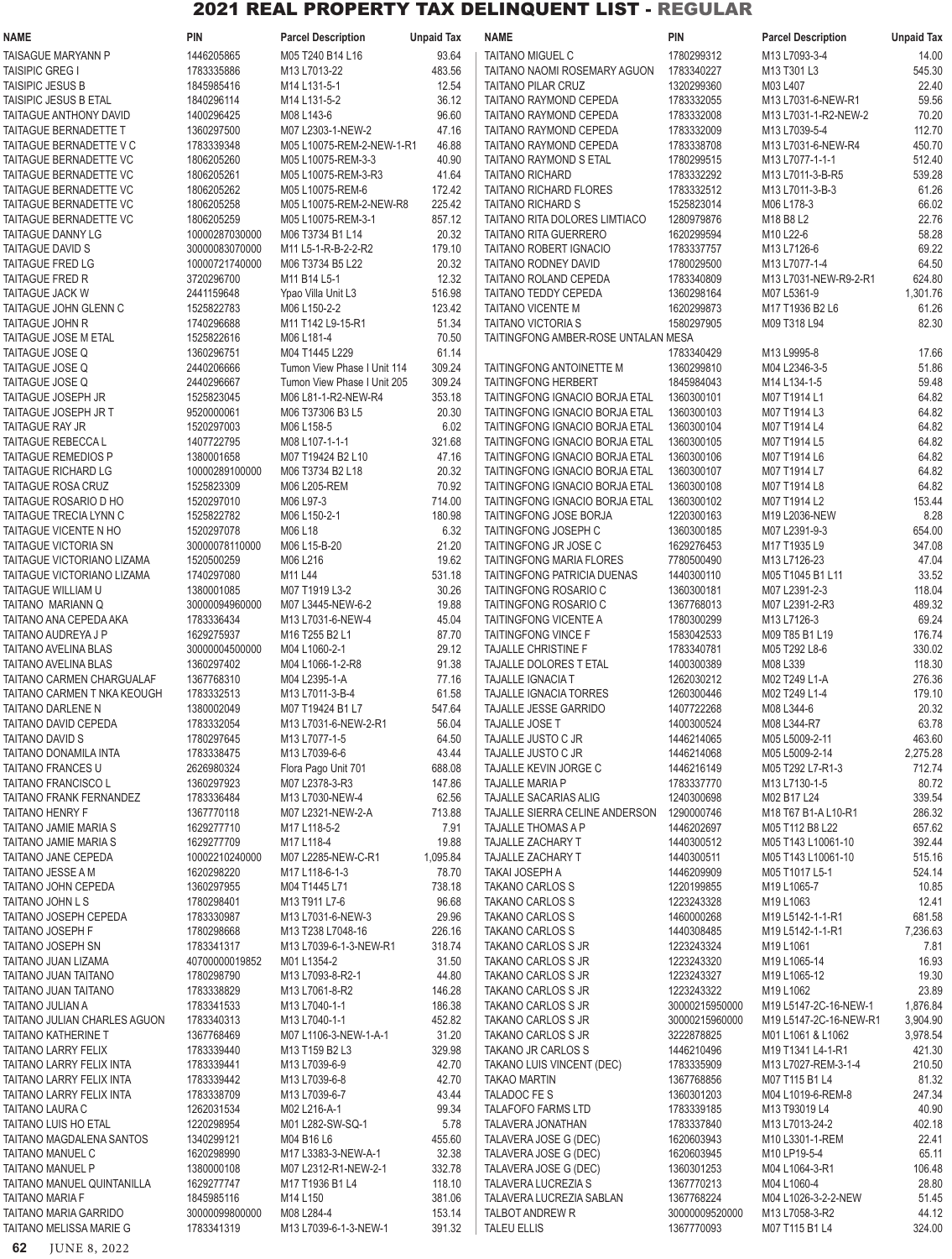# 2021 REAL PROPERTY TAX DELINQUENT LIST - REGULAR

| NAME | PIN | Parcel Description | Unpaid Tax |
|---|---|---|---|
| TAISAGUE MARYANN P | 1446205865 | M05 T240 B14 L16 | 93.64 |
| TAISIPIC GREG I | 1783335886 | M13 L7013-22 | 483.56 |
| TAISIPIC JESUS B | 1845985416 | M14 L131-5-1 | 12.54 |
| TAISIPIC JESUS B ETAL | 1840296114 | M14 L131-5-2 | 36.12 |
| TAITAGUE ANTHONY DAVID | 1400296425 | M08 L143-6 | 96.60 |
| TAITAGUE BERNADETTE T | 1360297500 | M07 L2303-1-NEW-2 | 47.16 |
| TAITAGUE BERNADETTE V C | 1783339348 | M05 L10075-REM-2-NEW-1-R1 | 46.88 |
| TAITAGUE BERNADETTE VC | 1806205260 | M05 L10075-REM-3-3 | 40.90 |
| TAITAGUE BERNADETTE VC | 1806205261 | M05 L10075-REM-3-R3 | 41.64 |
| TAITAGUE BERNADETTE VC | 1806205262 | M05 L10075-REM-6 | 172.42 |
| TAITAGUE BERNADETTE VC | 1806205258 | M05 L10075-REM-2-NEW-R8 | 225.42 |
| TAITAGUE BERNADETTE VC | 1806205259 | M05 L10075-REM-3-1 | 857.12 |
| TAITAGUE DANNY LG | 10000287030000 | M06 T3734 B1 L14 | 20.32 |
| TAITAGUE DAVID S | 30000083070000 | M11 L5-1-R-B-2-2-R2 | 179.10 |
| TAITAGUE FRED LG | 10000721740000 | M06 T3734 B5 L22 | 20.32 |
| TAITAGUE FRED R | 3720296700 | M11 B14 L5-1 | 12.32 |
| TAITAGUE JACK W | 2441159648 | Ypao Villa Unit L3 | 516.98 |
| TAITAGUE JOHN GLENN C | 1525822183 | M06 L150-2-2 | 123.42 |
| TAITAGUE JOHN R | 1740296688 | M11 T142 L9-15-R1 | 51.34 |
| TAITAGUE JOSE M ETAL | 1525822616 | M06 L181-4 | 70.50 |
| TAITAGUE JOSE Q | 1360296751 | M04 T1445 L229 | 61.14 |
| TAITAGUE JOSE Q | 2440206666 | Tumon View Phase I Unit 114 | 309.24 |
| TAITAGUE JOSE Q | 2440296667 | Tumon View Phase I Unit 205 | 309.24 |
| TAITAGUE JOSEPH JR | 1525823045 | M06 L81-1-R2-NEW-R4 | 353.18 |
| TAITAGUE JOSEPH JR T | 9520000061 | M06 T37306 B3 L5 | 20.30 |
| TAITAGUE RAY JR | 1520297003 | M06 L158-5 | 6.02 |
| TAITAGUE REBECCA L | 1407722795 | M08 L107-1-1-1 | 321.68 |
| TAITAGUE REMEDIOS P | 1380001658 | M07 T19424 B2 L10 | 47.16 |
| TAITAGUE RICHARD LG | 10000289100000 | M06 T3734 B2 L18 | 20.32 |
| TAITAGUE ROSA CRUZ | 1525823309 | M06 L205-REM | 70.92 |
| TAITAGUE ROSARIO D HO | 1520297010 | M06 L97-3 | 714.00 |
| TAITAGUE TRECIA LYNN C | 1525822782 | M06 L150-2-1 | 180.98 |
| TAITAGUE VICENTE N HO | 1520297078 | M06 L18 | 6.32 |
| TAITAGUE VICTORIA SN | 30000078110000 | M06 L15-B-20 | 21.20 |
| TAITAGUE VICTORIANO LIZAMA | 1520500259 | M06 L216 | 19.62 |
| TAITAGUE VICTORIANO LIZAMA | 1740297080 | M11 L44 | 531.18 |
| TAITAGUE WILLIAM U | 1380001085 | M07 T1919 L3-2 | 30.26 |
| TAITANO MARIANN Q | 30000094960000 | M07 L3445-NEW-6-2 | 19.88 |
| TAITANO ANA CEPEDA AKA | 1783336434 | M13 L7031-6-NEW-4 | 45.04 |
| TAITANO AUDREYA J P | 1629275937 | M16 T255 B2 L1 | 87.70 |
| TAITANO AVELINA BLAS | 30000004500000 | M04 L1060-2-1 | 29.12 |
| TAITANO AVELINA BLAS | 1360297402 | M04 L1066-1-2-R8 | 91.38 |
| TAITANO CARMEN CHARGUALAF | 1367768310 | M04 L2395-1-A | 77.16 |
| TAITANO CARMEN T NKA KEOUGH | 1783332513 | M13 L7011-3-B-4 | 61.58 |
| TAITANO DARLENE N | 1380002049 | M07 T19424 B1 L7 | 547.64 |
| TAITANO DAVID CEPEDA | 1783332054 | M13 L7031-6-NEW-2-R1 | 56.04 |
| TAITANO DAVID S | 1780297645 | M13 L7077-1-5 | 64.50 |
| TAITANO DONAMILA INTA | 1783338475 | M13 L7039-6-6 | 43.44 |
| TAITANO FRANCES U | 2626980324 | Flora Pago Unit 701 | 688.08 |
| TAITANO FRANCISCO L | 1360297923 | M07 L2378-3-R3 | 147.86 |
| TAITANO FRANK FERNANDEZ | 1783336484 | M13 L7030-NEW-4 | 62.56 |
| TAITANO HENRY F | 1367770118 | M07 L2321-NEW-2-A | 713.88 |
| TAITANO JAMIE MARIA S | 1629277710 | M17 L118-5-2 | 7.91 |
| TAITANO JAMIE MARIA S | 1629277709 | M17 L118-4 | 19.88 |
| TAITANO JANE CEPEDA | 10002210240000 | M07 L2285-NEW-C-R1 | 1,095.84 |
| TAITANO JESSE A M | 1620298220 | M17 L118-6-1-3 | 78.70 |
| TAITANO JOHN CEPEDA | 1360297955 | M04 T1445 L71 | 738.18 |
| TAITANO JOHN L S | 1780298401 | M13 T911 L7-6 | 96.68 |
| TAITANO JOSEPH CEPEDA | 1783330987 | M13 L7031-6-NEW-3 | 29.96 |
| TAITANO JOSEPH F | 1780298668 | M13 T238 L7048-16 | 226.16 |
| TAITANO JOSEPH SN | 1783341317 | M13 L7039-6-1-3-NEW-R1 | 318.74 |
| TAITANO JUAN LIZAMA | 40700000019852 | M01 L1354-2 | 31.50 |
| TAITANO JUAN TAITANO | 1780298790 | M13 L7093-8-R2-1 | 44.80 |
| TAITANO JUAN TAITANO | 1783338829 | M13 L7061-8-R2 | 146.28 |
| TAITANO JULIAN A | 1783341533 | M13 L7040-1-1 | 186.38 |
| TAITANO JULIAN CHARLES AGUON | 1783340313 | M13 L7040-1-1 | 452.82 |
| TAITANO KATHERINE T | 1367768469 | M07 L1106-3-NEW-1-A-1 | 31.20 |
| TAITANO LARRY FELIX | 1783339440 | M13 T159 B2 L3 | 329.98 |
| TAITANO LARRY FELIX INTA | 1783339441 | M13 L7039-6-9 | 42.70 |
| TAITANO LARRY FELIX INTA | 1783339442 | M13 L7039-6-8 | 42.70 |
| TAITANO LARRY FELIX INTA | 1783338709 | M13 L7039-6-7 | 43.44 |
| TAITANO LAURA C | 1262031534 | M02 L216-A-1 | 99.34 |
| TAITANO LUIS HO ETAL | 1220298954 | M01 L282-SW-SQ-1 | 5.78 |
| TAITANO MAGDALENA SANTOS | 1340299121 | M04 B16 L6 | 455.60 |
| TAITANO MANUEL C | 1620298990 | M17 L3383-3-NEW-A-1 | 32.38 |
| TAITANO MANUEL P | 1380000108 | M07 L2312-R1-NEW-2-1 | 332.78 |
| TAITANO MANUEL QUINTANILLA | 1629277747 | M17 T1936 B1 L4 | 118.10 |
| TAITANO MARIA F | 1845985116 | M14 L150 | 381.06 |
| TAITANO MARIA GARRIDO | 30000099800000 | M08 L284-4 | 153.14 |
| TAITANO MELISSA MARIE G | 1783341319 | M13 L7039-6-1-3-NEW-1 | 391.32 |
| TAITANO MIGUEL C | 1780299312 | M13 L7093-3-4 | 14.00 |
| TAITANO NAOMI ROSEMARY AGUON | 1783340227 | M13 T301 L3 | 545.30 |
| TAITANO PILAR CRUZ | 1320299360 | M03 L407 | 22.40 |
| TAITANO RAYMOND CEPEDA | 1783332055 | M13 L7031-6-NEW-R1 | 59.56 |
| TAITANO RAYMOND CEPEDA | 1783332008 | M13 L7031-1-R2-NEW-2 | 70.20 |
| TAITANO RAYMOND CEPEDA | 1783332009 | M13 L7039-5-4 | 112.70 |
| TAITANO RAYMOND CEPEDA | 1783338708 | M13 L7031-6-NEW-R4 | 450.70 |
| TAITANO RAYMOND S ETAL | 1780299515 | M13 L7077-1-1-1 | 512.40 |
| TAITANO RICHARD | 1783332292 | M13 L7011-3-B-R5 | 539.28 |
| TAITANO RICHARD FLORES | 1783332512 | M13 L7011-3-B-3 | 61.26 |
| TAITANO RICHARD S | 1525823014 | M06 L178-3 | 66.02 |
| TAITANO RITA DOLORES LIMTIACO | 1280979876 | M18 B8 L2 | 22.76 |
| TAITANO RITA GUERRERO | 1620299594 | M10 L22-6 | 58.28 |
| TAITANO ROBERT IGNACIO | 1783337757 | M13 L7126-6 | 69.22 |
| TAITANO RODNEY DAVID | 1780029500 | M13 L7077-1-4 | 64.50 |
| TAITANO ROLAND CEPEDA | 1783340809 | M13 L7031-NEW-R9-2-R1 | 624.80 |
| TAITANO TEDDY CEPEDA | 1360298164 | M07 L5361-9 | 1,301.76 |
| TAITANO VICENTE M | 1620299873 | M17 T1936 B2 L6 | 61.26 |
| TAITANO VICTORIA S | 1580297905 | M09 T318 L94 | 82.30 |
| TAITINGFONG AMBER-ROSE UNTALAN MESA | 1783340429 | M13 L9995-8 | 17.66 |
| TAITINGFONG ANTOINETTE M | 1360299810 | M04 L2346-3-5 | 51.86 |
| TAITINGFONG HERBERT | 1845984043 | M14 L134-1-5 | 59.48 |
| TAITINGFONG IGNACIO BORJA ETAL | 1360300101 | M07 T1914 L1 | 64.82 |
| TAITINGFONG IGNACIO BORJA ETAL | 1360300103 | M07 T1914 L3 | 64.82 |
| TAITINGFONG IGNACIO BORJA ETAL | 1360300104 | M07 T1914 L4 | 64.82 |
| TAITINGFONG IGNACIO BORJA ETAL | 1360300105 | M07 T1914 L5 | 64.82 |
| TAITINGFONG IGNACIO BORJA ETAL | 1360300106 | M07 T1914 L6 | 64.82 |
| TAITINGFONG IGNACIO BORJA ETAL | 1360300107 | M07 T1914 L7 | 64.82 |
| TAITINGFONG IGNACIO BORJA ETAL | 1360300108 | M07 T1914 L8 | 64.82 |
| TAITINGFONG IGNACIO BORJA ETAL | 1360300102 | M07 T1914 L2 | 153.44 |
| TAITINGFONG JOSE BORJA | 1220300163 | M19 L2036-NEW | 8.28 |
| TAITINGFONG JOSEPH C | 1360300185 | M07 L2391-9-3 | 654.00 |
| TAITINGFONG JR JOSE C | 1629276453 | M17 T1935 L9 | 347.08 |
| TAITINGFONG MARIA FLORES | 7780500490 | M13 L7126-23 | 47.04 |
| TAITINGFONG PATRICIA DUENAS | 1440300110 | M05 T1045 B1 L11 | 33.52 |
| TAITINGFONG ROSARIO C | 1360300181 | M07 L2391-2-3 | 118.04 |
| TAITINGFONG ROSARIO C | 1367768013 | M07 L2391-2-R3 | 489.32 |
| TAITINGFONG VICENTE A | 1780300299 | M13 L7126-3 | 69.24 |
| TAITINGFONG VINCE F | 1583042533 | M09 T85 B1 L19 | 176.74 |
| TAJALLE CHRISTINE F | 1783340781 | M05 T292 L8-6 | 330.02 |
| TAJALLE DOLORES T ETAL | 1400300389 | M08 L339 | 118.30 |
| TAJALLE IGNACIA T | 1262030212 | M02 T249 L1-A | 276.36 |
| TAJALLE IGNACIA TORRES | 1260300446 | M02 T249 L1-4 | 179.10 |
| TAJALLE JESSE GARRIDO | 1407722268 | M08 L344-6 | 20.32 |
| TAJALLE JOSE T | 1400300524 | M08 L344-R7 | 63.78 |
| TAJALLE JUSTO C JR | 1446214065 | M05 L5009-2-11 | 463.60 |
| TAJALLE JUSTO C JR | 1446214068 | M05 L5009-2-14 | 2,275.28 |
| TAJALLE KEVIN JORGE C | 1446216149 | M05 T292 L7-R1-3 | 712.74 |
| TAJALLE MARIA P | 1783337770 | M13 L7130-1-5 | 80.72 |
| TAJALLE SACARIAS ALIG | 1240300698 | M02 B17 L24 | 339.54 |
| TAJALLE SIERRA CELINE ANDERSON | 1290000746 | M18 T67 B1-A L10-R1 | 286.32 |
| TAJALLE THOMAS A P | 1446202697 | M05 T112 B8 L22 | 657.62 |
| TAJALLE ZACHARY T | 1440300512 | M05 T143 L10061-10 | 392.44 |
| TAJALLE ZACHARY T | 1440300511 | M05 T143 L10061-10 | 515.16 |
| TAKAI JOSEPH A | 1446209909 | M05 T1017 L5-1 | 524.14 |
| TAKANO CARLOS S | 1220199855 | M19 L1065-7 | 10.85 |
| TAKANO CARLOS S | 1223243328 | M19 L1063 | 12.41 |
| TAKANO CARLOS S | 1460000268 | M19 L5142-1-1-R1 | 681.58 |
| TAKANO CARLOS S | 1440308485 | M19 L5142-1-1-R1 | 7,236.63 |
| TAKANO CARLOS S JR | 1223243324 | M19 L1061 | 7.81 |
| TAKANO CARLOS S JR | 1223243320 | M19 L1065-14 | 16.93 |
| TAKANO CARLOS S JR | 1223243327 | M19 L1065-12 | 19.30 |
| TAKANO CARLOS S JR | 1223243322 | M19 L1062 | 23.89 |
| TAKANO CARLOS S JR | 30000215950000 | M19 L5147-2C-16-NEW-1 | 1,876.84 |
| TAKANO CARLOS S JR | 30000215960000 | M19 L5147-2C-16-NEW-R1 | 3,904.90 |
| TAKANO CARLOS S JR | 3222878825 | M01 L1061 & L1062 | 3,978.54 |
| TAKANO JR CARLOS S | 1446210496 | M19 T1341 L4-1-R1 | 421.30 |
| TAKANO LUIS VINCENT (DEC) | 1783335909 | M13 L7027-REM-3-1-4 | 210.50 |
| TAKAO MARTIN | 1367768856 | M07 T115 B1 L4 | 81.32 |
| TALADOC FE S | 1360301203 | M04 L1019-6-REM-8 | 247.34 |
| TALAFOFO FARMS LTD | 1783339185 | M13 T93019 L4 | 40.90 |
| TALAVERA JONATHAN | 1783337840 | M13 L7013-24-2 | 402.18 |
| TALAVERA JOSE G (DEC) | 1620603943 | M10 L3301-1-REM | 22.41 |
| TALAVERA JOSE G (DEC) | 1620603945 | M10 LP19-5-4 | 65.11 |
| TALAVERA JOSE G (DEC) | 1360301253 | M04 L1064-3-R1 | 106.48 |
| TALAVERA LUCREZIA S | 1367770213 | M04 L1060-4 | 28.80 |
| TALAVERA LUCREZIA SABLAN | 1367768224 | M04 L1026-3-2-2-NEW | 51.45 |
| TALBOT ANDREW R | 30000009520000 | M13 L7058-3-R2 | 44.12 |
| TALEU ELLIS | 1367770093 | M07 T115 B1 L4 | 324.00 |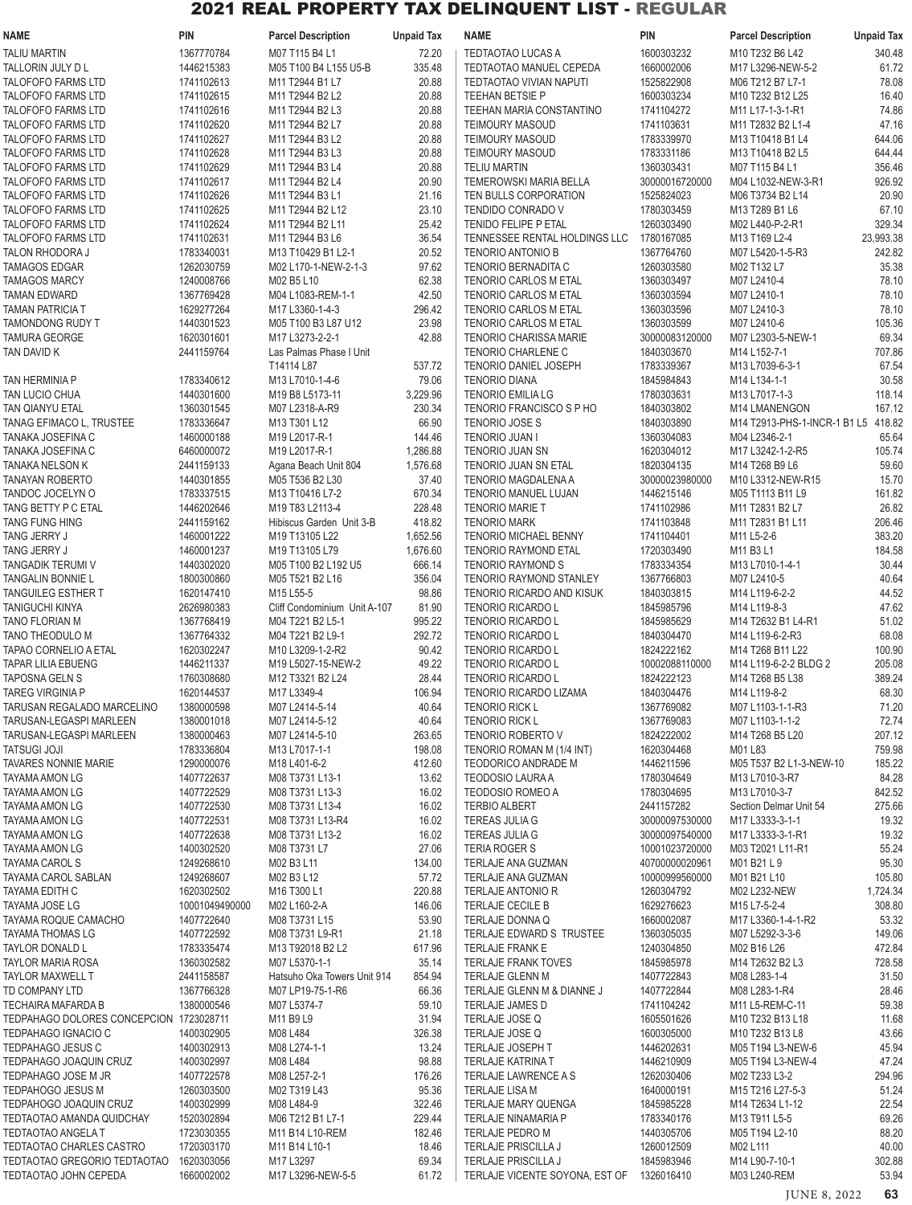# 2021 REAL PROPERTY TAX DELINQUENT LIST - REGULAR

| NAME | PIN | Parcel Description | Unpaid Tax |
|---|---|---|---|
| TALIU MARTIN | 1367770784 | M07 T115 B4 L1 | 72.20 |
| TALLORIN JULY D L | 1446215383 | M05 T100 B4 L155 U5-B | 335.48 |
| TALOFOFO FARMS LTD | 1741102613 | M11 T2944 B1 L7 | 20.88 |
| TALOFOFO FARMS LTD | 1741102615 | M11 T2944 B2 L2 | 20.88 |
| TALOFOFO FARMS LTD | 1741102616 | M11 T2944 B2 L3 | 20.88 |
| TALOFOFO FARMS LTD | 1741102620 | M11 T2944 B2 L7 | 20.88 |
| TALOFOFO FARMS LTD | 1741102627 | M11 T2944 B3 L2 | 20.88 |
| TALOFOFO FARMS LTD | 1741102628 | M11 T2944 B3 L3 | 20.88 |
| TALOFOFO FARMS LTD | 1741102629 | M11 T2944 B3 L4 | 20.88 |
| TALOFOFO FARMS LTD | 1741102617 | M11 T2944 B2 L4 | 20.90 |
| TALOFOFO FARMS LTD | 1741102626 | M11 T2944 B3 L1 | 21.16 |
| TALOFOFO FARMS LTD | 1741102625 | M11 T2944 B2 L12 | 23.10 |
| TALOFOFO FARMS LTD | 1741102624 | M11 T2944 B2 L11 | 25.42 |
| TALOFOFO FARMS LTD | 1741102631 | M11 T2944 B3 L6 | 36.54 |
| TALON RHODORA J | 1783340031 | M13 T10429 B1 L2-1 | 20.52 |
| TAMAGOS EDGAR | 1262030759 | M02 L170-1-NEW-2-1-3 | 97.62 |
| TAMAGOS MARCY | 1240008766 | M02 B5 L10 | 62.38 |
| TAMAN EDWARD | 1367769428 | M04 L1083-REM-1-1 | 42.50 |
| TAMAN PATRICIA T | 1629277264 | M17 L3360-1-4-3 | 296.42 |
| TAMONDONG RUDY T | 1440301523 | M05 T100 B3 L87 U12 | 23.98 |
| TAMURA GEORGE | 1620301601 | M17 L3273-2-2-1 | 42.88 |
| TAN DAVID K | 2441159764 | Las Palmas Phase I Unit T14114 L87 | 537.72 |
| TAN HERMINIA P | 1783340612 | M13 L7010-1-4-6 | 79.06 |
| TAN LUCIO CHUA | 1440301600 | M19 B8 L5173-11 | 3,229.96 |
| TAN QIANYU ETAL | 1360301545 | M07 L2318-A-R9 | 230.34 |
| TANAG EFIMACO L, TRUSTEE | 1783336647 | M13 T301 L12 | 66.90 |
| TANAKA JOSEFINA C | 1460000188 | M19 L2017-R-1 | 144.46 |
| TANAKA JOSEFINA C | 6460000072 | M19 L2017-R-1 | 1,286.88 |
| TANAKA NELSON K | 2441159133 | Agana Beach Unit 804 | 1,576.68 |
| TANAYAN ROBERTO | 1440301855 | M05 T536 B2 L30 | 37.40 |
| TANDOC JOCELYN O | 1783337515 | M13 T10416 L7-2 | 670.34 |
| TANG BETTY P C ETAL | 1446202646 | M19 T83 L2113-4 | 228.48 |
| TANG FUNG HING | 2441159162 | Hibiscus Garden Unit 3-B | 418.82 |
| TANG JERRY J | 1460001222 | M19 T13105 L22 | 1,652.56 |
| TANG JERRY J | 1460001237 | M19 T13105 L79 | 1,676.60 |
| TANGADIK TERUMI V | 1440302020 | M05 T100 B2 L192 U5 | 666.14 |
| TANGALIN BONNIE L | 1800300860 | M05 T521 B2 L16 | 356.04 |
| TANGUILEG ESTHER T | 1620147410 | M15 L55-5 | 98.86 |
| TANIGUCHI KINYA | 2626980383 | Cliff Condominium Unit A-107 | 81.90 |
| TANO FLORIAN M | 1367768419 | M04 T221 B2 L5-1 | 995.22 |
| TANO THEODULO M | 1367764332 | M04 T221 B2 L9-1 | 292.72 |
| TAPAO CORNELIO A ETAL | 1620302247 | M10 L3209-1-2-R2 | 90.42 |
| TAPAR LILIA EBUENG | 1446211337 | M19 L5027-15-NEW-2 | 49.22 |
| TAPOSNA GELN S | 1760308680 | M12 T3321 B2 L24 | 28.44 |
| TAREG VIRGINIA P | 1620144537 | M17 L3349-4 | 106.94 |
| TARUSAN REGALADO MARCELINO | 1380000598 | M07 L2414-5-14 | 40.64 |
| TARUSAN-LEGASPI MARLEEN | 1380001018 | M07 L2414-5-12 | 40.64 |
| TARUSAN-LEGASPI MARLEEN | 1380000463 | M07 L2414-5-10 | 263.65 |
| TATSUGI JOJI | 1783336804 | M13 L7017-1-1 | 198.08 |
| TAVARES NONNIE MARIE | 1290000076 | M18 L401-6-2 | 412.60 |
| TAYAMA AMON LG | 1407722637 | M08 T3731 L13-1 | 13.62 |
| TAYAMA AMON LG | 1407722529 | M08 T3731 L13-3 | 16.02 |
| TAYAMA AMON LG | 1407722530 | M08 T3731 L13-4 | 16.02 |
| TAYAMA AMON LG | 1407722531 | M08 T3731 L13-R4 | 16.02 |
| TAYAMA AMON LG | 1407722638 | M08 T3731 L13-2 | 16.02 |
| TAYAMA AMON LG | 1400302520 | M08 T3731 L7 | 27.06 |
| TAYAMA CAROL S | 1249268610 | M02 B3 L11 | 134.00 |
| TAYAMA CAROL SABLAN | 1249268607 | M02 B3 L12 | 57.72 |
| TAYAMA EDITH C | 1620302502 | M16 T300 L1 | 220.88 |
| TAYAMA JOSE LG | 10001049490000 | M02 L160-2-A | 146.06 |
| TAYAMA ROQUE CAMACHO | 1407722640 | M08 T3731 L15 | 53.90 |
| TAYAMA THOMAS LG | 1407722592 | M08 T3731 L9-R1 | 21.18 |
| TAYLOR DONALD L | 1783335474 | M13 T92018 B2 L2 | 617.96 |
| TAYLOR MARIA ROSA | 1360302582 | M07 L5370-1-1 | 35.14 |
| TAYLOR MAXWELL T | 2441158587 | Hatsuho Oka Towers Unit 914 | 854.94 |
| TD COMPANY LTD | 1367766328 | M07 LP19-75-1-R6 | 66.36 |
| TECHAIRA MAFARDA B | 1380000546 | M07 L5374-7 | 59.10 |
| TEDPAHAGO DOLORES CONCEPCION | 1723028711 | M11 B9 L9 | 31.94 |
| TEDPAHAGO IGNACIO C | 1400302905 | M08 L484 | 326.38 |
| TEDPAHAGO JESUS C | 1400302913 | M08 L274-1-1 | 13.24 |
| TEDPAHAGO JOAQUIN CRUZ | 1400302997 | M08 L484 | 98.88 |
| TEDPAHAGO JOSE M JR | 1407722578 | M08 L257-2-1 | 176.26 |
| TEDPAHOGO JESUS M | 1260303500 | M02 T319 L43 | 95.36 |
| TEDPAHOGO JOAQUIN CRUZ | 1400302999 | M08 L484-9 | 322.46 |
| TEDTAOTAO AMANDA QUIDCHAY | 1520302894 | M06 T212 B1 L7-1 | 229.44 |
| TEDTAOTAO ANGELA T | 1723030355 | M11 B14 L10-REM | 182.46 |
| TEDTAOTAO CHARLES CASTRO | 1720303170 | M11 B14 L10-1 | 18.46 |
| TEDTAOTAO GREGORIO TEDTAOTAO | 1620303056 | M17 L3297 | 69.34 |
| TEDTAOTAO JOHN CEPEDA | 1660002002 | M17 L3296-NEW-5-5 | 61.72 |
| TEDTAOTAO LUCAS A | 1600303232 | M10 T232 B6 L42 | 340.48 |
| TEDTAOTAO MANUEL CEPEDA | 1660002006 | M17 L3296-NEW-5-2 | 61.72 |
| TEDTAOTAO VIVIAN NAPUTI | 1525822908 | M06 T212 B7 L7-1 | 78.08 |
| TEEHAN BETSIE P | 1600303234 | M10 T232 B12 L25 | 16.40 |
| TEEHAN MARIA CONSTANTINO | 1741104272 | M11 L17-1-3-1-R1 | 74.86 |
| TEIMOURY MASOUD | 1741103631 | M11 T2832 B2 L1-4 | 47.16 |
| TEIMOURY MASOUD | 1783339970 | M13 T10418 B1 L4 | 644.06 |
| TEIMOURY MASOUD | 1783331186 | M13 T10418 B2 L5 | 644.44 |
| TELIU MARTIN | 1360303431 | M07 T115 B4 L1 | 356.46 |
| TEMEROWSKI MARIA BELLA | 30000016720000 | M04 L1032-NEW-3-R1 | 926.92 |
| TEN BULLS CORPORATION | 1525824023 | M06 T3734 B2 L14 | 20.90 |
| TENDIDO CONRADO V | 1780303459 | M13 T289 B1 L6 | 67.10 |
| TENIDO FELIPE P ETAL | 1260303490 | M02 L440-P-2-R1 | 329.34 |
| TENNESSEE RENTAL HOLDINGS LLC | 1780167085 | M13 T169 L2-4 | 23,993.38 |
| TENORIO ANTONIO B | 1367764760 | M07 L5420-1-5-R3 | 242.82 |
| TENORIO BERNADITA C | 1260303580 | M02 T132 L7 | 35.38 |
| TENORIO CARLOS M ETAL | 1360303497 | M07 L2410-4 | 78.10 |
| TENORIO CARLOS M ETAL | 1360303594 | M07 L2410-1 | 78.10 |
| TENORIO CARLOS M ETAL | 1360303596 | M07 L2410-3 | 78.10 |
| TENORIO CARLOS M ETAL | 1360303599 | M07 L2410-6 | 105.36 |
| TENORIO CHARISSA MARIE | 30000083120000 | M07 L2303-5-NEW-1 | 69.34 |
| TENORIO CHARLENE C | 1840303670 | M14 L152-7-1 | 707.86 |
| TENORIO DANIEL JOSEPH | 1783339367 | M13 L7039-6-3-1 | 67.54 |
| TENORIO DIANA | 1845984843 | M14 L134-1-1 | 30.58 |
| TENORIO EMILIA LG | 1780303631 | M13 L7017-1-3 | 118.14 |
| TENORIO FRANCISCO S P HO | 1840303802 | M14 LMANENGON | 167.12 |
| TENORIO JOSE S | 1840303890 | M14 T2913-PHS-1-INCR-1 B1 L5 | 418.82 |
| TENORIO JUAN I | 1360304083 | M04 L2346-2-1 | 65.64 |
| TENORIO JUAN SN | 1620304012 | M17 L3242-1-2-R5 | 105.74 |
| TENORIO JUAN SN ETAL | 1820304135 | M14 T268 B9 L6 | 59.60 |
| TENORIO MAGDALENA A | 30000023980000 | M10 L3312-NEW-R15 | 15.70 |
| TENORIO MANUEL LUJAN | 1446215146 | M05 T1113 B11 L9 | 161.82 |
| TENORIO MARIE T | 1741102986 | M11 T2831 B2 L7 | 26.82 |
| TENORIO MARK | 1741103848 | M11 T2831 B1 L11 | 206.46 |
| TENORIO MICHAEL BENNY | 1741104401 | M11 L5-2-6 | 383.20 |
| TENORIO RAYMOND ETAL | 1720303490 | M11 B3 L1 | 184.58 |
| TENORIO RAYMOND S | 1783334354 | M13 L7010-1-4-1 | 30.44 |
| TENORIO RAYMOND STANLEY | 1367766803 | M07 L2410-5 | 40.64 |
| TENORIO RICARDO AND KISUK | 1840303815 | M14 L119-6-2-2 | 44.52 |
| TENORIO RICARDO L | 1845985796 | M14 L119-8-3 | 47.62 |
| TENORIO RICARDO L | 1845985629 | M14 T2632 B1 L4-R1 | 51.02 |
| TENORIO RICARDO L | 1840304470 | M14 L119-6-2-R3 | 68.08 |
| TENORIO RICARDO L | 1824222162 | M14 T268 B11 L22 | 100.90 |
| TENORIO RICARDO L | 10002088110000 | M14 L119-6-2-2 BLDG 2 | 205.08 |
| TENORIO RICARDO L | 1824222123 | M14 T268 B5 L38 | 389.24 |
| TENORIO RICARDO LIZAMA | 1840304476 | M14 L119-8-2 | 68.30 |
| TENORIO RICK L | 1367769082 | M07 L1103-1-1-R3 | 71.20 |
| TENORIO RICK L | 1367769083 | M07 L1103-1-1-2 | 72.74 |
| TENORIO ROBERTO V | 1824222002 | M14 T268 B5 L20 | 207.12 |
| TENORIO ROMAN M (1/4 INT) | 1620304468 | M01 L83 | 759.98 |
| TEODORICO ANDRADE M | 1446211596 | M05 T537 B2 L1-3-NEW-10 | 185.22 |
| TEODOSIO LAURA A | 1780304649 | M13 L7010-3-R7 | 84.28 |
| TEODOSIO ROMEO A | 1780304695 | M13 L7010-3-7 | 842.52 |
| TERBIO ALBERT | 2441157282 | Section Delmar Unit 54 | 275.66 |
| TEREAS JULIA G | 30000097530000 | M17 L3333-3-1-1 | 19.32 |
| TEREAS JULIA G | 30000097540000 | M17 L3333-3-1-R1 | 19.32 |
| TERIA ROGER S | 10001023720000 | M03 T2021 L11-R1 | 55.24 |
| TERLAJE ANA GUZMAN | 40700000020961 | M01 B21 L 9 | 95.30 |
| TERLAJE ANA GUZMAN | 10000999560000 | M01 B21 L10 | 105.80 |
| TERLAJE ANTONIO R | 1260304792 | M02 L232-NEW | 1,724.34 |
| TERLAJE CECILE B | 1629276623 | M15 L7-5-2-4 | 308.80 |
| TERLAJE DONNA Q | 1660002087 | M17 L3360-1-4-1-R2 | 53.32 |
| TERLAJE EDWARD S TRUSTEE | 1360305035 | M07 L5292-3-3-6 | 149.06 |
| TERLAJE FRANK E | 1240304850 | M02 B16 L26 | 472.84 |
| TERLAJE FRANK TOVES | 1845985978 | M14 T2632 B2 L3 | 728.58 |
| TERLAJE GLENN M | 1407722843 | M08 L283-1-4 | 31.50 |
| TERLAJE GLENN M & DIANNE J | 1407722844 | M08 L283-1-R4 | 28.46 |
| TERLAJE JAMES D | 1741104242 | M11 L5-REM-C-11 | 59.38 |
| TERLAJE JOSE Q | 1605501626 | M10 T232 B13 L18 | 11.68 |
| TERLAJE JOSE Q | 1600305000 | M10 T232 B13 L8 | 43.66 |
| TERLAJE JOSEPH T | 1446202631 | M05 T194 L3-NEW-6 | 45.94 |
| TERLAJE KATRINA T | 1446210909 | M05 T194 L3-NEW-4 | 47.24 |
| TERLAJE LAWRENCE A S | 1262030406 | M02 T233 L3-2 | 294.96 |
| TERLAJE LISA M | 1640000191 | M15 T216 L27-5-3 | 51.24 |
| TERLAJE MARY QUENGA | 1845985228 | M14 T2634 L1-12 | 22.54 |
| TERLAJE NINAMARIA P | 1783340176 | M13 T911 L5-5 | 69.26 |
| TERLAJE PEDRO M | 1440305706 | M05 T194 L2-10 | 88.20 |
| TERLAJE PRISCILLA J | 1260012509 | M02 L111 | 40.00 |
| TERLAJE PRISCILLA J | 1845983946 | M14 L90-7-10-1 | 302.88 |
| TERLAJE VICENTE SOYONA, EST OF | 1326016410 | M03 L240-REM | 53.94 |

JUNE 8, 2022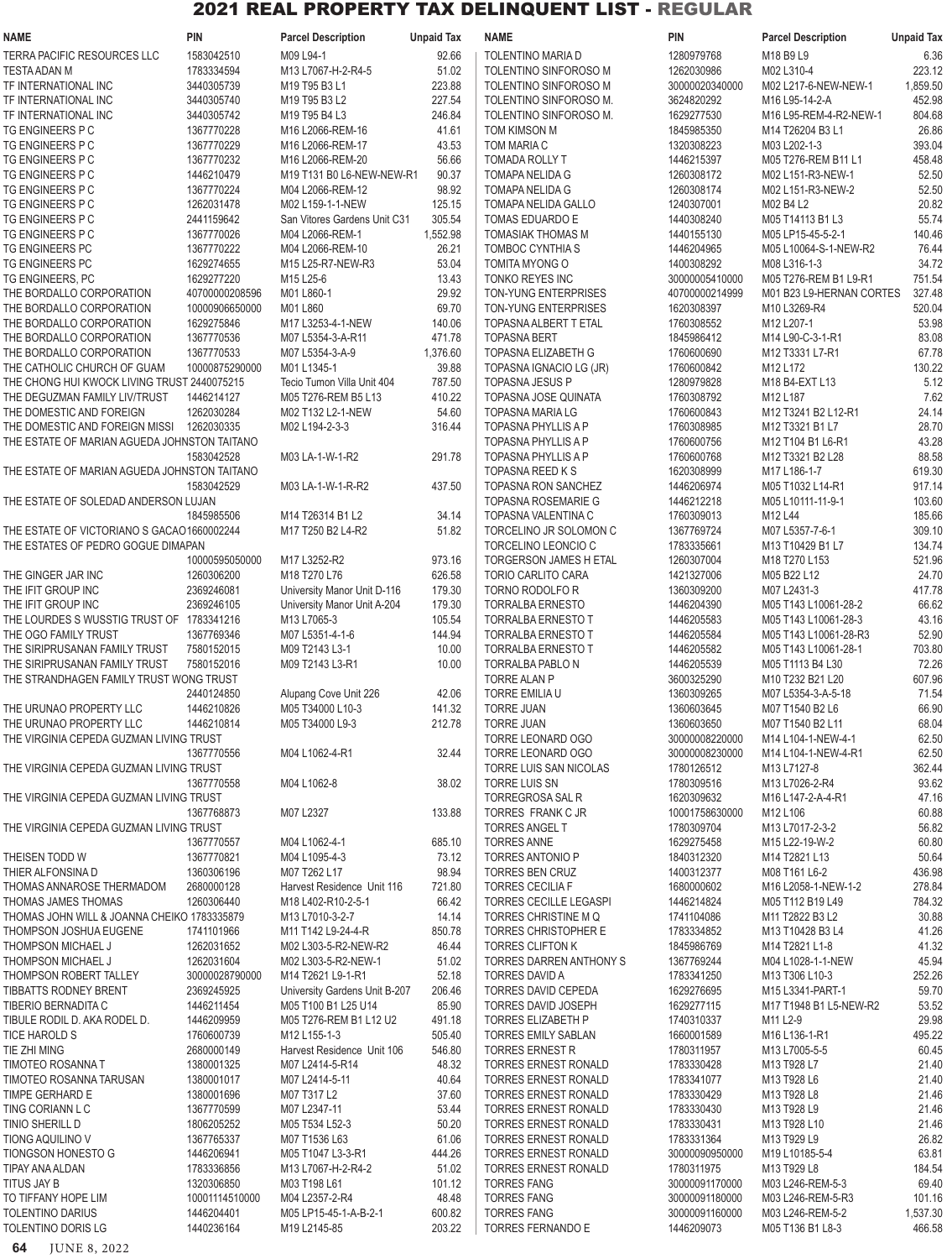# 2021 REAL PROPERTY TAX DELINQUENT LIST - REGULAR

| NAME | PIN | Parcel Description | Unpaid Tax |
|---|---|---|---|
| TERRA PACIFIC RESOURCES LLC | 1583042510 | M09 L94-1 | 92.66 |
| TESTA ADAN M | 1783334594 | M13 L7067-H-2-R4-5 | 51.02 |
| TF INTERNATIONAL INC | 3440305739 | M19 T95 B3 L1 | 223.88 |
| TF INTERNATIONAL INC | 3440305740 | M19 T95 B3 L2 | 227.54 |
| TF INTERNATIONAL INC | 3440305742 | M19 T95 B4 L3 | 246.84 |
| TG ENGINEERS P C | 1367770228 | M16 L2066-REM-16 | 41.61 |
| TG ENGINEERS P C | 1367770229 | M16 L2066-REM-17 | 43.53 |
| TG ENGINEERS P C | 1367770232 | M16 L2066-REM-20 | 56.66 |
| TG ENGINEERS P C | 1446210479 | M19 T131 B0 L6-NEW-NEW-R1 | 90.37 |
| TG ENGINEERS P C | 1367770224 | M04 L2066-REM-12 | 98.92 |
| TG ENGINEERS P C | 1262031478 | M02 L159-1-1-NEW | 125.15 |
| TG ENGINEERS P C | 2441159642 | San Vitores Gardens Unit C31 | 305.54 |
| TG ENGINEERS P C | 1367770026 | M04 L2066-REM-1 | 1,552.98 |
| TG ENGINEERS PC | 1367770222 | M04 L2066-REM-10 | 26.21 |
| TG ENGINEERS PC | 1629274655 | M15 L25-R7-NEW-R3 | 53.04 |
| TG ENGINEERS, PC | 1629277220 | M15 L25-6 | 13.43 |
| THE BORDALLO CORPORATION | 40700000208596 | M01 L860-1 | 29.92 |
| THE BORDALLO CORPORATION | 10000906650000 | M01 L860 | 69.70 |
| THE BORDALLO CORPORATION | 1629275846 | M17 L3253-4-1-NEW | 140.06 |
| THE BORDALLO CORPORATION | 1367770536 | M07 L5354-3-A-R11 | 471.78 |
| THE BORDALLO CORPORATION | 1367770533 | M07 L5354-3-A-9 | 1,376.60 |
| THE CATHOLIC CHURCH OF GUAM | 10000875290000 | M01 L1345-1 | 39.88 |
| THE CHONG HUI KWOCK LIVING TRUST | 2440075215 | Tecio Tumon Villa Unit 404 | 787.50 |
| THE DEGUZMAN FAMILY LIV/TRUST | 1446214127 | M05 T276-REM B5 L13 | 410.22 |
| THE DOMESTIC AND FOREIGN | 1262030284 | M02 T132 L2-1-NEW | 54.60 |
| THE DOMESTIC AND FOREIGN MISSI | 1262030335 | M02 L194-2-3-3 | 316.44 |
| THE ESTATE OF MARIAN AGUEDA JOHNSTON TAITANO | 1583042528 | M03 LA-1-W-1-R2 | 291.78 |
| THE ESTATE OF MARIAN AGUEDA JOHNSTON TAITANO | 1583042529 | M03 LA-1-W-1-R-R2 | 437.50 |
| THE ESTATE OF SOLEDAD ANDERSON LUJAN | 1845985506 | M14 T26314 B1 L2 | 34.14 |
| THE ESTATE OF VICTORIANO S GACAO | 1660002244 | M17 T250 B2 L4-R2 | 51.82 |
| THE ESTATES OF PEDRO GOGUE DIMAPAN | 10000595050000 | M17 L3252-R2 | 973.16 |
| THE GINGER JAR INC | 1260306200 | M18 T270 L76 | 626.58 |
| THE IFIT GROUP INC | 2369246081 | University Manor Unit D-116 | 179.30 |
| THE IFIT GROUP INC | 2369246105 | University Manor Unit A-204 | 179.30 |
| THE LOURDES S WUSSTIG TRUST OF | 1783341216 | M13 L7065-3 | 105.54 |
| THE OGO FAMILY TRUST | 1367769346 | M07 L5351-4-1-6 | 144.94 |
| THE SIRIPRUSANAN FAMILY TRUST | 7580152015 | M09 T2143 L3-1 | 10.00 |
| THE SIRIPRUSANAN FAMILY TRUST | 7580152016 | M09 T2143 L3-R1 | 10.00 |
| THE STRANDHAGEN FAMILY TRUST WONG TRUST | 2440124850 | Alupang Cove Unit 226 | 42.06 |
| THE URUNAO PROPERTY LLC | 1446210826 | M05 T34000 L10-3 | 141.32 |
| THE URUNAO PROPERTY LLC | 1446210814 | M05 T34000 L9-3 | 212.78 |
| THE VIRGINIA CEPEDA GUZMAN LIVING TRUST | 1367770556 | M04 L1062-4-R1 | 32.44 |
| THE VIRGINIA CEPEDA GUZMAN LIVING TRUST | 1367770558 | M04 L1062-8 | 38.02 |
| THE VIRGINIA CEPEDA GUZMAN LIVING TRUST | 1367768873 | M07 L2327 | 133.88 |
| THE VIRGINIA CEPEDA GUZMAN LIVING TRUST | 1367770557 | M04 L1062-4-1 | 685.10 |
| THEISEN TODD W | 1367770821 | M04 L1095-4-3 | 73.12 |
| THIER ALFONSINA D | 1360306196 | M07 T262 L17 | 98.94 |
| THOMAS ANNAROSE THERMADOM | 2680000128 | Harvest Residence Unit 116 | 721.80 |
| THOMAS JAMES THOMAS | 1260306440 | M18 L402-R10-2-5-1 | 66.42 |
| THOMAS JOHN WILL & JOANNA CHEIKO | 1783335879 | M13 L7010-3-2-7 | 14.14 |
| THOMPSON JOSHUA EUGENE | 1741101966 | M11 T142 L9-24-4-R | 850.78 |
| THOMPSON MICHAEL J | 1262031652 | M02 L303-5-R2-NEW-R2 | 46.44 |
| THOMPSON MICHAEL J | 1262031604 | M02 L303-5-R2-NEW-1 | 51.02 |
| THOMPSON ROBERT TALLEY | 30000028790000 | M14 T2621 L9-1-R1 | 52.18 |
| TIBBATTS RODNEY BRENT | 2369245925 | University Gardens Unit B-207 | 206.46 |
| TIBERIO BERNADITA C | 1446211454 | M05 T100 B1 L25 U14 | 85.90 |
| TIBULE RODIL D. AKA RODEL D. | 1446209959 | M05 T276-REM B1 L12 U2 | 491.18 |
| TICE HAROLD S | 1760600739 | M12 L155-1-3 | 505.40 |
| TIE ZHI MING | 2680000149 | Harvest Residence Unit 106 | 546.80 |
| TIMOTEO ROSANNA T | 1380001325 | M07 L2414-5-R14 | 48.32 |
| TIMOTEO ROSANNA TARUSAN | 1380001017 | M07 L2414-5-11 | 40.64 |
| TIMPE GERHARD E | 1380001696 | M07 T317 L2 | 37.60 |
| TING CORIANN L C | 1367770599 | M07 L2347-11 | 53.44 |
| TINIO SHERILL D | 1806205252 | M05 T534 L52-3 | 50.20 |
| TIONG AQUILINO V | 1367765337 | M07 T1536 L63 | 61.06 |
| TIONGSON HONESTO G | 1446206941 | M05 T1047 L3-3-R1 | 444.26 |
| TIPAY ANA ALDAN | 1783336856 | M13 L7067-H-2-R4-2 | 51.02 |
| TITUS JAY B | 1320306850 | M03 T198 L61 | 101.12 |
| TO TIFFANY HOPE LIM | 10001114510000 | M04 L2357-2-R4 | 48.48 |
| TOLENTINO DARIUS | 1446204401 | M05 LP15-45-1-A-B-2-1 | 600.82 |
| TOLENTINO DORIS LG | 1440236164 | M19 L2145-85 | 203.22 |
| TOLENTINO MARIA D | 1280979768 | M18 B9 L9 | 6.36 |
| TOLENTINO SINFOROSO M | 1262030986 | M02 L310-4 | 223.12 |
| TOLENTINO SINFOROSO M | 30000020340000 | M02 L217-6-NEW-NEW-1 | 1,859.50 |
| TOLENTINO SINFOROSO M. | 3624820292 | M16 L95-14-2-A | 452.98 |
| TOLENTINO SINFOROSO M. | 1629277530 | M16 L95-REM-4-R2-NEW-1 | 804.68 |
| TOM KIMSON M | 1845985350 | M14 T26204 B3 L1 | 26.86 |
| TOM MARIA C | 1320308223 | M03 L202-1-3 | 393.04 |
| TOMADA ROLLY T | 1446215397 | M05 T276-REM B11 L1 | 458.48 |
| TOMAPA NELIDA G | 1260308172 | M02 L151-R3-NEW-1 | 52.50 |
| TOMAPA NELIDA G | 1260308174 | M02 L151-R3-NEW-2 | 52.50 |
| TOMAPA NELIDA GALLO | 1240307001 | M02 B4 L2 | 20.82 |
| TOMAS EDUARDO E | 1440308240 | M05 T14113 B1 L3 | 55.74 |
| TOMASIAK THOMAS M | 1440155130 | M05 LP15-45-5-2-1 | 140.46 |
| TOMBOC CYNTHIA S | 1446204965 | M05 L10064-S-1-NEW-R2 | 76.44 |
| TOMITA MYONG O | 1400308292 | M08 L316-1-3 | 34.72 |
| TONKO REYES INC | 30000005410000 | M05 T276-REM B11 L9-R1 | 751.54 |
| TON-YUNG ENTERPRISES | 40700000214999 | M01 B23 L9-HERNAN CORTES | 327.48 |
| TON-YUNG ENTERPRISES | 1620308397 | M10 L3269-R4 | 520.04 |
| TOPASNA ALBERT T ETAL | 1760308552 | M12 L207-1 | 53.98 |
| TOPASNA BERT | 1845986412 | M14 L90-C-3-1-R1 | 83.08 |
| TOPASNA ELIZABETH G | 1760600690 | M12 T3331 L7-R1 | 67.78 |
| TOPASNA IGNACIO LG (JR) | 1760600842 | M12 L172 | 130.22 |
| TOPASNA JESUS P | 1280979828 | M18 B4-EXT L13 | 5.12 |
| TOPASNA JOSE QUINATA | 1760308792 | M12 L187 | 7.62 |
| TOPASNA MARIA LG | 1760600843 | M12 T3241 B2 L12-R1 | 24.14 |
| TOPASNA PHYLLIS A P | 1760308985 | M12 T3321 B1 L7 | 28.70 |
| TOPASNA PHYLLIS A P | 1760600756 | M12 T104 B1 L6-R1 | 43.28 |
| TOPASNA PHYLLIS A P | 1760600768 | M12 T3321 B2 L28 | 88.58 |
| TOPASNA REED K S | 1620308999 | M17 L186-1-7 | 619.30 |
| TOPASNA RON SANCHEZ | 1446206974 | M05 T1032 L14-R1 | 917.14 |
| TOPASNA ROSEMARIE G | 1446212218 | M05 L10111-11-9-1 | 103.60 |
| TOPASNA VALENTINA C | 1760309013 | M12 L44 | 185.66 |
| TORCELINO JR SOLOMON C | 1367769724 | M07 L5357-7-6-1 | 309.10 |
| TORCELINO LEONCIO C | 1783335661 | M13 T10429 B1 L7 | 134.74 |
| TORGERSON JAMES H ETAL | 1260307004 | M18 T270 L153 | 521.96 |
| TORIO CARLITO CARA | 1421327006 | M05 B22 L12 | 24.70 |
| TORNO RODOLFO R | 1360309200 | M07 L2431-3 | 417.78 |
| TORRALBA ERNESTO | 1446204390 | M05 T143 L10061-28-2 | 66.62 |
| TORRALBA ERNESTO T | 1446205583 | M05 T143 L10061-28-3 | 43.16 |
| TORRALBA ERNESTO T | 1446205584 | M05 T143 L10061-28-R3 | 52.90 |
| TORRALBA ERNESTO T | 1446205582 | M05 T143 L10061-28-1 | 703.80 |
| TORRALBA PABLO N | 1446205539 | M05 T1113 B4 L30 | 72.26 |
| TORRE ALAN P | 3600325290 | M10 T232 B21 L20 | 607.96 |
| TORRE EMILIA U | 1360309265 | M07 L5354-3-A-5-18 | 71.54 |
| TORRE JUAN | 1360603645 | M07 T1540 B2 L6 | 66.90 |
| TORRE JUAN | 1360603650 | M07 T1540 B2 L11 | 68.04 |
| TORRE LEONARD OGO | 30000008220000 | M14 L104-1-NEW-4-1 | 62.50 |
| TORRE LEONARD OGO | 30000008230000 | M14 L104-1-NEW-4-R1 | 62.50 |
| TORRE LUIS SAN NICOLAS | 1780126512 | M13 L7127-8 | 362.44 |
| TORRE LUIS SN | 1780309516 | M13 L7026-2-R4 | 93.62 |
| TORREGROSA SAL R | 1620309632 | M16 L147-2-A-4-R1 | 47.16 |
| TORRES FRANK C JR | 10001758630000 | M12 L106 | 60.88 |
| TORRES ANGEL T | 1780309704 | M13 L7017-2-3-2 | 56.82 |
| TORRES ANNE | 1629275458 | M15 L22-19-W-2 | 60.80 |
| TORRES ANTONIO P | 1840312320 | M14 T2821 L13 | 50.64 |
| TORRES BEN CRUZ | 1400312377 | M08 T161 L6-2 | 436.98 |
| TORRES CECILIA F | 1680000602 | M16 L2058-1-NEW-1-2 | 278.84 |
| TORRES CECILLE LEGASPI | 1446214824 | M05 T112 B19 L49 | 784.32 |
| TORRES CHRISTINE M Q | 1741104086 | M11 T2822 B3 L2 | 30.88 |
| TORRES CHRISTOPHER E | 1783334852 | M13 T10428 B3 L4 | 41.26 |
| TORRES CLIFTON K | 1845986769 | M14 T2821 L1-8 | 41.32 |
| TORRES DARREN ANTHONY S | 1367769244 | M04 L1028-1-1-NEW | 45.94 |
| TORRES DAVID A | 1783341250 | M13 T306 L10-3 | 252.26 |
| TORRES DAVID CEPEDA | 1629276695 | M15 L3341-PART-1 | 59.70 |
| TORRES DAVID JOSEPH | 1629277115 | M17 T1948 B1 L5-NEW-R2 | 53.52 |
| TORRES ELIZABETH P | 1740310337 | M11 L2-9 | 29.98 |
| TORRES EMILY SABLAN | 1660001589 | M16 L136-1-R1 | 495.22 |
| TORRES ERNEST R | 1780311957 | M13 L7005-5-5 | 60.45 |
| TORRES ERNEST RONALD | 1783330428 | M13 T928 L7 | 21.40 |
| TORRES ERNEST RONALD | 1783341077 | M13 T928 L6 | 21.40 |
| TORRES ERNEST RONALD | 1783330429 | M13 T928 L8 | 21.46 |
| TORRES ERNEST RONALD | 1783330430 | M13 T928 L9 | 21.46 |
| TORRES ERNEST RONALD | 1783330431 | M13 T928 L10 | 21.46 |
| TORRES ERNEST RONALD | 1783331364 | M13 T929 L9 | 26.82 |
| TORRES ERNEST RONALD | 30000090950000 | M19 L10185-5-4 | 63.81 |
| TORRES ERNEST RONALD | 1780311975 | M13 T929 L8 | 184.54 |
| TORRES FANG | 30000091170000 | M03 L246-REM-5-3 | 69.40 |
| TORRES FANG | 30000091180000 | M03 L246-REM-5-R3 | 101.16 |
| TORRES FANG | 30000091160000 | M03 L246-REM-5-2 | 1,537.30 |
| TORRES FERNANDO E | 1446209073 | M05 T136 B1 L8-3 | 466.58 |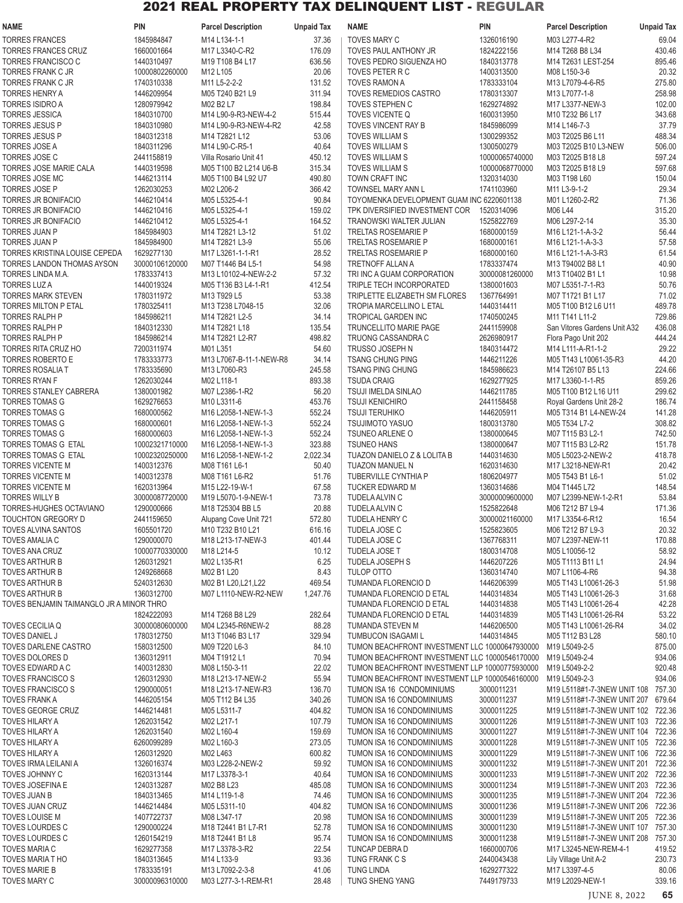# 2021 REAL PROPERTY TAX DELINQUENT LIST - REGULAR

| NAME | PIN | Parcel Description | Unpaid Tax |
|---|---|---|---|
| TORRES FRANCES | 1845984847 | M14 L134-1-1 | 37.36 |
| TORRES FRANCES CRUZ | 1660001664 | M17 L3340-C-R2 | 176.09 |
| TORRES FRANCISCO C | 1440310497 | M19 T108 B4 L17 | 636.56 |
| TORRES FRANK C JR | 10000802260000 | M12 L105 | 20.06 |
| TORRES FRANK C JR | 1740310338 | M11 L5-2-2-2 | 131.52 |
| TORRES HENRY A | 1446209954 | M05 T240 B21 L9 | 311.94 |
| TORRES ISIDRO A | 1280979942 | M02 B2 L7 | 198.84 |
| TORRES JESSICA | 1840310700 | M14 L90-9-R3-NEW-4-2 | 515.44 |
| TORRES JESUS P | 1840310980 | M14 L90-9-R3-NEW-4-R2 | 42.58 |
| TORRES JESUS P | 1840312318 | M14 T2821 L12 | 53.06 |
| TORRES JOSE A | 1840311296 | M14 L90-C-R5-1 | 40.64 |
| TORRES JOSE C | 2441158819 | Villa Rosario Unit 41 | 450.12 |
| TORRES JOSE MARIE CALA | 1440319598 | M05 T100 B2 L214 U6-B | 315.34 |
| TORRES JOSE MC | 1446213114 | M05 T100 B4 L92 U7 | 490.80 |
| TORRES JOSE P | 1262030253 | M02 L206-2 | 366.42 |
| TORRES JR BONIFACIO | 1446210414 | M05 L5325-4-1 | 90.84 |
| TORRES JR BONIFACIO | 1446210416 | M05 L5325-4-1 | 159.02 |
| TORRES JR BONIFACIO | 1446210412 | M05 L5325-4-1 | 164.52 |
| TORRES JUAN P | 1845984903 | M14 T2821 L3-12 | 51.02 |
| TORRES JUAN P | 1845984900 | M14 T2821 L3-9 | 55.06 |
| TORRES KRISTINA LOUISE CEPEDA | 1629277130 | M17 L3261-1-1-R1 | 28.52 |
| TORRES LANDON THOMAS AYSON | 30000106120000 | M07 T1446 B4 L5-1 | 54.98 |
| TORRES LINDA M.A. | 1783337413 | M13 L10102-4-NEW-2-2 | 57.32 |
| TORRES LUZ A | 1440019324 | M05 T136 B3 L4-1-R1 | 412.54 |
| TORRES MARK STEVEN | 1780311972 | M13 T929 L5 | 53.38 |
| TORRES MILTON P ETAL | 1780325411 | M13 T238 L7048-15 | 32.06 |
| TORRES RALPH P | 1845986211 | M14 T2821 L2-5 | 34.14 |
| TORRES RALPH P | 1840312330 | M14 T2821 L18 | 135.54 |
| TORRES RALPH P | 1845986214 | M14 T2821 L2-R7 | 498.82 |
| TORRES RITA CRUZ HO | 7200311974 | M01 L351 | 54.60 |
| TORRES ROBERTO E | 1783333773 | M13 L7067-B-11-1-NEW-R8 | 34.14 |
| TORRES ROSALIA T | 1783335690 | M13 L7060-R3 | 245.58 |
| TORRES RYAN F | 1262030244 | M02 L118-1 | 893.38 |
| TORRES STANLEY CABRERA | 1380001982 | M07 L2386-1-R2 | 56.20 |
| TORRES TOMAS G | 1629276653 | M10 L3311-6 | 453.76 |
| TORRES TOMAS G | 1680000562 | M16 L2058-1-NEW-1-3 | 552.24 |
| TORRES TOMAS G | 1680000601 | M16 L2058-1-NEW-1-3 | 552.24 |
| TORRES TOMAS G | 1680000603 | M16 L2058-1-NEW-1-3 | 552.24 |
| TORRES TOMAS G ETAL | 10002321710000 | M16 L2058-1-NEW-1-3 | 323.88 |
| TORRES TOMAS G ETAL | 10002320250000 | M16 L2058-1-NEW-1-2 | 2,022.34 |
| TORRES VICENTE M | 1400312376 | M08 T161 L6-1 | 50.40 |
| TORRES VICENTE M | 1400312378 | M08 T161 L6-R2 | 51.76 |
| TORRES VICENTE M | 1620313964 | M15 L22-19-W-1 | 67.58 |
| TORRES WILLY B | 30000087720000 | M19 L5070-1-9-NEW-1 | 73.78 |
| TORRES-HUGHES OCTAVIANO | 1290000666 | M18 T25304 BB L5 | 20.88 |
| TOUCHTON GREGORY D | 2441159650 | Alupang Cove Unit 721 | 572.80 |
| TOVES ALVINA SANTOS | 1605501720 | M10 T232 B10 L21 | 616.16 |
| TOVES AMALIA C | 1290000070 | M18 L213-17-NEW-3 | 401.44 |
| TOVES ANA CRUZ | 10000770330000 | M18 L214-5 | 10.12 |
| TOVES ARTHUR B | 1260312921 | M02 L135-R1 | 6.25 |
| TOVES ARTHUR B | 1249268668 | M02 B1 L20 | 8.43 |
| TOVES ARTHUR B | 5240312630 | M02 B1 L20,L21,L22 | 469.54 |
| TOVES ARTHUR B | 1360312700 | M07 L1110-NEW-R2-NEW | 1,247.76 |
| TOVES BENJAMIN TAIMANGLO JR A MINOR THRO | 1824222093 | M14 T268 B8 L29 | 282.64 |
| TOVES CECILIA Q | 30000080600000 | M04 L2345-R6NEW-2 | 88.28 |
| TOVES DANIEL J | 1780312750 | M13 T1046 B3 L17 | 329.94 |
| TOVES DARLENE CASTRO | 1580312500 | M09 T220 L6-3 | 84.10 |
| TOVES DOLORES D | 1360312911 | M04 T1912 L1 | 70.94 |
| TOVES EDWARD A C | 1400312830 | M08 L150-3-11 | 22.02 |
| TOVES FRANCISCO S | 1260312930 | M18 L213-17-NEW-2 | 55.94 |
| TOVES FRANCISCO S | 1290000051 | M18 L213-17-NEW-R3 | 136.70 |
| TOVES FRANK A | 1446205154 | M05 T112 B4 L35 | 340.26 |
| TOVES GEORGE CRUZ | 1446214481 | M05 L5311-7 | 404.82 |
| TOVES HILARY A | 1262031542 | M02 L217-1 | 107.79 |
| TOVES HILARY A | 1262031540 | M02 L160-4 | 159.69 |
| TOVES HILARY A | 6260099289 | M02 L160-3 | 273.05 |
| TOVES HILARY A | 1260312920 | M02 L463 | 600.82 |
| TOVES IRMA LEILANI A | 1326016374 | M03 L228-2-NEW-2 | 59.92 |
| TOVES JOHNNY C | 1620313144 | M17 L3378-3-1 | 40.64 |
| TOVES JOSEFINA E | 1240313287 | M02 B8 L23 | 485.08 |
| TOVES JUAN B | 1840313465 | M14 L119-1-8 | 74.46 |
| TOVES JUAN CRUZ | 1446214484 | M05 L5311-10 | 404.82 |
| TOVES LOUISE M | 1407722737 | M08 L347-17 | 20.98 |
| TOVES LOURDES C | 1290000224 | M18 T2441 B1 L7-R1 | 52.78 |
| TOVES LOURDES C | 1260154219 | M18 T2441 B1 L8 | 95.74 |
| TOVES MARIA C | 1629277358 | M17 L3378-3-R2 | 22.54 |
| TOVES MARIA T HO | 1840313645 | M14 L133-9 | 93.36 |
| TOVES MARIE B | 1783335191 | M13 L7092-2-3-8 | 41.06 |
| TOVES MARY C | 30000096310000 | M03 L277-3-1-REM-R1 | 28.48 |
| TOVES MARY C | 1326016190 | M03 L277-4-R2 | 69.04 |
| TOVES PAUL ANTHONY JR | 1824222156 | M14 T268 B8 L34 | 430.46 |
| TOVES PEDRO SIGUENZA HO | 1840313778 | M14 T2631 LEST-254 | 895.46 |
| TOVES PETER R C | 1400313500 | M08 L150-3-6 | 20.32 |
| TOVES RAMON A | 1783333104 | M13 L7079-4-6-R5 | 275.80 |
| TOVES REMEDIOS CASTRO | 1780313307 | M13 L7077-1-8 | 258.98 |
| TOVES STEPHEN C | 1629274892 | M17 L3377-NEW-3 | 102.00 |
| TOVES VICENTE Q | 1600313950 | M10 T232 B6 L17 | 343.68 |
| TOVES VINCENT RAY B | 1845986099 | M14 L146-7-3 | 37.79 |
| TOVES WILLIAM S | 1300299352 | M03 T2025 B6 L11 | 488.34 |
| TOVES WILLIAM S | 1300500279 | M03 T2025 B10 L3-NEW | 506.00 |
| TOVES WILLIAM S | 10000065740000 | M03 T2025 B18 L8 | 597.24 |
| TOVES WILLIAM S | 10000068770000 | M03 T2025 B18 L9 | 597.68 |
| TOWN CRAFT INC | 1320314030 | M03 T198 L60 | 150.04 |
| TOWNSEL MARY ANN L | 1741103960 | M11 L3-9-1-2 | 29.34 |
| TOYOMENKA DEVELOPMENT GUAM INC | 6220601138 | M01 L1260-2-R2 | 71.36 |
| TPK DIVERSIFIED INVESTMENT COR | 1520314096 | M06 L44 | 315.20 |
| TRANOWSKI WALTER JULIAN | 1525822769 | M06 L297-2-14 | 35.30 |
| TRELTAS ROSEMARIE P | 1680000159 | M16 L121-1-A-3-2 | 56.44 |
| TRELTAS ROSEMARIE P | 1680000161 | M16 L121-1-A-3-3 | 57.58 |
| TRELTAS ROSEMARIE P | 1680000160 | M16 L121-1-A-3-R3 | 61.54 |
| TRETNOFF ALLAN A | 1783337474 | M13 T94002 B8 L1 | 40.90 |
| TRI INC A GUAM CORPORATION | 30000081260000 | M13 T10402 B1 L1 | 10.98 |
| TRIPLE TECH INCORPORATED | 1380001603 | M07 L5351-7-1-R3 | 50.76 |
| TRIPLETTE ELIZABETH SM FLORES | 1367764991 | M07 T1721 B1 L17 | 71.02 |
| TROPIA MARCELLINO L ETAL | 1440314411 | M05 T100 B12 L6 U11 | 489.78 |
| TROPICAL GARDEN INC | 1740500245 | M11 T141 L11-2 | 729.86 |
| TRUNCELLITO MARIE PAGE | 2441159908 | San Vitores Garden Unit A32 | 436.08 |
| TRUONG CASSANDRA C | 2626980917 | Flora Pago Unit 202 | 444.24 |
| TRUSSO JOSEPH N | 1840314472 | M14 L111-A-R1-1-2 | 29.22 |
| TSANG CHUNG PING | 1446211226 | M05 T143 L10061-35-R3 | 44.20 |
| TSANG PING CHUNG | 1845986623 | M14 T26107 B5 L13 | 224.66 |
| TSUDA CRAIG | 1629277925 | M17 L3360-1-1-R5 | 859.26 |
| TSUJI IMELDA SINLAO | 1446211785 | M05 T100 B12 L16 U11 | 299.62 |
| TSUJI KENICHIRO | 2441158458 | Royal Gardens Unit 28-2 | 186.74 |
| TSUJI TERUHIKO | 1446205911 | M05 T314 B1 L4-NEW-24 | 141.28 |
| TSUJIMOTO YASUO | 1800313780 | M05 T534 L7-2 | 308.82 |
| TSUNEO ARLENE O | 1380000645 | M07 T115 B3 L2-1 | 742.50 |
| TSUNEO HANS | 1380000647 | M07 T115 B3 L2-R2 | 151.78 |
| TUAZON DANIELO Z & LOLITA B | 1440314630 | M05 L5023-2-NEW-2 | 418.78 |
| TUAZON MANUEL N | 1620314630 | M17 L3218-NEW-R1 | 20.42 |
| TUBERVILLE CYNTHIA P | 1806204977 | M05 T543 B1 L6-1 | 51.02 |
| TUCKER EDWARD M | 1360314686 | M04 T1445 L72 | 148.54 |
| TUDELA ALVIN C | 30000009600000 | M07 L2399-NEW-1-2-R1 | 53.84 |
| TUDELA ALVIN C | 1525822648 | M06 T212 B7 L9-4 | 171.36 |
| TUDELA HENRY C | 30000021160000 | M17 L3354-6-R12 | 16.54 |
| TUDELA JOSE C | 1525823605 | M06 T212 B7 L9-3 | 20.32 |
| TUDELA JOSE C | 1367768311 | M07 L2397-NEW-11 | 170.88 |
| TUDELA JOSE T | 1800314708 | M05 L10056-12 | 58.92 |
| TUDELA JOSEPH S | 1446207226 | M05 T1113 B11 L1 | 24.94 |
| TULOP OTTO | 1360314740 | M07 L1106-4-R6 | 94.38 |
| TUMANDA FLORENCIO D | 1446206399 | M05 T143 L10061-26-3 | 51.98 |
| TUMANDA FLORENCIO D ETAL | 1440314834 | M05 T143 L10061-26-3 | 31.68 |
| TUMANDA FLORENCIO D ETAL | 1440314838 | M05 T143 L10061-26-4 | 42.28 |
| TUMANDA FLORENCIO D ETAL | 1440314839 | M05 T143 L10061-26-R4 | 53.22 |
| TUMANDA STEVEN M | 1446206500 | M05 T143 L10061-26-R4 | 34.02 |
| TUMBUCON ISAGAMI L | 1440314845 | M05 T112 B3 L28 | 580.10 |
| TUMON BEACHFRONT INVESTMENT LLC | 10000647930000 | M19 L5049-2-5 | 875.00 |
| TUMON BEACHFRONT INVESTMENT LLC | 10000546170000 | M19 L5049-2-4 | 934.06 |
| TUMON BEACHFRONT INVESTMENT LLP | 10000775930000 | M19 L5049-2-2 | 920.48 |
| TUMON BEACHFRONT INVESTMENT LLP | 10000546160000 | M19 L5049-2-3 | 934.06 |
| TUMON ISA 16 CONDOMINIUMS | 3000011231 | M19 L5118#1-7-3NEW UNIT 108 | 757.30 |
| TUMON ISA 16 CONDOMINIUMS | 3000011237 | M19 L5118#1-7-3NEW UNIT 207 | 679.64 |
| TUMON ISA 16 CONDOMINIUMS | 3000011225 | M19 L5118#1-7-3NEW UNIT 102 | 722.36 |
| TUMON ISA 16 CONDOMINIUMS | 3000011226 | M19 L5118#1-7-3NEW UNIT 103 | 722.36 |
| TUMON ISA 16 CONDOMINIUMS | 3000011227 | M19 L5118#1-7-3NEW UNIT 104 | 722.36 |
| TUMON ISA 16 CONDOMINIUMS | 3000011228 | M19 L5118#1-7-3NEW UNIT 105 | 722.36 |
| TUMON ISA 16 CONDOMINIUMS | 3000011229 | M19 L5118#1-7-3NEW UNIT 106 | 722.36 |
| TUMON ISA 16 CONDOMINIUMS | 3000011232 | M19 L5118#1-7-3NEW UNIT 201 | 722.36 |
| TUMON ISA 16 CONDOMINIUMS | 3000011233 | M19 L5118#1-7-3NEW UNIT 202 | 722.36 |
| TUMON ISA 16 CONDOMINIUMS | 3000011234 | M19 L5118#1-7-3NEW UNIT 203 | 722.36 |
| TUMON ISA 16 CONDOMINIUMS | 3000011235 | M19 L5118#1-7-3NEW UNIT 204 | 722.36 |
| TUMON ISA 16 CONDOMINIUMS | 3000011236 | M19 L5118#1-7-3NEW UNIT 206 | 722.36 |
| TUMON ISA 16 CONDOMINIUMS | 3000011239 | M19 L5118#1-7-3NEW UNIT 205 | 722.36 |
| TUMON ISA 16 CONDOMINIUMS | 3000011230 | M19 L5118#1-7-3NEW UNIT 107 | 757.30 |
| TUMON ISA 16 CONDOMINIUMS | 3000011238 | M19 L5118#1-7-3NEW UNIT 208 | 757.30 |
| TUNCAP DEBRA D | 1660000706 | M17 L3245-NEW-REM-4-1 | 419.52 |
| TUNG FRANK C S | 2440043438 | Lily Village Unit A-2 | 230.73 |
| TUNG LINDA | 1629277322 | M17 L3397-4-5 | 80.06 |
| TUNG SHENG YANG | 7449179733 | M19 L2029-NEW-1 | 339.16 |

JUNE 8, 2022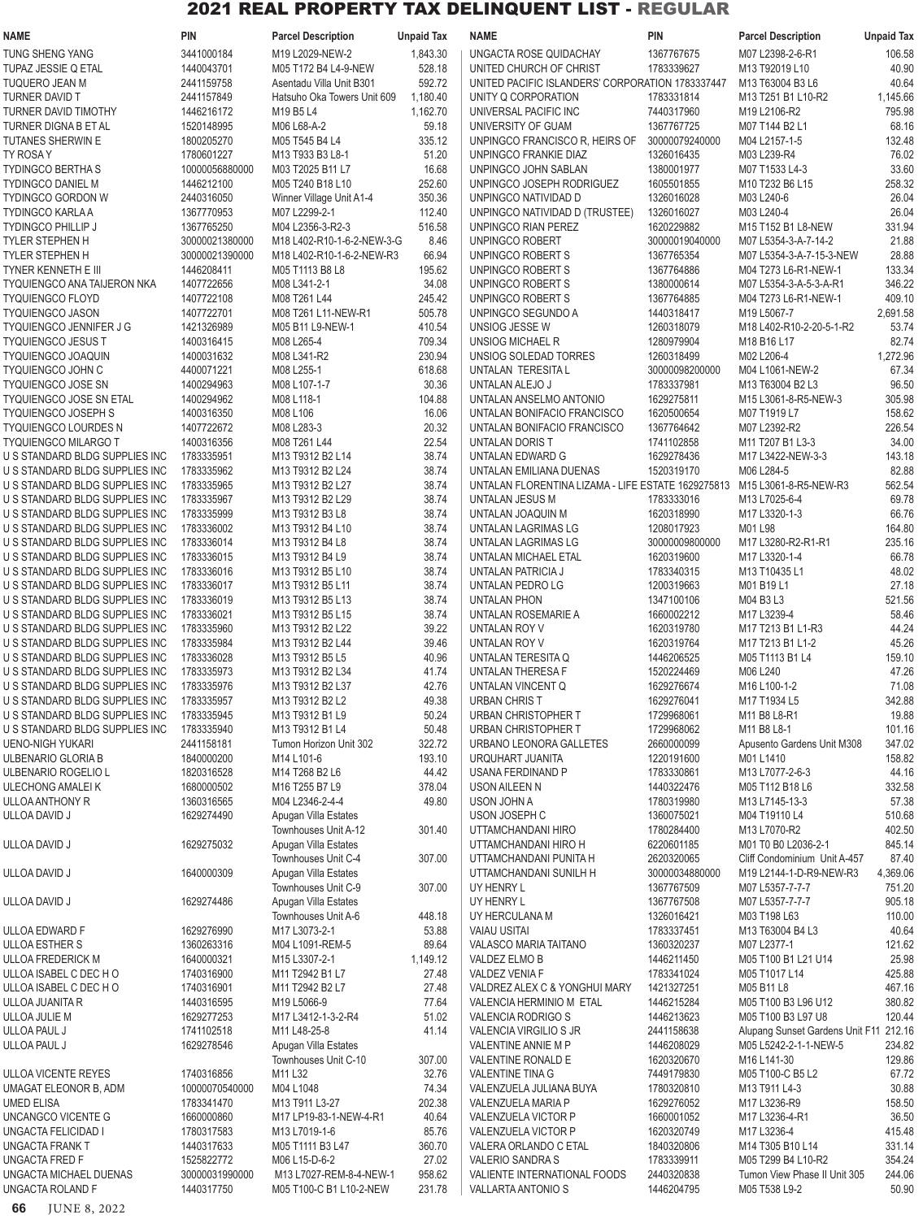# 2021 REAL PROPERTY TAX DELINQUENT LIST - REGULAR

| NAME | PIN | Parcel Description | Unpaid Tax |
|---|---|---|---|
| TUNG SHENG YANG | 3441000184 | M19 L2029-NEW-2 | 1,843.30 |
| TUPAZ JESSIE Q ETAL | 1440043701 | M05 T172 B4 L4-9-NEW | 528.18 |
| TUQUERO JEAN M | 2441159758 | Asentadu Villa Unit B301 | 592.72 |
| TURNER DAVID T | 2441157849 | Hatsuho Oka Towers Unit 609 | 1,180.40 |
| TURNER DAVID TIMOTHY | 1446216172 | M19 B5 L4 | 1,162.70 |
| TURNER DIGNA B ET AL | 1520148995 | M06 L68-A-2 | 59.18 |
| TUTANES SHERWIN E | 1800205270 | M05 T545 B4 L4 | 335.12 |
| TY ROSA Y | 1780601227 | M13 T933 B3 L8-1 | 51.20 |
| TYDINGCO BERTHA S | 10000056880000 | M03 T2025 B11 L7 | 16.68 |
| TYDINGCO DANIEL M | 1446212100 | M05 T240 B18 L10 | 252.60 |
| TYDINGCO GORDON W | 2440316050 | Winner Village Unit A1-4 | 350.36 |
| TYDINGCO KARLA A | 1367770953 | M07 L2299-2-1 | 112.40 |
| TYDINGCO PHILLIP J | 1367765250 | M04 L2356-3-R2-3 | 516.58 |
| TYLER STEPHEN H | 30000021380000 | M18 L402-R10-1-6-2-NEW-3-G | 8.46 |
| TYLER STEPHEN H | 30000021390000 | M18 L402-R10-1-6-2-NEW-R3 | 66.94 |
| TYNER KENNETH E III | 1446208411 | M05 T1113 B8 L8 | 195.62 |
| TYQUIENGCO ANA TAIJERON NKA | 1407722656 | M08 L341-2-1 | 34.08 |
| TYQUIENGCO FLOYD | 1407722108 | M08 T261 L44 | 245.42 |
| TYQUIENGCO JASON | 1407722701 | M08 T261 L11-NEW-R1 | 505.78 |
| TYQUIENGCO JENNIFER J G | 1421326989 | M05 B11 L9-NEW-1 | 410.54 |
| TYQUIENGCO JESUS T | 1400316415 | M08 L265-4 | 709.34 |
| TYQUIENGCO JOAQUIN | 1400031632 | M08 L341-R2 | 230.94 |
| TYQUIENGCO JOHN C | 4400071221 | M08 L255-1 | 618.68 |
| TYQUIENGCO JOSE SN | 1400294963 | M08 L107-1-7 | 30.36 |
| TYQUIENGCO JOSE SN ETAL | 1400294962 | M08 L118-1 | 104.88 |
| TYQUIENGCO JOSEPH S | 1400316350 | M08 L106 | 16.06 |
| TYQUIENGCO LOURDES N | 1407722672 | M08 L283-3 | 20.32 |
| TYQUIENGCO MILARGO T | 1400316356 | M08 T261 L44 | 22.54 |
| U S STANDARD BLDG SUPPLIES INC | 1783335951 | M13 T9312 B2 L14 | 38.74 |
| U S STANDARD BLDG SUPPLIES INC | 1783335962 | M13 T9312 B2 L24 | 38.74 |
| U S STANDARD BLDG SUPPLIES INC | 1783335965 | M13 T9312 B2 L27 | 38.74 |
| U S STANDARD BLDG SUPPLIES INC | 1783335967 | M13 T9312 B2 L29 | 38.74 |
| U S STANDARD BLDG SUPPLIES INC | 1783335999 | M13 T9312 B3 L8 | 38.74 |
| U S STANDARD BLDG SUPPLIES INC | 1783336002 | M13 T9312 B4 L10 | 38.74 |
| U S STANDARD BLDG SUPPLIES INC | 1783336014 | M13 T9312 B4 L8 | 38.74 |
| U S STANDARD BLDG SUPPLIES INC | 1783336015 | M13 T9312 B4 L9 | 38.74 |
| U S STANDARD BLDG SUPPLIES INC | 1783336016 | M13 T9312 B5 L10 | 38.74 |
| U S STANDARD BLDG SUPPLIES INC | 1783336017 | M13 T9312 B5 L11 | 38.74 |
| U S STANDARD BLDG SUPPLIES INC | 1783336019 | M13 T9312 B5 L13 | 38.74 |
| U S STANDARD BLDG SUPPLIES INC | 1783336021 | M13 T9312 B5 L15 | 38.74 |
| U S STANDARD BLDG SUPPLIES INC | 1783335960 | M13 T9312 B2 L22 | 39.22 |
| U S STANDARD BLDG SUPPLIES INC | 1783335984 | M13 T9312 B2 L44 | 39.46 |
| U S STANDARD BLDG SUPPLIES INC | 1783336028 | M13 T9312 B5 L5 | 40.96 |
| U S STANDARD BLDG SUPPLIES INC | 1783335973 | M13 T9312 B2 L34 | 41.74 |
| U S STANDARD BLDG SUPPLIES INC | 1783335976 | M13 T9312 B2 L37 | 42.76 |
| U S STANDARD BLDG SUPPLIES INC | 1783335957 | M13 T9312 B2 L2 | 49.38 |
| U S STANDARD BLDG SUPPLIES INC | 1783335945 | M13 T9312 B1 L9 | 50.24 |
| U S STANDARD BLDG SUPPLIES INC | 1783335940 | M13 T9312 B1 L4 | 50.48 |
| UENO-NIGH YUKARI | 2441158181 | Tumon Horizon Unit 302 | 322.72 |
| ULBENARIO GLORIA B | 1840000200 | M14 L101-6 | 193.10 |
| ULBENARIO ROGELIO L | 1820316528 | M14 T268 B2 L6 | 44.42 |
| ULECHONG AMALEI K | 1680000502 | M16 T255 B7 L9 | 378.04 |
| ULLOA ANTHONY R | 1360316565 | M04 L2346-2-4-4 | 49.80 |
| ULLOA DAVID J | 1629274490 | Apugan Villa Estates Townhouses Unit A-12 | 301.40 |
| ULLOA DAVID J | 1629275032 | Apugan Villa Estates Townhouses Unit C-4 | 307.00 |
| ULLOA DAVID J | 1640000309 | Apugan Villa Estates Townhouses Unit C-9 | 307.00 |
| ULLOA DAVID J | 1629274486 | Apugan Villa Estates Townhouses Unit A-6 | 448.18 |
| ULLOA EDWARD F | 1629276990 | M17 L3073-2-1 | 53.88 |
| ULLOA ESTHER S | 1360263316 | M04 L1091-REM-5 | 89.64 |
| ULLOA FREDERICK M | 1640000321 | M15 L3307-2-1 | 1,149.12 |
| ULLOA ISABEL C DEC H O | 1740316900 | M11 T2942 B1 L7 | 27.48 |
| ULLOA ISABEL C DEC H O | 1740316901 | M11 T2942 B2 L7 | 27.48 |
| ULLOA JUANITA R | 1440316595 | M19 L5066-9 | 77.64 |
| ULLOA JULIE M | 1629277253 | M17 L3412-1-3-2-R4 | 51.02 |
| ULLOA PAUL J | 1741102518 | M11 L48-25-8 | 41.14 |
| ULLOA PAUL J | 1629278546 | Apugan Villa Estates Townhouses Unit C-10 | 307.00 |
| ULLOA VICENTE REYES | 1740316856 | M11 L32 | 32.76 |
| UMAGAT ELEONOR B, ADM | 10000070540000 | M04 L1048 | 74.34 |
| UMED ELISA | 1783341470 | M13 T911 L3-27 | 202.38 |
| UNCANGCO VICENTE G | 1660000860 | M17 LP19-83-1-NEW-4-R1 | 40.64 |
| UNGACTA FELICIDAD I | 1780317583 | M13 L7019-1-6 | 85.76 |
| UNGACTA FRANK T | 1440317633 | M05 T1111 B3 L47 | 360.70 |
| UNGACTA FRED F | 1525822772 | M06 L15-D-6-2 | 27.02 |
| UNGACTA MICHAEL DUENAS | 30000031990000 | M13 L7027-REM-8-4-NEW-1 | 958.62 |
| UNGACTA ROLAND F | 1440317750 | M05 T100-C B1 L10-2-NEW | 231.78 |
| UNGACTA ROSE QUIDACHAY | 1367767675 | M07 L2398-2-6-R1 | 106.58 |
| UNITED CHURCH OF CHRIST | 1783339627 | M13 T92019 L10 | 40.90 |
| UNITED PACIFIC ISLANDERS' CORPORATION | 1783337447 | M13 T63004 B3 L6 | 40.64 |
| UNITY Q CORPORATION | 1783331814 | M13 T251 B1 L10-R2 | 1,145.66 |
| UNIVERSAL PACIFIC INC | 7440317960 | M19 L2106-R2 | 795.98 |
| UNIVERSITY OF GUAM | 1367767725 | M07 T144 B2 L1 | 68.16 |
| UNPINGCO FRANCISCO R, HEIRS OF | 30000079240000 | M04 L2157-1-5 | 132.48 |
| UNPINGCO FRANKIE DIAZ | 1326016435 | M03 L239-R4 | 76.02 |
| UNPINGCO JOHN SABLAN | 1380001977 | M07 T1533 L4-3 | 33.60 |
| UNPINGCO JOSEPH RODRIGUEZ | 1605501855 | M10 T232 B6 L15 | 258.32 |
| UNPINGCO NATIVIDAD D | 1326016028 | M03 L240-6 | 26.04 |
| UNPINGCO NATIVIDAD D (TRUSTEE) | 1326016027 | M03 L240-4 | 26.04 |
| UNPINGCO RIAN PEREZ | 1620229882 | M15 T152 B1 L8-NEW | 331.94 |
| UNPINGCO ROBERT | 30000019040000 | M07 L5354-3-A-7-14-2 | 21.88 |
| UNPINGCO ROBERT S | 1367765354 | M07 L5354-3-A-7-15-3-NEW | 28.88 |
| UNPINGCO ROBERT S | 1367764886 | M04 T273 L6-R1-NEW-1 | 133.34 |
| UNPINGCO ROBERT S | 1380000614 | M07 L5354-3-A-5-3-A-R1 | 346.22 |
| UNPINGCO ROBERT S | 1367764885 | M04 T273 L6-R1-NEW-1 | 409.10 |
| UNPINGCO SEGUNDO A | 1440318417 | M19 L5067-7 | 2,691.58 |
| UNSIOG JESSE W | 1260318079 | M18 L402-R10-2-20-5-1-R2 | 53.74 |
| UNSIOG MICHAEL R | 1280979904 | M18 B16 L17 | 82.74 |
| UNSIOG SOLEDAD TORRES | 1260318499 | M02 L206-4 | 1,272.96 |
| UNTALAN TERESITA L | 30000098200000 | M04 L1061-NEW-2 | 67.34 |
| UNTALAN ALEJO J | 1783337981 | M13 T63004 B2 L3 | 96.50 |
| UNTALAN ANSELMO ANTONIO | 1629275811 | M15 L3061-8-R5-NEW-3 | 305.98 |
| UNTALAN BONIFACIO FRANCISCO | 1620500654 | M07 T1919 L7 | 158.62 |
| UNTALAN BONIFACIO FRANCISCO | 1367764642 | M07 L2392-R2 | 226.54 |
| UNTALAN DORIS T | 1741102858 | M11 T207 B1 L3-3 | 34.00 |
| UNTALAN EDWARD G | 1629278436 | M17 L3422-NEW-3-3 | 143.18 |
| UNTALAN EMILIANA DUENAS | 1520319170 | M06 L284-5 | 82.88 |
| UNTALAN FLORENTINA LIZAMA - LIFE ESTATE | 1629275813 | M15 L3061-8-R5-NEW-R3 | 562.54 |
| UNTALAN JESUS M | 1783333016 | M13 L7025-6-4 | 69.78 |
| UNTALAN JOAQUIN M | 1620318990 | M17 L3320-1-3 | 66.76 |
| UNTALAN LAGRIMAS LG | 1208017923 | M01 L98 | 164.80 |
| UNTALAN LAGRIMAS LG | 30000009800000 | M17 L3280-R2-R1-R1 | 235.16 |
| UNTALAN MICHAEL ETAL | 1620319600 | M17 L3320-1-4 | 66.78 |
| UNTALAN PATRICIA J | 1783340315 | M13 T10435 L1 | 48.02 |
| UNTALAN PEDRO LG | 1200319663 | M01 B19 L1 | 27.18 |
| UNTALAN PHON | 1347100106 | M04 B3 L3 | 521.56 |
| UNTALAN ROSEMARIE A | 1660002212 | M17 L3239-4 | 58.46 |
| UNTALAN ROY V | 1620319780 | M17 T213 B1 L1-R3 | 44.24 |
| UNTALAN ROY V | 1620319764 | M17 T213 B1 L1-2 | 45.26 |
| UNTALAN TERESITA Q | 1446206525 | M05 T1113 B1 L4 | 159.10 |
| UNTALAN THERESA F | 1520224469 | M06 L240 | 47.26 |
| UNTALAN VINCENT Q | 1629276674 | M16 L100-1-2 | 71.08 |
| URBAN CHRIS T | 1629276041 | M17 T1934 L5 | 342.88 |
| URBAN CHRISTOPHER T | 1729968061 | M11 B8 L8-R1 | 19.88 |
| URBAN CHRISTOPHER T | 1729968062 | M11 B8 L8-1 | 101.16 |
| URBANO LEONORA GALLETES | 2660000099 | Apusento Gardens Unit M308 | 347.02 |
| URQUHART JUANITA | 1220191600 | M01 L1410 | 158.82 |
| USANA FERDINAND P | 1783330861 | M13 L7077-2-6-3 | 44.16 |
| USON AILEEN N | 1440322476 | M05 T112 B18 L6 | 332.58 |
| USON JOHN A | 1783019980 | M13 L7145-13-3 | 57.38 |
| USON JOSEPH C | 1360075021 | M04 T19110 L4 | 510.68 |
| UTTAMCHANDANI HIRO | 1780284400 | M13 L7070-R2 | 402.50 |
| UTTAMCHANDANI HIRO H | 6220601185 | M01 T0 B0 L2036-2-1 | 845.14 |
| UTTAMCHANDANI PUNITA H | 2620320065 | Cliff Condominium Unit A-457 | 87.40 |
| UTTAMCHANDANI SUNILH H | 30000034880000 | M19 L2144-1-D-R9-NEW-R3 | 4,369.06 |
| UY HENRY L | 1367767509 | M07 L5357-7-7-7 | 751.20 |
| UY HENRY L | 1367767508 | M07 L5357-7-7-7 | 905.18 |
| UY HERCULANA M | 1326016421 | M03 T198 L63 | 110.00 |
| VAIAU USITAI | 1783337451 | M13 T63004 B4 L3 | 40.64 |
| VALASCO MARIA TAITANO | 1360320237 | M07 L2377-1 | 121.62 |
| VALDEZ ELMO B | 1446211450 | M05 T100 B1 L21 U14 | 25.98 |
| VALDEZ VENIA F | 1783341024 | M05 T1017 L14 | 425.88 |
| VALDREZ ALEX C & YONGHUI MARY | 1421327251 | M05 B11 L8 | 467.16 |
| VALENCIA HERMINIO M ETAL | 1446215284 | M05 T100 B3 L96 U12 | 380.82 |
| VALENCIA RODRIGO S | 1446213623 | M05 T100 B3 L97 U8 | 120.44 |
| VALENCIA VIRGILIO S JR | 2441158638 | Alupang Sunset Gardens Unit F11 | 212.16 |
| VALENTINE ANNIE M P | 1446208029 | M05 L5242-2-1-1-NEW-5 | 234.82 |
| VALENTINE RONALD E | 1620320670 | M16 L141-30 | 129.86 |
| VALENTINE TINA G | 7449179830 | M05 T100-C B5 L2 | 67.72 |
| VALENZUELA JULIANA BUYA | 1780320810 | M13 T911 L4-3 | 30.88 |
| VALENZUELA MARIA P | 1629276052 | M17 L3236-R9 | 158.50 |
| VALENZUELA VICTOR P | 1660001052 | M17 L3236-4-R1 | 36.50 |
| VALENZUELA VICTOR P | 1620320749 | M17 L3236-4 | 415.48 |
| VALERA ORLANDO C ETAL | 1840320806 | M14 T305 B10 L14 | 331.14 |
| VALERIO SANDRA S | 1783339911 | M05 T299 B4 L10-R2 | 354.24 |
| VALIENTE INTERNATIONAL FOODS | 2440320838 | Tumon View Phase II Unit 305 | 244.06 |
| VALLARTA ANTONIO S | 1446204795 | M05 T538 L9-2 | 50.90 |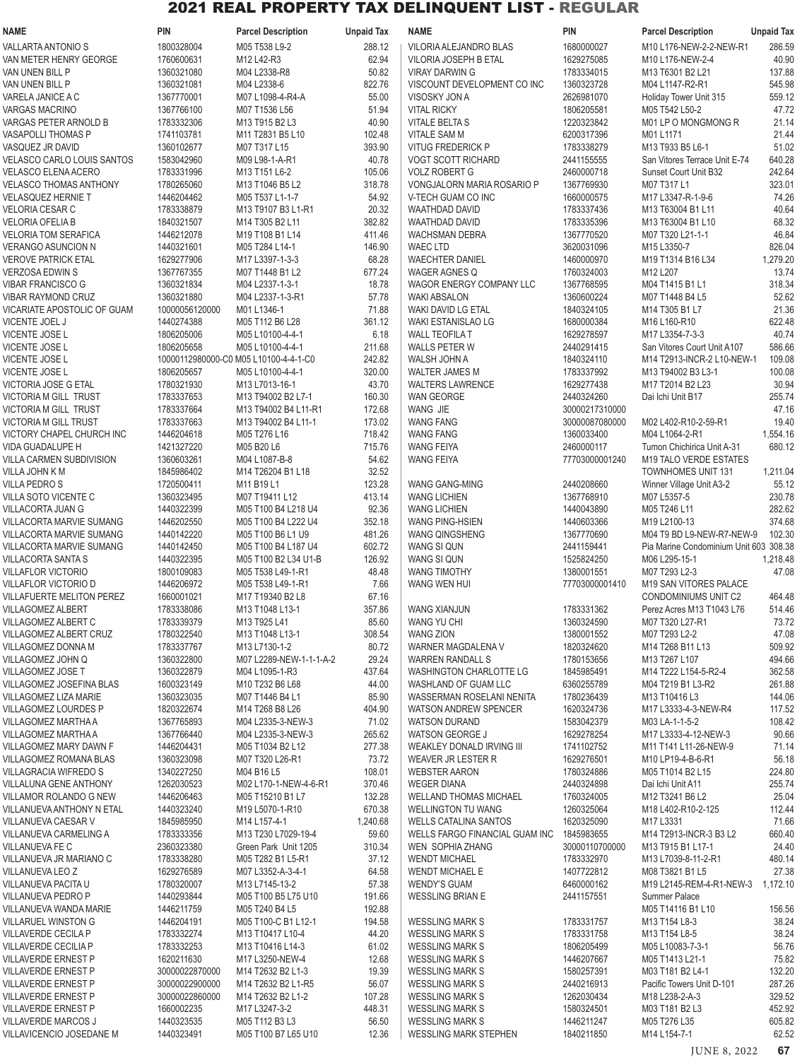# 2021 REAL PROPERTY TAX DELINQUENT LIST - REGULAR

| NAME | PIN | Parcel Description | Unpaid Tax |
|---|---|---|---|
| VALLARTA ANTONIO S | 1800328004 | M05 T538 L9-2 | 288.12 |
| VAN METER HENRY GEORGE | 1760600631 | M12 L42-R3 | 62.94 |
| VAN UNEN BILL P | 1360321080 | M04 L2338-R8 | 50.82 |
| VAN UNEN BILL P | 1360321081 | M04 L2338-6 | 822.76 |
| VARELA JANICE A C | 1367770001 | M07 L1098-4-R4-A | 55.00 |
| VARGAS MACRINO | 1367766100 | M07 T1536 L56 | 51.94 |
| VARGAS PETER ARNOLD B | 1783332306 | M13 T915 B2 L3 | 40.90 |
| VASAPOLLI THOMAS P | 1741103781 | M11 T2831 B5 L10 | 102.48 |
| VASQUEZ JR DAVID | 1360102677 | M07 T317 L15 | 393.90 |
| VELASCO CARLO LOUIS SANTOS | 1583042960 | M09 L98-1-A-R1 | 40.78 |
| VELASCO ELENA ACERO | 1783331996 | M13 T151 L6-2 | 105.06 |
| VELASCO THOMAS ANTHONY | 1780265060 | M13 T1046 B5 L2 | 318.78 |
| VELASQUEZ HERNIE T | 1446204462 | M05 T537 L1-1-7 | 54.92 |
| VELORIA CESAR C | 1783338879 | M13 T9107 B3 L1-R1 | 20.32 |
| VELORIA OFELIA B | 1840321507 | M14 T305 B2 L11 | 382.82 |
| VELORIA TOM SERAFICA | 1446212078 | M19 T108 B1 L14 | 411.46 |
| VERANGO ASUNCION N | 1440321601 | M05 T284 L14-1 | 146.90 |
| VEROVE PATRICK ETAL | 1629277906 | M17 L3397-1-3-3 | 68.28 |
| VERZOSA EDWIN S | 1367767355 | M07 T1448 B1 L2 | 677.24 |
| VIBAR FRANCISCO G | 1360321834 | M04 L2337-1-3-1 | 18.78 |
| VIBAR RAYMOND CRUZ | 1360321880 | M04 L2337-1-3-R1 | 57.78 |
| VICARIATE APOSTOLIC OF GUAM | 10000056120000 | M01 L1346-1 | 71.88 |
| VICENTE JOEL J | 1440274388 | M05 T112 B6 L28 | 361.12 |
| VICENTE JOSE L | 1806205006 | M05 L10100-4-4-1 | 6.18 |
| VICENTE JOSE L | 1806205658 | M05 L10100-4-4-1 | 211.68 |
| VICENTE JOSE L | 10000112980000-C0 | M05 L10100-4-4-1-C0 | 242.82 |
| VICENTE JOSE L | 1806205657 | M05 L10100-4-4-1 | 320.00 |
| VICTORIA JOSE G ETAL | 1780321930 | M13 L7013-16-1 | 43.70 |
| VICTORIA M GILL TRUST | 1783337653 | M13 T94002 B2 L7-1 | 160.30 |
| VICTORIA M GILL TRUST | 1783337664 | M13 T94002 B4 L11-R1 | 172.68 |
| VICTORIA M GILL TRUST | 1783337663 | M13 T94002 B4 L11-1 | 173.02 |
| VICTORY CHAPEL CHURCH INC | 1446204618 | M05 T276 L16 | 718.42 |
| VIDA GUADALUPE H | 1421327220 | M05 B20 L6 | 715.76 |
| VILLA CARMEN SUBDIVISION | 1360603261 | M04 L1087-B-8 | 54.62 |
| VILLA JOHN K M | 1845986402 | M14 T26204 B1 L18 | 32.52 |
| VILLA PEDRO S | 1720500411 | M11 B19 L1 | 123.28 |
| VILLA SOTO VICENTE C | 1360323495 | M07 T19411 L12 | 413.14 |
| VILLACORTA JUAN G | 1440322399 | M05 T100 B4 L218 U4 | 92.36 |
| VILLACORTA MARVIE SUMANG | 1446202550 | M05 T100 B4 L222 U4 | 352.18 |
| VILLACORTA MARVIE SUMANG | 1440142220 | M05 T100 B6 L1 U9 | 481.26 |
| VILLACORTA MARVIE SUMANG | 1440142450 | M05 T100 B4 L187 U4 | 602.72 |
| VILLACORTA SANTA S | 1440322395 | M05 T100 B2 L34 U1-B | 126.92 |
| VILLAFLOR VICTORIO | 1800109083 | M05 T538 L49-1-R1 | 48.48 |
| VILLAFLOR VICTORIO D | 1446206972 | M05 T538 L49-1-R1 | 7.66 |
| VILLAFUERTE MELITON PEREZ | 1660001021 | M17 T19340 B2 L8 | 67.16 |
| VILLAGOMEZ ALBERT | 1783338086 | M13 T1048 L13-1 | 357.86 |
| VILLAGOMEZ ALBERT C | 1783339379 | M13 T925 L41 | 85.60 |
| VILLAGOMEZ ALBERT CRUZ | 1780322540 | M13 T1048 L13-1 | 308.54 |
| VILLAGOMEZ DONNA M | 1783337767 | M13 L7130-1-2 | 80.72 |
| VILLAGOMEZ JOHN Q | 1360322800 | M07 L2289-NEW-1-1-1-A-2 | 29.24 |
| VILLAGOMEZ JOSE T | 1360322879 | M04 L1095-1-R3 | 437.64 |
| VILLAGOMEZ JOSEFINA BLAS | 1600323149 | M10 T232 B6 L68 | 44.00 |
| VILLAGOMEZ LIZA MARIE | 1360323035 | M07 T1446 B4 L1 | 85.90 |
| VILLAGOMEZ LOURDES P | 1820322674 | M14 T268 B8 L26 | 404.90 |
| VILLAGOMEZ MARTHA A | 1367765893 | M04 L2335-3-NEW-3 | 71.02 |
| VILLAGOMEZ MARTHA A | 1367766440 | M04 L2335-3-NEW-3 | 265.62 |
| VILLAGOMEZ MARY DAWN F | 1446204431 | M05 T1034 B2 L12 | 277.38 |
| VILLAGOMEZ ROMANA BLAS | 1360323098 | M07 T320 L26-R1 | 73.72 |
| VILLAGRACIA WIFREDO S | 1340227250 | M04 B16 L5 | 108.01 |
| VILLALUNA GENE ANTHONY | 1262030523 | M02 L170-1-NEW-4-6-R1 | 370.46 |
| VILLAMOR ROLANDO G NEW | 1446206463 | M05 T15210 B1 L7 | 132.28 |
| VILLANUEVA ANTHONY N ETAL | 1440323240 | M19 L5070-1-R10 | 670.38 |
| VILLANUEVA CAESAR V | 1845985950 | M14 L157-4-1 | 1,240.68 |
| VILLANUEVA CARMELINA A | 1783333356 | M13 T230 L7029-19-4 | 59.60 |
| VILLANUEVA FE C | 2360323380 | Green Park Unit 1205 | 310.34 |
| VILLANUEVA JR MARIANO C | 1783338280 | M05 T282 B1 L5-R1 | 37.12 |
| VILLANUEVA LEO Z | 1629276589 | M07 L3352-A-3-4-1 | 64.58 |
| VILLANUEVA PACITA U | 1780320007 | M13 L7145-13-2 | 57.38 |
| VILLANUEVA PEDRO P | 1440293844 | M05 T100 B5 L75 U10 | 191.66 |
| VILLANUEVA WANDA MARIE | 1446211759 | M05 T240 B4 L5 | 192.88 |
| VILLARUEL WINSTON G | 1446204191 | M05 T100-C B1 L12-1 | 194.58 |
| VILLAVERDE CECILA P | 1783332274 | M13 T10417 L10-4 | 44.20 |
| VILLAVERDE CECILIA P | 1783332253 | M13 T10416 L14-3 | 61.02 |
| VILLAVERDE ERNEST P | 1620211630 | M17 L3250-NEW-4 | 12.68 |
| VILLAVERDE ERNEST P | 30000022870000 | M14 T2632 B2 L1-3 | 19.39 |
| VILLAVERDE ERNEST P | 30000022900000 | M14 T2632 B2 L1-R5 | 56.07 |
| VILLAVERDE ERNEST P | 30000022860000 | M14 T2632 B2 L1-2 | 107.28 |
| VILLAVERDE ERNEST P | 1660002235 | M17 L3247-3-2 | 448.31 |
| VILLAVERDE MARCOS J | 1440323535 | M05 T112 B3 L3 | 56.50 |
| VILLAVICENCIO JOSEDANE M | 1440323491 | M05 T100 B7 L65 U10 | 12.36 |
| VILORIA ALEJANDRO BLAS | 1680000027 | M10 L176-NEW-2-2-NEW-R1 | 286.59 |
| VILORIA JOSEPH B ETAL | 1629275085 | M10 L176-NEW-2-4 | 40.90 |
| VIRAY DARWIN G | 1783334015 | M13 T6301 B2 L21 | 137.88 |
| VISCOUNT DEVELOPMENT CO INC | 1360323728 | M04 L1147-R2-R1 | 545.98 |
| VISOSKY JON A | 2626981070 | Holiday Tower Unit 315 | 559.12 |
| VITAL RICKY | 1806205581 | M05 T542 L50-2 | 47.72 |
| VITALE BELTA S | 1220323842 | M01 LP O MONGMONG R | 21.14 |
| VITALE SAM M | 6200317396 | M01 L1171 | 21.44 |
| VITUG FREDERICK P | 1783338279 | M13 T933 B5 L6-1 | 51.02 |
| VOGT SCOTT RICHARD | 2441155555 | San Vitores Terrace Unit E-74 | 640.28 |
| VOLZ ROBERT G | 2460000718 | Sunset Court Unit B32 | 242.64 |
| VONGJALORN MARIA ROSARIO P | 1367769930 | M07 T317 L1 | 323.01 |
| V-TECH GUAM CO INC | 1660000575 | M17 L3347-R-1-9-6 | 74.26 |
| WAATHDAD DAVID | 1783337436 | M13 T63004 B1 L11 | 40.64 |
| WAATHDAD DAVID | 1783335396 | M13 T63004 B1 L10 | 68.32 |
| WACHSMAN DEBRA | 1367770520 | M07 T320 L21-1-1 | 46.84 |
| WAEC LTD | 3620031096 | M15 L3350-7 | 826.04 |
| WAECHTER DANIEL | 1460000970 | M19 T1314 B16 L34 | 1,279.20 |
| WAGER AGNES Q | 1760324003 | M12 L207 | 13.74 |
| WAGOR ENERGY COMPANY LLC | 1367768595 | M04 T1415 B1 L1 | 318.34 |
| WAKI ABSALON | 1360600224 | M07 T1448 B4 L5 | 52.62 |
| WAKI DAVID LG ETAL | 1840324105 | M14 T305 B1 L7 | 21.36 |
| WAKI ESTANISLAO LG | 1680000384 | M16 L160-R10 | 622.48 |
| WALL TEOFILA T | 1629278597 | M17 L3354-7-3-3 | 40.74 |
| WALLS PETER W | 2440291415 | San Vitores Court Unit A107 | 586.66 |
| WALSH JOHN A | 1840324110 | M14 T2913-INCR-2 L10-NEW-1 | 109.08 |
| WALTER JAMES M | 1783337992 | M13 T94002 B3 L3-1 | 100.08 |
| WALTERS LAWRENCE | 1629277438 | M17 T2014 B2 L23 | 30.94 |
| WAN GEORGE | 2440324260 | Dai Ichi Unit B17 | 255.74 |
| WANG JIE | 30000217310000 | | 47.16 |
| WANG FANG | 30000087080000 | M02 L402-R10-2-59-R1 | 19.40 |
| WANG FANG | 1360033400 | M04 L1064-2-R1 | 1,554.16 |
| WANG FEIYA | 2460000117 | Tumon Chichirica Unit A-31 | 680.12 |
| WANG FEIYA | 77703000001240 | M19 TALO VERDE ESTATES TOWNHOMES UNIT 131 | 1,211.04 |
| WANG GANG-MING | 2440208660 | Winner Village Unit A3-2 | 55.12 |
| WANG LICHIEN | 1367768910 | M07 L5357-5 | 230.78 |
| WANG LICHIEN | 1440043890 | M05 T246 L11 | 282.62 |
| WANG PING-HSIEN | 1440603366 | M19 L2100-13 | 374.68 |
| WANG QINGSHENG | 1367770690 | M04 T9 BD L9-NEW-R7-NEW-9 | 102.30 |
| WANG SI QUN | 2441159441 | Pia Marine Condominium Unit 603 | 308.38 |
| WANG SI QUN | 1525824250 | M06 L295-15-1 | 1,218.48 |
| WANG TIMOTHY | 1380001551 | M07 T293 L2-3 | 47.08 |
| WANG WEN HUI | 77703000001410 | M19 SAN VITORES PALACE CONDOMINIUMS UNIT C2 | 464.48 |
| WANG XIANJUN | 1783331362 | Perez Acres M13 T1043 L76 | 514.46 |
| WANG YU CHI | 1360324590 | M07 T320 L27-R1 | 73.72 |
| WANG ZION | 1380001552 | M07 T293 L2-2 | 47.08 |
| WARNER MAGDALENA V | 1820324620 | M14 T268 B11 L13 | 509.92 |
| WARREN RANDALL S | 1780153656 | M13 T267 L107 | 494.66 |
| WASHINGTON CHARLOTTE LG | 1845985491 | M14 T222 L154-5-R2-4 | 362.58 |
| WASHLAND OF GUAM LLC | 6360255789 | M04 T219 B1 L3-R2 | 261.88 |
| WASSERMAN ROSELANI NENITA | 1780236439 | M13 T10416 L3 | 144.06 |
| WATSON ANDREW SPENCER | 1620324736 | M17 L3333-4-3-NEW-R4 | 117.52 |
| WATSON DURAND | 1583042379 | M03 LA-1-1-5-2 | 108.42 |
| WATSON GEORGE J | 1629278254 | M17 L3333-4-12-NEW-3 | 90.66 |
| WEAKLEY DONALD IRVING III | 1741102752 | M11 T141 L11-26-NEW-9 | 71.14 |
| WEAVER JR LESTER R | 1629276501 | M10 LP19-4-B-6-R1 | 56.18 |
| WEBSTER AARON | 1780324886 | M05 T1014 B2 L15 | 224.80 |
| WEGER DIANA | 2440324898 | Dai Ichi Unit A11 | 255.74 |
| WELLAND THOMAS MICHAEL | 1760324005 | M12 T3241 B6 L2 | 25.04 |
| WELLINGTON TU WANG | 1260325064 | M18 L402-R10-2-125 | 112.44 |
| WELLS CATALINA SANTOS | 1620325090 | M17 L3331 | 71.66 |
| WELLS FARGO FINANCIAL GUAM INC | 1845983655 | M14 T2913-INCR-3 B3 L2 | 660.40 |
| WEN SOPHIA ZHANG | 30000110700000 | M13 T915 B1 L17-1 | 24.40 |
| WENDT MICHAEL | 1783332970 | M13 L7039-8-11-2-R1 | 480.14 |
| WENDT MICHAEL E | 1407722812 | M08 T3821 B1 L5 | 27.38 |
| WENDY'S GUAM | 6460000162 | M19 L2145-REM-4-R1-NEW-3 | 1,172.10 |
| WESSLING BRIAN E | 2441157551 | Summer Palace | |
| | | M05 T14116 B1 L10 | 156.56 |
| WESSLING MARK S | 1783331757 | M13 T154 L8-3 | 38.24 |
| WESSLING MARK S | 1783331758 | M13 T154 L8-5 | 38.24 |
| WESSLING MARK S | 1806205499 | M05 L10083-7-3-1 | 56.76 |
| WESSLING MARK S | 1446207667 | M05 T1413 L21-1 | 75.82 |
| WESSLING MARK S | 1580257391 | M03 T181 B2 L4-1 | 132.20 |
| WESSLING MARK S | 2440216913 | Pacific Towers Unit D-101 | 287.26 |
| WESSLING MARK S | 1262030434 | M18 L238-2-A-3 | 329.52 |
| WESSLING MARK S | 1580324501 | M03 T181 B2 L3 | 452.92 |
| WESSLING MARK S | 1446211247 | M05 T276 L35 | 605.82 |
| WESSLING MARK STEPHEN | 1840211850 | M14 L154-7-1 | 62.52 |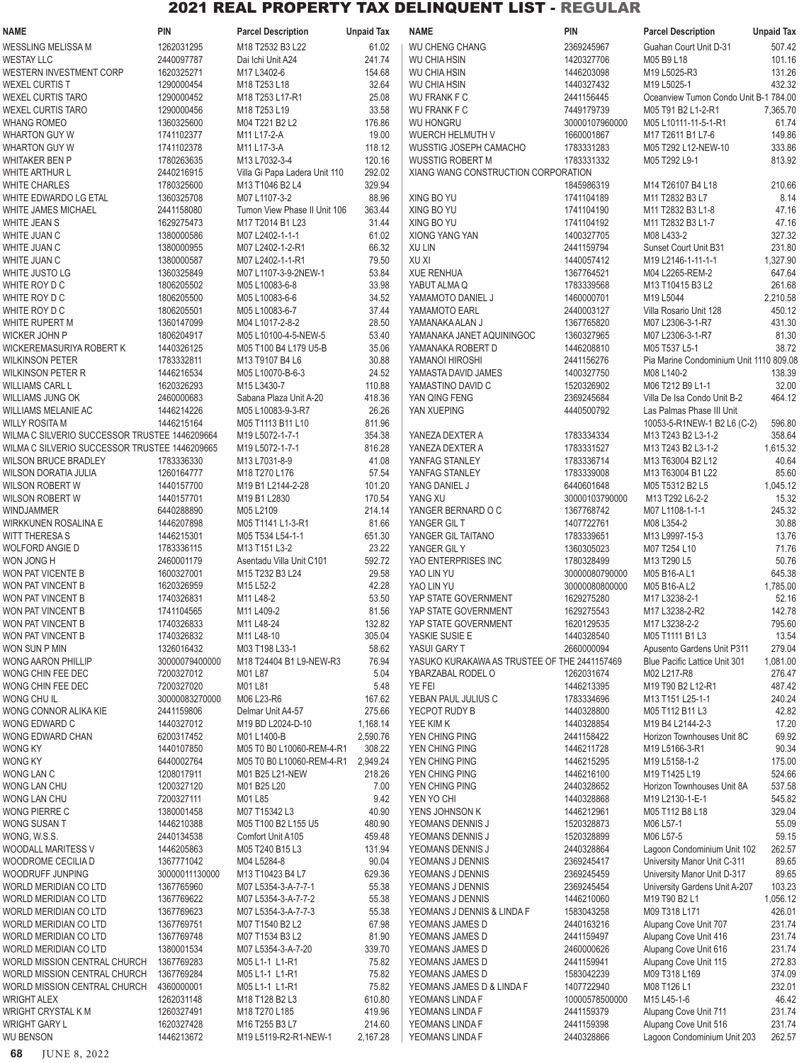# 2021 REAL PROPERTY TAX DELINQUENT LIST - REGULAR

| NAME | PIN | Parcel Description | Unpaid Tax |
|---|---|---|---|
| WESSLING MELISSA M | 1262031295 | M18 T2532 B3 L22 | 61.02 |
| WESTAY LLC | 2440097787 | Dai Ichi Unit A24 | 241.74 |
| WESTERN INVESTMENT CORP | 1620325271 | M17 L3402-6 | 154.68 |
| WEXEL CURTIS T | 1290000454 | M18 T253 L18 | 32.64 |
| WEXEL CURTIS TARO | 1290000452 | M18 T253 L17-R1 | 25.08 |
| WEXEL CURTIS TARO | 1290000456 | M18 T253 L19 | 33.58 |
| WHANG ROMEO | 1360325600 | M04 T221 B2 L2 | 176.86 |
| WHARTON GUY W | 1741102377 | M11 L17-2-A | 19.00 |
| WHARTON GUY W | 1741102378 | M11 L17-3-A | 118.12 |
| WHITAKER BEN P | 1780263635 | M13 L7032-3-4 | 120.16 |
| WHITE ARTHUR L | 2440216915 | Villa Gi Papa Ladera Unit 110 | 292.02 |
| WHITE CHARLES | 1780325600 | M13 T1046 B2 L4 | 329.94 |
| WHITE EDWARDO LG ETAL | 1360325708 | M07 L1107-3-2 | 88.96 |
| WHITE JAMES MICHAEL | 2441158080 | Tumon View Phase II Unit 106 | 363.44 |
| WHITE JEAN S | 1629275473 | M17 T2014 B1 L23 | 31.44 |
| WHITE JUAN C | 1380000586 | M07 L2402-1-1-1 | 61.02 |
| WHITE JUAN C | 1380000955 | M07 L2402-1-2-R1 | 66.32 |
| WHITE JUAN C | 1380000587 | M07 L2402-1-1-R1 | 79.50 |
| WHITE JUSTO LG | 1360325849 | M07 L1107-3-9-2NEW-1 | 53.84 |
| WHITE ROY D C | 1806205502 | M05 L10083-6-8 | 33.98 |
| WHITE ROY D C | 1806205500 | M05 L10083-6-6 | 34.52 |
| WHITE ROY D C | 1806205501 | M05 L10083-6-7 | 37.44 |
| WHITE RUPERT M | 1360147099 | M04 L1017-2-8-2 | 28.50 |
| WICKER JOHN P | 1806204917 | M05 L10100-4-5-NEW-5 | 53.40 |
| WICKEREMASURIYA ROBERT K | 1440326125 | M05 T100 B4 L179 U5-B | 35.06 |
| WILKINSON PETER | 1783332811 | M13 T9107 B4 L6 | 30.88 |
| WILKINSON PETER R | 1446216534 | M05 L10070-B-6-3 | 24.52 |
| WILLIAMS CARL L | 1620326293 | M15 L3430-7 | 110.88 |
| WILLIAMS JUNG OK | 2460000683 | Sabana Plaza Unit A-20 | 418.36 |
| WILLIAMS MELANIE AC | 1446214226 | M05 L10083-9-3-R7 | 26.26 |
| WILLY ROSITA M | 1446215164 | M05 T1113 B11 L10 | 811.96 |
| WILMA C SILVERIO SUCCESSOR TRUSTEE | 1446209664 | M19 L5072-1-7-1 | 354.38 |
| WILMA C SILVERIO SUCCESSOR TRUSTEE | 1446209665 | M19 L5072-1-7-1 | 816.28 |
| WILSON BRUCE BRADLEY | 1783336330 | M13 L7031-8-9 | 41.08 |
| WILSON DORATIA JULIA | 1260164777 | M18 T270 L176 | 57.54 |
| WILSON ROBERT W | 1440157700 | M19 B1 L2144-2-28 | 101.20 |
| WILSON ROBERT W | 1440157701 | M19 B1 L2830 | 170.54 |
| WINDJAMMER | 6440288890 | M05 L2109 | 214.14 |
| WIRKKUNEN ROSALINA E | 1446207898 | M05 T1141 L1-3-R1 | 81.66 |
| WITT THERESA S | 1446215301 | M05 T534 L54-1-1 | 651.30 |
| WOLFORD ANGIE D | 1783336115 | M13 T151 L3-2 | 23.22 |
| WON JONG H | 2460001179 | Asentadu Villa Unit C101 | 592.72 |
| WON PAT VICENTE B | 1600327001 | M15 T232 B3 L24 | 29.58 |
| WON PAT VINCENT B | 1620326959 | M15 L52-2 | 42.28 |
| WON PAT VINCENT B | 1740326831 | M11 L48-2 | 53.50 |
| WON PAT VINCENT B | 1741104565 | M11 L409-2 | 81.56 |
| WON PAT VINCENT B | 1740326833 | M11 L48-24 | 132.82 |
| WON PAT VINCENT B | 1740326832 | M11 L48-10 | 305.04 |
| WON SUN P MIN | 1326016432 | M03 T198 L33-1 | 58.62 |
| WONG AARON PHILLIP | 30000079400000 | M18 T24404 B1 L9-NEW-R3 | 76.94 |
| WONG CHIN FEE DEC | 7200327012 | M01 L87 | 5.04 |
| WONG CHIN FEE DEC | 7200327020 | M01 L81 | 5.48 |
| WONG CHU IL | 30000083270000 | M06 L23-R6 | 167.62 |
| WONG CONNOR ALIKA KIE | 2441159806 | Delmar Unit A4-57 | 275.66 |
| WONG EDWARD C | 1440327012 | M19 BD L2024-D-10 | 1,168.14 |
| WONG EDWARD CHAN | 6200317452 | M01 L1400-B | 2,590.76 |
| WONG KY | 1440107850 | M05 T0 B0 L10060-REM-4-R1 | 308.22 |
| WONG KY | 6440002764 | M05 T0 B0 L10060-REM-4-R1 | 2,949.24 |
| WONG LAN C | 1208017911 | M01 B25 L21-NEW | 218.26 |
| WONG LAN CHU | 1200327120 | M01 B25 L20 | 7.00 |
| WONG LAN CHU | 7200327111 | M01 L85 | 9.42 |
| WONG PIERRE C | 1380001458 | M07 T15342 L3 | 40.90 |
| WONG SUSAN T | 1446210388 | M05 T100 B2 L155 U5 | 480.90 |
| WONG, W.S.S. | 2440134538 | Comfort Unit A105 | 459.48 |
| WOODALL MARITESS V | 1446205863 | M05 T240 B15 L3 | 131.94 |
| WOODROME CECILIA D | 1367771042 | M04 L5284-8 | 90.04 |
| WOODRUFF JUNPING | 30000011130000 | M13 T10423 B4 L7 | 629.36 |
| WORLD MERIDIAN CO LTD | 1367765960 | M07 L5354-3-A-7-7-1 | 55.38 |
| WORLD MERIDIAN CO LTD | 1367769622 | M07 L5354-3-A-7-7-2 | 55.38 |
| WORLD MERIDIAN CO LTD | 1367769623 | M07 L5354-3-A-7-7-3 | 55.38 |
| WORLD MERIDIAN CO LTD | 1367769751 | M07 T1540 B2 L2 | 67.98 |
| WORLD MERIDIAN CO LTD | 1367769748 | M07 T1534 B3 L2 | 81.90 |
| WORLD MERIDIAN CO LTD | 1380001534 | M07 L5354-3-A-7-20 | 339.70 |
| WORLD MISSION CENTRAL CHURCH | 1367769283 | M05 L1-1 L1-R1 | 75.82 |
| WORLD MISSION CENTRAL CHURCH | 1367769284 | M05 L1-1 L1-R1 | 75.82 |
| WORLD MISSION CENTRAL CHURCH | 4360000001 | M05 L1-1 L1-R1 | 75.82 |
| WRIGHT ALEX | 1262031148 | M18 T128 B2 L3 | 610.80 |
| WRIGHT CRYSTAL K M | 1260327491 | M18 T270 L185 | 419.96 |
| WRIGHT GARY L | 1620327428 | M16 T255 B3 L7 | 214.60 |
| WU BENSON | 1446213672 | M19 L5119-R2-R1-NEW-1 | 2,167.28 |
| WU CHENG CHANG | 2369245967 | Guahan Court Unit D-31 | 507.42 |
| WU CHIA HSIN | 1420327706 | M05 B9 L18 | 101.16 |
| WU CHIA HSIN | 1446203098 | M19 L5025-R3 | 131.26 |
| WU CHIA HSIN | 1440327432 | M19 L5025-1 | 432.32 |
| WU FRANK F C | 2441156445 | Oceanview Tumon Condo Unit B-1 | 784.00 |
| WU FRANK F C | 7449179739 | M05 T91 B2 L1-2-R1 | 7,365.70 |
| WU HONGRU | 30000107960000 | M05 L10111-11-5-1-R1 | 61.74 |
| WUERCH HELMUTH V | 1660001867 | M17 T2611 B1 L7-6 | 149.86 |
| WUSSTIG JOSEPH CAMACHO | 1783331283 | M05 T292 L12-NEW-10 | 333.86 |
| WUSSTIG ROBERT M | 1783331332 | M05 T292 L9-1 | 813.92 |
| XIANG WANG CONSTRUCTION CORPORATION | 1845986319 | M14 T26107 B4 L18 | 210.66 |
| XING BO YU | 1741104189 | M11 T2832 B3 L7 | 8.14 |
| XING BO YU | 1741104190 | M11 T2832 B3 L1-8 | 47.16 |
| XING BO YU | 1741104192 | M11 T2832 B3 L1-7 | 47.16 |
| XIONG YANG YAN | 1400327705 | M08 L433-2 | 327.32 |
| XU LIN | 2441159794 | Sunset Court Unit B31 | 231.80 |
| XU XI | 1440057412 | M19 L2146-1-11-1-1 | 1,327.90 |
| XUE RENHUA | 1367764521 | M04 L2265-REM-2 | 647.64 |
| YABUT ALMA Q | 1783339568 | M13 T10415 B3 L2 | 261.68 |
| YAMAMOTO DANIEL J | 1460000701 | M19 L5044 | 2,210.58 |
| YAMAMOTO EARL | 2440003127 | Villa Rosario Unit 128 | 450.12 |
| YAMANAKA ALAN J | 1367765820 | M07 L2306-3-1-R7 | 431.30 |
| YAMANAKA JANET AQUININGOC | 1360327965 | M07 L2306-3-1-R7 | 81.30 |
| YAMANAKA ROBERT D | 1446208810 | M05 T537 L5-1 | 38.72 |
| YAMANOI HIROSHI | 2441156276 | Pia Marine Condominium Unit 1110 | 809.08 |
| YAMASTA DAVID JAMES | 1400327750 | M08 L140-2 | 138.39 |
| YAMASTINO DAVID C | 1520326902 | M06 T212 B9 L1-1 | 32.00 |
| YAN QING FENG | 2369245684 | Villa De Isa Condo Unit B-2 | 464.12 |
| YAN XUEPING | 4440500792 | Las Palmas Phase III Unit 10053-5-R1NEW-1 B2 L6 (C-2) | 596.80 |
| YANEZA DEXTER A | 1783334334 | M13 T243 B2 L3-1-2 | 358.64 |
| YANEZA DEXTER A | 1783331527 | M13 T243 B2 L3-1-2 | 1,615.32 |
| YANFAG STANLEY | 1783336714 | M13 T63004 B2 L12 | 40.64 |
| YANFAG STANLEY | 1783339008 | M13 T63004 B1 L22 | 85.60 |
| YANG DANIEL J | 6440601648 | M05 T5312 B2 L5 | 1,045.12 |
| YANG XU | 30000103790000 | M13 T292 L6-2-2 | 15.32 |
| YANGER BERNARD O C | 1367768742 | M07 L1108-1-1-1 | 245.32 |
| YANGER GIL T | 1407722761 | M08 L354-2 | 30.88 |
| YANGER GIL TAITANO | 1783339651 | M13 L9997-15-3 | 13.76 |
| YANGER GIL Y | 1360305023 | M07 T254 L10 | 71.76 |
| YAO ENTERPRISES INC | 1780328499 | M13 T290 L5 | 50.76 |
| YAO LIN YU | 30000080790000 | M05 B16-A L1 | 645.38 |
| YAO LIN YU | 30000080800000 | M05 B16-A L2 | 1,785.00 |
| YAP STATE GOVERNMENT | 1629275280 | M17 L3238-2-1 | 52.16 |
| YAP STATE GOVERNMENT | 1629275543 | M17 L3238-2-R2 | 142.78 |
| YAP STATE GOVERNMENT | 1620129535 | M17 L3238-2-2 | 795.60 |
| YASKIE SUSIE E | 1440328540 | M05 T1111 B1 L3 | 13.54 |
| YASUI GARY T | 2660000094 | Apusento Gardens Unit P311 | 279.04 |
| YASUKO KURAKAWA AS TRUSTEE OF THE | 2441157469 | Blue Pacific Lattice Unit 301 | 1,081.00 |
| YBARZABAL RODEL O | 1262031674 | M02 L217-R8 | 276.47 |
| YE FEI | 1446213395 | M19 T90 B2 L12-R1 | 487.42 |
| YEBAN PAUL JULIUS C | 1783334696 | M13 T151 L25-1-1 | 240.24 |
| YECPOT RUDY B | 1440328800 | M05 T112 B11 L3 | 42.82 |
| YEE KIM K | 1440328854 | M19 B4 L2144-2-3 | 17.20 |
| YEN CHING PING | 2441158422 | Horizon Townhouses Unit 8C | 69.92 |
| YEN CHING PING | 1446211728 | M19 L5166-3-R1 | 90.34 |
| YEN CHING PING | 1446215295 | M19 L5158-1-2 | 175.00 |
| YEN CHING PING | 1446216100 | M19 T1425 L19 | 524.66 |
| YEN CHING PING | 2440328652 | Horizon Townhouses Unit 8A | 537.58 |
| YEN YO CHI | 1440328868 | M19 L2130-1-E-1 | 545.82 |
| YENS JOHNSON K | 1446212961 | M05 T112 B8 L18 | 329.04 |
| YEOMANS DENNIS J | 1520328873 | M06 L57-1 | 55.09 |
| YEOMANS DENNIS J | 1520328899 | M06 L57-5 | 59.15 |
| YEOMANS DENNIS J | 2440328864 | Lagoon Condominium Unit 102 | 262.57 |
| YEOMANS J DENNIS | 2369245417 | University Manor Unit C-311 | 89.65 |
| YEOMANS J DENNIS | 2369245459 | University Manor Unit D-317 | 89.65 |
| YEOMANS J DENNIS | 2369245454 | University Gardens Unit A-207 | 103.23 |
| YEOMANS J DENNIS | 1446210060 | M19 T90 B2 L1 | 1,056.12 |
| YEOMANS J DENNIS & LINDA F | 1583043258 | M09 T318 L171 | 426.01 |
| YEOMANS JAMES D | 2440163216 | Alupang Cove Unit 707 | 231.74 |
| YEOMANS JAMES D | 2441159497 | Alupang Cove Unit 416 | 231.74 |
| YEOMANS JAMES D | 2460000626 | Alupang Cove Unit 616 | 231.74 |
| YEOMANS JAMES D | 2441159941 | Alupang Cove Unit 115 | 272.83 |
| YEOMANS JAMES D | 1583042239 | M09 T318 L169 | 374.09 |
| YEOMANS JAMES D & LINDA F | 1407722940 | M08 T126 L1 | 232.01 |
| YEOMANS LINDA F | 10000578500000 | M15 L45-1-6 | 46.42 |
| YEOMANS LINDA F | 2441159379 | Alupang Cove Unit 711 | 231.74 |
| YEOMANS LINDA F | 2441159398 | Alupang Cove Unit 516 | 231.74 |
| YEOMANS LINDA F | 2440328866 | Lagoon Condominium Unit 203 | 262.57 |

JUNE 8, 2022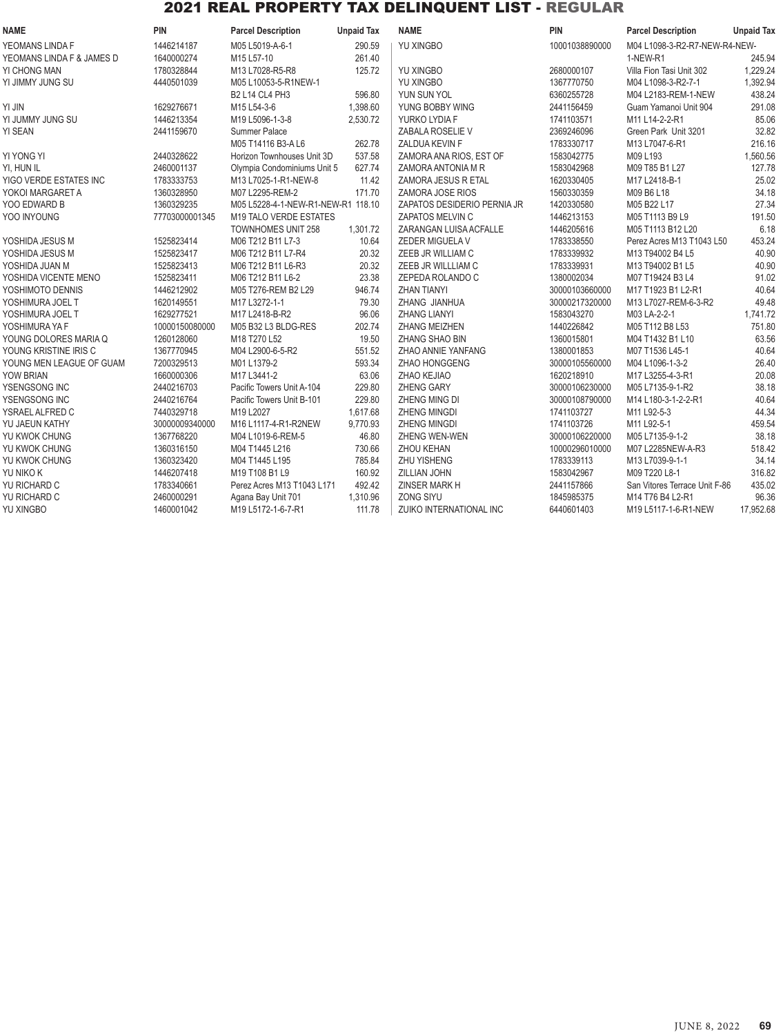# 2021 REAL PROPERTY TAX DELINQUENT LIST - REGULAR

| NAME | PIN | Parcel Description | Unpaid Tax |
|---|---|---|---|
| YEOMANS LINDA F | 1446214187 | M05 L5019-A-6-1 | 290.59 |
| YEOMANS LINDA F & JAMES D | 1640000274 | M15 L57-10 | 261.40 |
| YI CHONG MAN | 1780328844 | M13 L7028-R5-R8 | 125.72 |
| YI JIMMY JUNG SU | 4440501039 | M05 L10053-5-R1NEW-1 B2 L14 CL4 PH3 | 596.80 |
| YI JIN | 1629276671 | M15 L54-3-6 | 1,398.60 |
| YI JUMMY JUNG SU | 1446213354 | M19 L5096-1-3-8 | 2,530.72 |
| YI SEAN | 2441159670 | Summer Palace M05 T14116 B3-A L6 | 262.78 |
| YI YONG YI | 2440328622 | Horizon Townhouses Unit 3D | 537.58 |
| YI, HUN IL | 2460001137 | Olympia Condominiums Unit 5 | 627.74 |
| YIGO VERDE ESTATES INC | 1783333753 | M13 L7025-1-R1-NEW-8 | 11.42 |
| YOKOI MARGARET A | 1360328950 | M07 L2295-REM-2 | 171.70 |
| YOO EDWARD B | 1360329235 | M05 L5228-4-1-NEW-R1-NEW-R1 | 118.10 |
| YOO INYOUNG | 77703000001345 | M19 TALO VERDE ESTATES TOWNHOMES UNIT 258 | 1,301.72 |
| YOSHIDA JESUS M | 1525823414 | M06 T212 B11 L7-3 | 10.64 |
| YOSHIDA JESUS M | 1525823417 | M06 T212 B11 L7-R4 | 20.32 |
| YOSHIDA JUAN M | 1525823413 | M06 T212 B11 L6-R3 | 20.32 |
| YOSHIDA VICENTE MENO | 1525823411 | M06 T212 B11 L6-2 | 23.38 |
| YOSHIMOTO DENNIS | 1446212902 | M05 T276-REM B2 L29 | 946.74 |
| YOSHIMURA JOEL T | 1620149551 | M17 L3272-1-1 | 79.30 |
| YOSHIMURA JOEL T | 1629277521 | M17 L2418-B-R2 | 96.06 |
| YOSHIMURA YA F | 10000150080000 | M05 B32 L3 BLDG-RES | 202.74 |
| YOUNG DOLORES MARIA Q | 1260128060 | M18 T270 L52 | 19.50 |
| YOUNG KRISTINE IRIS C | 1367770945 | M04 L2900-6-5-R2 | 551.52 |
| YOUNG MEN LEAGUE OF GUAM | 7200329513 | M01 L1379-2 | 593.34 |
| YOW BRIAN | 1660000306 | M17 L3441-2 | 63.06 |
| YSENGSONG INC | 2440216703 | Pacific Towers Unit A-104 | 229.80 |
| YSENGSONG INC | 2440216764 | Pacific Towers Unit B-101 | 229.80 |
| YSRAEL ALFRED C | 7440329718 | M19 L2027 | 1,617.68 |
| YU JAEUN KATHY | 30000009340000 | M16 L1117-4-R1-R2NEW | 9,770.93 |
| YU KWOK CHUNG | 1367768220 | M04 L1019-6-REM-5 | 46.80 |
| YU KWOK CHUNG | 1360316150 | M04 T1445 L216 | 730.66 |
| YU KWOK CHUNG | 1360323420 | M04 T1445 L195 | 785.84 |
| YU NIKO K | 1446207418 | M19 T108 B1 L9 | 160.92 |
| YU RICHARD C | 1783340661 | Perez Acres M13 T1043 L171 | 492.42 |
| YU RICHARD C | 2460000291 | Agana Bay Unit 701 | 1,310.96 |
| YU XINGBO | 1460001042 | M19 L5172-1-6-7-R1 | 111.78 |
| YU XINGBO | 10001038890000 | M04 L1098-3-R2-R7-NEW-R4-NEW-1-NEW-R1 | 245.94 |
| YU XINGBO | 2680000107 | Villa Fion Tasi Unit 302 | 1,229.24 |
| YU XINGBO | 1367770750 | M04 L1098-3-R2-7-1 | 1,392.94 |
| YUN SUN YOL | 6360255728 | M04 L2183-REM-1-NEW | 438.24 |
| YUNG BOBBY WING | 2441156459 | Guam Yamanoi Unit 904 | 291.08 |
| YURKO LYDIA F | 1741103571 | M11 L14-2-2-R1 | 85.06 |
| ZABALA ROSELIE V | 2369246096 | Green Park Unit 3201 | 32.82 |
| ZALDUA KEVIN F | 1783330717 | M13 L7047-6-R1 | 216.16 |
| ZAMORA ANA RIOS, EST OF | 1583042775 | M09 L193 | 1,560.56 |
| ZAMORA ANTONIA M R | 1583042968 | M09 T85 B1 L27 | 127.78 |
| ZAMORA JESUS R ETAL | 1620330405 | M17 L2418-B-1 | 25.02 |
| ZAMORA JOSE RIOS | 1560330359 | M09 B6 L18 | 34.18 |
| ZAPATOS DESIDERIO PERNIA JR | 1420330580 | M05 B22 L17 | 27.34 |
| ZAPATOS MELVIN C | 1446213153 | M05 T1113 B9 L9 | 191.50 |
| ZARANGAN LUISA ACFALLE | 1446205616 | M05 T1113 B12 L20 | 6.18 |
| ZEDER MIGUELA V | 1783338550 | Perez Acres M13 T1043 L50 | 453.24 |
| ZEEB JR WILLIAM C | 1783339932 | M13 T94002 B4 L5 | 40.90 |
| ZEEB JR WILLLIAM C | 1783339931 | M13 T94002 B1 L5 | 40.90 |
| ZEPEDA ROLANDO C | 1380002034 | M07 T19424 B3 L4 | 91.02 |
| ZHAN TIANYI | 30000103660000 | M17 T1923 B1 L2-R1 | 40.64 |
| ZHANG JIANHUA | 30000217320000 | M13 L7027-REM-6-3-R2 | 49.48 |
| ZHANG LIANYI | 1583043270 | M03 LA-2-2-1 | 1,741.72 |
| ZHANG MEIZHEN | 1440226842 | M05 T112 B8 L53 | 751.80 |
| ZHANG SHAO BIN | 1360015801 | M04 T1432 B1 L10 | 63.56 |
| ZHAO ANNIE YANFANG | 1380001853 | M07 T1536 L45-1 | 40.64 |
| ZHAO HONGGENG | 30000105560000 | M04 L1096-1-3-2 | 26.40 |
| ZHAO KEJIAO | 1620218910 | M17 L3255-4-3-R1 | 20.08 |
| ZHENG GARY | 30000106230000 | M05 L7135-9-1-R2 | 38.18 |
| ZHENG MING DI | 30000108790000 | M14 L180-3-1-2-2-R1 | 40.64 |
| ZHENG MINGDI | 1741103727 | M11 L92-5-3 | 44.34 |
| ZHENG MINGDI | 1741103726 | M11 L92-5-1 | 459.54 |
| ZHENG WEN-WEN | 30000106220000 | M05 L7135-9-1-2 | 38.18 |
| ZHOU KEHAN | 10000296010000 | M07 L2285NEW-A-R3 | 518.42 |
| ZHU YISHENG | 1783339113 | M13 L7039-9-1-1 | 34.14 |
| ZILLIAN JOHN | 1583042967 | M09 T220 L8-1 | 316.82 |
| ZINSER MARK H | 2441157866 | San Vitores Terrace Unit F-86 | 435.02 |
| ZONG SIYU | 1845985375 | M14 T76 B4 L2-R1 | 96.36 |
| ZUIKO INTERNATIONAL INC | 6440601403 | M19 L5117-1-6-R1-NEW | 17,952.68 |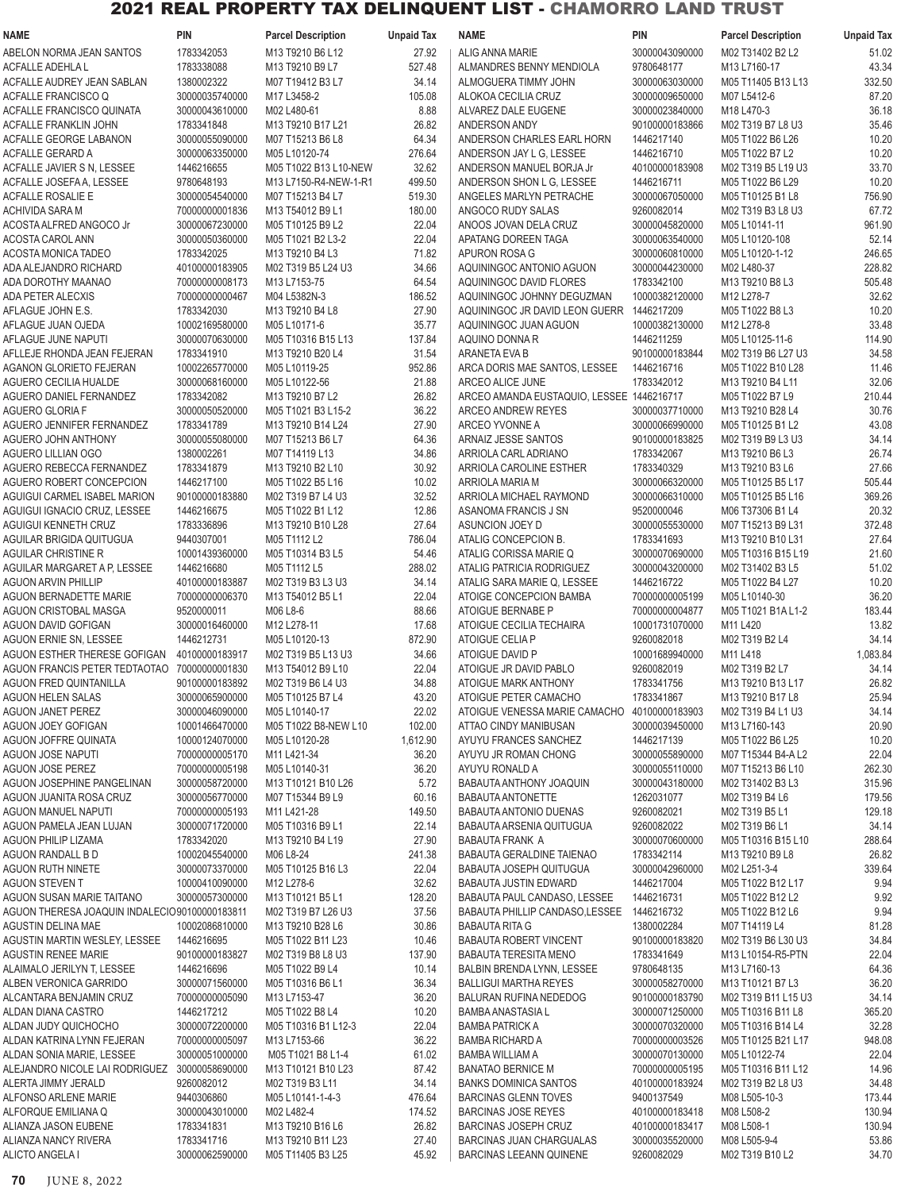# 2021 REAL PROPERTY TAX DELINQUENT LIST - CHAMORRO LAND TRUST

| NAME | PIN | Parcel Description | Unpaid Tax |
|---|---|---|---|
| ABELON NORMA JEAN SANTOS | 1783342053 | M13 T9210 B6 L12 | 27.92 |
| ACFALLE ADEHLA L | 1783338088 | M13 T9210 B9 L7 | 527.48 |
| ACFALLE AUDREY JEAN SABLAN | 1380002322 | M07 T19412 B3 L7 | 34.14 |
| ACFALLE FRANCISCO Q | 30000035740000 | M17 L3458-2 | 105.08 |
| ACFALLE FRANCISCO QUINATA | 30000043610000 | M02 L480-61 | 8.88 |
| ACFALLE FRANKLIN JOHN | 1783341848 | M13 T9210 B17 L21 | 26.82 |
| ACFALLE GEORGE LABANON | 30000055090000 | M07 T15213 B6 L8 | 64.34 |
| ACFALLE GERARD A | 30000063350000 | M05 L10120-74 | 276.64 |
| ACFALLE JAVIER S N, LESSEE | 1446216655 | M05 T1022 B13 L10-NEW | 32.62 |
| ACFALLE JOSEFA A, LESSEE | 9780648193 | M13 L7150-R4-NEW-1-R1 | 499.50 |
| ACFALLE ROSALIE E | 30000054540000 | M07 T15213 B4 L7 | 519.30 |
| ACHIVIDA SARA M | 70000000001836 | M13 T54012 B9 L1 | 180.00 |
| ACOSTA ALFRED ANGOCO Jr | 30000067230000 | M05 T10125 B9 L2 | 22.04 |
| ACOSTA CAROL ANN | 30000050360000 | M05 T1021 B2 L3-2 | 22.04 |
| ACOSTA MONICA TADEO | 1783342025 | M13 T9210 B4 L3 | 71.82 |
| ADA ALEJANDRO RICHARD | 40100000183905 | M02 T319 B5 L24 U3 | 34.66 |
| ADA DOROTHY MAANAO | 70000000008173 | M13 L7153-75 | 64.54 |
| ADA PETER ALECXIS | 70000000000467 | M04 L5382N-3 | 186.52 |
| AFLAGUE JOHN E.S. | 1783342030 | M13 T9210 B4 L8 | 27.90 |
| AFLAGUE JUAN OJEDA | 10002169580000 | M05 L10171-6 | 35.77 |
| AFLAGUE JUNE NAPUTI | 30000070630000 | M05 T10316 B15 L13 | 137.84 |
| AFLLEJE RHONDA JEAN FEJERAN | 1783341910 | M13 T9210 B20 L4 | 31.54 |
| AGANON GLORIETO FEJERAN | 10002265770000 | M05 L10119-25 | 952.86 |
| AGUERO CECILIA HUALDE | 30000068160000 | M05 L10122-56 | 21.88 |
| AGUERO DANIEL FERNANDEZ | 1783342082 | M13 T9210 B7 L2 | 26.82 |
| AGUERO GLORIA F | 30000050520000 | M05 T1021 B3 L15-2 | 36.22 |
| AGUERO JENNIFER FERNANDEZ | 1783341789 | M13 T9210 B14 L24 | 27.90 |
| AGUERO JOHN ANTHONY | 30000055080000 | M07 T15213 B6 L7 | 64.36 |
| AGUERO LILLIAN OGO | 1380002261 | M07 T14119 L13 | 34.86 |
| AGUERO REBECCA FERNANDEZ | 1783341879 | M13 T9210 B2 L10 | 30.92 |
| AGUERO ROBERT CONCEPCION | 1446217100 | M05 T1022 B5 L16 | 10.02 |
| AGUIGUI CARMEL ISABEL MARION | 90100000183880 | M02 T319 B7 L4 U3 | 32.52 |
| AGUIGUI IGNACIO CRUZ, LESSEE | 1446216675 | M05 T1022 B1 L12 | 12.86 |
| AGUIGUI KENNETH CRUZ | 1783336896 | M13 T9210 B10 L28 | 27.64 |
| AGUILAR BRIGIDA QUITUGUA | 9440307001 | M05 T1112 L2 | 786.04 |
| AGUILAR CHRISTINE R | 10001439360000 | M05 T10314 B3 L5 | 54.46 |
| AGUILAR MARGARET A P, LESSEE | 1446216680 | M05 T1112 L5 | 288.02 |
| AGUON ARVIN PHILLIP | 40100000183887 | M02 T319 B3 L3 U3 | 34.14 |
| AGUON BERNADETTE MARIE | 70000000006370 | M13 T54012 B5 L1 | 22.04 |
| AGUON CRISTOBAL MASGA | 9520000011 | M06 L8-6 | 88.66 |
| AGUON DAVID GOFIGAN | 30000016460000 | M12 L278-11 | 17.68 |
| AGUON ERNIE SN, LESSEE | 1446212731 | M05 L10120-13 | 872.90 |
| AGUON ESTHER THERESE GOFIGAN | 40100000183917 | M02 T319 B5 L13 U3 | 34.66 |
| AGUON FRANCIS PETER TEDTAOTAO | 70000000001830 | M13 T54012 B9 L10 | 22.04 |
| AGUON FRED QUINTANILLA | 90100000183892 | M02 T319 B6 L4 U3 | 34.88 |
| AGUON HELEN SALAS | 30000065900000 | M05 T10125 B7 L4 | 43.20 |
| AGUON JANET PEREZ | 30000046090000 | M05 L10140-17 | 22.02 |
| AGUON JOEY GOFIGAN | 10001466470000 | M05 T1022 B8-NEW L10 | 102.00 |
| AGUON JOFFRE QUINATA | 10000124070000 | M05 L10120-28 | 1,612.90 |
| AGUON JOSE NAPUTI | 70000000005170 | M11 L421-34 | 36.20 |
| AGUON JOSE PEREZ | 70000000005198 | M05 L10140-31 | 36.20 |
| AGUON JOSEPHINE PANGELINAN | 30000058720000 | M13 T10121 B10 L26 | 5.72 |
| AGUON JUANITA ROSA CRUZ | 30000056770000 | M07 T15344 B9 L9 | 60.16 |
| AGUON MANUEL NAPUTI | 70000000005193 | M11 L421-28 | 149.50 |
| AGUON PAMELA JEAN LUJAN | 30000071720000 | M05 T10316 B9 L1 | 22.14 |
| AGUON PHILIP LIZAMA | 1783342020 | M13 T9210 B4 L19 | 27.90 |
| AGUON RANDALL B D | 10002045540000 | M06 L8-24 | 241.38 |
| AGUON RUTH NINETE | 30000073370000 | M05 T10125 B16 L3 | 22.04 |
| AGUON STEVEN T | 10000410090000 | M12 L278-6 | 32.62 |
| AGUON SUSAN MARIE TAITANO | 30000057300000 | M13 T10121 B5 L1 | 128.20 |
| AGUON THERESA JOAQUIN INDALECIO | 90100000183811 | M02 T319 B7 L26 U3 | 37.56 |
| AGUSTIN DELINA MAE | 10002086810000 | M13 T9210 B28 L6 | 30.86 |
| AGUSTIN MARTIN WESLEY, LESSEE | 1446216695 | M05 T1022 B11 L23 | 10.46 |
| AGUSTIN RENEE MARIE | 90100000183827 | M02 T319 B8 L8 U3 | 137.90 |
| ALAIMALO JERILYN T, LESSEE | 1446216696 | M05 T1022 B9 L4 | 10.14 |
| ALBEN VERONICA GARRIDO | 30000071560000 | M05 T10316 B6 L1 | 36.34 |
| ALCANTARA BENJAMIN CRUZ | 70000000005090 | M13 L7153-47 | 36.20 |
| ALDAN DIANA CASTRO | 1446217212 | M05 T1022 B8 L4 | 10.20 |
| ALDAN JUDY QUICHOCHO | 30000072200000 | M05 T10316 B1 L12-3 | 22.04 |
| ALDAN KATRINA LYNN FEJERAN | 70000000005097 | M13 L7153-66 | 36.22 |
| ALDAN SONIA MARIE, LESSEE | 30000051000000 | M05 T1021 B8 L1-4 | 61.02 |
| ALEJANDRO NICOLE LAI RODRIGUEZ | 30000058690000 | M13 T10121 B10 L23 | 87.42 |
| ALERTA JIMMY JERALD | 9260082012 | M02 T319 B3 L11 | 34.14 |
| ALFONSO ARLENE MARIE | 9440306860 | M05 L10141-1-4-3 | 476.64 |
| ALFORQUE EMILIANA Q | 30000043010000 | M02 L482-4 | 174.52 |
| ALIANZA JASON EUBENE | 1783341831 | M13 T9210 B16 L6 | 26.82 |
| ALIANZA NANCY RIVERA | 1783341716 | M13 T9210 B11 L23 | 27.40 |
| ALICTO ANGELA I | 30000062590000 | M05 T11405 B3 L25 | 45.92 |
| ALIG ANNA MARIE | 30000043090000 | M02 T31402 B2 L2 | 51.02 |
| ALMANDRES BENNY MENDIOLA | 9780648177 | M13 L7160-17 | 43.34 |
| ALMOGUERA TIMMY JOHN | 30000063030000 | M05 T11405 B13 L13 | 332.50 |
| ALOKOA CECILIA CRUZ | 30000009650000 | M07 L5412-6 | 87.20 |
| ALVAREZ DALE EUGENE | 30000023840000 | M18 L470-3 | 36.18 |
| ANDERSON ANDY | 90100000183866 | M02 T319 B7 L8 U3 | 35.46 |
| ANDERSON CHARLES EARL HORN | 1446217140 | M05 T1022 B6 L26 | 10.20 |
| ANDERSON JAY L G, LESSEE | 1446216710 | M05 T1022 B7 L2 | 10.20 |
| ANDERSON MANUEL BORJA Jr | 40100000183908 | M02 T319 B5 L19 U3 | 33.70 |
| ANDERSON SHON L G, LESSEE | 1446216711 | M05 T1022 B6 L29 | 10.20 |
| ANGELES MARLYN PETRACHE | 30000067050000 | M05 T10125 B1 L8 | 756.90 |
| ANGOCO RUDY SALAS | 9260082014 | M02 T319 B3 L8 U3 | 67.72 |
| ANOOS JOVAN DELA CRUZ | 30000045820000 | M05 L10141-11 | 961.90 |
| APATANG DOREEN TAGA | 30000063540000 | M05 L10120-108 | 52.14 |
| APURON ROSA G | 30000060810000 | M05 L10120-1-12 | 246.65 |
| AQUININGOC ANTONIO AGUON | 30000044230000 | M02 L480-37 | 228.82 |
| AQUININGOC DAVID FLORES | 1783342100 | M13 T9210 B8 L3 | 505.48 |
| AQUININGOC JOHNNY DEGUZMAN | 10000382120000 | M12 L278-7 | 32.62 |
| AQUININGOC JR DAVID LEON GUERR | 1446217209 | M05 T1022 B8 L3 | 10.20 |
| AQUININGOC JUAN AGUON | 10000382130000 | M12 L278-8 | 33.48 |
| AQUINO DONNA R | 1446211259 | M05 L10125-11-6 | 114.90 |
| ARANETA EVA B | 90100000183844 | M02 T319 B6 L27 U3 | 34.58 |
| ARCA DORIS MAE SANTOS, LESSEE | 1446216716 | M05 T1022 B10 L28 | 11.46 |
| ARCEO ALICE JUNE | 1783342012 | M13 T9210 B4 L11 | 32.06 |
| ARCEO AMANDA EUSTAQUIO, LESSEE | 1446216717 | M05 T1022 B7 L9 | 210.44 |
| ARCEO ANDREW REYES | 30000037710000 | M13 T9210 B28 L4 | 30.76 |
| ARCEO YVONNE A | 30000066990000 | M05 T10125 B1 L2 | 43.08 |
| ARNAIZ JESSE SANTOS | 90100000183825 | M02 T319 B9 L3 U3 | 34.14 |
| ARRIOLA CARL ADRIANO | 1783342067 | M13 T9210 B6 L3 | 26.74 |
| ARRIOLA CAROLINE ESTHER | 1783340329 | M13 T9210 B3 L6 | 27.66 |
| ARRIOLA MARIA M | 30000066320000 | M05 T10125 B5 L17 | 505.44 |
| ARRIOLA MICHAEL RAYMOND | 30000066310000 | M05 T10125 B5 L16 | 369.26 |
| ASANOMA FRANCIS J SN | 9520000046 | M06 T37306 B1 L4 | 20.32 |
| ASUNCION JOEY D | 30000055530000 | M07 T15213 B9 L31 | 372.48 |
| ATALIG CONCEPCION B. | 1783341693 | M13 T9210 B10 L31 | 27.64 |
| ATALIG CORISSA MARIE Q | 30000070690000 | M05 T10316 B15 L19 | 21.60 |
| ATALIG PATRICIA RODRIGUEZ | 30000043200000 | M02 T31402 B3 L5 | 51.02 |
| ATALIG SARA MARIE Q, LESSEE | 1446216722 | M05 T1022 B4 L27 | 10.20 |
| ATOIGE CONCEPCION BAMBA | 70000000005199 | M05 L10140-30 | 36.20 |
| ATOIGUE BERNABE P | 70000000004877 | M05 T1021 B1A L1-2 | 183.44 |
| ATOIGUE CECILIA TECHAIRA | 10001731070000 | M11 L420 | 13.82 |
| ATOIGUE CELIA P | 9260082018 | M02 T319 B2 L4 | 34.14 |
| ATOIGUE DAVID P | 10001689940000 | M11 L418 | 1,083.84 |
| ATOIGUE JR DAVID PABLO | 9260082019 | M02 T319 B2 L7 | 34.14 |
| ATOIGUE MARK ANTHONY | 1783341756 | M13 T9210 B13 L17 | 26.82 |
| ATOIGUE PETER CAMACHO | 1783341867 | M13 T9210 B17 L8 | 25.94 |
| ATOIGUE VENESSA MARIE CAMACHO | 40100000183903 | M02 T319 B4 L1 U3 | 34.14 |
| ATTAO CINDY MANIBUSAN | 30000039450000 | M13 L7160-143 | 20.90 |
| AYUYU FRANCES SANCHEZ | 1446217139 | M05 T1022 B6 L25 | 10.20 |
| AYUYU JR ROMAN CHONG | 30000055890000 | M07 T15344 B4-A L2 | 22.04 |
| AYUYU RONALD A | 30000055110000 | M07 T15213 B6 L10 | 262.30 |
| BABAUTA ANTHONY JOAQUIN | 30000043180000 | M02 T31402 B3 L3 | 315.96 |
| BABAUTA ANTONETTE | 1262031077 | M02 T319 B4 L6 | 179.56 |
| BABAUTA ANTONIO DUENAS | 9260082021 | M02 T319 B5 L1 | 129.18 |
| BABAUTA ARSENIA QUITUGUA | 9260082022 | M02 T319 B6 L1 | 34.14 |
| BABAUTA FRANK A | 30000070600000 | M05 T10316 B15 L10 | 288.64 |
| BABAUTA GERALDINE TAIENAO | 1783342114 | M13 T9210 B9 L8 | 26.82 |
| BABAUTA JOSEPH QUITUGUA | 30000042960000 | M02 L251-3-4 | 339.64 |
| BABAUTA JUSTIN EDWARD | 1446217004 | M05 T1022 B12 L17 | 9.94 |
| BABAUTA PAUL CANDASO, LESSEE | 1446216731 | M05 T1022 B12 L2 | 9.92 |
| BABAUTA PHILLIP CANDASO,LESSEE | 1446216732 | M05 T1022 B12 L6 | 9.94 |
| BABAUTA RITA G | 1380002284 | M07 T14119 L4 | 81.28 |
| BABAUTA ROBERT VINCENT | 90100000183820 | M02 T319 B6 L30 U3 | 34.84 |
| BABAUTA TERESITA MENO | 1783341649 | M13 L10154-R5-PTN | 22.04 |
| BALBIN BRENDA LYNN, LESSEE | 9780648135 | M13 L7160-13 | 64.36 |
| BALLIGUI MARTHA REYES | 30000058270000 | M13 T10121 B7 L3 | 36.20 |
| BALURAN RUFINA NEDEDOG | 90100000183790 | M02 T319 B11 L15 U3 | 34.14 |
| BAMBA ANASTASIA L | 30000071250000 | M05 T10316 B11 L8 | 365.20 |
| BAMBA PATRICK A | 30000070320000 | M05 T10316 B14 L4 | 32.28 |
| BAMBA RICHARD A | 70000000003526 | M05 T10125 B21 L17 | 948.08 |
| BAMBA WILLIAM A | 30000070130000 | M05 L10122-74 | 22.04 |
| BANATAO BERNICE M | 70000000005195 | M05 T10316 B11 L12 | 14.96 |
| BANKS DOMINICA SANTOS | 40100000183924 | M02 T319 B2 L8 U3 | 34.48 |
| BARCINAS GLENN TOVES | 9400137549 | M08 L505-10-3 | 173.44 |
| BARCINAS JOSE REYES | 40100000183418 | M08 L508-2 | 130.94 |
| BARCINAS JOSEPH CRUZ | 40100000183417 | M08 L508-1 | 130.94 |
| BARCINAS JUAN CHARGUALAS | 30000035520000 | M08 L505-9-4 | 53.86 |
| BARCINAS LEEANN QUINENE | 9260082029 | M02 T319 B10 L2 | 34.70 |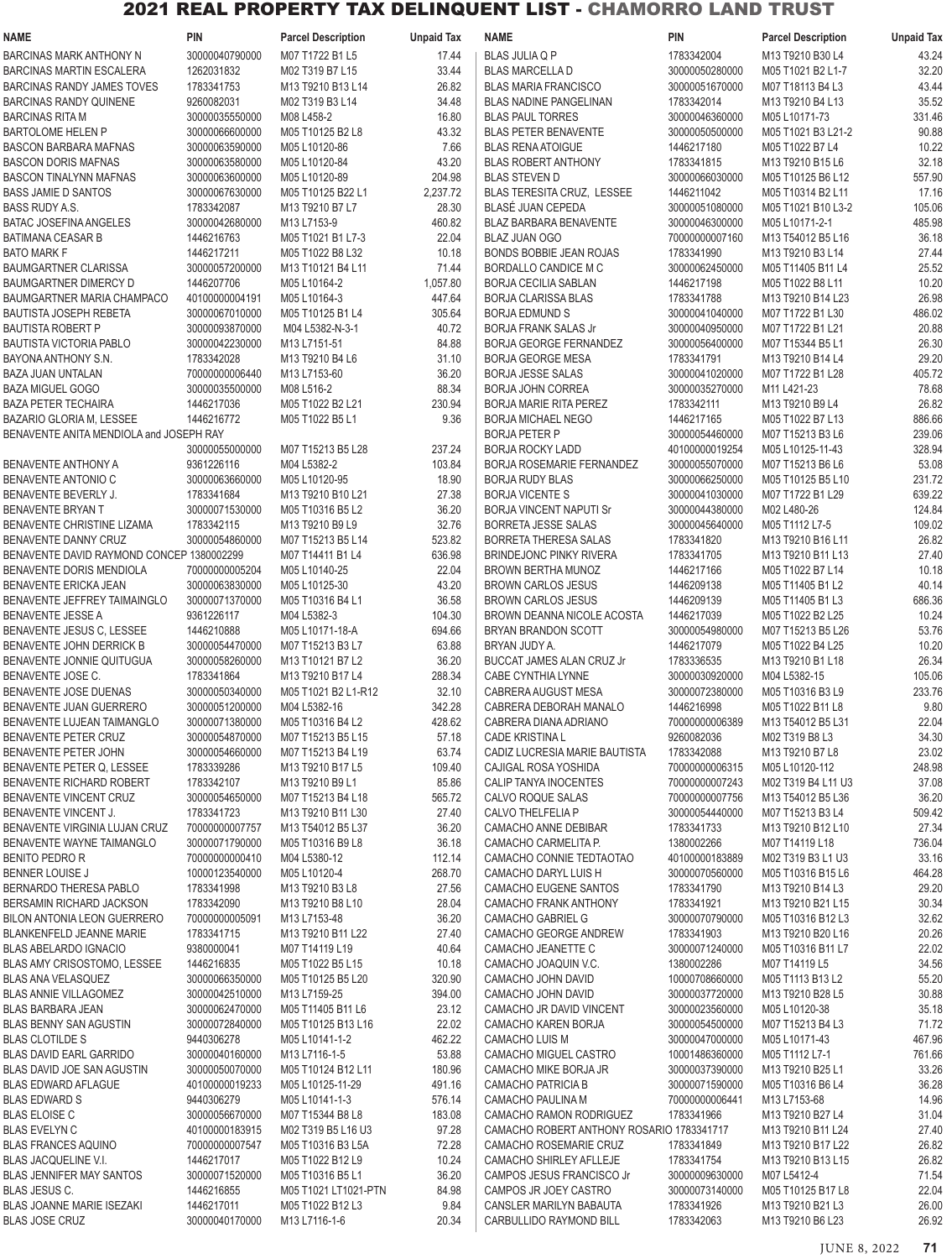# 2021 REAL PROPERTY TAX DELINQUENT LIST - CHAMORRO LAND TRUST

| NAME | PIN | Parcel Description | Unpaid Tax |
|---|---|---|---|
| BARCINAS MARK ANTHONY N | 30000040790000 | M07 T1722 B1 L5 | 17.44 |
| BARCINAS MARTIN ESCALERA | 1262031832 | M02 T319 B7 L15 | 33.44 |
| BARCINAS RANDY JAMES TOVES | 1783341753 | M13 T9210 B13 L14 | 26.82 |
| BARCINAS RANDY QUINENE | 9260082031 | M02 T319 B3 L14 | 34.48 |
| BARCINAS RITA M | 30000035550000 | M08 L458-2 | 16.80 |
| BARTOLOME HELEN P | 30000066600000 | M05 T10125 B2 L8 | 43.32 |
| BASCON BARBARA MAFNAS | 30000063590000 | M05 L10120-86 | 7.66 |
| BASCON DORIS MAFNAS | 30000063580000 | M05 L10120-84 | 43.20 |
| BASCON TINALYNN MAFNAS | 30000063600000 | M05 L10120-89 | 204.98 |
| BASS JAMIE D SANTOS | 30000067630000 | M05 T10125 B22 L1 | 2,237.72 |
| BASS RUDY A.S. | 1783342087 | M13 T9210 B7 L7 | 28.30 |
| BATAC JOSEFINA ANGELES | 30000042680000 | M13 L7153-9 | 460.82 |
| BATIMANA CEASAR B | 1446216763 | M05 T1021 B1 L7-3 | 22.04 |
| BATO MARK F | 1446217211 | M05 T1022 B8 L32 | 10.18 |
| BAUMGARTNER CLARISSA | 30000057200000 | M13 T10121 B4 L11 | 71.44 |
| BAUMGARTNER DIMERCY D | 1446207706 | M05 L10164-2 | 1,057.80 |
| BAUMGARTNER MARIA CHAMPACO | 40100000004191 | M05 L10164-3 | 447.64 |
| BAUTISTA JOSEPH REBETA | 30000067010000 | M05 T10125 B1 L4 | 305.64 |
| BAUTISTA ROBERT P | 30000093870000 | M04 L5382-N-3-1 | 40.72 |
| BAUTISTA VICTORIA PABLO | 30000042230000 | M13 L7151-51 | 84.88 |
| BAYONA ANTHONY S.N. | 1783342028 | M13 T9210 B4 L6 | 31.10 |
| BAZA JUAN UNTALAN | 70000000006440 | M13 L7153-60 | 36.20 |
| BAZA MIGUEL GOGO | 30000035500000 | M08 L516-2 | 88.34 |
| BAZA PETER TECHAIRA | 1446217036 | M05 T1022 B2 L21 | 230.94 |
| BAZARIO GLORIA M, LESSEE | 1446216772 | M05 T1022 B5 L1 | 9.36 |
| BENAVENTE ANITA MENDIOLA and JOSEPH RAY | 30000055000000 | M07 T15213 B5 L28 | 237.24 |
| BENAVENTE ANTHONY A | 9361226116 | M04 L5382-2 | 103.84 |
| BENAVENTE ANTONIO C | 30000063660000 | M05 L10120-95 | 18.90 |
| BENAVENTE BEVERLY J. | 1783341684 | M13 T9210 B10 L21 | 27.38 |
| BENAVENTE BRYAN T | 30000071530000 | M05 T10316 B5 L2 | 36.20 |
| BENAVENTE CHRISTINE LIZAMA | 1783342115 | M13 T9210 B9 L9 | 32.76 |
| BENAVENTE DANNY CRUZ | 30000054860000 | M07 T15213 B5 L14 | 523.82 |
| BENAVENTE DAVID RAYMOND CONCEP | 1380002299 | M07 T14411 B1 L4 | 636.98 |
| BENAVENTE DORIS MENDIOLA | 70000000005204 | M05 L10140-25 | 22.04 |
| BENAVENTE ERICKA JEAN | 30000063830000 | M05 L10125-30 | 43.20 |
| BENAVENTE JEFFREY TAIMAINGLO | 30000071370000 | M05 T10316 B4 L1 | 36.58 |
| BENAVENTE JESSE A | 9361226117 | M04 L5382-3 | 104.30 |
| BENAVENTE JESUS C, LESSEE | 1446210888 | M05 L10171-18-A | 694.66 |
| BENAVENTE JOHN DERRICK B | 30000054470000 | M07 T15213 B3 L7 | 63.88 |
| BENAVENTE JONNIE QUITUGUA | 30000058260000 | M13 T10121 B7 L2 | 36.20 |
| BENAVENTE JOSE C. | 1783341864 | M13 T9210 B17 L4 | 288.34 |
| BENAVENTE JOSE DUENAS | 30000050340000 | M05 T1021 B2 L1-R12 | 32.10 |
| BENAVENTE JUAN GUERRERO | 30000051200000 | M04 L5382-16 | 342.28 |
| BENAVENTE LUJEAN TAIMANGLO | 30000071380000 | M05 T10316 B4 L2 | 428.62 |
| BENAVENTE PETER CRUZ | 30000054870000 | M07 T15213 B5 L15 | 57.18 |
| BENAVENTE PETER JOHN | 30000054660000 | M07 T15213 B4 L19 | 63.74 |
| BENAVENTE PETER Q, LESSEE | 1783339286 | M13 T9210 B17 L5 | 109.40 |
| BENAVENTE RICHARD ROBERT | 1783342107 | M13 T9210 B9 L1 | 85.86 |
| BENAVENTE VINCENT CRUZ | 30000054650000 | M07 T15213 B4 L18 | 565.72 |
| BENAVENTE VINCENT J. | 1783341723 | M13 T9210 B11 L30 | 27.40 |
| BENAVENTE VIRGINIA LUJAN CRUZ | 70000000007757 | M13 T54012 B5 L37 | 36.20 |
| BENAVENTE WAYNE TAIMANGLO | 30000071790000 | M05 T10316 B9 L8 | 36.18 |
| BENITO PEDRO R | 70000000000410 | M04 L5380-12 | 112.14 |
| BENNER LOUISE J | 10000123540000 | M05 L10120-4 | 268.70 |
| BERNARDO THERESA PABLO | 1783341998 | M13 T9210 B3 L8 | 27.56 |
| BERSAMIN RICHARD JACKSON | 1783342090 | M13 T9210 B8 L10 | 28.04 |
| BILON ANTONIA LEON GUERRERO | 70000000005091 | M13 L7153-48 | 36.20 |
| BLANKENFELD JEANNE MARIE | 1783341715 | M13 T9210 B11 L22 | 27.40 |
| BLAS ABELARDO IGNACIO | 9380000041 | M07 T14119 L19 | 40.64 |
| BLAS AMY CRISOSTOMO, LESSEE | 1446216835 | M05 T1022 B5 L15 | 10.18 |
| BLAS ANA VELASQUEZ | 30000066350000 | M05 T10125 B5 L20 | 320.90 |
| BLAS ANNIE VILLAGOMEZ | 30000042510000 | M13 L7159-25 | 394.00 |
| BLAS BARBARA JEAN | 30000062470000 | M05 T11405 B11 L6 | 23.12 |
| BLAS BENNY SAN AGUSTIN | 30000072840000 | M05 T10125 B13 L16 | 22.02 |
| BLAS CLOTILDE S | 9440306278 | M05 L10141-1-2 | 462.22 |
| BLAS DAVID EARL GARRIDO | 30000040160000 | M13 L7116-1-5 | 53.88 |
| BLAS DAVID JOE SAN AGUSTIN | 30000050070000 | M05 T10124 B12 L11 | 180.96 |
| BLAS EDWARD AFLAGUE | 40100000019233 | M05 L10125-11-29 | 491.16 |
| BLAS EDWARD S | 9440306279 | M05 L10141-1-3 | 576.14 |
| BLAS ELOISE C | 30000056670000 | M07 T15344 B8 L8 | 183.08 |
| BLAS EVELYN C | 40100000183915 | M02 T319 B5 L16 U3 | 97.28 |
| BLAS FRANCES AQUINO | 70000000007547 | M05 T10316 B3 L5A | 72.28 |
| BLAS JACQUELINE V.I. | 1446217017 | M05 T1022 B12 L9 | 10.24 |
| BLAS JENNIFER MAY SANTOS | 30000071520000 | M05 T10316 B5 L1 | 36.20 |
| BLAS JESUS C. | 1446216855 | M05 T1021 LT1021-PTN | 84.98 |
| BLAS JOANNE MARIE ISEZAKI | 1446217011 | M05 T1022 B12 L3 | 9.84 |
| BLAS JOSE CRUZ | 30000040170000 | M13 L7116-1-6 | 20.34 |
| BLAS JULIA Q P | 1783342004 | M13 T9210 B30 L4 | 43.24 |
| BLAS MARCELLA D | 30000050280000 | M05 T1021 B2 L1-7 | 32.20 |
| BLAS MARIA FRANCISCO | 30000051670000 | M07 T18113 B4 L3 | 43.44 |
| BLAS NADINE PANGELINAN | 1783342014 | M13 T9210 B4 L13 | 35.52 |
| BLAS PAUL TORRES | 30000046360000 | M05 L10171-73 | 331.46 |
| BLAS PETER BENAVENTE | 30000050500000 | M05 T1021 B3 L21-2 | 90.88 |
| BLAS RENA ATOIGUE | 1446217180 | M05 T1022 B7 L4 | 10.22 |
| BLAS ROBERT ANTHONY | 1783341815 | M13 T9210 B15 L6 | 32.18 |
| BLAS STEVEN D | 30000066030000 | M05 T10125 B6 L12 | 557.90 |
| BLAS TERESITA CRUZ, LESSEE | 1446211042 | M05 T10314 B2 L11 | 17.16 |
| BLASÉ JUAN CEPEDA | 30000051080000 | M05 T1021 B10 L3-2 | 105.06 |
| BLAZ BARBARA BENAVENTE | 30000046300000 | M05 L10171-2-1 | 485.98 |
| BLAZ JUAN OGO | 70000000007160 | M13 T54012 B5 L16 | 36.18 |
| BONDS BOBBIE JEAN ROJAS | 1783341990 | M13 T9210 B3 L14 | 27.44 |
| BORDALLO CANDICE M C | 30000062450000 | M05 T11405 B11 L4 | 25.52 |
| BORJA CECILIA SABLAN | 1446217198 | M05 T1022 B8 L11 | 10.20 |
| BORJA CLARISSA BLAS | 1783341788 | M13 T9210 B14 L23 | 26.98 |
| BORJA EDMUND S | 30000041040000 | M07 T1722 B1 L30 | 486.02 |
| BORJA FRANK SALAS Jr | 30000040950000 | M07 T1722 B1 L21 | 20.88 |
| BORJA GEORGE FERNANDEZ | 30000056400000 | M07 T15344 B5 L1 | 26.30 |
| BORJA GEORGE MESA | 1783341791 | M13 T9210 B14 L4 | 29.20 |
| BORJA JESSE SALAS | 30000041020000 | M07 T1722 B1 L28 | 405.72 |
| BORJA JOHN CORREA | 30000035270000 | M11 L421-23 | 78.68 |
| BORJA MARIE RITA PEREZ | 1783342111 | M13 T9210 B9 L4 | 26.82 |
| BORJA MICHAEL NEGO | 1446217165 | M05 T1022 B7 L13 | 886.66 |
| BORJA PETER P | 30000054460000 | M07 T15213 B3 L6 | 239.06 |
| BORJA ROCKY LADD | 40100000019254 | M05 L10125-11-43 | 328.94 |
| BORJA ROSEMARIE FERNANDEZ | 30000055070000 | M07 T15213 B6 L6 | 53.08 |
| BORJA RUDY BLAS | 30000066250000 | M05 T10125 B5 L10 | 231.72 |
| BORJA VICENTE S | 30000041030000 | M07 T1722 B1 L29 | 639.22 |
| BORJA VINCENT NAPUTI Sr | 30000044380000 | M02 L480-26 | 124.84 |
| BORRETA JESSE SALAS | 30000045640000 | M05 T1112 L7-5 | 109.02 |
| BORRETA THERESA SALAS | 1783341820 | M13 T9210 B16 L11 | 26.82 |
| BRINDEJONC PINKY RIVERA | 1783341705 | M13 T9210 B11 L13 | 27.40 |
| BROWN BERTHA MUNOZ | 1446217166 | M05 T1022 B7 L14 | 10.18 |
| BROWN CARLOS JESUS | 1446209138 | M05 T11405 B1 L2 | 40.14 |
| BROWN CARLOS JESUS | 1446209139 | M05 T11405 B1 L3 | 686.36 |
| BROWN DEANNA NICOLE ACOSTA | 1446217039 | M05 T1022 B2 L25 | 10.24 |
| BRYAN BRANDON SCOTT | 30000054980000 | M07 T15213 B5 L26 | 53.76 |
| BRYAN JUDY A. | 1446217079 | M05 T1022 B4 L25 | 10.20 |
| BUCCAT JAMES ALAN CRUZ Jr | 1783336535 | M13 T9210 B1 L18 | 26.34 |
| CABE CYNTHIA LYNNE | 30000030920000 | M04 L5382-15 | 105.06 |
| CABRERA AUGUST MESA | 30000072380000 | M05 T10316 B3 L9 | 233.76 |
| CABRERA DEBORAH MANALO | 1446216998 | M05 T1022 B11 L8 | 9.80 |
| CABRERA DIANA ADRIANO | 70000000006389 | M13 T54012 B5 L31 | 22.04 |
| CADE KRISTINA L | 9260082036 | M02 T319 B8 L3 | 34.30 |
| CADIZ LUCRESIA MARIE BAUTISTA | 1783342088 | M13 T9210 B7 L8 | 23.02 |
| CAJIGAL ROSA YOSHIDA | 70000000006315 | M05 L10120-112 | 248.98 |
| CALIP TANYA INOCENTES | 70000000007243 | M02 T319 B4 L11 U3 | 37.08 |
| CALVO ROQUE SALAS | 70000000007756 | M13 T54012 B5 L36 | 36.20 |
| CALVO THELFELIA P | 30000054440000 | M07 T15213 B3 L4 | 509.42 |
| CAMACHO ANNE DEBIBAR | 1783341733 | M13 T9210 B12 L10 | 27.34 |
| CAMACHO CARMELITA P. | 1380002266 | M07 T14119 L18 | 736.04 |
| CAMACHO CONNIE TEDTAOTAO | 40100000183889 | M02 T319 B3 L1 U3 | 33.16 |
| CAMACHO DARYL LUIS H | 30000070560000 | M05 T10316 B15 L6 | 464.28 |
| CAMACHO EUGENE SANTOS | 1783341790 | M13 T9210 B14 L3 | 29.20 |
| CAMACHO FRANK ANTHONY | 1783341921 | M13 T9210 B21 L15 | 30.34 |
| CAMACHO GABRIEL G | 30000070790000 | M05 T10316 B12 L3 | 32.62 |
| CAMACHO GEORGE ANDREW | 1783341903 | M13 T9210 B20 L16 | 20.26 |
| CAMACHO JEANETTE C | 30000071240000 | M05 T10316 B11 L7 | 22.02 |
| CAMACHO JOAQUIN V.C. | 1380002286 | M07 T14119 L5 | 34.56 |
| CAMACHO JOHN DAVID | 10000708660000 | M05 T1113 B13 L2 | 55.20 |
| CAMACHO JOHN DAVID | 30000037720000 | M13 T9210 B28 L5 | 30.88 |
| CAMACHO JR DAVID VINCENT | 30000023560000 | M05 L10120-38 | 35.18 |
| CAMACHO KAREN BORJA | 30000054500000 | M07 T15213 B4 L3 | 71.72 |
| CAMACHO LUIS M | 30000047000000 | M05 L10171-43 | 467.96 |
| CAMACHO MIGUEL CASTRO | 10001486360000 | M05 T1112 L7-1 | 761.66 |
| CAMACHO MIKE BORJA JR | 30000037390000 | M13 T9210 B25 L1 | 33.26 |
| CAMACHO PATRICIA B | 30000071590000 | M05 T10316 B6 L4 | 36.28 |
| CAMACHO PAULINA M | 70000000006441 | M13 L7153-68 | 14.96 |
| CAMACHO RAMON RODRIGUEZ | 1783341966 | M13 T9210 B27 L4 | 31.04 |
| CAMACHO ROBERT ANTHONY ROSARIO | 1783341717 | M13 T9210 B11 L24 | 27.40 |
| CAMACHO ROSEMARIE CRUZ | 1783341849 | M13 T9210 B17 L22 | 26.82 |
| CAMACHO SHIRLEY AFLLEJE | 1783341754 | M13 T9210 B13 L15 | 26.82 |
| CAMPOS JESUS FRANCISCO Jr | 30000009630000 | M07 L5412-4 | 71.54 |
| CAMPOS JR JOEY CASTRO | 30000073140000 | M05 T10125 B17 L8 | 22.04 |
| CANSLER MARILYN BABAUTA | 1783341926 | M13 T9210 B21 L3 | 26.00 |
| CARBULLIDO RAYMOND BILL | 1783342063 | M13 T9210 B6 L23 | 26.92 |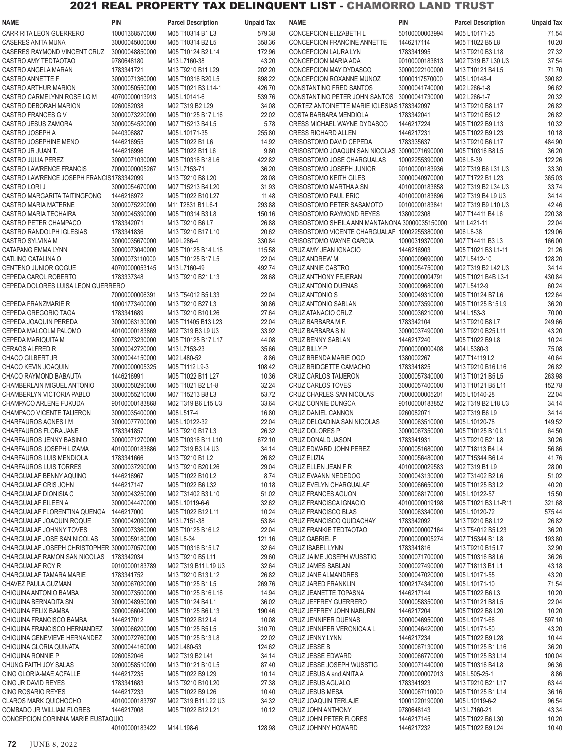# 2021 REAL PROPERTY TAX DELINQUENT LIST - CHAMORRO LAND TRUST

| NAME | PIN | Parcel Description | Unpaid Tax |
|---|---|---|---|
| CARR RITA LEON GUERRERO | 10001368570000 | M05 T10314 B1 L3 | 579.38 |
| CASERES ANITA MUNA | 30000045000000 | M05 T10314 B2 L5 | 358.36 |
| CASERES RAYMOND VINCENT CRUZ | 30000048850000 | M05 T10124 B2 L14 | 172.96 |
| CASTRO AMY TEDTAOTAO | 9780648180 | M13 L7160-38 | 43.20 |
| CASTRO ANGELA MARAN | 1783341721 | M13 T9210 B11 L29 | 202.20 |
| CASTRO ANNETTE F | 30000071360000 | M05 T10316 B20 L5 | 898.22 |
| CASTRO ARTHUR MARION | 30000050550000 | M05 T1021 B3 L14-1 | 426.70 |
| CASTRO CARMELYNN ROSE LG M | 40700000013913 | M05 L10141-6 | 539.76 |
| CASTRO DEBORAH MARION | 9260082038 | M02 T319 B2 L29 | 34.08 |
| CASTRO FRANCES G V | 30000073220000 | M05 T10125 B17 L16 | 22.02 |
| CASTRO JESUS ZAMORA | 30000054520000 | M07 T15213 B4 L5 | 5.78 |
| CASTRO JOSEPH A | 9440306887 | M05 L10171-35 | 255.80 |
| CASTRO JOSEPHINE MENO | 1446216955 | M05 T1022 B1 L6 | 14.92 |
| CASTRO JR JUAN T. | 1446216996 | M05 T1022 B11 L6 | 9.80 |
| CASTRO JULIA PEREZ | 30000071030000 | M05 T10316 B18 L6 | 422.82 |
| CASTRO LAWRENCE FRANCIS | 70000000005267 | M13 L7153-71 | 36.20 |
| CASTRO LAWRENCE JOSEPH FRANCIS | 1783342099 | M13 T9210 B8 L20 | 28.08 |
| CASTRO LORI J | 30000054670000 | M07 T15213 B4 L20 | 31.93 |
| CASTRO MARGARITA TAITINGFONG | 1446216972 | M05 T1022 B10 L27 | 11.48 |
| CASTRO MARIA MATERNE | 30000075220000 | M11 T2831 B1 L6-1 | 293.88 |
| CASTRO MARIA TECHAIRA | 30000045390000 | M05 T10314 B3 L8 | 150.16 |
| CASTRO PETER CHAMPACO | 1783342071 | M13 T9210 B6 L7 | 26.88 |
| CASTRO RANDOLPH IGLESIAS | 1783341836 | M13 T9210 B17 L10 | 20.62 |
| CASTRO SYLVINA M | 30000035670000 | M09 L286-4 | 330.84 |
| CATAPANG EMMA LYNN | 30000073040000 | M05 T10125 B14 L18 | 115.58 |
| CATLING CATALINA O | 30000073110000 | M05 T10125 B17 L5 | 22.04 |
| CENTENO JUNIOR GOGUE | 40700000053145 | M13 L7160-49 | 492.74 |
| CEPEDA CAROL ROBERTO | 1783337348 | M13 T9210 B21 L13 | 28.68 |
| CEPEDA DOLORES LUISA LEON GUERRERO | 70000000006391 | M13 T54012 B5 L33 | 22.04 |
| CEPEDA FRANZMARIE R | 10001773400000 | M13 T9210 B27 L3 | 30.86 |
| CEPEDA GREGORIO TAGA | 1783341689 | M13 T9210 B10 L26 | 27.64 |
| CEPEDA JOAQUIN PEREDA | 30000063130000 | M05 T11405 B13 L23 | 22.04 |
| CEPEDA MALCOLM PALOMO | 40100000183869 | M02 T319 B3 L9 U3 | 33.92 |
| CEPEDA MARIQUITA M | 30000073230000 | M05 T10125 B17 L17 | 44.08 |
| CERAOS ALFRED R | 30000042720000 | M13 L7153-23 | 35.66 |
| CHACO GILBERT JR | 30000044150000 | M02 L480-52 | 8.86 |
| CHACO KEVIN JOAQUIN | 70000000005325 | M05 T1112 L9-3 | 108.42 |
| CHACO RAYMOND BABAUTA | 1446216991 | M05 T1022 B11 L27 | 10.36 |
| CHAMBERLAIN MIGUEL ANTONIO | 30000050290000 | M05 T1021 B2 L1-8 | 32.24 |
| CHAMBERLYN VICTORIA PABLO | 30000055210000 | M07 T15213 B8 L3 | 53.72 |
| CHAMPACO ARLENE FUKUDA | 90100000183868 | M02 T319 B6 L15 U3 | 33.64 |
| CHAMPACO VICENTE TAIJERON | 30000035400000 | M08 L517-4 | 16.80 |
| CHARFAUROS AGNES I M | 30000077700000 | M05 L10122-32 | 22.04 |
| CHARFAUROS FLORA JANE | 1783341857 | M13 T9210 B17 L3 | 26.32 |
| CHARFAUROS JENNY BASINIO | 30000071270000 | M05 T10316 B11 L10 | 672.10 |
| CHARFAUROS JOSEPH LIZAMA | 40100000183886 | M02 T319 B3 L4 U3 | 34.14 |
| CHARFAUROS LUIS MENDIOLA | 1783341666 | M13 T9210 B1 L2 | 26.82 |
| CHARFAUROS LUIS TORRES | 30000037290000 | M13 T9210 B20 L26 | 29.04 |
| CHARGUALAF BENNY AQUINO | 1446216967 | M05 T1022 B10 L2 | 8.74 |
| CHARGUALAF CRIS JOHN | 1446217147 | M05 T1022 B6 L32 | 10.18 |
| CHARGUALAF DIONISIA C | 30000043250000 | M02 T31402 B3 L10 | 51.02 |
| CHARGUALAF EILEEN A | 30000044470000 | M05 L10119-6-6 | 32.62 |
| CHARGUALAF FLORENTINA QUENGA | 1446217000 | M05 T1022 B12 L11 | 10.24 |
| CHARGUALAF JOAQUIN ROQUE | 30000042090000 | M13 L7151-38 | 53.84 |
| CHARGUALAF JOHNNY TOVES | 30000073360000 | M05 T10125 B16 L2 | 22.04 |
| CHARGUALAF JOSE SAN NICOLAS | 30000059180000 | M06 L8-34 | 121.16 |
| CHARGUALAF JOSEPH CHRISTOPHER | 30000070570000 | M05 T10316 B15 L7 | 32.64 |
| CHARGUALAF RAMON SAN NICOLAS | 1783342034 | M13 T9210 B5 L11 | 29.60 |
| CHARGUALAF ROY R | 90100000183789 | M02 T319 B11 L19 U3 | 32.64 |
| CHARGUALAF TAMARA MARIE | 1783341752 | M13 T9210 B13 L12 | 26.82 |
| CHAVEZ PAULA GUZMAN | 30000067020000 | M05 T10125 B1 L5 | 269.76 |
| CHIGUINA ANTONIO BAMBA | 30000073500000 | M05 T10125 B16 L16 | 14.94 |
| CHIGUINA BERNADITA SN | 30000048950000 | M05 T10124 B4 L1 | 36.02 |
| CHIGUINA FELIX BAMBA | 30000066040000 | M05 T10125 B6 L13 | 190.46 |
| CHIGUINA FRANCISCO BAMBA | 1446217012 | M05 T1022 B12 L4 | 10.08 |
| CHIGUINA FRANCISCO HERNANDEZ | 30000066200000 | M05 T10125 B5 L5 | 310.70 |
| CHIGUINA GENEVIEVE HERNANDEZ | 30000072760000 | M05 T10125 B13 L8 | 22.02 |
| CHIGUINA GLORIA QUINATA | 30000044160000 | M02 L480-53 | 124.62 |
| CHIGUINA RONNIE P | 9260082046 | M02 T319 B2 L41 | 34.14 |
| CHUNG FAITH JOY SALAS | 30000058510000 | M13 T10121 B10 L5 | 87.40 |
| CING GLORIA-MAE ACFALLE | 1446217235 | M05 T1022 B9 L29 | 10.14 |
| CING JR DAVID REYES | 1783341683 | M13 T9210 B10 L20 | 27.38 |
| CING ROSARIO REYES | 1446217233 | M05 T1022 B9 L26 | 10.40 |
| CLAROS MARK QUICHOCHO | 40100000183797 | M02 T319 B11 L22 U3 | 34.32 |
| COMBADO JR WILLIAM FLORES | 1446217008 | M05 T1022 B12 L21 | 10.12 |
| CONCEPCION CORINNA MARIE EUSTAQUIO | 40100000183422 | M14 L198-6 | 128.98 |
| CONCEPCION ELIZABETH L | 50100000003994 | M05 L10171-25 | 71.54 |
| CONCEPCION FRANCINE ANNETTE | 1446217114 | M05 T1022 B5 L8 | 10.20 |
| CONCEPCION LAURA LYN | 1783341995 | M13 T9210 B3 L18 | 27.32 |
| CONCEPCION MARIA ADA | 90100000183813 | M02 T319 B7 L30 U3 | 37.54 |
| CONCEPCION MAY DYDASCO | 30000022100000 | M13 T10121 B4 L5 | 71.70 |
| CONCEPCION ROXANNE MUNOZ | 10000117570000 | M05 L10148-4 | 390.82 |
| CONSTANTINO FRED SANTOS | 30000041740000 | M02 L266-1-8 | 96.62 |
| CONSTANTINO PETER JOHN SANTOS | 30000041730000 | M02 L266-1-7 | 20.32 |
| CORTEZ ANTOINETTE MARIE IGLESIAS | 1783342097 | M13 T9210 B8 L17 | 26.82 |
| COSTA BARBARA MENDIOLA | 1783342041 | M13 T9210 B5 L2 | 26.82 |
| CRESS MICHAEL WAYNE DYDASCO | 1446217224 | M05 T1022 B9 L13 | 10.32 |
| CRESS RICHARD ALLEN | 1446217231 | M05 T1022 B9 L23 | 10.18 |
| CRISOSTOMO DAVID CEPEDA | 1783335637 | M13 T9210 B6 L17 | 484.90 |
| CRISOSTOMO JOAQUIN SAN NICOLAS | 30000071690000 | M05 T10316 B8 L5 | 36.20 |
| CRISOSTOMO JOSE CHARGUALAS | 10002255390000 | M06 L8-39 | 122.26 |
| CRISOSTOMO JOSEPH JUNIOR | 90100000183936 | M02 T319 B6 L31 U3 | 33.30 |
| CRISOSTOMO KEITH GILES | 30000040970000 | M07 T1722 B1 L23 | 365.03 |
| CRISOSTOMO MARTHA A SN | 40100000183858 | M02 T319 B2 L34 U3 | 33.74 |
| CRISOSTOMO PAUL ERIC | 40100000183896 | M02 T319 B4 L9 U3 | 34.14 |
| CRISOSTOMO PETER SASAMOTO | 90100000183841 | M02 T319 B9 L10 U3 | 42.46 |
| CRISOSTOMO RAYMOND REYES | 1380002308 | M07 T14411 B4 L6 | 220.38 |
| CRISOSTOMO SHEILA ANN MANTANONA | 30000035150000 | M11 L421-11 | 22.04 |
| CRISOSTOMO VICENTE CHARGUALAF | 10002255380000 | M06 L8-38 | 129.06 |
| CRISOSTOMO WAYNE GARCIA | 10000319370000 | M07 T14411 B3 L3 | 166.00 |
| CRUZ AMY JEAN IGNACIO | 1446216903 | M05 T1021 B3 L1-11 | 21.26 |
| CRUZ ANDREW M | 30000009690000 | M07 L5412-10 | 128.20 |
| CRUZ ANNIE CASTRO | 10000054750000 | M02 T319 B2 L42 U3 | 34.14 |
| CRUZ ANTHONY FEJERAN | 70000000004791 | M05 T1021 B4B L3-1 | 430.84 |
| CRUZ ANTONIO DUENAS | 30000009680000 | M07 L5412-9 | 60.24 |
| CRUZ ANTONIO S | 30000049310000 | M05 T10124 B7 L6 | 122.64 |
| CRUZ ANTONIO SABLAN | 30000073590000 | M05 T10125 B15 L9 | 36.20 |
| CRUZ ATANACIO CRUZ | 30000036210000 | M14 L153-3 | 70.00 |
| CRUZ BARBARA M.F. | 1783342104 | M13 T9210 B8 L7 | 249.66 |
| CRUZ BARBARA S N | 30000037490000 | M13 T9210 B25 L11 | 43.20 |
| CRUZ BENNY SABLAN | 1446217240 | M05 T1022 B9 L8 | 10.24 |
| CRUZ BILLY P | 70000000000408 | M04 L5380-3 | 75.08 |
| CRUZ BRENDA MARIE OGO | 1380002267 | M07 T14119 L2 | 40.64 |
| CRUZ BRIDGETTE CAMACHO | 1783341825 | M13 T9210 B16 L16 | 26.82 |
| CRUZ CARLOS TAIJERON | 30000057340000 | M13 T10121 B5 L5 | 263.98 |
| CRUZ CARLOS TOVES | 30000057400000 | M13 T10121 B5 L11 | 152.78 |
| CRUZ CHARLES SAN NICOLAS | 70000000005201 | M05 L10140-28 | 22.04 |
| CRUZ CONNIE DUNGCA | 90100000183852 | M02 T319 B2 L18 U3 | 34.14 |
| CRUZ DANIEL CANNON | 9260082071 | M02 T319 B6 L9 | 34.14 |
| CRUZ DELGADINA SAN NICOLAS | 30000063510000 | M05 L10120-78 | 149.52 |
| CRUZ DOLORES P | 30000067350000 | M05 T10125 B10 L1 | 64.50 |
| CRUZ DONALD JASON | 1783341931 | M13 T9210 B21 L8 | 30.26 |
| CRUZ EDWARD JOHN PEREZ | 30000051680000 | M07 T18113 B4 L4 | 56.86 |
| CRUZ ELIZIA | 30000056480000 | M07 T15344 B6 L4 | 41.76 |
| CRUZ ELLEN JEAN F R | 40100000029583 | M02 T319 B1 L9 | 28.00 |
| CRUZ EVAANN NEDEDOG | 30000043130000 | M02 T31402 B2 L6 | 51.02 |
| CRUZ EVELYN CHARGUALAF | 30000066650000 | M05 T10125 B3 L2 | 40.20 |
| CRUZ FRANCES AGUON | 30000068170000 | M05 L10122-57 | 15.50 |
| CRUZ FRANCISCA IGNACIO | 40100000019198 | M05 T1021 B3 L1-R11 | 321.68 |
| CRUZ FRANCISCO BLAS | 30000063340000 | M05 L10120-72 | 575.44 |
| CRUZ FRANCISCO QUIDACHAY | 1783342092 | M13 T9210 B8 L12 | 26.82 |
| CRUZ FRANKIE TEDTAOTAO | 70000000007164 | M13 T54012 B5 L23 | 36.20 |
| CRUZ GABRIEL F | 70000000005274 | M07 T15344 B1 L8 | 193.80 |
| CRUZ ISABEL LYNN | 1783341816 | M13 T9210 B15 L7 | 32.90 |
| CRUZ JAIME JOSEPH WUSSTIG | 30000071700000 | M05 T10316 B8 L6 | 36.26 |
| CRUZ JAMES SABLAN | 30000027490000 | M07 T18113 B1 L1 | 43.18 |
| CRUZ JANE ALMANDRES | 30000047020000 | M05 L10171-55 | 43.20 |
| CRUZ JARED FRANKLIN | 10002174340000 | M05 L10171-10 | 71.54 |
| CRUZ JEANETTE TOPASNA | 1446217144 | M05 T1022 B6 L3 | 10.20 |
| CRUZ JEFFREY GUERRERO | 30000058350000 | M13 T10121 B8 L5 | 22.04 |
| CRUZ JEFFREY JOHN NABURN | 1446217204 | M05 T1022 B8 L20 | 10.20 |
| CRUZ JENNIFER DUENAS | 30000046950000 | M05 L10171-66 | 597.10 |
| CRUZ JENNIFER VERONICA A L | 30000046420000 | M05 L10171-50 | 43.20 |
| CRUZ JENNY LYNN | 1446217234 | M05 T1022 B9 L28 | 10.44 |
| CRUZ JESSE B | 30000067130000 | M05 T10125 B1 L16 | 36.20 |
| CRUZ JESSE EDWARD | 30000066770000 | M05 T10125 B3 L14 | 100.04 |
| CRUZ JESSE JOSEPH WUSSTIG | 30000071440000 | M05 T10316 B4 L8 | 96.36 |
| CRUZ JESUS A and ANITA A | 70000000007013 | M08 L505-25-1 | 8.86 |
| CRUZ JESUS AGUALO | 1783341923 | M13 T9210 B21 L17 | 63.44 |
| CRUZ JESUS MESA | 30000067110000 | M05 T10125 B1 L14 | 36.16 |
| CRUZ JOAQUIN TERLAJE | 10001220190000 | M05 L10119-6-2 | 96.54 |
| CRUZ JOHN ANTHONY | 9780648143 | M13 L7160-21 | 43.34 |
| CRUZ JOHN PETER FLORES | 1446217145 | M05 T1022 B6 L30 | 10.20 |
| CRUZ JOHNNY HOWARD | 1446217232 | M05 T1022 B9 L24 | 10.40 |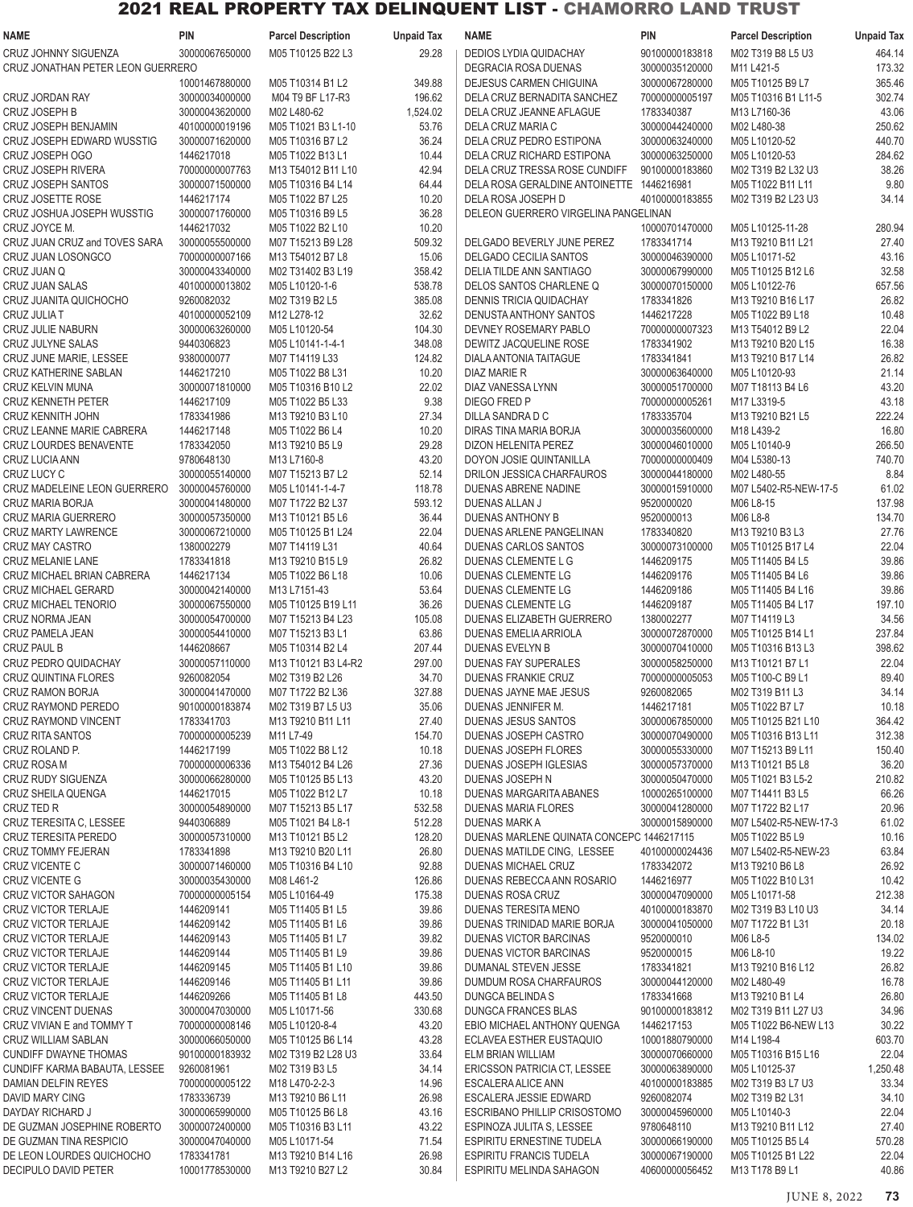# 2021 REAL PROPERTY TAX DELINQUENT LIST - CHAMORRO LAND TRUST

| NAME | PIN | Parcel Description | Unpaid Tax |
|---|---|---|---|
| CRUZ JOHNNY SIGUENZA | 30000067650000 | M05 T10125 B22 L3 | 29.28 |
| CRUZ JONATHAN PETER LEON GUERRERO | 10001467880000 | M05 T10314 B1 L2 | 349.88 |
| CRUZ JORDAN RAY | 30000034000000 | M04 T9 BF L17-R3 | 196.62 |
| CRUZ JOSEPH B | 30000043620000 | M02 L480-62 | 1,524.02 |
| CRUZ JOSEPH BENJAMIN | 40100000019196 | M05 T1021 B3 L1-10 | 53.76 |
| CRUZ JOSEPH EDWARD WUSSTIG | 30000071620000 | M05 T10316 B7 L2 | 36.24 |
| CRUZ JOSEPH OGO | 1446217018 | M05 T1022 B13 L1 | 10.44 |
| CRUZ JOSEPH RIVERA | 70000000007763 | M13 T54012 B11 L10 | 42.94 |
| CRUZ JOSEPH SANTOS | 30000071500000 | M05 T10316 B4 L14 | 64.44 |
| CRUZ JOSETTE ROSE | 1446217174 | M05 T1022 B7 L25 | 10.20 |
| CRUZ JOSHUA JOSEPH WUSSTIG | 30000071760000 | M05 T10316 B9 L5 | 36.28 |
| CRUZ JOYCE M. | 1446217032 | M05 T1022 B2 L10 | 10.20 |
| CRUZ JUAN CRUZ and TOVES SARA | 30000055500000 | M07 T15213 B9 L28 | 509.32 |
| CRUZ JUAN LOSONGCO | 70000000007166 | M13 T54012 B7 L8 | 15.06 |
| CRUZ JUAN Q | 30000043340000 | M02 T31402 B3 L19 | 358.42 |
| CRUZ JUAN SALAS | 40100000013802 | M05 L10120-1-6 | 538.78 |
| CRUZ JUANITA QUICHOCHO | 9260082032 | M02 T319 B2 L5 | 385.08 |
| CRUZ JULIA T | 40100000052109 | M12 L278-12 | 32.62 |
| CRUZ JULIE NABURN | 30000063260000 | M05 L10120-54 | 104.30 |
| CRUZ JULYNE SALAS | 9440306823 | M05 L10141-1-4-1 | 348.08 |
| CRUZ JUNE MARIE, LESSEE | 9380000077 | M07 T14119 L33 | 124.82 |
| CRUZ KATHERINE SABLAN | 1446217210 | M05 T1022 B8 L31 | 10.20 |
| CRUZ KELVIN MUNA | 30000071810000 | M05 T10316 B10 L2 | 22.02 |
| CRUZ KENNETH PETER | 1446217109 | M05 T1022 B5 L33 | 9.38 |
| CRUZ KENNITH JOHN | 1783341986 | M13 T9210 B3 L10 | 27.34 |
| CRUZ LEANNE MARIE CABRERA | 1446217148 | M05 T1022 B6 L4 | 10.20 |
| CRUZ LOURDES BENAVENTE | 1783342050 | M13 T9210 B5 L9 | 29.28 |
| CRUZ LUCIA ANN | 9780648130 | M13 L7160-8 | 43.20 |
| CRUZ LUCY C | 30000055140000 | M07 T15213 B7 L2 | 52.14 |
| CRUZ MADELEINE LEON GUERRERO | 30000045760000 | M05 L10141-1-4-7 | 118.78 |
| CRUZ MARIA BORJA | 30000041480000 | M07 T1722 B2 L37 | 593.12 |
| CRUZ MARIA GUERRERO | 30000057350000 | M13 T10121 B5 L6 | 36.44 |
| CRUZ MARTY LAWRENCE | 30000067210000 | M05 T10125 B1 L24 | 22.04 |
| CRUZ MAY CASTRO | 1380002279 | M07 T14119 L31 | 40.64 |
| CRUZ MELANIE LANE | 1783341818 | M13 T9210 B15 L9 | 26.82 |
| CRUZ MICHAEL BRIAN CABRERA | 1446217134 | M05 T1022 B6 L18 | 10.06 |
| CRUZ MICHAEL GERARD | 30000042140000 | M13 L7151-43 | 53.64 |
| CRUZ MICHAEL TENORIO | 30000067550000 | M05 T10125 B19 L11 | 36.26 |
| CRUZ NORMA JEAN | 30000054700000 | M07 T15213 B4 L23 | 105.08 |
| CRUZ PAMELA JEAN | 30000054410000 | M07 T15213 B3 L1 | 63.86 |
| CRUZ PAUL B | 1446208667 | M05 T10314 B2 L4 | 207.44 |
| CRUZ PEDRO QUIDACHAY | 30000057110000 | M13 T10121 B3 L4-R2 | 297.00 |
| CRUZ QUINTINA FLORES | 9260082054 | M02 T319 B2 L26 | 34.70 |
| CRUZ RAMON BORJA | 30000041470000 | M07 T1722 B2 L36 | 327.88 |
| CRUZ RAYMOND PEREDO | 90100000183874 | M02 T319 B7 L5 U3 | 35.06 |
| CRUZ RAYMOND VINCENT | 1783341703 | M13 T9210 B11 L11 | 27.40 |
| CRUZ RITA SANTOS | 70000000005239 | M11 L7-49 | 154.70 |
| CRUZ ROLAND P. | 1446217199 | M05 T1022 B8 L12 | 10.18 |
| CRUZ ROSA M | 70000000006336 | M13 T54012 B4 L26 | 27.36 |
| CRUZ RUDY SIGUENZA | 30000066280000 | M05 T10125 B5 L13 | 43.20 |
| CRUZ SHEILA QUENGA | 1446217015 | M05 T1022 B12 L7 | 10.18 |
| CRUZ TED R | 30000054890000 | M07 T15213 B5 L17 | 532.58 |
| CRUZ TERESITA C, LESSEE | 9440306889 | M05 T1021 B4 L8-1 | 512.28 |
| CRUZ TERESITA PEREDO | 30000057310000 | M13 T10121 B5 L2 | 128.20 |
| CRUZ TOMMY FEJERAN | 1783341898 | M13 T9210 B20 L11 | 26.80 |
| CRUZ VICENTE C | 30000071460000 | M05 T10316 B4 L10 | 92.88 |
| CRUZ VICENTE G | 30000035430000 | M08 L461-2 | 126.86 |
| CRUZ VICTOR SAHAGON | 70000000005154 | M05 L10164-49 | 175.38 |
| CRUZ VICTOR TERLAJE | 1446209141 | M05 T11405 B1 L5 | 39.86 |
| CRUZ VICTOR TERLAJE | 1446209142 | M05 T11405 B1 L6 | 39.86 |
| CRUZ VICTOR TERLAJE | 1446209143 | M05 T11405 B1 L7 | 39.82 |
| CRUZ VICTOR TERLAJE | 1446209144 | M05 T11405 B1 L9 | 39.86 |
| CRUZ VICTOR TERLAJE | 1446209145 | M05 T11405 B1 L10 | 39.86 |
| CRUZ VICTOR TERLAJE | 1446209146 | M05 T11405 B1 L11 | 39.86 |
| CRUZ VICTOR TERLAJE | 1446209266 | M05 T11405 B1 L8 | 443.50 |
| CRUZ VINCENT DUENAS | 30000047030000 | M05 L10171-56 | 330.68 |
| CRUZ VIVIAN E and TOMMY T | 70000000008146 | M05 L10120-8-4 | 43.20 |
| CRUZ WILLIAM SABLAN | 30000066050000 | M05 T10125 B6 L14 | 43.28 |
| CUNDIFF DWAYNE THOMAS | 90100000183932 | M02 T319 B2 L28 U3 | 33.64 |
| CUNDIFF KARMA BABAUTA, LESSEE | 9260081961 | M02 T319 B3 L5 | 34.14 |
| DAMIAN DELFIN REYES | 70000000005122 | M18 L470-2-2-3 | 14.96 |
| DAVID MARY CING | 1783336739 | M13 T9210 B6 L11 | 26.98 |
| DAYDAY RICHARD J | 30000065990000 | M05 T10125 B6 L8 | 43.16 |
| DE GUZMAN JOSEPHINE ROBERTO | 30000072400000 | M05 T10316 B3 L11 | 43.22 |
| DE GUZMAN TINA RESPICIO | 30000047040000 | M05 L10171-54 | 71.54 |
| DE LEON LOURDES QUICHOCHO | 1783341781 | M13 T9210 B14 L16 | 26.98 |
| DECIPULO DAVID PETER | 10001778530000 | M13 T9210 B27 L2 | 30.84 |
| DEDIOS LYDIA QUIDACHAY | 90100000183818 | M02 T319 B8 L5 U3 | 464.14 |
| DEGRACIA ROSA DUENAS | 30000035120000 | M11 L421-5 | 173.32 |
| DEJESUS CARMEN CHIGUINA | 30000067280000 | M05 T10125 B9 L7 | 365.46 |
| DELA CRUZ BERNADITA SANCHEZ | 70000000005197 | M05 T10316 B1 L11-5 | 302.74 |
| DELA CRUZ JEANNE AFLAGUE | 1783340387 | M13 L7160-36 | 43.06 |
| DELA CRUZ MARIA C | 30000044240000 | M02 L480-38 | 250.62 |
| DELA CRUZ PEDRO ESTIPONA | 30000063240000 | M05 L10120-52 | 440.70 |
| DELA CRUZ RICHARD ESTIPONA | 30000063250000 | M05 L10120-53 | 284.62 |
| DELA CRUZ TRESSA ROSE CUNDIFF | 90100000183860 | M02 T319 B2 L32 U3 | 38.26 |
| DELA ROSA GERALDINE ANTOINETTE | 1446216981 | M05 T1022 B11 L11 | 9.80 |
| DELA ROSA JOSEPH D | 40100000183855 | M02 T319 B2 L23 U3 | 34.14 |
| DELEON GUERRERO VIRGELINA PANGELINAN | 10000701470000 | M05 L10125-11-28 | 280.94 |
| DELGADO BEVERLY JUNE PEREZ | 1783341714 | M13 T9210 B11 L21 | 27.40 |
| DELGADO CECILIA SANTOS | 30000046390000 | M05 L10171-52 | 43.16 |
| DELIA TILDE ANN SANTIAGO | 30000067990000 | M05 T10125 B12 L6 | 32.58 |
| DELOS SANTOS CHARLENE Q | 30000070150000 | M05 L10122-76 | 657.56 |
| DENNIS TRICIA QUIDACHAY | 1783341826 | M13 T9210 B16 L17 | 26.82 |
| DENUSTA ANTHONY SANTOS | 1446217228 | M05 T1022 B9 L18 | 10.48 |
| DEVNEY ROSEMARY PABLO | 70000000007323 | M13 T54012 B9 L2 | 22.04 |
| DEWITZ JACQUELINE ROSE | 1783341902 | M13 T9210 B20 L15 | 16.38 |
| DIALA ANTONIA TAITAGUE | 1783341841 | M13 T9210 B17 L14 | 26.82 |
| DIAZ MARIE R | 30000063640000 | M05 L10120-93 | 21.14 |
| DIAZ VANESSA LYNN | 30000051700000 | M07 T18113 B4 L6 | 43.20 |
| DIEGO FRED P | 70000000005261 | M17 L3319-5 | 43.18 |
| DILLA SANDRA D C | 1783335704 | M13 T9210 B21 L5 | 222.24 |
| DIRAS TINA MARIA BORJA | 30000035600000 | M18 L439-2 | 16.80 |
| DIZON HELENITA PEREZ | 30000046010000 | M05 L10140-9 | 266.50 |
| DOYON JOSIE QUINTANILLA | 70000000000409 | M04 L5380-13 | 740.70 |
| DRILON JESSICA CHARFAUROS | 30000044180000 | M02 L480-55 | 8.84 |
| DUENAS ABRENE NADINE | 30000015910000 | M07 L5402-R5-NEW-17-5 | 61.02 |
| DUENAS ALLAN J | 9520000020 | M06 L8-15 | 137.98 |
| DUENAS ANTHONY B | 9520000013 | M06 L8-8 | 134.70 |
| DUENAS ARLENE PANGELINAN | 1783340820 | M13 T9210 B3 L3 | 27.76 |
| DUENAS CARLOS SANTOS | 30000073100000 | M05 T10125 B17 L4 | 22.04 |
| DUENAS CLEMENTE L G | 1446209175 | M05 T11405 B4 L5 | 39.86 |
| DUENAS CLEMENTE LG | 1446209176 | M05 T11405 B4 L6 | 39.86 |
| DUENAS CLEMENTE LG | 1446209186 | M05 T11405 B4 L16 | 39.86 |
| DUENAS CLEMENTE LG | 1446209187 | M05 T11405 B4 L17 | 197.10 |
| DUENAS ELIZABETH GUERRERO | 1380002277 | M07 T14119 L3 | 34.56 |
| DUENAS EMELIA ARRIOLA | 30000072870000 | M05 T10125 B14 L1 | 237.84 |
| DUENAS EVELYN B | 30000070410000 | M05 T10316 B13 L3 | 398.62 |
| DUENAS FAY SUPERALES | 30000058250000 | M13 T10121 B7 L1 | 22.04 |
| DUENAS FRANKIE CRUZ | 70000000005053 | M05 T100-C B9 L1 | 89.40 |
| DUENAS JAYNE MAE JESUS | 9260082065 | M02 T319 B11 L3 | 34.14 |
| DUENAS JENNIFER M. | 1446217181 | M05 T1022 B7 L7 | 10.18 |
| DUENAS JESUS SANTOS | 30000067850000 | M05 T10125 B21 L10 | 364.42 |
| DUENAS JOSEPH CASTRO | 30000070490000 | M05 T10316 B13 L11 | 312.38 |
| DUENAS JOSEPH FLORES | 30000055330000 | M07 T15213 B9 L11 | 150.40 |
| DUENAS JOSEPH IGLESIAS | 30000057370000 | M13 T10121 B5 L8 | 36.20 |
| DUENAS JOSEPH N | 30000050470000 | M05 T1021 B3 L5-2 | 210.82 |
| DUENAS MARGARITA ABANES | 10000265100000 | M07 T14411 B3 L5 | 66.26 |
| DUENAS MARIA FLORES | 30000041280000 | M07 T1722 B2 L17 | 20.96 |
| DUENAS MARK A | 30000015890000 | M07 L5402-R5-NEW-17-3 | 61.02 |
| DUENAS MARLENE QUINATA CONCEPC | 1446217115 | M05 T1022 B5 L9 | 10.16 |
| DUENAS MATILDE CING, LESSEE | 40100000024436 | M07 L5402-R5-NEW-23 | 63.84 |
| DUENAS MICHAEL CRUZ | 1783342072 | M13 T9210 B6 L8 | 26.92 |
| DUENAS REBECCA ANN ROSARIO | 1446216977 | M05 T1022 B10 L31 | 10.42 |
| DUENAS ROSA CRUZ | 30000047090000 | M05 L10171-58 | 212.38 |
| DUENAS TERESITA MENO | 40100000183870 | M02 T319 B3 L10 U3 | 34.14 |
| DUENAS TRINIDAD MARIE BORJA | 30000041050000 | M07 T1722 B1 L31 | 20.18 |
| DUENAS VICTOR BARCINAS | 9520000010 | M06 L8-5 | 134.02 |
| DUENAS VICTOR BARCINAS | 9520000015 | M06 L8-10 | 19.22 |
| DUMANAL STEVEN JESSE | 1783341821 | M13 T9210 B16 L12 | 26.82 |
| DUMDUM ROSA CHARFAUROS | 30000044120000 | M02 L480-49 | 16.78 |
| DUNGCA BELINDA S | 1783341668 | M13 T9210 B1 L4 | 26.80 |
| DUNGCA FRANCES BLAS | 90100000183812 | M02 T319 B11 L27 U3 | 34.96 |
| EBIO MICHAEL ANTHONY QUENGA | 1446217153 | M05 T1022 B6-NEW L13 | 30.22 |
| ECLAVEA ESTHER EUSTAQUIO | 10001880790000 | M14 L198-4 | 603.70 |
| ELM BRIAN WILLIAM | 30000070660000 | M05 T10316 B15 L16 | 22.04 |
| ERICSSON PATRICIA CT, LESSEE | 30000063890000 | M05 L10125-37 | 1,250.48 |
| ESCALERA ALICE ANN | 40100000183885 | M02 T319 B3 L7 U3 | 33.34 |
| ESCALERA JESSIE EDWARD | 9260082074 | M02 T319 B2 L31 | 34.10 |
| ESCRIBANO PHILLIP CRISOSTOMO | 30000045960000 | M05 L10140-3 | 22.04 |
| ESPINOZA JULITA S, LESSEE | 9780648110 | M13 T9210 B11 L12 | 27.40 |
| ESPIRITU ERNESTINE TUDELA | 30000066190000 | M05 T10125 B5 L4 | 570.28 |
| ESPIRITU FRANCIS TUDELA | 30000067190000 | M05 T10125 B1 L22 | 22.04 |
| ESPIRITU MELINDA SAHAGON | 40600000056452 | M13 T178 B9 L1 | 40.86 |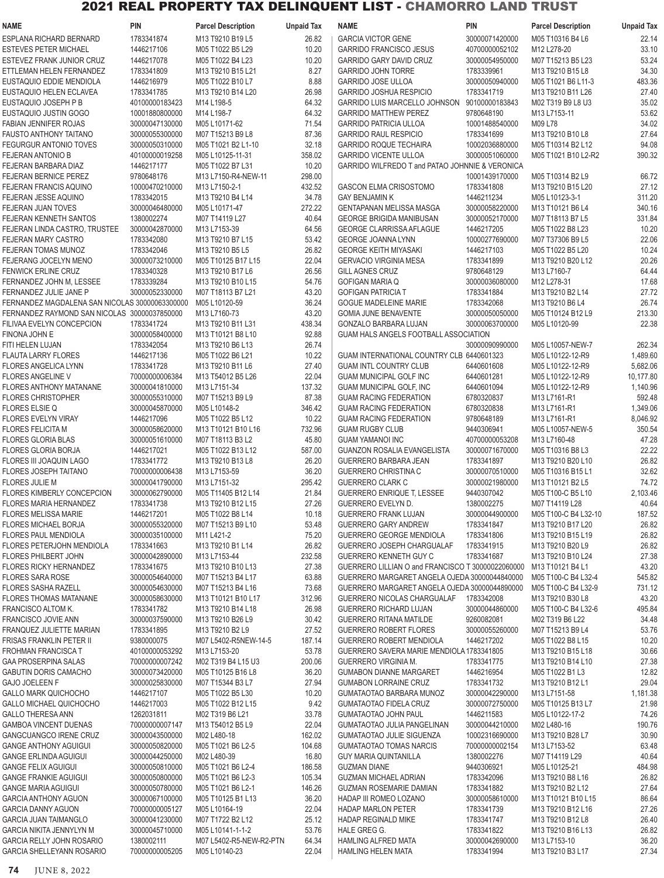# 2021 REAL PROPERTY TAX DELINQUENT LIST - CHAMORRO LAND TRUST

| NAME | PIN | Parcel Description | Unpaid Tax |
|---|---|---|---|
| ESPLANA RICHARD BERNARD | 1783341874 | M13 T9210 B19 L5 | 26.82 |
| ESTEVES PETER MICHAEL | 1446217106 | M05 T1022 B5 L29 | 10.20 |
| ESTEVEZ FRANK JUNIOR CRUZ | 1446217078 | M05 T1022 B4 L23 | 10.20 |
| ETTLEMAN HELEN FERNANDEZ | 1783341809 | M13 T9210 B15 L21 | 8.27 |
| EUSTAQUIO EDDIE MENDIOLA | 1446216979 | M05 T1022 B10 L7 | 8.88 |
| EUSTAQUIO HELEN ECLAVEA | 1783341785 | M13 T9210 B14 L20 | 26.98 |
| EUSTAQUIO JOSEPH P B | 40100000183423 | M14 L198-5 | 64.32 |
| EUSTAQUIO JUSTIN GOGO | 10001880800000 | M14 L198-7 | 64.32 |
| FABIAN JENNIFER ROJAS | 30000047130000 | M05 L10171-62 | 71.54 |
| FAUSTO ANTHONY TAITANO | 30000055300000 | M07 T15213 B9 L8 | 87.36 |
| FEGURGUR ANTONIO TOVES | 30000050310000 | M05 T1021 B2 L1-10 | 32.18 |
| FEJERAN ANTONIO B | 40100000019258 | M05 L10125-11-31 | 358.02 |
| FEJERAN BARBARA DIAZ | 1446217177 | M05 T1022 B7 L31 | 10.20 |
| FEJERAN BERNICE PEREZ | 9780648176 | M13 L7150-R4-NEW-11 | 298.00 |
| FEJERAN FRANCIS AQUINO | 10000470210000 | M13 L7150-2-1 | 432.52 |
| FEJERAN JESSE AQUINO | 17833342015 | M13 T9210 B4 L14 | 34.78 |
| FEJERAN JUAN TOVES | 30000046480000 | M05 L10171-47 | 272.22 |
| FEJERAN KENNETH SANTOS | 1380002274 | M07 T14119 L27 | 40.64 |
| FEJERAN LINDA CASTRO, TRUSTEE | 30000042870000 | M13 L7153-39 | 64.56 |
| FEJERAN MARY CASTRO | 1783342080 | M13 T9210 B7 L15 | 53.42 |
| FEJERAN TOMAS MUNOZ | 1783342046 | M13 T9210 B5 L5 | 26.82 |
| FEJERANG JOCELYN MENO | 30000073210000 | M05 T10125 B17 L15 | 22.04 |
| FENWICK ERLINE CRUZ | 1783340328 | M13 T9210 B17 L6 | 26.56 |
| FERNANDEZ JOHN M, LESSEE | 1783339284 | M13 T9210 B10 L15 | 54.76 |
| FERNANDEZ JULIE JANE P | 30000052330000 | M07 T18113 B7 L21 | 43.20 |
| FERNANDEZ MAGDALENA SAN NICOLAS | 30000063300000 | M05 L10120-95 | 36.24 |
| FERNANDEZ RAYMOND SAN NICOLAS | 30000037850000 | M13 L7160-73 | 43.20 |
| FILIVAA EVELYN CONCEPCION | 1783341724 | M13 T9210 B11 L31 | 438.34 |
| FINONA JOHN E | 30000058400000 | M13 T10121 B8 L10 | 92.88 |
| FITI HELEN LUJAN | 1783342054 | M13 T9210 B6 L13 | 26.74 |
| FLAUTA LARRY FLORES | 1446217136 | M05 T1022 B6 L21 | 10.22 |
| FLORES ANGELICA LYNN | 1783341728 | M13 T9210 B11 L6 | 27.40 |
| FLORES ANGELINE V | 70000000006384 | M13 T54012 B5 L26 | 22.04 |
| FLORES ANTHONY MATANANE | 30000041810000 | M13 L7151-34 | 137.32 |
| FLORES CHRISTOPHER | 30000055310000 | M07 T15213 B9 L9 | 87.38 |
| FLORES ELSIE Q | 30000045870000 | M05 L10148-2 | 346.42 |
| FLORES EVELYN VIRAY | 1446217096 | M05 T1022 B5 L12 | 10.22 |
| FLORES FELICITA M | 30000058620000 | M13 T10121 B10 L16 | 732.96 |
| FLORES GLORIA BLAS | 30000051610000 | M07 T18113 B3 L2 | 45.80 |
| FLORES GLORIA BORJA | 1446217021 | M05 T1022 B13 L12 | 587.00 |
| FLORES III JOAQUIN LAGO | 1783341772 | M13 T9210 B13 L8 | 26.20 |
| FLORES JOSEPH TAITANO | 70000000006438 | M13 L7153-59 | 36.20 |
| FLORES JULIE M | 30000041790000 | M13 L7151-32 | 295.42 |
| FLORES KIMBERLY CONCEPCION | 30000062790000 | M05 T11405 B12 L14 | 21.84 |
| FLORES MARIA HERNANDEZ | 1783341738 | M13 T9210 B12 L15 | 27.26 |
| FLORES MELISSA MARIE | 1446217201 | M05 T1022 B8 L14 | 10.18 |
| FLORES MICHAEL BORJA | 30000055320000 | M07 T15213 B9 L10 | 53.48 |
| FLORES PAUL MENDIOLA | 30000035100000 | M11 L421-2 | 75.20 |
| FLORES PETERJOHN MENDIOLA | 1783341663 | M13 T9210 B1 L14 | 26.82 |
| FLORES PHILBERT JOHN | 30000042890000 | M13 L7153-44 | 232.58 |
| FLORES RICKY HERNANDEZ | 1783341675 | M13 T9210 B10 L13 | 27.38 |
| FLORES SARA ROSE | 30000054640000 | M07 T15213 B4 L17 | 63.88 |
| FLORES SASHA RAZELL | 30000054630000 | M07 T15213 B4 L16 | 73.68 |
| FLORES THOMAS MATANANE | 30000058630000 | M13 T10121 B10 L17 | 312.96 |
| FRANCISCO ALTOM K. | 1783341782 | M13 T9210 B14 L18 | 26.98 |
| FRANCISCO JOVIE ANN | 30000037590000 | M13 T9210 B26 L9 | 30.42 |
| FRANQUEZ JULIETTE MARIAN | 1783341895 | M13 T9210 B2 L9 | 27.52 |
| FRISAS FRANKLIN PETER II | 9380000075 | M07 L5402-R5NEW-14-5 | 187.14 |
| FROHMAN FRANCISCA T | 40100000053292 | M13 L7153-20 | 53.78 |
| GAA PROSERPINA SALAS | 70000000007242 | M02 T319 B4 L15 U3 | 200.06 |
| GABUTIN DORIS CAMACHO | 30000073420000 | M05 T10125 B16 L8 | 36.20 |
| GAJO JOELEEN F | 30000025830000 | M07 T15344 B3 L7 | 27.94 |
| GALLO MARK QUICHOCHO | 1446217107 | M05 T1022 B5 L30 | 10.20 |
| GALLO MICHAEL QUICHOCHO | 1446217003 | M05 T1022 B12 L15 | 9.42 |
| GALLO THERESA ANN | 1262031811 | M02 T319 B6 L21 | 33.78 |
| GAMBOA VINCENT DUENAS | 70000000007147 | M13 T54012 B5 L9 | 22.04 |
| GANGCUANGCO IRENE CRUZ | 30000043500000 | M02 L480-18 | 162.02 |
| GANGE ANTHONY AGUIGUI | 30000050820000 | M05 T1021 B6 L2-5 | 104.68 |
| GANGE ERLINDA AGUIGUI | 30000044250000 | M02 L480-39 | 16.80 |
| GANGE FELIX AGUIGUI | 30000050810000 | M05 T1021 B6 L2-4 | 186.58 |
| GANGE FRANKIE AGUIGUI | 30000050800000 | M05 T1021 B6 L2-3 | 105.34 |
| GANGE MARIA AGUIGUI | 30000050780000 | M05 T1021 B6 L2-1 | 146.26 |
| GARCIA ANTHONY AGUON | 30000067100000 | M05 T10125 B1 L13 | 36.20 |
| GARCIA DANNY AGUON | 70000000005127 | M05 L10164-19 | 22.04 |
| GARCIA JUAN TAIMANGLO | 30000041230000 | M07 T1722 B2 L12 | 25.12 |
| GARCIA NIKITA JENNYLYN M | 30000045710000 | M05 L10141-1-1-2 | 53.76 |
| GARCIA RELLY JOHN ROSARIO | 1380002111 | M07 L5402-R5-NEW-R2-PTN | 64.34 |
| GARCIA SHELLEYANN ROSARIO | 70000000005205 | M05 L10140-23 | 22.04 |
| GARCIA VICTOR GENE | 30000071420000 | M05 T10316 B4 L6 | 22.14 |
| GARRIDO FRANCISCO JESUS | 40700000052102 | M12 L278-20 | 33.10 |
| GARRIDO GARY DAVID CRUZ | 30000054950000 | M07 T15213 B5 L23 | 53.24 |
| GARRIDO JOHN TORRE | 1783339961 | M13 T9210 B15 L8 | 34.30 |
| GARRIDO JOSE ULLOA | 30000050940000 | M05 T1021 B6 L11-3 | 483.36 |
| GARRIDO JOSHUA RESPICIO | 1783341719 | M13 T9210 B11 L26 | 27.40 |
| GARRIDO LUIS MARCELLO JOHNSON | 90100000183843 | M02 T319 B9 L8 U3 | 35.02 |
| GARRIDO MATTHEW PEREZ | 9780648190 | M13 L7153-11 | 53.62 |
| GARRIDO PATRICIA ULLOA | 10001488540000 | M09 L78 | 34.02 |
| GARRIDO RAUL RESPICIO | 1783341699 | M13 T9210 B10 L8 | 27.64 |
| GARRIDO ROQUE TECHAIRA | 10002036880000 | M05 T10314 B2 L12 | 94.08 |
| GARRIDO VICENTE ULLOA | 30000051060000 | M05 T1021 B10 L2-R2 | 390.32 |
| GARRIDO WILFREDO T and PATAO JOHNNIE & VERONICA | 10001439170000 | M05 T10314 B2 L9 | 66.72 |
| GASCON ELMA CRISOSTOMO | 1783341808 | M13 T9210 B15 L20 | 27.12 |
| GAY BENJAMIN K | 1446211234 | M05 L10123-3-1 | 311.20 |
| GENTAPANAN MELISSA MASGA | 30000058220000 | M13 T10121 B6 L4 | 340.16 |
| GEORGE BRIGIDA MANIBUSAN | 30000052170000 | M07 T18113 B7 L5 | 331.84 |
| GEORGE CLARRISSA AFLAGUE | 1446217205 | M05 T1022 B8 L23 | 10.20 |
| GEORGE JOANNA LYNN | 10000277690000 | M07 T37306 B9 L5 | 22.06 |
| GEORGE KEITH MIYASAKI | 1446217103 | M05 T1022 B5 L20 | 10.24 |
| GERVACIO VIRGINIA MESA | 1783341899 | M13 T9210 B20 L12 | 20.26 |
| GILL AGNES CRUZ | 9780648129 | M13 L7160-7 | 64.44 |
| GOFIGAN MARIA Q | 30000036080000 | M12 L278-31 | 17.68 |
| GOFIGAN PATRICIA T | 1783341884 | M13 T9210 B2 L14 | 27.72 |
| GOGUE MADELEINE MARIE | 1783342068 | M13 T9210 B6 L4 | 26.74 |
| GOMIA JUNE BENAVENTE | 30000050050000 | M05 T10124 B12 L9 | 213.30 |
| GONZALO BARBARA LUJAN | 30000063700000 | M05 L10120-99 | 22.38 |
| GUAM HALS ANGELS FOOTBALL ASSOCIATION | 30000090990000 | M05 L10057-NEW-7 | 262.34 |
| GUAM INTERNATIONAL COUNTRY CLB | 6440601323 | M05 L10122-12-R9 | 1,489.60 |
| GUAM INTL COUNTRY CLUB | 6440601608 | M05 L10122-12-R9 | 5,682.06 |
| GUAM MUNICIPAL GOLF INC | 6440601281 | M05 L10122-12-R9 | 10,177.80 |
| GUAM MUNICIPAL GOLF, INC | 6440601094 | M05 L10122-12-R9 | 1,140.96 |
| GUAM RACING FEDERATION | 6780320837 | M13 L7161-R1 | 592.48 |
| GUAM RACING FEDERATION | 6780320838 | M13 L7161-R1 | 1,349.06 |
| GUAM RACING FEDERATION | 9780648189 | M13 L7161-R1 | 8,046.92 |
| GUAM RUGBY CLUB | 9440306941 | M05 L10057-NEW-5 | 350.54 |
| GUAM YAMANOI INC | 40700000053208 | M13 L7160-48 | 47.28 |
| GUANZON ROSALIA EVANGELISTA | 30000071670000 | M05 T10316 B8 L3 | 22.22 |
| GUERRERO BARBARA JEAN | 1783341897 | M13 T9210 B20 L10 | 26.82 |
| GUERRERO CHRISTINA C | 30000070510000 | M05 T10316 B15 L1 | 32.62 |
| GUERRERO CLARK C | 30000021980000 | M13 T10121 B2 L5 | 74.72 |
| GUERRERO ENRIQUE T, LESSEE | 9440307042 | M05 T100-C B5 L10 | 2,103.46 |
| GUERRERO EVELYN D. | 1380002275 | M07 T14119 L28 | 40.64 |
| GUERRERO FRANK LUJAN | 30000044900000 | M05 T100-C B4 L32-10 | 187.52 |
| GUERRERO GARY ANDREW | 1783341847 | M13 T9210 B17 L20 | 26.82 |
| GUERRERO GEORGE MENDIOLA | 1783341806 | M13 T9210 B15 L19 | 26.82 |
| GUERRERO JOSEPH CHARGUALAF | 1783341915 | M13 T9210 B20 L9 | 26.82 |
| GUERRERO KENNETH GUY C | 1783341687 | M13 T9210 B10 L24 | 27.38 |
| GUERRERO LILLIAN O and FRANCISCO T | 30000022060000 | M13 T10121 B4 L1 | 43.20 |
| GUERRERO MARGARET ANGELA OJEDA | 30000044840000 | M05 T100-C B4 L32-4 | 545.82 |
| GUERRERO MARGARET ANGELA OJEDA | 30000044890000 | M05 T100-C B4 L32-9 | 731.12 |
| GUERRERO NICOLAS CHARGUALAF | 1783342008 | M13 T9210 B30 L8 | 43.20 |
| GUERRERO RICHARD LUJAN | 30000044860000 | M05 T100-C B4 L32-6 | 495.84 |
| GUERRERO RITANA MATILDE | 9260082081 | M02 T319 B6 L22 | 34.48 |
| GUERRERO ROBERT FLORES | 30000055260000 | M07 T15213 B9 L4 | 53.76 |
| GUERRERO ROBERT MENDIOLA | 1446217202 | M05 T1022 B8 L15 | 10.20 |
| GUERRERO SAVERA MARIE MENDIOLA | 1783341805 | M13 T9210 B15 L18 | 30.66 |
| GUERRERO VIRGINIA M. | 1783341775 | M13 T9210 B14 L10 | 27.38 |
| GUMABON DIANNE MARGARET | 1446216954 | M05 T1022 B1 L3 | 12.82 |
| GUMABON LORRAINE CRUZ | 1783341732 | M13 T9210 B12 L1 | 29.04 |
| GUMATAOTAO BARBARA MUNOZ | 30000042290000 | M13 L7151-58 | 1,181.38 |
| GUMATAOTAO FIDELA CRUZ | 30000072750000 | M05 T10125 B13 L7 | 21.98 |
| GUMATAOTAO JOHN PAUL | 1446211583 | M05 L10122-17-2 | 74.26 |
| GUMATAOTAO JULIA PANGELINAN | 30000044210000 | M02 L480-16 | 190.76 |
| GUMATAOTAO JULIE SIGUENZA | 10002316690000 | M13 T9210 B28 L7 | 30.90 |
| GUMATAOTAO TOMAS NARCIS | 70000000002154 | M13 L7153-52 | 63.48 |
| GUY MARIA QUINTANILLA | 1380002276 | M07 T14119 L29 | 40.64 |
| GUZMAN DIANE | 9440306921 | M05 L10125-21 | 484.98 |
| GUZMAN MICHAEL ADRIAN | 1783342096 | M13 T9210 B8 L16 | 26.82 |
| GUZMAN ROSEMARIE DAMIAN | 1783341882 | M13 T9210 B2 L12 | 27.64 |
| HADAP III ROMEO LOZANO | 30000058610000 | M13 T10121 B10 L15 | 86.64 |
| HADAP MARLON PETER | 1783341739 | M13 T9210 B12 L16 | 27.26 |
| HADAP REGINALD MIKE | 1783341747 | M13 T9210 B12 L8 | 26.40 |
| HALE GREG G. | 1783341822 | M13 T9210 B16 L13 | 26.82 |
| HAMLING ALFRED MATA | 30000042690000 | M13 L7153-10 | 36.20 |
| HAMLING HELEN MATA | 1783341994 | M13 T9210 B3 L17 | 27.34 |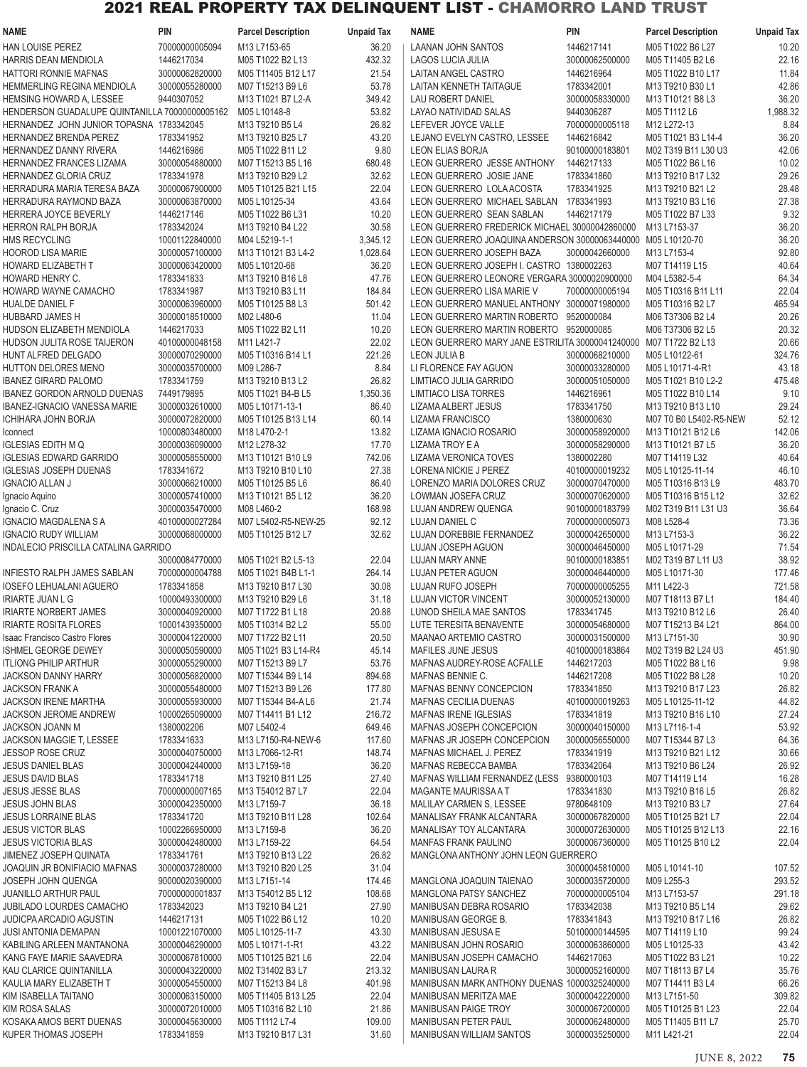## 2021 REAL PROPERTY TAX DELINQUENT LIST - CHAMORRO LAND TRUST

| NAME | PIN | Parcel Description | Unpaid Tax |
|---|---|---|---|
| HAN LOUISE PEREZ | 70000000005094 | M13 L7153-65 | 36.20 |
| HARRIS DEAN MENDIOLA | 1446217034 | M05 T1022 B2 L13 | 432.32 |
| HATTORI RONNIE MAFNAS | 30000062820000 | M05 T11405 B12 L17 | 21.54 |
| HEMMERLING REGINA MENDIOLA | 30000055280000 | M07 T15213 B9 L6 | 53.78 |
| HEMSING HOWARD A, LESSEE | 9440307052 | M13 T1021 B7 L2-A | 349.42 |
| HENDERSON GUADALUPE QUINTANILLA | 70000000005162 | M05 L10148-8 | 53.82 |
| HERNANDEZ JOHN JUNIOR TOPASNA | 1783342045 | M13 T9210 B5 L4 | 26.82 |
| HERNANDEZ BRENDA PEREZ | 1783341952 | M13 T9210 B25 L7 | 43.20 |
| HERNANDEZ DANNY RIVERA | 1446216986 | M05 T1022 B11 L2 | 9.80 |
| HERNANDEZ FRANCES LIZAMA | 30000054880000 | M07 T15213 B5 L16 | 680.48 |
| HERNANDEZ GLORIA CRUZ | 1783341978 | M13 T9210 B29 L2 | 32.62 |
| HERRADURA MARIA TERESA BAZA | 30000067900000 | M05 T10125 B21 L15 | 22.04 |
| HERRADURA RAYMOND BAZA | 30000063870000 | M05 L10125-34 | 43.64 |
| HERRERA JOYCE BEVERLY | 1446217146 | M05 T1022 B6 L31 | 10.20 |
| HERRON RALPH BORJA | 1783342024 | M13 T9210 B4 L22 | 30.58 |
| HMS RECYCLING | 10001122840000 | M04 L5219-1-1 | 3,345.12 |
| HOOROD LISA MARIE | 30000057100000 | M13 T10121 B3 L4-2 | 1,028.64 |
| HOWARD ELIZABETH T | 30000063420000 | M05 L10120-68 | 36.20 |
| HOWARD HENRY C. | 1783341833 | M13 T9210 B16 L8 | 47.76 |
| HOWARD WAYNE CAMACHO | 1783341987 | M13 T9210 B3 L11 | 184.84 |
| HUALDE DANIEL F | 30000063960000 | M05 T10125 B8 L3 | 501.42 |
| HUBBARD JAMES H | 30000018510000 | M02 L480-6 | 11.04 |
| HUDSON ELIZABETH MENDIOLA | 1446217033 | M05 T1022 B2 L11 | 10.20 |
| HUDSON JULITA ROSE TAIJERON | 40100000048158 | M11 L421-7 | 22.02 |
| HUNT ALFRED DELGADO | 30000070290000 | M05 T10316 B14 L1 | 221.26 |
| HUTTON DELORES MENO | 30000035700000 | M09 L286-7 | 8.84 |
| IBANEZ GIRARD PALOMO | 1783341759 | M13 T9210 B13 L2 | 26.82 |
| IBANEZ GORDON ARNOLD DUENAS | 7449179895 | M05 T1021 B4-B L5 | 1,350.36 |
| IBANEZ-IGNACIO VANESSA MARIE | 30000032610000 | M05 L10171-13-1 | 86.40 |
| ICHIHARA JOHN BORJA | 30000072820000 | M05 T10125 B13 L14 | 60.14 |
| Iconnect | 10000803480000 | M18 L470-2-1 | 13.82 |
| IGLESIAS EDITH M Q | 30000036090000 | M12 L278-32 | 17.70 |
| IGLESIAS EDWARD GARRIDO | 30000058550000 | M13 T10121 B10 L9 | 742.06 |
| IGLESIAS JOSEPH DUENAS | 1783341672 | M13 T9210 B10 L10 | 27.38 |
| IGNACIO ALLAN J | 30000066210000 | M05 T10125 B5 L6 | 86.40 |
| Ignacio Aquino | 30000057410000 | M13 T10121 B5 L12 | 36.20 |
| Ignacio C. Cruz | 30000035470000 | M08 L460-2 | 168.98 |
| IGNACIO MAGDALENA S A | 40100000027284 | M07 L5402-R5-NEW-25 | 92.12 |
| IGNACIO RUDY WILLIAM | 30000068000000 | M05 T10125 B12 L7 | 32.62 |
| INDALECIO PRISCILLA CATALINA GARRIDO | 30000084770000 | M05 T1021 B2 L5-13 | 22.04 |
| INFIESTO RALPH JAMES SABLAN | 70000000004788 | M05 T1021 B4B L1-1 | 264.14 |
| IOSEFO LEHUALANI AGUERO | 1783341858 | M13 T9210 B17 L30 | 30.08 |
| IRIARTE JUAN L G | 10000493300000 | M13 T9210 B29 L6 | 31.18 |
| IRIARTE NORBERT JAMES | 30000040920000 | M07 T1722 B1 L18 | 20.88 |
| IRIARTE ROSITA FLORES | 10001439350000 | M05 T10314 B2 L2 | 55.00 |
| Isaac Francisco Castro Flores | 30000041220000 | M07 T1722 B2 L11 | 20.50 |
| ISHMEL GEORGE DEWEY | 30000050590000 | M05 T1021 B3 L14-R4 | 45.14 |
| ITLIONG PHILIP ARTHUR | 30000055290000 | M07 T15213 B9 L7 | 53.76 |
| JACKSON DANNY HARRY | 30000056820000 | M07 T15344 B9 L14 | 894.68 |
| JACKSON FRANK A | 30000055480000 | M07 T15213 B9 L26 | 177.80 |
| JACKSON IRENE MARTHA | 30000055930000 | M07 T15344 B4-A L6 | 21.74 |
| JACKSON JEROME ANDREW | 10000265090000 | M07 T14411 B1 L12 | 216.72 |
| JACKSON JOANN M | 1380002206 | M07 L5402-4 | 649.46 |
| JACKSON MAGGIE T, LESSEE | 1783341633 | M13 L7150-R4-NEW-6 | 117.60 |
| JESSOP ROSE CRUZ | 30000040750000 | M13 L7066-12-R1 | 148.74 |
| JESUS DANIEL BLAS | 30000042440000 | M13 L7159-18 | 36.20 |
| JESUS DAVID BLAS | 1783341718 | M13 T9210 B11 L25 | 27.40 |
| JESUS JESSE BLAS | 70000000007165 | M13 T54012 B7 L7 | 22.04 |
| JESUS JOHN BLAS | 30000042350000 | M13 L7159-7 | 36.18 |
| JESUS LORRAINE BLAS | 1783341720 | M13 T9210 B11 L28 | 102.64 |
| JESUS VICTOR BLAS | 10002266950000 | M13 L7159-8 | 36.20 |
| JESUS VICTORIA BLAS | 30000042480000 | M13 L7159-22 | 64.54 |
| JIMENEZ JOSEPH QUINATA | 1783341761 | M13 T9210 B13 L22 | 26.82 |
| JOAQUIN JR BONIFIACIO MAFNAS | 30000037280000 | M13 T9210 B20 L25 | 31.04 |
| JOSEPH JOHN QUENGA | 90000020390000 | M13 L7151-14 | 174.46 |
| JUANILLO ARTHUR PAUL | 70000000001837 | M13 T54012 B5 L12 | 108.68 |
| JUBILADO LOURDES CAMACHO | 1783342023 | M13 T9210 B4 L21 | 27.90 |
| JUDICPA ARCADIO AGUSTIN | 1446217131 | M05 T1022 B6 L12 | 10.20 |
| JUSI ANTONIA DEMAPAN | 10001221070000 | M05 L10125-11-7 | 43.30 |
| KABILING ARLEEN MANTANONA | 30000046290000 | M05 L10171-1-R1 | 43.22 |
| KANG FAYE MARIE SAAVEDRA | 30000067810000 | M05 T10125 B21 L6 | 22.04 |
| KAU CLARICE QUINTANILLA | 30000043220000 | M02 T31402 B3 L7 | 213.32 |
| KAULIA MARY ELIZABETH T | 30000054550000 | M07 T15213 B4 L8 | 401.98 |
| KIM ISABELLA TAITANO | 30000063150000 | M05 T11405 B13 L25 | 22.04 |
| KIM ROSA SALAS | 30000072010000 | M05 T10316 B2 L10 | 21.86 |
| KOSAKA AMOS BERT DUENAS | 30000045630000 | M05 T1112 L7-4 | 109.00 |
| KUPER THOMAS JOSEPH | 1783341859 | M13 T9210 B17 L31 | 31.60 |
| LAANAN JOHN SANTOS | 1446217141 | M05 T1022 B6 L27 | 10.20 |
| LAGOS LUCIA JULIA | 30000062500000 | M05 T11405 B2 L6 | 22.16 |
| LAITAN ANGEL CASTRO | 1446216964 | M05 T1022 B10 L17 | 11.84 |
| LAITAN KENNETH TAITAGUE | 1783342001 | M13 T9210 B30 L1 | 42.86 |
| LAU ROBERT DANIEL | 30000058330000 | M13 T10121 B8 L3 | 36.20 |
| LAYAO NATIVIDAD SALAS | 9440306287 | M05 T1112 L6 | 1,988.32 |
| LEFEVER JOYCE VALLE | 70000000005118 | M12 L272-13 | 8.84 |
| LEJANO EVELYN CASTRO, LESSEE | 1446216842 | M05 T1021 B3 L14-4 | 36.20 |
| LEON ELIAS BORJA | 90100000183801 | M02 T319 B11 L30 U3 | 42.06 |
| LEON GUERRERO JESSE ANTHONY | 1446217133 | M05 T1022 B6 L16 | 10.02 |
| LEON GUERRERO JOSIE JANE | 1783341860 | M13 T9210 B17 L32 | 29.26 |
| LEON GUERRERO LOLA ACOSTA | 1783341925 | M13 T9210 B21 L2 | 28.48 |
| LEON GUERRERO MICHAEL SABLAN | 1783341993 | M13 T9210 B3 L16 | 27.38 |
| LEON GUERRERO SEAN SABLAN | 1446217179 | M05 T1022 B7 L33 | 9.32 |
| LEON GUERRERO FREDERICK MICHAEL | 30000042860000 | M13 L7153-37 | 36.20 |
| LEON GUERRERO JOAQUINA ANDERSON | 30000063440000 | M05 L10120-70 | 36.20 |
| LEON GUERRERO JOSEPH BAZA | 30000042660000 | M13 L7153-4 | 92.80 |
| LEON GUERRERO JOSEPH I. CASTRO | 1380002263 | M07 T14119 L15 | 40.64 |
| LEON GUERRERO LEONORE VERGARA | 30000020900000 | M04 L5382-5-4 | 64.34 |
| LEON GUERRERO LISA MARIE V | 70000000005194 | M05 T10316 B11 L11 | 22.04 |
| LEON GUERRERO MANUEL ANTHONY | 30000071980000 | M05 T10316 B2 L7 | 465.94 |
| LEON GUERRERO MARTIN ROBERTO | 9520000084 | M06 T37306 B2 L4 | 20.26 |
| LEON GUERRERO MARTIN ROBERTO | 9520000085 | M06 T37306 B2 L5 | 20.32 |
| LEON GUERRERO MARY JANE ESTRILITA | 30000041240000 | M07 T1722 B2 L13 | 20.66 |
| LEON JULIA B | 30000068210000 | M05 L10122-61 | 324.76 |
| LI FLORENCE FAY AGUON | 30000033280000 | M05 L10171-4-R1 | 43.18 |
| LIMTIACO JULIA GARRIDO | 30000051050000 | M05 T1021 B10 L2-2 | 475.48 |
| LIMTIACO LISA TORRES | 1446216961 | M05 T1022 B10 L14 | 9.10 |
| LIZAMA ALBERT JESUS | 1783341750 | M13 T9210 B13 L10 | 29.24 |
| LIZAMA FRANCISCO | 1380000630 | M07 T0 B0 L5402-R5-NEW | 52.12 |
| LIZAMA IGNACIO ROSARIO | 30000058920000 | M13 T10121 B12 L6 | 142.06 |
| LIZAMA TROY E A | 30000058290000 | M13 T10121 B7 L5 | 36.20 |
| LIZAMA VERONICA TOVES | 1380002280 | M07 T14119 L32 | 40.64 |
| LORENA NICKIE J PEREZ | 40100000019232 | M05 L10125-11-14 | 46.10 |
| LORENZO MARIA DOLORES CRUZ | 30000070470000 | M05 T10316 B13 L9 | 483.70 |
| LOWMAN JOSEFA CRUZ | 30000070620000 | M05 T10316 B15 L12 | 32.62 |
| LUJAN ANDREW QUENGA | 90100000183799 | M02 T319 B11 L31 U3 | 36.64 |
| LUJAN DANIEL C | 70000000005073 | M08 L528-4 | 73.36 |
| LUJAN DOREBBIE FERNANDEZ | 30000042650000 | M13 L7153-3 | 36.22 |
| LUJAN JOSEPH AGUON | 30000046450000 | M05 L10171-29 | 71.54 |
| LUJAN MARY ANNE | 90100000183851 | M02 T319 B7 L11 U3 | 38.92 |
| LUJAN PETER AGUON | 30000046440000 | M05 L10171-30 | 177.46 |
| LUJAN RUFO JOSEPH | 70000000005255 | M11 L422-3 | 721.58 |
| LUJAN VICTOR VINCENT | 30000052130000 | M07 T18113 B7 L1 | 184.40 |
| LUNOD SHEILA MAE SANTOS | 1783341745 | M13 T9210 B12 L6 | 26.40 |
| LUTE TERESITA BENAVENTE | 30000054680000 | M07 T15213 B4 L21 | 864.00 |
| MAANAO ARTEMIO CASTRO | 30000031500000 | M13 L7151-30 | 30.90 |
| MAFILES JUNE JESUS | 40100000183864 | M02 T319 B2 L24 U3 | 451.90 |
| MAFNAS AUDREY-ROSE ACFALLE | 1446217203 | M05 T1022 B8 L16 | 9.98 |
| MAFNAS BENNIE C. | 1446217208 | M05 T1022 B8 L28 | 10.20 |
| MAFNAS BENNY CONCEPCION | 1783341850 | M13 T9210 B17 L23 | 26.82 |
| MAFNAS CECILIA DUENAS | 40100000019263 | M05 L10125-11-12 | 44.82 |
| MAFNAS IRENE IGLESIAS | 1783341819 | M13 T9210 B16 L10 | 27.24 |
| MAFNAS JOSEPH CONCEPCION | 30000040150000 | M13 L7116-1-4 | 53.92 |
| MAFNAS JR JOSEPH CONCEPCION | 30000056550000 | M07 T15344 B7 L3 | 64.36 |
| MAFNAS MICHAEL J. PEREZ | 1783341919 | M13 T9210 B21 L12 | 30.66 |
| MAFNAS REBECCA BAMBA | 1783342064 | M13 T9210 B6 L24 | 26.92 |
| MAFNAS WILLIAM FERNANDEZ (LESS | 9380000103 | M07 T14119 L14 | 16.28 |
| MAGANTE MAURISSA A T | 1783341830 | M13 T9210 B16 L5 | 26.82 |
| MALILAY CARMEN S, LESSEE | 9780648109 | M13 T9210 B3 L7 | 27.64 |
| MANALISAY FRANK ALCANTARA | 30000067820000 | M05 T10125 B21 L7 | 22.04 |
| MANALISAY TOY ALCANTARA | 30000072630000 | M05 T10125 B12 L13 | 22.16 |
| MANFAS FRANK PAULINO | 30000067360000 | M05 T10125 B10 L2 | 22.04 |
| MANGLONA ANTHONY JOHN LEON GUERRERO | 30000045810000 | M05 L10141-10 | 107.52 |
| MANGLONA JOAQUIN TAIENAO | 30000035720000 | M09 L255-3 | 293.52 |
| MANGLONA PATSY SANCHEZ | 70000000005104 | M13 L7153-57 | 291.18 |
| MANIBUSAN DEBRA ROSARIO | 1783342038 | M13 T9210 B5 L14 | 29.62 |
| MANIBUSAN GEORGE B. | 1783341843 | M13 T9210 B17 L16 | 26.82 |
| MANIBUSAN JESUSA E | 50100000144595 | M07 T14119 L10 | 99.24 |
| MANIBUSAN JOHN ROSARIO | 30000063860000 | M05 L10125-33 | 43.42 |
| MANIBUSAN JOSEPH CAMACHO | 1446217063 | M05 T1022 B3 L21 | 10.22 |
| MANIBUSAN LAURA R | 30000052160000 | M07 T18113 B7 L4 | 35.76 |
| MANIBUSAN MARK ANTHONY DUENAS | 10000325240000 | M07 T14411 B3 L4 | 66.26 |
| MANIBUSAN MERITZA MAE | 30000042220000 | M13 L7151-50 | 309.82 |
| MANIBUSAN PAIGE TROY | 30000067200000 | M05 T10125 B1 L23 | 22.04 |
| MANIBUSAN PETER PAUL | 30000062480000 | M05 T11405 B11 L7 | 25.70 |
| MANIBUSAN WILLIAM SANTOS | 30000035250000 | M11 L421-21 | 22.04 |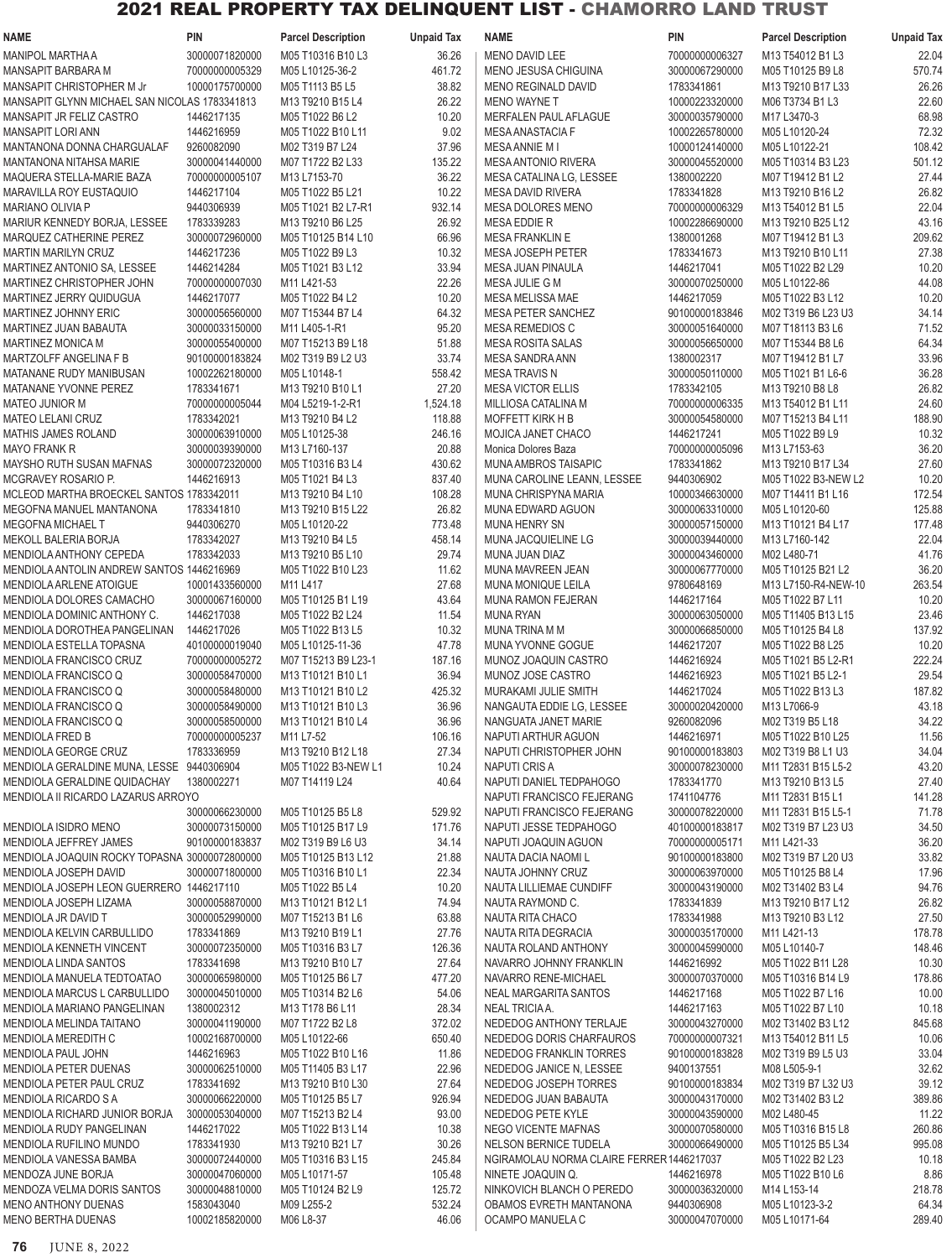# 2021 REAL PROPERTY TAX DELINQUENT LIST - CHAMORRO LAND TRUST

| NAME | PIN | Parcel Description | Unpaid Tax |
|---|---|---|---|
| MANIPOL MARTHA A | 30000071820000 | M05 T10316 B10 L3 | 36.26 |
| MANSAPIT BARBARA M | 70000000005329 | M05 L10125-36-2 | 461.72 |
| MANSAPIT CHRISTOPHER M Jr | 10000175700000 | M05 T1113 B5 L5 | 38.82 |
| MANSAPIT GLYNN MICHAEL SAN NICOLAS | 1783341813 | M13 T9210 B15 L4 | 26.22 |
| MANSAPIT JR FELIZ CASTRO | 1446217135 | M05 T1022 B6 L2 | 10.20 |
| MANSAPIT LORI ANN | 1446216959 | M05 T1022 B10 L11 | 9.02 |
| MANTANONA DONNA CHARGUALAF | 9260082090 | M02 T319 B7 L24 | 37.96 |
| MANTANONA NITAHSA MARIE | 30000041440000 | M07 T1722 B2 L33 | 135.22 |
| MAQUERA STELLA-MARIE BAZA | 70000000005107 | M13 L7153-70 | 36.22 |
| MARAVILLA ROY EUSTAQUIO | 1446217104 | M05 T1022 B5 L21 | 10.22 |
| MARIANO OLIVIA P | 9440306939 | M05 T1021 B2 L7-R1 | 932.14 |
| MARIUR KENNEDY BORJA, LESSEE | 1783339283 | M13 T9210 B6 L25 | 26.92 |
| MARQUEZ CATHERINE PEREZ | 30000072960000 | M05 T10125 B14 L10 | 66.96 |
| MARTIN MARILYN CRUZ | 1446217236 | M05 T1022 B9 L3 | 10.32 |
| MARTINEZ ANTONIO SA, LESSEE | 1446214284 | M05 T1021 B3 L12 | 33.94 |
| MARTINEZ CHRISTOPHER JOHN | 70000000007030 | M11 L421-53 | 22.26 |
| MARTINEZ JERRY QUIDUGUA | 1446217077 | M05 T1022 B4 L2 | 10.20 |
| MARTINEZ JOHNNY ERIC | 30000056560000 | M07 T15344 B7 L4 | 64.32 |
| MARTINEZ JUAN BABAUTA | 30000033150000 | M11 L405-1-R1 | 95.20 |
| MARTINEZ MONICA M | 30000055400000 | M07 T15213 B9 L18 | 51.88 |
| MARTZOLFF ANGELINA F B | 90100000183824 | M02 T319 B9 L2 U3 | 33.74 |
| MATANANE RUDY MANIBUSAN | 10002262180000 | M05 L10148-1 | 558.42 |
| MATANANE YVONNE PEREZ | 1783341671 | M13 T9210 B10 L1 | 27.20 |
| MATEO JUNIOR M | 70000000005044 | M04 L5219-1-2-R1 | 1,524.18 |
| MATEO LELANI CRUZ | 1783342021 | M13 T9210 B4 L2 | 118.88 |
| MATHIS JAMES ROLAND | 30000063910000 | M05 L10125-38 | 246.16 |
| MAYO FRANK R | 30000039390000 | M13 L7160-137 | 20.88 |
| MAYSHO RUTH SUSAN MAFNAS | 30000072320000 | M05 T10316 B3 L4 | 430.62 |
| MCGRAVEY ROSARIO P. | 1446216913 | M05 T1021 B4 L3 | 837.40 |
| MCLEOD MARTHA BROECKEL SANTOS | 1783342011 | M13 T9210 B4 L10 | 108.28 |
| MEGOFNA MANUEL MANTANONA | 1783341810 | M13 T9210 B15 L22 | 26.82 |
| MEGOFNA MICHAEL T | 9440306270 | M05 L10120-22 | 773.48 |
| MEKOLL BALERIA BORJA | 1783342027 | M13 T9210 B4 L5 | 458.14 |
| MENDIOLA ANTHONY CEPEDA | 1783342033 | M13 T9210 B5 L10 | 29.74 |
| MENDIOLA ANTOLIN ANDREW SANTOS | 1446216969 | M05 T1022 B10 L23 | 11.62 |
| MENDIOLA ARLENE ATOIGUE | 10001433560000 | M11 L417 | 27.68 |
| MENDIOLA DOLORES CAMACHO | 30000067160000 | M05 T10125 B1 L19 | 43.64 |
| MENDIOLA DOMINIC ANTHONY C. | 1446217038 | M05 T1022 B2 L24 | 11.54 |
| MENDIOLA DOROTHEA PANGELINAN | 1446217026 | M05 T1022 B13 L5 | 10.32 |
| MENDIOLA ESTELLA TOPASNA | 40100000019040 | M05 L10125-11-36 | 47.78 |
| MENDIOLA FRANCISCO CRUZ | 70000000005272 | M07 T15213 B9 L23-1 | 187.16 |
| MENDIOLA FRANCISCO Q | 30000058470000 | M13 T10121 B10 L1 | 36.94 |
| MENDIOLA FRANCISCO Q | 30000058480000 | M13 T10121 B10 L2 | 425.32 |
| MENDIOLA FRANCISCO Q | 30000058490000 | M13 T10121 B10 L3 | 36.96 |
| MENDIOLA FRANCISCO Q | 30000058500000 | M13 T10121 B10 L4 | 36.96 |
| MENDIOLA FRED B | 70000000005237 | M11 L7-52 | 106.16 |
| MENDIOLA GEORGE CRUZ | 1783336959 | M13 T9210 B12 L18 | 27.34 |
| MENDIOLA GERALDINE MUNA, LESSE | 9440306904 | M05 T1022 B3-NEW L1 | 10.24 |
| MENDIOLA GERALDINE QUIDACHAY | 1380002271 | M07 T14119 L24 | 40.64 |
| MENDIOLA II RICARDO LAZARUS ARROYO | 30000066230000 | M05 T10125 B5 L8 | 529.92 |
| MENDIOLA ISIDRO MENO | 30000073150000 | M05 T10125 B17 L9 | 171.76 |
| MENDIOLA JEFFREY JAMES | 90100000183837 | M02 T319 B9 L6 U3 | 34.14 |
| MENDIOLA JOAQUIN ROCKY TOPASNA | 30000072800000 | M05 T10125 B13 L12 | 21.88 |
| MENDIOLA JOSEPH DAVID | 30000071800000 | M05 T10316 B10 L1 | 22.34 |
| MENDIOLA JOSEPH LEON GUERRERO | 1446217110 | M05 T1022 B5 L4 | 10.20 |
| MENDIOLA JOSEPH LIZAMA | 30000058870000 | M13 T10121 B12 L1 | 74.94 |
| MENDIOLA JR DAVID T | 30000052990000 | M07 T15213 B1 L6 | 63.88 |
| MENDIOLA KELVIN CARBULLIDO | 1783341869 | M13 T9210 B19 L1 | 27.76 |
| MENDIOLA KENNETH VINCENT | 30000072350000 | M05 T10316 B3 L7 | 126.36 |
| MENDIOLA LINDA SANTOS | 1783341698 | M13 T9210 B10 L7 | 27.64 |
| MENDIOLA MANUELA TEDTOATAO | 30000065980000 | M05 T10125 B6 L7 | 477.20 |
| MENDIOLA MARCUS L CARBULLIDO | 30000045010000 | M05 T10314 B2 L6 | 54.06 |
| MENDIOLA MARIANO PANGELINAN | 1380002312 | M13 T178 B6 L11 | 28.34 |
| MENDIOLA MELINDA TAITANO | 30000041190000 | M07 T1722 B2 L8 | 372.02 |
| MENDIOLA MEREDITH C | 10002168700000 | M05 L10122-66 | 650.40 |
| MENDIOLA PAUL JOHN | 1446216963 | M05 T1022 B10 L16 | 11.86 |
| MENDIOLA PETER DUENAS | 30000062510000 | M05 T11405 B3 L17 | 22.96 |
| MENDIOLA PETER PAUL CRUZ | 1783341692 | M13 T9210 B10 L30 | 27.64 |
| MENDIOLA RICARDO S A | 30000066220000 | M05 T10125 B5 L7 | 926.94 |
| MENDIOLA RICHARD JUNIOR BORJA | 30000053040000 | M07 T15213 B2 L4 | 93.00 |
| MENDIOLA RUDY PANGELINAN | 1446217022 | M05 T1022 B13 L14 | 10.38 |
| MENDIOLA RUFILINO MUNDO | 1783341930 | M13 T9210 B21 L7 | 30.26 |
| MENDIOLA VANESSA BAMBA | 30000072440000 | M05 T10316 B3 L15 | 245.84 |
| MENDOZA JUNE BORJA | 30000047060000 | M05 L10171-57 | 105.48 |
| MENDOZA VELMA DORIS SANTOS | 30000048810000 | M05 T10124 B2 L9 | 125.72 |
| MENO ANTHONY DUENAS | 1583043040 | M09 L255-2 | 532.24 |
| MENO BERTHA DUENAS | 10002185820000 | M06 L8-37 | 46.06 |
| MENO DAVID LEE | 70000000006327 | M13 T54012 B1 L3 | 22.04 |
| MENO JESUSA CHIGUINA | 30000067290000 | M05 T10125 B9 L8 | 570.74 |
| MENO REGINALD DAVID | 1783341861 | M13 T9210 B17 L33 | 26.26 |
| MENO WAYNE T | 10000223320000 | M06 T3734 B1 L3 | 22.60 |
| MERFALEN PAUL AFLAGUE | 30000035790000 | M17 L3470-3 | 68.98 |
| MESA ANASTACIA F | 10002265780000 | M05 L10120-24 | 72.32 |
| MESA ANNIE M I | 10000124140000 | M05 L10122-21 | 108.42 |
| MESA ANTONIO RIVERA | 30000045520000 | M05 T10314 B3 L23 | 501.12 |
| MESA CATALINA LG, LESSEE | 1380002220 | M07 T19412 B1 L2 | 27.44 |
| MESA DAVID RIVERA | 1783341828 | M13 T9210 B16 L2 | 26.82 |
| MESA DOLORES MENO | 70000000006329 | M13 T54012 B1 L5 | 22.04 |
| MESA EDDIE R | 10002286690000 | M13 T9210 B25 L12 | 43.16 |
| MESA FRANKLIN E | 1380001268 | M07 T19412 B1 L3 | 209.62 |
| MESA JOSEPH PETER | 1783341673 | M13 T9210 B10 L11 | 27.38 |
| MESA JUAN PINAULA | 1446217041 | M05 T1022 B2 L29 | 10.20 |
| MESA JULIE G M | 30000070250000 | M05 L10122-86 | 44.08 |
| MESA MELISSA MAE | 1446217059 | M05 T1022 B3 L12 | 10.20 |
| MESA PETER SANCHEZ | 90100000183846 | M02 T319 B6 L23 U3 | 34.14 |
| MESA REMEDIOS C | 30000051640000 | M07 T18113 B3 L6 | 71.52 |
| MESA ROSITA SALAS | 30000056650000 | M07 T15344 B8 L6 | 64.34 |
| MESA SANDRA ANN | 1380002317 | M07 T19412 B1 L7 | 33.96 |
| MESA TRAVIS N | 30000050110000 | M05 T1021 B1 L6-6 | 36.28 |
| MESA VICTOR ELLIS | 1783342105 | M13 T9210 B8 L8 | 26.82 |
| MILLIOSA CATALINA M | 70000000006335 | M13 T54012 B1 L11 | 24.60 |
| MOFFETT KIRK H B | 30000054580000 | M07 T15213 B4 L11 | 188.90 |
| MOJICA JANET CHACO | 1446217241 | M05 T1022 B9 L9 | 10.32 |
| Monica Dolores Baza | 70000000005096 | M13 L7153-63 | 36.20 |
| MUNA AMBROS TAISAPIC | 1783341862 | M13 T9210 B17 L34 | 27.60 |
| MUNA CAROLINE LEANN, LESSEE | 9440306902 | M05 T1022 B3-NEW L2 | 10.20 |
| MUNA CHRISPYNA MARIA | 10000346630000 | M07 T14411 B1 L16 | 172.54 |
| MUNA EDWARD AGUON | 30000063310000 | M05 L10120-60 | 125.88 |
| MUNA HENRY SN | 30000057150000 | M13 T10121 B4 L17 | 177.48 |
| MUNA JACQUELINE LG | 30000039440000 | M13 L7160-142 | 22.04 |
| MUNA JUAN DIAZ | 30000043460000 | M02 L480-71 | 41.76 |
| MUNA MAVREEN JEAN | 30000067770000 | M05 T10125 B21 L2 | 36.20 |
| MUNA MONIQUE LEILA | 9780648169 | M13 L7150-R4-NEW-10 | 263.54 |
| MUNA RAMON FEJERAN | 1446217164 | M05 T1022 B7 L11 | 10.20 |
| MUNA RYAN | 30000063050000 | M05 T11405 B13 L15 | 23.46 |
| MUNA TRINA M M | 30000066850000 | M05 T10125 B4 L8 | 137.92 |
| MUNA YVONNE GOGUE | 1446217207 | M05 T1022 B8 L25 | 10.20 |
| MUNOZ JOAQUIN CASTRO | 1446216924 | M05 T1021 B5 L2-R1 | 222.24 |
| MUNOZ JOSE CASTRO | 1446216923 | M05 T1021 B5 L2-1 | 29.54 |
| MURAKAMI JULIE SMITH | 1446217024 | M05 T1022 B13 L3 | 187.82 |
| NANGAUTA EDDIE LG, LESSEE | 30000020420000 | M13 L7066-9 | 43.18 |
| NANGUATA JANET MARIE | 9260082096 | M02 T319 B5 L18 | 34.22 |
| NAPUTI ARTHUR AGUON | 1446216971 | M05 T1022 B10 L20 | 11.56 |
| NAPUTI CHRISTOPHER JOHN | 90100000183803 | M02 T319 B8 L1 U3 | 34.04 |
| NAPUTI CRIS A | 30000078230000 | M11 T2831 B15 L5-2 | 43.20 |
| NAPUTI DANIEL TEDPAHOGO | 1783341770 | M13 T9210 B13 L5 | 27.40 |
| NAPUTI FRANCISCO FEJERANG | 1741104776 | M11 T2831 B15 L1 | 141.28 |
| NAPUTI FRANCISCO FEJERANG | 30000078220000 | M11 T2831 B15 L5-1 | 71.78 |
| NAPUTI JESSE TEDPAHOGO | 40100000183817 | M02 T319 B7 L23 U3 | 34.50 |
| NAPUTI JOAQUIN AGUON | 70000000005171 | M11 L421-33 | 36.20 |
| NAUTA DACIA NAOMI L | 90100000183800 | M02 T319 B7 L20 U3 | 33.82 |
| NAUTA JOHNNY CRUZ | 30000063970000 | M05 T10125 B8 L4 | 17.96 |
| NAUTA LILLIEMAE CUNDIFF | 30000043190000 | M02 T31402 B3 L4 | 94.76 |
| NAUTA RAYMOND C. | 1783341839 | M13 T9210 B17 L12 | 26.82 |
| NAUTA RITA CHACO | 1783341988 | M13 T9210 B3 L12 | 27.50 |
| NAUTA RITA DEGRACIA | 30000035170000 | M11 L421-13 | 178.78 |
| NAUTA ROLAND ANTHONY | 30000045990000 | M05 L10140-7 | 148.46 |
| NAVARRO JOHNNY FRANKLIN | 1446216992 | M05 T1022 B11 L28 | 10.30 |
| NAVARRO RENE-MICHAEL | 30000070370000 | M05 T10316 B14 L9 | 178.86 |
| NEAL MARGARITA SANTOS | 1446217168 | M05 T1022 B7 L16 | 10.00 |
| NEAL TRICIA A. | 1446217163 | M05 T1022 B7 L10 | 10.18 |
| NEDEDOG ANTHONY TERLAJE | 30000043270000 | M02 T31402 B3 L12 | 845.68 |
| NEDEDOG DORIS CHARFAUROS | 70000000007321 | M13 T54012 B11 L5 | 10.06 |
| NEDEDOG FRANKLIN TORRES | 90100000183828 | M02 T319 B5 L3 U3 | 33.04 |
| NEDEDOG JANICE N, LESSEE | 9400137551 | M08 L505-9-1 | 32.62 |
| NEDEDOG JOSEPH TORRES | 90100000183834 | M02 T319 B7 L32 U3 | 39.12 |
| NEDEDOG JUAN BABAUTA | 30000043170000 | M02 T31402 B3 L2 | 389.86 |
| NEDEDOG PETE KYLE | 30000043590000 | M02 L480-45 | 11.22 |
| NEGO VICENTE MAFNAS | 30000070580000 | M05 T10316 B15 L8 | 260.86 |
| NELSON BERNICE TUDELA | 30000066490000 | M05 T10125 B5 L34 | 995.08 |
| NGIRAMOLAU NORMA CLAIRE FERRER | 1446217037 | M05 T1022 B2 L23 | 10.18 |
| NINETE JOAQUIN Q. | 1446216978 | M05 T1022 B10 L6 | 8.86 |
| NINKOVICH BLANCH O PEREDO | 30000036320000 | M14 L153-14 | 218.78 |
| OBAMOS EVRETH MANTANONA | 9440306908 | M05 L10123-3-2 | 64.34 |
| OCAMPO MANUELA C | 30000047070000 | M05 L10171-64 | 289.40 |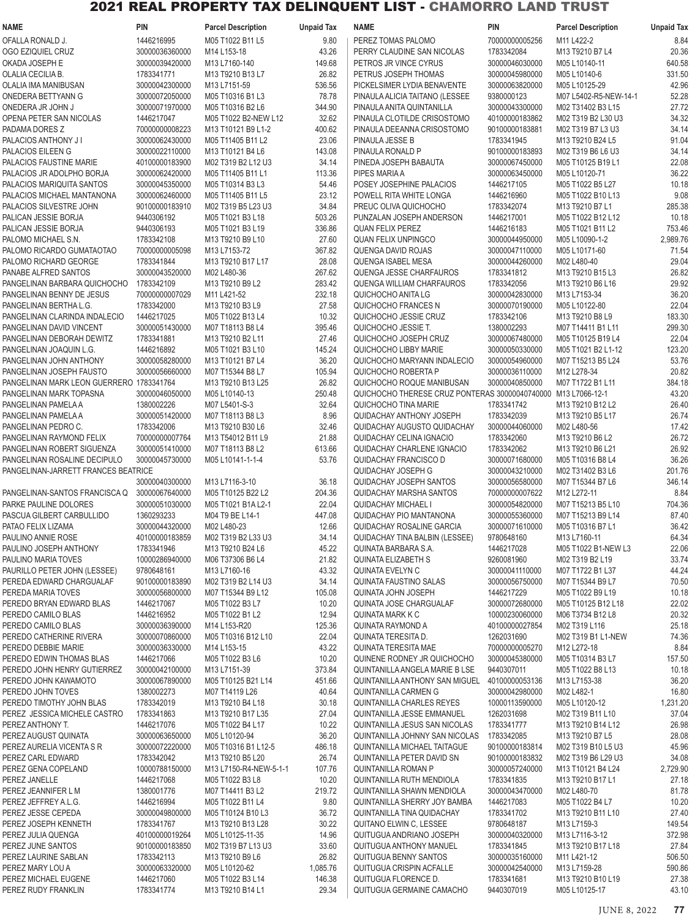# 2021 REAL PROPERTY TAX DELINQUENT LIST - CHAMORRO LAND TRUST

| NAME | PIN | Parcel Description | Unpaid Tax |
|---|---|---|---|
| OFALLA RONALD J. | 1446216995 | M05 T1022 B11 L5 | 9.80 |
| OGO EZIQUIEL CRUZ | 30000036360000 | M14 L153-18 | 43.26 |
| OKADA JOSEPH E | 30000039420000 | M13 L7160-140 | 149.68 |
| OLALIA CECILIA B. | 1783341771 | M13 T9210 B13 L7 | 26.82 |
| OLALIA IMA MANIBUSAN | 30000042300000 | M13 L7151-59 | 536.56 |
| ONEDERA BETTYANN G | 30000072050000 | M05 T10316 B1 L3 | 78.78 |
| ONEDERA JR JOHN J | 30000071970000 | M05 T10316 B2 L6 | 344.90 |
| OPENA PETER SAN NICOLAS | 1446217047 | M05 T1022 B2-NEW L12 | 32.62 |
| PADAMA DORES Z | 70000000008223 | M13 T10121 B9 L1-2 | 400.62 |
| PALACIOS ANTHONY J I | 30000062430000 | M05 T11405 B11 L2 | 23.06 |
| PALACIOS EILEEN G | 30000022110000 | M13 T10121 B4 L6 | 143.08 |
| PALACIOS FAUSTINE MARIE | 40100000183900 | M02 T319 B2 L12 U3 | 34.14 |
| PALACIOS JR ADOLPHO BORJA | 30000062420000 | M05 T11405 B11 L1 | 113.36 |
| PALACIOS MARIQUITA SANTOS | 30000045350000 | M05 T10314 B3 L3 | 54.46 |
| PALACIOS MICHAEL MANTANONA | 30000062460000 | M05 T11405 B11 L5 | 23.12 |
| PALACIOS SILVESTRE JOHN | 90100000183910 | M02 T319 B5 L23 U3 | 34.84 |
| PALICAN JESSIE BORJA | 9440306192 | M05 T1021 B3 L18 | 503.26 |
| PALICAN JESSIE BORJA | 9440306193 | M05 T1021 B3 L19 | 336.86 |
| PALOMO MICHAEL S.N. | 1783342108 | M13 T9210 B9 L10 | 27.60 |
| PALOMO RICARDO GUMATAOTAO | 70000000005098 | M13 L7153-72 | 367.82 |
| PALOMO RICHARD GEORGE | 1783341844 | M13 T9210 B17 L17 | 28.08 |
| PANABE ALFRED SANTOS | 30000043520000 | M02 L480-36 | 267.62 |
| PANGELINAN BARBARA QUICHOCHO | 1783342109 | M13 T9210 B9 L2 | 283.42 |
| PANGELINAN BENNY DE JESUS | 70000000007029 | M11 L421-52 | 232.18 |
| PANGELINAN BERTHA L.G. | 1783342000 | M13 T9210 B3 L9 | 27.58 |
| PANGELINAN CLARINDA INDALECIO | 1446217025 | M05 T1022 B13 L4 | 10.32 |
| PANGELINAN DAVID VINCENT | 30000051430000 | M07 T18113 B8 L4 | 395.46 |
| PANGELINAN DEBORAH DEWITZ | 1783341881 | M13 T9210 B2 L11 | 27.46 |
| PANGELINAN JOAQUIN L.G. | 1446216892 | M05 T1021 B3 L10 | 145.24 |
| PANGELINAN JOHN ANTHONY | 30000058280000 | M13 T10121 B7 L4 | 36.20 |
| PANGELINAN JOSEPH FAUSTO | 30000056660000 | M07 T15344 B8 L7 | 105.94 |
| PANGELINAN MARK LEON GUERRERO | 1783341764 | M13 T9210 B13 L25 | 26.82 |
| PANGELINAN MARK TOPASNA | 30000046050000 | M05 L10140-13 | 250.48 |
| PANGELINAN PAMELA A | 1380002226 | M07 L5401-S-3 | 32.64 |
| PANGELINAN PAMELA A | 30000051420000 | M07 T18113 B8 L3 | 8.96 |
| PANGELINAN PEDRO C. | 1783342006 | M13 T9210 B30 L6 | 32.46 |
| PANGELINAN RAYMOND FELIX | 70000000007764 | M13 T54012 B11 L9 | 21.88 |
| PANGELINAN ROBERT SIGUENZA | 30000051410000 | M07 T18113 B8 L2 | 613.66 |
| PANGELINAN ROSALINE DECIPULO | 30000045730000 | M05 L10141-1-1-4 | 53.76 |
| PANGELINAN-JARRETT FRANCES BEATRICE | 30000040300000 | M13 L7116-3-10 | 36.18 |
| PANGELINAN-SANTOS FRANCISCA Q | 30000067640000 | M05 T10125 B22 L2 | 204.36 |
| PARKE PAULINE DOLORES | 30000051030000 | M05 T1021 B1A L2-1 | 22.04 |
| PASCUA GILBERT CARBULLIDO | 1360293233 | M04 T9 BE L14-1 | 447.08 |
| PATAO FELIX LIZAMA | 30000044320000 | M02 L480-23 | 12.66 |
| PAULINO ANNIE ROSE | 40100000183859 | M02 T319 B2 L33 U3 | 34.14 |
| PAULINO JOSEPH ANTHONY | 1783341946 | M13 T9210 B24 L6 | 45.22 |
| PAULINO MARIA TOVES | 10000286940000 | M06 T37306 B6 L4 | 21.82 |
| PAURILLO PETER JOHN (LESSEE) | 9780648161 | M13 L7160-16 | 43.32 |
| PEREDA EDWARD CHARGUALAF | 90100000183890 | M02 T319 B2 L14 U3 | 34.14 |
| PEREDA MARIA TOVES | 30000056800000 | M07 T15344 B9 L12 | 105.08 |
| PEREDO BRYAN EDWARD BLAS | 1446217067 | M05 T1022 B3 L7 | 10.20 |
| PEREDO CAMILO BLAS | 1446216952 | M05 T1022 B1 L2 | 12.94 |
| PEREDO CAMILO BLAS | 30000036390000 | M14 L153-R20 | 125.36 |
| PEREDO CATHERINE RIVERA | 30000070860000 | M05 T10316 B12 L10 | 22.04 |
| PEREDO DEBBIE MARIE | 30000036330000 | M14 L153-15 | 43.22 |
| PEREDO EDWIN THOMAS BLAS | 1446217066 | M05 T1022 B3 L6 | 10.20 |
| PEREDO JOHN HENRY GUTIERREZ | 30000042100000 | M13 L7151-39 | 373.84 |
| PEREDO JOHN KAWAMOTO | 30000067890000 | M05 T10125 B21 L14 | 451.66 |
| PEREDO JOHN TOVES | 1380002273 | M07 T14119 L26 | 40.64 |
| PEREDO TIMOTHY JOHN BLAS | 1783342019 | M13 T9210 B4 L18 | 30.18 |
| PEREZ JESSICA MICHELE CASTRO | 1783341863 | M13 T9210 B17 L35 | 27.04 |
| PEREZ ANTHONY T. | 1446217076 | M05 T1022 B4 L17 | 10.22 |
| PEREZ AUGUST QUINATA | 30000063650000 | M05 L10120-94 | 36.20 |
| PEREZ AURELIA VICENTA S R | 30000072220000 | M05 T10316 B1 L12-5 | 486.18 |
| PEREZ CARL EDWARD | 1783342042 | M13 T9210 B5 L20 | 26.74 |
| PEREZ GENA COPELAND | 10000788150000 | M13 L7150-R4-NEW-5-1-1 | 107.76 |
| PEREZ JANELLE | 1446217068 | M05 T1022 B3 L8 | 10.20 |
| PEREZ JEANNIFER L M | 1380001776 | M07 T14411 B3 L2 | 219.72 |
| PEREZ JEFFREY A.L.G. | 1446216994 | M05 T1022 B11 L4 | 9.80 |
| PEREZ JESSE CEPEDA | 30000049800000 | M05 T10124 B10 L3 | 36.72 |
| PEREZ JOSEPH KENNETH | 1783341767 | M13 T9210 B13 L28 | 30.22 |
| PEREZ JULIA QUENGA | 40100000019264 | M05 L10125-11-35 | 14.96 |
| PEREZ JUNE SANTOS | 90100000183850 | M02 T319 B7 L13 U3 | 33.60 |
| PEREZ LAURINE SABLAN | 1783342113 | M13 T9210 B9 L6 | 26.82 |
| PEREZ MARY LOU A | 30000063320000 | M05 L10120-62 | 1,085.76 |
| PEREZ MICHAEL EUGENE | 1446217060 | M05 T1022 B3 L14 | 146.38 |
| PEREZ RUDY FRANKLIN | 1783341774 | M13 T9210 B14 L1 | 29.34 |
| PEREZ TOMAS PALOMO | 70000000005256 | M11 L422-2 | 8.84 |
| PERRY CLAUDINE SAN NICOLAS | 1783342084 | M13 T9210 B7 L4 | 20.36 |
| PETROS JR VINCE CYRUS | 30000046030000 | M05 L10140-11 | 640.58 |
| PETRUS JOSEPH THOMAS | 30000045980000 | M05 L10140-6 | 331.50 |
| PICKELSIMER LYDIA BENAVENTE | 30000063820000 | M05 L10125-29 | 42.96 |
| PINAULA ALICIA TAITANO (LESSEE | 9380000123 | M07 L5402-R5-NEW-14-1 | 52.28 |
| PINAULA ANITA QUINTANILLA | 30000043300000 | M02 T31402 B3 L15 | 27.72 |
| PINAULA CLOTILDE CRISOSTOMO | 40100000183862 | M02 T319 B2 L30 U3 | 34.32 |
| PINAULA DEEANNA CRISOSTOMO | 90100000183881 | M02 T319 B7 L3 U3 | 34.14 |
| PINAULA JESSE B | 1783341945 | M13 T9210 B24 L5 | 91.04 |
| PINAULA RONALD P | 90100000183893 | M02 T319 B6 L6 U3 | 34.14 |
| PINEDA JOSEPH BABAUTA | 30000067450000 | M05 T10125 B19 L1 | 22.08 |
| PIPES MARIA A | 30000063450000 | M05 L10120-71 | 36.22 |
| POSEY JOSEPHINE PALACIOS | 1446217105 | M05 T1022 B5 L27 | 10.18 |
| POWELL RITA WHITE LONGA | 1446216960 | M05 T1022 B10 L13 | 9.08 |
| PREUC OLIVA QUICHOCHO | 1783342074 | M13 T9210 B7 L1 | 285.38 |
| PUNZALAN JOSEPH ANDERSON | 1446217001 | M05 T1022 B12 L12 | 10.18 |
| QUAN FELIX PEREZ | 1446216183 | M05 T1021 B11 L2 | 753.46 |
| QUAN FELIX UNPINGCO | 30000044950000 | M05 L10090-1-2 | 2,989.76 |
| QUENGA DAVID ROJAS | 30000047110000 | M05 L10171-60 | 71.54 |
| QUENGA ISABEL MESA | 30000044260000 | M02 L480-40 | 29.04 |
| QUENGA JESSE CHARFAUROS | 1783341812 | M13 T9210 B15 L3 | 26.82 |
| QUENGA WILLIAM CHARFAUROS | 1783342056 | M13 T9210 B6 L16 | 29.92 |
| QUICHOCHO ANITA LG | 30000042830000 | M13 L7153-34 | 36.20 |
| QUICHOCHO FRANCES N | 30000070190000 | M05 L10122-80 | 22.04 |
| QUICHOCHO JESSIE CRUZ | 1783342106 | M13 T9210 B8 L9 | 183.30 |
| QUICHOCHO JESSIE T. | 1380002293 | M07 T14411 B1 L11 | 299.30 |
| QUICHOCHO JOSEPH CRUZ | 30000067480000 | M05 T10125 B19 L4 | 22.04 |
| QUICHOCHO LIBBY MARIE | 30000050330000 | M05 T1021 B2 L1-12 | 123.20 |
| QUICHOCHO MARYANN INDALECIO | 30000054960000 | M07 T15213 B5 L24 | 53.76 |
| QUICHOCHO ROBERTA P | 30000036110000 | M12 L278-34 | 20.82 |
| QUICHOCHO ROQUE MANIBUSAN | 30000040850000 | M07 T1722 B1 L11 | 384.18 |
| QUICHOCHO THERESE CRUZ PONTERAS | 30000040740000 | M13 L7066-12-1 | 43.20 |
| QUICHOCHO TINA MARIE | 1783341742 | M13 T9210 B12 L2 | 26.40 |
| QUIDACHAY ANTHONY JOSEPH | 1783342039 | M13 T9210 B5 L17 | 26.74 |
| QUIDACHAY AUGUSTO QUIDACHAY | 30000044060000 | M02 L480-56 | 17.42 |
| QUIDACHAY CELINA IGNACIO | 1783342060 | M13 T9210 B6 L2 | 26.72 |
| QUIDACHAY CHARLENE IGNACIO | 1783342062 | M13 T9210 B6 L21 | 26.92 |
| QUIDACHAY FRANCISCO D | 30000071680000 | M05 T10316 B8 L4 | 36.26 |
| QUIDACHAY JOSEPH G | 30000043210000 | M02 T31402 B3 L6 | 201.76 |
| QUIDACHAY JOSEPH SANTOS | 30000056580000 | M07 T15344 B7 L6 | 346.14 |
| QUIDACHAY MARSHA SANTOS | 70000000007622 | M12 L272-11 | 8.84 |
| QUIDACHAY MICHAEL I | 30000054820000 | M07 T15213 B5 L10 | 704.36 |
| QUIDACHAY PIO MANTANONA | 30000055360000 | M07 T15213 B9 L14 | 87.40 |
| QUIDACHAY ROSALINE GARCIA | 30000071610000 | M05 T10316 B7 L1 | 36.42 |
| QUIDACHAY TINA BALBIN (LESSEE) | 9780648160 | M13 L7160-11 | 64.34 |
| QUINATA BARBARA S.A. | 1446217028 | M05 T1022 B1-NEW L3 | 22.06 |
| QUINATA ELIZABETH S | 9260081960 | M02 T319 B2 L19 | 33.74 |
| QUINATA EVELYN C | 30000041110000 | M07 T1722 B1 L37 | 44.24 |
| QUINATA FAUSTINO SALAS | 30000056750000 | M07 T15344 B9 L7 | 70.50 |
| QUINATA JOHN JOSEPH | 1446217229 | M05 T1022 B9 L19 | 10.18 |
| QUINATA JOSE CHARGUALAF | 30000072680000 | M05 T10125 B12 L18 | 22.02 |
| QUINATA MARK K C | 10000230060000 | M06 T3734 B12 L8 | 20.32 |
| QUINATA RAYMOND A | 40100000027854 | M02 T319 L116 | 25.18 |
| QUINATA TERESITA D. | 1262031690 | M02 T319 B1 L1-NEW | 74.36 |
| QUINATA TERESITA MAE | 70000000005270 | M12 L272-18 | 8.84 |
| QUINENE RODNEY JR QUICHOCHO | 30000045380000 | M05 T10314 B3 L7 | 157.50 |
| QUINTANILLA ANGELA MARIE B LSE | 9440307011 | M05 T1022 B8 L13 | 10.18 |
| QUINTANILLA ANTHONY SAN MIGUEL | 40100000053136 | M13 L7153-38 | 36.20 |
| QUINTANILLA CARMEN G | 30000042980000 | M02 L482-1 | 16.80 |
| QUINTANILLA CHARLES REYES | 10000113590000 | M05 L10120-12 | 1,231.20 |
| QUINTANILLA JESSE EMMANUEL | 1262031698 | M02 T319 B11 L10 | 37.04 |
| QUINTANILLA JESUS SAN NICOLAS | 1783341777 | M13 T9210 B14 L12 | 26.98 |
| QUINTANILLA JOHNNY SAN NICOLAS | 1783342085 | M13 T9210 B7 L5 | 28.08 |
| QUINTANILLA MICHAEL TAITAGUE | 90100000183814 | M02 T319 B10 L5 U3 | 45.96 |
| QUINTANILLA PETER DAVID SN | 90100000183832 | M02 T319 B6 L29 U3 | 34.08 |
| QUINTANILLA ROMAN P | 30000057240000 | M13 T10121 B4 L24 | 2,729.90 |
| QUINTANILLA RUTH MENDIOLA | 1783341835 | M13 T9210 B17 L1 | 27.18 |
| QUINTANILLA SHAWN MENDIOLA | 30000043470000 | M02 L480-70 | 81.78 |
| QUINTANILLA SHERRY JOY BAMBA | 1446217083 | M05 T1022 B4 L7 | 10.20 |
| QUINTANILLA TINA QUIDACHAY | 1783341702 | M13 T9210 B11 L10 | 27.40 |
| QUITANO ELWIN C, LESSEE | 9780648187 | M13 L7159-3 | 149.54 |
| QUITUGUA ANDRIANO JOSEPH | 30000040320000 | M13 L7116-3-12 | 372.98 |
| QUITUGUA ANTHONY MANUEL | 1783341845 | M13 T9210 B17 L18 | 27.84 |
| QUITUGUA BENNY SANTOS | 30000035160000 | M11 L421-12 | 506.50 |
| QUITUGUA CRISPIN ACFALLE | 30000042540000 | M13 L7159-28 | 590.86 |
| QUITUGUA FLORENCE D. | 1783341681 | M13 T9210 B10 L19 | 27.38 |
| QUITUGUA GERMAINE CAMACHO | 9440307019 | M05 L10125-17 | 43.10 |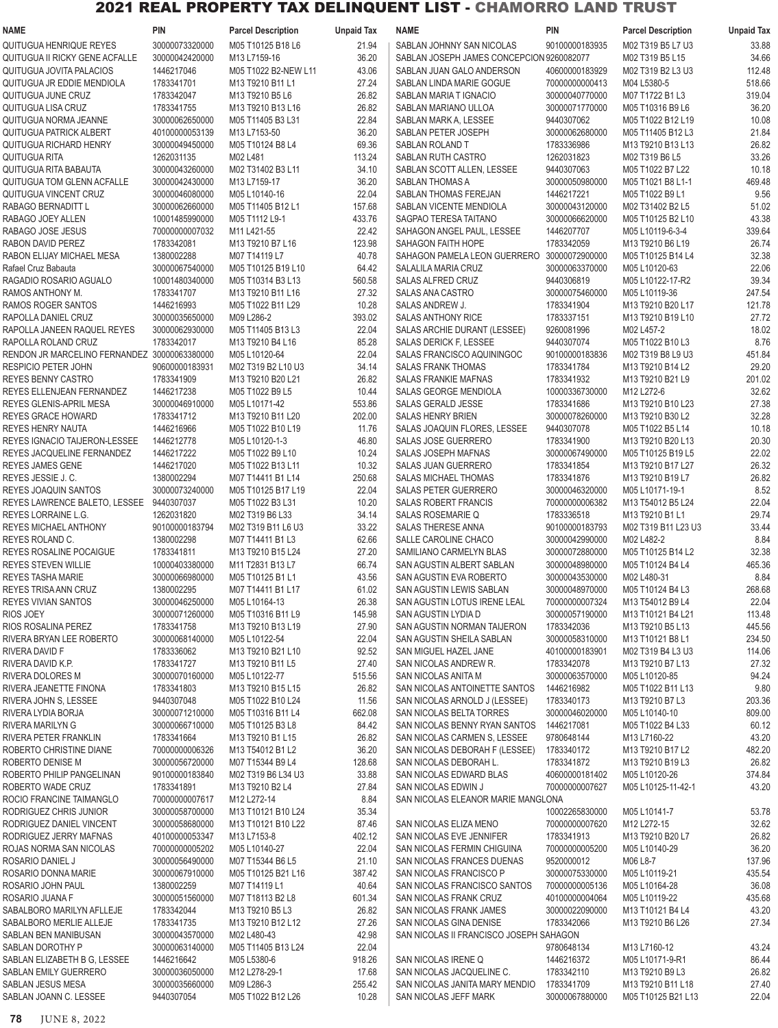# 2021 REAL PROPERTY TAX DELINQUENT LIST - CHAMORRO LAND TRUST

| NAME | PIN | Parcel Description | Unpaid Tax |
|---|---|---|---|
| QUITUGUA HENRIQUE REYES | 30000073320000 | M05 T10125 B18 L6 | 21.94 |
| QUITUGUA II RICKY GENE ACFALLE | 30000042420000 | M13 L7159-16 | 36.20 |
| QUITUGUA JOVITA PALACIOS | 1446217046 | M05 T1022 B2-NEW L11 | 43.06 |
| QUITUGUA JR EDDIE MENDIOLA | 1783341701 | M13 T9210 B11 L1 | 27.24 |
| QUITUGUA JUNE CRUZ | 1783342047 | M13 T9210 B5 L6 | 26.82 |
| QUITUGUA LISA CRUZ | 1783341755 | M13 T9210 B13 L16 | 26.82 |
| QUITUGUA NORMA JEANNE | 30000062650000 | M05 T11405 B3 L31 | 22.84 |
| QUITUGUA PATRICK ALBERT | 40100000053139 | M13 L7153-50 | 36.20 |
| QUITUGUA RICHARD HENRY | 30000049450000 | M05 T10124 B8 L4 | 69.36 |
| QUITUGUA RITA | 1262031135 | M02 L481 | 113.24 |
| QUITUGUA RITA BABAUTA | 30000043260000 | M02 T31402 B3 L11 | 34.10 |
| QUITUGUA TOM GLENN ACFALLE | 30000042430000 | M13 L7159-17 | 36.20 |
| QUITUGUA VINCENT CRUZ | 30000046080000 | M05 L10140-16 | 22.04 |
| RABAGO BERNADITT L | 30000062660000 | M05 T11405 B12 L1 | 157.68 |
| RABAGO JOEY ALLEN | 10001485990000 | M05 T1112 L9-1 | 433.76 |
| RABAGO JOSE JESUS | 70000000007032 | M11 L421-55 | 22.42 |
| RABON DAVID PEREZ | 1783342081 | M13 T9210 B7 L16 | 123.98 |
| RABON ELIJAY MICHAEL MESA | 1380002288 | M07 T14119 L7 | 40.78 |
| Rafael Cruz Babauta | 30000067540000 | M05 T10125 B19 L10 | 64.42 |
| RAGADIO ROSARIO AGUALO | 10001480340000 | M05 T10314 B3 L13 | 560.58 |
| RAMOS ANTHONY M. | 1783341707 | M13 T9210 B11 L16 | 27.32 |
| RAMOS ROGER SANTOS | 1446216993 | M05 T1022 B11 L29 | 10.28 |
| RAPOLLA DANIEL CRUZ | 30000035650000 | M09 L286-2 | 393.02 |
| RAPOLLA JANEEN RAQUEL REYES | 30000062930000 | M05 T11405 B13 L3 | 22.04 |
| RAPOLLA ROLAND CRUZ | 1783342017 | M13 T9210 B4 L16 | 85.28 |
| RENDON JR MARCELINO FERNANDEZ | 30000063380000 | M05 L10120-64 | 22.04 |
| RESPICIO PETER JOHN | 90600000183931 | M02 T319 B2 L10 U3 | 34.14 |
| REYES BENNY CASTRO | 1783341909 | M13 T9210 B20 L21 | 26.82 |
| REYES ELLENJEAN FERNANDEZ | 1446217238 | M05 T1022 B9 L5 | 10.44 |
| REYES GLENIS-APRIL MESA | 30000046910000 | M05 L10171-42 | 553.86 |
| REYES GRACE HOWARD | 1783341712 | M13 T9210 B11 L20 | 202.00 |
| REYES HENRY NAUTA | 1446216966 | M05 T1022 B10 L19 | 11.76 |
| REYES IGNACIO TAIJERON-LESSEE | 1446212778 | M05 L10120-1-3 | 46.80 |
| REYES JACQUELINE FERNANDEZ | 1446217222 | M05 T1022 B9 L10 | 10.24 |
| REYES JAMES GENE | 1446217020 | M05 T1022 B13 L11 | 10.32 |
| REYES JESSIE J. C. | 1380002294 | M07 T14411 B1 L14 | 250.68 |
| REYES JOAQUIN SANTOS | 30000073240000 | M05 T10125 B17 L19 | 22.04 |
| REYES LAWRENCE BALETO, LESSEE | 9440307037 | M05 T1022 B3 L31 | 10.20 |
| REYES LORRAINE L.G. | 1262031820 | M02 T319 B6 L33 | 34.14 |
| REYES MICHAEL ANTHONY | 90100000183794 | M02 T319 B11 L6 U3 | 33.22 |
| REYES ROLAND C. | 1380002298 | M07 T14411 B1 L3 | 62.66 |
| REYES ROSALINE POCAIGUE | 1783341811 | M13 T9210 B15 L24 | 27.20 |
| REYES STEVEN WILLIE | 10000403380000 | M11 T2831 B13 L7 | 66.74 |
| REYES TASHA MARIE | 30000066980000 | M05 T10125 B1 L1 | 43.56 |
| REYES TRISA ANN CRUZ | 1380002295 | M07 T14411 B1 L17 | 61.02 |
| REYES VIVIAN SANTOS | 30000046250000 | M05 L10164-13 | 26.38 |
| RIOS JOEY | 30000071260000 | M05 T10316 B11 L9 | 145.98 |
| RIOS ROSALINA PEREZ | 1783341758 | M13 T9210 B13 L19 | 27.90 |
| RIVERA BRYAN LEE ROBERTO | 30000068140000 | M05 L10122-54 | 22.04 |
| RIVERA DAVID F | 1783336062 | M13 T9210 B21 L10 | 92.52 |
| RIVERA DAVID K.P. | 1783341727 | M13 T9210 B11 L5 | 27.40 |
| RIVERA DOLORES M | 30000070160000 | M05 L10122-77 | 515.56 |
| RIVERA JEANETTE FINONA | 1783341803 | M13 T9210 B15 L15 | 26.82 |
| RIVERA JOHN S, LESSEE | 9440307048 | M05 T1022 B10 L24 | 11.56 |
| RIVERA LYDIA BORJA | 30000071210000 | M05 T10316 B11 L4 | 662.08 |
| RIVERA MARILYN G | 30000066710000 | M05 T10125 B3 L8 | 84.42 |
| RIVERA PETER FRANKLIN | 1783341664 | M13 T9210 B1 L15 | 26.82 |
| ROBERTO CHRISTINE DIANE | 70000000006326 | M13 T54012 B1 L2 | 36.20 |
| ROBERTO DENISE M | 30000056720000 | M07 T15344 B9 L4 | 128.68 |
| ROBERTO PHILIP PANGELINAN | 90100000183840 | M02 T319 B6 L34 U3 | 33.88 |
| ROBERTO WADE CRUZ | 1783341891 | M13 T9210 B2 L4 | 27.84 |
| ROCIO FRANCINE TAIMANGLO | 70000000007617 | M12 L272-14 | 8.84 |
| RODRIGUEZ CHRIS JUNIOR | 30000058700000 | M13 T10121 B10 L24 | 35.34 |
| RODRIGUEZ DANIEL VINCENT | 30000058680000 | M13 T10121 B10 L22 | 87.46 |
| RODRIGUEZ JERRY MAFNAS | 40100000053347 | M13 L7153-8 | 402.12 |
| ROJAS NORMA SAN NICOLAS | 70000000005202 | M05 L10140-27 | 22.04 |
| ROSARIO DANIEL J | 30000056490000 | M07 T15344 B6 L5 | 21.10 |
| ROSARIO DONNA MARIE | 30000067910000 | M05 T10125 B21 L16 | 387.42 |
| ROSARIO JOHN PAUL | 1380002259 | M07 T14119 L1 | 40.64 |
| ROSARIO JUANA F | 30000051560000 | M07 T18113 B2 L8 | 601.34 |
| SABALBORO MARILYN AFLLEJE | 1783342044 | M13 T9210 B5 L3 | 26.82 |
| SABALBORO MERLIE ALLEJE | 1783341735 | M13 T9210 B12 L12 | 27.26 |
| SABLAN BEN MANIBUSAN | 30000043570000 | M02 L480-43 | 42.98 |
| SABLAN DOROTHY P | 30000063140000 | M05 T11405 B13 L24 | 22.04 |
| SABLAN ELIZABETH B G, LESSEE | 1446216642 | M05 L5380-6 | 918.26 |
| SABLAN EMILY GUERRERO | 30000036050000 | M12 L278-29-1 | 17.68 |
| SABLAN JESUS MESA | 30000035660000 | M09 L286-3 | 255.42 |
| SABLAN JOANN C. LESSEE | 9440307054 | M05 T1022 B12 L26 | 10.28 |
| SABLAN JOHNNY SAN NICOLAS | 90100000183935 | M02 T319 B5 L7 U3 | 33.88 |
| SABLAN JOSEPH JAMES CONCEPCION | 9260082077 | M02 T319 B5 L15 | 34.66 |
| SABLAN JUAN GALO ANDERSON | 40600000183929 | M02 T319 B2 L3 U3 | 112.48 |
| SABLAN LINDA MARIE GOGUE | 70000000000413 | M04 L5380-5 | 518.66 |
| SABLAN MARIA T IGNACIO | 30000040770000 | M07 T1722 B1 L3 | 319.04 |
| SABLAN MARIANO ULLOA | 30000071770000 | M05 T10316 B9 L6 | 36.20 |
| SABLAN MARK A, LESSEE | 9440307062 | M05 T1022 B12 L19 | 10.08 |
| SABLAN PETER JOSEPH | 30000062680000 | M05 T11405 B12 L3 | 21.84 |
| SABLAN ROLAND T | 1783336986 | M13 T9210 B13 L13 | 26.82 |
| SABLAN RUTH CASTRO | 1262031823 | M02 T319 B6 L5 | 33.26 |
| SABLAN SCOTT ALLEN, LESSEE | 9440307063 | M05 T1022 B7 L22 | 10.18 |
| SABLAN THOMAS A | 30000050980000 | M05 T1021 B8 L1-1 | 469.48 |
| SABLAN THOMAS FEREJAN | 1446217221 | M05 T1022 B9 L1 | 9.56 |
| SABLAN VICENTE MENDIOLA | 30000043120000 | M02 T31402 B2 L5 | 51.02 |
| SAGPAO TERESA TAITANO | 30000066620000 | M05 T10125 B2 L10 | 43.38 |
| SAHAGON ANGEL PAUL, LESSEE | 1446207707 | M05 L10119-6-3-4 | 339.64 |
| SAHAGON FAITH HOPE | 1783342059 | M13 T9210 B6 L19 | 26.74 |
| SAHAGON PAMELA LEON GUERRERO | 30000072900000 | M05 T10125 B14 L4 | 32.38 |
| SALALILA MARIA CRUZ | 30000063370000 | M05 L10120-63 | 22.06 |
| SALAS ALFRED CRUZ | 9440306819 | M05 L10122-17-R2 | 39.34 |
| SALAS ANA CASTRO | 30000075460000 | M05 L10119-36 | 247.54 |
| SALAS ANDREW J. | 1783341904 | M13 T9210 B20 L17 | 121.78 |
| SALAS ANTHONY RICE | 1783337151 | M13 T9210 B19 L10 | 27.72 |
| SALAS ARCHIE DURANT (LESSEE) | 9260081996 | M02 L457-2 | 18.02 |
| SALAS DERICK F, LESSEE | 9440307074 | M05 T1022 B10 L3 | 8.76 |
| SALAS FRANCISCO AQUININGOC | 90100000183836 | M02 T319 B8 L9 U3 | 451.84 |
| SALAS FRANK THOMAS | 1783341784 | M13 T9210 B14 L2 | 29.20 |
| SALAS FRANKIE MAFNAS | 1783341932 | M13 T9210 B21 L9 | 201.02 |
| SALAS GEORGE MENDIOLA | 10000336730000 | M12 L272-6 | 32.62 |
| SALAS GERALD JESSE | 1783341686 | M13 T9210 B10 L23 | 27.38 |
| SALAS HENRY BRIEN | 30000078260000 | M13 T9210 B30 L2 | 32.28 |
| SALAS JOAQUIN FLORES, LESSEE | 9440307078 | M05 T1022 B5 L14 | 10.18 |
| SALAS JOSE GUERRERO | 1783341900 | M13 T9210 B20 L13 | 20.30 |
| SALAS JOSEPH MAFNAS | 30000067490000 | M05 T10125 B19 L5 | 22.02 |
| SALAS JUAN GUERRERO | 1783341854 | M13 T9210 B17 L27 | 26.32 |
| SALAS MICHAEL THOMAS | 1783341876 | M13 T9210 B19 L7 | 26.82 |
| SALAS PETER GUERRERO | 30000046320000 | M05 L10171-19-1 | 8.52 |
| SALAS ROBERT FRANCIS | 70000000006382 | M13 T54012 B5 L24 | 22.04 |
| SALAS ROSEMARIE Q | 1783336518 | M13 T9210 B1 L1 | 29.74 |
| SALAS THERESE ANNA | 90100000183793 | M02 T319 B11 L23 U3 | 33.44 |
| SALLE CAROLINE CHACO | 30000042990000 | M02 L482-2 | 8.84 |
| SAMILIANO CARMELYN BLAS | 30000072880000 | M05 T10125 B14 L2 | 32.38 |
| SAN AGUSTIN ALBERT SABLAN | 30000048980000 | M05 T10124 B4 L4 | 465.36 |
| SAN AGUSTIN EVA ROBERTO | 30000043530000 | M02 L480-31 | 8.84 |
| SAN AGUSTIN LEWIS SABLAN | 30000048970000 | M05 T10124 B4 L3 | 268.68 |
| SAN AGUSTIN LOTUS IRENE LEAL | 70000000007324 | M13 T54012 B9 L4 | 22.04 |
| SAN AGUSTIN LYDIA D | 30000057190000 | M13 T10121 B4 L21 | 113.48 |
| SAN AGUSTIN NORMAN TAIJERON | 1783342036 | M13 T9210 B5 L13 | 445.56 |
| SAN AGUSTIN SHEILA SABLAN | 30000058310000 | M13 T10121 B8 L1 | 234.50 |
| SAN MIGUEL HAZEL JANE | 40100000183901 | M02 T319 B4 L3 U3 | 114.06 |
| SAN NICOLAS ANDREW R. | 1783342078 | M13 T9210 B7 L13 | 27.32 |
| SAN NICOLAS ANITA M | 30000063570000 | M05 L10120-85 | 94.24 |
| SAN NICOLAS ANTOINETTE SANTOS | 1446216982 | M05 T1022 B11 L13 | 9.80 |
| SAN NICOLAS ARNOLD J (LESSEE) | 1783340173 | M13 T9210 B7 L3 | 203.36 |
| SAN NICOLAS BELTA TORRES | 30000046020000 | M05 L10140-10 | 809.00 |
| SAN NICOLAS BENNY RYAN SANTOS | 1446217081 | M05 T1022 B4 L33 | 60.12 |
| SAN NICOLAS CARMEN S, LESSEE | 9780648144 | M13 L7160-22 | 43.20 |
| SAN NICOLAS DEBORAH F (LESSEE) | 1783340172 | M13 T9210 B17 L2 | 482.20 |
| SAN NICOLAS DEBORAH L. | 1783341872 | M13 T9210 B19 L3 | 26.82 |
| SAN NICOLAS EDWARD BLAS | 40600000181402 | M05 L10120-26 | 374.84 |
| SAN NICOLAS EDWIN J | 70000000007627 | M05 L10125-11-42-1 | 43.20 |
| SAN NICOLAS ELEANOR MARIE MANGLONA | 10002265830000 | M05 L10141-7 | 53.78 |
| SAN NICOLAS ELIZA MENO | 70000000007620 | M12 L272-15 | 32.62 |
| SAN NICOLAS EVE JENNIFER | 1783341913 | M13 T9210 B20 L7 | 26.82 |
| SAN NICOLAS FERMIN CHIGUINA | 70000000005200 | M05 L10140-29 | 36.20 |
| SAN NICOLAS FRANCES DUENAS | 9520000012 | M06 L8-7 | 137.96 |
| SAN NICOLAS FRANCISCO P | 30000075330000 | M05 L10119-21 | 435.54 |
| SAN NICOLAS FRANCISCO SANTOS | 70000000005136 | M05 L10164-28 | 36.08 |
| SAN NICOLAS FRANK CRUZ | 40100000004064 | M05 L10119-22 | 435.68 |
| SAN NICOLAS FRANK JAMES | 30000022090000 | M13 T10121 B4 L4 | 43.20 |
| SAN NICOLAS GINA DENISE | 1783342066 | M13 T9210 B6 L26 | 27.34 |
| SAN NICOLAS II FRANCISCO JOSEPH SAHAGON | 9780648134 | M13 L7160-12 | 43.24 |
| SAN NICOLAS IRENE Q | 1446216372 | M05 L10171-9-R1 | 86.44 |
| SAN NICOLAS JACQUELINE C. | 1783342110 | M13 T9210 B9 L3 | 26.82 |
| SAN NICOLAS JANITA MARY MENDIO | 1783341709 | M13 T9210 B11 L18 | 27.40 |
| SAN NICOLAS JEFF MARK | 30000067880000 | M05 T10125 B21 L13 | 22.04 |

JUNE 8, 2022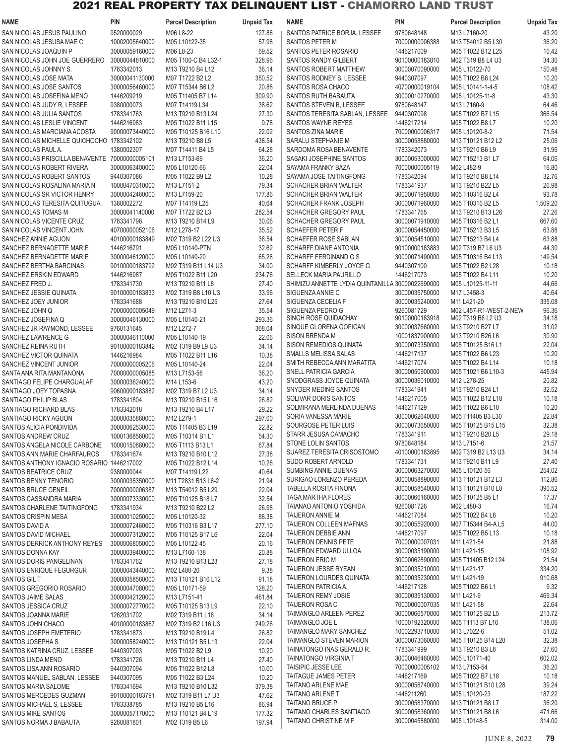# 2021 REAL PROPERTY TAX DELINQUENT LIST - CHAMORRO LAND TRUST

| NAME | PIN | Parcel Description | Unpaid Tax |
|---|---|---|---|
| SAN NICOLAS JESUS PAULINO | 9520000029 | M06 L8-22 | 127.86 |
| SAN NICOLAS JESUSA MAE C | 10002005640000 | M05 L10122-35 | 57.98 |
| SAN NICOLAS JOAQUIN P | 30000059160000 | M06 L8-23 | 69.52 |
| SAN NICOLAS JOHN JOE GUERRERO | 30000044810000 | M05 T100-C B4 L32-1 | 328.96 |
| SAN NICOLAS JOHNNY S. | 1783342013 | M13 T9210 B4 L12 | 36.14 |
| SAN NICOLAS JOSE MATA | 30000041130000 | M07 T1722 B2 L2 | 350.52 |
| SAN NICOLAS JOSE SANTOS | 30000056460000 | M07 T15344 B6 L2 | 20.88 |
| SAN NICOLAS JOSEFINA MENO | 1446209219 | M05 T11405 B7 L14 | 309.90 |
| SAN NICOLAS JUDY R, LESSEE | 9380000073 | M07 T14119 L34 | 38.62 |
| SAN NICOLAS JULIA SANTOS | 1783341763 | M13 T9210 B13 L24 | 27.30 |
| SAN NICOLAS LESLIE VINCENT | 1446216983 | M05 T1022 B11 L15 | 9.78 |
| SAN NICOLAS MARCIANA ACOSTA | 90000073440000 | M05 T10125 B16 L10 | 22.02 |
| SAN NICOLAS MICHELLE QUICHOCHO | 1783342102 | M13 T9210 B8 L5 | 438.54 |
| SAN NICOLAS PAUL A. | 1380002307 | M07 T14411 B4 L5 | 64.28 |
| SAN NICOLAS PRISCILLA BENAVENTE | 70000000005101 | M13 L7153-69 | 36.20 |
| SAN NICOLAS ROBERT RIVERA | 30000063400000 | M05 L10120-66 | 22.04 |
| SAN NICOLAS ROBERT SANTOS | 9440307086 | M05 T1022 B9 L2 | 10.28 |
| SAN NICOLAS ROSALINA MARIA N | 10000470310000 | M13 L7151-2 | 79.34 |
| SAN NICOLAS SR VICTOR HENRY | 30000042460000 | M13 L7159-20 | 177.86 |
| SAN NICOLAS TERESITA QUITUGUA | 1380002272 | M07 T14119 L25 | 40.64 |
| SAN NICOLAS TOMAS M | 30000041140000 | M07 T1722 B2 L3 | 282.54 |
| SAN NICOLAS VICENTE CRUZ | 1783341796 | M13 T9210 B14 L9 | 30.06 |
| SAN NICOLAS VINCENT JOHN | 40700000052106 | M12 L278-17 | 35.52 |
| SANCHEZ ANNIE AGUON | 40100000183849 | M02 T319 B2 L22 U3 | 38.54 |
| SANCHEZ BERNADETTE MARIE | 1446216791 | M05 L10140-PTN | 32.62 |
| SANCHEZ BERNADETTE MARIE | 30000046120000 | M05 L10140-20 | 65.28 |
| SANCHEZ BERTHA BARCINAS | 90100000183792 | M02 T319 B11 L14 U3 | 34.00 |
| SANCHEZ ERSKIN EDWARD | 1446216987 | M05 T1022 B11 L20 | 234.76 |
| SANCHEZ FRED J. | 1783341730 | M13 T9210 B11 L8 | 27.40 |
| SANCHEZ JESSIE QUINATA | 90100000183833 | M02 T319 B8 L10 U3 | 33.96 |
| SANCHEZ JOEY JUNIOR | 1783341688 | M13 T9210 B10 L25 | 27.64 |
| SANCHEZ JOHN Q | 70000000005049 | M12 L271-3 | 35.54 |
| SANCHEZ JOSEFINA Q | 30000046130000 | M05 L10140-21 | 293.36 |
| SANCHEZ JR RAYMOND, LESSEE | 9760131645 | M12 L272-7 | 368.04 |
| SANCHEZ LAWRENCE G | 30000046110000 | M05 L10140-19 | 22.06 |
| SANCHEZ REINA RUTH | 90100000183842 | M02 T319 B9 L9 U3 | 34.14 |
| SANCHEZ VICTOR QUINATA | 1446216984 | M05 T1022 B11 L16 | 10.38 |
| SANCHEZ VINCENT JUNIOR | 70000000005206 | M05 L10140-24 | 22.04 |
| SANTA ANA RITA MANTANONA | 70000000005085 | M13 L7153-56 | 36.20 |
| SANTIAGO FELIPE CHARGUALAF | 30000036240000 | M14 L153-6 | 43.20 |
| SANTIAGO JOEY TOPASNA | 90600000183882 | M02 T319 B7 L2 U3 | 34.14 |
| SANTIAGO PHILIP BLAS | 1783341804 | M13 T9210 B15 L16 | 26.82 |
| SANTIAGO RICHARD BLAS | 1783342018 | M13 T9210 B4 L17 | 29.22 |
| SANTIAGO RICKY AGUON | 30000035860000 | M12 L279-1 | 297.00 |
| SANTOS ALICIA PONDIVIDA | 30000062530000 | M05 T11405 B3 L19 | 22.82 |
| SANTOS ANDREW CRUZ | 10001368560000 | M05 T10314 B1 L1 | 54.30 |
| SANTOS ANGELA NICOLE CARBONE | 10000150880000 | M05 T1113 B13 L1 | 67.84 |
| SANTOS ANN MARIE CHARFAUROS | 1783341674 | M13 T9210 B10 L12 | 27.38 |
| SANTOS ANTHONY IGNACIO ROSARIO | 1446217002 | M05 T1022 B12 L14 | 10.26 |
| SANTOS BEATRICE CRUZ | 9380000044 | M07 T14119 L22 | 40.64 |
| SANTOS BENNY TENORIO | 30000035350000 | M11 T2831 B13 L6-2 | 21.94 |
| SANTOS BRUCE GENEIL | 70000000006387 | M13 T54012 B5 L29 | 22.04 |
| SANTOS CASSANDRA MARIA | 30000073330000 | M05 T10125 B18 L7 | 32.54 |
| SANTOS CHARLENE TAITINGFONG | 1783341934 | M13 T9210 B22 L2 | 26.98 |
| SANTOS CRISPIN MESA | 30000010250000 | M05 L10120-32 | 88.38 |
| SANTOS DAVID A | 30000072460000 | M05 T10316 B3 L17 | 277.10 |
| SANTOS DAVID MICHAEL | 30000073120000 | M05 T10125 B17 L6 | 22.04 |
| SANTOS DERRICK ANTHONY REYES | 30000068050000 | M05 L10122-45 | 20.16 |
| SANTOS DONNA KAY | 30000039400000 | M13 L7160-138 | 20.88 |
| SANTOS DORIS PANGELINAN | 1783341762 | M13 T9210 B13 L23 | 27.18 |
| SANTOS ENRIQUE FEGURGUR | 30000043440000 | M02 L480-20 | 9.38 |
| SANTOS GIL T | 30000058580000 | M13 T10121 B10 L12 | 91.18 |
| SANTOS GREGORIO ROSARIO | 30000047080000 | M05 L10171-59 | 128.20 |
| SANTOS JAIME SALAS | 30000042120000 | M13 L7151-41 | 461.84 |
| SANTOS JESSICA CRUZ | 30000072770000 | M05 T10125 B13 L9 | 22.10 |
| SANTOS JOANNA MARIE | 1262031702 | M02 T319 B11 L16 | 34.14 |
| SANTOS JOHN CHACO | 40100000183867 | M02 T319 B2 L16 U3 | 249.26 |
| SANTOS JOSEPH EMETERIO | 1783341873 | M13 T9210 B19 L4 | 26.82 |
| SANTOS JOSEPHA S | 30000058240000 | M13 T10121 B5 L13 | 22.04 |
| SANTOS KATRINA CRUZ, LESSEE | 9440307093 | M05 T1022 B2 L9 | 10.20 |
| SANTOS LINDA MENO | 1783341726 | M13 T9210 B11 L4 | 27.40 |
| SANTOS LISA ANN ROSARIO | 9440307094 | M05 T1022 B12 L8 | 10.00 |
| SANTOS MANUEL SABLAN, LESSEE | 9440307095 | M05 T1022 B3 L24 | 10.20 |
| SANTOS MARIA SALOME | 1783341694 | M13 T9210 B10 L32 | 379.38 |
| SANTOS MERCEDES GUZMAN | 90100000183791 | M02 T319 B11 L7 U3 | 47.62 |
| SANTOS MICHAEL S, LESSEE | 1783338785 | M13 T9210 B5 L16 | 86.94 |
| SANTOS MIKE SANTOS | 30000057170000 | M13 T10121 B4 L19 | 177.32 |
| SANTOS NORMA J BABAUTA | 9260081801 | M02 T319 B5 L6 | 197.94 |
| SANTOS PATRICE BORJA, LESSEE | 9780648148 | M13 L7160-20 | 43.20 |
| SANTOS PETER M | 70000000006388 | M13 T54012 B5 L30 | 36.20 |
| SANTOS PETER ROSARIO | 1446217009 | M05 T1022 B12 L25 | 10.42 |
| SANTOS RANDY GILBERT | 90100000183810 | M02 T319 B8 L4 U3 | 34.30 |
| SANTOS ROBERT MATTHEW | 30000070090000 | M05 L10122-70 | 150.48 |
| SANTOS RODNEY S, LESSEE | 9440307097 | M05 T1022 B8 L24 | 10.20 |
| SANTOS ROSA CHACO | 40700000019104 | M05 L10141-1-4-5 | 108.42 |
| SANTOS RUTH BABAUTA | 30000010270000 | M05 L10125-11-8 | 43.30 |
| SANTOS STEVEN B, LESSEE | 9780648147 | M13 L7160-9 | 64.46 |
| SANTOS TERESITA SABLAN, LESSEE | 9440307098 | M05 T1022 B7 L15 | 366.54 |
| SANTOS WAYNE REYES | 1446217214 | M05 T1022 B8 L7 | 10.20 |
| SANTOS ZINA MARIE | 70000000006317 | M05 L10120-8-2 | 71.54 |
| SARALU STEPHANIE M | 30000058880000 | M13 T10121 B12 L2 | 25.06 |
| SARDOMA ROSA BENAVENTE | 1783342073 | M13 T9210 B6 L9 | 31.96 |
| SASAKI JOSEPHINE SANTOS | 30000053000000 | M07 T15213 B1 L7 | 64.06 |
| SAYAMA FRANKY BAZA | 70000000005119 | M02 L482-9 | 16.80 |
| SAYAMA JOSE TAITINGFONG | 1783342094 | M13 T9210 B8 L14 | 32.76 |
| SCHACHER BRIAN WALTER | 1783341937 | M13 T9210 B22 L5 | 26.98 |
| SCHACHER BRIAN WALTER | 30000071950000 | M05 T10316 B2 L4 | 93.78 |
| SCHACHER FRANK JOSEPH | 30000071960000 | M05 T10316 B2 L5 | 1,509.20 |
| SCHACHER GREGORY PAUL | 1783341765 | M13 T9210 B13 L26 | 27.26 |
| SCHACHER GREGORY PAUL | 30000071910000 | M05 T10316 B2 L1 | 667.60 |
| SCHAEFER PETER F | 30000054450000 | M07 T15213 B3 L5 | 63.88 |
| SCHAEFER ROSE SABLAN | 30000054510000 | M07 T15213 B4 L4 | 63.88 |
| SCHARFF DIANE ANTONIA | 90100000183883 | M02 T319 B7 L6 U3 | 44.30 |
| SCHARFF FERDINAND G S | 30000071490000 | M05 T10316 B4 L13 | 149.54 |
| SCHARFF KIMBERLY JOYCE G | 9440307100 | M05 T1022 B2 L28 | 10.18 |
| SELLECK MARIA PAURILLO | 1446217073 | M05 T1022 B4 L11 | 10.20 |
| SHIMIZU ANNETTE LYDIA QUINTANILLA | 30000022690000 | M05 L10125-11-11 | 44.66 |
| SIGUENZA ANNIE C | 30000035750000 | M17 L3458-3 | 40.64 |
| SIGUENZA CECELIA F | 30000035240000 | M11 L421-20 | 335.08 |
| SIGUENZA PEDRO G | 9260081729 | M02 L457-R1-WEST-2-NEW | 96.36 |
| SINGH ROSE QUIDACHAY | 90100000183918 | M02 T319 B6 L2 U3 | 34.18 |
| SINQUE GLORENA GOFIGAN | 30000037660000 | M13 T9210 B27 L7 | 31.02 |
| SISON BRENDA M | 10001837900000 | M13 T9210 B26 L6 | 30.90 |
| SISON REMEDIOS QUINATA | 30000073350000 | M05 T10125 B16 L1 | 22.04 |
| SMALLS MELISSA SALAS | 1446217137 | M05 T1022 B6 L23 | 10.20 |
| SMITH REBECCA ANN MARATITA | 1446217074 | M05 T1022 B4 L14 | 10.18 |
| SNELL PATRICIA GARCIA | 30000050900000 | M05 T1021 B6 L10-3 | 445.94 |
| SNODGRASS JOYCE QUINATA | 30000036010000 | M12 L278-25 | 20.82 |
| SNYDER MEDING SANTOS | 1783341941 | M13 T9210 B24 L1 | 32.52 |
| SOLIVAR DORIS SANTOS | 1446217005 | M05 T1022 B12 L18 | 10.18 |
| SOLMIRANA MERLINDA DUENAS | 1446217129 | M05 T1022 B6 L10 | 10.20 |
| SORIA VANESSA MARIE | 30000062640000 | M05 T11405 B3 L30 | 22.84 |
| SOURGOSE PETER LUIS | 30000073650000 | M05 T10125 B15 L15 | 32.38 |
| STARR JESUSA CAMACHO | 1783341911 | M13 T9210 B20 L5 | 29.18 |
| STONE LOLIN SANTOS | 9780648184 | M13 L7151-6 | 21.57 |
| SUAREZ TERESITA CRISOSTOMO | 40100000183895 | M02 T319 B2 L13 U3 | 34.14 |
| SUDO ROBERT ARNOLD | 1783341731 | M13 T9210 B11 L9 | 27.40 |
| SUMBING ANNIE DUENAS | 30000063270000 | M05 L10120-56 | 254.02 |
| SURIGAO LORENZO PEREDA | 30000058890000 | M13 T10121 B12 L3 | 112.86 |
| TABELLA ROSITA FINONA | 30000058540000 | M13 T10121 B10 L8 | 390.52 |
| TAGA MARTHA FLORES | 30000066160000 | M05 T10125 B5 L1 | 17.37 |
| TAIANAO ANTONIO YOSHIDA | 9260081726 | M02 L480-3 | 16.74 |
| TAIJERON ANNIE M. | 1446217084 | M05 T1022 B4 L8 | 10.20 |
| TAIJERON COLLEEN MAFNAS | 30000055920000 | M07 T15344 B4-A L5 | 44.00 |
| TAIJERON DEBBIE ANN | 1446217097 | M05 T1022 B5 L13 | 10.18 |
| TAIJERON DENNIS PETE | 70000000007031 | M11 L421-54 | 21.88 |
| TAIJERON EDWARD ULLOA | 30000035190000 | M11 L421-15 | 108.92 |
| TAIJERON ERIC M | 30000062890000 | M05 T11405 B12 L24 | 21.54 |
| TAIJERON JESSE RYEAN | 30000035210000 | M11 L421-17 | 334.20 |
| TAIJERON LOURDES QUINATA | 30000035230000 | M11 L421-19 | 910.68 |
| TAIJERON PATRICIA A. | 1446217128 | M05 T1022 B6 L1 | 9.32 |
| TAIJERON REMY JOSIE | 30000035130000 | M11 L421-9 | 469.34 |
| TAIJERON ROSA C | 70000000007035 | M11 L421-58 | 22.64 |
| TAIMANGLO ARLEEN PEREZ | 30000066570000 | M05 T10125 B2 L5 | 213.72 |
| TAIMANGLO JOE L | 10000192320000 | M05 T1113 B7 L16 | 138.06 |
| TAIMANGLO MARY SANCHEZ | 10002293710000 | M13 L7022-6 | 51.02 |
| TAIMANGLO STEVEN MARION | 30000073060000 | M05 T10125 B14 L20 | 32.38 |
| TAINATONGO INAS GERALD R. | 1783341999 | M13 T9210 B3 L8 | 27.60 |
| TAINATONGO VIRGINIA T | 30000046460000 | M05 L10171-40 | 602.02 |
| TAISIPIC JESSE LEE | 70000000005102 | M13 L7153-54 | 36.20 |
| TAITAGUE JAMES PETER | 1446217169 | M05 T1022 B7 L18 | 10.18 |
| TAITANO ARLENE MAE | 30000058740000 | M13 T10121 B10 L28 | 39.24 |
| TAITANO ARLENE T | 1446211260 | M05 L10120-23 | 187.22 |
| TAITANO BRUCE P | 30000058370000 | M13 T10121 B8 L7 | 36.20 |
| TAITANO CHARLES SANTIAGO | 30000058360000 | M13 T10121 B8 L6 | 471.66 |
| TAITANO CHRISTINE M F | 30000045880000 | M05 L10148-5 | 314.00 |

JUNE 8, 2022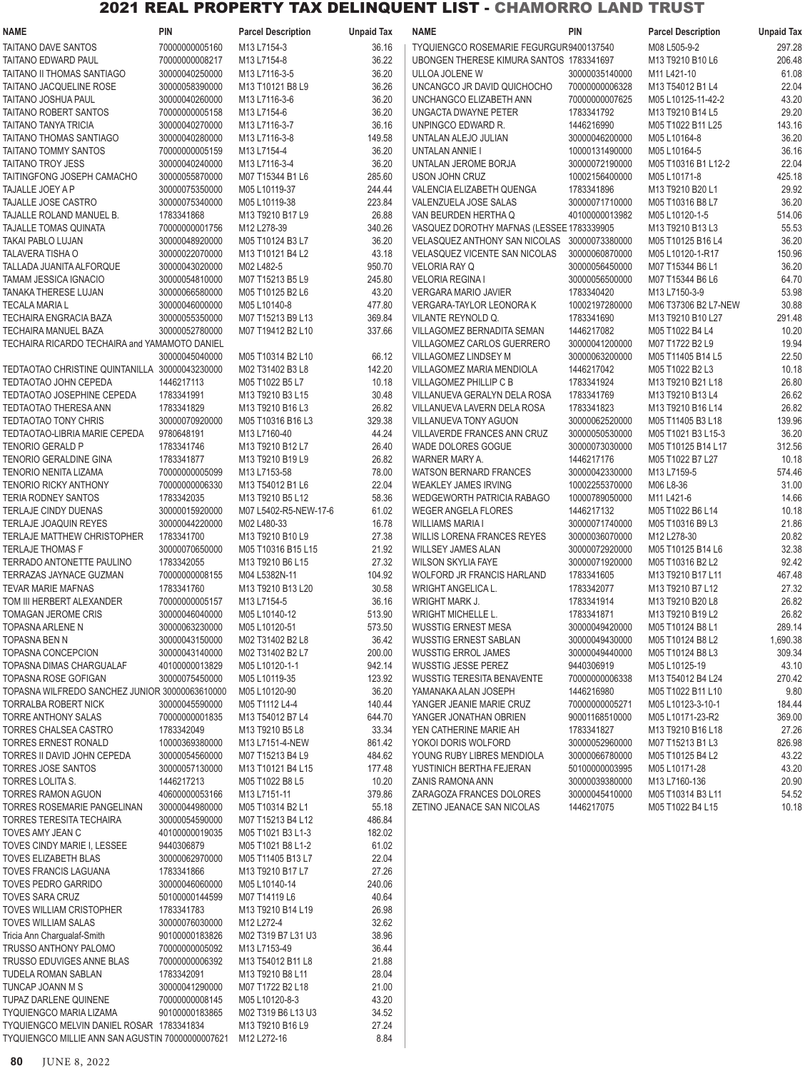# 2021 REAL PROPERTY TAX DELINQUENT LIST - CHAMORRO LAND TRUST

| NAME | PIN | Parcel Description | Unpaid Tax |
|---|---|---|---|
| TAITANO DAVE SANTOS | 70000000005160 | M13 L7154-3 | 36.16 |
| TAITANO EDWARD PAUL | 70000000008217 | M13 L7154-8 | 36.22 |
| TAITANO II THOMAS SANTIAGO | 30000040250000 | M13 L7116-3-5 | 36.20 |
| TAITANO JACQUELINE ROSE | 30000058390000 | M13 T10121 B8 L9 | 36.26 |
| TAITANO JOSHUA PAUL | 30000040260000 | M13 L7116-3-6 | 36.20 |
| TAITANO ROBERT SANTOS | 70000000005158 | M13 L7154-6 | 36.20 |
| TAITANO TANYA TRICIA | 30000040270000 | M13 L7116-3-7 | 36.16 |
| TAITANO THOMAS SANTIAGO | 30000040280000 | M13 L7116-3-8 | 149.58 |
| TAITANO TOMMY SANTOS | 70000000005159 | M13 L7154-4 | 36.20 |
| TAITANO TROY JESS | 30000040240000 | M13 L7116-3-4 | 36.20 |
| TAITINGFONG JOSEPH CAMACHO | 30000055870000 | M07 T15344 B1 L6 | 285.60 |
| TAJALLE JOEY A P | 30000075350000 | M05 L10119-37 | 244.44 |
| TAJALLE JOSE CASTRO | 30000075340000 | M05 L10119-38 | 223.84 |
| TAJALLE ROLAND MANUEL B. | 1783341868 | M13 T9210 B17 L9 | 26.88 |
| TAJALLE TOMAS QUINATA | 70000000001756 | M12 L278-39 | 340.26 |
| TAKAI PABLO LUJAN | 30000048920000 | M05 T10124 B3 L7 | 36.20 |
| TALAVERA TISHA O | 30000022070000 | M13 T10121 B4 L2 | 43.18 |
| TALLADA JUANITA ALFORQUE | 30000043020000 | M02 L482-5 | 950.70 |
| TAMAM JESSICA IGNACIO | 30000054810000 | M07 T15213 B5 L9 | 245.80 |
| TANAKA THERESE LUJAN | 30000066580000 | M05 T10125 B2 L6 | 43.20 |
| TECALA MARIA L | 30000046000000 | M05 L10140-8 | 477.80 |
| TECHAIRA ENGRACIA BAZA | 30000055350000 | M07 T15213 B9 L13 | 369.84 |
| TECHAIRA MANUEL BAZA | 30000052780000 | M07 T19412 B2 L10 | 337.66 |
| TECHAIRA RICARDO TECHAIRA and YAMAMOTO DANIEL | 30000045040000 | M05 T10314 B2 L10 | 66.12 |
| TEDTAOTAO CHRISTINE QUINTANILLA | 30000043230000 | M02 T31402 B3 L8 | 142.20 |
| TEDTAOTAO JOHN CEPEDA | 1446217113 | M05 T1022 B5 L7 | 10.18 |
| TEDTAOTAO JOSEPHINE CEPEDA | 1783341991 | M13 T9210 B3 L15 | 30.48 |
| TEDTAOTAO THERESA ANN | 1783341829 | M13 T9210 B16 L3 | 26.82 |
| TEDTAOTAO TONY CHRIS | 30000070920000 | M05 T10316 B16 L3 | 329.38 |
| TEDTAOTAO-LIBRIA MARIE CEPEDA | 9780648191 | M13 L7160-40 | 44.24 |
| TENORIO GERALD P | 1783341746 | M13 T9210 B12 L7 | 26.40 |
| TENORIO GERALDINE GINA | 1783341877 | M13 T9210 B19 L9 | 26.82 |
| TENORIO NENITA LIZAMA | 70000000005099 | M13 L7153-58 | 78.00 |
| TENORIO RICKY ANTHONY | 70000000006330 | M13 T54012 B1 L6 | 22.04 |
| TERIA RODNEY SANTOS | 1783342035 | M13 T9210 B5 L12 | 58.36 |
| TERLAJE CINDY DUENAS | 30000015920000 | M07 L5402-R5-NEW-17-6 | 61.02 |
| TERLAJE JOAQUIN REYES | 30000044220000 | M02 L480-33 | 16.78 |
| TERLAJE MATTHEW CHRISTOPHER | 1783341700 | M13 T9210 B10 L9 | 27.38 |
| TERLAJE THOMAS F | 30000070650000 | M05 T10316 B15 L15 | 21.92 |
| TERRADO ANTONETTE PAULINO | 1783342055 | M13 T9210 B6 L15 | 27.32 |
| TERRAZAS JAYNACE GUZMAN | 70000000008155 | M04 L5382N-11 | 104.92 |
| TEVAR MARIE MAFNAS | 1783341760 | M13 T9210 B13 L20 | 30.58 |
| TOM III HERBERT ALEXANDER | 70000000005157 | M13 L7154-5 | 36.16 |
| TOMAGAN JEROME CRIS | 30000046040000 | M05 L10140-12 | 513.90 |
| TOPASNA ARLENE N | 30000063230000 | M05 L10120-51 | 573.50 |
| TOPASNA BEN N | 30000043150000 | M02 T31402 B2 L8 | 36.42 |
| TOPASNA CONCEPCION | 30000043140000 | M02 T31402 B2 L7 | 200.00 |
| TOPASNA DIMAS CHARGUALAF | 40100000013829 | M05 L10120-1-1 | 942.14 |
| TOPASNA ROSE GOFIGAN | 30000075450000 | M05 L10119-35 | 123.92 |
| TOPASNA WILFREDO SANCHEZ JUNIOR | 30000063610000 | M05 L10120-90 | 36.20 |
| TORRALBA ROBERT NICK | 30000045590000 | M05 T1112 L4-4 | 140.44 |
| TORRE ANTHONY SALAS | 70000000001835 | M13 T54012 B7 L4 | 644.70 |
| TORRES CHALSEA CASTRO | 1783342049 | M13 T9210 B5 L8 | 33.34 |
| TORRES ERNEST RONALD | 10000369380000 | M13 L7151-4-NEW | 861.42 |
| TORRES II DAVID JOHN CEPEDA | 30000054560000 | M07 T15213 B4 L9 | 484.62 |
| TORRES JOSE SANTOS | 30000057130000 | M13 T10121 B4 L15 | 177.48 |
| TORRES LOLITA S. | 1446217213 | M05 T1022 B8 L5 | 10.20 |
| TORRES RAMON AGUON | 40600000053166 | M13 L7151-11 | 379.86 |
| TORRES ROSEMARIE PANGELINAN | 30000044980000 | M05 T10314 B2 L1 | 55.18 |
| TORRES TERESITA TECHAIRA | 30000054590000 | M07 T15213 B4 L12 | 486.84 |
| TOVES AMY JEAN C | 40100000019035 | M05 T1021 B3 L1-3 | 182.02 |
| TOVES CINDY MARIE I, LESSEE | 9440306879 | M05 T1021 B8 L1-2 | 61.02 |
| TOVES ELIZABETH BLAS | 30000062970000 | M05 T11405 B13 L7 | 22.04 |
| TOVES FRANCIS LAGUANA | 1783341866 | M13 T9210 B17 L7 | 27.26 |
| TOVES PEDRO GARRIDO | 30000046060000 | M05 L10140-14 | 240.06 |
| TOVES SARA CRUZ | 50100000144599 | M07 T14119 L6 | 40.64 |
| TOVES WILLIAM CRISTOPHER | 1783341783 | M13 T9210 B14 L19 | 26.98 |
| TOVES WILLIAM SALAS | 30000076030000 | M12 L272-4 | 32.62 |
| Tricia Ann Chargualaf-Smith | 90100000183826 | M02 T319 B7 L31 U3 | 38.96 |
| TRUSSO ANTHONY PALOMO | 70000000005092 | M13 L7153-49 | 36.44 |
| TRUSSO EDUVIGES ANNE BLAS | 70000000006392 | M13 T54012 B11 L8 | 21.88 |
| TUDELA ROMAN SABLAN | 1783342091 | M13 T9210 B8 L11 | 28.04 |
| TUNCAP JOANN M S | 30000041290000 | M07 T1722 B2 L18 | 21.00 |
| TUPAZ DARLENE QUINENE | 70000000008145 | M05 L10120-8-3 | 43.20 |
| TYQUIENGCO MARIA LIZAMA | 90100000183865 | M02 T319 B6 L13 U3 | 34.52 |
| TYQUIENGCO MELVIN DANIEL ROSAR | 1783341834 | M13 T9210 B16 L9 | 27.24 |
| TYQUIENGCO MILLIE ANN SAN AGUSTIN | 70000000007621 | M12 L272-16 | 8.84 |
| TYQUIENGCO ROSEMARIE FEGURGUR | 9400137540 | M08 L505-9-2 | 297.28 |
| UBONGEN THERESE KIMURA SANTOS | 1783341697 | M13 T9210 B10 L6 | 206.48 |
| ULLOA JOLENE W | 30000035140000 | M11 L421-10 | 61.08 |
| UNCANGCO JR DAVID QUICHOCHO | 70000000006328 | M13 T54012 B1 L4 | 22.04 |
| UNCHANGCO ELIZABETH ANN | 70000000007625 | M05 L10125-11-42-2 | 43.20 |
| UNGACTA DWAYNE PETER | 1783341792 | M13 T9210 B14 L5 | 29.20 |
| UNPINGCO EDWARD R. | 1446216990 | M05 T1022 B11 L25 | 143.16 |
| UNTALAN ALEJO JULIAN | 30000046200000 | M05 L10164-8 | 36.20 |
| UNTALAN ANNIE I | 10000131490000 | M05 L10164-5 | 36.16 |
| UNTALAN JEROME BORJA | 30000072190000 | M05 T10316 B1 L12-2 | 22.04 |
| USON JOHN CRUZ | 10002156400000 | M05 L10171-8 | 425.18 |
| VALENCIA ELIZABETH QUENGA | 1783341896 | M13 T9210 B20 L1 | 29.92 |
| VALENZUELA JOSE SALAS | 30000071710000 | M05 T10316 B8 L7 | 36.20 |
| VAN BEURDEN HERTHA Q | 40100000013982 | M05 L10120-1-5 | 514.06 |
| VASQUEZ DOROTHY MAFNAS (LESSEE | 1783339905 | M13 T9210 B13 L3 | 55.53 |
| VELASQUEZ ANTHONY SAN NICOLAS | 30000073380000 | M05 T10125 B16 L4 | 36.20 |
| VELASQUEZ VICENTE SAN NICOLAS | 30000060870000 | M05 L10120-1-R17 | 150.96 |
| VELORIA RAY Q | 30000056450000 | M07 T15344 B6 L1 | 36.20 |
| VELORIA REGINA I | 30000056500000 | M07 T15344 B6 L6 | 64.70 |
| VERGARA MARIO JAVIER | 1783340420 | M13 L7150-3-9 | 53.98 |
| VERGARA-TAYLOR LEONORA K | 10002197280000 | M06 T37306 B2 L7-NEW | 30.88 |
| VILANTE REYNOLD Q. | 1783341690 | M13 T9210 B10 L27 | 291.48 |
| VILLAGOMEZ BERNADITA SEMAN | 1446217082 | M05 T1022 B4 L4 | 10.20 |
| VILLAGOMEZ CARLOS GUERRERO | 30000041200000 | M07 T1722 B2 L9 | 19.94 |
| VILLAGOMEZ LINDSEY M | 30000063200000 | M05 T11405 B14 L5 | 22.50 |
| VILLAGOMEZ MARIA MENDIOLA | 1446217042 | M05 T1022 B2 L3 | 10.18 |
| VILLAGOMEZ PHILLIP C B | 1783341924 | M13 T9210 B21 L18 | 26.80 |
| VILLANUEVA GERALYN DELA ROSA | 1783341769 | M13 T9210 B13 L4 | 26.62 |
| VILLANUEVA LAVERN DELA ROSA | 1783341823 | M13 T9210 B16 L14 | 26.82 |
| VILLANUEVA TONY AGUON | 30000062520000 | M05 T11405 B3 L18 | 139.96 |
| VILLAVERDE FRANCES ANN CRUZ | 30000050530000 | M05 T1021 B3 L15-3 | 36.20 |
| WADE DOLORES GOGUE | 30000073030000 | M05 T10125 B14 L17 | 312.56 |
| WARNER MARY A. | 1446217176 | M05 T1022 B7 L27 | 10.18 |
| WATSON BERNARD FRANCES | 30000042330000 | M13 L7159-5 | 574.46 |
| WEAKLEY JAMES IRVING | 10002255370000 | M06 L8-36 | 31.00 |
| WEDGEWORTH PATRICIA RABAGO | 10000789050000 | M11 L421-6 | 14.66 |
| WEGER ANGELA FLORES | 1446217132 | M05 T1022 B6 L14 | 10.18 |
| WILLIAMS MARIA I | 30000071740000 | M05 T10316 B9 L3 | 21.86 |
| WILLIS LORENA FRANCES REYES | 30000036070000 | M12 L278-30 | 20.82 |
| WILLSEY JAMES ALAN | 30000072920000 | M05 T10125 B14 L6 | 32.38 |
| WILSON SKYLIA FAYE | 30000071920000 | M05 T10316 B2 L2 | 92.42 |
| WOLFORD JR FRANCIS HARLAND | 1783341605 | M13 T9210 B17 L11 | 467.48 |
| WRIGHT ANGELICA L. | 1783342077 | M13 T9210 B7 L12 | 27.32 |
| WRIGHT MARK J. | 1783341914 | M13 T9210 B20 L8 | 26.82 |
| WRIGHT MICHELLE L. | 1783341871 | M13 T9210 B19 L2 | 26.82 |
| WUSSTIG ERNEST MESA | 30000049420000 | M05 T10124 B8 L1 | 289.14 |
| WUSSTIG ERNEST SABLAN | 30000049430000 | M05 T10124 B8 L2 | 1,690.38 |
| WUSSTIG ERROL JAMES | 30000049440000 | M05 T10124 B8 L3 | 309.34 |
| WUSSTIG JESSE PEREZ | 9440306919 | M05 L10125-19 | 43.10 |
| WUSSTIG TERESITA BENAVENTE | 70000000006338 | M13 T54012 B4 L24 | 270.42 |
| YAMANAKA ALAN JOSEPH | 1446216980 | M05 T1022 B11 L10 | 9.80 |
| YANGER JEANIE MARIE CRUZ | 70000000005271 | M05 L10123-3-10-1 | 184.44 |
| YANGER JONATHAN OBRIEN | 90001168510000 | M05 L10171-23-R2 | 369.00 |
| YEN CATHERINE MARIE AH | 1783341827 | M13 T9210 B16 L18 | 27.26 |
| YOKOI DORIS WOLFORD | 30000052960000 | M07 T15213 B1 L3 | 826.98 |
| YOUNG RUBY LIBRES MENDIOLA | 30000066780000 | M05 T10125 B4 L2 | 43.22 |
| YUSTINICH BERTHA FEJERAN | 50100000003995 | M05 L10171-28 | 43.20 |
| ZANIS RAMONA ANN | 30000039380000 | M13 L7160-136 | 20.90 |
| ZARAGOZA FRANCES DOLORES | 30000045410000 | M05 T10314 B3 L11 | 54.52 |
| ZETINO JEANACE SAN NICOLAS | 1446217075 | M05 T1022 B4 L15 | 10.18 |